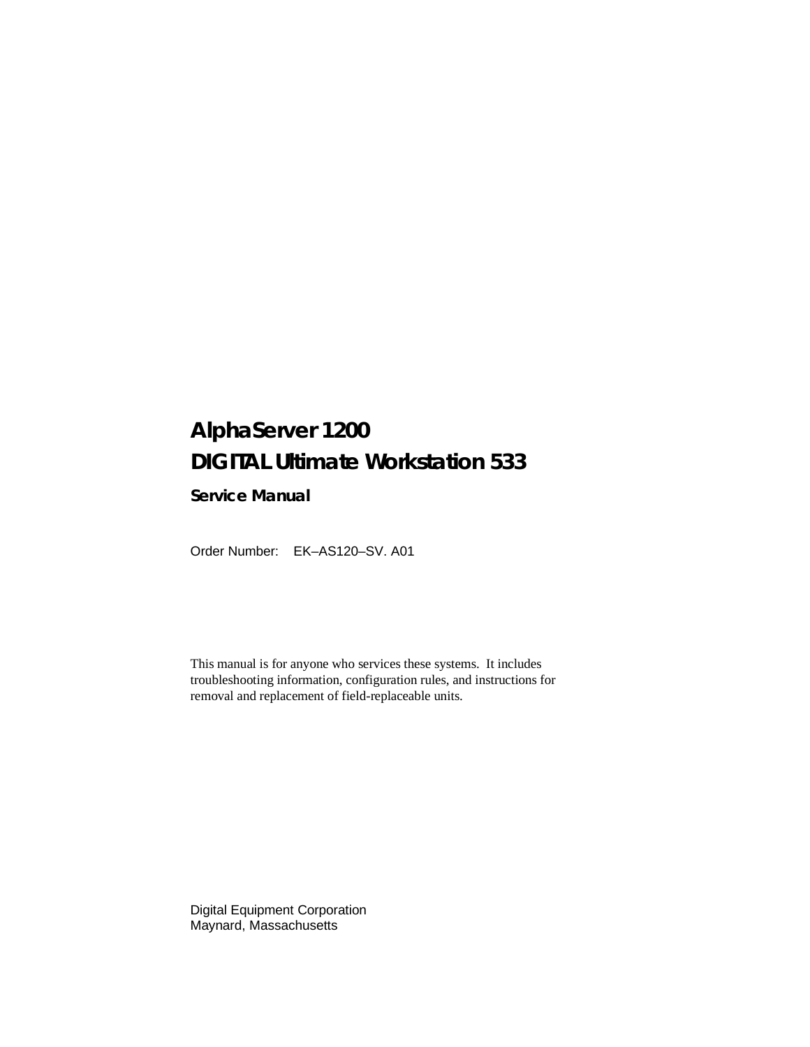# AlphaServer 1200
# DIGITAL Ultimate Workstation 533

## Service Manual

Order Number: EK–AS120–SV. A01

This manual is for anyone who services these systems. It includes troubleshooting information, configuration rules, and instructions for removal and replacement of field-replaceable units.

Digital Equipment Corporation
Maynard, Massachusetts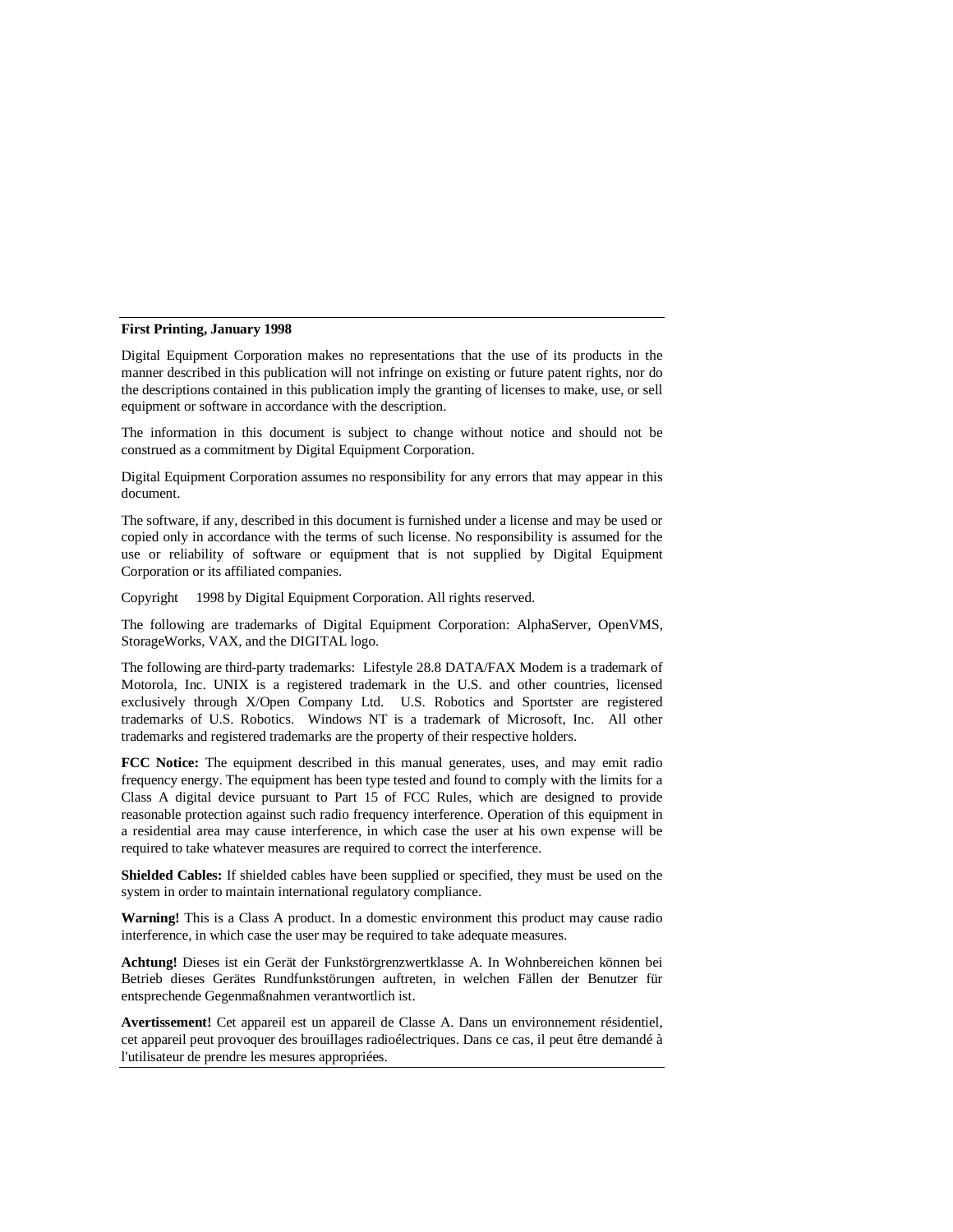**First Printing, January 1998**

Digital Equipment Corporation makes no representations that the use of its products in the manner described in this publication will not infringe on existing or future patent rights, nor do the descriptions contained in this publication imply the granting of licenses to make, use, or sell equipment or software in accordance with the description.

The information in this document is subject to change without notice and should not be construed as a commitment by Digital Equipment Corporation.

Digital Equipment Corporation assumes no responsibility for any errors that may appear in this document.

The software, if any, described in this document is furnished under a license and may be used or copied only in accordance with the terms of such license. No responsibility is assumed for the use or reliability of software or equipment that is not supplied by Digital Equipment Corporation or its affiliated companies.

Copyright    1998 by Digital Equipment Corporation. All rights reserved.

The following are trademarks of Digital Equipment Corporation: AlphaServer, OpenVMS, StorageWorks, VAX, and the DIGITAL logo.

The following are third-party trademarks: Lifestyle 28.8 DATA/FAX Modem is a trademark of Motorola, Inc. UNIX is a registered trademark in the U.S. and other countries, licensed exclusively through X/Open Company Ltd. U.S. Robotics and Sportster are registered trademarks of U.S. Robotics. Windows NT is a trademark of Microsoft, Inc. All other trademarks and registered trademarks are the property of their respective holders.

**FCC Notice:** The equipment described in this manual generates, uses, and may emit radio frequency energy. The equipment has been type tested and found to comply with the limits for a Class A digital device pursuant to Part 15 of FCC Rules, which are designed to provide reasonable protection against such radio frequency interference. Operation of this equipment in a residential area may cause interference, in which case the user at his own expense will be required to take whatever measures are required to correct the interference.

**Shielded Cables:** If shielded cables have been supplied or specified, they must be used on the system in order to maintain international regulatory compliance.

**Warning!** This is a Class A product. In a domestic environment this product may cause radio interference, in which case the user may be required to take adequate measures.

**Achtung!** Dieses ist ein Gerät der Funkstörgrenzwertklasse A. In Wohnbereichen können bei Betrieb dieses Gerätes Rundfunkstörungen auftreten, in welchen Fällen der Benutzer für entsprechende Gegenmaßnahmen verantwortlich ist.

**Avertissement!** Cet appareil est un appareil de Classe A. Dans un environnement résidentiel, cet appareil peut provoquer des brouillages radioélectriques. Dans ce cas, il peut être demandé à l'utilisateur de prendre les mesures appropriées.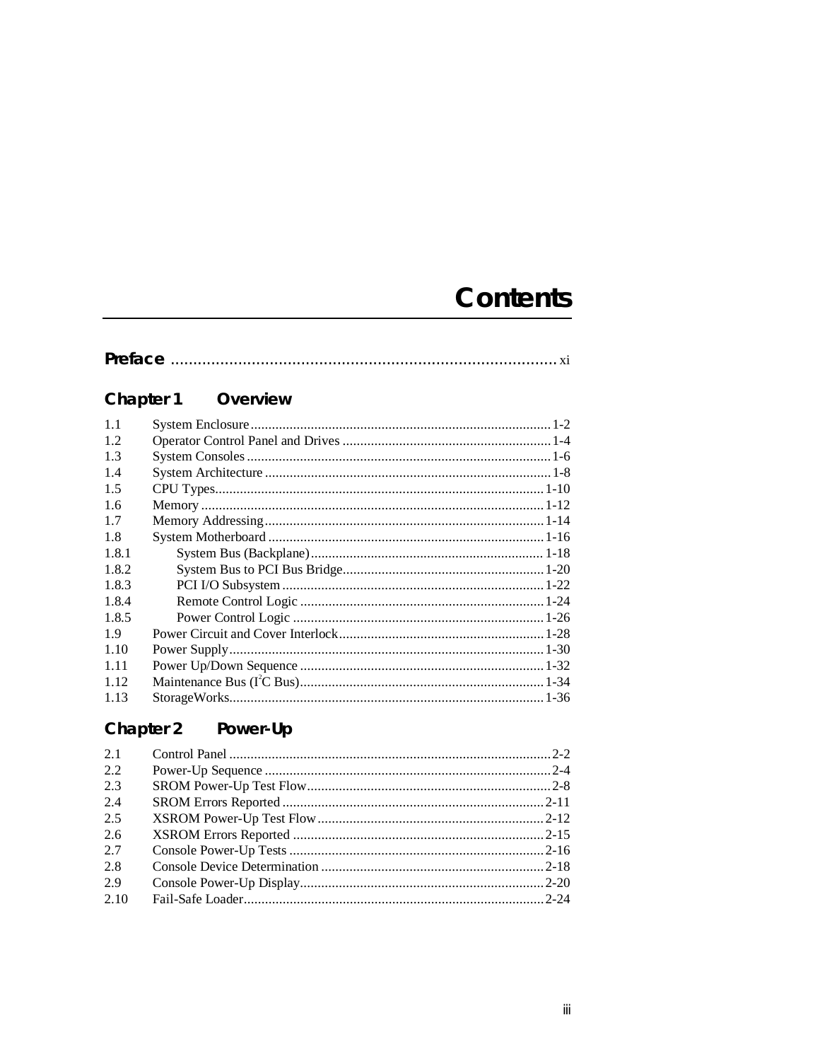# Contents

**Preface** ........................................................................................ xi

## Chapter 1 Overview

1.1 System Enclosure .................................................................................... 1-2
1.2 Operator Control Panel and Drives ........................................................... 1-4
1.3 System Consoles ...................................................................................... 1-6
1.4 System Architecture ................................................................................. 1-8
1.5 CPU Types.............................................................................................. 1-10
1.6 Memory .................................................................................................. 1-12
1.7 Memory Addressing ................................................................................ 1-14
1.8 System Motherboard ............................................................................... 1-16
1.8.1 System Bus (Backplane) .................................................................. 1-18
1.8.2 System Bus to PCI Bus Bridge .......................................................... 1-20
1.8.3 PCI I/O Subsystem .......................................................................... 1-22
1.8.4 Remote Control Logic ..................................................................... 1-24
1.8.5 Power Control Logic ....................................................................... 1-26
1.9 Power Circuit and Cover Interlock ........................................................... 1-28
1.10 Power Supply ......................................................................................... 1-30
1.11 Power Up/Down Sequence ..................................................................... 1-32
1.12 Maintenance Bus ($I^2C$ Bus) ..................................................................... 1-34
1.13 StorageWorks.......................................................................................... 1-36

## Chapter 2 Power-Up

2.1 Control Panel ............................................................................................ 2-2
2.2 Power-Up Sequence .................................................................................. 2-4
2.3 SROM Power-Up Test Flow ...................................................................... 2-8
2.4 SROM Errors Reported ........................................................................... 2-11
2.5 XSROM Power-Up Test Flow ................................................................. 2-12
2.6 XSROM Errors Reported ........................................................................ 2-15
2.7 Console Power-Up Tests ......................................................................... 2-16
2.8 Console Device Determination ................................................................ 2-18
2.9 Console Power-Up Display ...................................................................... 2-20
2.10 Fail-Safe Loader ...................................................................................... 2-24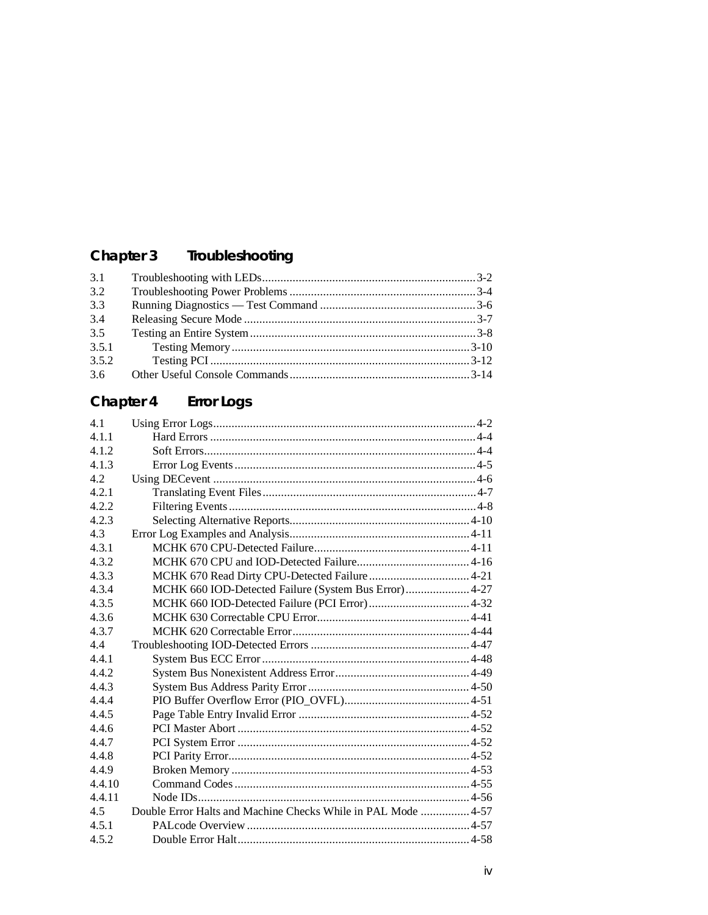## Chapter 3 Troubleshooting

| | | |
|---|---|---|
| 3.1 | Troubleshooting with LEDs | 3-2 |
| 3.2 | Troubleshooting Power Problems | 3-4 |
| 3.3 | Running Diagnostics — Test Command | 3-6 |
| 3.4 | Releasing Secure Mode | 3-7 |
| 3.5 | Testing an Entire System | 3-8 |
| 3.5.1 | Testing Memory | 3-10 |
| 3.5.2 | Testing PCI | 3-12 |
| 3.6 | Other Useful Console Commands | 3-14 |

## Chapter 4 Error Logs

| | | |
|---|---|---|
| 4.1 | Using Error Logs | 4-2 |
| 4.1.1 | Hard Errors | 4-4 |
| 4.1.2 | Soft Errors | 4-4 |
| 4.1.3 | Error Log Events | 4-5 |
| 4.2 | Using DECevent | 4-6 |
| 4.2.1 | Translating Event Files | 4-7 |
| 4.2.2 | Filtering Events | 4-8 |
| 4.2.3 | Selecting Alternative Reports | 4-10 |
| 4.3 | Error Log Examples and Analysis | 4-11 |
| 4.3.1 | MCHK 670 CPU-Detected Failure | 4-11 |
| 4.3.2 | MCHK 670 CPU and IOD-Detected Failure | 4-16 |
| 4.3.3 | MCHK 670 Read Dirty CPU-Detected Failure | 4-21 |
| 4.3.4 | MCHK 660 IOD-Detected Failure (System Bus Error) | 4-27 |
| 4.3.5 | MCHK 660 IOD-Detected Failure (PCI Error) | 4-32 |
| 4.3.6 | MCHK 630 Correctable CPU Error | 4-41 |
| 4.3.7 | MCHK 620 Correctable Error | 4-44 |
| 4.4 | Troubleshooting IOD-Detected Errors | 4-47 |
| 4.4.1 | System Bus ECC Error | 4-48 |
| 4.4.2 | System Bus Nonexistent Address Error | 4-49 |
| 4.4.3 | System Bus Address Parity Error | 4-50 |
| 4.4.4 | PIO Buffer Overflow Error (PIO_OVFL) | 4-51 |
| 4.4.5 | Page Table Entry Invalid Error | 4-52 |
| 4.4.6 | PCI Master Abort | 4-52 |
| 4.4.7 | PCI System Error | 4-52 |
| 4.4.8 | PCI Parity Error | 4-52 |
| 4.4.9 | Broken Memory | 4-53 |
| 4.4.10 | Command Codes | 4-55 |
| 4.4.11 | Node IDs | 4-56 |
| 4.5 | Double Error Halts and Machine Checks While in PAL Mode | 4-57 |
| 4.5.1 | PALcode Overview | 4-57 |
| 4.5.2 | Double Error Halt | 4-58 |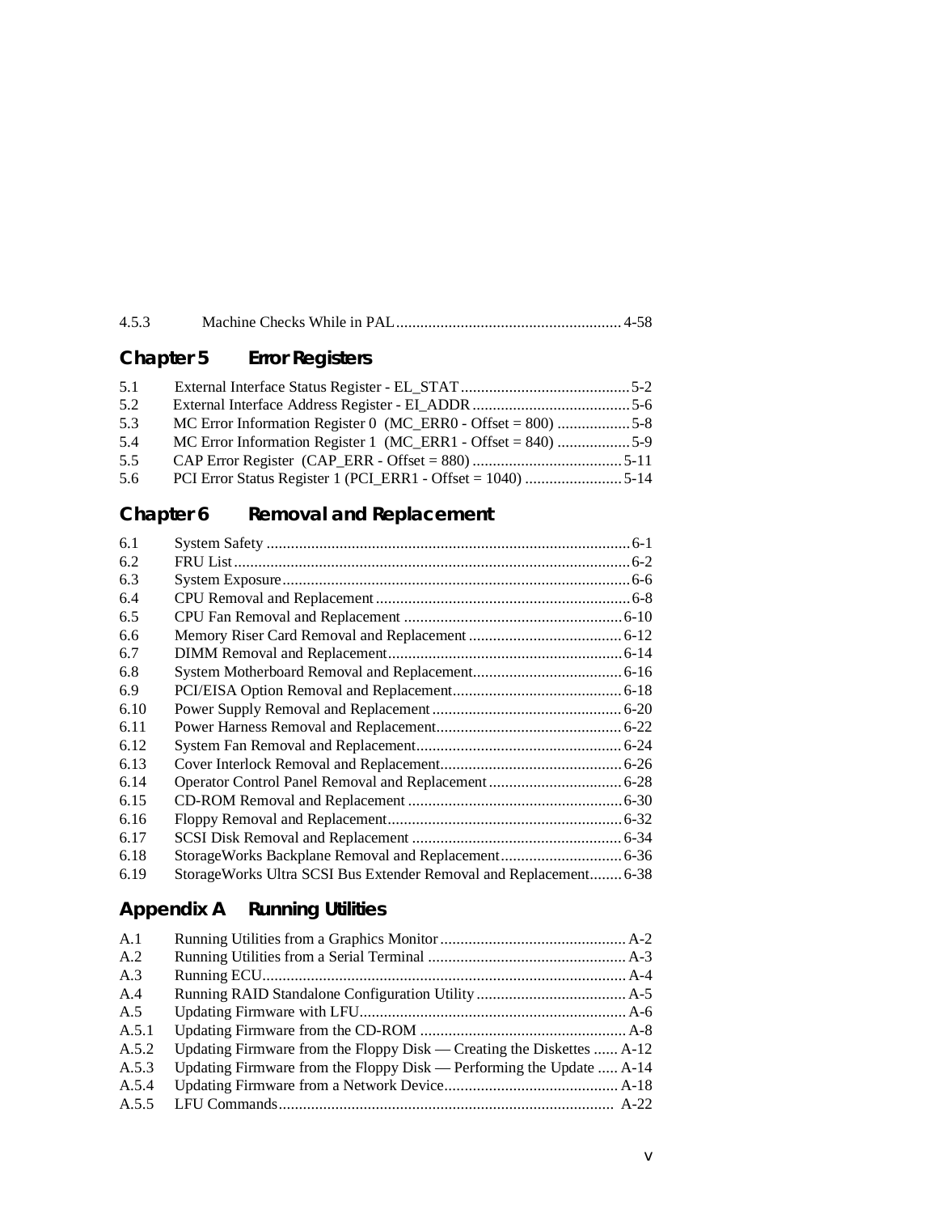4.5.3 Machine Checks While in PAL........................................................ 4-58

## Chapter 5 Error Registers

5.1 External Interface Status Register - EL_STAT .......................................... 5-2
5.2 External Interface Address Register - EI_ADDR ....................................... 5-6
5.3 MC Error Information Register 0 (MC_ERR0 - Offset = 800) .................. 5-8
5.4 MC Error Information Register 1 (MC_ERR1 - Offset = 840) .................. 5-9
5.5 CAP Error Register (CAP_ERR - Offset = 880) ..................................... 5-11
5.6 PCI Error Status Register 1 (PCI_ERR1 - Offset = 1040) ........................ 5-14

## Chapter 6 Removal and Replacement

6.1 System Safety ......................................................................................... 6-1
6.2 FRU List.................................................................................................. 6-2
6.3 System Exposure...................................................................................... 6-6
6.4 CPU Removal and Replacement ............................................................... 6-8
6.5 CPU Fan Removal and Replacement ...................................................... 6-10
6.6 Memory Riser Card Removal and Replacement ...................................... 6-12
6.7 DIMM Removal and Replacement.......................................................... 6-14
6.8 System Motherboard Removal and Replacement..................................... 6-16
6.9 PCI/EISA Option Removal and Replacement.......................................... 6-18
6.10 Power Supply Removal and Replacement ............................................... 6-20
6.11 Power Harness Removal and Replacement.............................................. 6-22
6.12 System Fan Removal and Replacement................................................... 6-24
6.13 Cover Interlock Removal and Replacement............................................. 6-26
6.14 Operator Control Panel Removal and Replacement ................................. 6-28
6.15 CD-ROM Removal and Replacement ..................................................... 6-30
6.16 Floppy Removal and Replacement.......................................................... 6-32
6.17 SCSI Disk Removal and Replacement .................................................... 6-34
6.18 StorageWorks Backplane Removal and Replacement.............................. 6-36
6.19 StorageWorks Ultra SCSI Bus Extender Removal and Replacement........ 6-38

## Appendix A Running Utilities

A.1 Running Utilities from a Graphics Monitor .............................................. A-2
A.2 Running Utilities from a Serial Terminal ................................................. A-3
A.3 Running ECU.......................................................................................... A-4
A.4 Running RAID Standalone Configuration Utility ..................................... A-5
A.5 Updating Firmware with LFU.................................................................. A-6
A.5.1 Updating Firmware from the CD-ROM ................................................... A-8
A.5.2 Updating Firmware from the Floppy Disk — Creating the Diskettes ...... A-12
A.5.3 Updating Firmware from the Floppy Disk — Performing the Update ..... A-14
A.5.4 Updating Firmware from a Network Device........................................... A-18
A.5.5 LFU Commands...................................................................................  A-22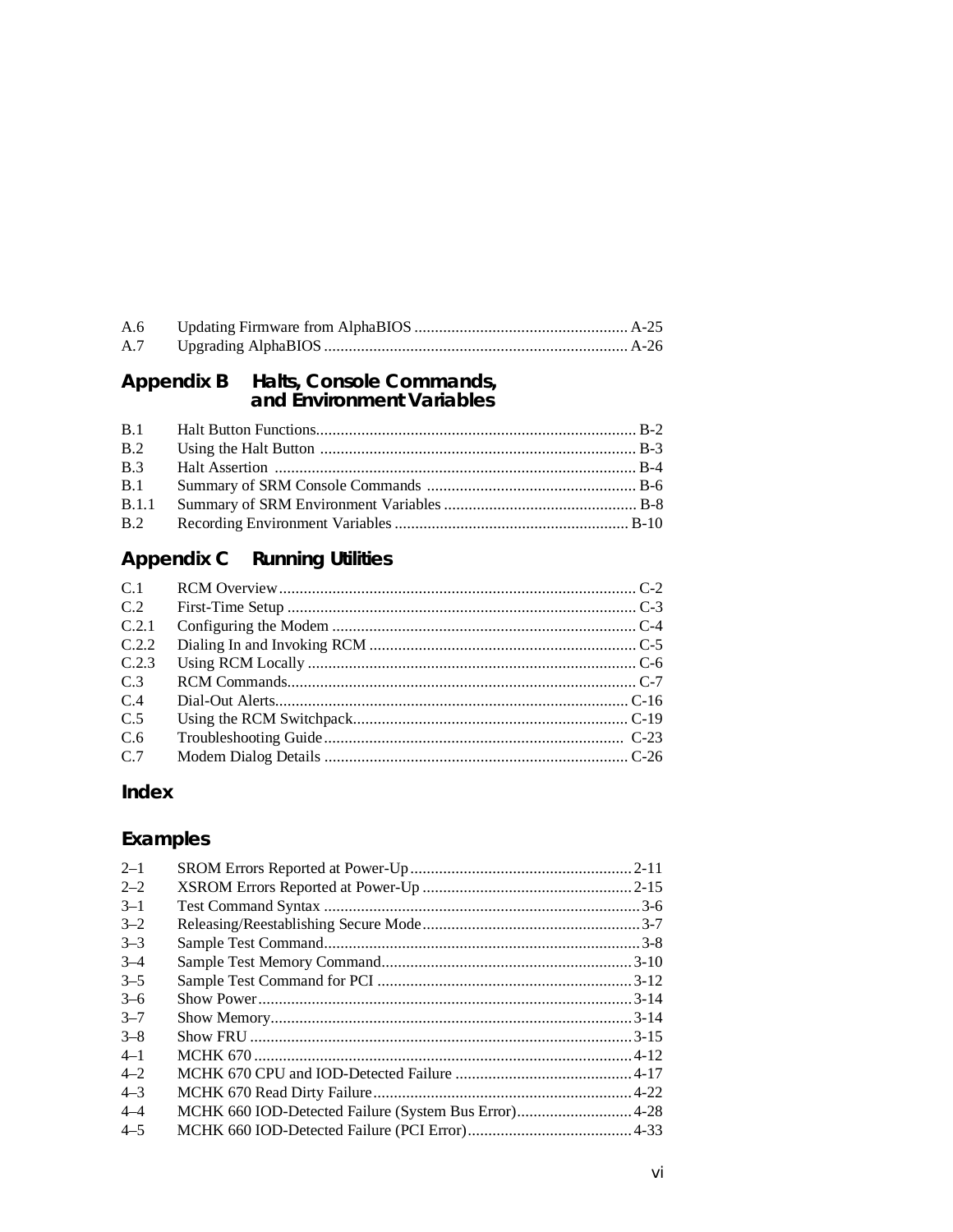| | | |
|---|---|---|
| A.6 | Updating Firmware from AlphaBIOS | A-25 |
| A.7 | Upgrading AlphaBIOS | A-26 |

## Appendix B Halts, Console Commands, and Environment Variables

| | | |
|---|---|---|
| B.1 | Halt Button Functions | B-2 |
| B.2 | Using the Halt Button | B-3 |
| B.3 | Halt Assertion | B-4 |
| B.1 | Summary of SRM Console Commands | B-6 |
| B.1.1 | Summary of SRM Environment Variables | B-8 |
| B.2 | Recording Environment Variables | B-10 |

## Appendix C Running Utilities

| | | |
|---|---|---|
| C.1 | RCM Overview | C-2 |
| C.2 | First-Time Setup | C-3 |
| C.2.1 | Configuring the Modem | C-4 |
| C.2.2 | Dialing In and Invoking RCM | C-5 |
| C.2.3 | Using RCM Locally | C-6 |
| C.3 | RCM Commands | C-7 |
| C.4 | Dial-Out Alerts | C-16 |
| C.5 | Using the RCM Switchpack | C-19 |
| C.6 | Troubleshooting Guide | C-23 |
| C.7 | Modem Dialog Details | C-26 |

## Index

## Examples

| | | |
|---|---|---|
| 2–1 | SROM Errors Reported at Power-Up | 2-11 |
| 2–2 | XSROM Errors Reported at Power-Up | 2-15 |
| 3–1 | Test Command Syntax | 3-6 |
| 3–2 | Releasing/Reestablishing Secure Mode | 3-7 |
| 3–3 | Sample Test Command | 3-8 |
| 3–4 | Sample Test Memory Command | 3-10 |
| 3–5 | Sample Test Command for PCI | 3-12 |
| 3–6 | Show Power | 3-14 |
| 3–7 | Show Memory | 3-14 |
| 3–8 | Show FRU | 3-15 |
| 4–1 | MCHK 670 | 4-12 |
| 4–2 | MCHK 670 CPU and IOD-Detected Failure | 4-17 |
| 4–3 | MCHK 670 Read Dirty Failure | 4-22 |
| 4–4 | MCHK 660 IOD-Detected Failure (System Bus Error) | 4-28 |
| 4–5 | MCHK 660 IOD-Detected Failure (PCI Error) | 4-33 |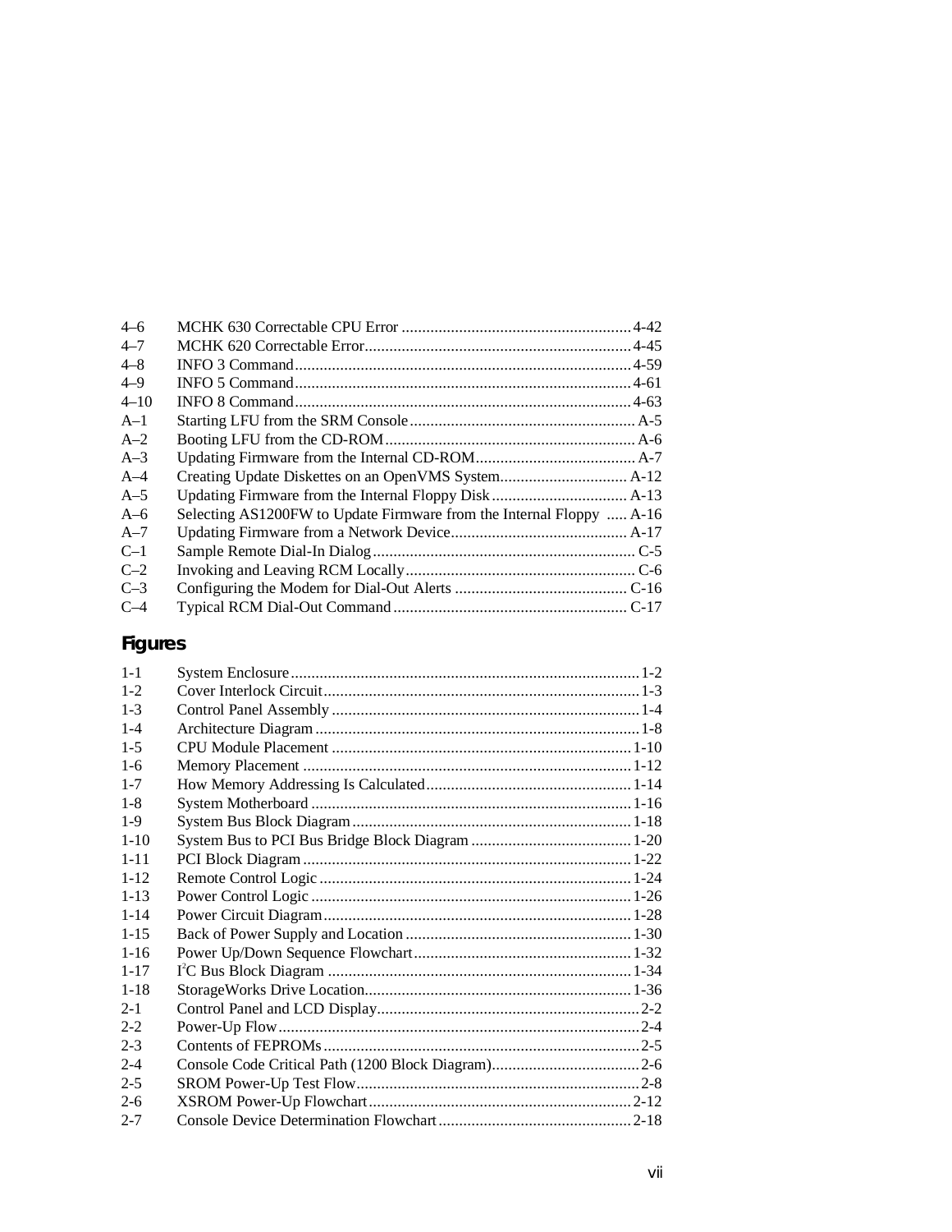| | | |
|---|---|---|
| 4–6 | MCHK 630 Correctable CPU Error | 4-42 |
| 4–7 | MCHK 620 Correctable Error | 4-45 |
| 4–8 | INFO 3 Command | 4-59 |
| 4–9 | INFO 5 Command | 4-61 |
| 4–10 | INFO 8 Command | 4-63 |
| A–1 | Starting LFU from the SRM Console | A-5 |
| A–2 | Booting LFU from the CD-ROM | A-6 |
| A–3 | Updating Firmware from the Internal CD-ROM | A-7 |
| A–4 | Creating Update Diskettes on an OpenVMS System | A-12 |
| A–5 | Updating Firmware from the Internal Floppy Disk | A-13 |
| A–6 | Selecting AS1200FW to Update Firmware from the Internal Floppy | A-16 |
| A–7 | Updating Firmware from a Network Device | A-17 |
| C–1 | Sample Remote Dial-In Dialog | C-5 |
| C–2 | Invoking and Leaving RCM Locally | C-6 |
| C–3 | Configuring the Modem for Dial-Out Alerts | C-16 |
| C–4 | Typical RCM Dial-Out Command | C-17 |

## Figures

| | | |
|---|---|---|
| 1-1 | System Enclosure | 1-2 |
| 1-2 | Cover Interlock Circuit | 1-3 |
| 1-3 | Control Panel Assembly | 1-4 |
| 1-4 | Architecture Diagram | 1-8 |
| 1-5 | CPU Module Placement | 1-10 |
| 1-6 | Memory Placement | 1-12 |
| 1-7 | How Memory Addressing Is Calculated | 1-14 |
| 1-8 | System Motherboard | 1-16 |
| 1-9 | System Bus Block Diagram | 1-18 |
| 1-10 | System Bus to PCI Bus Bridge Block Diagram | 1-20 |
| 1-11 | PCI Block Diagram | 1-22 |
| 1-12 | Remote Control Logic | 1-24 |
| 1-13 | Power Control Logic | 1-26 |
| 1-14 | Power Circuit Diagram | 1-28 |
| 1-15 | Back of Power Supply and Location | 1-30 |
| 1-16 | Power Up/Down Sequence Flowchart | 1-32 |
| 1-17 | $I^2C$ Bus Block Diagram | 1-34 |
| 1-18 | StorageWorks Drive Location | 1-36 |
| 2-1 | Control Panel and LCD Display | 2-2 |
| 2-2 | Power-Up Flow | 2-4 |
| 2-3 | Contents of FEPROMs | 2-5 |
| 2-4 | Console Code Critical Path (1200 Block Diagram) | 2-6 |
| 2-5 | SROM Power-Up Test Flow | 2-8 |
| 2-6 | XSROM Power-Up Flowchart | 2-12 |
| 2-7 | Console Device Determination Flowchart | 2-18 |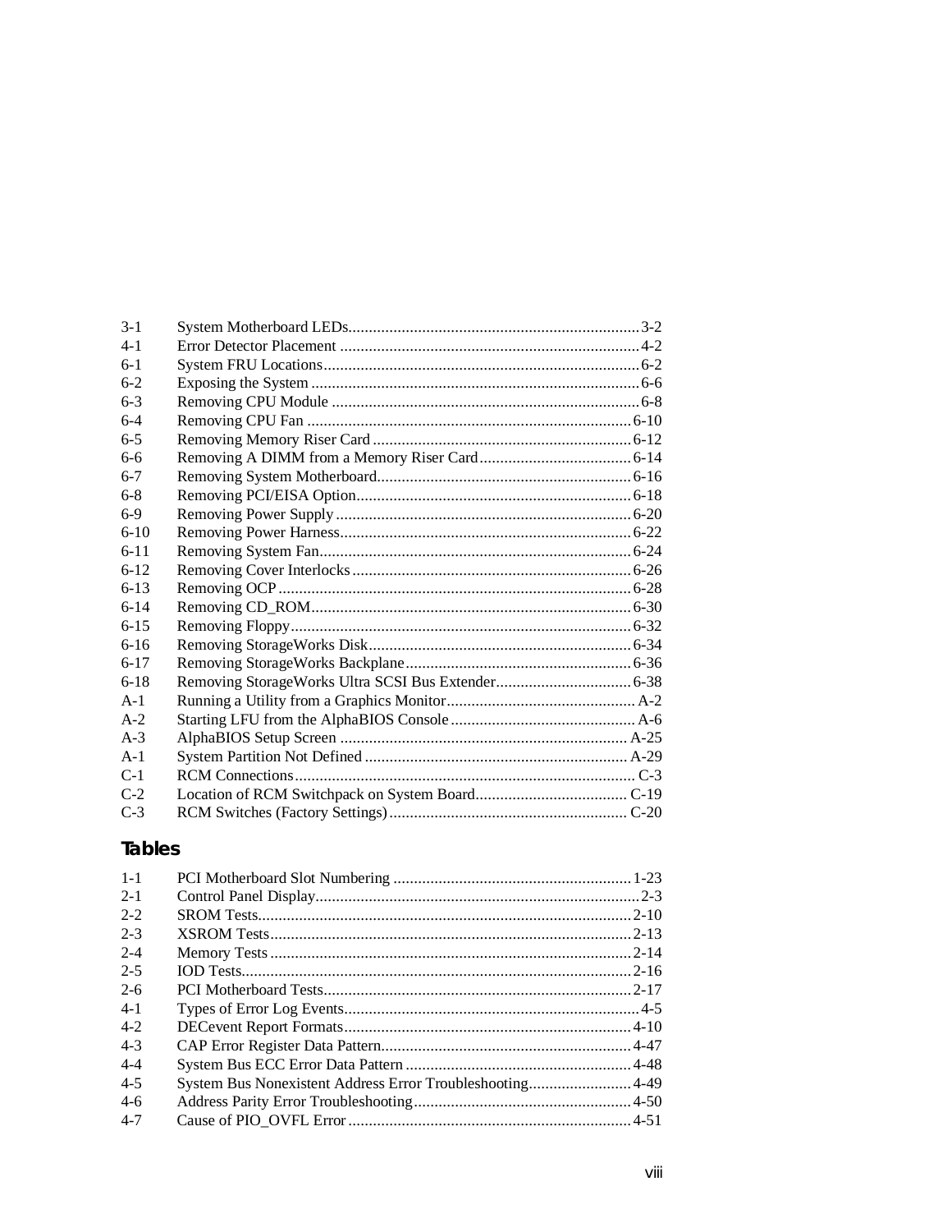| | | |
|---|---|---|
| 3-1 | System Motherboard LEDs | 3-2 |
| 4-1 | Error Detector Placement | 4-2 |
| 6-1 | System FRU Locations | 6-2 |
| 6-2 | Exposing the System | 6-6 |
| 6-3 | Removing CPU Module | 6-8 |
| 6-4 | Removing CPU Fan | 6-10 |
| 6-5 | Removing Memory Riser Card | 6-12 |
| 6-6 | Removing A DIMM from a Memory Riser Card | 6-14 |
| 6-7 | Removing System Motherboard | 6-16 |
| 6-8 | Removing PCI/EISA Option | 6-18 |
| 6-9 | Removing Power Supply | 6-20 |
| 6-10 | Removing Power Harness | 6-22 |
| 6-11 | Removing System Fan | 6-24 |
| 6-12 | Removing Cover Interlocks | 6-26 |
| 6-13 | Removing OCP | 6-28 |
| 6-14 | Removing CD_ROM | 6-30 |
| 6-15 | Removing Floppy | 6-32 |
| 6-16 | Removing StorageWorks Disk | 6-34 |
| 6-17 | Removing StorageWorks Backplane | 6-36 |
| 6-18 | Removing StorageWorks Ultra SCSI Bus Extender | 6-38 |
| A-1 | Running a Utility from a Graphics Monitor | A-2 |
| A-2 | Starting LFU from the AlphaBIOS Console | A-6 |
| A-3 | AlphaBIOS Setup Screen | A-25 |
| A-1 | System Partition Not Defined | A-29 |
| C-1 | RCM Connections | C-3 |
| C-2 | Location of RCM Switchpack on System Board | C-19 |
| C-3 | RCM Switches (Factory Settings) | C-20 |

## Tables

| | | |
|---|---|---|
| 1-1 | PCI Motherboard Slot Numbering | 1-23 |
| 2-1 | Control Panel Display | 2-3 |
| 2-2 | SROM Tests | 2-10 |
| 2-3 | XSROM Tests | 2-13 |
| 2-4 | Memory Tests | 2-14 |
| 2-5 | IOD Tests | 2-16 |
| 2-6 | PCI Motherboard Tests | 2-17 |
| 4-1 | Types of Error Log Events | 4-5 |
| 4-2 | DECevent Report Formats | 4-10 |
| 4-3 | CAP Error Register Data Pattern | 4-47 |
| 4-4 | System Bus ECC Error Data Pattern | 4-48 |
| 4-5 | System Bus Nonexistent Address Error Troubleshooting | 4-49 |
| 4-6 | Address Parity Error Troubleshooting | 4-50 |
| 4-7 | Cause of PIO_OVFL Error | 4-51 |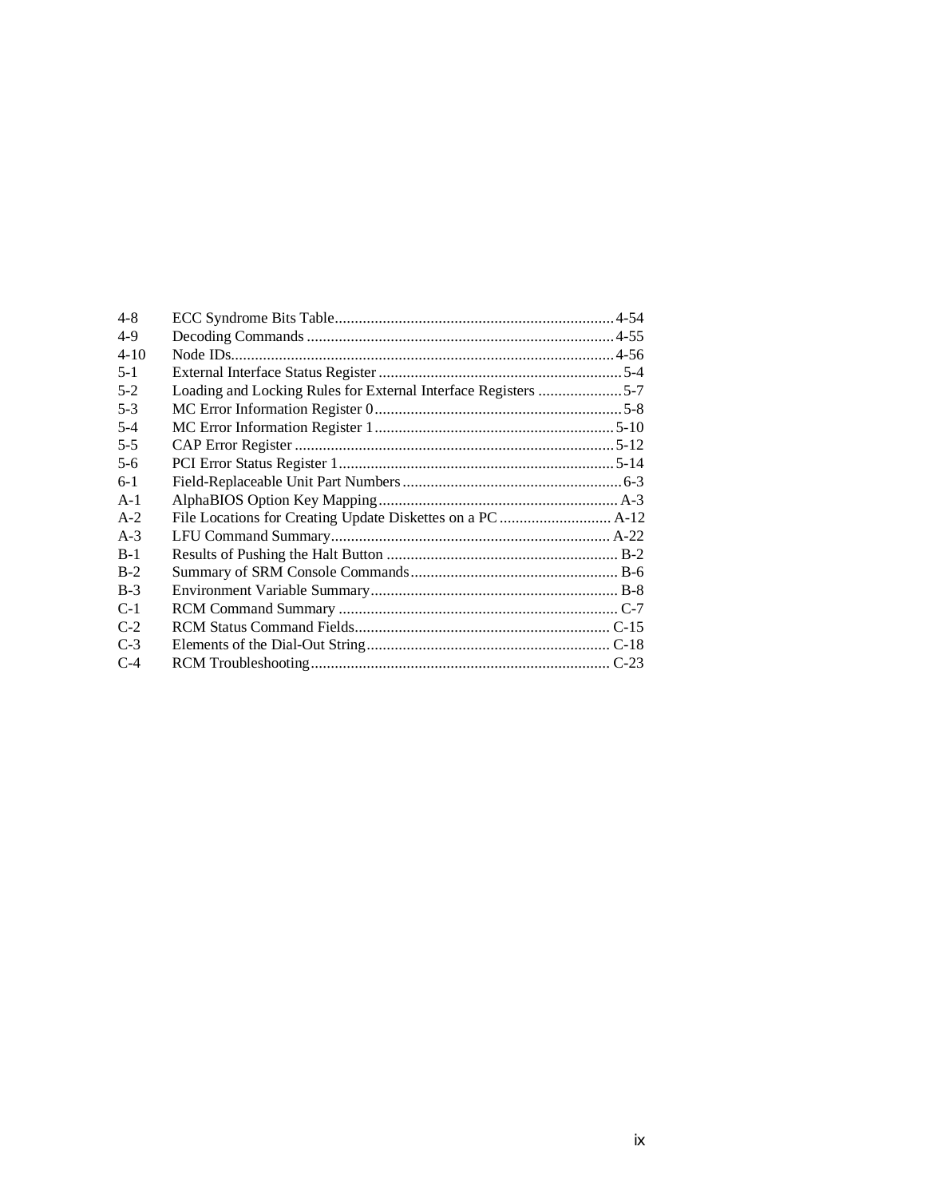| | | |
|---|---|---|
| 4-8 | ECC Syndrome Bits Table | 4-54 |
| 4-9 | Decoding Commands | 4-55 |
| 4-10 | Node IDs | 4-56 |
| 5-1 | External Interface Status Register | 5-4 |
| 5-2 | Loading and Locking Rules for External Interface Registers | 5-7 |
| 5-3 | MC Error Information Register 0 | 5-8 |
| 5-4 | MC Error Information Register 1 | 5-10 |
| 5-5 | CAP Error Register | 5-12 |
| 5-6 | PCI Error Status Register 1 | 5-14 |
| 6-1 | Field-Replaceable Unit Part Numbers | 6-3 |
| A-1 | AlphaBIOS Option Key Mapping | A-3 |
| A-2 | File Locations for Creating Update Diskettes on a PC | A-12 |
| A-3 | LFU Command Summary | A-22 |
| B-1 | Results of Pushing the Halt Button | B-2 |
| B-2 | Summary of SRM Console Commands | B-6 |
| B-3 | Environment Variable Summary | B-8 |
| C-1 | RCM Command Summary | C-7 |
| C-2 | RCM Status Command Fields | C-15 |
| C-3 | Elements of the Dial-Out String | C-18 |
| C-4 | RCM Troubleshooting | C-23 |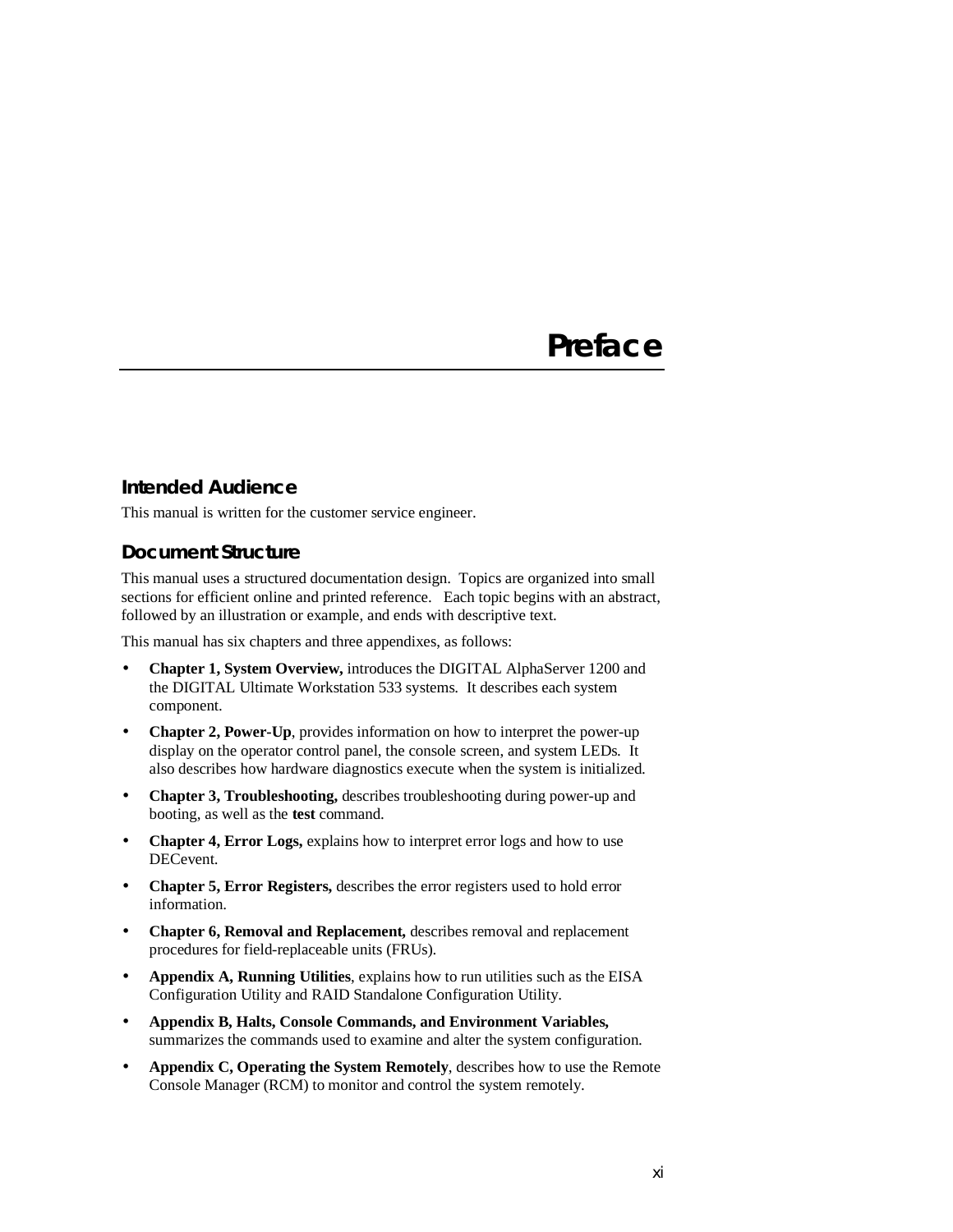# Preface

## Intended Audience

This manual is written for the customer service engineer.

## Document Structure

This manual uses a structured documentation design. Topics are organized into small sections for efficient online and printed reference. Each topic begins with an abstract, followed by an illustration or example, and ends with descriptive text.

This manual has six chapters and three appendixes, as follows:

- **Chapter 1, System Overview,** introduces the DIGITAL AlphaServer 1200 and the DIGITAL Ultimate Workstation 533 systems. It describes each system component.
- **Chapter 2, Power-Up**, provides information on how to interpret the power-up display on the operator control panel, the console screen, and system LEDs. It also describes how hardware diagnostics execute when the system is initialized.
- **Chapter 3, Troubleshooting,** describes troubleshooting during power-up and booting, as well as the **test** command.
- **Chapter 4, Error Logs,** explains how to interpret error logs and how to use DECevent.
- **Chapter 5, Error Registers,** describes the error registers used to hold error information.
- **Chapter 6, Removal and Replacement,** describes removal and replacement procedures for field-replaceable units (FRUs).
- **Appendix A, Running Utilities**, explains how to run utilities such as the EISA Configuration Utility and RAID Standalone Configuration Utility.
- **Appendix B, Halts, Console Commands, and Environment Variables,** summarizes the commands used to examine and alter the system configuration.
- **Appendix C, Operating the System Remotely**, describes how to use the Remote Console Manager (RCM) to monitor and control the system remotely.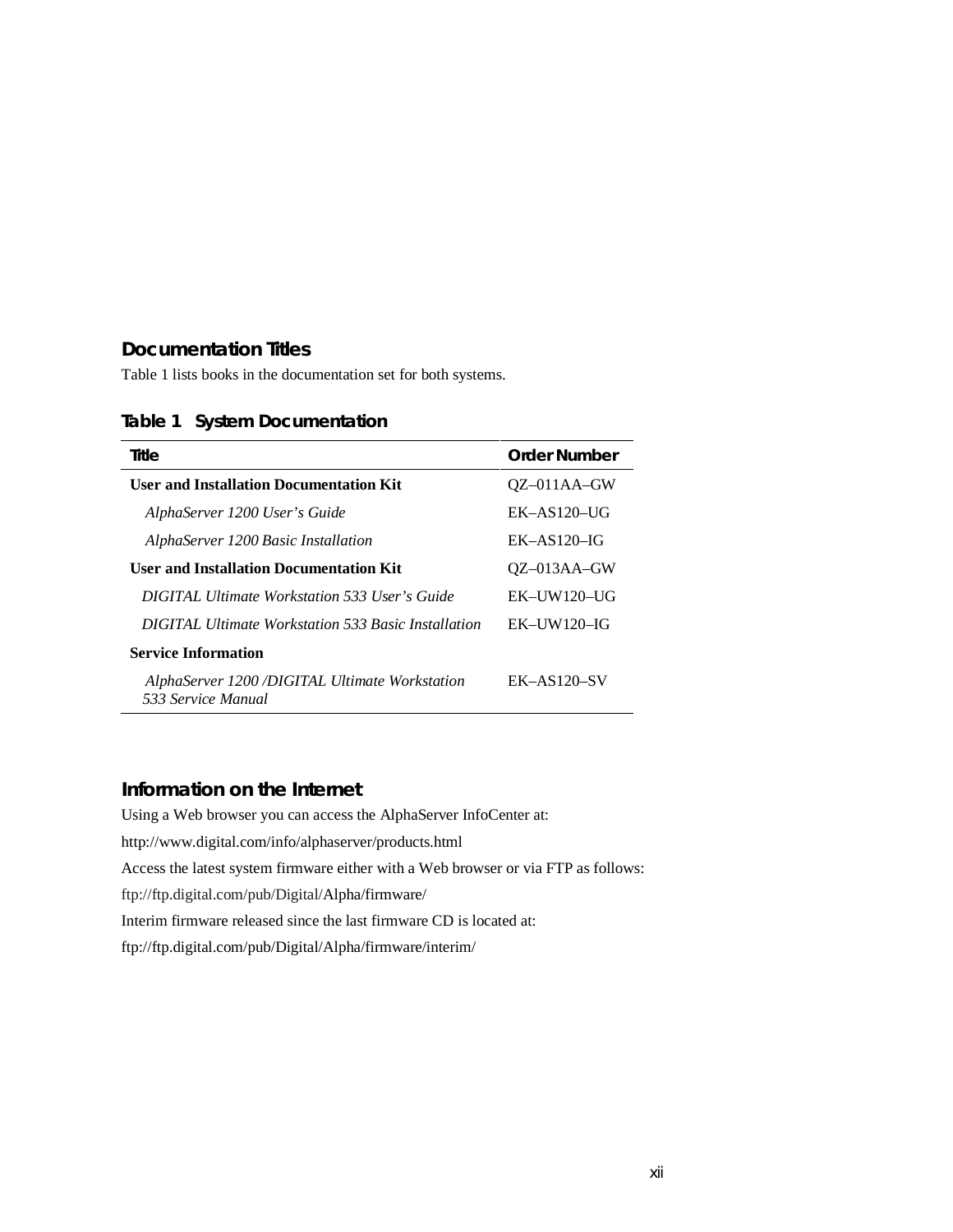## Documentation Titles

Table 1 lists books in the documentation set for both systems.

**Table 1 System Documentation**

| Title | Order Number |
|---|---|
| **User and Installation Documentation Kit** | QZ–011AA–GW |
| *AlphaServer 1200 User's Guide* | EK–AS120–UG |
| *AlphaServer 1200 Basic Installation* | EK–AS120–IG |
| **User and Installation Documentation Kit** | QZ–013AA–GW |
| *DIGITAL Ultimate Workstation 533 User's Guide* | EK–UW120–UG |
| *DIGITAL Ultimate Workstation 533 Basic Installation* | EK–UW120–IG |
| **Service Information** | |
| *AlphaServer 1200 /DIGITAL Ultimate Workstation 533 Service Manual* | EK–AS120–SV |

## Information on the Internet

Using a Web browser you can access the AlphaServer InfoCenter at:

http://www.digital.com/info/alphaserver/products.html

Access the latest system firmware either with a Web browser or via FTP as follows:

ftp://ftp.digital.com/pub/Digital/Alpha/firmware/

Interim firmware released since the last firmware CD is located at:

ftp://ftp.digital.com/pub/Digital/Alpha/firmware/interim/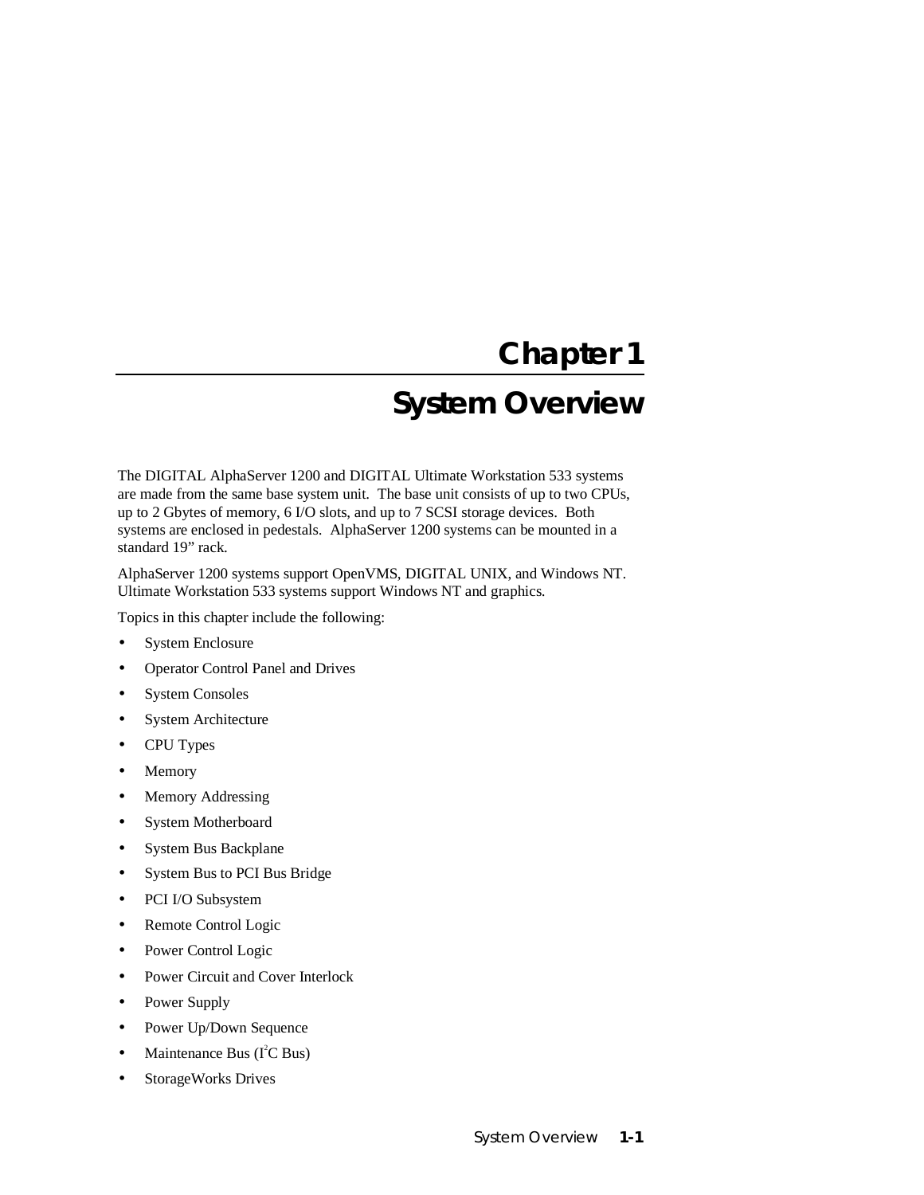# Chapter 1

# System Overview

The DIGITAL AlphaServer 1200 and DIGITAL Ultimate Workstation 533 systems are made from the same base system unit. The base unit consists of up to two CPUs, up to 2 Gbytes of memory, 6 I/O slots, and up to 7 SCSI storage devices. Both systems are enclosed in pedestals. AlphaServer 1200 systems can be mounted in a standard 19” rack.

AlphaServer 1200 systems support OpenVMS, DIGITAL UNIX, and Windows NT. Ultimate Workstation 533 systems support Windows NT and graphics.

Topics in this chapter include the following:

- System Enclosure
- Operator Control Panel and Drives
- System Consoles
- System Architecture
- CPU Types
- Memory
- Memory Addressing
- System Motherboard
- System Bus Backplane
- System Bus to PCI Bus Bridge
- PCI I/O Subsystem
- Remote Control Logic
- Power Control Logic
- Power Circuit and Cover Interlock
- Power Supply
- Power Up/Down Sequence
- Maintenance Bus ($I^2C$ Bus)
- StorageWorks Drives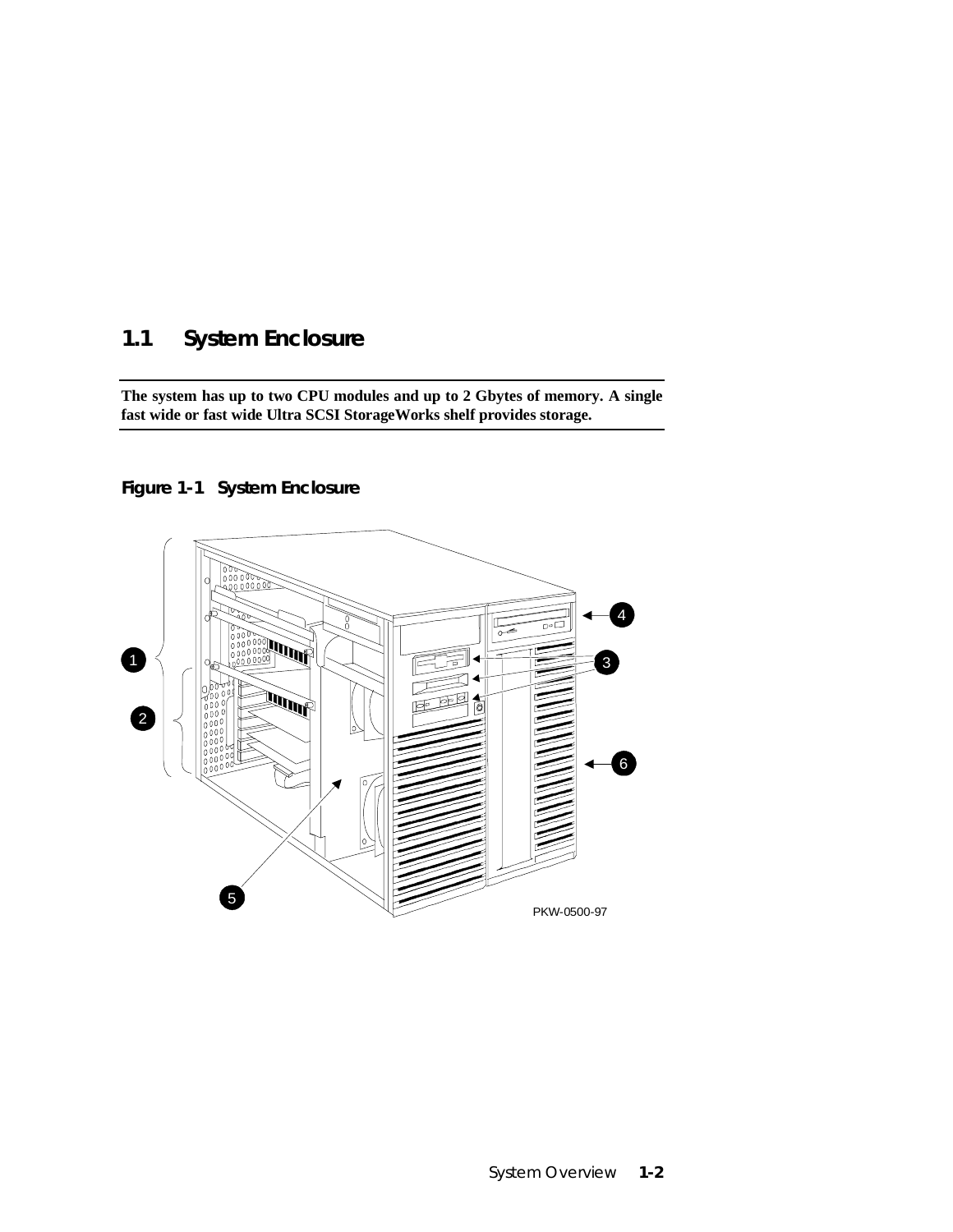## 1.1 System Enclosure

**The system has up to two CPU modules and up to 2 Gbytes of memory. A single fast wide or fast wide Ultra SCSI StorageWorks shelf provides storage.**

**Figure 1-1 System Enclosure**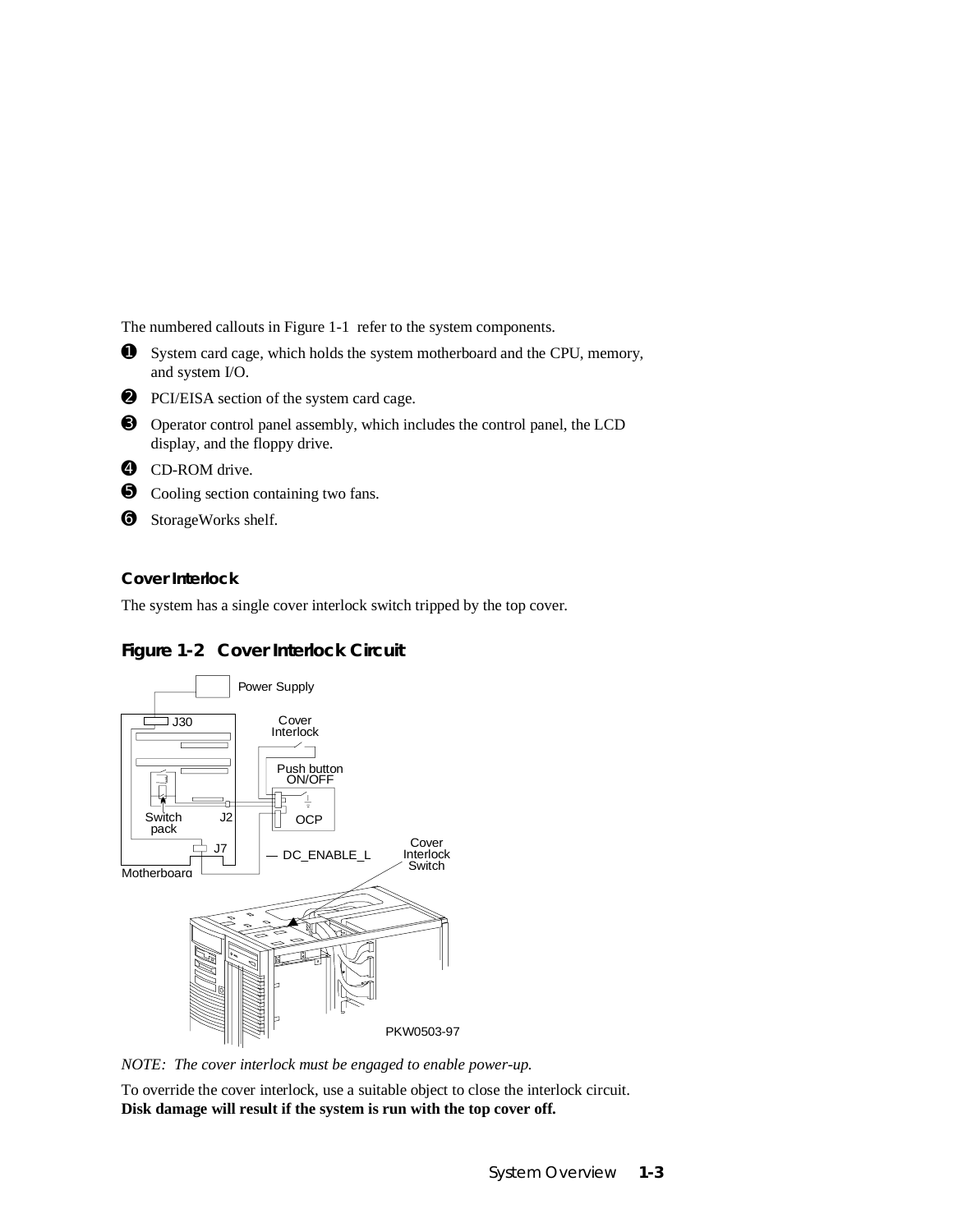The numbered callouts in Figure 1-1 refer to the system components.

❶ System card cage, which holds the system motherboard and the CPU, memory, and system I/O.

❷ PCI/EISA section of the system card cage.

❸ Operator control panel assembly, which includes the control panel, the LCD display, and the floppy drive.

❹ CD-ROM drive.

❺ Cooling section containing two fans.

❻ StorageWorks shelf.

### Cover Interlock

The system has a single cover interlock switch tripped by the top cover.

### Figure 1-2 Cover Interlock Circuit

*NOTE: The cover interlock must be engaged to enable power-up.*

To override the cover interlock, use a suitable object to close the interlock circuit. **Disk damage will result if the system is run with the top cover off.**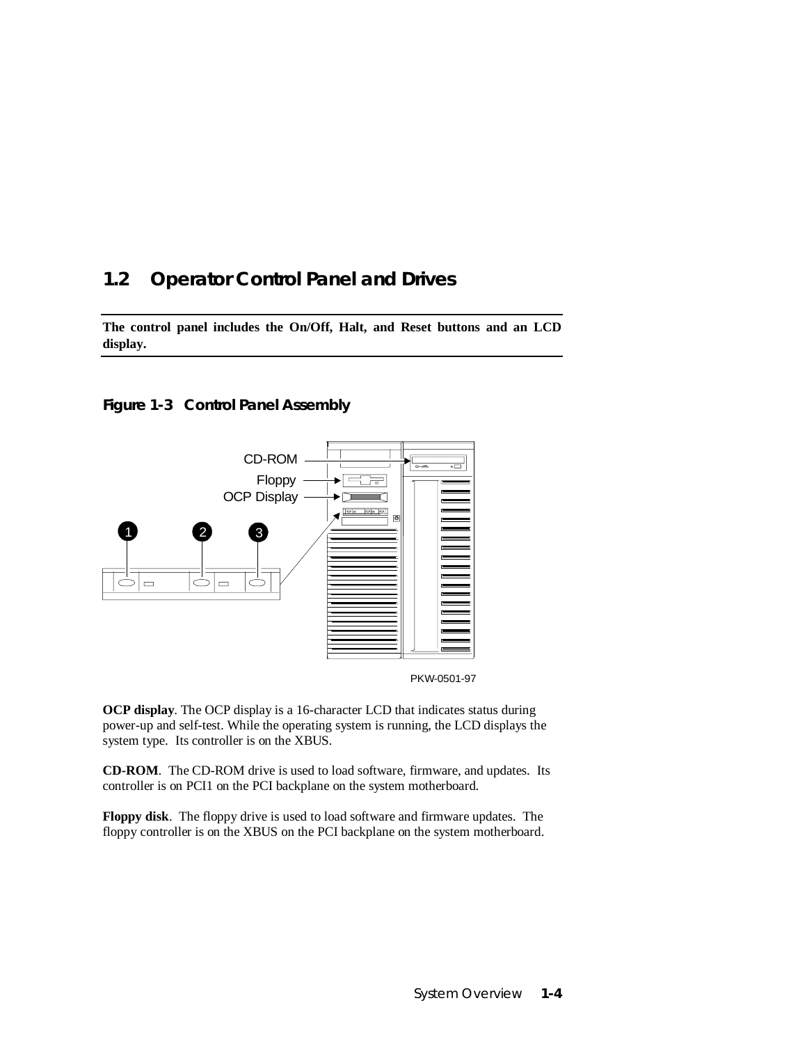## 1.2 Operator Control Panel and Drives

**The control panel includes the On/Off, Halt, and Reset buttons and an LCD display.**

**Figure 1-3 Control Panel Assembly**

CD-ROM

Floppy

OCP Display

PKW-0501-97

**OCP display**. The OCP display is a 16-character LCD that indicates status during power-up and self-test. While the operating system is running, the LCD displays the system type. Its controller is on the XBUS.

**CD-ROM**. The CD-ROM drive is used to load software, firmware, and updates. Its controller is on PCI1 on the PCI backplane on the system motherboard.

**Floppy disk**. The floppy drive is used to load software and firmware updates. The floppy controller is on the XBUS on the PCI backplane on the system motherboard.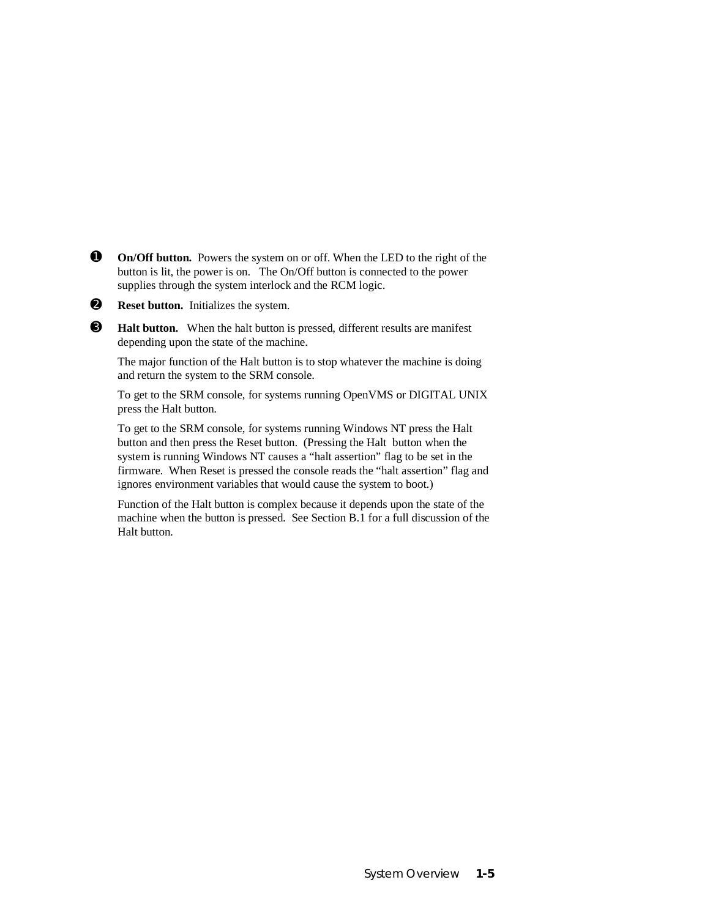❶ **On/Off button.** Powers the system on or off. When the LED to the right of the button is lit, the power is on. The On/Off button is connected to the power supplies through the system interlock and the RCM logic.

❷ **Reset button.** Initializes the system.

❸ **Halt button.** When the halt button is pressed, different results are manifest depending upon the state of the machine.

The major function of the Halt button is to stop whatever the machine is doing and return the system to the SRM console.

To get to the SRM console, for systems running OpenVMS or DIGITAL UNIX press the Halt button.

To get to the SRM console, for systems running Windows NT press the Halt button and then press the Reset button. (Pressing the Halt button when the system is running Windows NT causes a "halt assertion" flag to be set in the firmware. When Reset is pressed the console reads the "halt assertion" flag and ignores environment variables that would cause the system to boot.)

Function of the Halt button is complex because it depends upon the state of the machine when the button is pressed. See Section B.1 for a full discussion of the Halt button.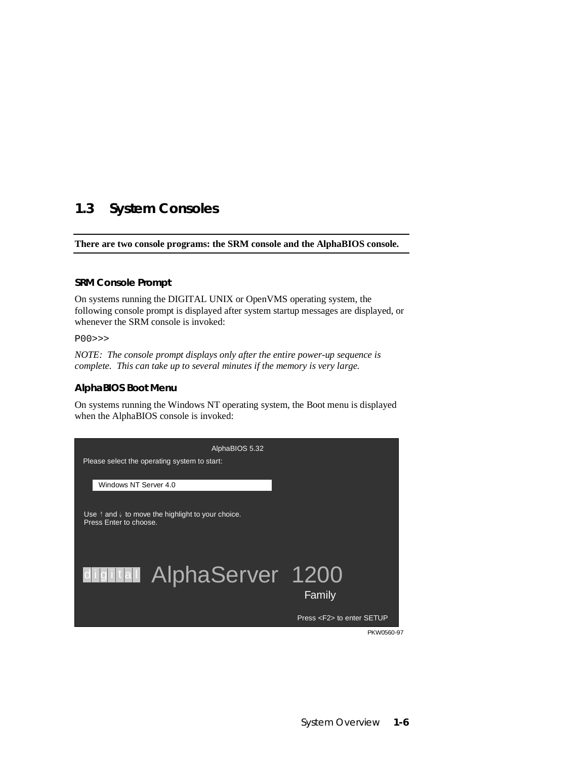## 1.3 System Consoles

**There are two console programs: the SRM console and the AlphaBIOS console.**

### SRM Console Prompt

On systems running the DIGITAL UNIX or OpenVMS operating system, the following console prompt is displayed after system startup messages are displayed, or whenever the SRM console is invoked:

```
P00>>>
```

*NOTE: The console prompt displays only after the entire power-up sequence is complete. This can take up to several minutes if the memory is very large.*

### AlphaBIOS Boot Menu

On systems running the Windows NT operating system, the Boot menu is displayed when the AlphaBIOS console is invoked:

```
                         AlphaBIOS 5.32
 Please select the operating system to start:

    Windows NT Server 4.0

 Use ↑ and ↓ to move the highlight to your choice.
 Press Enter to choose.

 digital  AlphaServer 1200
                       Family

                              Press <F2> to enter SETUP
```

PKW0560-97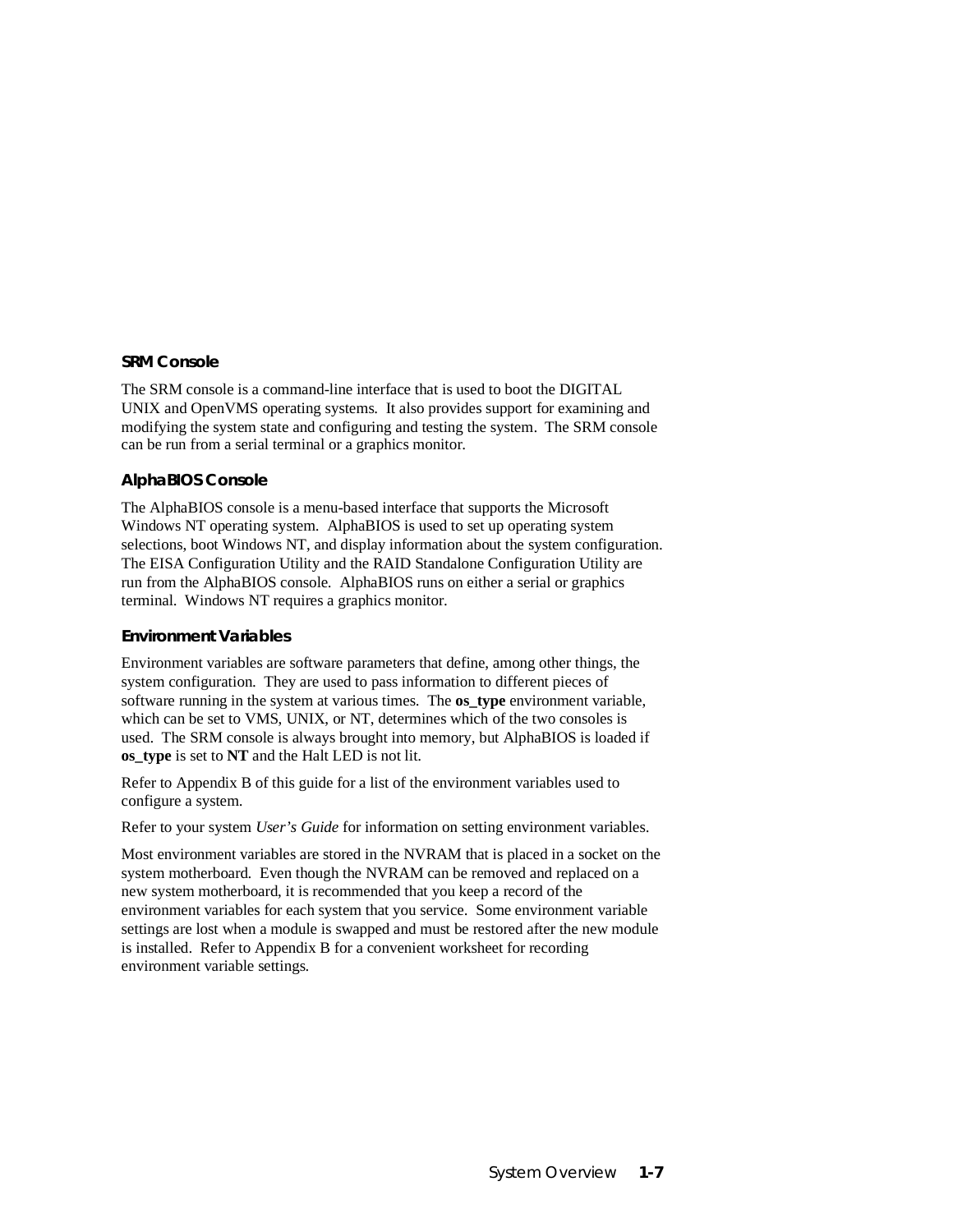### SRM Console

The SRM console is a command-line interface that is used to boot the DIGITAL UNIX and OpenVMS operating systems. It also provides support for examining and modifying the system state and configuring and testing the system. The SRM console can be run from a serial terminal or a graphics monitor.

### AlphaBIOS Console

The AlphaBIOS console is a menu-based interface that supports the Microsoft Windows NT operating system. AlphaBIOS is used to set up operating system selections, boot Windows NT, and display information about the system configuration. The EISA Configuration Utility and the RAID Standalone Configuration Utility are run from the AlphaBIOS console. AlphaBIOS runs on either a serial or graphics terminal. Windows NT requires a graphics monitor.

### Environment Variables

Environment variables are software parameters that define, among other things, the system configuration. They are used to pass information to different pieces of software running in the system at various times. The **os_type** environment variable, which can be set to VMS, UNIX, or NT, determines which of the two consoles is used. The SRM console is always brought into memory, but AlphaBIOS is loaded if **os_type** is set to **NT** and the Halt LED is not lit.

Refer to Appendix B of this guide for a list of the environment variables used to configure a system.

Refer to your system *User's Guide* for information on setting environment variables.

Most environment variables are stored in the NVRAM that is placed in a socket on the system motherboard. Even though the NVRAM can be removed and replaced on a new system motherboard, it is recommended that you keep a record of the environment variables for each system that you service. Some environment variable settings are lost when a module is swapped and must be restored after the new module is installed. Refer to Appendix B for a convenient worksheet for recording environment variable settings.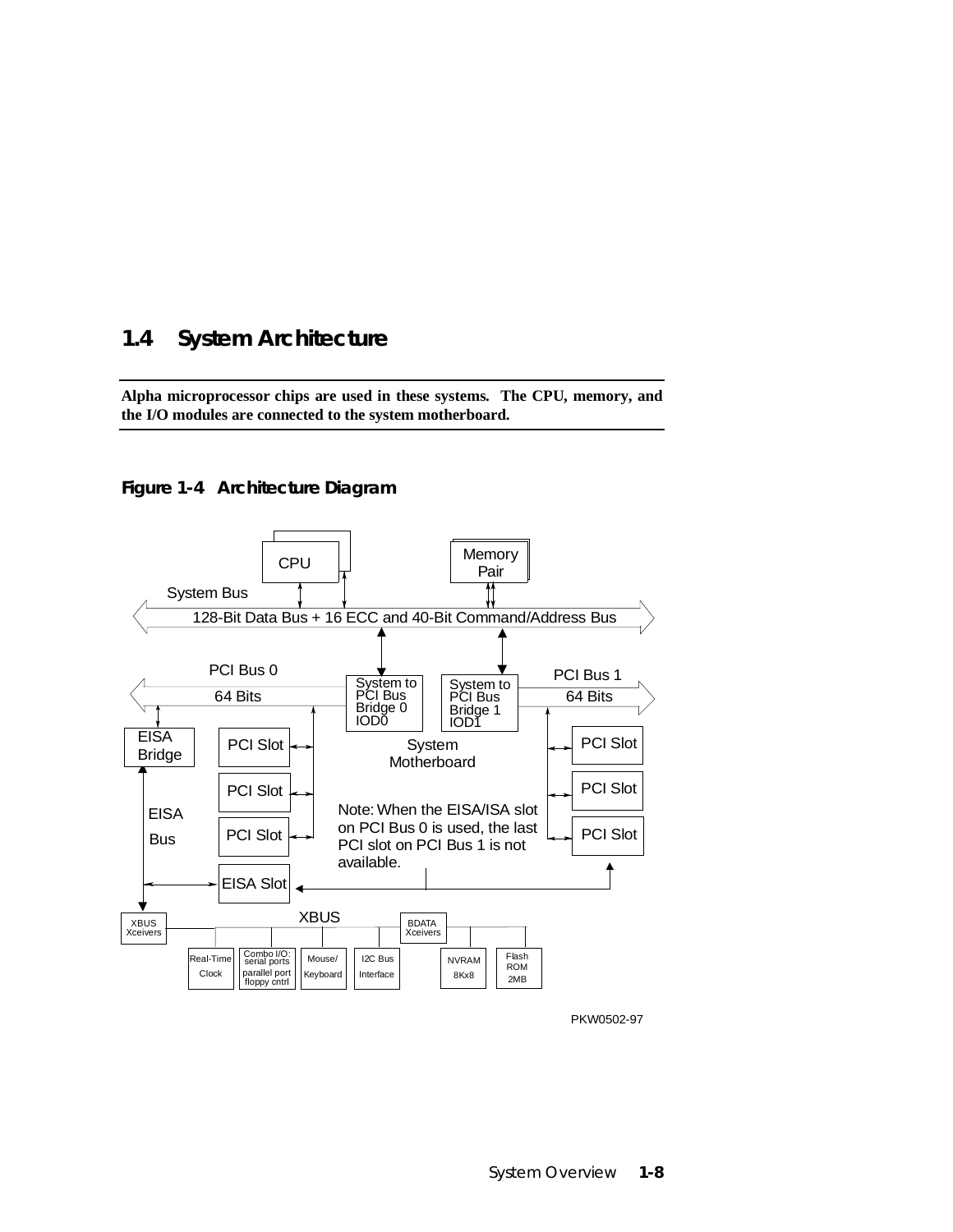## 1.4 System Architecture

**Alpha microprocessor chips are used in these systems. The CPU, memory, and the I/O modules are connected to the system motherboard.**

**Figure 1-4 Architecture Diagram**

CPU

Memory Pair

System Bus

128-Bit Data Bus + 16 ECC and 40-Bit Command/Address Bus

PCI Bus 0

64 Bits

System to PCI Bus Bridge 0 IOD0

System to PCI Bus Bridge 1 IOD1

PCI Bus 1

64 Bits

EISA Bridge

PCI Slot

PCI Slot

PCI Slot

System Motherboard

PCI Slot

PCI Slot

PCI Slot

EISA Bus

Note: When the EISA/ISA slot on PCI Bus 0 is used, the last PCI slot on PCI Bus 1 is not available.

EISA Slot

XBUS

XBUS Xceivers

BDATA Xceivers

Real-Time Clock

Combo I/O: serial ports parallel port floppy cntrl

Mouse/ Keyboard

I2C Bus Interface

NVRAM 8Kx8

Flash ROM 2MB

PKW0502-97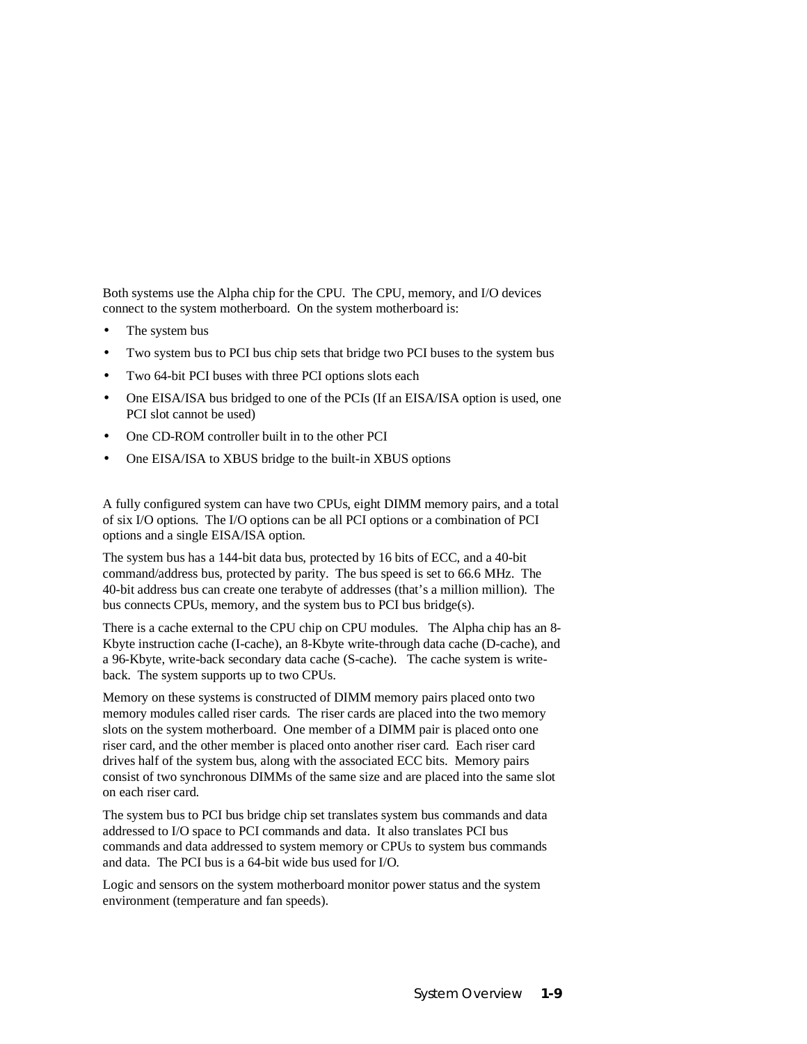Both systems use the Alpha chip for the CPU. The CPU, memory, and I/O devices connect to the system motherboard. On the system motherboard is:

- The system bus
- Two system bus to PCI bus chip sets that bridge two PCI buses to the system bus
- Two 64-bit PCI buses with three PCI options slots each
- One EISA/ISA bus bridged to one of the PCIs (If an EISA/ISA option is used, one PCI slot cannot be used)
- One CD-ROM controller built in to the other PCI
- One EISA/ISA to XBUS bridge to the built-in XBUS options

A fully configured system can have two CPUs, eight DIMM memory pairs, and a total of six I/O options. The I/O options can be all PCI options or a combination of PCI options and a single EISA/ISA option.

The system bus has a 144-bit data bus, protected by 16 bits of ECC, and a 40-bit command/address bus, protected by parity. The bus speed is set to 66.6 MHz. The 40-bit address bus can create one terabyte of addresses (that's a million million). The bus connects CPUs, memory, and the system bus to PCI bus bridge(s).

There is a cache external to the CPU chip on CPU modules. The Alpha chip has an 8-Kbyte instruction cache (I-cache), an 8-Kbyte write-through data cache (D-cache), and a 96-Kbyte, write-back secondary data cache (S-cache). The cache system is write-back. The system supports up to two CPUs.

Memory on these systems is constructed of DIMM memory pairs placed onto two memory modules called riser cards. The riser cards are placed into the two memory slots on the system motherboard. One member of a DIMM pair is placed onto one riser card, and the other member is placed onto another riser card. Each riser card drives half of the system bus, along with the associated ECC bits. Memory pairs consist of two synchronous DIMMs of the same size and are placed into the same slot on each riser card.

The system bus to PCI bus bridge chip set translates system bus commands and data addressed to I/O space to PCI commands and data. It also translates PCI bus commands and data addressed to system memory or CPUs to system bus commands and data. The PCI bus is a 64-bit wide bus used for I/O.

Logic and sensors on the system motherboard monitor power status and the system environment (temperature and fan speeds).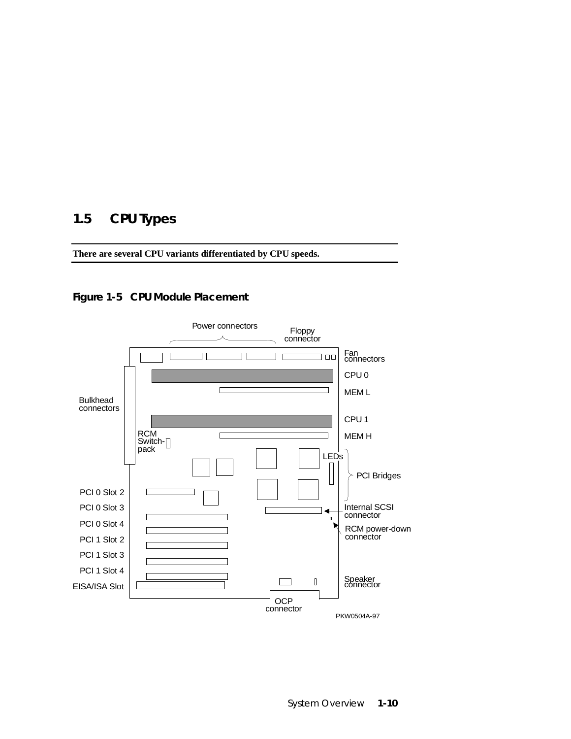## 1.5 CPU Types

**There are several CPU variants differentiated by CPU speeds.**

**Figure 1-5 CPU Module Placement**

Power connectors

Floppy connector

Fan connectors

CPU 0

MEM L

Bulkhead connectors

CPU 1

RCM Switch-pack

MEM H

LEDs

PCI Bridges

PCI 0 Slot 2

PCI 0 Slot 3

Internal SCSI connector

PCI 0 Slot 4

RCM power-down connector

PCI 1 Slot 2

PCI 1 Slot 3

PCI 1 Slot 4

Speaker connector

EISA/ISA Slot

OCP connector

PKW0504A-97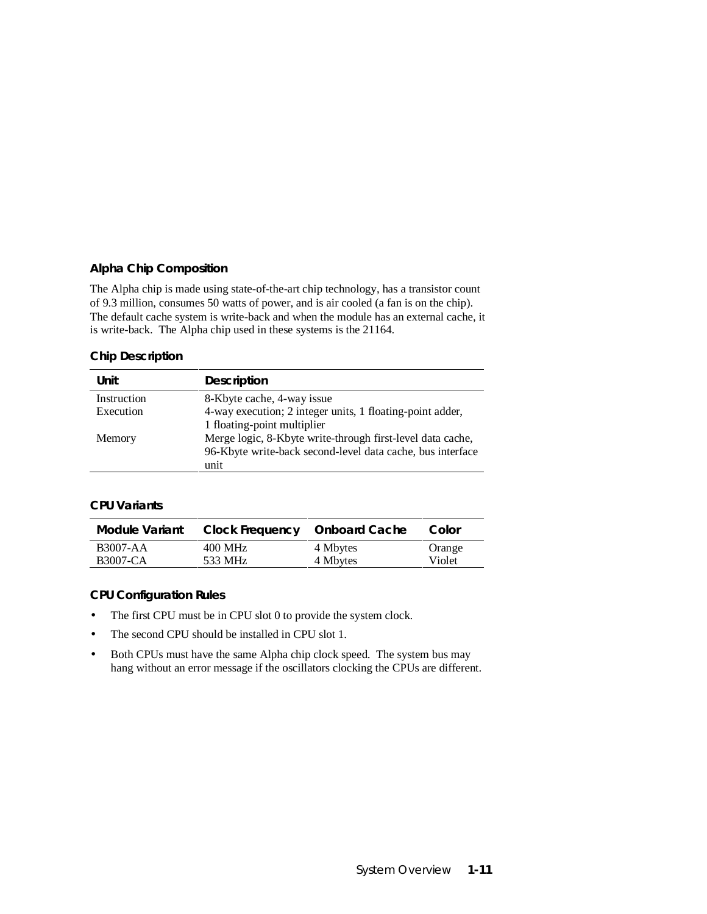### Alpha Chip Composition

The Alpha chip is made using state-of-the-art chip technology, has a transistor count of 9.3 million, consumes 50 watts of power, and is air cooled (a fan is on the chip). The default cache system is write-back and when the module has an external cache, it is write-back. The Alpha chip used in these systems is the 21164.

#### Chip Description

| Unit | Description |
|---|---|
| Instruction | 8-Kbyte cache, 4-way issue |
| Execution | 4-way execution; 2 integer units, 1 floating-point adder, 1 floating-point multiplier |
| Memory | Merge logic, 8-Kbyte write-through first-level data cache, 96-Kbyte write-back second-level data cache, bus interface unit |

#### CPU Variants

| Module Variant | Clock Frequency | Onboard Cache | Color |
|---|---|---|---|
| B3007-AA | 400 MHz | 4 Mbytes | Orange |
| B3007-CA | 533 MHz | 4 Mbytes | Violet |

#### CPU Configuration Rules

- The first CPU must be in CPU slot 0 to provide the system clock.
- The second CPU should be installed in CPU slot 1.
- Both CPUs must have the same Alpha chip clock speed. The system bus may hang without an error message if the oscillators clocking the CPUs are different.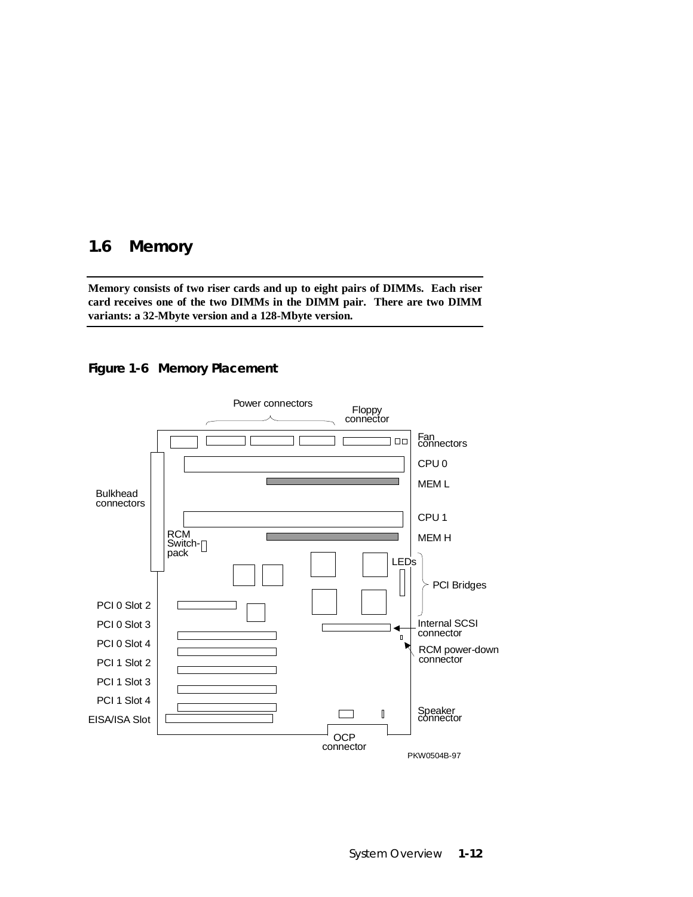## 1.6 Memory

**Memory consists of two riser cards and up to eight pairs of DIMMs. Each riser card receives one of the two DIMMs in the DIMM pair. There are two DIMM variants: a 32-Mbyte version and a 128-Mbyte version.**

**Figure 1-6 Memory Placement**

Power connectors

Floppy connector

Fan connectors

CPU 0

MEM L

Bulkhead connectors

CPU 1

MEM H

RCM Switch-pack

LEDs

PCI Bridges

PCI 0 Slot 2

PCI 0 Slot 3

PCI 0 Slot 4

PCI 1 Slot 2

PCI 1 Slot 3

PCI 1 Slot 4

EISA/ISA Slot

Internal SCSI connector

RCM power-down connector

Speaker connector

OCP connector

PKW0504B-97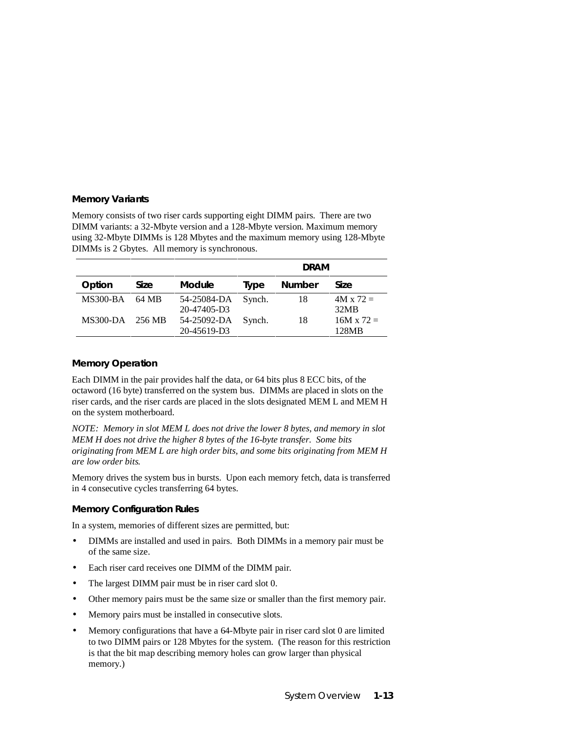### Memory Variants

Memory consists of two riser cards supporting eight DIMM pairs. There are two DIMM variants: a 32-Mbyte version and a 128-Mbyte version. Maximum memory using 32-Mbyte DIMMs is 128 Mbytes and the maximum memory using 128-Mbyte DIMMs is 2 Gbytes. All memory is synchronous.

| | | | DRAM | | |
|---|---|---|---|---|---|
| **Option** | **Size** | **Module** | **Type** | **Number** | **Size** |
| MS300-BA | 64 MB | 54-25084-DA 20-47405-D3 | Synch. | 18 | 4M x 72 = 32MB |
| MS300-DA | 256 MB | 54-25092-DA 20-45619-D3 | Synch. | 18 | 16M x 72 = 128MB |

### Memory Operation

Each DIMM in the pair provides half the data, or 64 bits plus 8 ECC bits, of the octaword (16 byte) transferred on the system bus. DIMMs are placed in slots on the riser cards, and the riser cards are placed in the slots designated MEM L and MEM H on the system motherboard.

*NOTE: Memory in slot MEM L does not drive the lower 8 bytes, and memory in slot MEM H does not drive the higher 8 bytes of the 16-byte transfer. Some bits originating from MEM L are high order bits, and some bits originating from MEM H are low order bits.*

Memory drives the system bus in bursts. Upon each memory fetch, data is transferred in 4 consecutive cycles transferring 64 bytes.

### Memory Configuration Rules

In a system, memories of different sizes are permitted, but:

- DIMMs are installed and used in pairs. Both DIMMs in a memory pair must be of the same size.
- Each riser card receives one DIMM of the DIMM pair.
- The largest DIMM pair must be in riser card slot 0.
- Other memory pairs must be the same size or smaller than the first memory pair.
- Memory pairs must be installed in consecutive slots.
- Memory configurations that have a 64-Mbyte pair in riser card slot 0 are limited to two DIMM pairs or 128 Mbytes for the system. (The reason for this restriction is that the bit map describing memory holes can grow larger than physical memory.)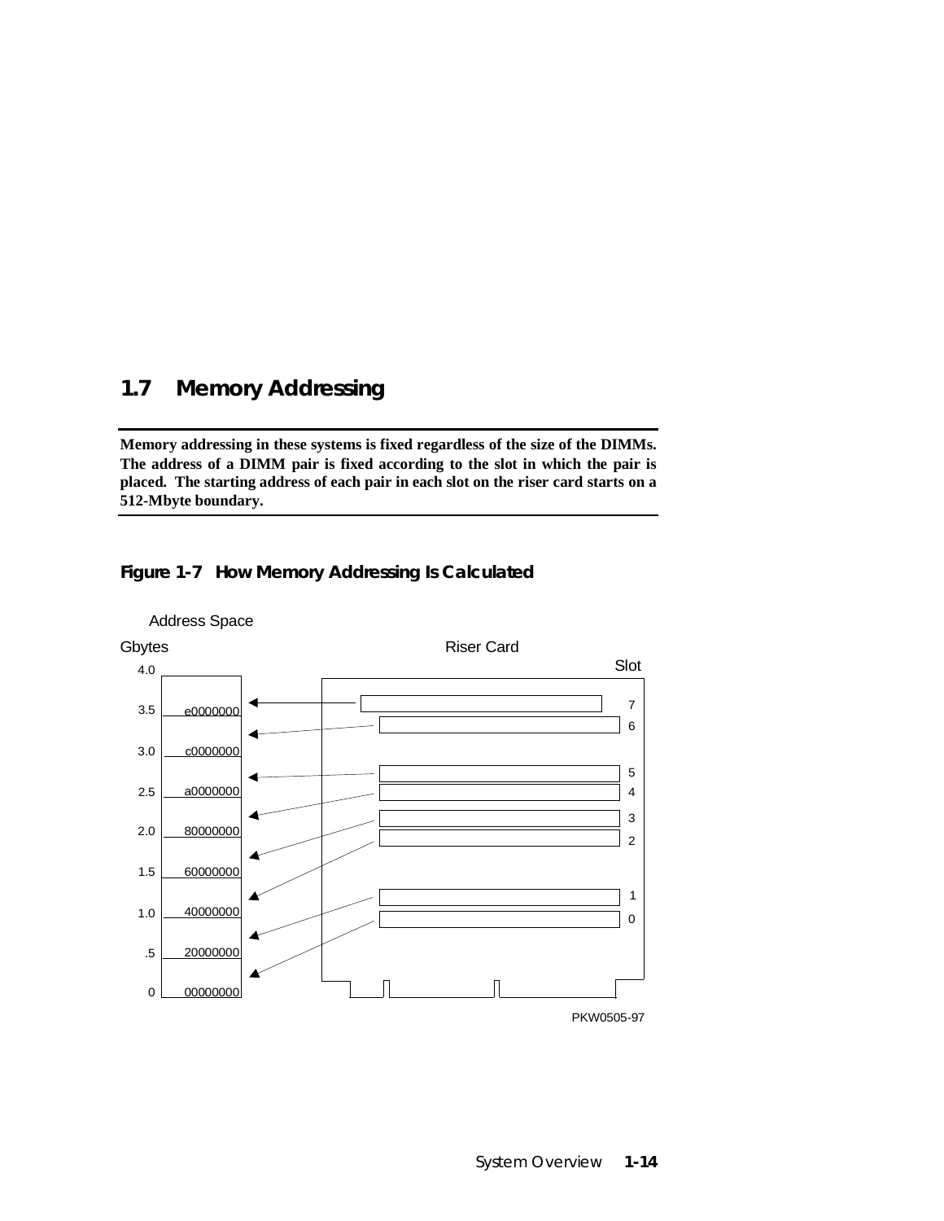## 1.7 Memory Addressing

**Memory addressing in these systems is fixed regardless of the size of the DIMMs. The address of a DIMM pair is fixed according to the slot in which the pair is placed. The starting address of each pair in each slot on the riser card starts on a 512-Mbyte boundary.**

**Figure 1-7 How Memory Addressing Is Calculated**

Address Space

Gbytes

Riser Card

Slot

| Gbytes | Address |
|---|---|
| 4.0 | |
| 3.5 | e0000000 |
| 3.0 | c0000000 |
| 2.5 | a0000000 |
| 2.0 | 80000000 |
| 1.5 | 60000000 |
| 1.0 | 40000000 |
| .5 | 20000000 |
| 0 | 00000000 |

Slots: 7, 6, 5, 4, 3, 2, 1, 0

PKW0505-97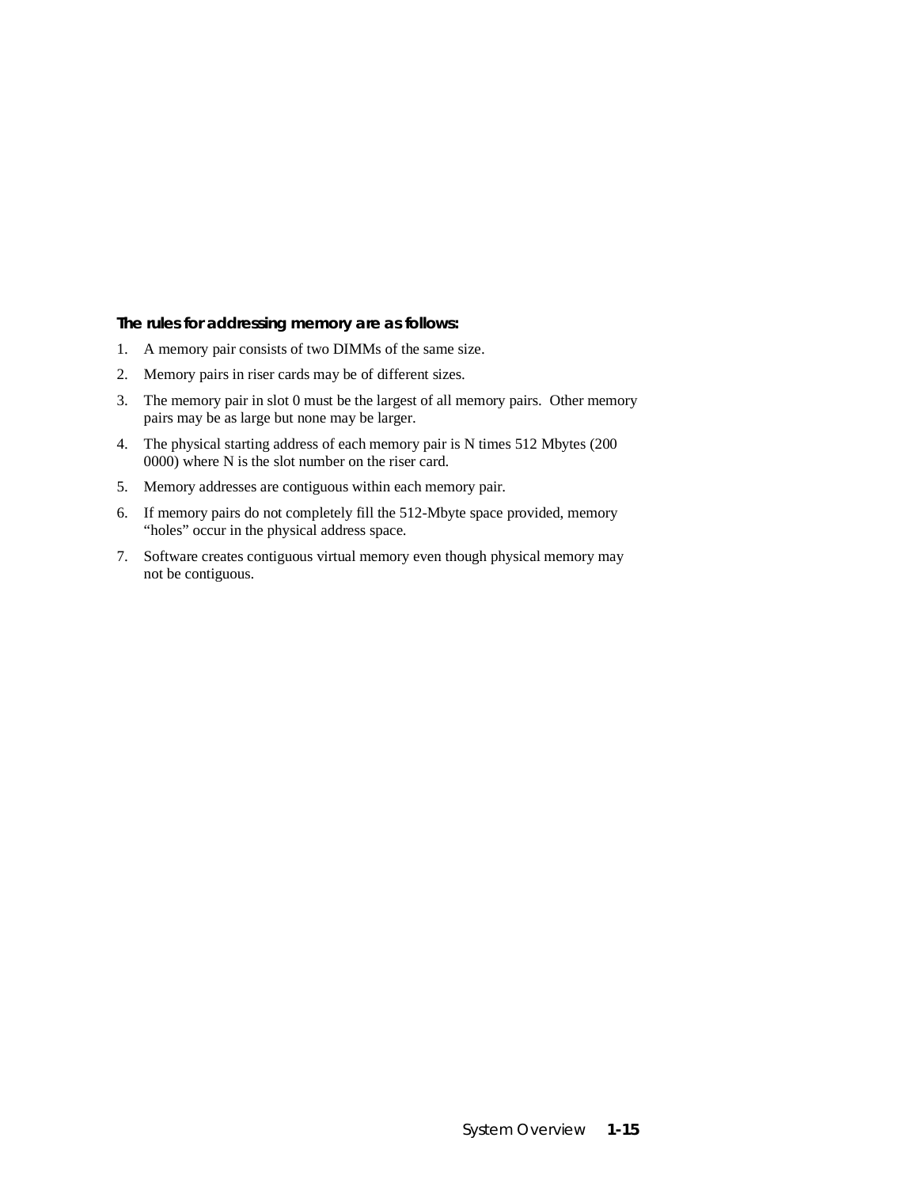**The rules for addressing memory are as follows:**

1. A memory pair consists of two DIMMs of the same size.
2. Memory pairs in riser cards may be of different sizes.
3. The memory pair in slot 0 must be the largest of all memory pairs. Other memory pairs may be as large but none may be larger.
4. The physical starting address of each memory pair is N times 512 Mbytes (200 0000) where N is the slot number on the riser card.
5. Memory addresses are contiguous within each memory pair.
6. If memory pairs do not completely fill the 512-Mbyte space provided, memory "holes" occur in the physical address space.
7. Software creates contiguous virtual memory even though physical memory may not be contiguous.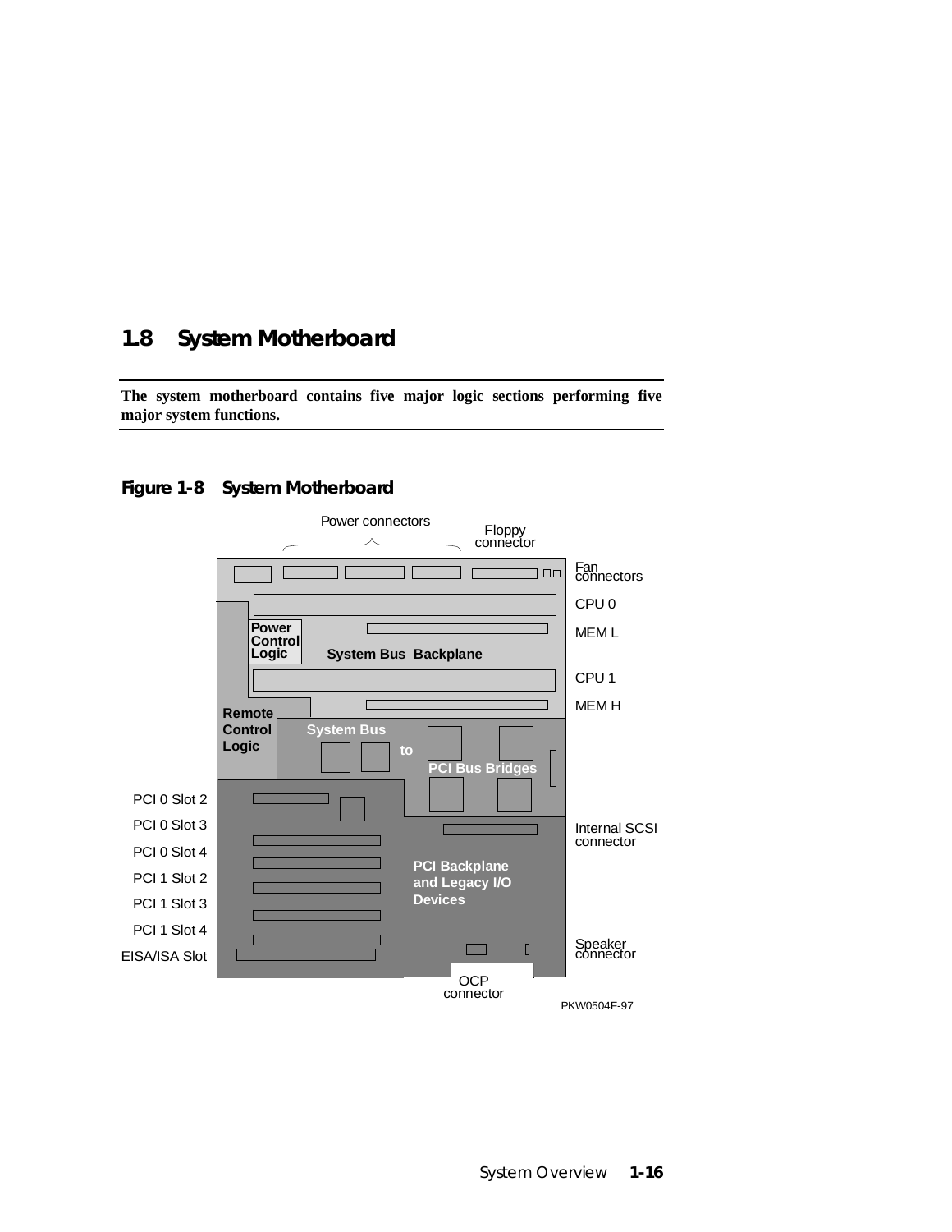## 1.8 System Motherboard

**The system motherboard contains five major logic sections performing five major system functions.**

**Figure 1-8 System Motherboard**

Power connectors

Floppy connector

Fan connectors

CPU 0

MEM L

Power Control Logic

System Bus Backplane

CPU 1

MEM H

Remote Control Logic

System Bus to PCI Bus Bridges

PCI 0 Slot 2

PCI 0 Slot 3

PCI 0 Slot 4

PCI 1 Slot 2

PCI 1 Slot 3

PCI 1 Slot 4

EISA/ISA Slot

Internal SCSI connector

PCI Backplane and Legacy I/O Devices

Speaker connector

OCP connector

PKW0504F-97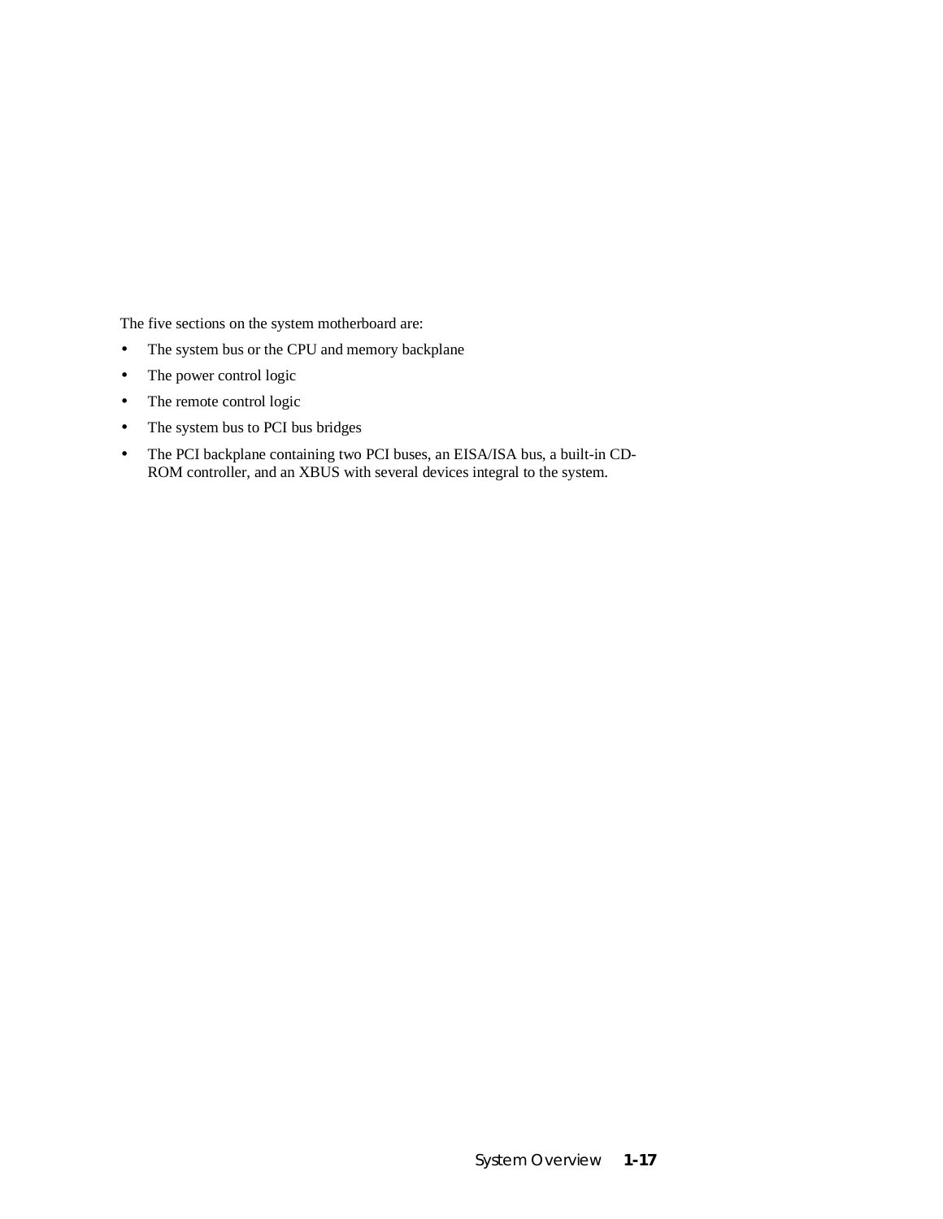The five sections on the system motherboard are:

- The system bus or the CPU and memory backplane
- The power control logic
- The remote control logic
- The system bus to PCI bus bridges
- The PCI backplane containing two PCI buses, an EISA/ISA bus, a built-in CD-ROM controller, and an XBUS with several devices integral to the system.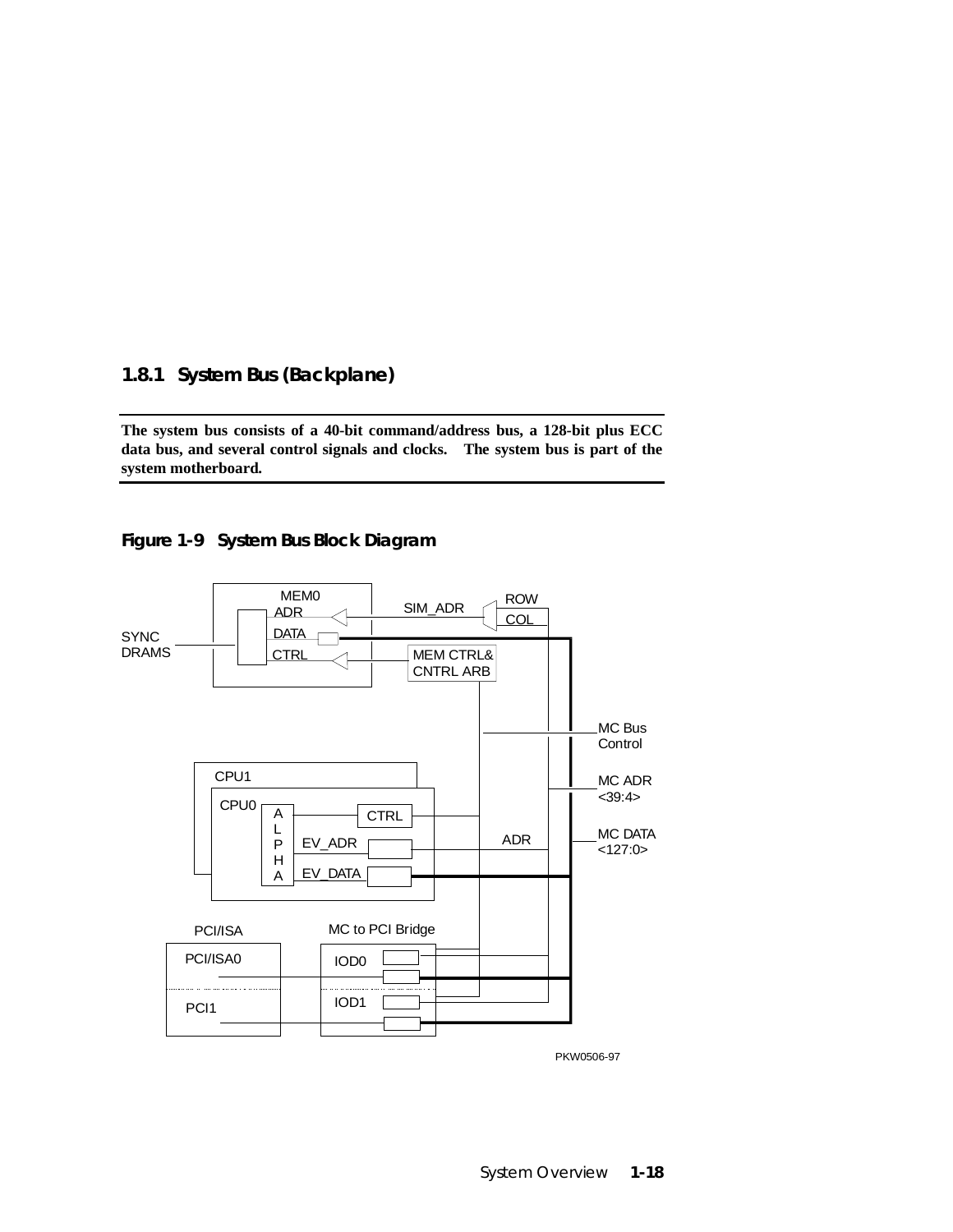### 1.8.1 System Bus (Backplane)

**The system bus consists of a 40-bit command/address bus, a 128-bit plus ECC data bus, and several control signals and clocks. The system bus is part of the system motherboard.**

**Figure 1-9 System Bus Block Diagram**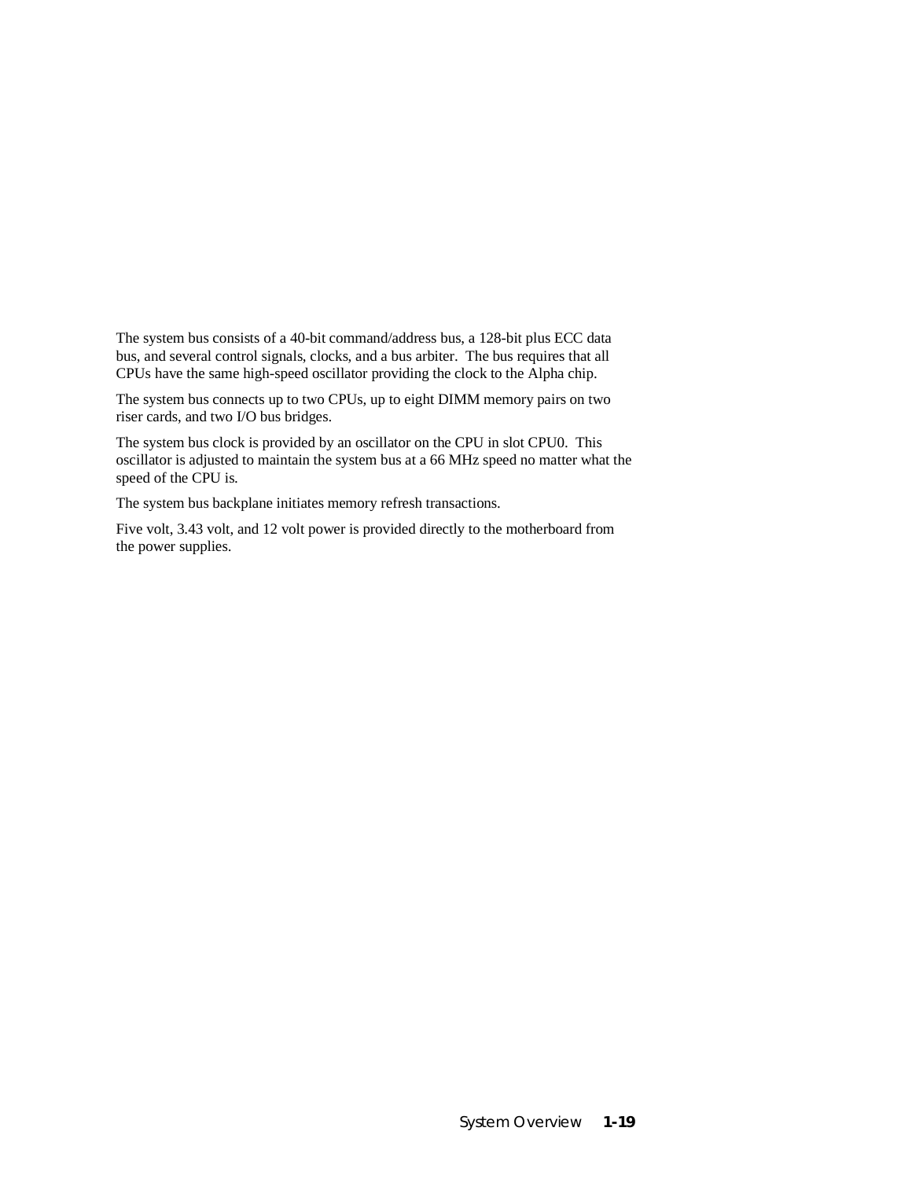The system bus consists of a 40-bit command/address bus, a 128-bit plus ECC data bus, and several control signals, clocks, and a bus arbiter. The bus requires that all CPUs have the same high-speed oscillator providing the clock to the Alpha chip.

The system bus connects up to two CPUs, up to eight DIMM memory pairs on two riser cards, and two I/O bus bridges.

The system bus clock is provided by an oscillator on the CPU in slot CPU0. This oscillator is adjusted to maintain the system bus at a 66 MHz speed no matter what the speed of the CPU is.

The system bus backplane initiates memory refresh transactions.

Five volt, 3.43 volt, and 12 volt power is provided directly to the motherboard from the power supplies.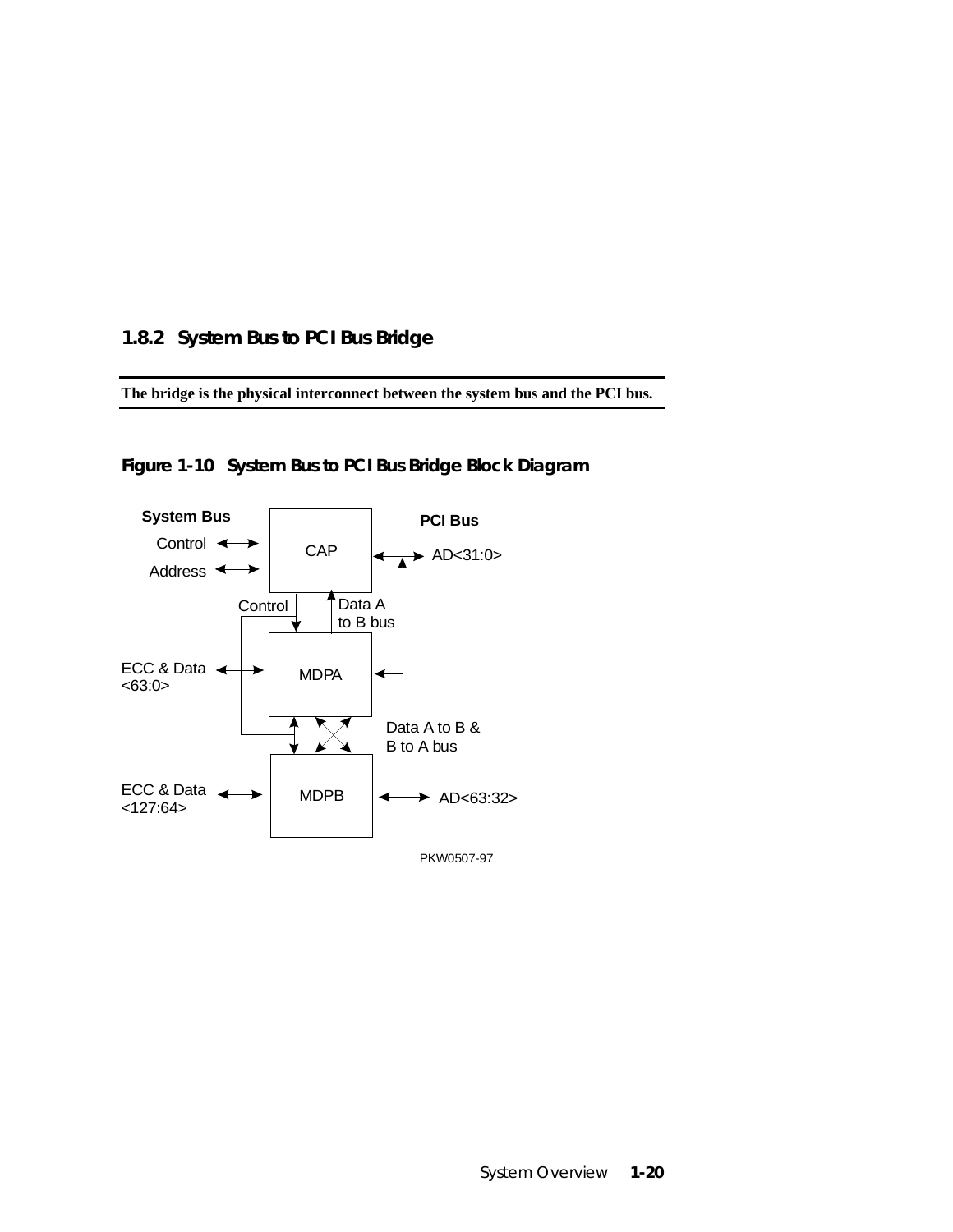### 1.8.2 System Bus to PCI Bus Bridge

**The bridge is the physical interconnect between the system bus and the PCI bus.**

**Figure 1-10 System Bus to PCI Bus Bridge Block Diagram**

System Bus

Control

Address

CAP

PCI Bus

AD<31:0>

Control

Data A to B bus

ECC & Data <63:0>

MDPA

Data A to B & B to A bus

ECC & Data <127:64>

MDPB

AD<63:32>

PKW0507-97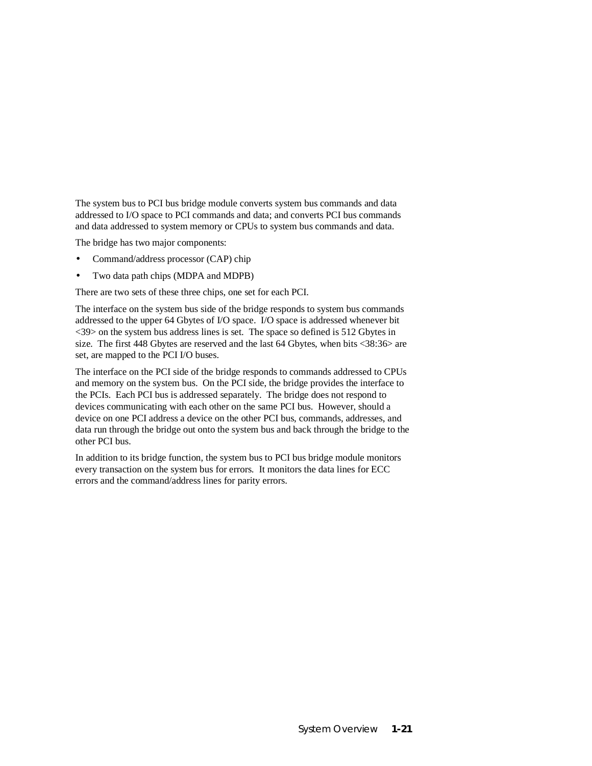The system bus to PCI bus bridge module converts system bus commands and data addressed to I/O space to PCI commands and data; and converts PCI bus commands and data addressed to system memory or CPUs to system bus commands and data.

The bridge has two major components:

- Command/address processor (CAP) chip
- Two data path chips (MDPA and MDPB)

There are two sets of these three chips, one set for each PCI.

The interface on the system bus side of the bridge responds to system bus commands addressed to the upper 64 Gbytes of I/O space. I/O space is addressed whenever bit <39> on the system bus address lines is set. The space so defined is 512 Gbytes in size. The first 448 Gbytes are reserved and the last 64 Gbytes, when bits <38:36> are set, are mapped to the PCI I/O buses.

The interface on the PCI side of the bridge responds to commands addressed to CPUs and memory on the system bus. On the PCI side, the bridge provides the interface to the PCIs. Each PCI bus is addressed separately. The bridge does not respond to devices communicating with each other on the same PCI bus. However, should a device on one PCI address a device on the other PCI bus, commands, addresses, and data run through the bridge out onto the system bus and back through the bridge to the other PCI bus.

In addition to its bridge function, the system bus to PCI bus bridge module monitors every transaction on the system bus for errors. It monitors the data lines for ECC errors and the command/address lines for parity errors.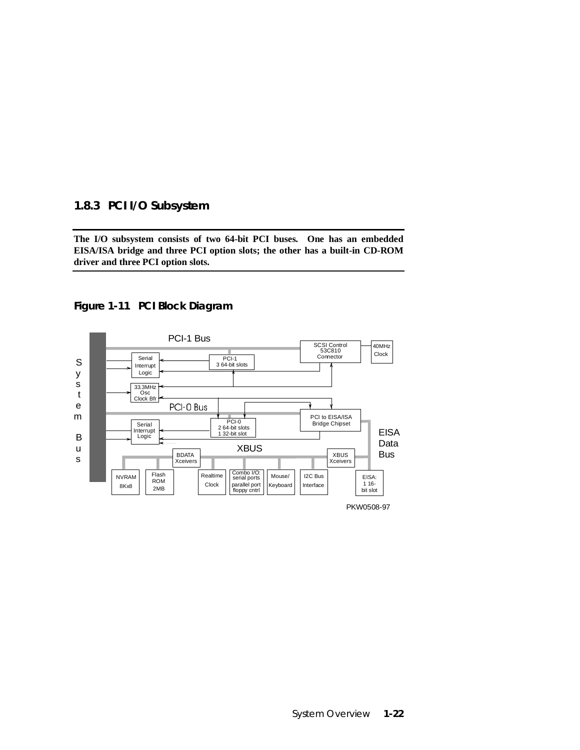### 1.8.3 PCI I/O Subsystem

**The I/O subsystem consists of two 64-bit PCI buses. One has an embedded EISA/ISA bridge and three PCI option slots; the other has a built-in CD-ROM driver and three PCI option slots.**

**Figure 1-11 PCI Block Diagram**

PCI-1 Bus

SCSI Control 53C810 Connector

40MHz Clock

Serial Interrupt Logic

PCI-1 3 64-bit slots

33.3MHz Osc Clock Bfr

PCI-0 Bus

PCI to EISA/ISA Bridge Chipset

PCI-0 2 64-bit slots 1 32-bit slot

Serial Interrupt Logic

System Bus

XBUS

BDATA Xceivers

XBUS Xceivers

EISA Data Bus

NVRAM 8Kx8

Flash ROM 2MB

Realtime Clock

Combo I/O: serial ports parallel port floppy cntrl

Mouse/ Keyboard

I2C Bus Interface

EISA: 1 16-bit slot

PKW0508-97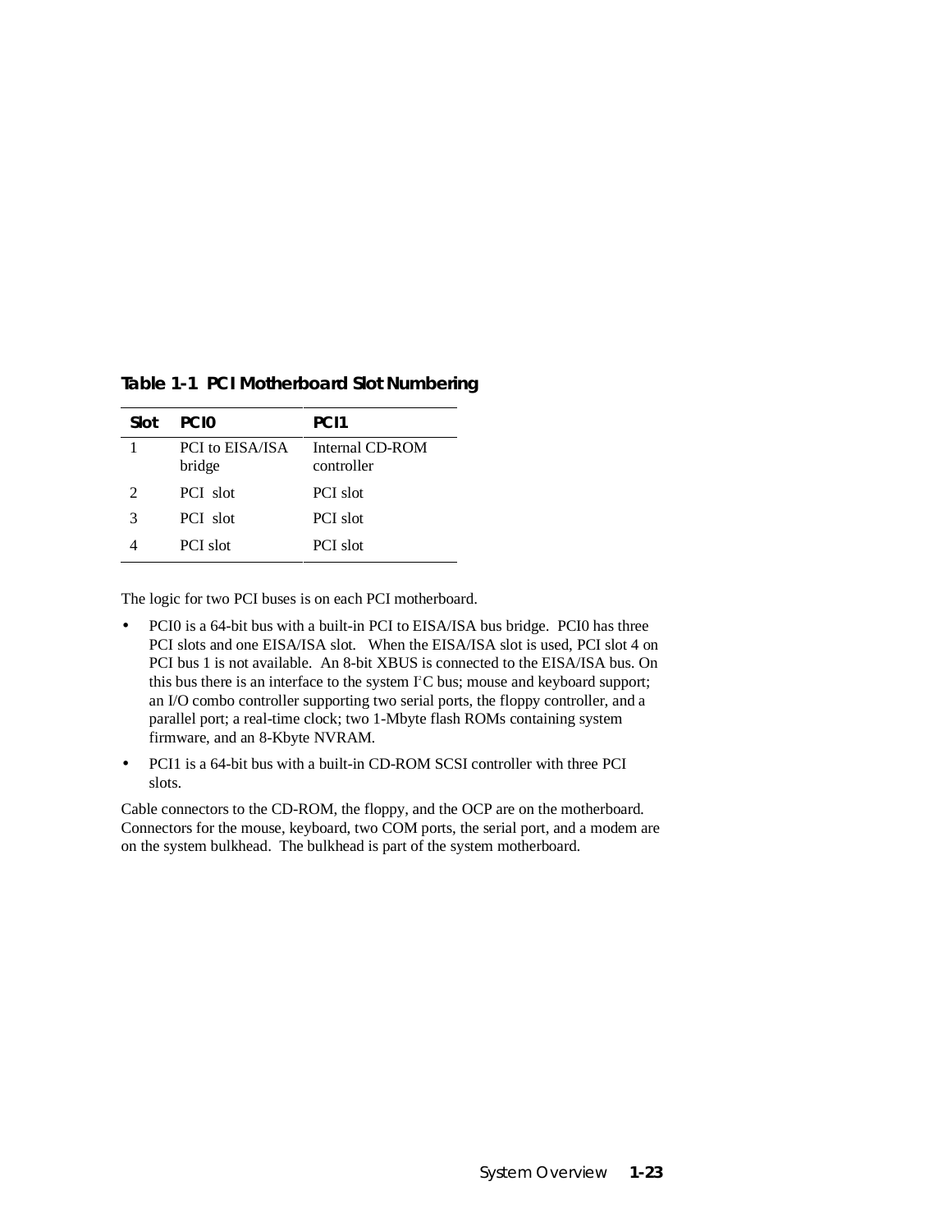**Table 1-1 PCI Motherboard Slot Numbering**

| Slot | PCI0 | PCI1 |
|---|---|---|
| 1 | PCI to EISA/ISA bridge | Internal CD-ROM controller |
| 2 | PCI slot | PCI slot |
| 3 | PCI slot | PCI slot |
| 4 | PCI slot | PCI slot |

The logic for two PCI buses is on each PCI motherboard.

- PCI0 is a 64-bit bus with a built-in PCI to EISA/ISA bus bridge. PCI0 has three PCI slots and one EISA/ISA slot. When the EISA/ISA slot is used, PCI slot 4 on PCI bus 1 is not available. An 8-bit XBUS is connected to the EISA/ISA bus. On this bus there is an interface to the system $I^2C$ bus; mouse and keyboard support; an I/O combo controller supporting two serial ports, the floppy controller, and a parallel port; a real-time clock; two 1-Mbyte flash ROMs containing system firmware, and an 8-Kbyte NVRAM.
- PCI1 is a 64-bit bus with a built-in CD-ROM SCSI controller with three PCI slots.

Cable connectors to the CD-ROM, the floppy, and the OCP are on the motherboard. Connectors for the mouse, keyboard, two COM ports, the serial port, and a modem are on the system bulkhead. The bulkhead is part of the system motherboard.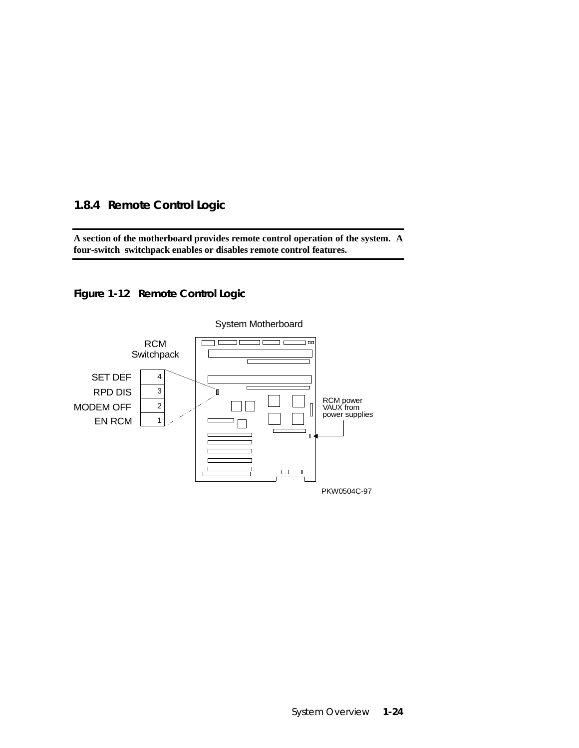### 1.8.4 Remote Control Logic

**A section of the motherboard provides remote control operation of the system. A four-switch switchpack enables or disables remote control features.**

**Figure 1-12 Remote Control Logic**

System Motherboard

RCM Switchpack

SET DEF 4
RPD DIS 3
MODEM OFF 2
EN RCM 1

RCM power VAUX from power supplies

PKW0504C-97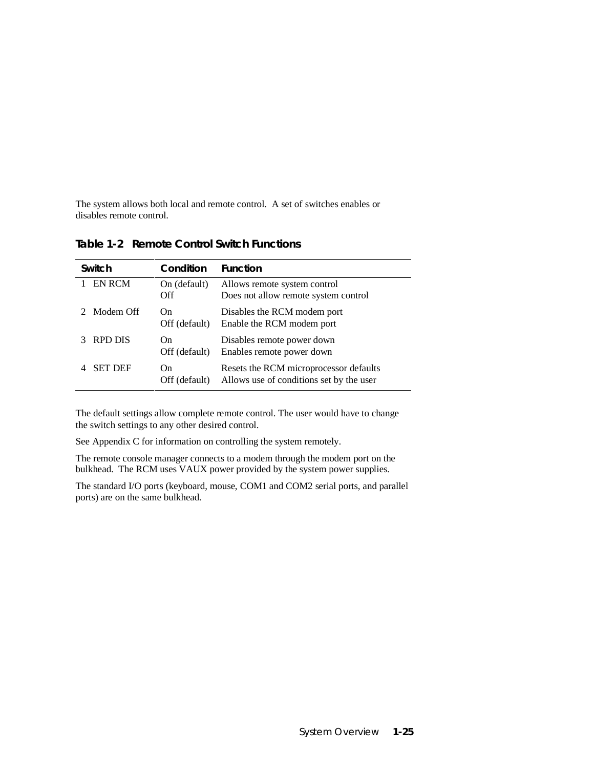The system allows both local and remote control. A set of switches enables or disables remote control.

**Table 1-2 Remote Control Switch Functions**

| Switch | Condition | Function |
|---|---|---|
| 1 EN RCM | On (default)<br>Off | Allows remote system control<br>Does not allow remote system control |
| 2 Modem Off | On<br>Off (default) | Disables the RCM modem port<br>Enable the RCM modem port |
| 3 RPD DIS | On<br>Off (default) | Disables remote power down<br>Enables remote power down |
| 4 SET DEF | On<br>Off (default) | Resets the RCM microprocessor defaults<br>Allows use of conditions set by the user |

The default settings allow complete remote control. The user would have to change the switch settings to any other desired control.

See Appendix C for information on controlling the system remotely.

The remote console manager connects to a modem through the modem port on the bulkhead. The RCM uses VAUX power provided by the system power supplies.

The standard I/O ports (keyboard, mouse, COM1 and COM2 serial ports, and parallel ports) are on the same bulkhead.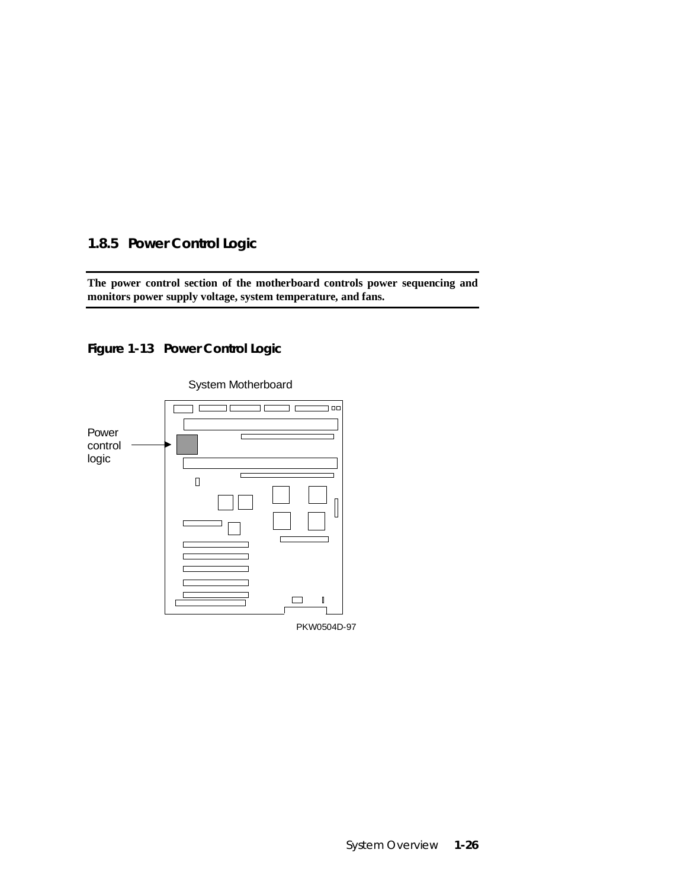### 1.8.5 Power Control Logic

**The power control section of the motherboard controls power sequencing and monitors power supply voltage, system temperature, and fans.**

#### Figure 1-13 Power Control Logic

System Motherboard

Power control logic

PKW0504D-97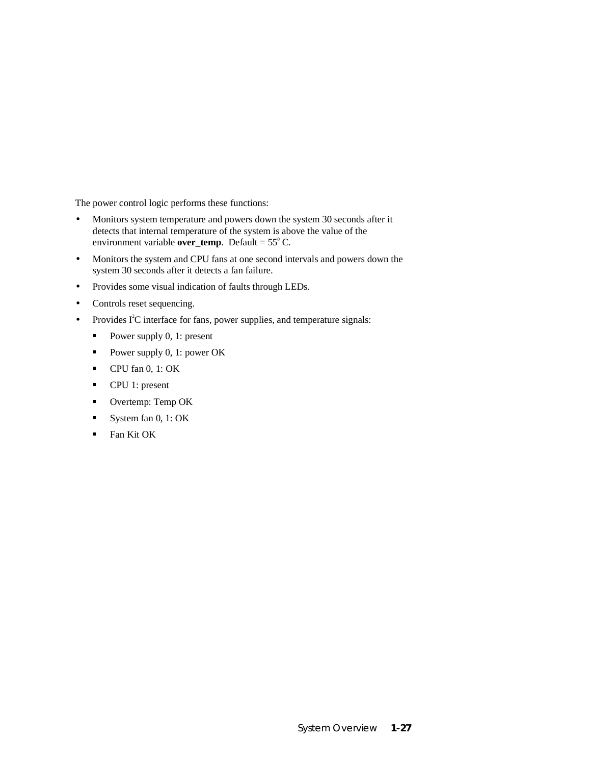The power control logic performs these functions:

- Monitors system temperature and powers down the system 30 seconds after it detects that internal temperature of the system is above the value of the environment variable **over_temp**. Default = $55^0$ C.
- Monitors the system and CPU fans at one second intervals and powers down the system 30 seconds after it detects a fan failure.
- Provides some visual indication of faults through LEDs.
- Controls reset sequencing.
- Provides $I^2C$ interface for fans, power supplies, and temperature signals:
  - Power supply 0, 1: present
  - Power supply 0, 1: power OK
  - CPU fan 0, 1: OK
  - CPU 1: present
  - Overtemp: Temp OK
  - System fan 0, 1: OK
  - Fan Kit OK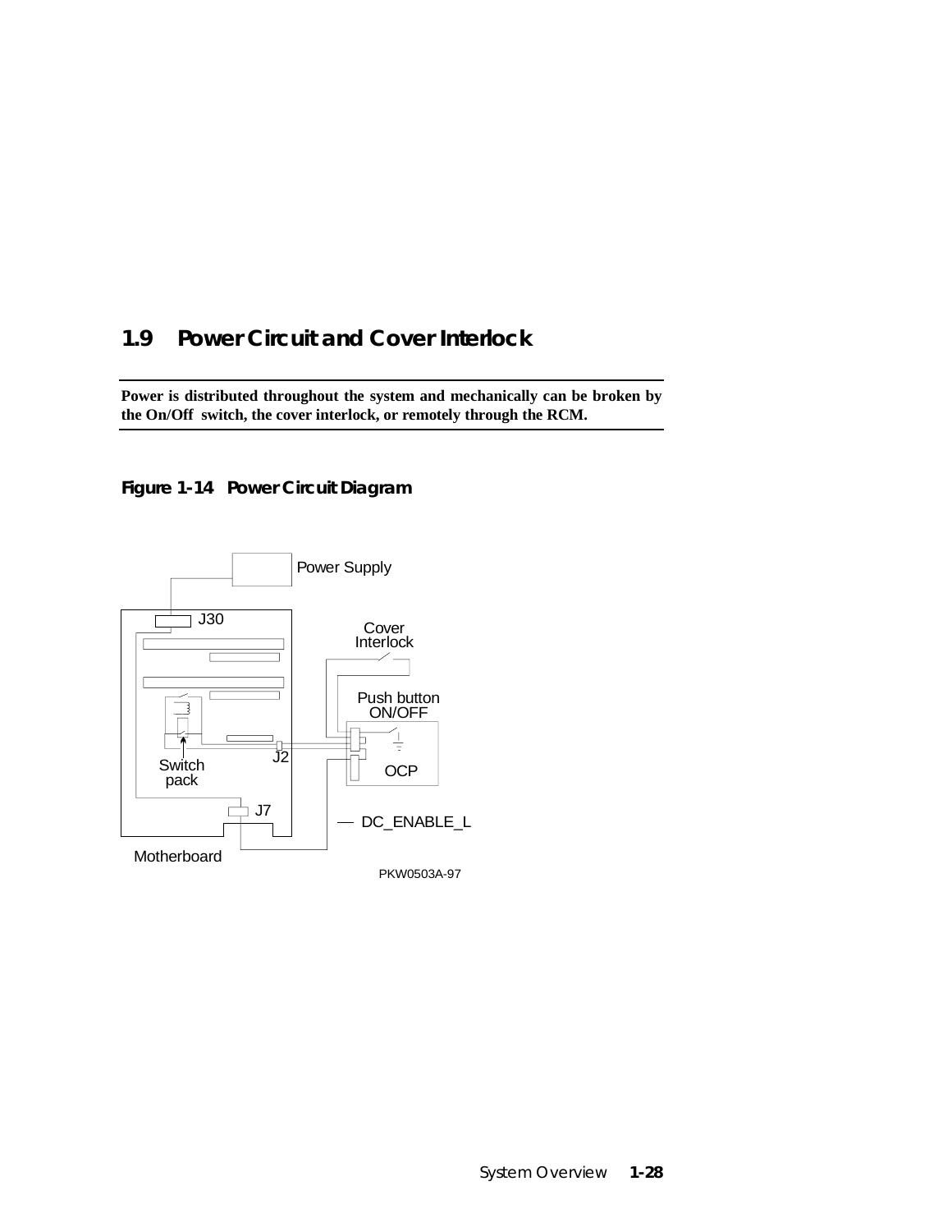## 1.9 Power Circuit and Cover Interlock

**Power is distributed throughout the system and mechanically can be broken by the On/Off switch, the cover interlock, or remotely through the RCM.**

**Figure 1-14 Power Circuit Diagram**

Power Supply

J30

Cover Interlock

Push button ON/OFF

Switch pack

J2

OCP

J7

DC_ENABLE_L

Motherboard

PKW0503A-97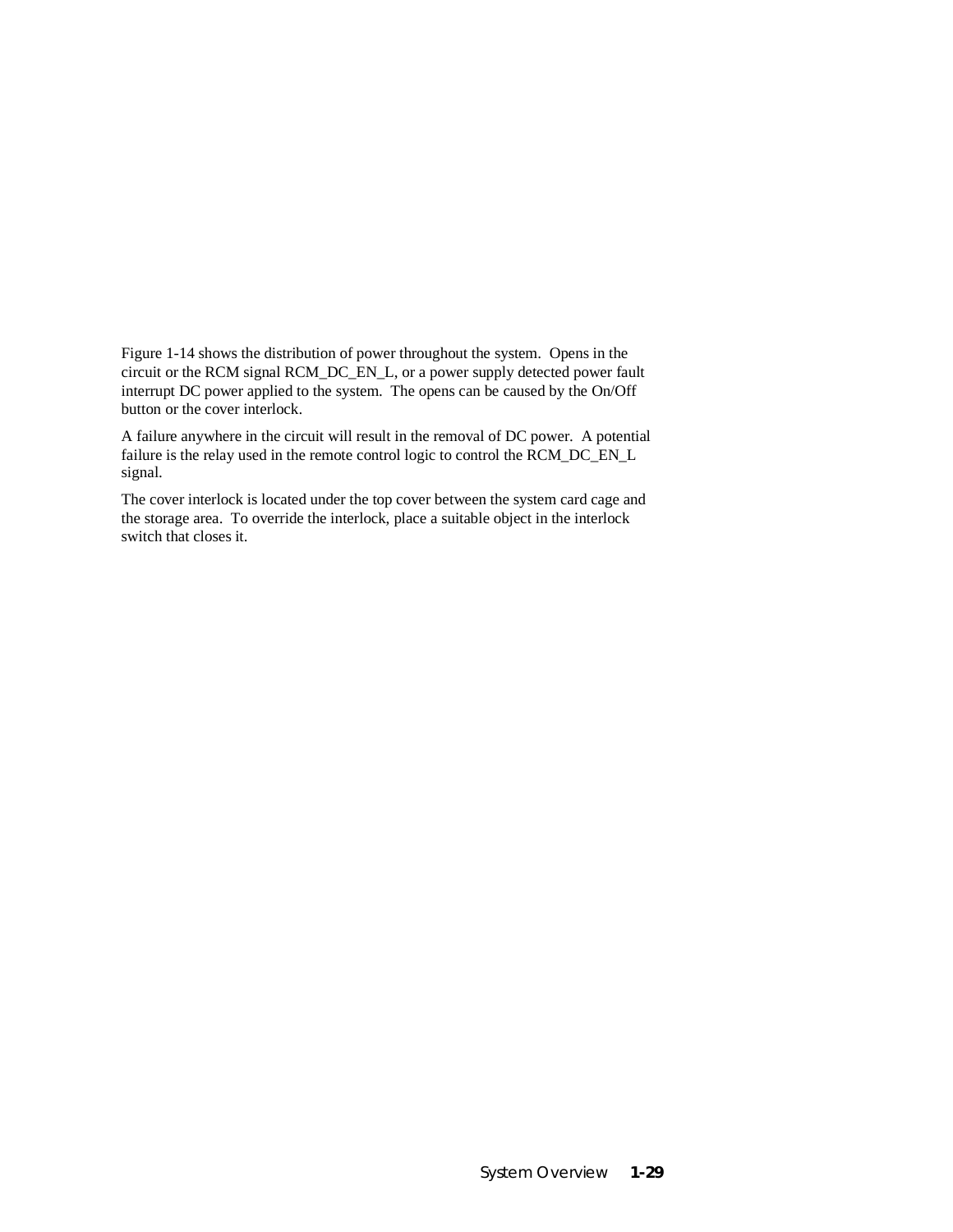Figure 1-14 shows the distribution of power throughout the system. Opens in the circuit or the RCM signal RCM_DC_EN_L, or a power supply detected power fault interrupt DC power applied to the system. The opens can be caused by the On/Off button or the cover interlock.

A failure anywhere in the circuit will result in the removal of DC power. A potential failure is the relay used in the remote control logic to control the RCM_DC_EN_L signal.

The cover interlock is located under the top cover between the system card cage and the storage area. To override the interlock, place a suitable object in the interlock switch that closes it.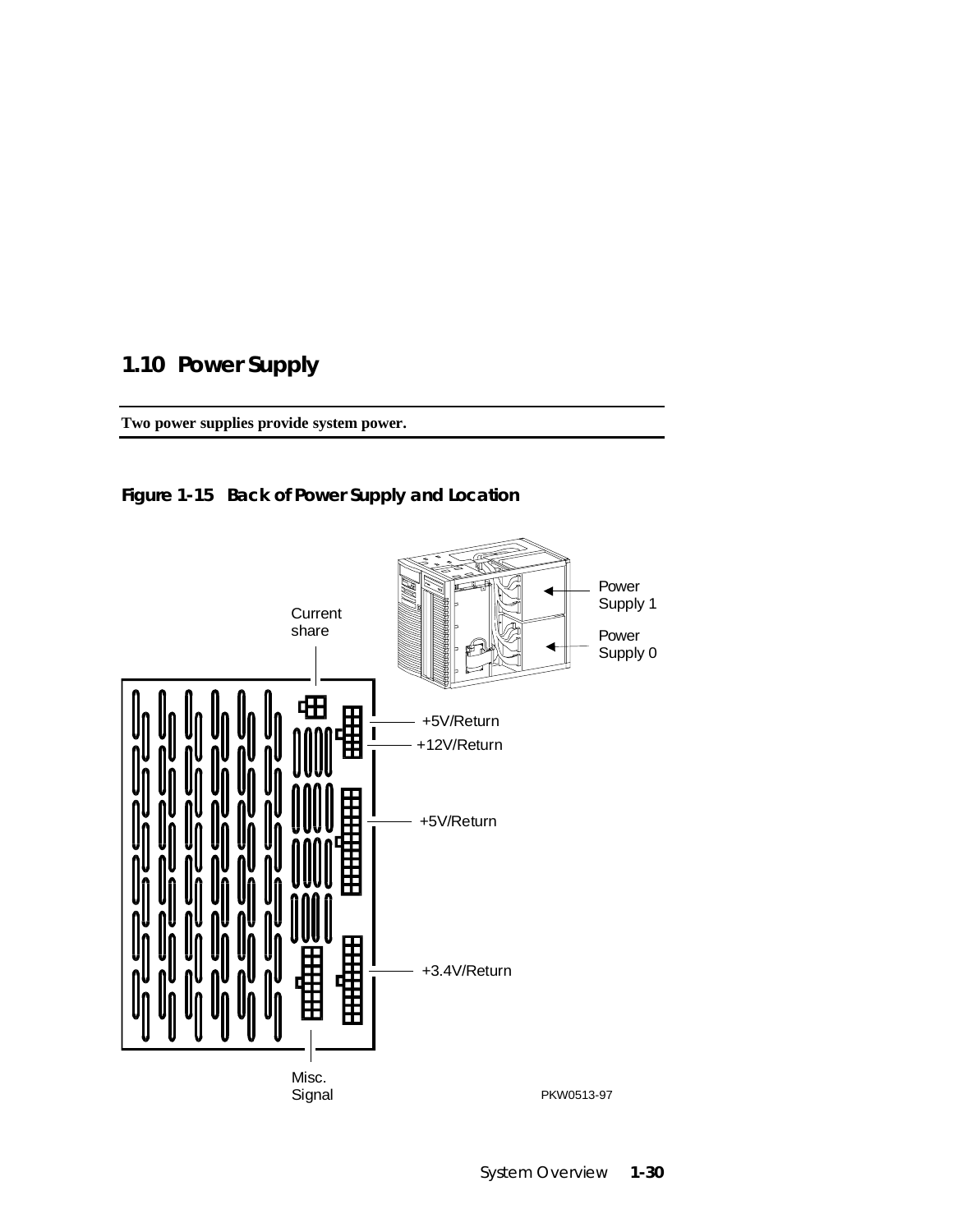## 1.10 Power Supply

**Two power supplies provide system power.**

### Figure 1-15 Back of Power Supply and Location

Power Supply 1

Power Supply 0

Current share

+5V/Return

+12V/Return

+5V/Return

+3.4V/Return

Misc. Signal

PKW0513-97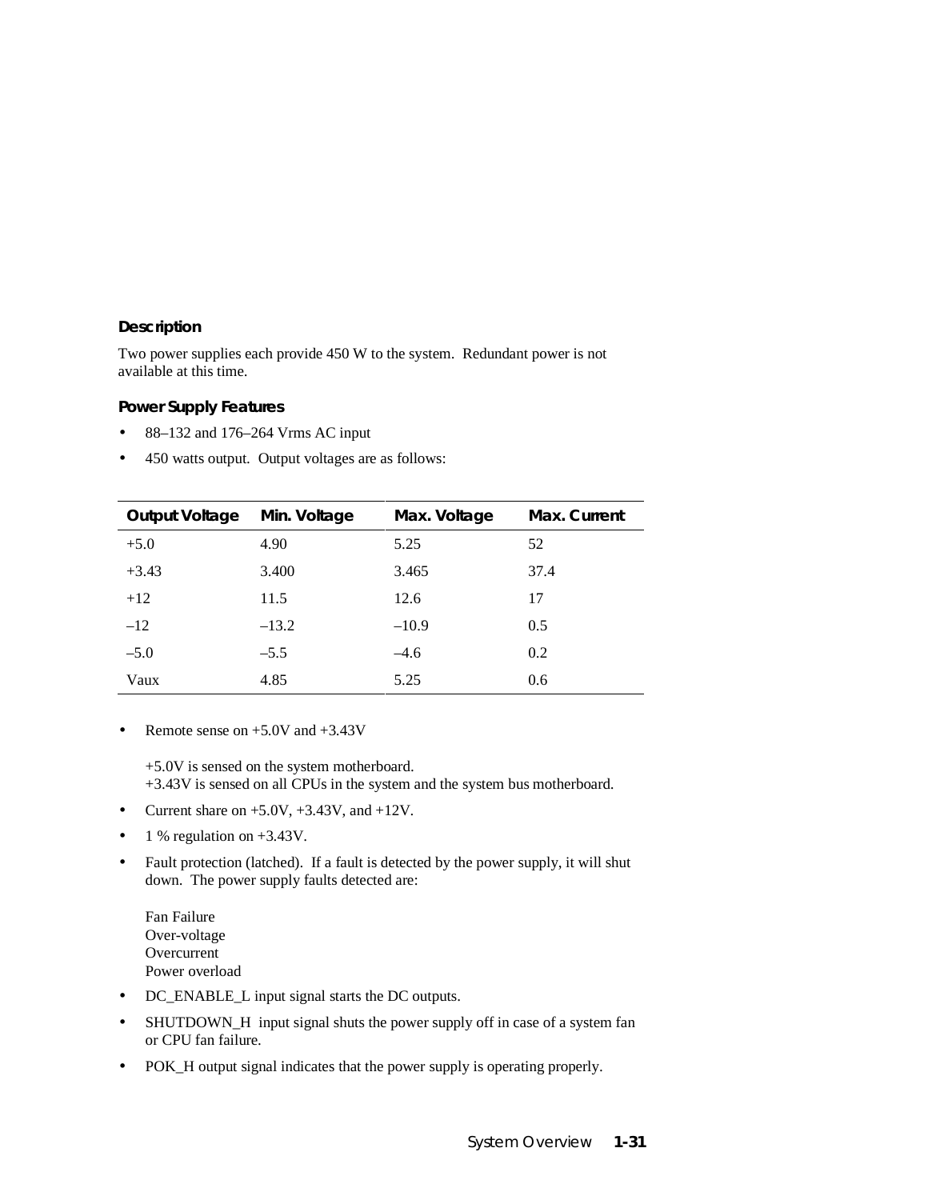### Description

Two power supplies each provide 450 W to the system. Redundant power is not available at this time.

### Power Supply Features

- 88–132 and 176–264 Vrms AC input
- 450 watts output. Output voltages are as follows:

| Output Voltage | Min. Voltage | Max. Voltage | Max. Current |
|---|---|---|---|
| +5.0 | 4.90 | 5.25 | 52 |
| +3.43 | 3.400 | 3.465 | 37.4 |
| +12 | 11.5 | 12.6 | 17 |
| –12 | –13.2 | –10.9 | 0.5 |
| –5.0 | –5.5 | –4.6 | 0.2 |
| Vaux | 4.85 | 5.25 | 0.6 |

- Remote sense on +5.0V and +3.43V

  +5.0V is sensed on the system motherboard.
  +3.43V is sensed on all CPUs in the system and the system bus motherboard.

- Current share on +5.0V, +3.43V, and +12V.
- 1 % regulation on +3.43V.
- Fault protection (latched). If a fault is detected by the power supply, it will shut down. The power supply faults detected are:

  Fan Failure
  Over-voltage
  Overcurrent
  Power overload

- DC_ENABLE_L input signal starts the DC outputs.
- SHUTDOWN_H input signal shuts the power supply off in case of a system fan or CPU fan failure.
- POK_H output signal indicates that the power supply is operating properly.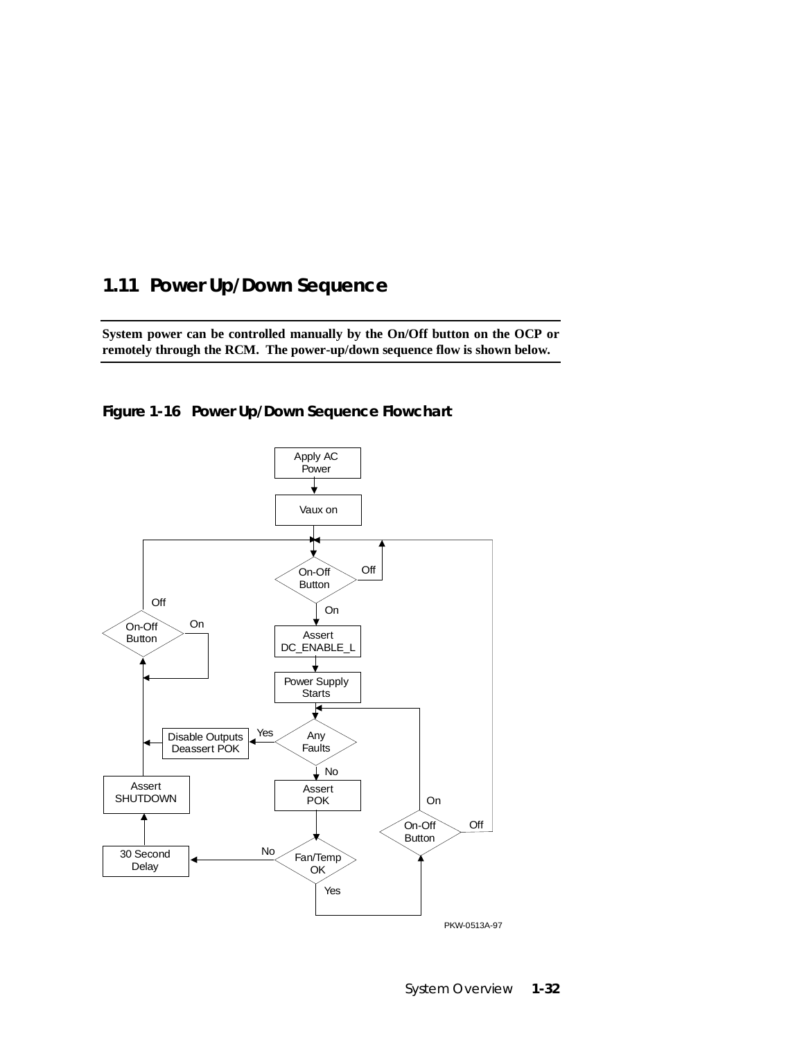## 1.11 Power Up/Down Sequence

**System power can be controlled manually by the On/Off button on the OCP or remotely through the RCM. The power-up/down sequence flow is shown below.**

**Figure 1-16 Power Up/Down Sequence Flowchart**

Apply AC Power

Vaux on

On-Off Button

Off

On

Assert DC_ENABLE_L

Power Supply Starts

Any Faults

Yes

No

Disable Outputs Deassert POK

Assert POK

Fan/Temp OK

No

Yes

30 Second Delay

Assert SHUTDOWN

On-Off Button

Off

On

On-Off Button

On

Off

PKW-0513A-97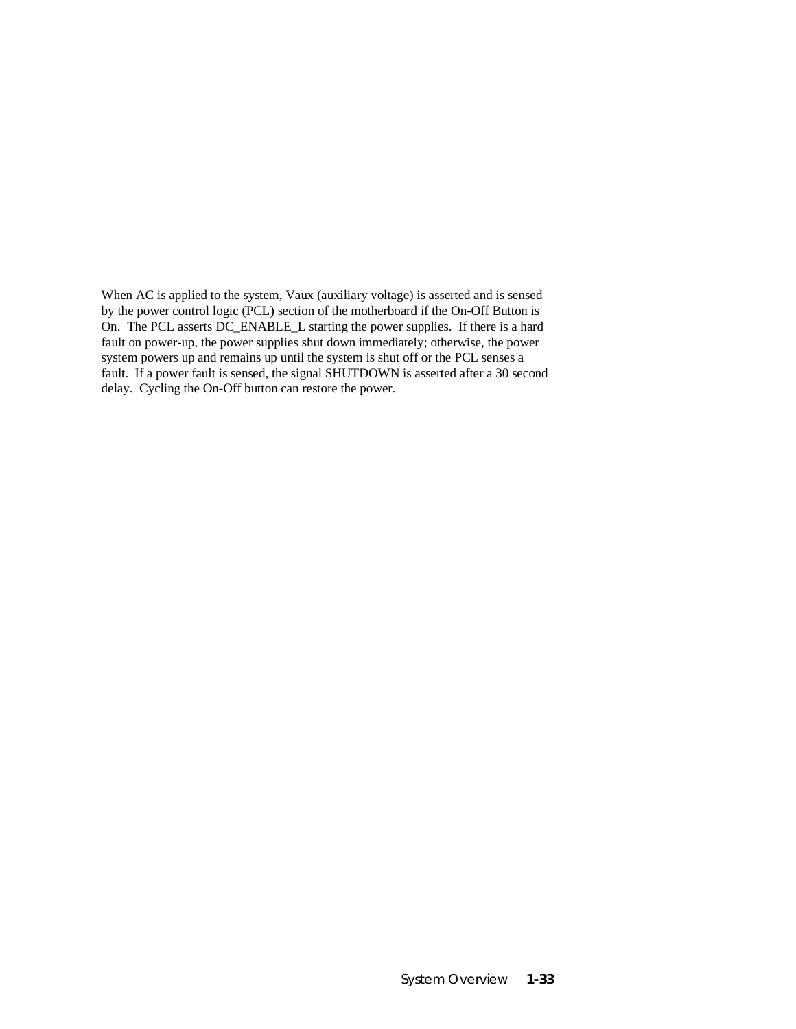When AC is applied to the system, Vaux (auxiliary voltage) is asserted and is sensed by the power control logic (PCL) section of the motherboard if the On-Off Button is On. The PCL asserts DC_ENABLE_L starting the power supplies. If there is a hard fault on power-up, the power supplies shut down immediately; otherwise, the power system powers up and remains up until the system is shut off or the PCL senses a fault. If a power fault is sensed, the signal SHUTDOWN is asserted after a 30 second delay. Cycling the On-Off button can restore the power.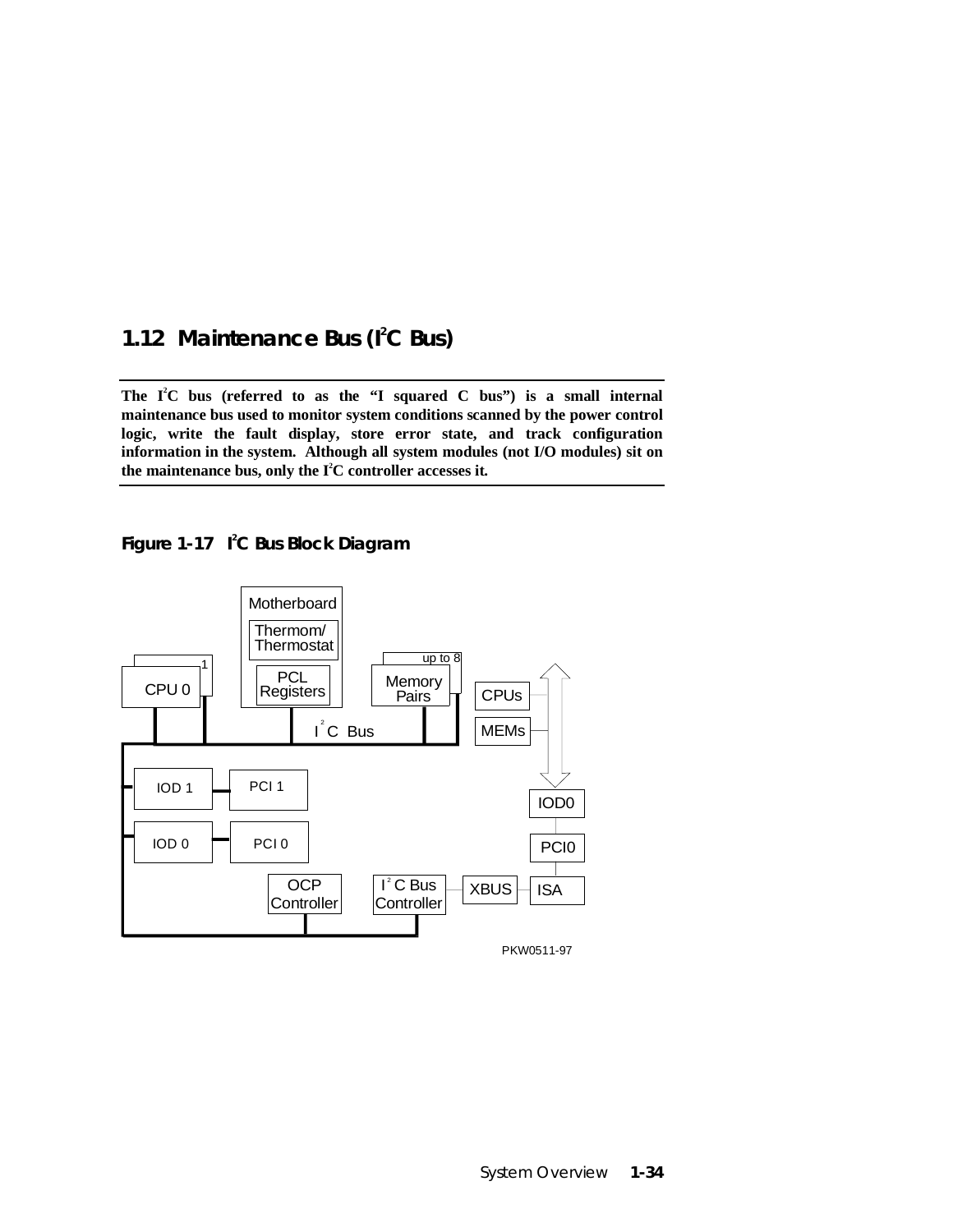## 1.12 Maintenance Bus (I²C Bus)

**The I²C bus (referred to as the "I squared C bus") is a small internal maintenance bus used to monitor system conditions scanned by the power control logic, write the fault display, store error state, and track configuration information in the system. Although all system modules (not I/O modules) sit on the maintenance bus, only the I²C controller accesses it.**

**Figure 1-17 I²C Bus Block Diagram**

Motherboard
Thermom/ Thermostat
PCL Registers
CPU 0
1
Memory Pairs
up to 8
CPUs
MEMs
I²C Bus
IOD 1
PCI 1
IOD0
IOD 0
PCI 0
PCI0
OCP Controller
I²C Bus Controller
XBUS
ISA

PKW0511-97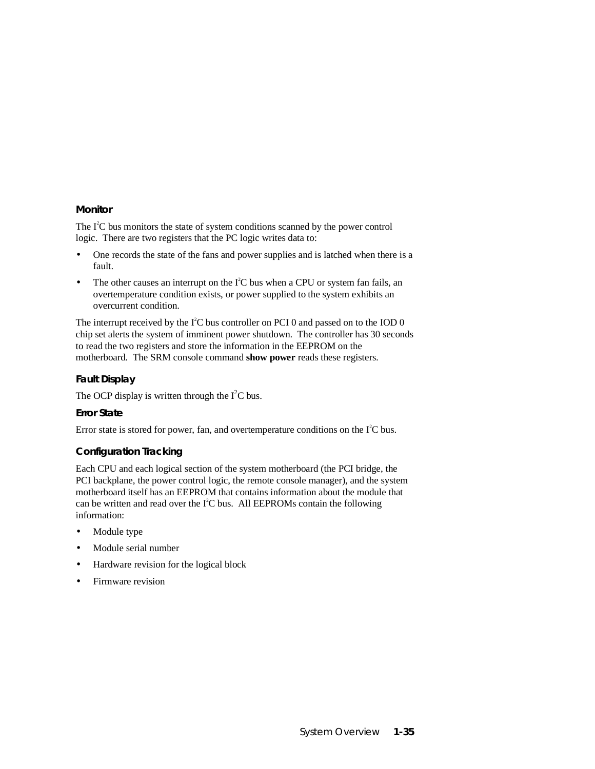### Monitor

The $I^2C$ bus monitors the state of system conditions scanned by the power control logic. There are two registers that the PC logic writes data to:

- One records the state of the fans and power supplies and is latched when there is a fault.
- The other causes an interrupt on the $I^2C$ bus when a CPU or system fan fails, an overtemperature condition exists, or power supplied to the system exhibits an overcurrent condition.

The interrupt received by the $I^2C$ bus controller on PCI 0 and passed on to the IOD 0 chip set alerts the system of imminent power shutdown. The controller has 30 seconds to read the two registers and store the information in the EEPROM on the motherboard. The SRM console command **show power** reads these registers.

### Fault Display

The OCP display is written through the $I^2C$ bus.

### Error State

Error state is stored for power, fan, and overtemperature conditions on the $I^2C$ bus.

### Configuration Tracking

Each CPU and each logical section of the system motherboard (the PCI bridge, the PCI backplane, the power control logic, the remote console manager), and the system motherboard itself has an EEPROM that contains information about the module that can be written and read over the $I^2C$ bus. All EEPROMs contain the following information:

- Module type
- Module serial number
- Hardware revision for the logical block
- Firmware revision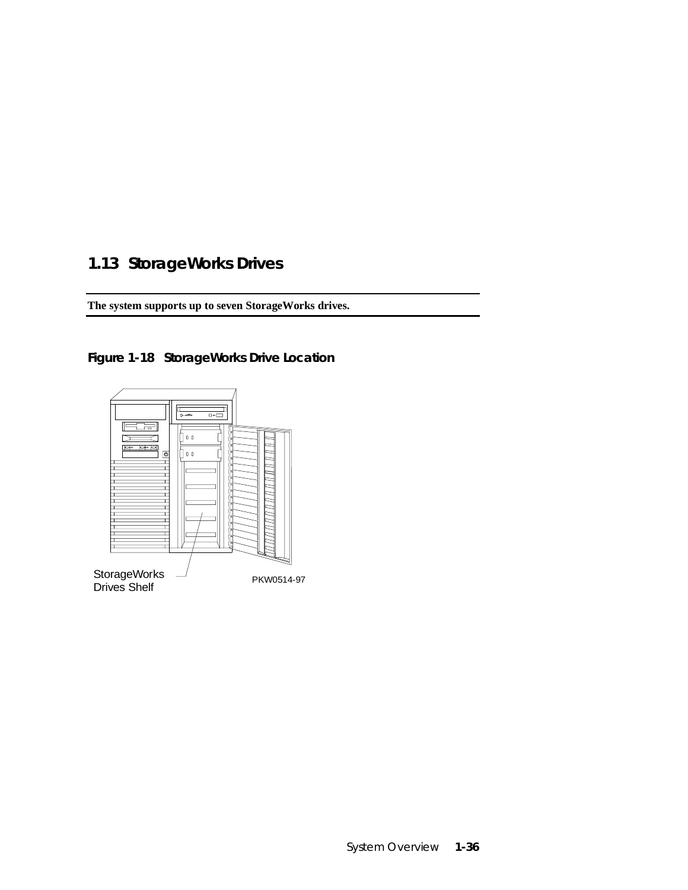## 1.13 StorageWorks Drives

**The system supports up to seven StorageWorks drives.**

**Figure 1-18 StorageWorks Drive Location**

StorageWorks Drives Shelf

PKW0514-97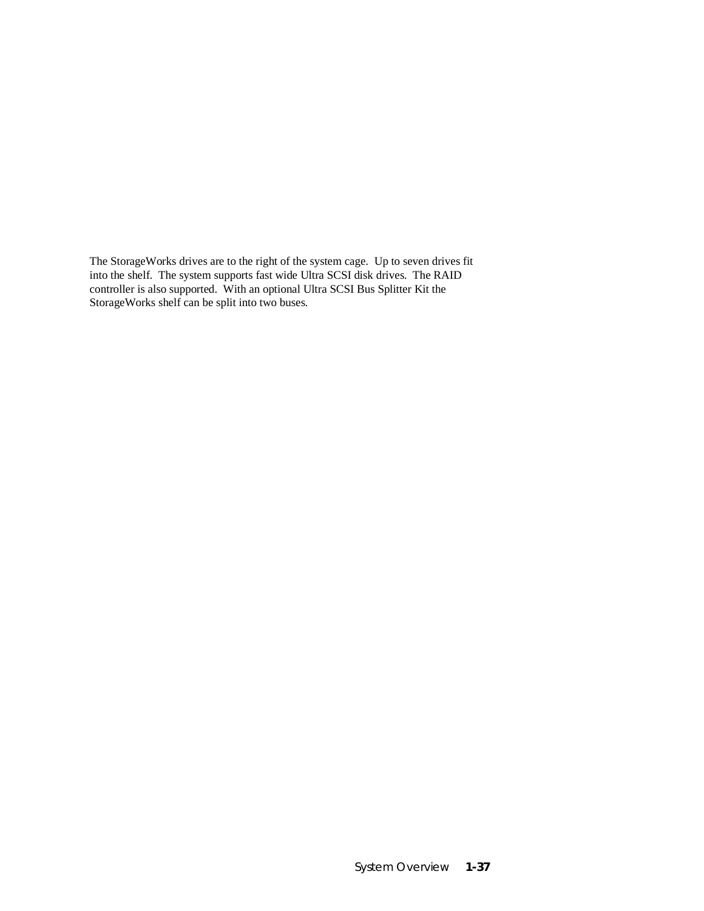The StorageWorks drives are to the right of the system cage. Up to seven drives fit into the shelf. The system supports fast wide Ultra SCSI disk drives. The RAID controller is also supported. With an optional Ultra SCSI Bus Splitter Kit the StorageWorks shelf can be split into two buses.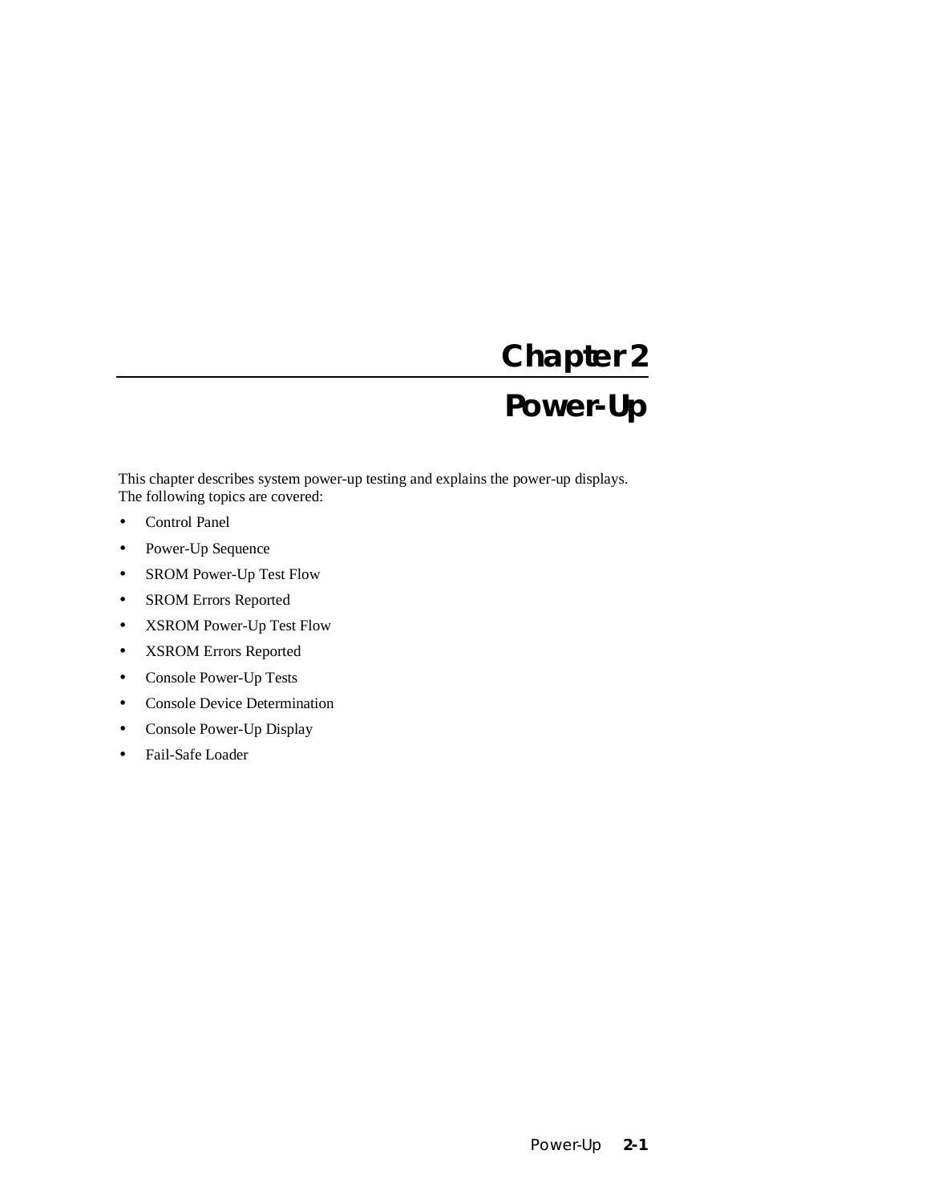# Chapter 2

# Power-Up

This chapter describes system power-up testing and explains the power-up displays. The following topics are covered:

- Control Panel
- Power-Up Sequence
- SROM Power-Up Test Flow
- SROM Errors Reported
- XSROM Power-Up Test Flow
- XSROM Errors Reported
- Console Power-Up Tests
- Console Device Determination
- Console Power-Up Display
- Fail-Safe Loader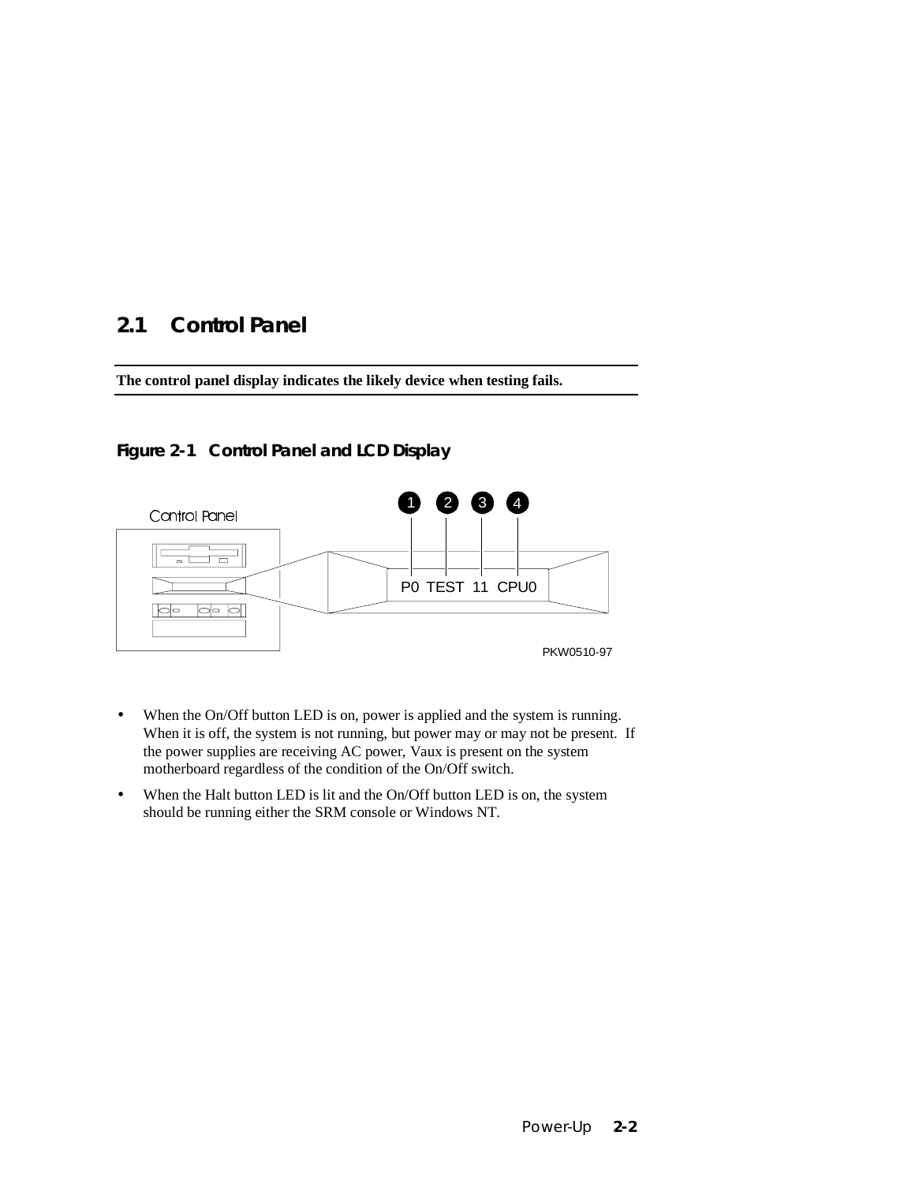## 2.1 Control Panel

**The control panel display indicates the likely device when testing fails.**

**Figure 2-1 Control Panel and LCD Display**

- When the On/Off button LED is on, power is applied and the system is running. When it is off, the system is not running, but power may or may not be present. If the power supplies are receiving AC power, Vaux is present on the system motherboard regardless of the condition of the On/Off switch.
- When the Halt button LED is lit and the On/Off button LED is on, the system should be running either the SRM console or Windows NT.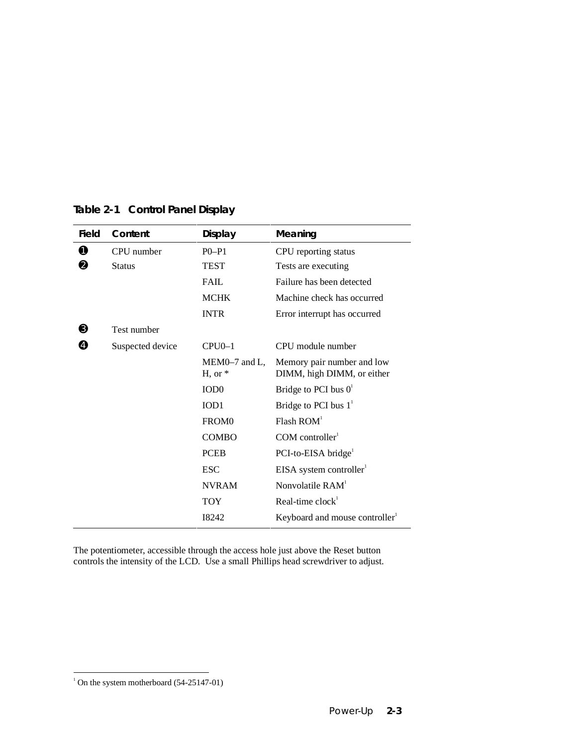**Table 2-1 Control Panel Display**

| Field | Content | Display | Meaning |
|---|---|---|---|
| ❶ | CPU number | P0–P1 | CPU reporting status |
| ❷ | Status | TEST | Tests are executing |
| | | FAIL | Failure has been detected |
| | | MCHK | Machine check has occurred |
| | | INTR | Error interrupt has occurred |
| ❸ | Test number | | |
| ❹ | Suspected device | CPU0–1 | CPU module number |
| | | MEM0–7 and L, H, or * | Memory pair number and low DIMM, high DIMM, or either |
| | | IOD0 | Bridge to PCI bus 0[1] |
| | | IOD1 | Bridge to PCI bus 1[1] |
| | | FROM0 | Flash ROM[1] |
| | | COMBO | COM controller[1] |
| | | PCEB | PCI-to-EISA bridge[1] |
| | | ESC | EISA system controller[1] |
| | | NVRAM | Nonvolatile RAM[1] |
| | | TOY | Real-time clock[1] |
| | | I8242 | Keyboard and mouse controller[1] |

The potentiometer, accessible through the access hole just above the Reset button controls the intensity of the LCD. Use a small Phillips head screwdriver to adjust.

[1] On the system motherboard (54-25147-01)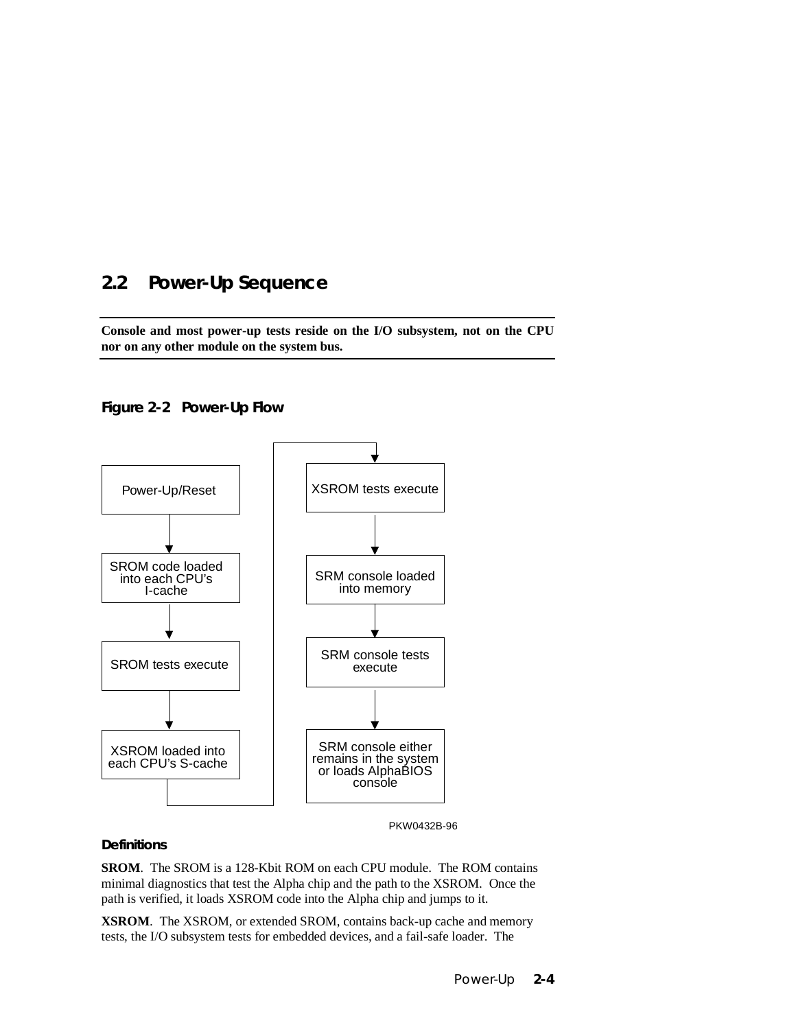## 2.2 Power-Up Sequence

**Console and most power-up tests reside on the I/O subsystem, not on the CPU nor on any other module on the system bus.**

**Figure 2-2 Power-Up Flow**

Power-Up/Reset → SROM code loaded into each CPU's I-cache → SROM tests execute → XSROM loaded into each CPU's S-cache → XSROM tests execute → SRM console loaded into memory → SRM console tests execute → SRM console either remains in the system or loads AlphaBIOS console

PKW0432B-96

**Definitions**

**SROM**. The SROM is a 128-Kbit ROM on each CPU module. The ROM contains minimal diagnostics that test the Alpha chip and the path to the XSROM. Once the path is verified, it loads XSROM code into the Alpha chip and jumps to it.

**XSROM**. The XSROM, or extended SROM, contains back-up cache and memory tests, the I/O subsystem tests for embedded devices, and a fail-safe loader. The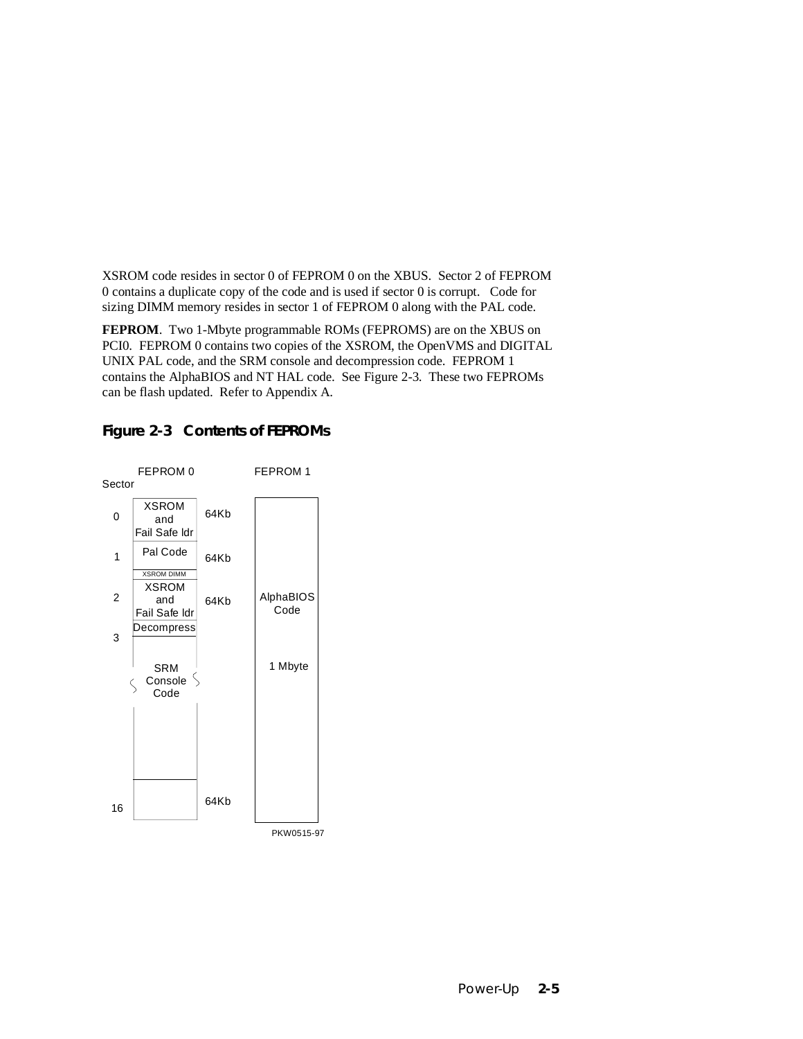XSROM code resides in sector 0 of FEPROM 0 on the XBUS. Sector 2 of FEPROM 0 contains a duplicate copy of the code and is used if sector 0 is corrupt. Code for sizing DIMM memory resides in sector 1 of FEPROM 0 along with the PAL code.

**FEPROM**. Two 1-Mbyte programmable ROMs (FEPROMS) are on the XBUS on PCI0. FEPROM 0 contains two copies of the XSROM, the OpenVMS and DIGITAL UNIX PAL code, and the SRM console and decompression code. FEPROM 1 contains the AlphaBIOS and NT HAL code. See Figure 2-3. These two FEPROMs can be flash updated. Refer to Appendix A.

## Figure 2-3 Contents of FEPROMs

| Sector | FEPROM 0 | Size | FEPROM 1 |
|---|---|---|---|
| 0 | XSROM and Fail Safe ldr | 64Kb | AlphaBIOS Code (1 Mbyte) |
| 1 | Pal Code / XSROM DIMM | 64Kb | |
| 2 | XSROM and Fail Safe ldr / Decompress | 64Kb | |
| 3 | SRM Console Code | | |
| 16 | | 64Kb | |

PKW0515-97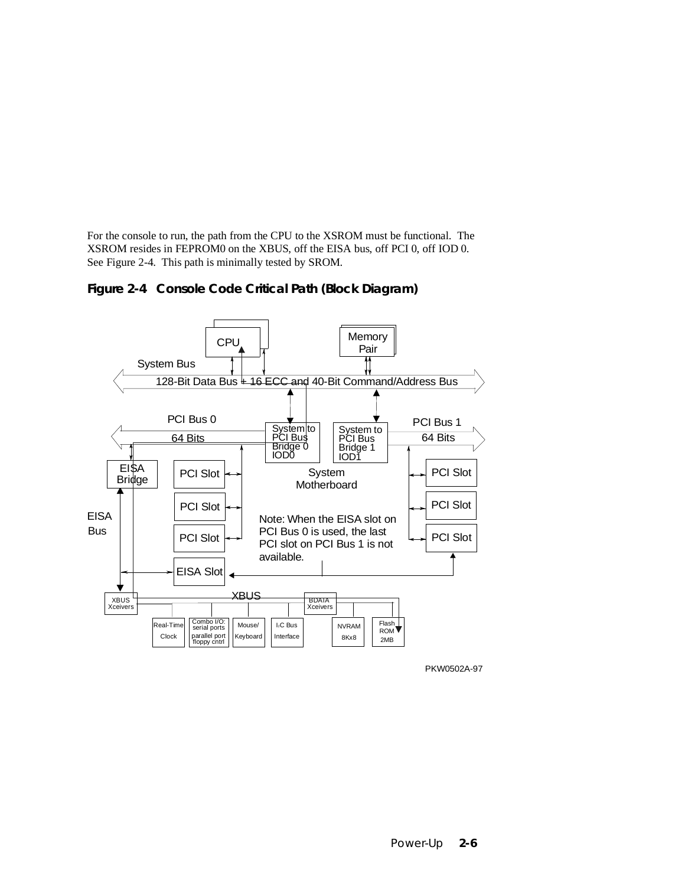For the console to run, the path from the CPU to the XSROM must be functional. The XSROM resides in FEPROM0 on the XBUS, off the EISA bus, off PCI 0, off IOD 0. See Figure 2-4. This path is minimally tested by SROM.

**Figure 2-4 Console Code Critical Path (Block Diagram)**

CPU | Memory Pair | System Bus | 128-Bit Data Bus + 16 ECC and 40-Bit Command/Address Bus | PCI Bus 0 | 64 Bits | System to PCI Bus Bridge 0 IOD0 | System to PCI Bus Bridge 1 IOD1 | PCI Bus 1 | 64 Bits | EISA Bridge | PCI Slot | PCI Slot | PCI Slot | EISA Slot | System Motherboard | PCI Slot | PCI Slot | PCI Slot | EISA Bus | XBUS | XBUS Xceivers | BDATA Xceivers | Real-Time Clock | Combo I/O: serial ports parallel port floppy cntrl | Mouse/ Keyboard | I2C Bus Interface | NVRAM 8Kx8 | Flash ROM 2MB

Note: When the EISA slot on PCI Bus 0 is used, the last PCI slot on PCI Bus 1 is not available.

PKW0502A-97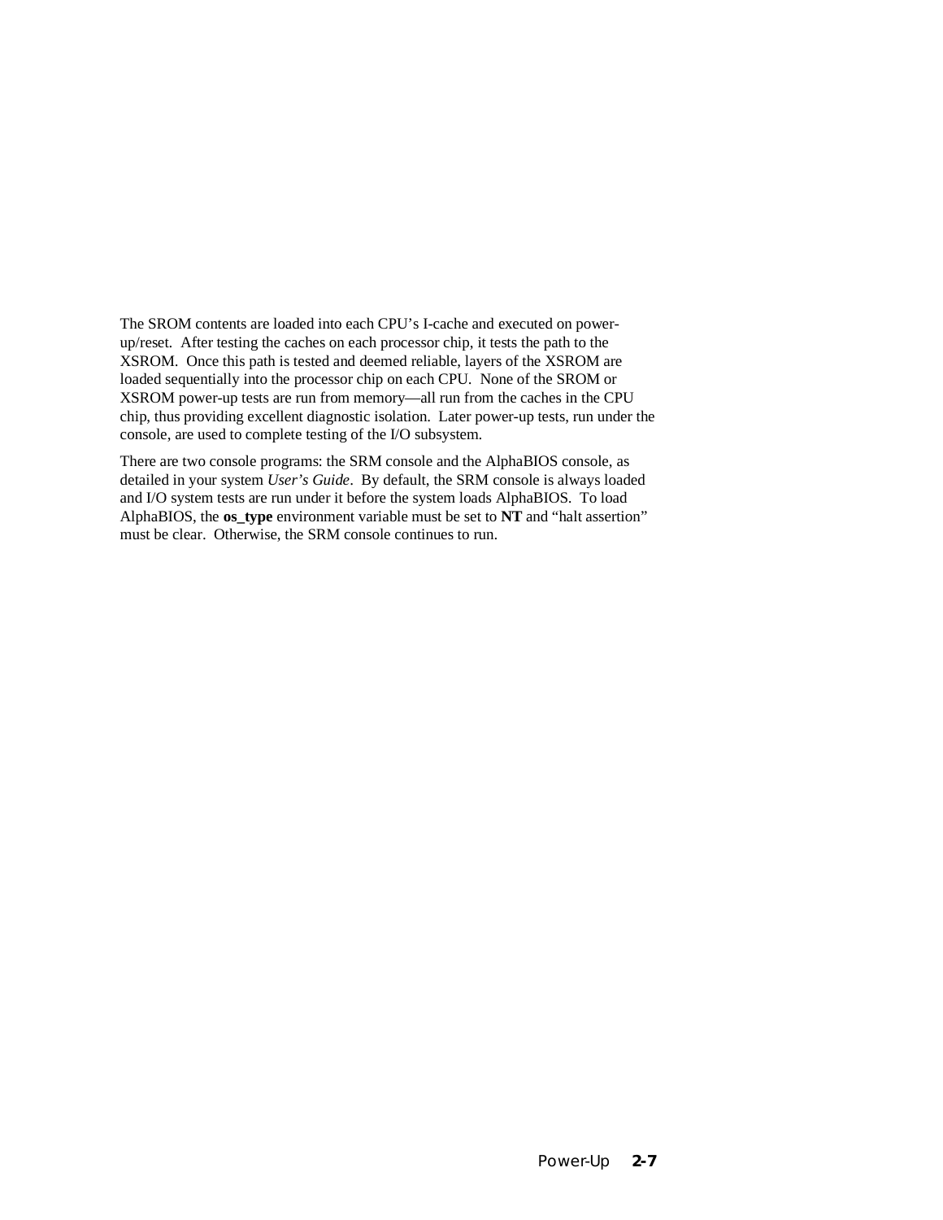The SROM contents are loaded into each CPU's I-cache and executed on power-up/reset. After testing the caches on each processor chip, it tests the path to the XSROM. Once this path is tested and deemed reliable, layers of the XSROM are loaded sequentially into the processor chip on each CPU. None of the SROM or XSROM power-up tests are run from memory—all run from the caches in the CPU chip, thus providing excellent diagnostic isolation. Later power-up tests, run under the console, are used to complete testing of the I/O subsystem.

There are two console programs: the SRM console and the AlphaBIOS console, as detailed in your system *User's Guide*. By default, the SRM console is always loaded and I/O system tests are run under it before the system loads AlphaBIOS. To load AlphaBIOS, the **os_type** environment variable must be set to **NT** and "halt assertion" must be clear. Otherwise, the SRM console continues to run.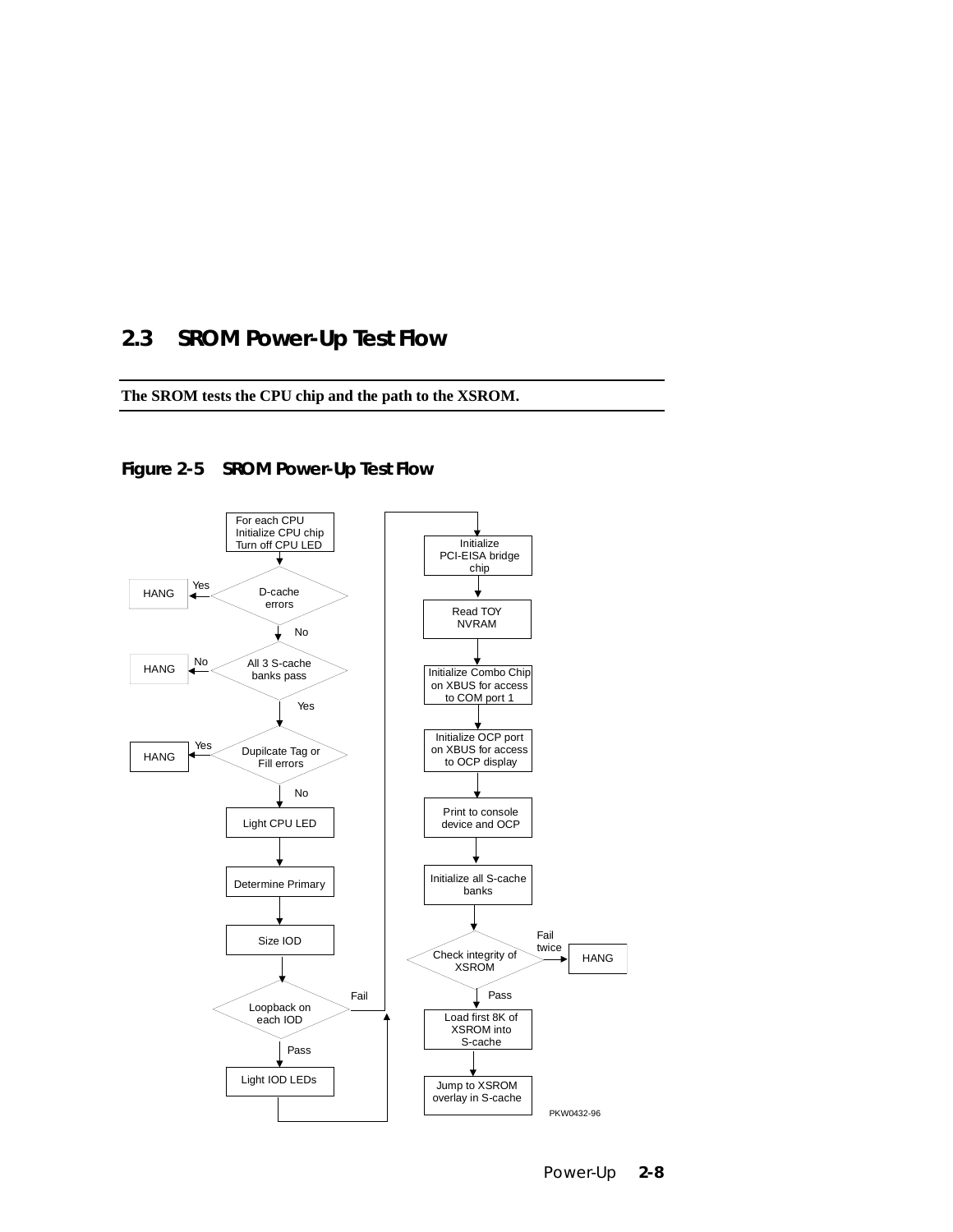## 2.3 SROM Power-Up Test Flow

**The SROM tests the CPU chip and the path to the XSROM.**

### Figure 2-5 SROM Power-Up Test Flow

For each CPU
Initialize CPU chip
Turn off CPU LED

D-cache errors — Yes → HANG; No ↓

All 3 S-cache banks pass — No → HANG; Yes ↓

Dupilcate Tag or Fill errors — Yes → HANG; No ↓

Light CPU LED

Determine Primary

Size IOD

Loopback on each IOD — Fail → Initialize PCI-EISA bridge chip; Pass ↓

Light IOD LEDs

Initialize PCI-EISA bridge chip

Read TOY NVRAM

Initialize Combo Chip on XBUS for access to COM port 1

Initialize OCP port on XBUS for access to OCP display

Print to console device and OCP

Initialize all S-cache banks

Check integrity of XSROM — Fail twice → HANG; Pass ↓

Load first 8K of XSROM into S-cache

Jump to XSROM overlay in S-cache

PKW0432-96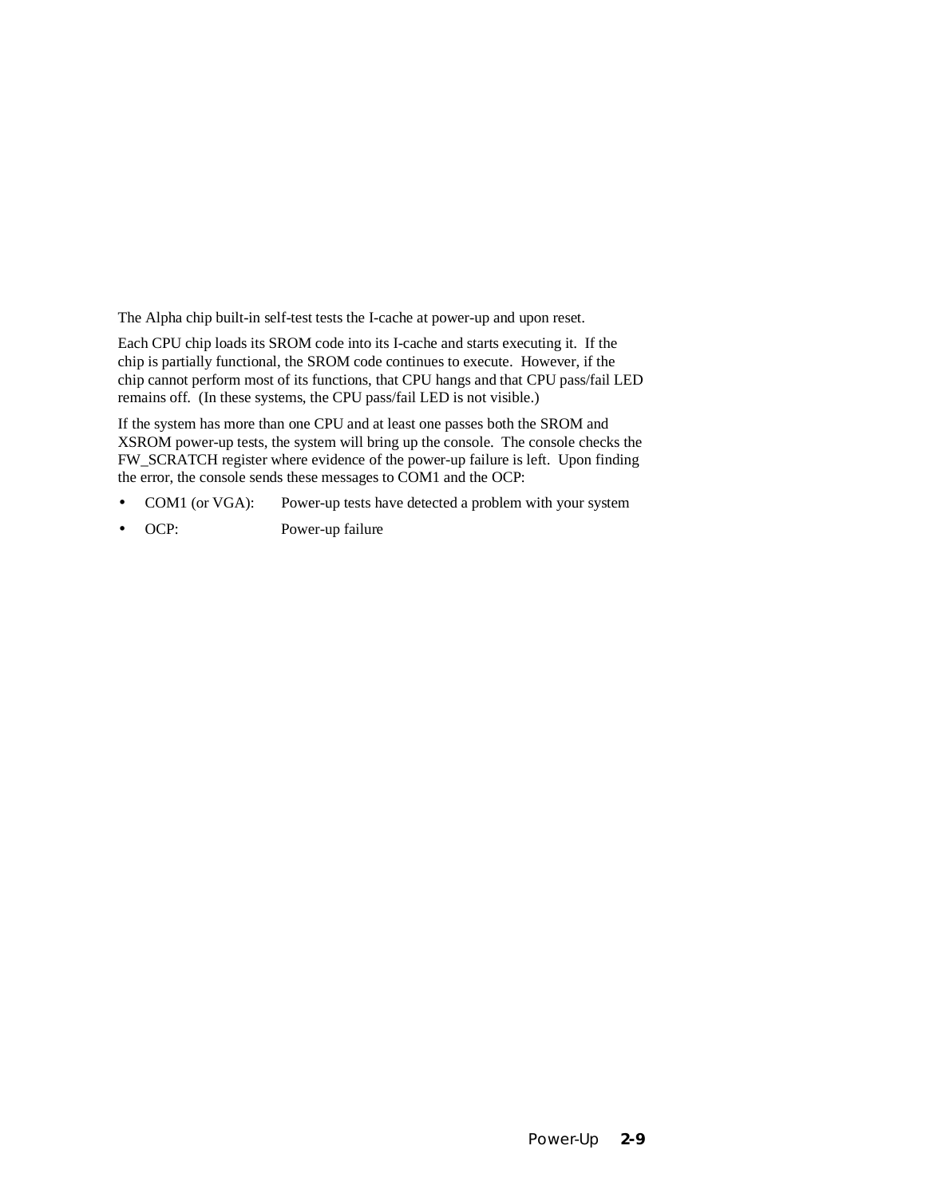The Alpha chip built-in self-test tests the I-cache at power-up and upon reset.

Each CPU chip loads its SROM code into its I-cache and starts executing it. If the chip is partially functional, the SROM code continues to execute. However, if the chip cannot perform most of its functions, that CPU hangs and that CPU pass/fail LED remains off. (In these systems, the CPU pass/fail LED is not visible.)

If the system has more than one CPU and at least one passes both the SROM and XSROM power-up tests, the system will bring up the console. The console checks the FW_SCRATCH register where evidence of the power-up failure is left. Upon finding the error, the console sends these messages to COM1 and the OCP:

- COM1 (or VGA): Power-up tests have detected a problem with your system
- OCP: Power-up failure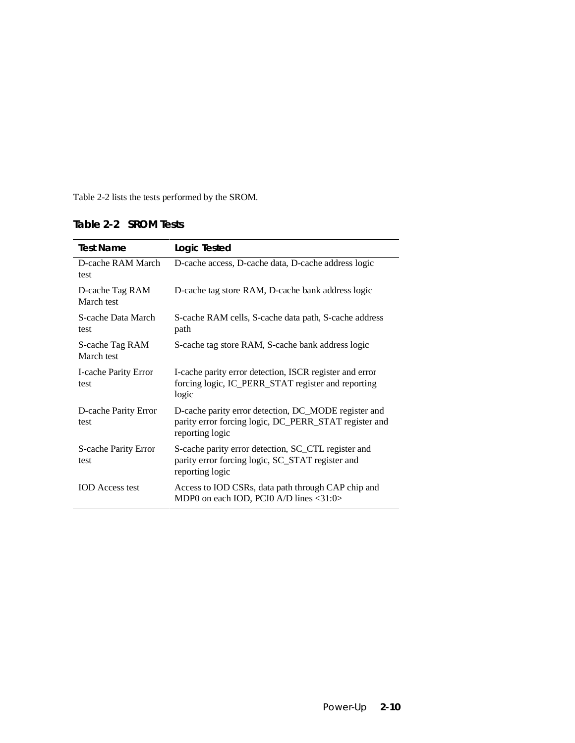Table 2-2 lists the tests performed by the SROM.

**Table 2-2 SROM Tests**

| Test Name | Logic Tested |
|---|---|
| D-cache RAM March test | D-cache access, D-cache data, D-cache address logic |
| D-cache Tag RAM March test | D-cache tag store RAM, D-cache bank address logic |
| S-cache Data March test | S-cache RAM cells, S-cache data path, S-cache address path |
| S-cache Tag RAM March test | S-cache tag store RAM, S-cache bank address logic |
| I-cache Parity Error test | I-cache parity error detection, ISCR register and error forcing logic, IC_PERR_STAT register and reporting logic |
| D-cache Parity Error test | D-cache parity error detection, DC_MODE register and parity error forcing logic, DC_PERR_STAT register and reporting logic |
| S-cache Parity Error test | S-cache parity error detection, SC_CTL register and parity error forcing logic, SC_STAT register and reporting logic |
| IOD Access test | Access to IOD CSRs, data path through CAP chip and MDP0 on each IOD, PCI0 A/D lines <31:0> |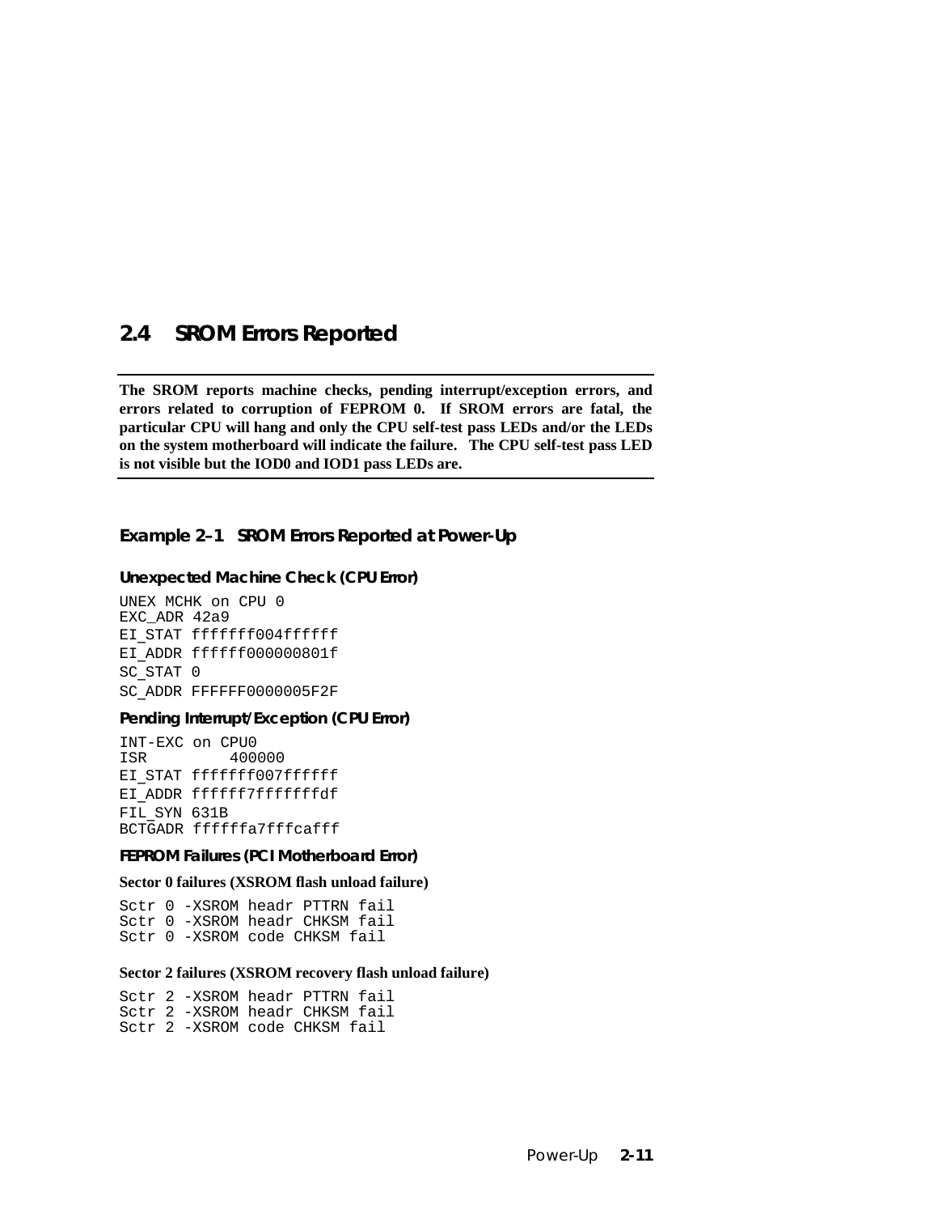## 2.4 SROM Errors Reported

**The SROM reports machine checks, pending interrupt/exception errors, and errors related to corruption of FEPROM 0. If SROM errors are fatal, the particular CPU will hang and only the CPU self-test pass LEDs and/or the LEDs on the system motherboard will indicate the failure. The CPU self-test pass LED is not visible but the IOD0 and IOD1 pass LEDs are.**

### Example 2–1 SROM Errors Reported at Power-Up

#### Unexpected Machine Check (CPU Error)

```
UNEX MCHK on CPU 0
EXC_ADR 42a9
EI_STAT fffffff004ffffff
EI_ADDR ffffff000000801f
SC_STAT 0
SC_ADDR FFFFFF0000005F2F
```

#### Pending Interrupt/Exception (CPU Error)

```
INT-EXC on CPU0
ISR         400000
EI_STAT fffffff007ffffff
EI_ADDR ffffff7fffffffdf
FIL_SYN 631B
BCTGADR ffffffa7fffcafff
```

#### FEPROM Failures (PCI Motherboard Error)

**Sector 0 failures (XSROM flash unload failure)**

```
Sctr 0 -XSROM headr PTTRN fail
Sctr 0 -XSROM headr CHKSM fail
Sctr 0 -XSROM code CHKSM fail
```

**Sector 2 failures (XSROM recovery flash unload failure)**

```
Sctr 2 -XSROM headr PTTRN fail
Sctr 2 -XSROM headr CHKSM fail
Sctr 2 -XSROM code CHKSM fail
```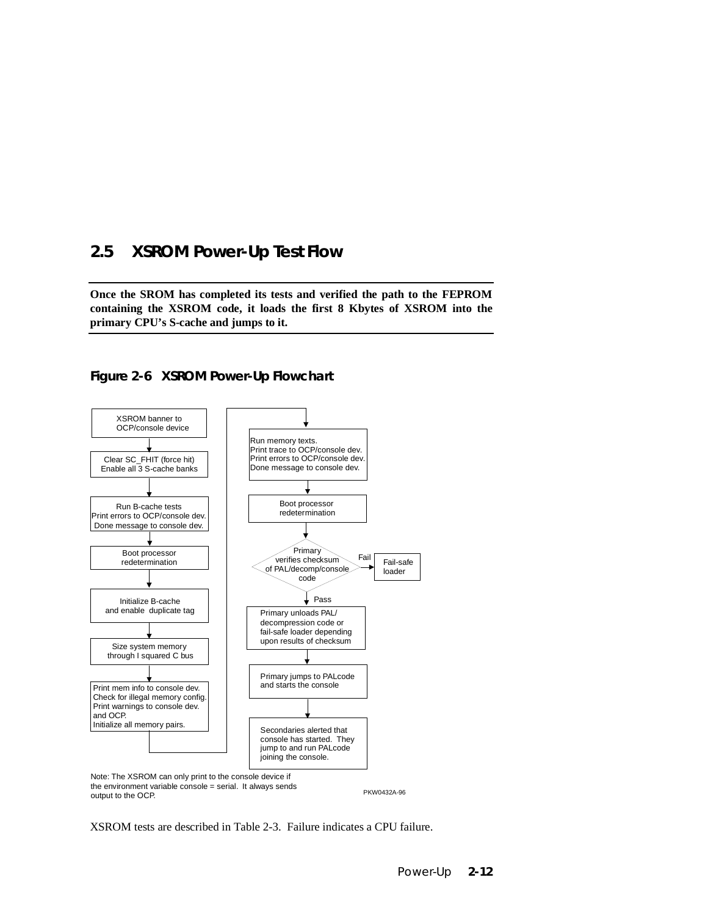## 2.5 XSROM Power-Up Test Flow

**Once the SROM has completed its tests and verified the path to the FEPROM containing the XSROM code, it loads the first 8 Kbytes of XSROM into the primary CPU's S-cache and jumps to it.**

**Figure 2-6 XSROM Power-Up Flowchart**

XSROM banner to OCP/console device

Clear SC_FHIT (force hit)
Enable all 3 S-cache banks

Run B-cache tests
Print errors to OCP/console dev.
Done message to console dev.

Boot processor redetermination

Initialize B-cache and enable duplicate tag

Size system memory through I squared C bus

Print mem info to console dev.
Check for illegal memory config.
Print warnings to console dev. and OCP.
Initialize all memory pairs.

Run memory texts.
Print trace to OCP/console dev.
Print errors to OCP/console dev.
Done message to console dev.

Boot processor redetermination

Primary verifies checksum of PAL/decomp/console code

Fail → Fail-safe loader

Pass

Primary unloads PAL/ decompression code or fail-safe loader depending upon results of checksum

Primary jumps to PALcode and starts the console

Secondaries alerted that console has started. They jump to and run PALcode joining the console.

Note: The XSROM can only print to the console device if the environment variable console = serial. It always sends output to the OCP.

PKW0432A-96

XSROM tests are described in Table 2-3. Failure indicates a CPU failure.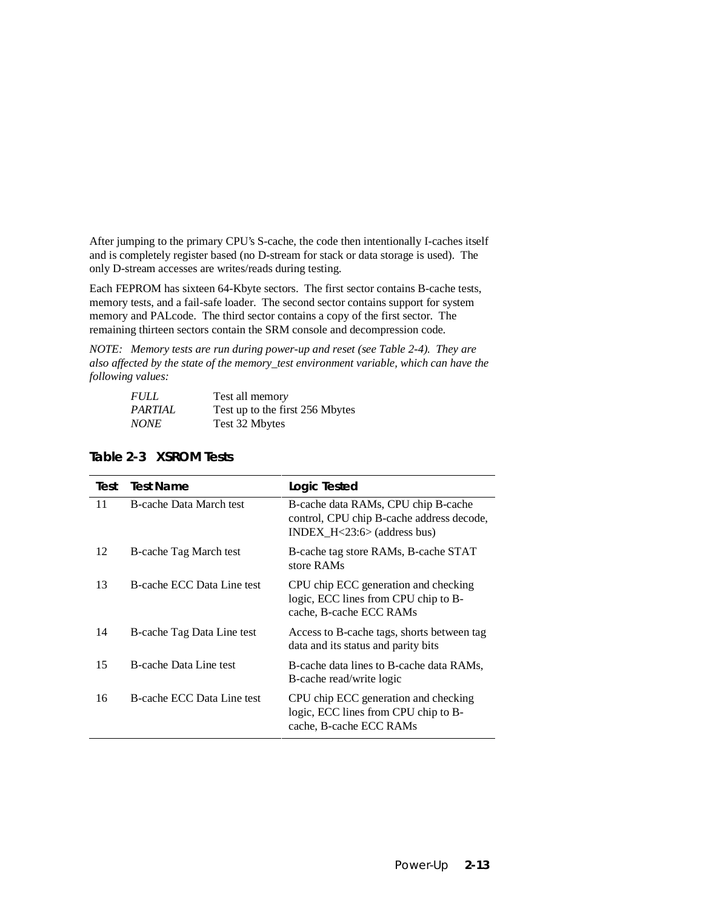After jumping to the primary CPU's S-cache, the code then intentionally I-caches itself and is completely register based (no D-stream for stack or data storage is used). The only D-stream accesses are writes/reads during testing.

Each FEPROM has sixteen 64-Kbyte sectors. The first sector contains B-cache tests, memory tests, and a fail-safe loader. The second sector contains support for system memory and PALcode. The third sector contains a copy of the first sector. The remaining thirteen sectors contain the SRM console and decompression code.

*NOTE: Memory tests are run during power-up and reset (see Table 2-4). They are also affected by the state of the memory_test environment variable, which can have the following values:*

| | |
|---|---|
| *FULL* | Test all memory |
| *PARTIAL* | Test up to the first 256 Mbytes |
| *NONE* | Test 32 Mbytes |

**Table 2-3 XSROM Tests**

| Test | Test Name | Logic Tested |
|---|---|---|
| 11 | B-cache Data March test | B-cache data RAMs, CPU chip B-cache control, CPU chip B-cache address decode, INDEX_H<23:6> (address bus) |
| 12 | B-cache Tag March test | B-cache tag store RAMs, B-cache STAT store RAMs |
| 13 | B-cache ECC Data Line test | CPU chip ECC generation and checking logic, ECC lines from CPU chip to B-cache, B-cache ECC RAMs |
| 14 | B-cache Tag Data Line test | Access to B-cache tags, shorts between tag data and its status and parity bits |
| 15 | B-cache Data Line test | B-cache data lines to B-cache data RAMs, B-cache read/write logic |
| 16 | B-cache ECC Data Line test | CPU chip ECC generation and checking logic, ECC lines from CPU chip to B-cache, B-cache ECC RAMs |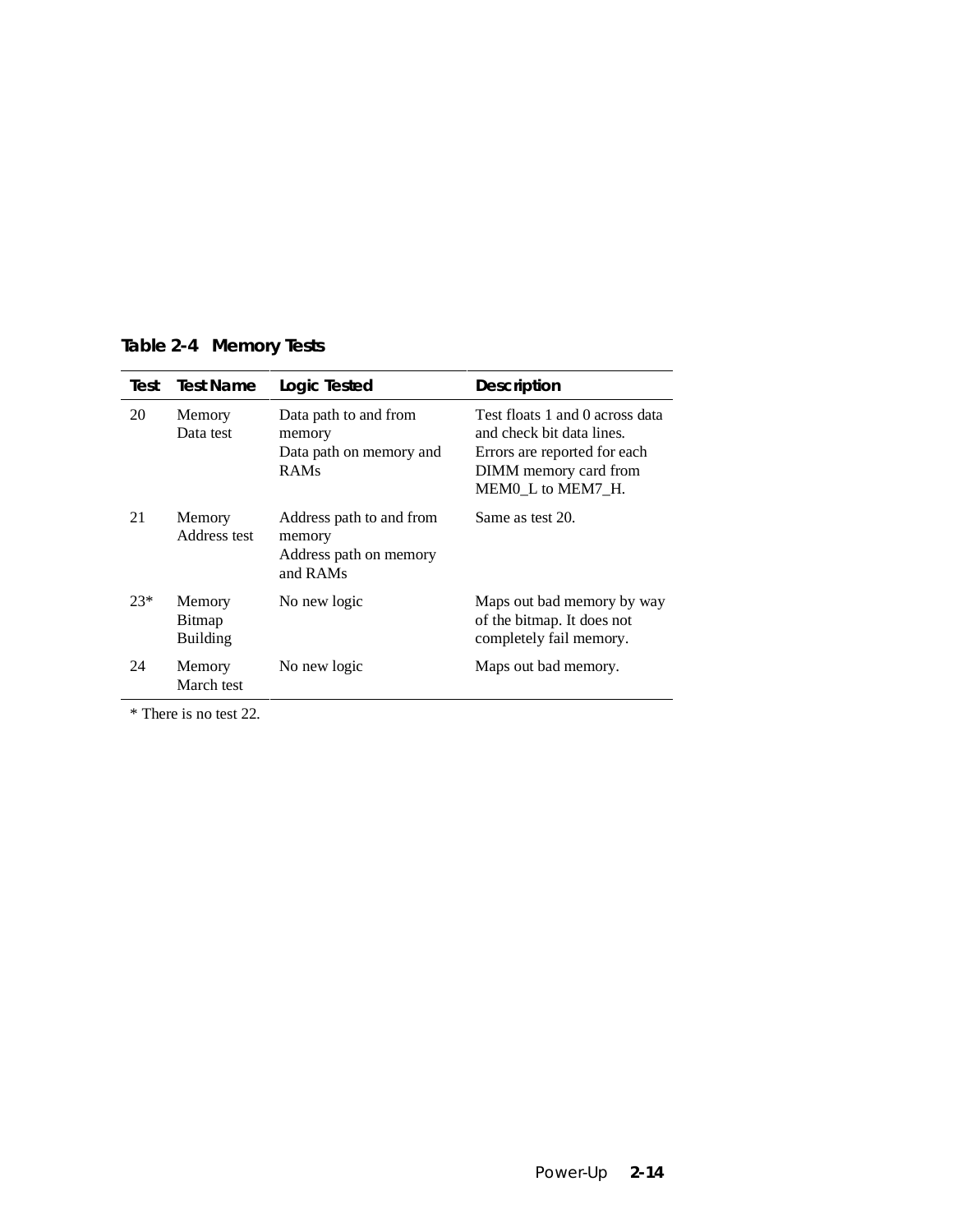**Table 2-4 Memory Tests**

| Test | Test Name | Logic Tested | Description |
|---|---|---|---|
| 20 | Memory Data test | Data path to and from memory<br>Data path on memory and RAMs | Test floats 1 and 0 across data and check bit data lines. Errors are reported for each DIMM memory card from MEM0_L to MEM7_H. |
| 21 | Memory Address test | Address path to and from memory<br>Address path on memory and RAMs | Same as test 20. |
| 23* | Memory Bitmap Building | No new logic | Maps out bad memory by way of the bitmap. It does not completely fail memory. |
| 24 | Memory March test | No new logic | Maps out bad memory. |

* There is no test 22.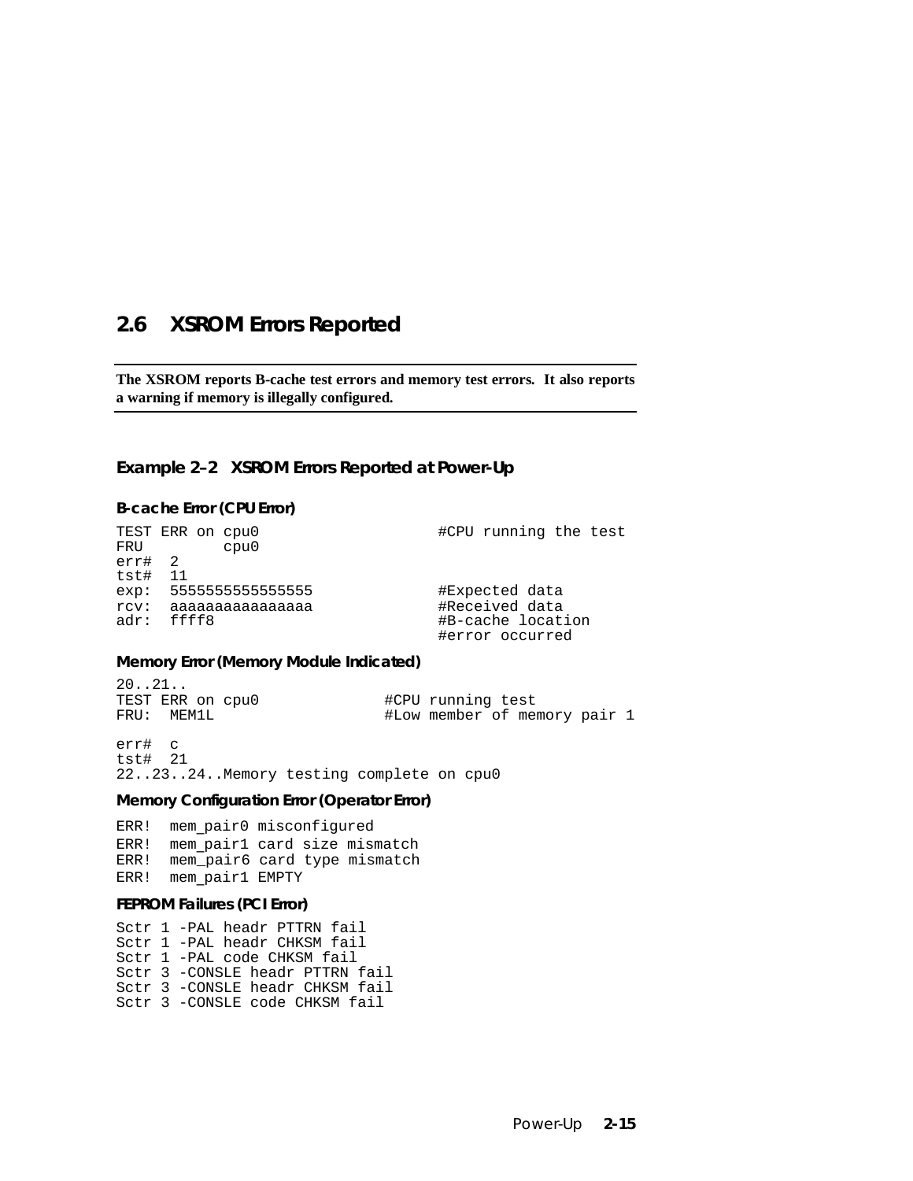## 2.6 XSROM Errors Reported

**The XSROM reports B-cache test errors and memory test errors. It also reports a warning if memory is illegally configured.**

### Example 2–2 XSROM Errors Reported at Power-Up

**B-cache Error (CPU Error)**

```
TEST ERR on cpu0                        #CPU running the test
FRU         cpu0
err#  2
tst#  11
exp:  5555555555555555              #Expected data
rcv:  aaaaaaaaaaaaaaaa              #Received data
adr:  ffff8                         #B-cache location
                                    #error occurred
```

**Memory Error (Memory Module Indicated)**

```
20..21..
TEST ERR on cpu0              #CPU running test
FRU:  MEM1L                   #Low member of memory pair 1

err#  c
tst#  21
22..23..24..Memory testing complete on cpu0
```

**Memory Configuration Error (Operator Error)**

```
ERR!  mem_pair0 misconfigured
ERR!  mem_pair1 card size mismatch
ERR!  mem_pair6 card type mismatch
ERR!  mem_pair1 EMPTY
```

**FEPROM Failures (PCI Error)**

```
Sctr 1 -PAL headr PTTRN fail
Sctr 1 -PAL headr CHKSM fail
Sctr 1 -PAL code CHKSM fail
Sctr 3 -CONSLE headr PTTRN fail
Sctr 3 -CONSLE headr CHKSM fail
Sctr 3 -CONSLE code CHKSM fail
```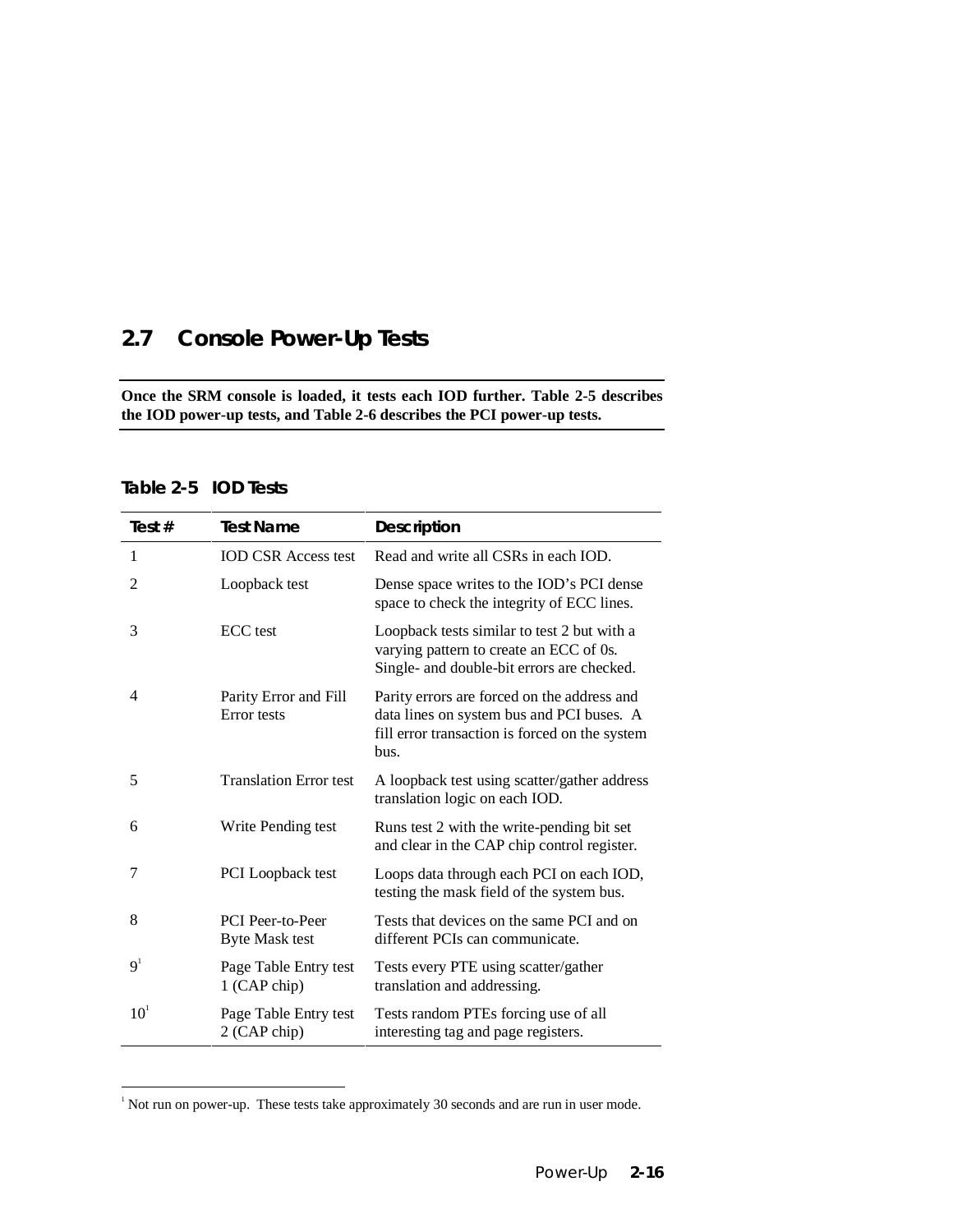## 2.7 Console Power-Up Tests

**Once the SRM console is loaded, it tests each IOD further. Table 2-5 describes the IOD power-up tests, and Table 2-6 describes the PCI power-up tests.**

**Table 2-5 IOD Tests**

| Test # | Test Name | Description |
|---|---|---|
| 1 | IOD CSR Access test | Read and write all CSRs in each IOD. |
| 2 | Loopback test | Dense space writes to the IOD's PCI dense space to check the integrity of ECC lines. |
| 3 | ECC test | Loopback tests similar to test 2 but with a varying pattern to create an ECC of 0s. Single- and double-bit errors are checked. |
| 4 | Parity Error and Fill Error tests | Parity errors are forced on the address and data lines on system bus and PCI buses. A fill error transaction is forced on the system bus. |
| 5 | Translation Error test | A loopback test using scatter/gather address translation logic on each IOD. |
| 6 | Write Pending test | Runs test 2 with the write-pending bit set and clear in the CAP chip control register. |
| 7 | PCI Loopback test | Loops data through each PCI on each IOD, testing the mask field of the system bus. |
| 8 | PCI Peer-to-Peer Byte Mask test | Tests that devices on the same PCI and on different PCIs can communicate. |
| 9[1] | Page Table Entry test 1 (CAP chip) | Tests every PTE using scatter/gather translation and addressing. |
| 10[1] | Page Table Entry test 2 (CAP chip) | Tests random PTEs forcing use of all interesting tag and page registers. |

[1] Not run on power-up. These tests take approximately 30 seconds and are run in user mode.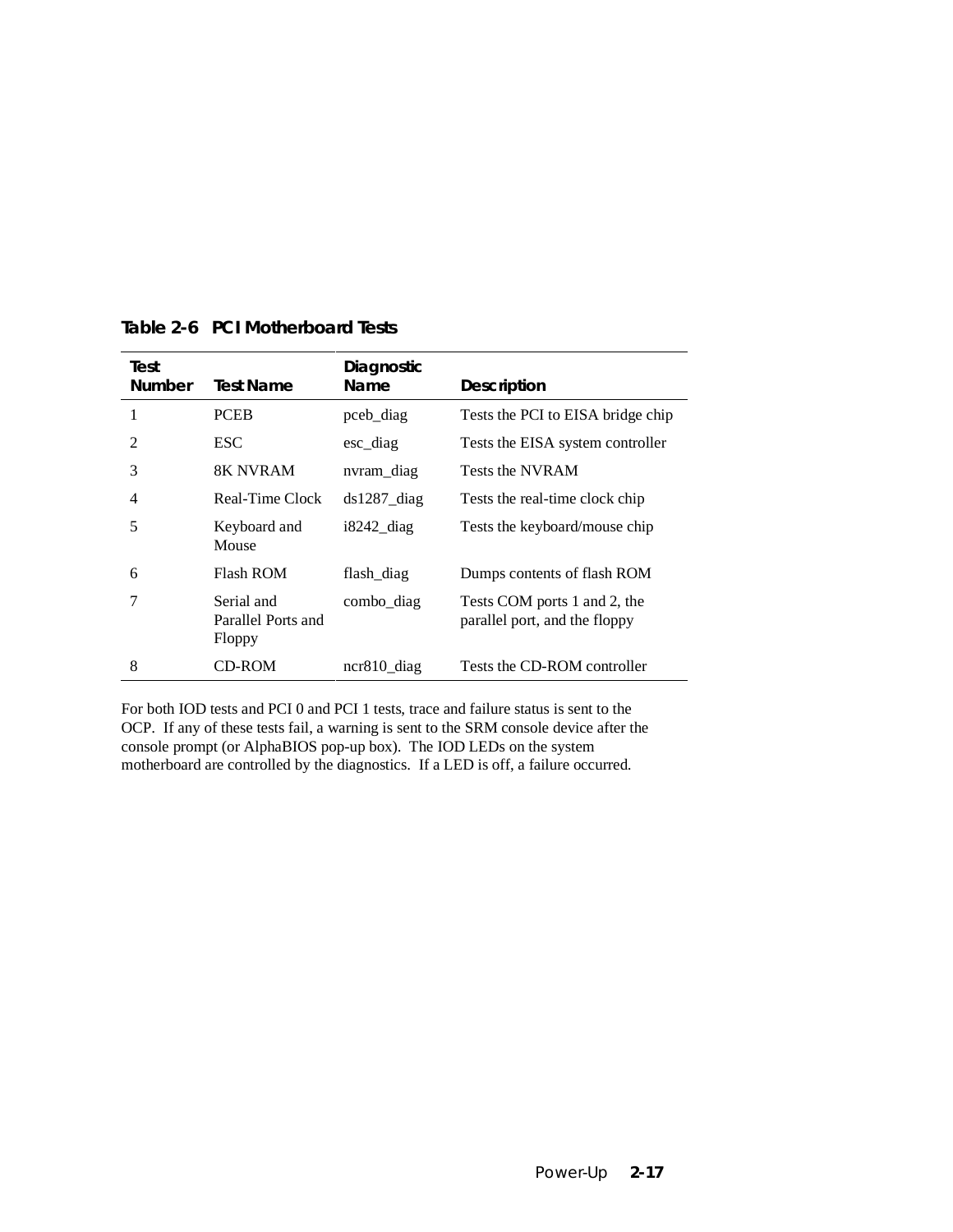**Table 2-6 PCI Motherboard Tests**

| Test Number | Test Name | Diagnostic Name | Description |
|---|---|---|---|
| 1 | PCEB | pceb_diag | Tests the PCI to EISA bridge chip |
| 2 | ESC | esc_diag | Tests the EISA system controller |
| 3 | 8K NVRAM | nvram_diag | Tests the NVRAM |
| 4 | Real-Time Clock | ds1287_diag | Tests the real-time clock chip |
| 5 | Keyboard and Mouse | i8242_diag | Tests the keyboard/mouse chip |
| 6 | Flash ROM | flash_diag | Dumps contents of flash ROM |
| 7 | Serial and Parallel Ports and Floppy | combo_diag | Tests COM ports 1 and 2, the parallel port, and the floppy |
| 8 | CD-ROM | ncr810_diag | Tests the CD-ROM controller |

For both IOD tests and PCI 0 and PCI 1 tests, trace and failure status is sent to the OCP. If any of these tests fail, a warning is sent to the SRM console device after the console prompt (or AlphaBIOS pop-up box). The IOD LEDs on the system motherboard are controlled by the diagnostics. If a LED is off, a failure occurred.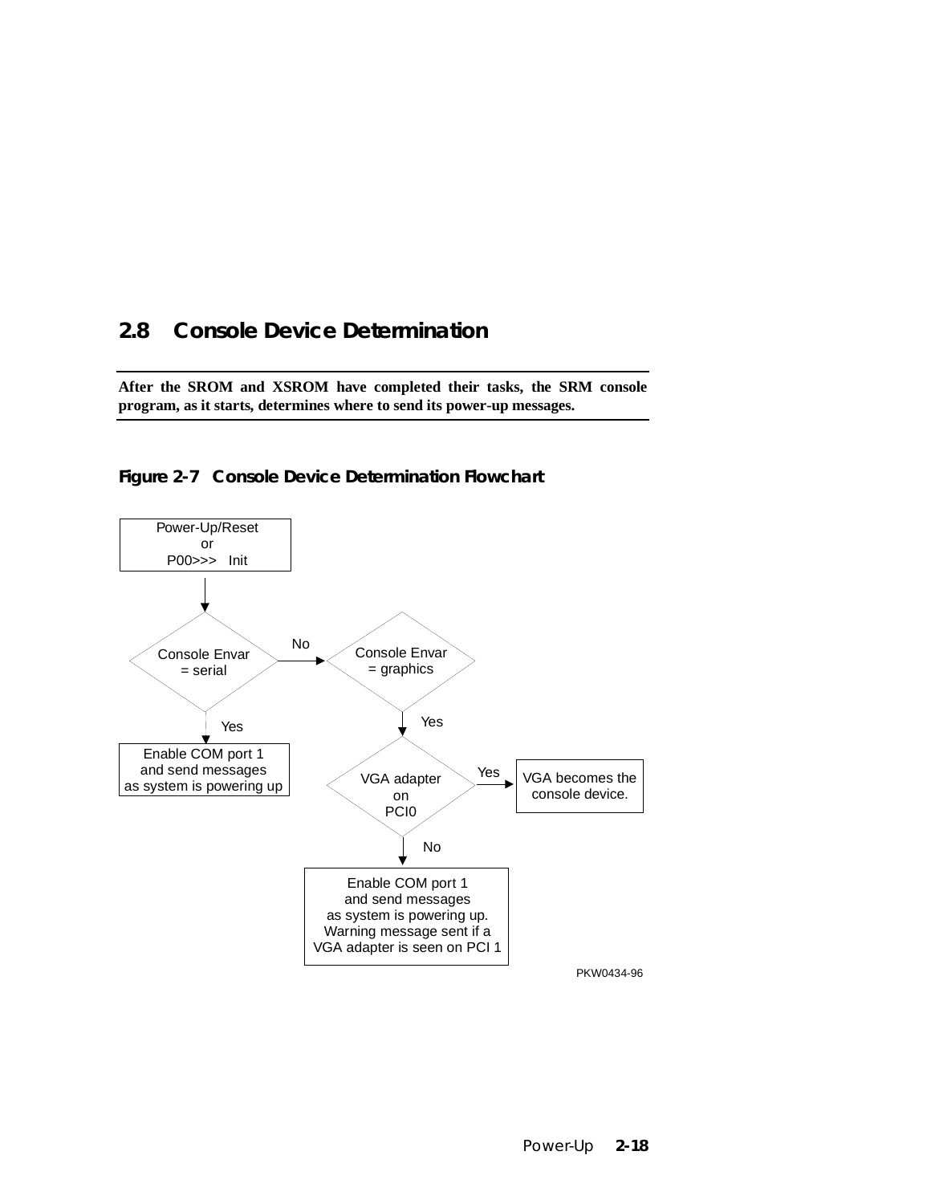## 2.8 Console Device Determination

**After the SROM and XSROM have completed their tasks, the SRM console program, as it starts, determines where to send its power-up messages.**

**Figure 2-7 Console Device Determination Flowchart**

Power-Up/Reset or P00>>> Init

Console Envar = serial — No → Console Envar = graphics

Yes → Enable COM port 1 and send messages as system is powering up

Console Envar = graphics — Yes → VGA adapter on PCI0

VGA adapter on PCI0 — Yes → VGA becomes the console device.

No → Enable COM port 1 and send messages as system is powering up. Warning message sent if a VGA adapter is seen on PCI 1

PKW0434-96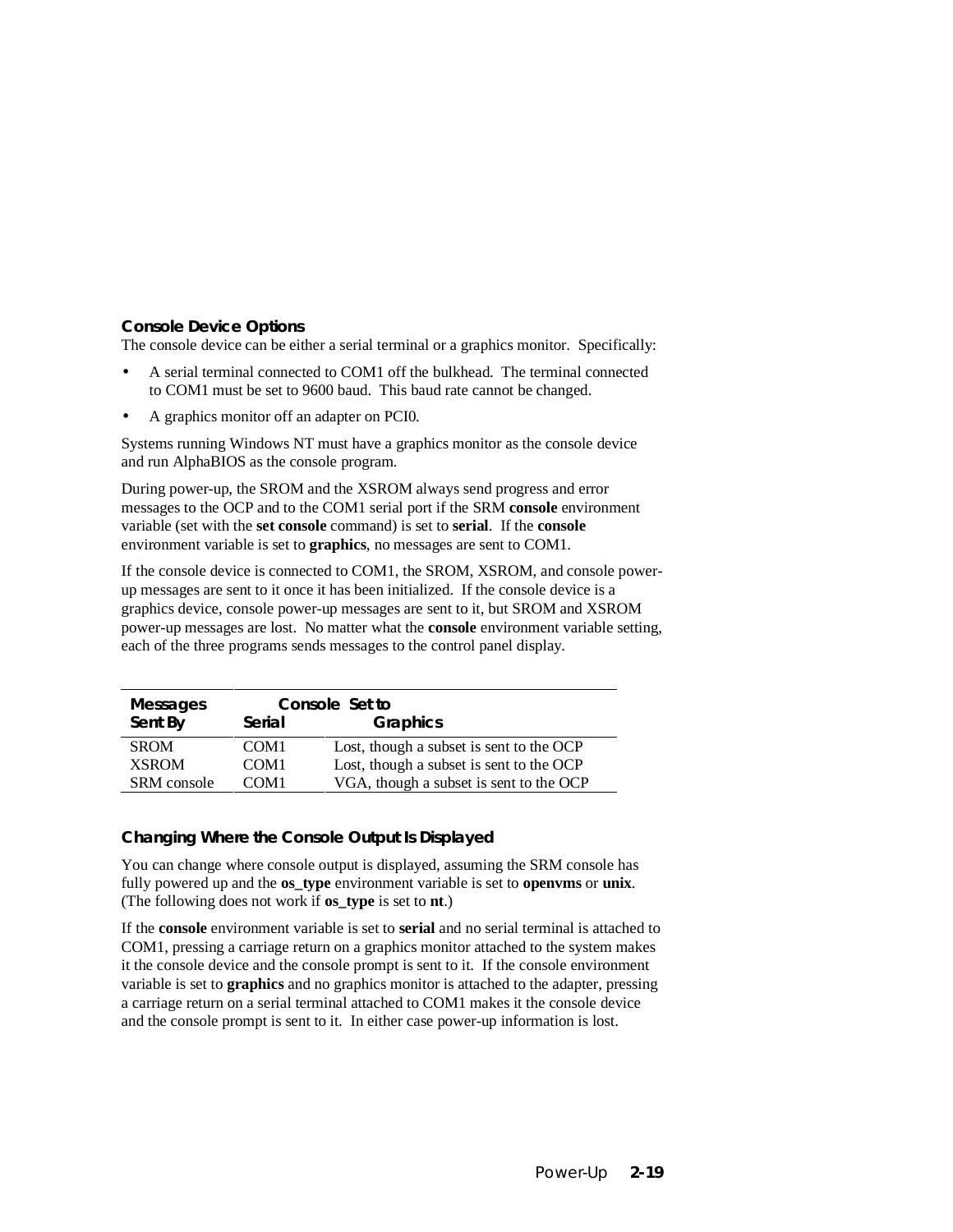### Console Device Options

The console device can be either a serial terminal or a graphics monitor. Specifically:

- A serial terminal connected to COM1 off the bulkhead. The terminal connected to COM1 must be set to 9600 baud. This baud rate cannot be changed.
- A graphics monitor off an adapter on PCI0.

Systems running Windows NT must have a graphics monitor as the console device and run AlphaBIOS as the console program.

During power-up, the SROM and the XSROM always send progress and error messages to the OCP and to the COM1 serial port if the SRM **console** environment variable (set with the **set console** command) is set to **serial**. If the **console** environment variable is set to **graphics**, no messages are sent to COM1.

If the console device is connected to COM1, the SROM, XSROM, and console power-up messages are sent to it once it has been initialized. If the console device is a graphics device, console power-up messages are sent to it, but SROM and XSROM power-up messages are lost. No matter what the **console** environment variable setting, each of the three programs sends messages to the control panel display.

| Messages Sent By | Console Set to Serial | Graphics |
|---|---|---|
| SROM | COM1 | Lost, though a subset is sent to the OCP |
| XSROM | COM1 | Lost, though a subset is sent to the OCP |
| SRM console | COM1 | VGA, though a subset is sent to the OCP |

### Changing Where the Console Output Is Displayed

You can change where console output is displayed, assuming the SRM console has fully powered up and the **os_type** environment variable is set to **openvms** or **unix**. (The following does not work if **os_type** is set to **nt**.)

If the **console** environment variable is set to **serial** and no serial terminal is attached to COM1, pressing a carriage return on a graphics monitor attached to the system makes it the console device and the console prompt is sent to it. If the console environment variable is set to **graphics** and no graphics monitor is attached to the adapter, pressing a carriage return on a serial terminal attached to COM1 makes it the console device and the console prompt is sent to it. In either case power-up information is lost.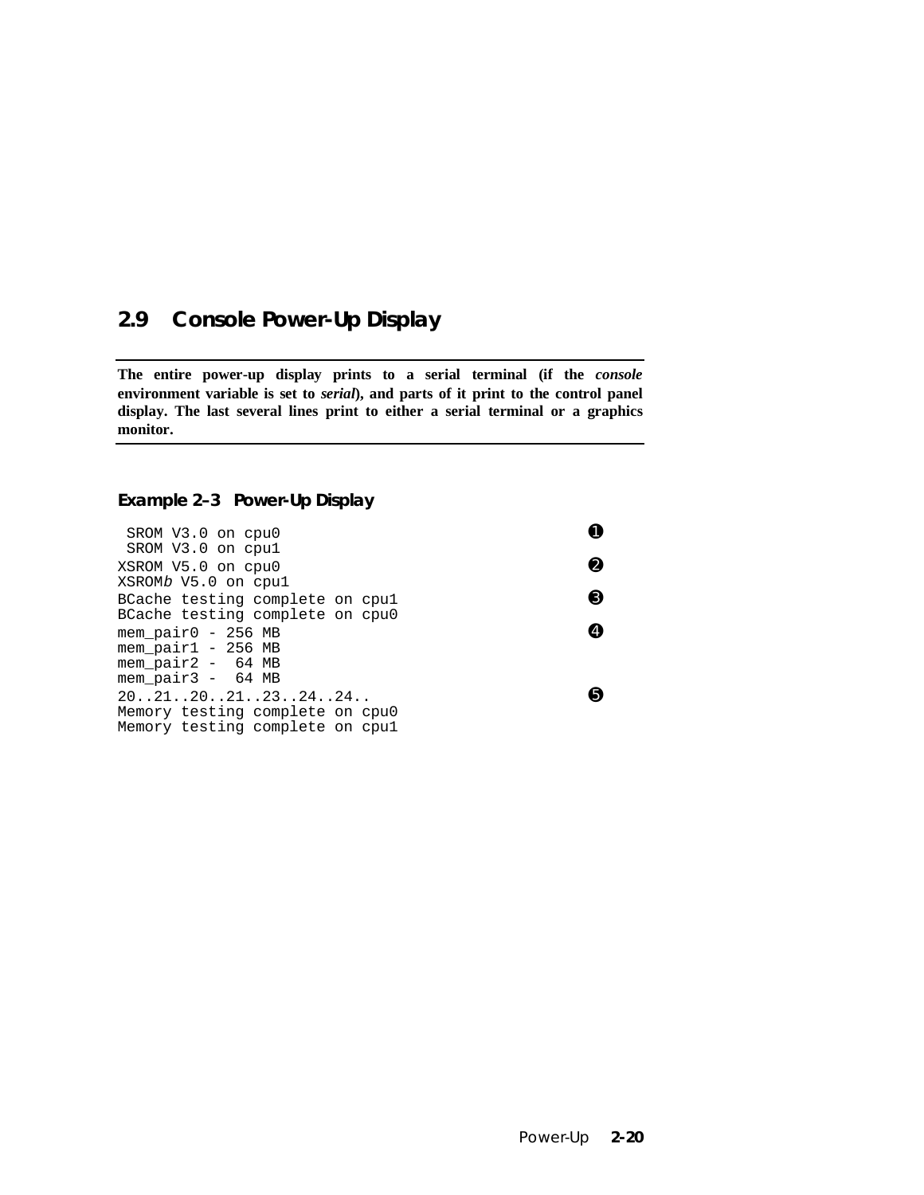## 2.9 Console Power-Up Display

**The entire power-up display prints to a serial terminal (if the *console* environment variable is set to *serial*), and parts of it print to the control panel display. The last several lines print to either a serial terminal or a graphics monitor.**

**Example 2–3 Power-Up Display**

```
 SROM V3.0 on cpu0                                        ❶
 SROM V3.0 on cpu1
XSROM V5.0 on cpu0                                        ❷
XSROMb V5.0 on cpu1
BCache testing complete on cpu1                           ❸
BCache testing complete on cpu0
mem_pair0 - 256 MB                                        ❹
mem_pair1 - 256 MB
mem_pair2 -  64 MB
mem_pair3 -  64 MB
20..21..20..21..23..24..24..                              ❺
Memory testing complete on cpu0
Memory testing complete on cpu1
```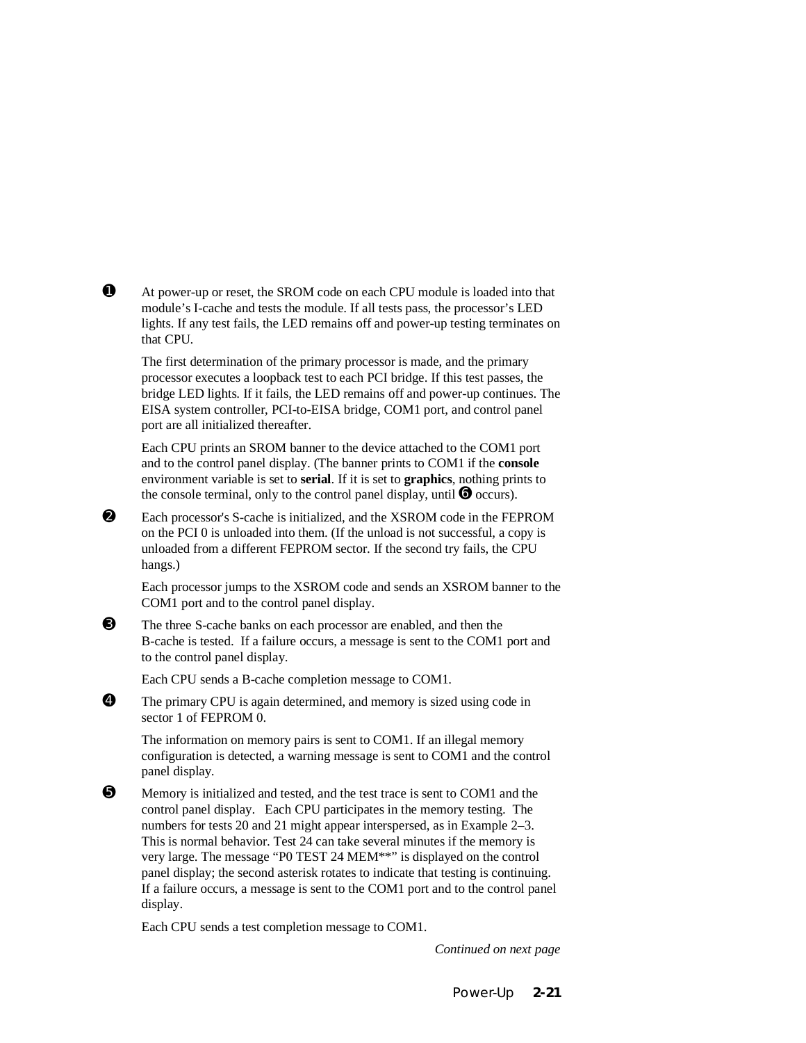❶ At power-up or reset, the SROM code on each CPU module is loaded into that module's I-cache and tests the module. If all tests pass, the processor's LED lights. If any test fails, the LED remains off and power-up testing terminates on that CPU.

The first determination of the primary processor is made, and the primary processor executes a loopback test to each PCI bridge. If this test passes, the bridge LED lights. If it fails, the LED remains off and power-up continues. The EISA system controller, PCI-to-EISA bridge, COM1 port, and control panel port are all initialized thereafter.

Each CPU prints an SROM banner to the device attached to the COM1 port and to the control panel display. (The banner prints to COM1 if the **console** environment variable is set to **serial**. If it is set to **graphics**, nothing prints to the console terminal, only to the control panel display, until ❻ occurs).

❷ Each processor's S-cache is initialized, and the XSROM code in the FEPROM on the PCI 0 is unloaded into them. (If the unload is not successful, a copy is unloaded from a different FEPROM sector. If the second try fails, the CPU hangs.)

Each processor jumps to the XSROM code and sends an XSROM banner to the COM1 port and to the control panel display.

❸ The three S-cache banks on each processor are enabled, and then the B-cache is tested. If a failure occurs, a message is sent to the COM1 port and to the control panel display.

Each CPU sends a B-cache completion message to COM1.

❹ The primary CPU is again determined, and memory is sized using code in sector 1 of FEPROM 0.

The information on memory pairs is sent to COM1. If an illegal memory configuration is detected, a warning message is sent to COM1 and the control panel display.

❺ Memory is initialized and tested, and the test trace is sent to COM1 and the control panel display. Each CPU participates in the memory testing. The numbers for tests 20 and 21 might appear interspersed, as in Example 2–3. This is normal behavior. Test 24 can take several minutes if the memory is very large. The message "P0 TEST 24 MEM**" is displayed on the control panel display; the second asterisk rotates to indicate that testing is continuing. If a failure occurs, a message is sent to the COM1 port and to the control panel display.

Each CPU sends a test completion message to COM1.

*Continued on next page*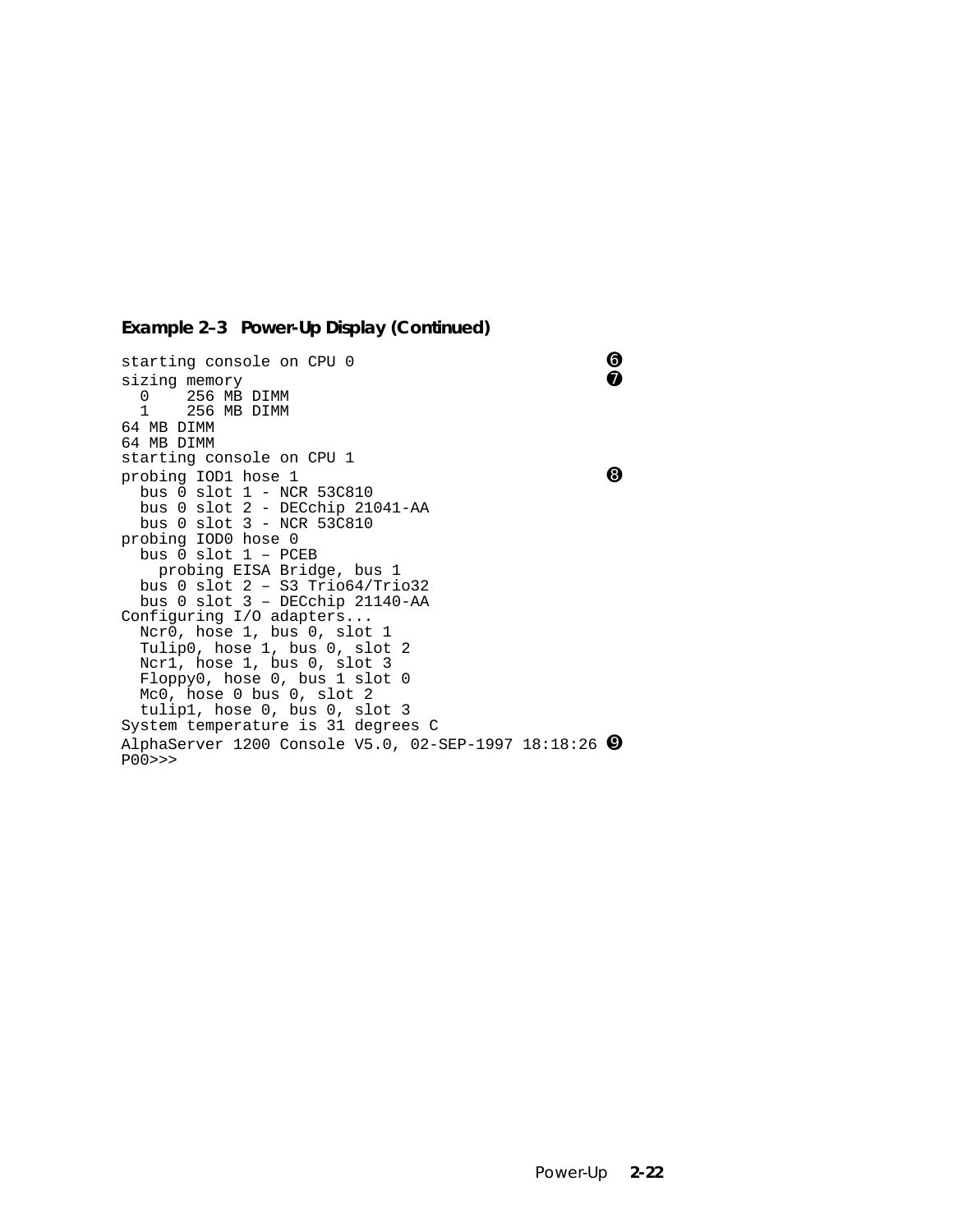**Example 2–3 Power-Up Display (Continued)**

```
starting console on CPU 0                               ❻
sizing memory                                           ❼
  0    256 MB DIMM
  1    256 MB DIMM
64 MB DIMM
64 MB DIMM
starting console on CPU 1
probing IOD1 hose 1                                     ❽
  bus 0 slot 1 - NCR 53C810
  bus 0 slot 2 - DECchip 21041-AA
  bus 0 slot 3 - NCR 53C810
probing IOD0 hose 0
  bus 0 slot 1 – PCEB
    probing EISA Bridge, bus 1
  bus 0 slot 2 – S3 Trio64/Trio32
  bus 0 slot 3 – DECchip 21140-AA
Configuring I/O adapters...
  Ncr0, hose 1, bus 0, slot 1
  Tulip0, hose 1, bus 0, slot 2
  Ncr1, hose 1, bus 0, slot 3
  Floppy0, hose 0, bus 1 slot 0
  Mc0, hose 0 bus 0, slot 2
  tulip1, hose 0, bus 0, slot 3
System temperature is 31 degrees C
AlphaServer 1200 Console V5.0, 02-SEP-1997 18:18:26 ❾
P00>>>
```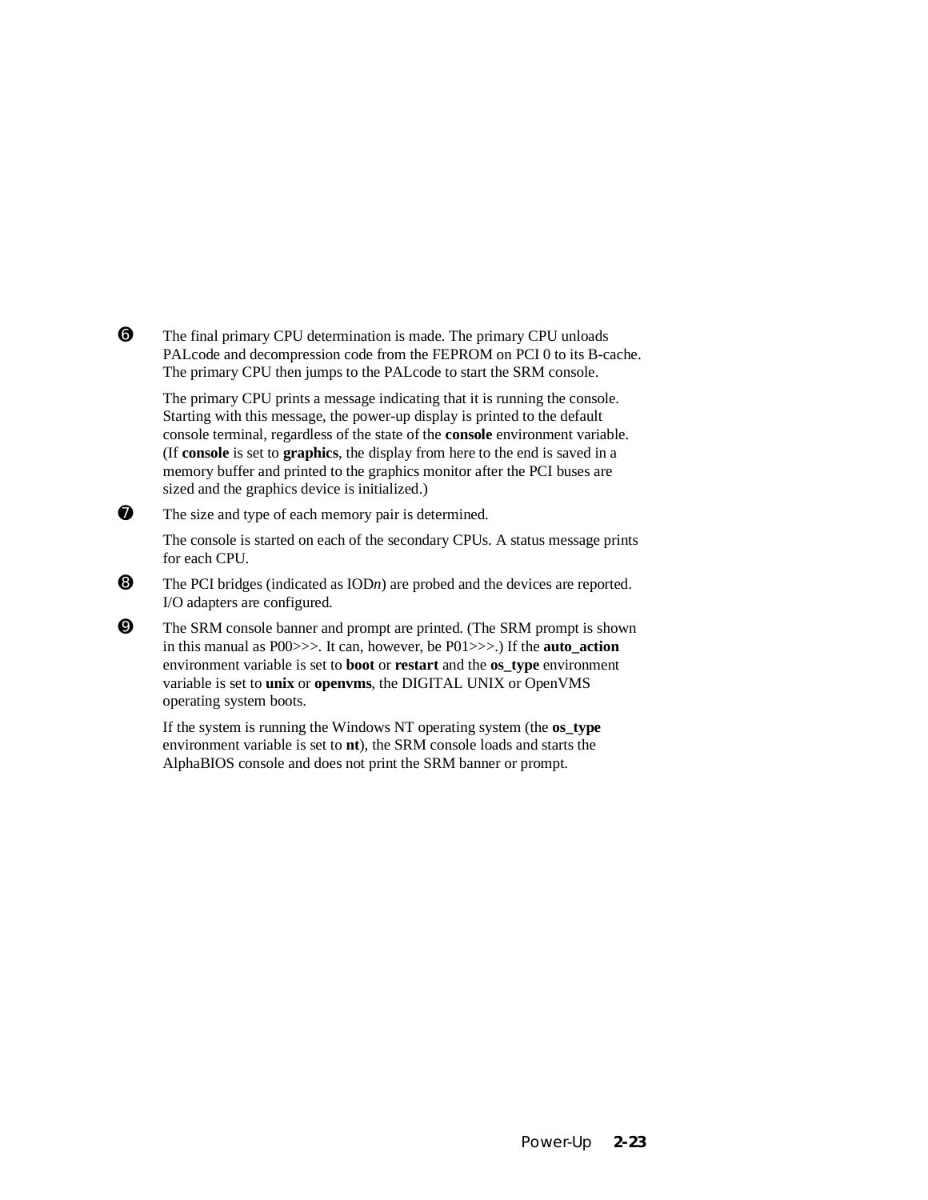❻ The final primary CPU determination is made. The primary CPU unloads PALcode and decompression code from the FEPROM on PCI 0 to its B-cache. The primary CPU then jumps to the PALcode to start the SRM console.

The primary CPU prints a message indicating that it is running the console. Starting with this message, the power-up display is printed to the default console terminal, regardless of the state of the **console** environment variable. (If **console** is set to **graphics**, the display from here to the end is saved in a memory buffer and printed to the graphics monitor after the PCI buses are sized and the graphics device is initialized.)

❼ The size and type of each memory pair is determined.

The console is started on each of the secondary CPUs. A status message prints for each CPU.

❽ The PCI bridges (indicated as IOD*n*) are probed and the devices are reported. I/O adapters are configured.

❾ The SRM console banner and prompt are printed. (The SRM prompt is shown in this manual as P00>>>. It can, however, be P01>>>.) If the **auto_action** environment variable is set to **boot** or **restart** and the **os_type** environment variable is set to **unix** or **openvms**, the DIGITAL UNIX or OpenVMS operating system boots.

If the system is running the Windows NT operating system (the **os_type** environment variable is set to **nt**), the SRM console loads and starts the AlphaBIOS console and does not print the SRM banner or prompt.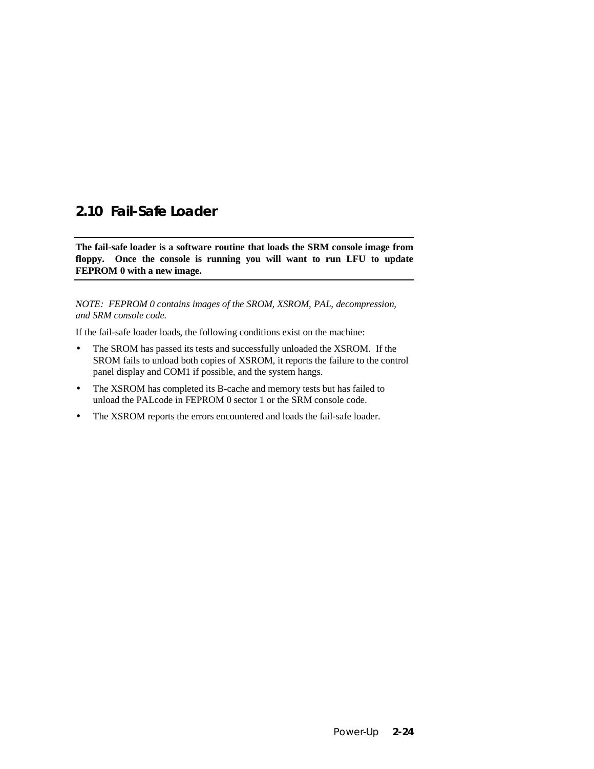## 2.10 Fail-Safe Loader

---

**The fail-safe loader is a software routine that loads the SRM console image from floppy. Once the console is running you will want to run LFU to update FEPROM 0 with a new image.**

---

*NOTE: FEPROM 0 contains images of the SROM, XSROM, PAL, decompression, and SRM console code.*

If the fail-safe loader loads, the following conditions exist on the machine:

- The SROM has passed its tests and successfully unloaded the XSROM. If the SROM fails to unload both copies of XSROM, it reports the failure to the control panel display and COM1 if possible, and the system hangs.
- The XSROM has completed its B-cache and memory tests but has failed to unload the PALcode in FEPROM 0 sector 1 or the SRM console code.
- The XSROM reports the errors encountered and loads the fail-safe loader.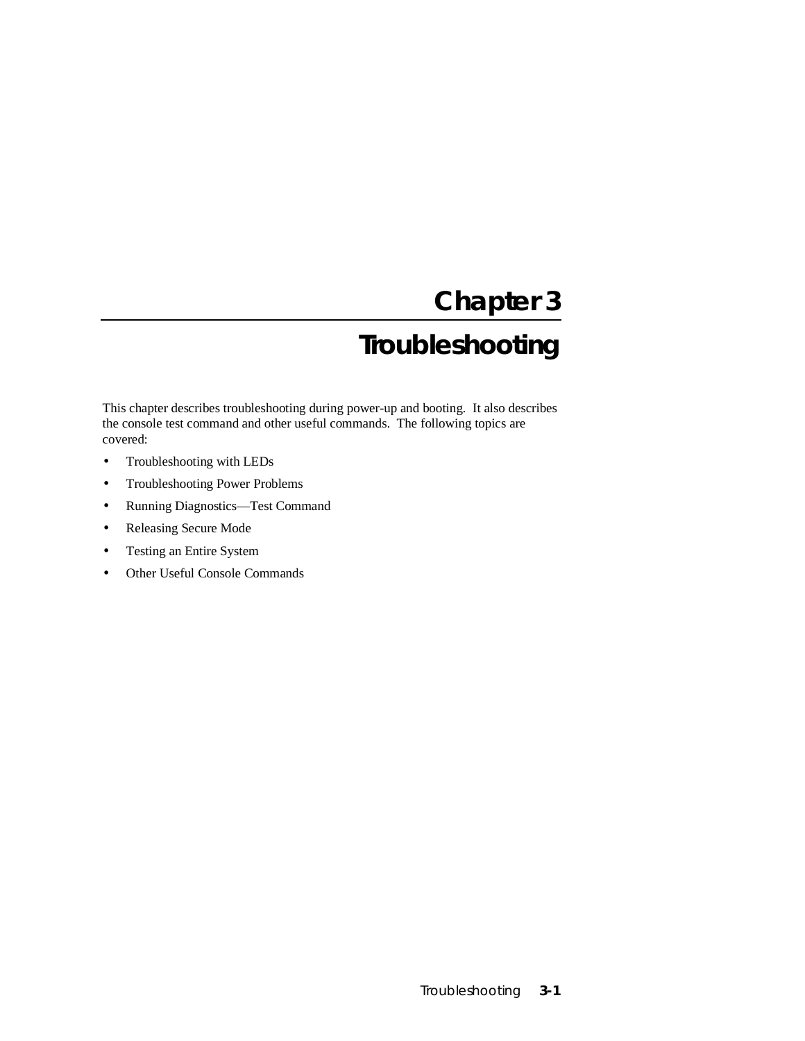# Chapter 3

# Troubleshooting

This chapter describes troubleshooting during power-up and booting. It also describes the console test command and other useful commands. The following topics are covered:

- Troubleshooting with LEDs
- Troubleshooting Power Problems
- Running Diagnostics—Test Command
- Releasing Secure Mode
- Testing an Entire System
- Other Useful Console Commands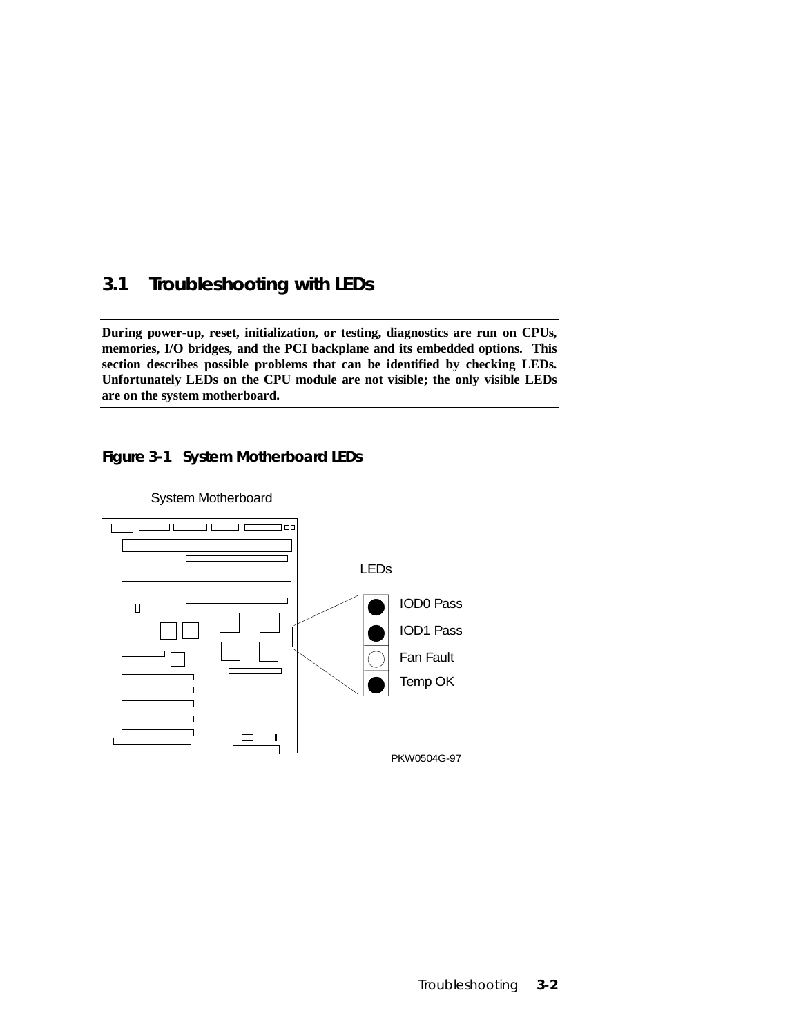## 3.1 Troubleshooting with LEDs

**During power-up, reset, initialization, or testing, diagnostics are run on CPUs, memories, I/O bridges, and the PCI backplane and its embedded options. This section describes possible problems that can be identified by checking LEDs. Unfortunately LEDs on the CPU module are not visible; the only visible LEDs are on the system motherboard.**

**Figure 3-1 System Motherboard LEDs**

System Motherboard

LEDs

IOD0 Pass

IOD1 Pass

Fan Fault

Temp OK

PKW0504G-97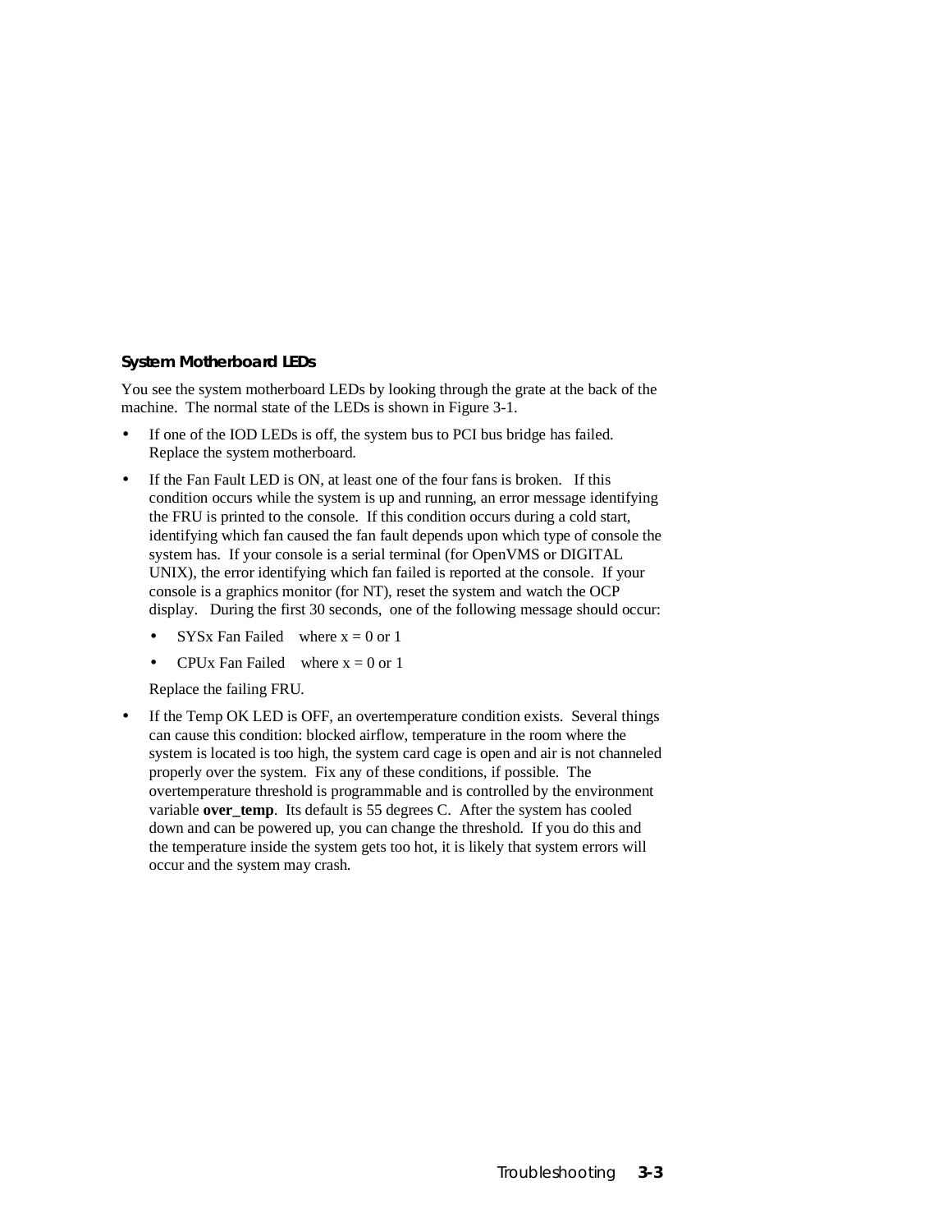### System Motherboard LEDs

You see the system motherboard LEDs by looking through the grate at the back of the machine. The normal state of the LEDs is shown in Figure 3-1.

- If one of the IOD LEDs is off, the system bus to PCI bus bridge has failed. Replace the system motherboard.
- If the Fan Fault LED is ON, at least one of the four fans is broken. If this condition occurs while the system is up and running, an error message identifying the FRU is printed to the console. If this condition occurs during a cold start, identifying which fan caused the fan fault depends upon which type of console the system has. If your console is a serial terminal (for OpenVMS or DIGITAL UNIX), the error identifying which fan failed is reported at the console. If your console is a graphics monitor (for NT), reset the system and watch the OCP display. During the first 30 seconds, one of the following message should occur:
  - SYSx Fan Failed where x = 0 or 1
  - CPUx Fan Failed where x = 0 or 1

  Replace the failing FRU.
- If the Temp OK LED is OFF, an overtemperature condition exists. Several things can cause this condition: blocked airflow, temperature in the room where the system is located is too high, the system card cage is open and air is not channeled properly over the system. Fix any of these conditions, if possible. The overtemperature threshold is programmable and is controlled by the environment variable **over_temp**. Its default is 55 degrees C. After the system has cooled down and can be powered up, you can change the threshold. If you do this and the temperature inside the system gets too hot, it is likely that system errors will occur and the system may crash.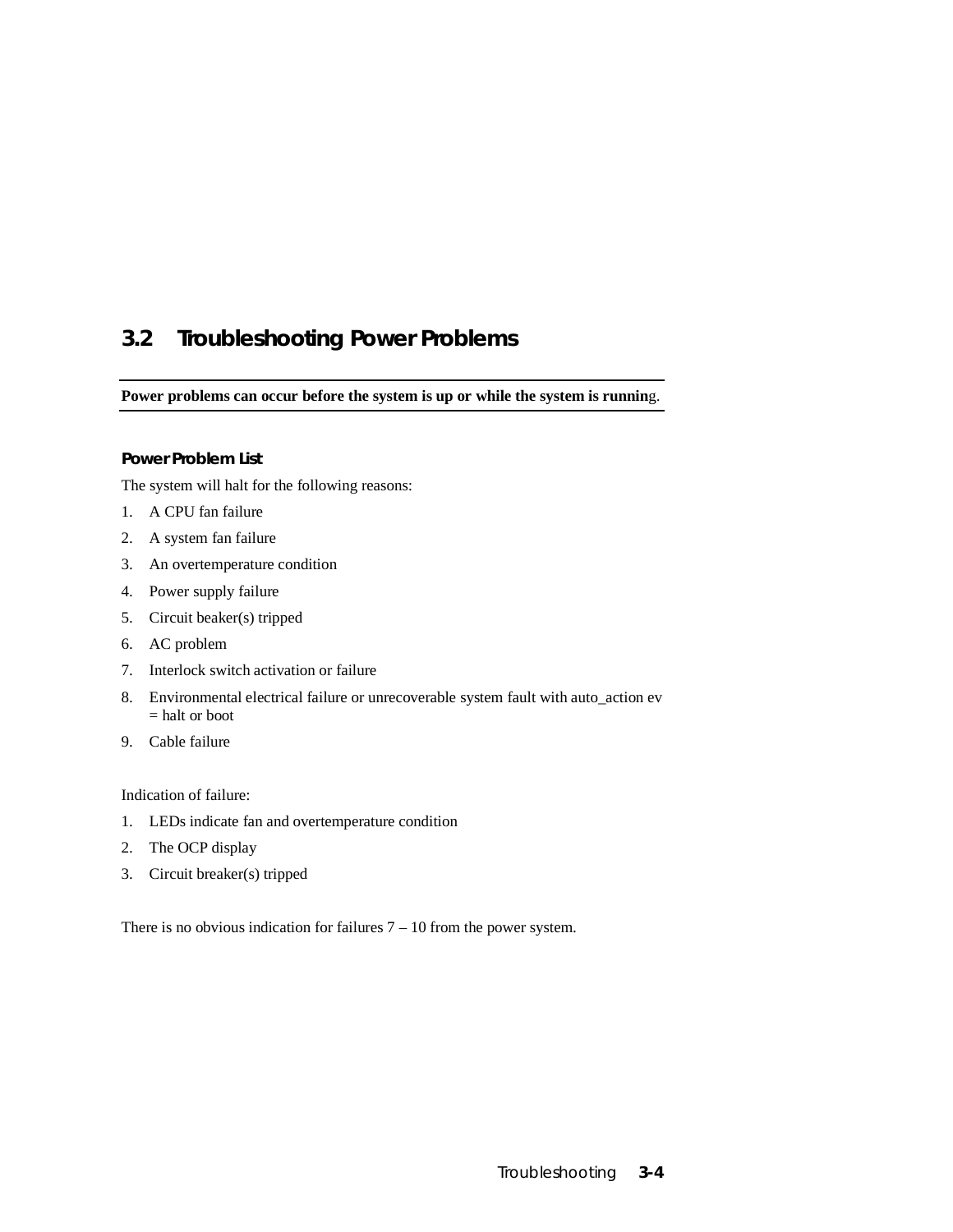## 3.2 Troubleshooting Power Problems

**Power problems can occur before the system is up or while the system is running**.

### Power Problem List

The system will halt for the following reasons:

1. A CPU fan failure
2. A system fan failure
3. An overtemperature condition
4. Power supply failure
5. Circuit beaker(s) tripped
6. AC problem
7. Interlock switch activation or failure
8. Environmental electrical failure or unrecoverable system fault with auto_action ev = halt or boot
9. Cable failure

Indication of failure:

1. LEDs indicate fan and overtemperature condition
2. The OCP display
3. Circuit breaker(s) tripped

There is no obvious indication for failures 7 – 10 from the power system.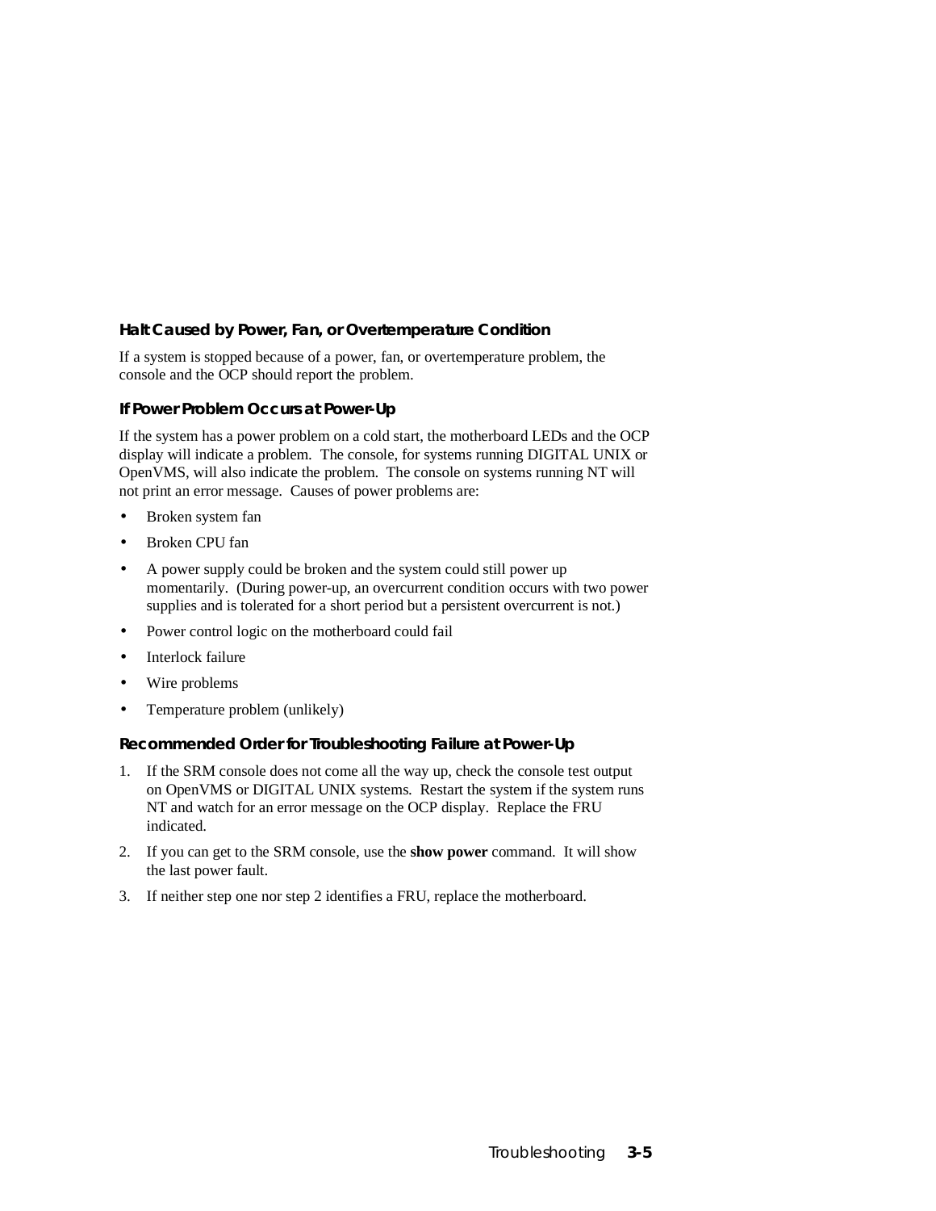### Halt Caused by Power, Fan, or Overtemperature Condition

If a system is stopped because of a power, fan, or overtemperature problem, the console and the OCP should report the problem.

#### If Power Problem Occurs at Power-Up

If the system has a power problem on a cold start, the motherboard LEDs and the OCP display will indicate a problem. The console, for systems running DIGITAL UNIX or OpenVMS, will also indicate the problem. The console on systems running NT will not print an error message. Causes of power problems are:

- Broken system fan
- Broken CPU fan
- A power supply could be broken and the system could still power up momentarily. (During power-up, an overcurrent condition occurs with two power supplies and is tolerated for a short period but a persistent overcurrent is not.)
- Power control logic on the motherboard could fail
- Interlock failure
- Wire problems
- Temperature problem (unlikely)

#### Recommended Order for Troubleshooting Failure at Power-Up

1. If the SRM console does not come all the way up, check the console test output on OpenVMS or DIGITAL UNIX systems. Restart the system if the system runs NT and watch for an error message on the OCP display. Replace the FRU indicated.
2. If you can get to the SRM console, use the **show power** command. It will show the last power fault.
3. If neither step one nor step 2 identifies a FRU, replace the motherboard.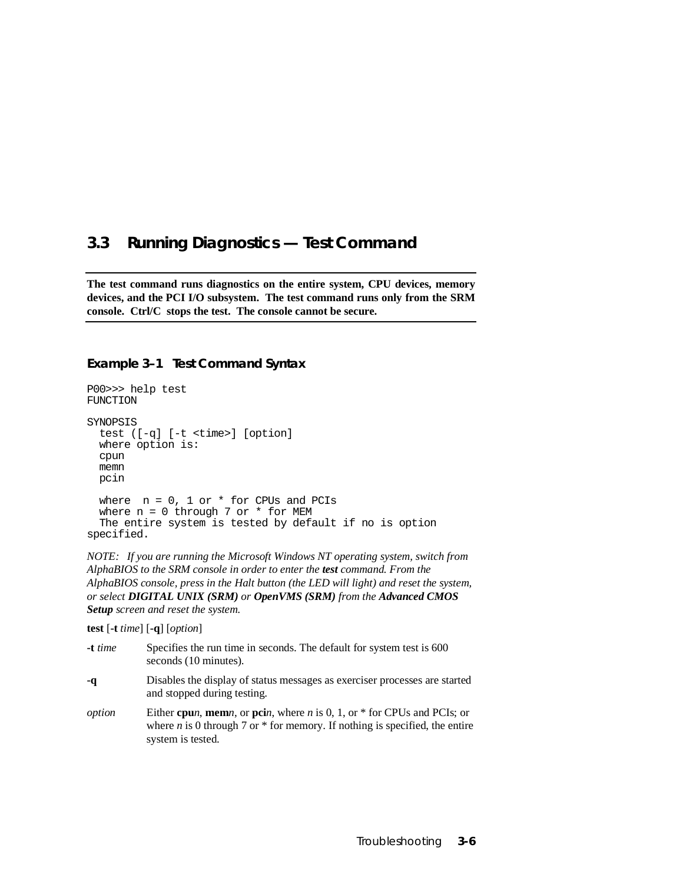## 3.3 Running Diagnostics — Test Command

**The test command runs diagnostics on the entire system, CPU devices, memory devices, and the PCI I/O subsystem. The test command runs only from the SRM console. Ctrl/C stops the test. The console cannot be secure.**

### Example 3–1 Test Command Syntax

```
P00>>> help test
FUNCTION

SYNOPSIS
  test ([-q] [-t <time>] [option]
  where option is:
  cpun
  memn
  pcin

  where  n = 0, 1 or * for CPUs and PCIs
  where n = 0 through 7 or * for MEM
  The entire system is tested by default if no is option
specified.
```

*NOTE: If you are running the Microsoft Windows NT operating system, switch from AlphaBIOS to the SRM console in order to enter the* ***test*** *command. From the AlphaBIOS console, press in the Halt button (the LED will light) and reset the system, or select* ***DIGITAL UNIX (SRM)*** *or* ***OpenVMS (SRM)*** *from the* ***Advanced CMOS Setup*** *screen and reset the system.*

**test** [**-t** *time*] [**-q**] [*option*]

| | |
|---|---|
| **-t** *time* | Specifies the run time in seconds. The default for system test is 600 seconds (10 minutes). |
| **-q** | Disables the display of status messages as exerciser processes are started and stopped during testing. |
| *option* | Either **cpu***n*, **mem***n*, or **pci***n*, where *n* is 0, 1, or * for CPUs and PCIs; or where *n* is 0 through 7 or * for memory. If nothing is specified, the entire system is tested. |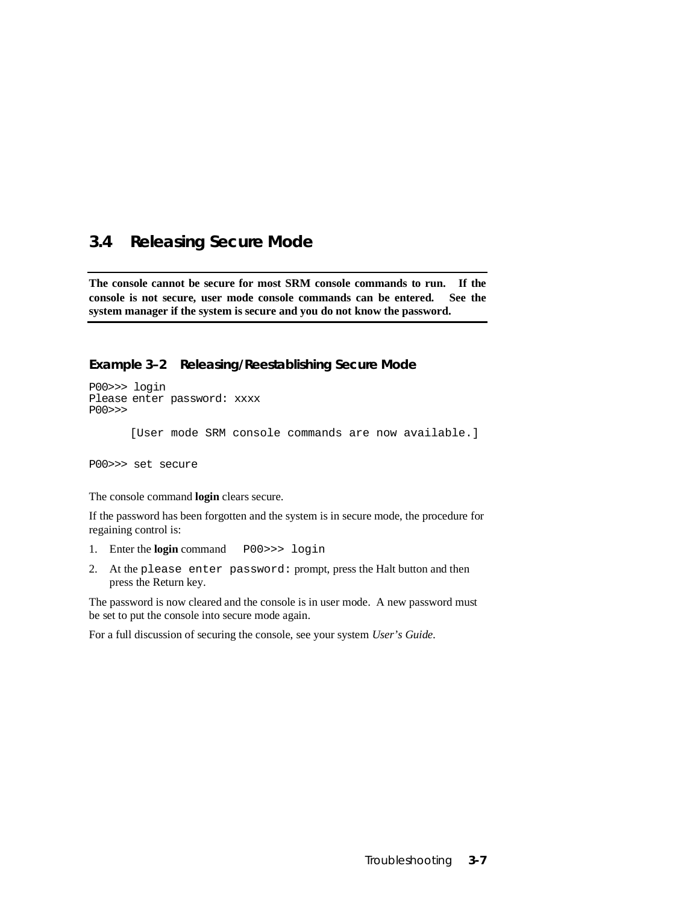## 3.4 Releasing Secure Mode

---

**The console cannot be secure for most SRM console commands to run. If the console is not secure, user mode console commands can be entered. See the system manager if the system is secure and you do not know the password.**

---

### Example 3–2 Releasing/Reestablishing Secure Mode

```
P00>>> login
Please enter password: xxxx
P00>>>

      [User mode SRM console commands are now available.]

P00>>> set secure
```

The console command **login** clears secure.

If the password has been forgotten and the system is in secure mode, the procedure for regaining control is:

1. Enter the **login** command `P00>>> login`
2. At the `please enter password:` prompt, press the Halt button and then press the Return key.

The password is now cleared and the console is in user mode. A new password must be set to put the console into secure mode again.

For a full discussion of securing the console, see your system *User's Guide*.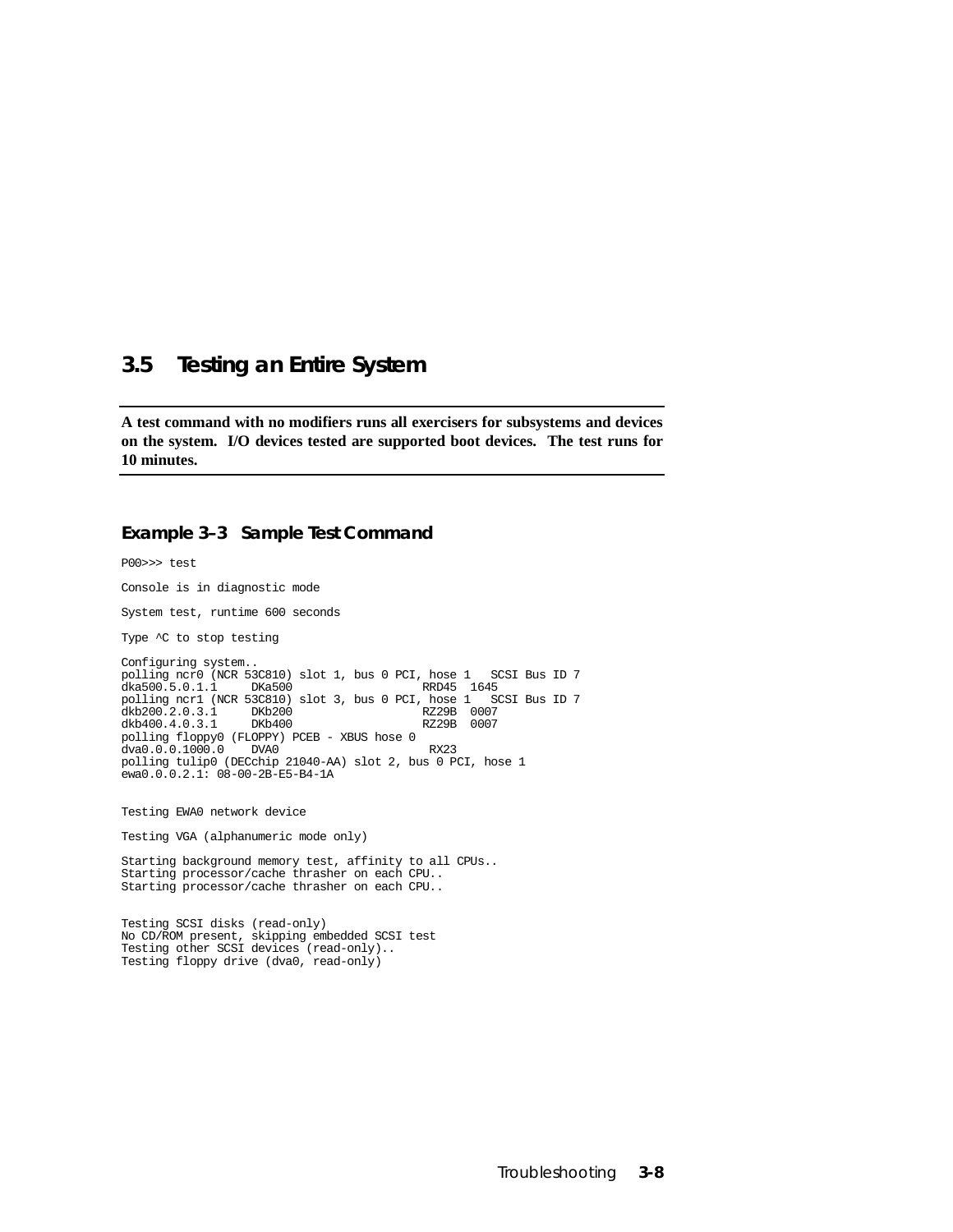## 3.5 Testing an Entire System

**A test command with no modifiers runs all exercisers for subsystems and devices on the system. I/O devices tested are supported boot devices. The test runs for 10 minutes.**

### Example 3–3 Sample Test Command

```
P00>>> test

Console is in diagnostic mode

System test, runtime 600 seconds

Type ^C to stop testing

Configuring system..
polling ncr0 (NCR 53C810) slot 1, bus 0 PCI, hose 1   SCSI Bus ID 7
dka500.5.0.1.1     DKa500                  RRD45  1645
polling ncr1 (NCR 53C810) slot 3, bus 0 PCI, hose 1   SCSI Bus ID 7
dkb200.2.0.3.1     DKb200                  RZ29B  0007
dkb400.4.0.3.1     DKb400                  RZ29B  0007
polling floppy0 (FLOPPY) PCEB - XBUS hose 0
dva0.0.0.1000.0    DVA0                     RX23
polling tulip0 (DECchip 21040-AA) slot 2, bus 0 PCI, hose 1
ewa0.0.0.2.1: 08-00-2B-E5-B4-1A


Testing EWA0 network device

Testing VGA (alphanumeric mode only)

Starting background memory test, affinity to all CPUs..
Starting processor/cache thrasher on each CPU..
Starting processor/cache thrasher on each CPU..


Testing SCSI disks (read-only)
No CD/ROM present, skipping embedded SCSI test
Testing other SCSI devices (read-only)..
Testing floppy drive (dva0, read-only)
```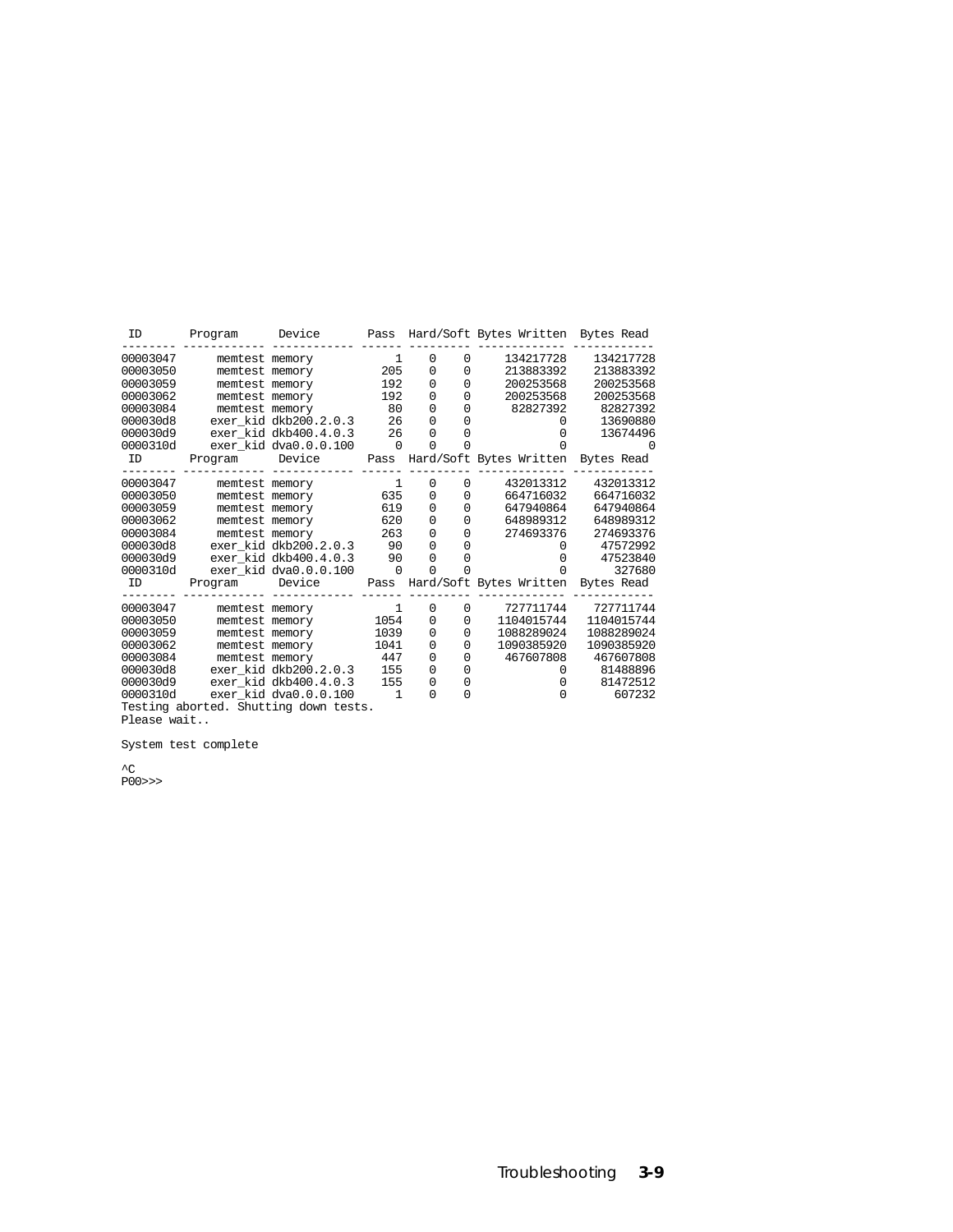```
 ID       Program      Device       Pass  Hard/Soft Bytes Written  Bytes Read
-------- ------------ ------------ ------ --------- ------------- ------------
00003047      memtest memory            1   0     0     134217728    134217728
00003050      memtest memory          205   0     0     213883392    213883392
00003059      memtest memory          192   0     0     200253568    200253568
00003062      memtest memory          192   0     0     200253568    200253568
00003084      memtest memory           80   0     0      82827392     82827392
000030d8     exer_kid dkb200.2.0.3     26   0     0             0     13690880
000030d9     exer_kid dkb400.4.0.3     26   0     0             0     13674496
0000310d     exer_kid dva0.0.0.100      0   0     0             0            0
 ID       Program      Device       Pass  Hard/Soft Bytes Written  Bytes Read
-------- ------------ ------------ ------ --------- ------------- ------------
00003047      memtest memory            1   0     0     432013312    432013312
00003050      memtest memory          635   0     0     664716032    664716032
00003059      memtest memory          619   0     0     647940864    647940864
00003062      memtest memory          620   0     0     648989312    648989312
00003084      memtest memory          263   0     0     274693376    274693376
000030d8     exer_kid dkb200.2.0.3     90   0     0             0     47572992
000030d9     exer_kid dkb400.4.0.3     90   0     0             0     47523840
0000310d     exer_kid dva0.0.0.100      0   0     0             0       327680
 ID       Program      Device       Pass  Hard/Soft Bytes Written  Bytes Read
-------- ------------ ------------ ------ --------- ------------- ------------
00003047      memtest memory            1   0     0     727711744    727711744
00003050      memtest memory         1054   0     0    1104015744   1104015744
00003059      memtest memory         1039   0     0    1088289024   1088289024
00003062      memtest memory         1041   0     0    1090385920   1090385920
00003084      memtest memory          447   0     0     467607808    467607808
000030d8     exer_kid dkb200.2.0.3    155   0     0             0     81488896
000030d9     exer_kid dkb400.4.0.3    155   0     0             0     81472512
0000310d     exer_kid dva0.0.0.100      1   0     0             0       607232
Testing aborted. Shutting down tests.
Please wait..

System test complete

^C
P00>>>
```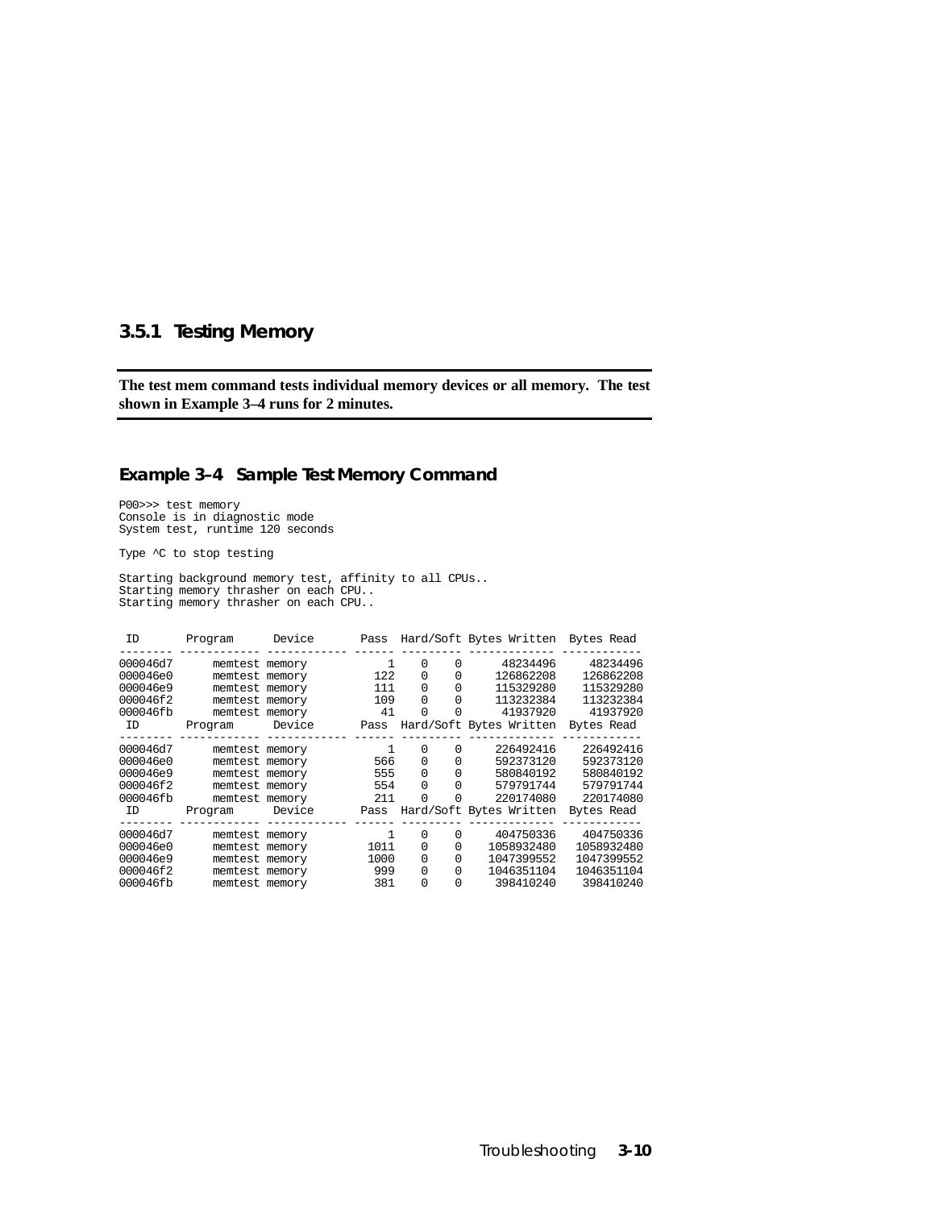### 3.5.1 Testing Memory

**The test mem command tests individual memory devices or all memory. The test shown in Example 3–4 runs for 2 minutes.**

#### Example 3–4 Sample Test Memory Command

```
P00>>> test memory
Console is in diagnostic mode
System test, runtime 120 seconds

Type ^C to stop testing

Starting background memory test, affinity to all CPUs..
Starting memory thrasher on each CPU..
Starting memory thrasher on each CPU..


 ID       Program      Device       Pass  Hard/Soft Bytes Written  Bytes Read
-------- ------------ ------------ ------ --------- ------------- ------------
000046d7      memtest memory          1    0     0      48234496     48234496
000046e0      memtest memory        122    0     0     126862208    126862208
000046e9      memtest memory        111    0     0     115329280    115329280
000046f2      memtest memory        109    0     0     113232384    113232384
000046fb      memtest memory         41    0     0      41937920     41937920
 ID       Program      Device       Pass  Hard/Soft Bytes Written  Bytes Read
-------- ------------ ------------ ------ --------- ------------- ------------
000046d7      memtest memory          1    0     0     226492416    226492416
000046e0      memtest memory        566    0     0     592373120    592373120
000046e9      memtest memory        555    0     0     580840192    580840192
000046f2      memtest memory        554    0     0     579791744    579791744
000046fb      memtest memory        211    0     0     220174080    220174080
 ID       Program      Device       Pass  Hard/Soft Bytes Written  Bytes Read
-------- ------------ ------------ ------ --------- ------------- ------------
000046d7      memtest memory          1    0     0     404750336    404750336
000046e0      memtest memory       1011    0     0    1058932480   1058932480
000046e9      memtest memory       1000    0     0    1047399552   1047399552
000046f2      memtest memory        999    0     0    1046351104   1046351104
000046fb      memtest memory        381    0     0     398410240    398410240
```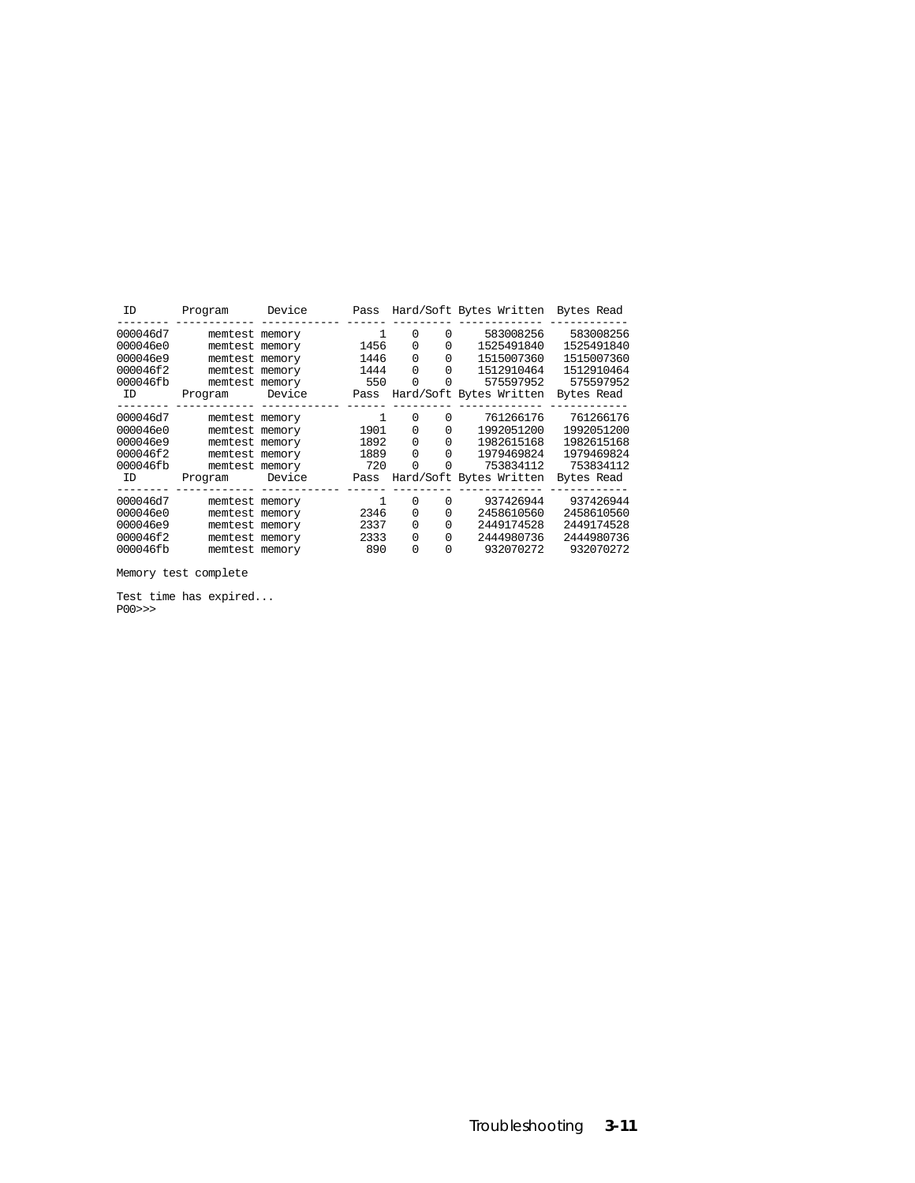```
 ID       Program      Device       Pass  Hard/Soft Bytes Written  Bytes Read
-------- ------------ ------------ ------ --------- ------------- ------------
000046d7      memtest memory          1    0     0     583008256    583008256
000046e0      memtest memory       1456    0     0    1525491840   1525491840
000046e9      memtest memory       1446    0     0    1515007360   1515007360
000046f2      memtest memory       1444    0     0    1512910464   1512910464
000046fb      memtest memory        550    0     0     575597952    575597952
 ID       Program      Device       Pass  Hard/Soft Bytes Written  Bytes Read
-------- ------------ ------------ ------ --------- ------------- ------------
000046d7      memtest memory          1    0     0     761266176    761266176
000046e0      memtest memory       1901    0     0    1992051200   1992051200
000046e9      memtest memory       1892    0     0    1982615168   1982615168
000046f2      memtest memory       1889    0     0    1979469824   1979469824
000046fb      memtest memory        720    0     0     753834112    753834112
 ID       Program      Device       Pass  Hard/Soft Bytes Written  Bytes Read
-------- ------------ ------------ ------ --------- ------------- ------------
000046d7      memtest memory          1    0     0     937426944    937426944
000046e0      memtest memory       2346    0     0    2458610560   2458610560
000046e9      memtest memory       2337    0     0    2449174528   2449174528
000046f2      memtest memory       2333    0     0    2444980736   2444980736
000046fb      memtest memory        890    0     0     932070272    932070272

Memory test complete

Test time has expired...
P00>>>
```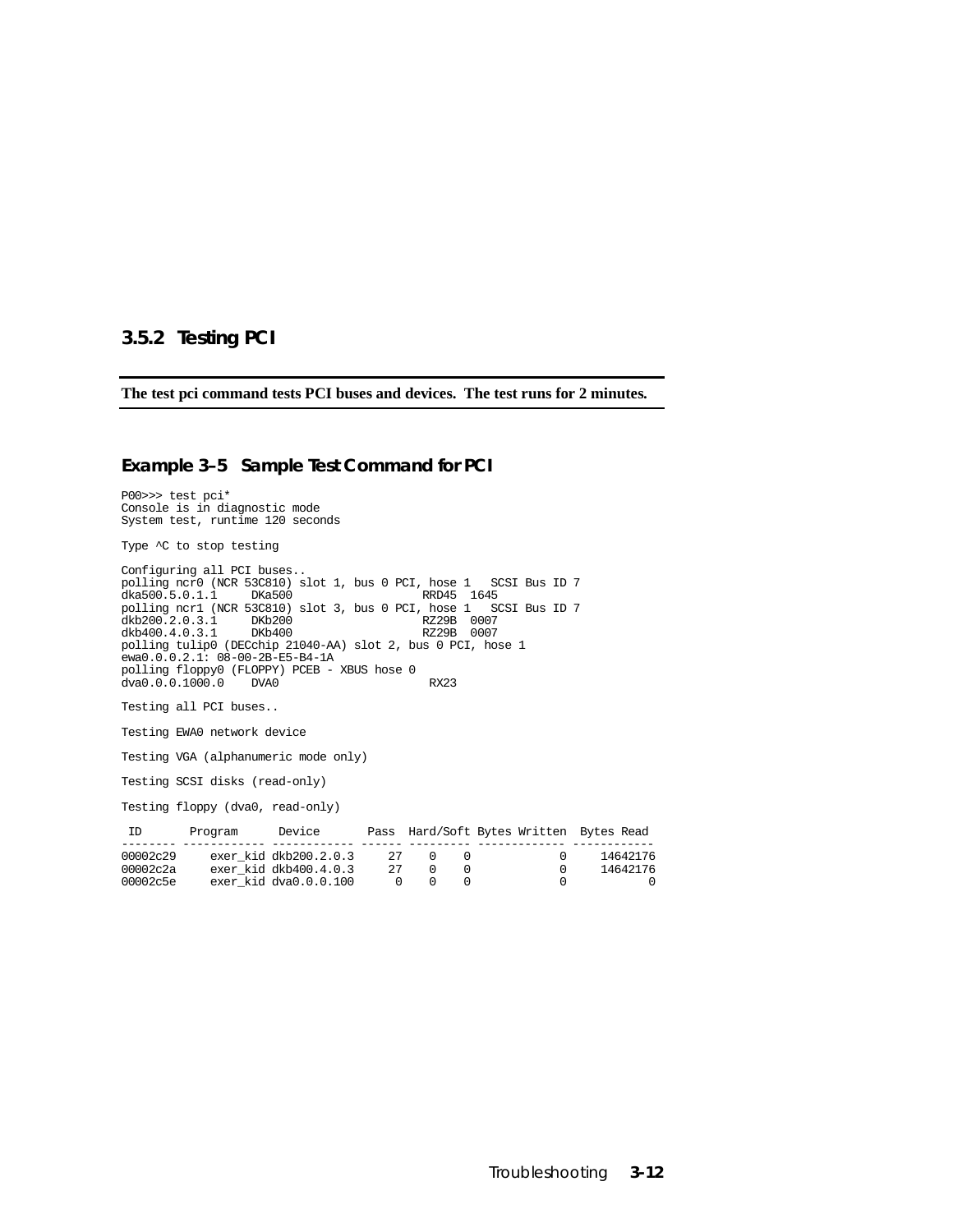### 3.5.2 Testing PCI

**The test pci command tests PCI buses and devices. The test runs for 2 minutes.**

#### Example 3–5 Sample Test Command for PCI

```
P00>>> test pci*
Console is in diagnostic mode
System test, runtime 120 seconds

Type ^C to stop testing

Configuring all PCI buses..
polling ncr0 (NCR 53C810) slot 1, bus 0 PCI, hose 1   SCSI Bus ID 7
dka500.5.0.1.1     DKa500                   RRD45  1645
polling ncr1 (NCR 53C810) slot 3, bus 0 PCI, hose 1   SCSI Bus ID 7
dkb200.2.0.3.1     DKb200                   RZ29B  0007
dkb400.4.0.3.1     DKb400                   RZ29B  0007
polling tulip0 (DECchip 21040-AA) slot 2, bus 0 PCI, hose 1
ewa0.0.0.2.1: 08-00-2B-E5-B4-1A
polling floppy0 (FLOPPY) PCEB - XBUS hose 0
dva0.0.0.1000.0    DVA0                      RX23

Testing all PCI buses..

Testing EWA0 network device

Testing VGA (alphanumeric mode only)

Testing SCSI disks (read-only)

Testing floppy (dva0, read-only)

 ID       Program      Device       Pass  Hard/Soft Bytes Written  Bytes Read
-------- ------------ ------------ ------ --------- ------------- -----------
00002c29     exer_kid dkb200.2.0.3     27    0    0             0     14642176
00002c2a     exer_kid dkb400.4.0.3     27    0    0             0     14642176
00002c5e     exer_kid dva0.0.0.100      0    0    0             0            0
```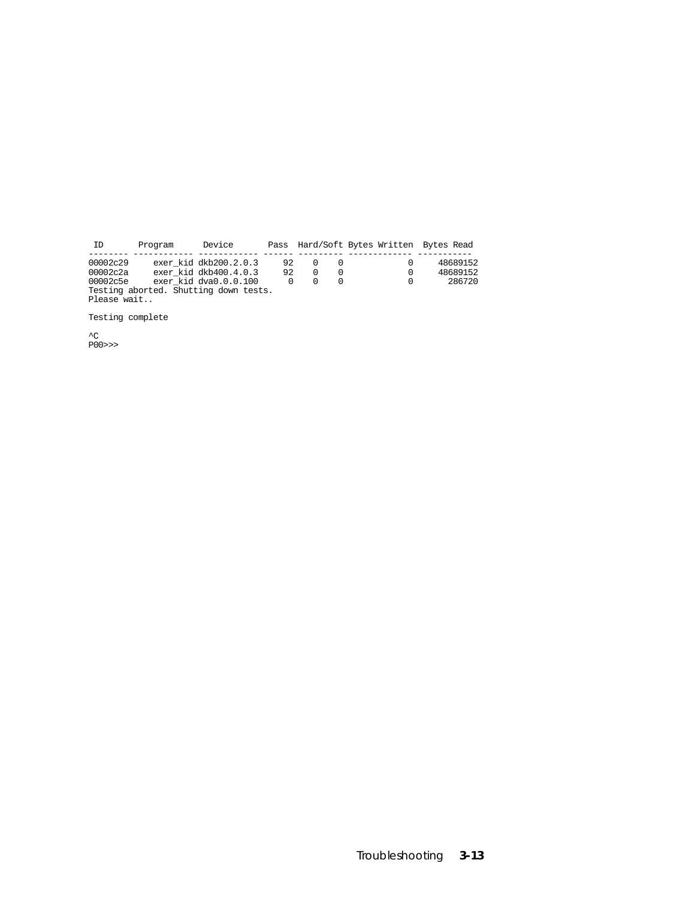```
 ID       Program      Device       Pass  Hard/Soft Bytes Written  Bytes Read
-------- ------------ ------------ ------ --------- ------------- -----------
00002c29     exer_kid dkb200.2.0.3     92    0    0             0     48689152
00002c2a     exer_kid dkb400.4.0.3     92    0    0             0     48689152
00002c5e     exer_kid dva0.0.0.100      0    0    0             0       286720
Testing aborted. Shutting down tests.
Please wait..

Testing complete

^C
P00>>>
```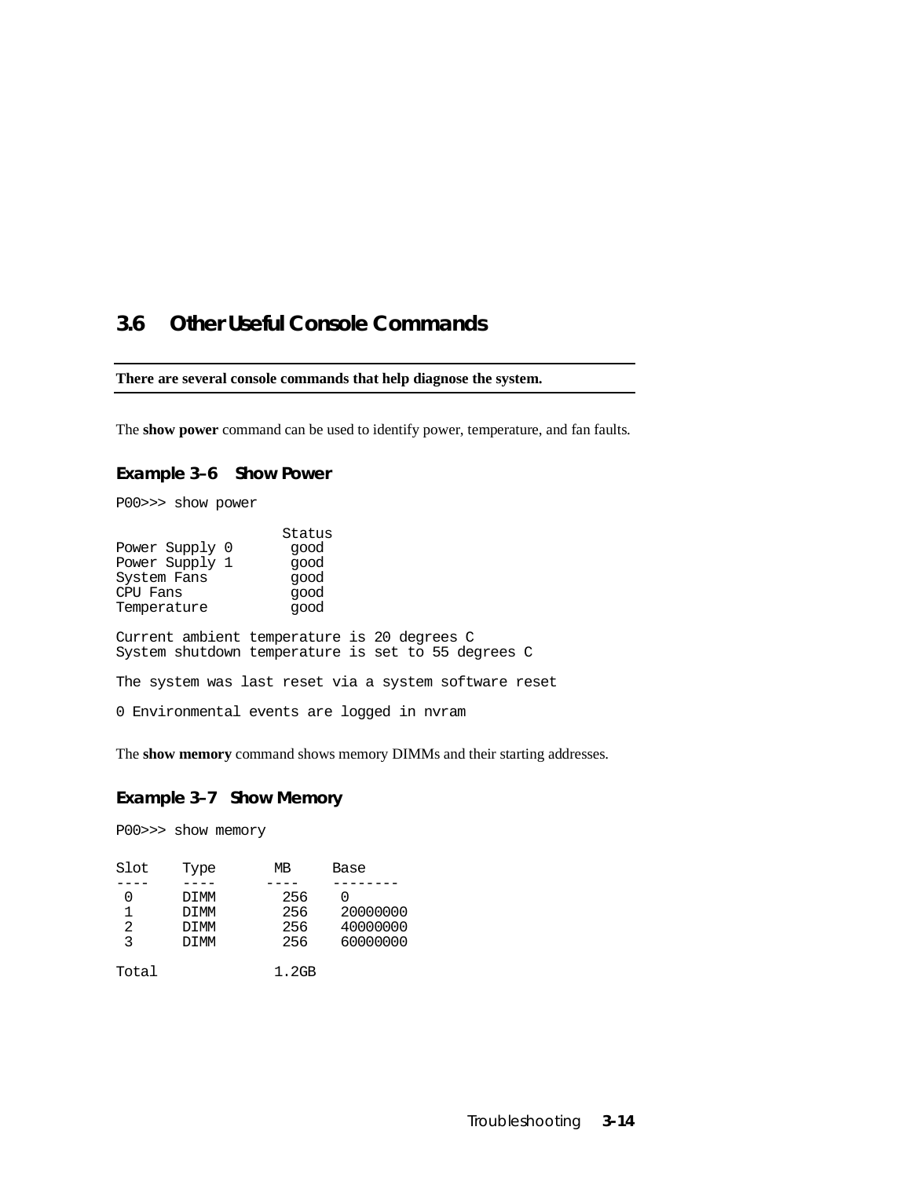## 3.6 Other Useful Console Commands

**There are several console commands that help diagnose the system.**

The **show power** command can be used to identify power, temperature, and fan faults.

### Example 3–6 Show Power

```
P00>>> show power

                    Status
Power Supply 0       good
Power Supply 1       good
System Fans          good
CPU Fans             good
Temperature          good

Current ambient temperature is 20 degrees C
System shutdown temperature is set to 55 degrees C

The system was last reset via a system software reset

0 Environmental events are logged in nvram
```

The **show memory** command shows memory DIMMs and their starting addresses.

### Example 3–7 Show Memory

```
P00>>> show memory

Slot    Type       MB     Base
----    ----      ----    --------
 0      DIMM       256     0
 1      DIMM       256     20000000
 2      DIMM       256     40000000
 3      DIMM       256     60000000

Total             1.2GB
```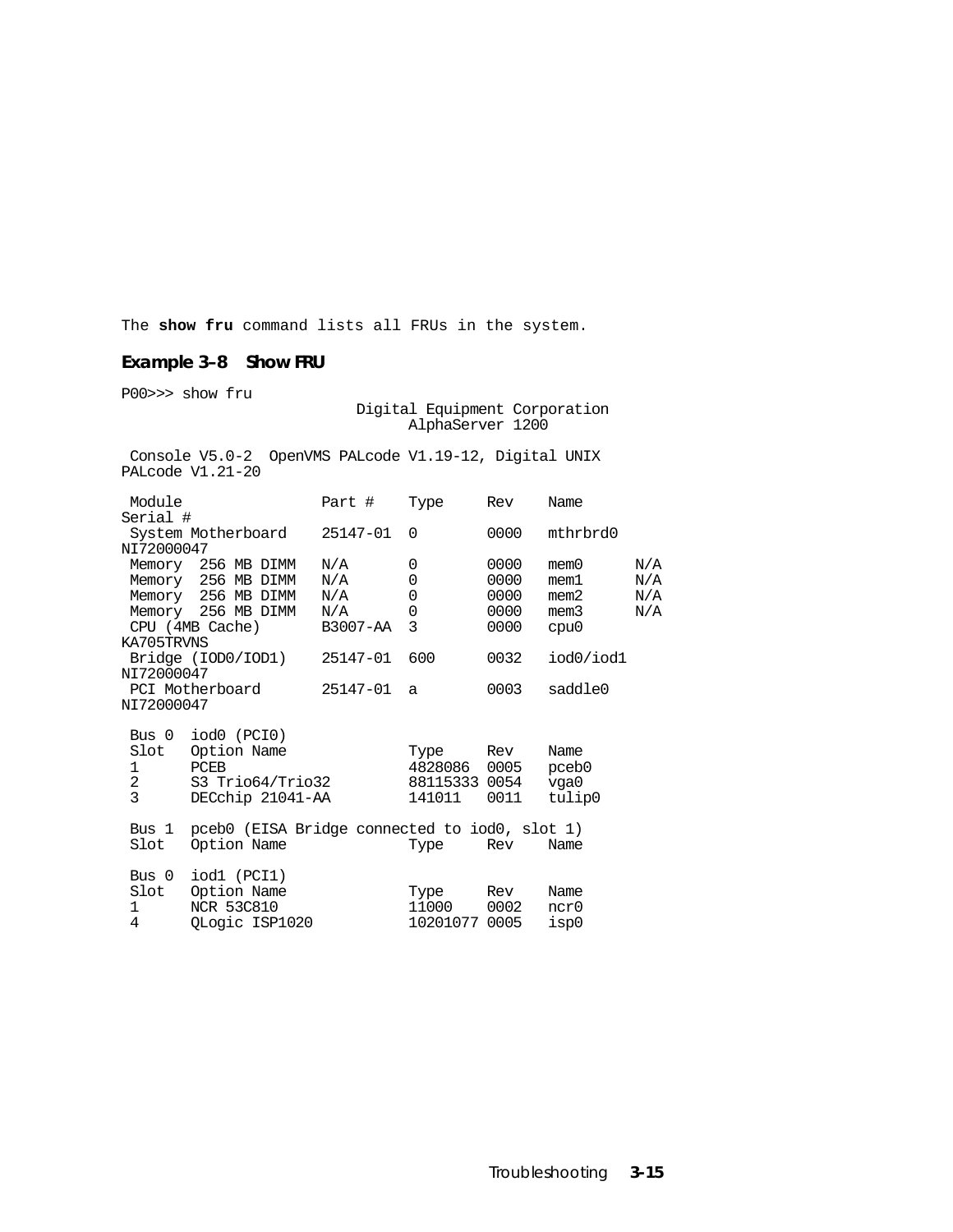The **show fru** command lists all FRUs in the system.

### Example 3–8 Show FRU

```
P00>>> show fru
                           Digital Equipment Corporation
                                 AlphaServer 1200

 Console V5.0-2  OpenVMS PALcode V1.19-12, Digital UNIX
PALcode V1.21-20

 Module                Part #    Type      Rev     Name
Serial #
 System Motherboard    25147-01  0         0000    mthrbrd0
NI72000047
 Memory  256 MB DIMM   N/A       0         0000    mem0      N/A
 Memory  256 MB DIMM   N/A       0         0000    mem1      N/A
 Memory  256 MB DIMM   N/A       0         0000    mem2      N/A
 Memory  256 MB DIMM   N/A       0         0000    mem3      N/A
 CPU (4MB Cache)       B3007-AA  3         0000    cpu0
KA705TRVNS
 Bridge (IOD0/IOD1)    25147-01  600       0032    iod0/iod1
NI72000047
 PCI Motherboard       25147-01  a         0003    saddle0
NI72000047

 Bus 0  iod0 (PCI0)
 Slot   Option Name              Type      Rev     Name
 1      PCEB                     4828086   0005    pceb0
 2      S3 Trio64/Trio32         88115333 0054     vga0
 3      DECchip 21041-AA         141011    0011    tulip0

 Bus 1  pceb0 (EISA Bridge connected to iod0, slot 1)
 Slot   Option Name              Type      Rev     Name

 Bus 0  iod1 (PCI1)
 Slot   Option Name              Type      Rev     Name
 1      NCR 53C810               11000     0002    ncr0
 4      QLogic ISP1020           10201077 0005     isp0
```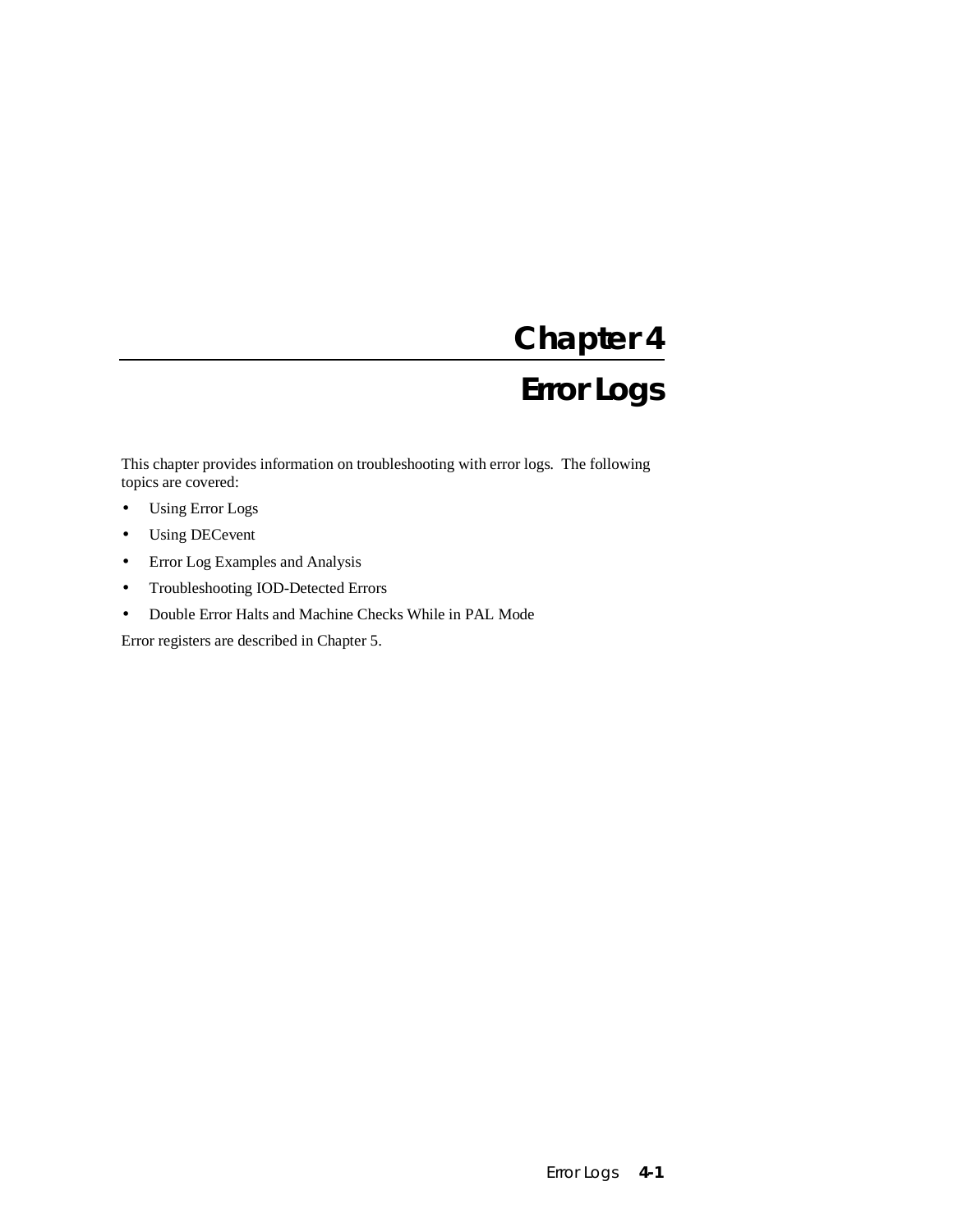# Chapter 4

# Error Logs

This chapter provides information on troubleshooting with error logs. The following topics are covered:

- Using Error Logs
- Using DECevent
- Error Log Examples and Analysis
- Troubleshooting IOD-Detected Errors
- Double Error Halts and Machine Checks While in PAL Mode

Error registers are described in Chapter 5.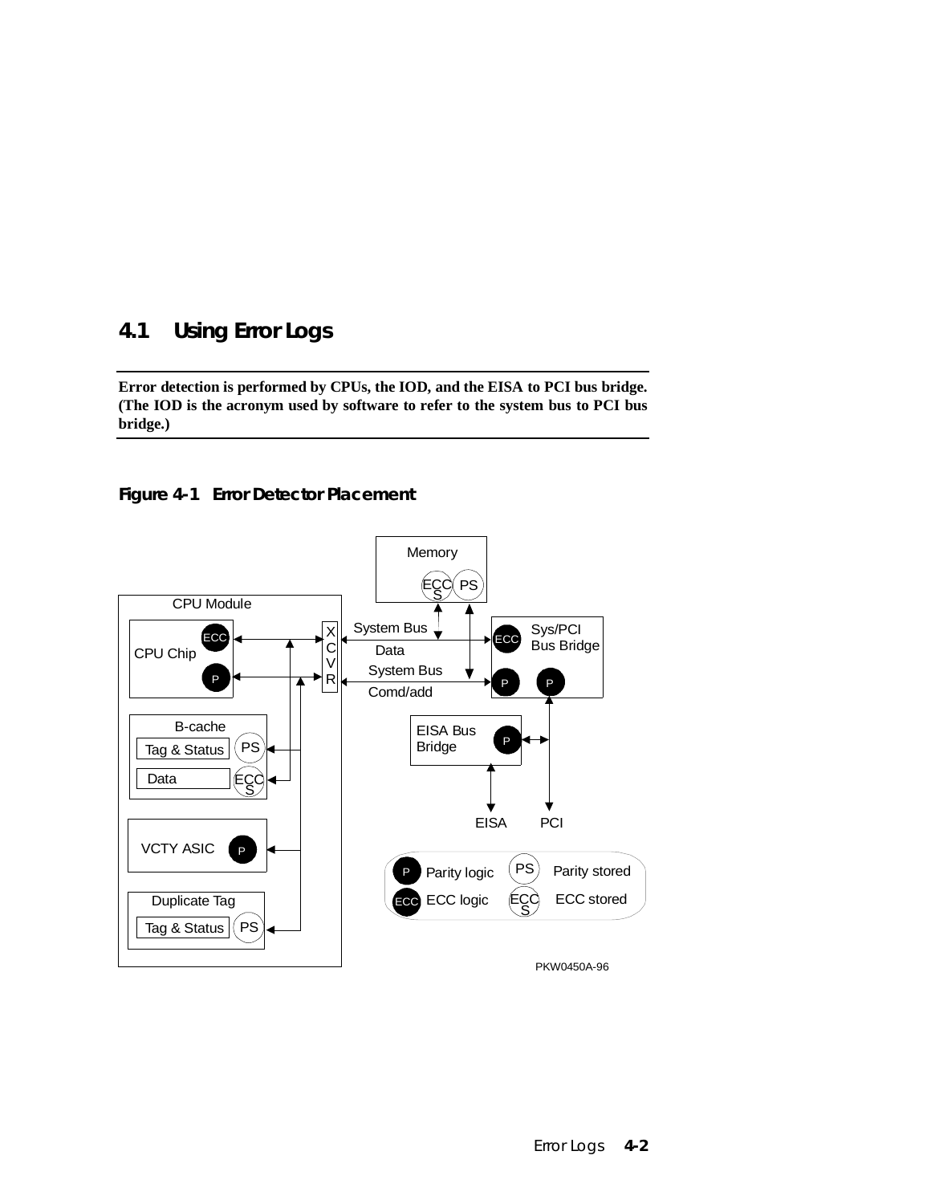## 4.1 Using Error Logs

**Error detection is performed by CPUs, the IOD, and the EISA to PCI bus bridge. (The IOD is the acronym used by software to refer to the system bus to PCI bus bridge.)**

***Figure 4-1 Error Detector Placement***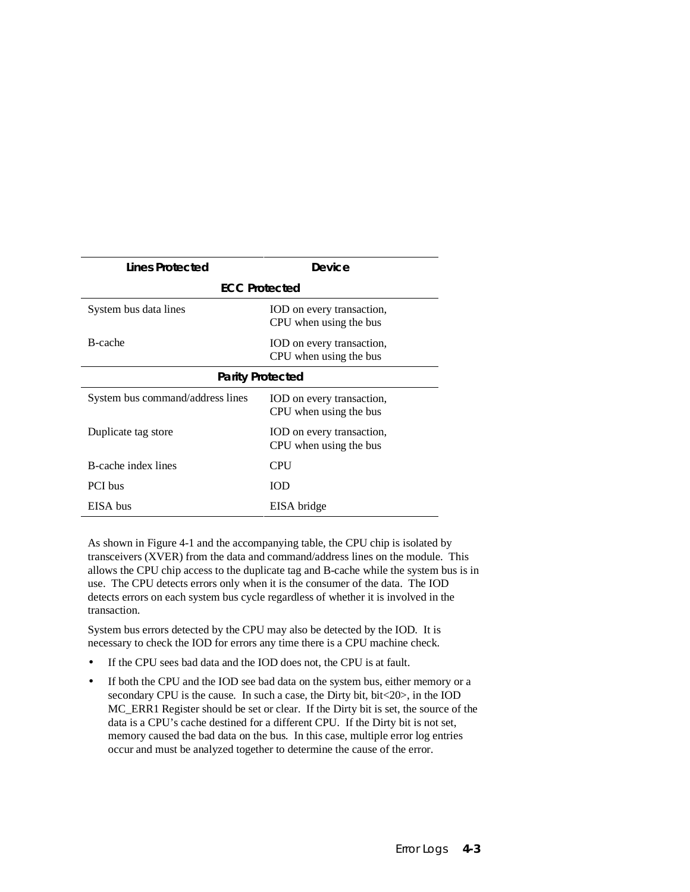| Lines Protected | Device |
|---|---|
| **ECC Protected** | |
| System bus data lines | IOD on every transaction, CPU when using the bus |
| B-cache | IOD on every transaction, CPU when using the bus |
| **Parity Protected** | |
| System bus command/address lines | IOD on every transaction, CPU when using the bus |
| Duplicate tag store | IOD on every transaction, CPU when using the bus |
| B-cache index lines | CPU |
| PCI bus | IOD |
| EISA bus | EISA bridge |

As shown in Figure 4-1 and the accompanying table, the CPU chip is isolated by transceivers (XVER) from the data and command/address lines on the module. This allows the CPU chip access to the duplicate tag and B-cache while the system bus is in use. The CPU detects errors only when it is the consumer of the data. The IOD detects errors on each system bus cycle regardless of whether it is involved in the transaction.

System bus errors detected by the CPU may also be detected by the IOD. It is necessary to check the IOD for errors any time there is a CPU machine check.

- If the CPU sees bad data and the IOD does not, the CPU is at fault.
- If both the CPU and the IOD see bad data on the system bus, either memory or a secondary CPU is the cause. In such a case, the Dirty bit, bit<20>, in the IOD MC_ERR1 Register should be set or clear. If the Dirty bit is set, the source of the data is a CPU's cache destined for a different CPU. If the Dirty bit is not set, memory caused the bad data on the bus. In this case, multiple error log entries occur and must be analyzed together to determine the cause of the error.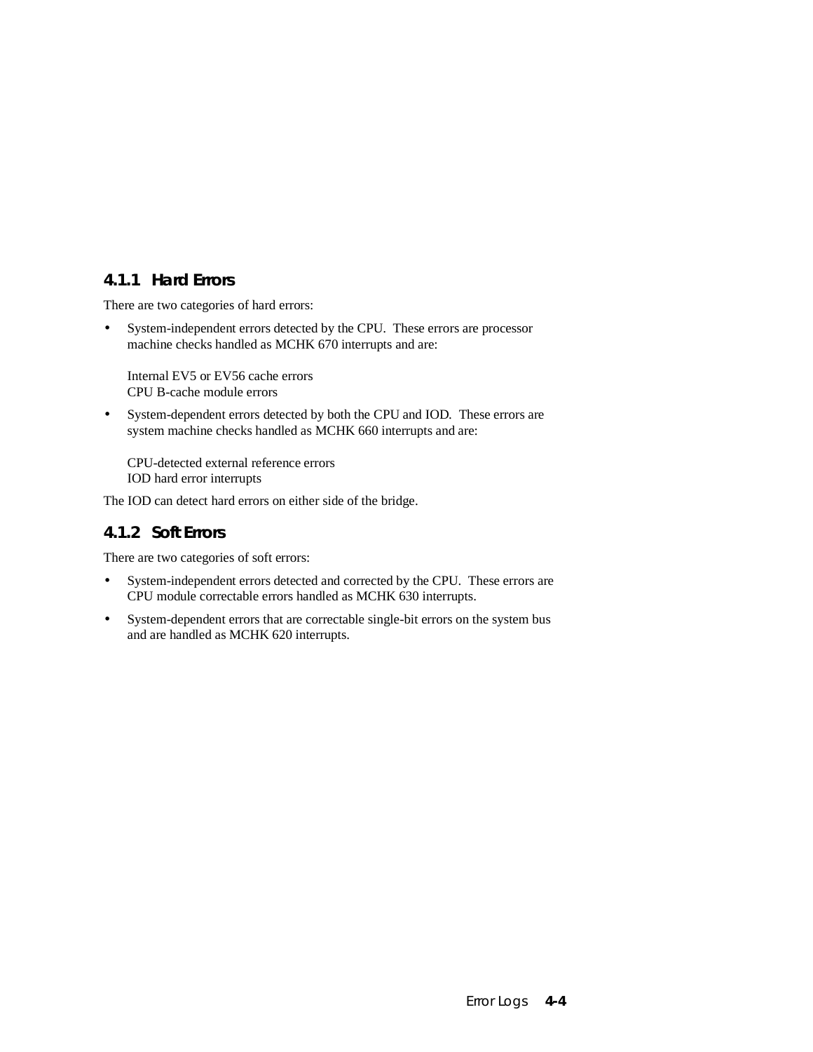### 4.1.1 Hard Errors

There are two categories of hard errors:

- System-independent errors detected by the CPU. These errors are processor machine checks handled as MCHK 670 interrupts and are:

  Internal EV5 or EV56 cache errors
  CPU B-cache module errors

- System-dependent errors detected by both the CPU and IOD. These errors are system machine checks handled as MCHK 660 interrupts and are:

  CPU-detected external reference errors
  IOD hard error interrupts

The IOD can detect hard errors on either side of the bridge.

### 4.1.2 Soft Errors

There are two categories of soft errors:

- System-independent errors detected and corrected by the CPU. These errors are CPU module correctable errors handled as MCHK 630 interrupts.
- System-dependent errors that are correctable single-bit errors on the system bus and are handled as MCHK 620 interrupts.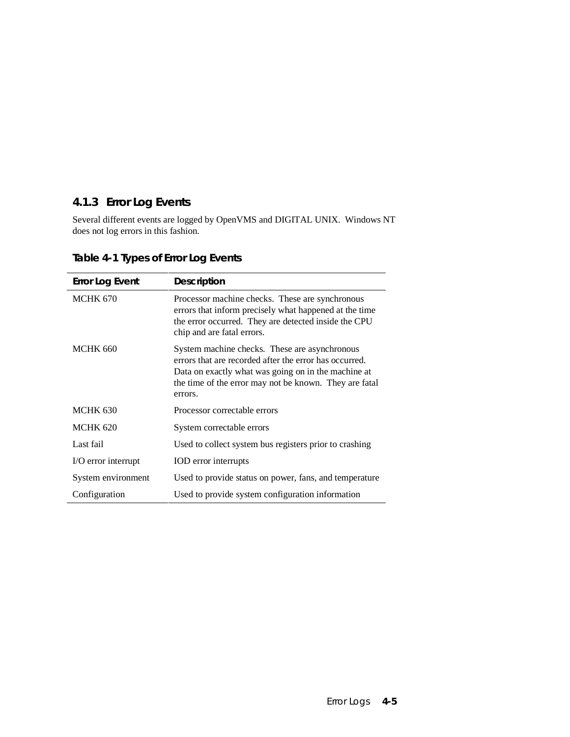### 4.1.3 Error Log Events

Several different events are logged by OpenVMS and DIGITAL UNIX. Windows NT does not log errors in this fashion.

**Table 4-1 Types of Error Log Events**

| Error Log Event | Description |
|---|---|
| MCHK 670 | Processor machine checks. These are synchronous errors that inform precisely what happened at the time the error occurred. They are detected inside the CPU chip and are fatal errors. |
| MCHK 660 | System machine checks. These are asynchronous errors that are recorded after the error has occurred. Data on exactly what was going on in the machine at the time of the error may not be known. They are fatal errors. |
| MCHK 630 | Processor correctable errors |
| MCHK 620 | System correctable errors |
| Last fail | Used to collect system bus registers prior to crashing |
| I/O error interrupt | IOD error interrupts |
| System environment | Used to provide status on power, fans, and temperature |
| Configuration | Used to provide system configuration information |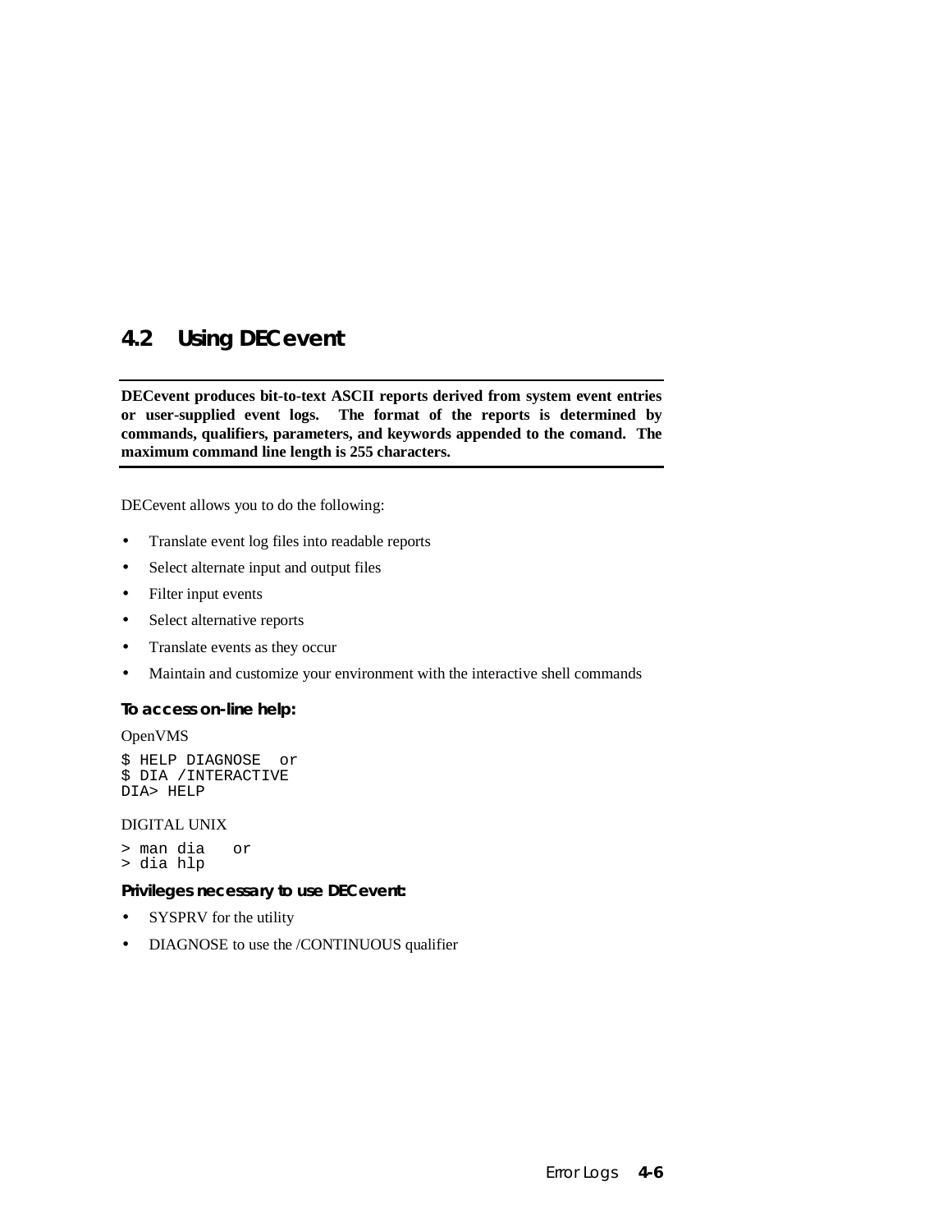## 4.2 Using DECevent

**DECevent produces bit-to-text ASCII reports derived from system event entries or user-supplied event logs. The format of the reports is determined by commands, qualifiers, parameters, and keywords appended to the comand. The maximum command line length is 255 characters.**

DECevent allows you to do the following:

- Translate event log files into readable reports
- Select alternate input and output files
- Filter input events
- Select alternative reports
- Translate events as they occur
- Maintain and customize your environment with the interactive shell commands

**To access on-line help:**

OpenVMS

```
$ HELP DIAGNOSE  or
$ DIA /INTERACTIVE
DIA> HELP
```

DIGITAL UNIX

```
> man dia   or
> dia hlp
```

**Privileges necessary to use DECevent:**

- SYSPRV for the utility
- DIAGNOSE to use the /CONTINUOUS qualifier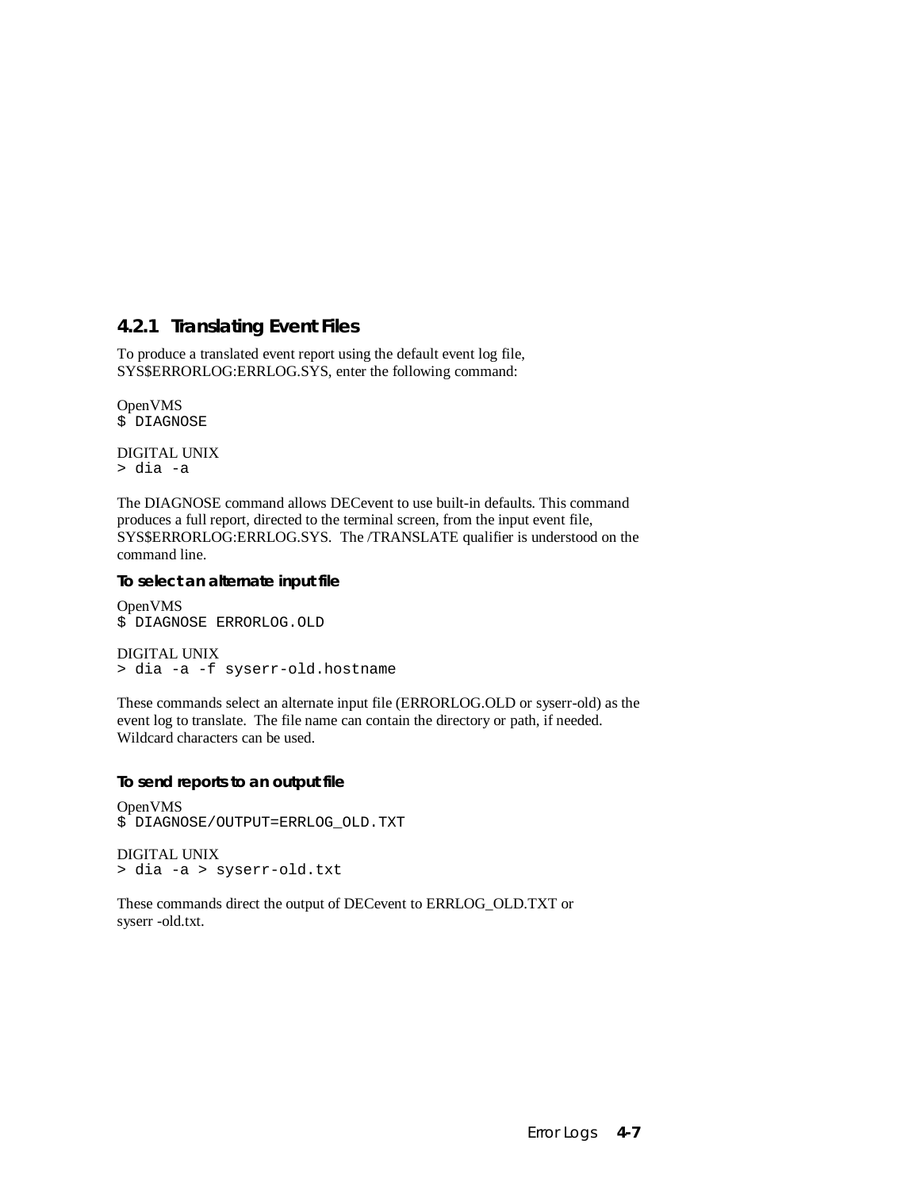### 4.2.1 Translating Event Files

To produce a translated event report using the default event log file, SYS$ERRORLOG:ERRLOG.SYS, enter the following command:

OpenVMS
```
$ DIAGNOSE
```

DIGITAL UNIX
```
> dia -a
```

The DIAGNOSE command allows DECevent to use built-in defaults. This command produces a full report, directed to the terminal screen, from the input event file, SYS$ERRORLOG:ERRLOG.SYS. The /TRANSLATE qualifier is understood on the command line.

**To select an alternate input file**

OpenVMS
```
$ DIAGNOSE ERRORLOG.OLD
```

DIGITAL UNIX
```
> dia -a -f syserr-old.hostname
```

These commands select an alternate input file (ERRORLOG.OLD or syserr-old) as the event log to translate. The file name can contain the directory or path, if needed. Wildcard characters can be used.

**To send reports to an output file**

OpenVMS
```
$ DIAGNOSE/OUTPUT=ERRLOG_OLD.TXT
```

DIGITAL UNIX
```
> dia -a > syserr-old.txt
```

These commands direct the output of DECevent to ERRLOG_OLD.TXT or syserr -old.txt.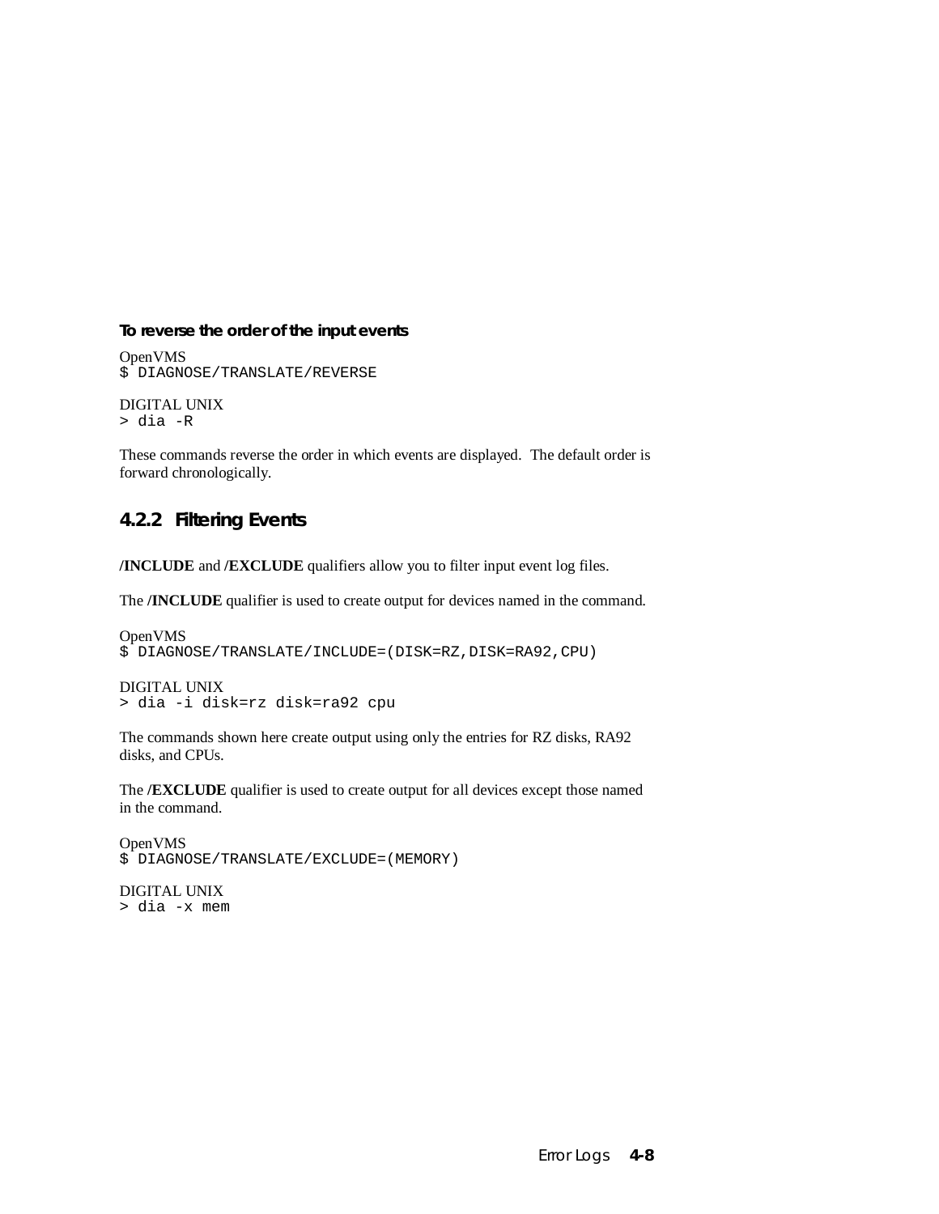**To reverse the order of the input events**

OpenVMS
```
$ DIAGNOSE/TRANSLATE/REVERSE
```

DIGITAL UNIX
```
> dia -R
```

These commands reverse the order in which events are displayed. The default order is forward chronologically.

### 4.2.2 Filtering Events

**/INCLUDE** and **/EXCLUDE** qualifiers allow you to filter input event log files.

The **/INCLUDE** qualifier is used to create output for devices named in the command.

OpenVMS
```
$ DIAGNOSE/TRANSLATE/INCLUDE=(DISK=RZ,DISK=RA92,CPU)
```

DIGITAL UNIX
```
> dia -i disk=rz disk=ra92 cpu
```

The commands shown here create output using only the entries for RZ disks, RA92 disks, and CPUs.

The **/EXCLUDE** qualifier is used to create output for all devices except those named in the command.

OpenVMS
```
$ DIAGNOSE/TRANSLATE/EXCLUDE=(MEMORY)
```

DIGITAL UNIX
```
> dia -x mem
```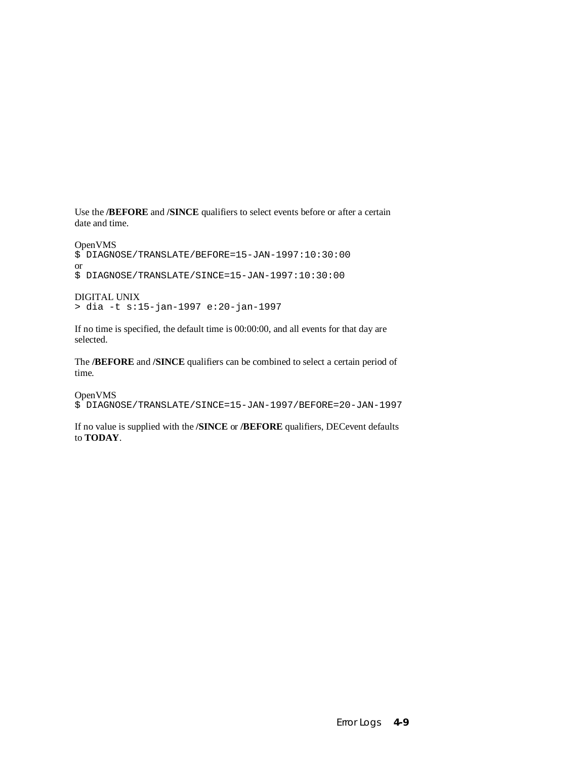Use the **/BEFORE** and **/SINCE** qualifiers to select events before or after a certain date and time.

OpenVMS
```
$ DIAGNOSE/TRANSLATE/BEFORE=15-JAN-1997:10:30:00
```
or
```
$ DIAGNOSE/TRANSLATE/SINCE=15-JAN-1997:10:30:00
```

DIGITAL UNIX
```
> dia -t s:15-jan-1997 e:20-jan-1997
```

If no time is specified, the default time is 00:00:00, and all events for that day are selected.

The **/BEFORE** and **/SINCE** qualifiers can be combined to select a certain period of time.

OpenVMS
```
$ DIAGNOSE/TRANSLATE/SINCE=15-JAN-1997/BEFORE=20-JAN-1997
```

If no value is supplied with the **/SINCE** or **/BEFORE** qualifiers, DECevent defaults to **TODAY**.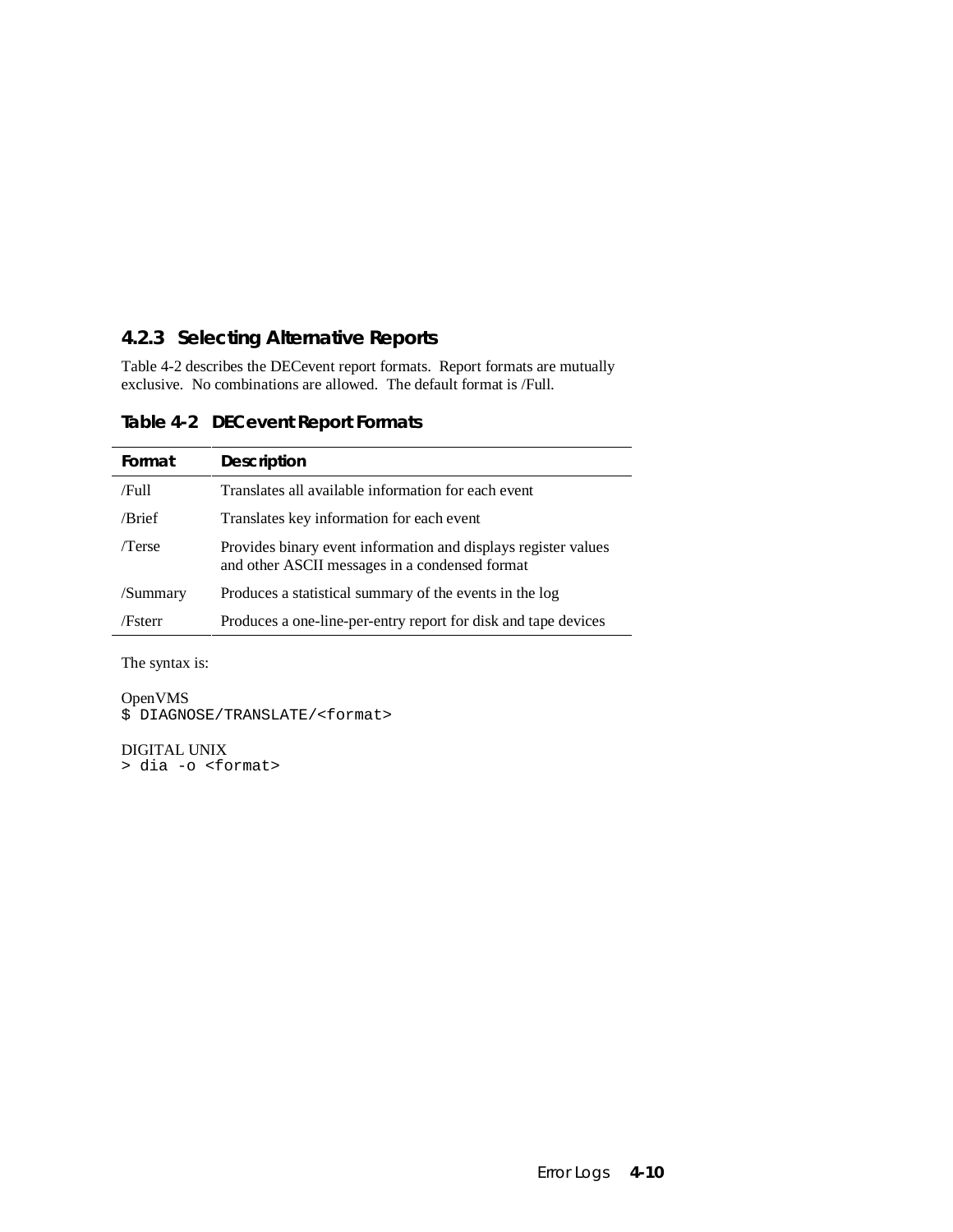### 4.2.3 Selecting Alternative Reports

Table 4-2 describes the DECevent report formats. Report formats are mutually exclusive. No combinations are allowed. The default format is /Full.

**Table 4-2 DECevent Report Formats**

| Format | Description |
|---|---|
| /Full | Translates all available information for each event |
| /Brief | Translates key information for each event |
| /Terse | Provides binary event information and displays register values and other ASCII messages in a condensed format |
| /Summary | Produces a statistical summary of the events in the log |
| /Fsterr | Produces a one-line-per-entry report for disk and tape devices |

The syntax is:

OpenVMS
```
$ DIAGNOSE/TRANSLATE/<format>
```

DIGITAL UNIX
```
> dia -o <format>
```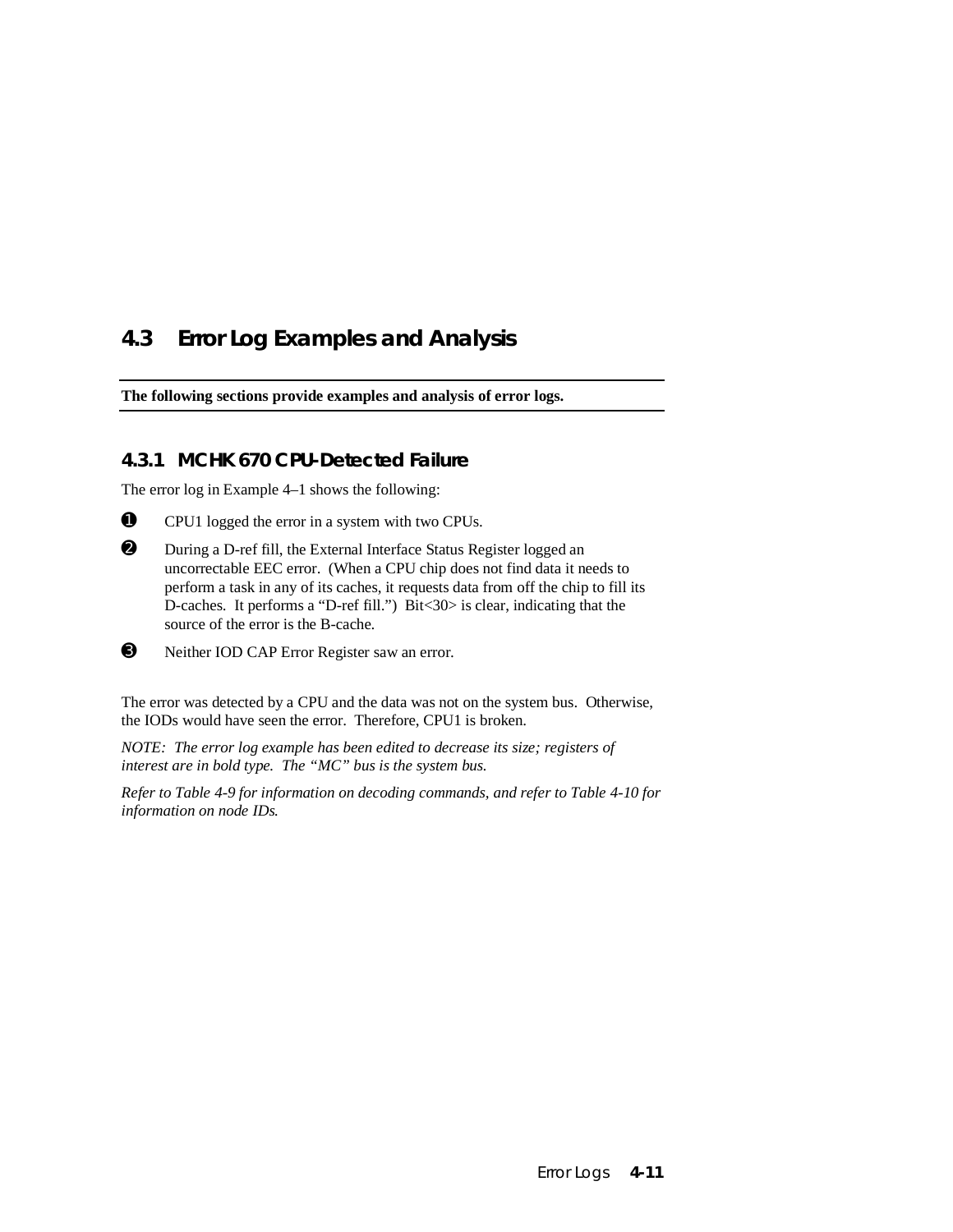## 4.3 Error Log Examples and Analysis

**The following sections provide examples and analysis of error logs.**

### 4.3.1 MCHK 670 CPU-Detected Failure

The error log in Example 4–1 shows the following:

➊ CPU1 logged the error in a system with two CPUs.

➋ During a D-ref fill, the External Interface Status Register logged an uncorrectable EEC error. (When a CPU chip does not find data it needs to perform a task in any of its caches, it requests data from off the chip to fill its D-caches. It performs a "D-ref fill.") Bit<30> is clear, indicating that the source of the error is the B-cache.

➌ Neither IOD CAP Error Register saw an error.

The error was detected by a CPU and the data was not on the system bus. Otherwise, the IODs would have seen the error. Therefore, CPU1 is broken.

*NOTE: The error log example has been edited to decrease its size; registers of interest are in bold type. The "MC" bus is the system bus.*

*Refer to Table 4-9 for information on decoding commands, and refer to Table 4-10 for information on node IDs.*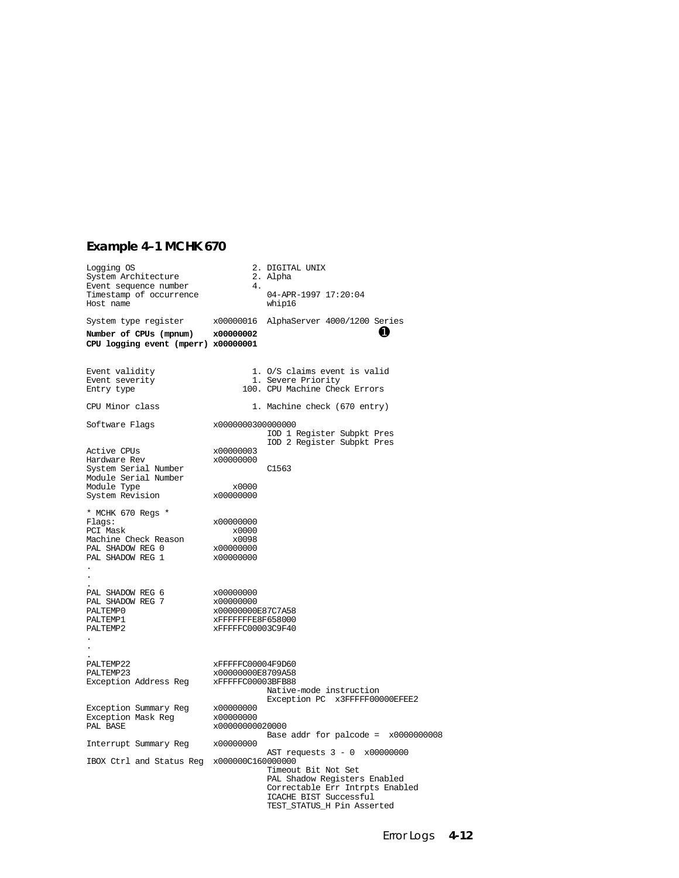**Example 4–1 MCHK 670**

```
Logging OS                          2. DIGITAL UNIX
System Architecture                 2. Alpha
Event sequence number               4.
Timestamp of occurrence                04-APR-1997 17:20:04
Host name                              whip16

System type register      x00000016  AlphaServer 4000/1200 Series
Number of CPUs (mpnum)    x00000002                            ➊
CPU logging event (mperr) x00000001


Event validity                      1. O/S claims event is valid
Event severity                      1. Severe Priority
Entry type                        100. CPU Machine Check Errors

CPU Minor class                     1. Machine check (670 entry)

Software Flags            x0000000300000000
                                     IOD 1 Register Subpkt Pres
                                     IOD 2 Register Subpkt Pres
Active CPUs               x00000003
Hardware Rev              x00000000
System Serial Number                 C1563
Module Serial Number
Module Type                   x0000
System Revision           x00000000

* MCHK 670 Regs *
Flags:                    x00000000
PCI Mask                      x0000
Machine Check Reason          x0098
PAL SHADOW REG 0          x00000000
PAL SHADOW REG 1          x00000000
.
.
.
PAL SHADOW REG 6          x00000000
PAL SHADOW REG 7          x00000000
PALTEMP0                  x00000000E87C7A58
PALTEMP1                  xFFFFFFFE8F658000
PALTEMP2                  xFFFFFC00003C9F40
.
.
.
PALTEMP22                 xFFFFFC00004F9D60
PALTEMP23                 x00000000E8709A58
Exception Address Reg     xFFFFFC00003BFB88
                                     Native-mode instruction
                                     Exception PC  x3FFFFF00000EFEE2
Exception Summary Reg     x00000000
Exception Mask Reg        x00000000
PAL BASE                  x0000000000020000
                                     Base addr for palcode =  x0000000008
Interrupt Summary Reg     x00000000
                                     AST requests 3 - 0  x00000000
IBOX Ctrl and Status Reg  x000000C160000000
                                     Timeout Bit Not Set
                                     PAL Shadow Registers Enabled
                                     Correctable Err Intrpts Enabled
                                     ICACHE BIST Successful
                                     TEST_STATUS_H Pin Asserted
```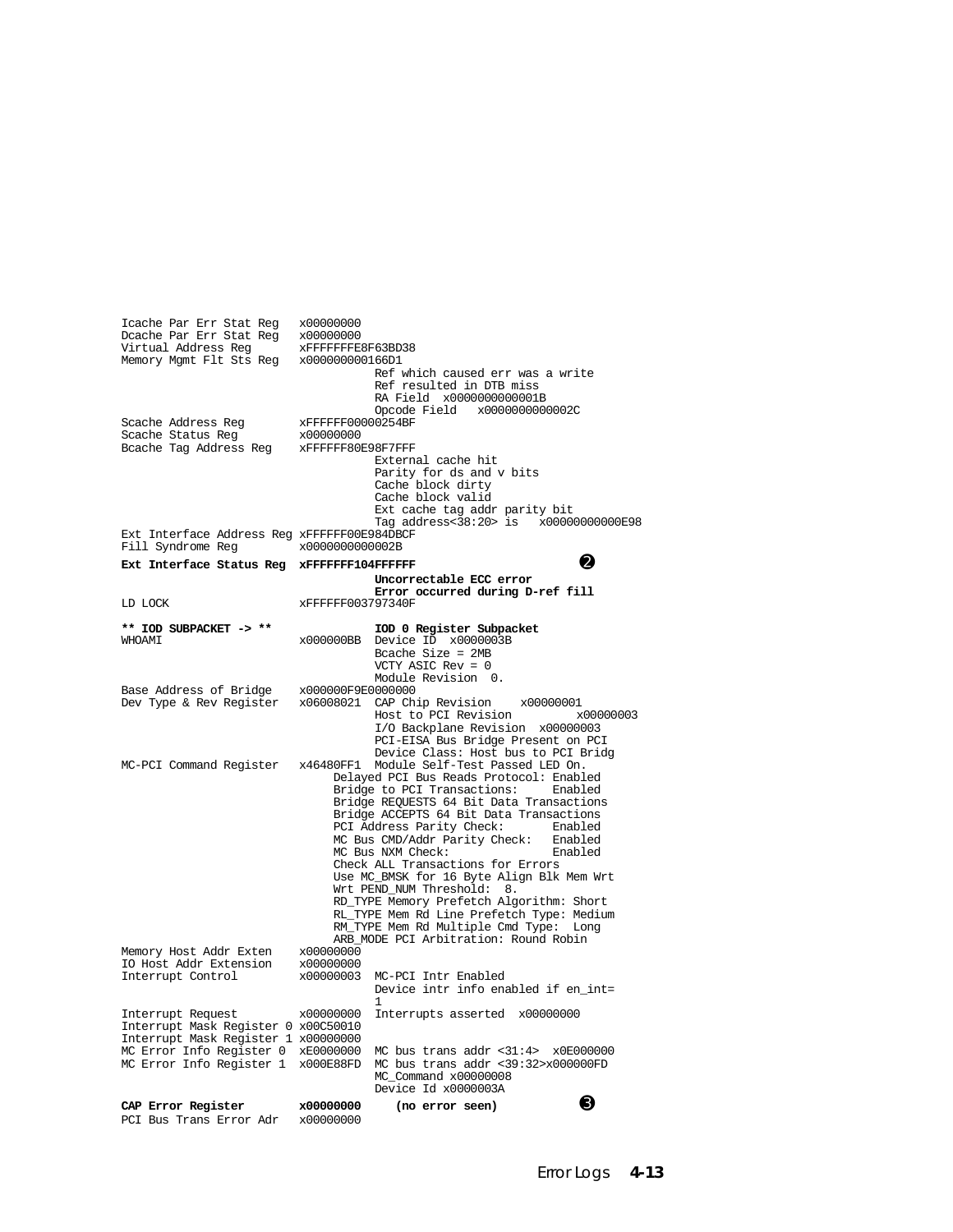```
Icache Par Err Stat Reg   x00000000
Dcache Par Err Stat Reg   x00000000
Virtual Address Reg       xFFFFFFFE8F63BD38
Memory Mgmt Flt Sts Reg   x000000000166D1
                                     Ref which caused err was a write
                                     Ref resulted in DTB miss
                                     RA Field  x0000000000001B
                                     Opcode Field   x0000000000002C
Scache Address Reg        xFFFFFF00000254BF
Scache Status Reg         x00000000
Bcache Tag Address Reg    xFFFFFF80E98F7FFF
                                     External cache hit
                                     Parity for ds and v bits
                                     Cache block dirty
                                     Cache block valid
                                     Ext cache tag addr parity bit
                                     Tag address<38:20> is   x00000000000E98
Ext Interface Address Reg xFFFFFF00E984DBCF
Fill Syndrome Reg         x0000000000002B
Ext Interface Status Reg  xFFFFFFF104FFFFFF                   ❷
                                     Uncorrectable ECC error
                                     Error occurred during D-ref fill
LD LOCK                   xFFFFFF003797340F

** IOD SUBPACKET -> **               IOD 0 Register Subpacket
WHOAMI                    x000000BB  Device ID  x0000003B
                                     Bcache Size = 2MB
                                     VCTY ASIC Rev = 0
                                     Module Revision  0.
Base Address of Bridge    x000000F9E0000000
Dev Type & Rev Register   x06008021  CAP Chip Revision    x00000001
                                     Host to PCI Revision          x00000003
                                     I/O Backplane Revision  x00000003
                                     PCI-EISA Bus Bridge Present on PCI
                                     Device Class: Host bus to PCI Bridg
MC-PCI Command Register   x46480FF1  Module Self-Test Passed LED On.
                               Delayed PCI Bus Reads Protocol: Enabled
                               Bridge to PCI Transactions:     Enabled
                               Bridge REQUESTS 64 Bit Data Transactions
                               Bridge ACCEPTS 64 Bit Data Transactions
                               PCI Address Parity Check:       Enabled
                               MC Bus CMD/Addr Parity Check:   Enabled
                               MC Bus NXM Check:               Enabled
                               Check ALL Transactions for Errors
                               Use MC_BMSK for 16 Byte Align Blk Mem Wrt
                               Wrt PEND_NUM Threshold:  8.
                               RD_TYPE Memory Prefetch Algorithm: Short
                               RL_TYPE Mem Rd Line Prefetch Type: Medium
                               RM_TYPE Mem Rd Multiple Cmd Type:  Long
                               ARB_MODE PCI Arbitration: Round Robin
Memory Host Addr Exten    x00000000
IO Host Addr Extension    x00000000
Interrupt Control         x00000003  MC-PCI Intr Enabled
                                     Device intr info enabled if en_int=
                                     1
Interrupt Request         x00000000  Interrupts asserted  x00000000
Interrupt Mask Register 0 x00C50010
Interrupt Mask Register 1 x00000000
MC Error Info Register 0  xE0000000  MC bus trans addr <31:4>  x0E000000
MC Error Info Register 1  x000E88FD  MC bus trans addr <39:32>x000000FD
                                     MC_Command x00000008
                                     Device Id x0000003A
CAP Error Register        x00000000     (no error seen)            ❸
PCI Bus Trans Error Adr   x00000000
```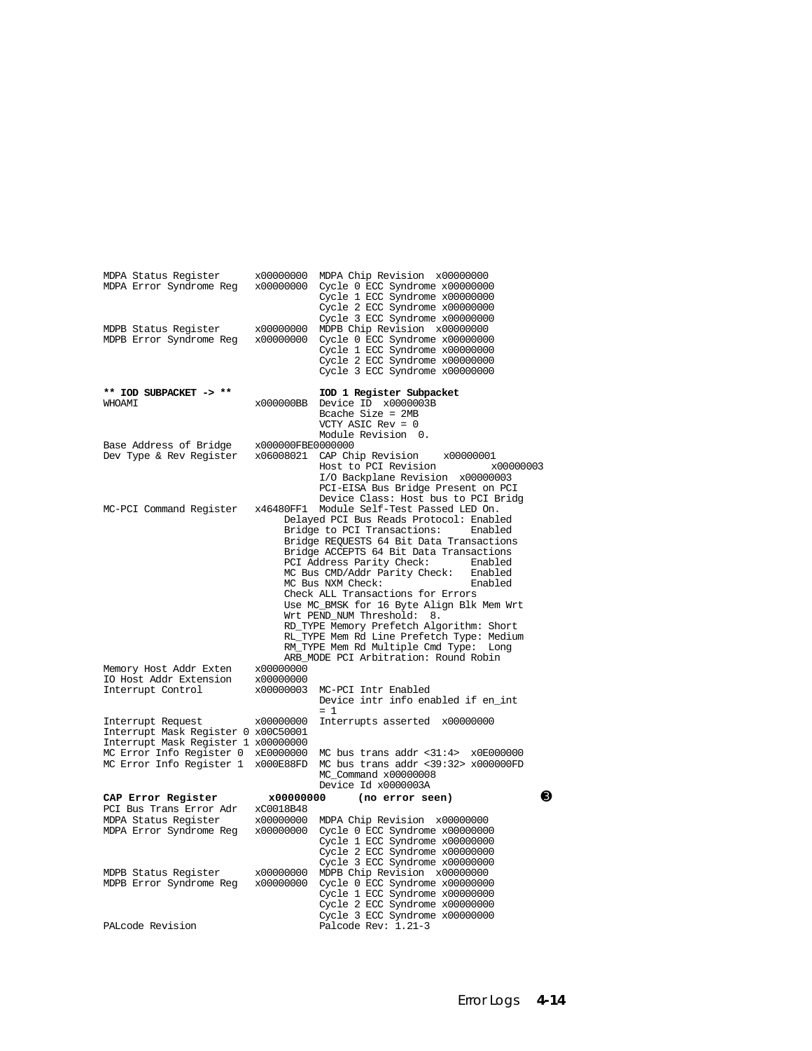```
MDPA Status Register      x00000000  MDPA Chip Revision  x00000000
MDPA Error Syndrome Reg   x00000000  Cycle 0 ECC Syndrome x00000000
                                     Cycle 1 ECC Syndrome x00000000
                                     Cycle 2 ECC Syndrome x00000000
                                     Cycle 3 ECC Syndrome x00000000
MDPB Status Register      x00000000  MDPB Chip Revision  x00000000
MDPB Error Syndrome Reg   x00000000  Cycle 0 ECC Syndrome x00000000
                                     Cycle 1 ECC Syndrome x00000000
                                     Cycle 2 ECC Syndrome x00000000
                                     Cycle 3 ECC Syndrome x00000000

** IOD SUBPACKET -> **               IOD 1 Register Subpacket
WHOAMI                    x000000BB  Device ID  x0000003B
                                     Bcache Size = 2MB
                                     VCTY ASIC Rev = 0
                                     Module Revision  0.
Base Address of Bridge    x000000FBE0000000
Dev Type & Rev Register   x06008021  CAP Chip Revision    x00000001
                                     Host to PCI Revision          x00000003
                                     I/O Backplane Revision  x00000003
                                     PCI-EISA Bus Bridge Present on PCI
                                     Device Class: Host bus to PCI Bridg
MC-PCI Command Register   x46480FF1  Module Self-Test Passed LED On.
                               Delayed PCI Bus Reads Protocol: Enabled
                               Bridge to PCI Transactions:     Enabled
                               Bridge REQUESTS 64 Bit Data Transactions
                               Bridge ACCEPTS 64 Bit Data Transactions
                               PCI Address Parity Check:       Enabled
                               MC Bus CMD/Addr Parity Check:   Enabled
                               MC Bus NXM Check:               Enabled
                               Check ALL Transactions for Errors
                               Use MC_BMSK for 16 Byte Align Blk Mem Wrt
                               Wrt PEND_NUM Threshold:  8.
                               RD_TYPE Memory Prefetch Algorithm: Short
                               RL_TYPE Mem Rd Line Prefetch Type: Medium
                               RM_TYPE Mem Rd Multiple Cmd Type:  Long
                               ARB_MODE PCI Arbitration: Round Robin
Memory Host Addr Exten    x00000000
IO Host Addr Extension    x00000000
Interrupt Control         x00000003  MC-PCI Intr Enabled
                                     Device intr info enabled if en_int
                                     = 1
Interrupt Request         x00000000  Interrupts asserted  x00000000
Interrupt Mask Register 0 x00C50001
Interrupt Mask Register 1 x00000000
MC Error Info Register 0  xE0000000  MC bus trans addr <31:4>  x0E000000
MC Error Info Register 1  x000E88FD  MC bus trans addr <39:32> x000000FD
                                     MC_Command x00000008
                                     Device Id x0000003A
CAP Error Register        x00000000     (no error seen)                  ❸
PCI Bus Trans Error Adr   xC0018B48
MDPA Status Register      x00000000  MDPA Chip Revision  x00000000
MDPA Error Syndrome Reg   x00000000  Cycle 0 ECC Syndrome x00000000
                                     Cycle 1 ECC Syndrome x00000000
                                     Cycle 2 ECC Syndrome x00000000
                                     Cycle 3 ECC Syndrome x00000000
MDPB Status Register      x00000000  MDPB Chip Revision  x00000000
MDPB Error Syndrome Reg   x00000000  Cycle 0 ECC Syndrome x00000000
                                     Cycle 1 ECC Syndrome x00000000
                                     Cycle 2 ECC Syndrome x00000000
                                     Cycle 3 ECC Syndrome x00000000
PALcode Revision                     Palcode Rev: 1.21-3
```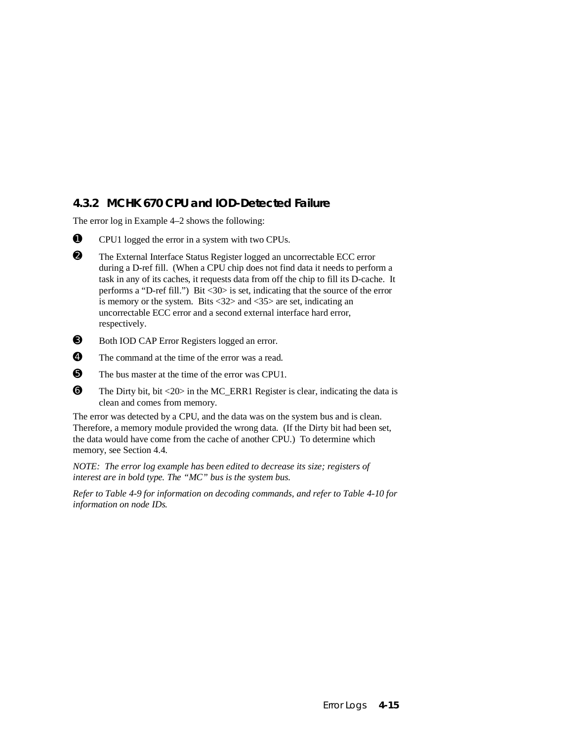### 4.3.2 MCHK 670 CPU and IOD-Detected Failure

The error log in Example 4–2 shows the following:

❶ CPU1 logged the error in a system with two CPUs.

❷ The External Interface Status Register logged an uncorrectable ECC error during a D-ref fill. (When a CPU chip does not find data it needs to perform a task in any of its caches, it requests data from off the chip to fill its D-cache. It performs a "D-ref fill.") Bit <30> is set, indicating that the source of the error is memory or the system. Bits <32> and <35> are set, indicating an uncorrectable ECC error and a second external interface hard error, respectively.

❸ Both IOD CAP Error Registers logged an error.

❹ The command at the time of the error was a read.

❺ The bus master at the time of the error was CPU1.

❻ The Dirty bit, bit <20> in the MC_ERR1 Register is clear, indicating the data is clean and comes from memory.

The error was detected by a CPU, and the data was on the system bus and is clean. Therefore, a memory module provided the wrong data. (If the Dirty bit had been set, the data would have come from the cache of another CPU.) To determine which memory, see Section 4.4.

*NOTE: The error log example has been edited to decrease its size; registers of interest are in bold type. The "MC" bus is the system bus.*

*Refer to Table 4-9 for information on decoding commands, and refer to Table 4-10 for information on node IDs.*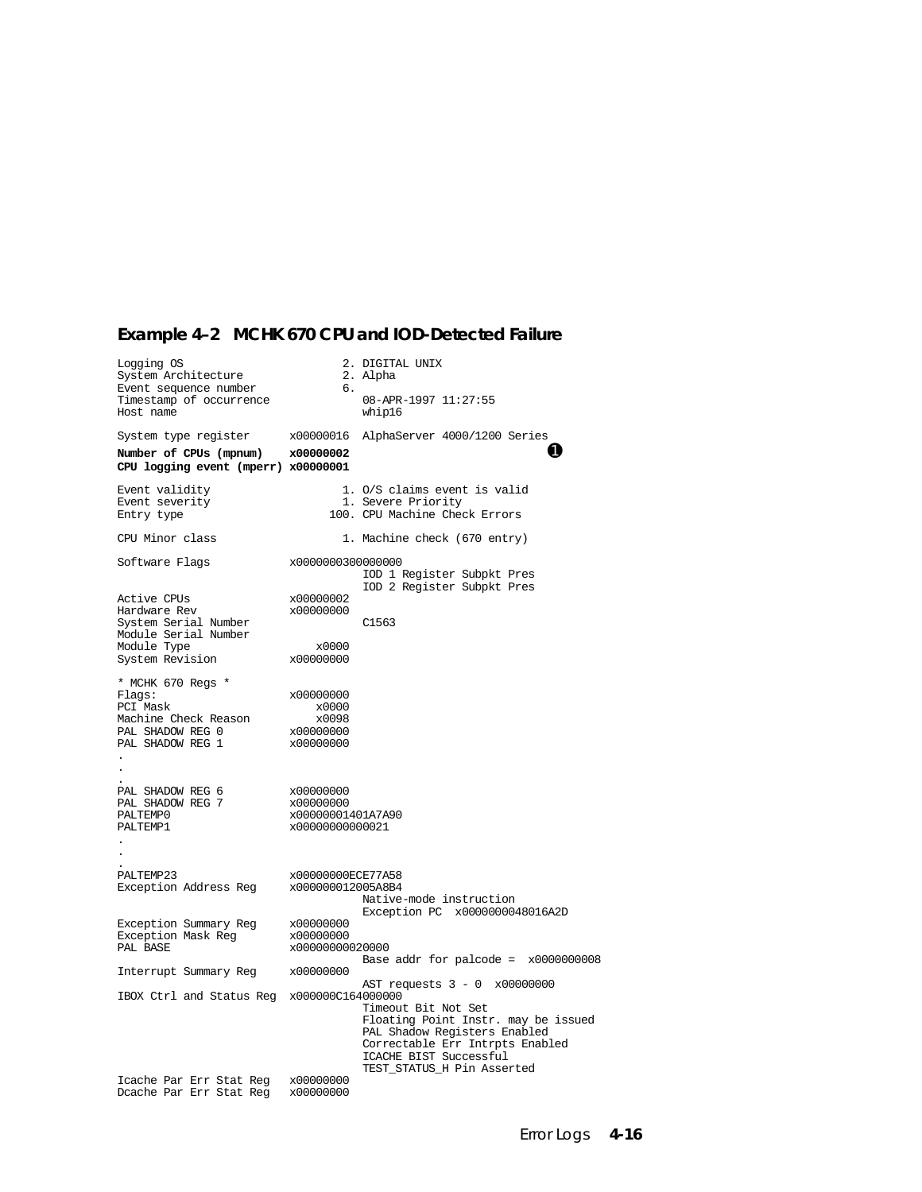**Example 4–2 MCHK 670 CPU and IOD-Detected Failure**

```
Logging OS                         2. DIGITAL UNIX
System Architecture                2. Alpha
Event sequence number              6.
Timestamp of occurrence               08-APR-1997 11:27:55
Host name                             whip16

System type register      x00000016  AlphaServer 4000/1200 Series
Number of CPUs (mpnum)    x00000002                                 ➊
CPU logging event (mperr) x00000001

Event validity                     1. O/S claims event is valid
Event severity                     1. Severe Priority
Entry type                       100. CPU Machine Check Errors

CPU Minor class                    1. Machine check (670 entry)

Software Flags            x0000000300000000
                                     IOD 1 Register Subpkt Pres
                                     IOD 2 Register Subpkt Pres
Active CPUs               x00000002
Hardware Rev              x00000000
System Serial Number                 C1563
Module Serial Number
Module Type                   x0000
System Revision           x00000000

* MCHK 670 Regs *
Flags:                    x00000000
PCI Mask                      x0000
Machine Check Reason          x0098
PAL SHADOW REG 0          x00000000
PAL SHADOW REG 1          x00000000
.
.
.
PAL SHADOW REG 6          x00000000
PAL SHADOW REG 7          x00000000
PALTEMP0                  x00000001401A7A90
PALTEMP1                  x00000000000021
.
.
.
PALTEMP23                 x00000000ECE77A58
Exception Address Reg     x000000012005A8B4
                                     Native-mode instruction
                                     Exception PC  x0000000048016A2D
Exception Summary Reg     x00000000
Exception Mask Reg        x00000000
PAL BASE                  x00000000020000
                                     Base addr for palcode =  x0000000008
Interrupt Summary Reg     x00000000
                                     AST requests 3 - 0  x00000000
IBOX Ctrl and Status Reg  x000000C164000000
                                     Timeout Bit Not Set
                                     Floating Point Instr. may be issued
                                     PAL Shadow Registers Enabled
                                     Correctable Err Intrpts Enabled
                                     ICACHE BIST Successful
                                     TEST_STATUS_H Pin Asserted
Icache Par Err Stat Reg   x00000000
Dcache Par Err Stat Reg   x00000000
```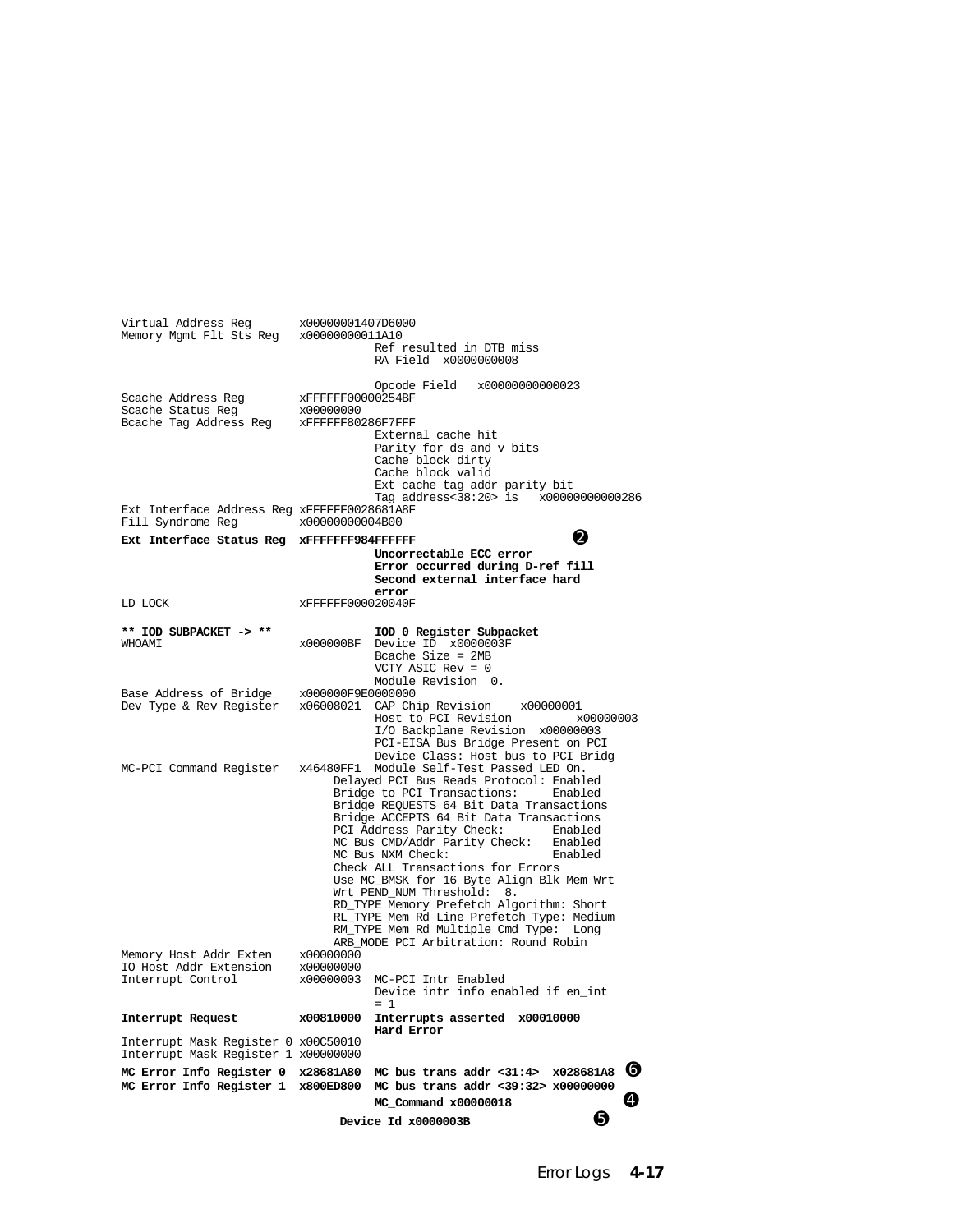```
Virtual Address Reg       x00000001407D6000
Memory Mgmt Flt Sts Reg   x00000000011A10
                                     Ref resulted in DTB miss
                                     RA Field  x0000000008

                                     Opcode Field   x00000000000023
Scache Address Reg        xFFFFFF00000254BF
Scache Status Reg         x00000000
Bcache Tag Address Reg    xFFFFFF80286F7FFF
                                     External cache hit
                                     Parity for ds and v bits
                                     Cache block dirty
                                     Cache block valid
                                     Ext cache tag addr parity bit
                                     Tag address<38:20> is   x00000000000286
Ext Interface Address Reg xFFFFFF0028681A8F
Fill Syndrome Reg         x00000000004B00
Ext Interface Status Reg  xFFFFFFF984FFFFFF                  ❷
                                     Uncorrectable ECC error
                                     Error occurred during D-ref fill
                                     Second external interface hard
                                     error
LD LOCK                   xFFFFFF000020040F

** IOD SUBPACKET -> **               IOD 0 Register Subpacket
WHOAMI                    x000000BF  Device ID  x0000003F
                                     Bcache Size = 2MB
                                     VCTY ASIC Rev = 0
                                     Module Revision  0.
Base Address of Bridge    x000000F9E0000000
Dev Type & Rev Register   x06008021  CAP Chip Revision    x00000001
                                     Host to PCI Revision          x00000003
                                     I/O Backplane Revision  x00000003
                                     PCI-EISA Bus Bridge Present on PCI
                                     Device Class: Host bus to PCI Bridg
MC-PCI Command Register   x46480FF1  Module Self-Test Passed LED On.
                               Delayed PCI Bus Reads Protocol: Enabled
                               Bridge to PCI Transactions:     Enabled
                               Bridge REQUESTS 64 Bit Data Transactions
                               Bridge ACCEPTS 64 Bit Data Transactions
                               PCI Address Parity Check:       Enabled
                               MC Bus CMD/Addr Parity Check:   Enabled
                               MC Bus NXM Check:               Enabled
                               Check ALL Transactions for Errors
                               Use MC_BMSK for 16 Byte Align Blk Mem Wrt
                               Wrt PEND_NUM Threshold:  8.
                               RD_TYPE Memory Prefetch Algorithm: Short
                               RL_TYPE Mem Rd Line Prefetch Type: Medium
                               RM_TYPE Mem Rd Multiple Cmd Type:  Long
                               ARB_MODE PCI Arbitration: Round Robin
Memory Host Addr Exten    x00000000
IO Host Addr Extension    x00000000
Interrupt Control         x00000003  MC-PCI Intr Enabled
                                     Device intr info enabled if en_int
                                     = 1
Interrupt Request         x00810000  Interrupts asserted  x00010000
                                     Hard Error
Interrupt Mask Register 0 x00C50010
Interrupt Mask Register 1 x00000000
MC Error Info Register 0  x28681A80  MC bus trans addr <31:4>  x028681A8  ❻
MC Error Info Register 1  x800ED800  MC bus trans addr <39:32> x00000000
                                     MC_Command x00000018                  ❹
                                Device Id x0000003B                 ❺
```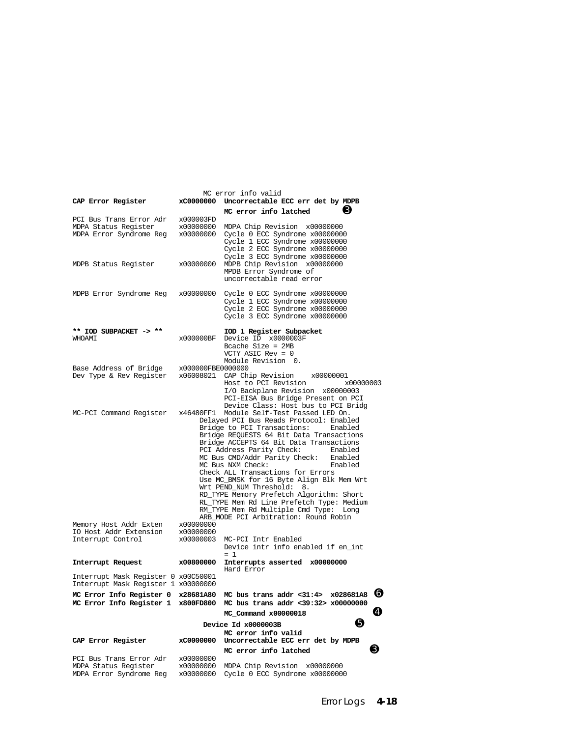```
                         MC error info valid
CAP Error Register       xC0000000  Uncorrectable ECC err det by MDPB
                                    MC error info latched          ❸
PCI Bus Trans Error Adr  x000003FD
MDPA Status Register     x00000000  MDPA Chip Revision  x00000000
MDPA Error Syndrome Reg  x00000000  Cycle 0 ECC Syndrome x00000000
                                    Cycle 1 ECC Syndrome x00000000
                                    Cycle 2 ECC Syndrome x00000000
                                    Cycle 3 ECC Syndrome x00000000
MDPB Status Register     x00000000  MDPB Chip Revision  x00000000
                                    MPDB Error Syndrome of
                                    uncorrectable read error

MDPB Error Syndrome Reg  x00000000  Cycle 0 ECC Syndrome x00000000
                                    Cycle 1 ECC Syndrome x00000000
                                    Cycle 2 ECC Syndrome x00000000
                                    Cycle 3 ECC Syndrome x00000000

** IOD SUBPACKET -> **              IOD 1 Register Subpacket
WHOAMI                   x000000BF  Device ID  x0000003F
                                    Bcache Size = 2MB
                                    VCTY ASIC Rev = 0
                                    Module Revision  0.
Base Address of Bridge   x000000FBE0000000
Dev Type & Rev Register  x06008021  CAP Chip Revision    x00000001
                                    Host to PCI Revision         x00000003
                                    I/O Backplane Revision  x00000003
                                    PCI-EISA Bus Bridge Present on PCI
                                    Device Class: Host bus to PCI Bridg
MC-PCI Command Register  x46480FF1  Module Self-Test Passed LED On.
                               Delayed PCI Bus Reads Protocol: Enabled
                               Bridge to PCI Transactions:     Enabled
                               Bridge REQUESTS 64 Bit Data Transactions
                               Bridge ACCEPTS 64 Bit Data Transactions
                               PCI Address Parity Check:       Enabled
                               MC Bus CMD/Addr Parity Check:   Enabled
                               MC Bus NXM Check:               Enabled
                               Check ALL Transactions for Errors
                               Use MC_BMSK for 16 Byte Align Blk Mem Wrt
                               Wrt PEND_NUM Threshold:  8.
                               RD_TYPE Memory Prefetch Algorithm: Short
                               RL_TYPE Mem Rd Line Prefetch Type: Medium
                               RM_TYPE Mem Rd Multiple Cmd Type:  Long
                               ARB_MODE PCI Arbitration: Round Robin
Memory Host Addr Exten   x00000000
IO Host Addr Extension   x00000000
Interrupt Control        x00000003  MC-PCI Intr Enabled
                                    Device intr info enabled if en_int
                                    = 1
Interrupt Request        x00800000  Interrupts asserted  x00000000
                                    Hard Error
Interrupt Mask Register 0 x00C50001
Interrupt Mask Register 1 x00000000
MC Error Info Register 0  x28681A80  MC bus trans addr <31:4>  x028681A8  ❻
MC Error Info Register 1  x800FD800  MC bus trans addr <39:32> x00000000
                                    MC_Command x00000018           ❹
                         Device Id x0000003B                  ❺
                                    MC error info valid
CAP Error Register       xC0000000  Uncorrectable ECC err det by MDPB
                                    MC error info latched          ❸
PCI Bus Trans Error Adr  x00000000
MDPA Status Register     x00000000  MDPA Chip Revision  x00000000
MDPA Error Syndrome Reg  x00000000  Cycle 0 ECC Syndrome x00000000
```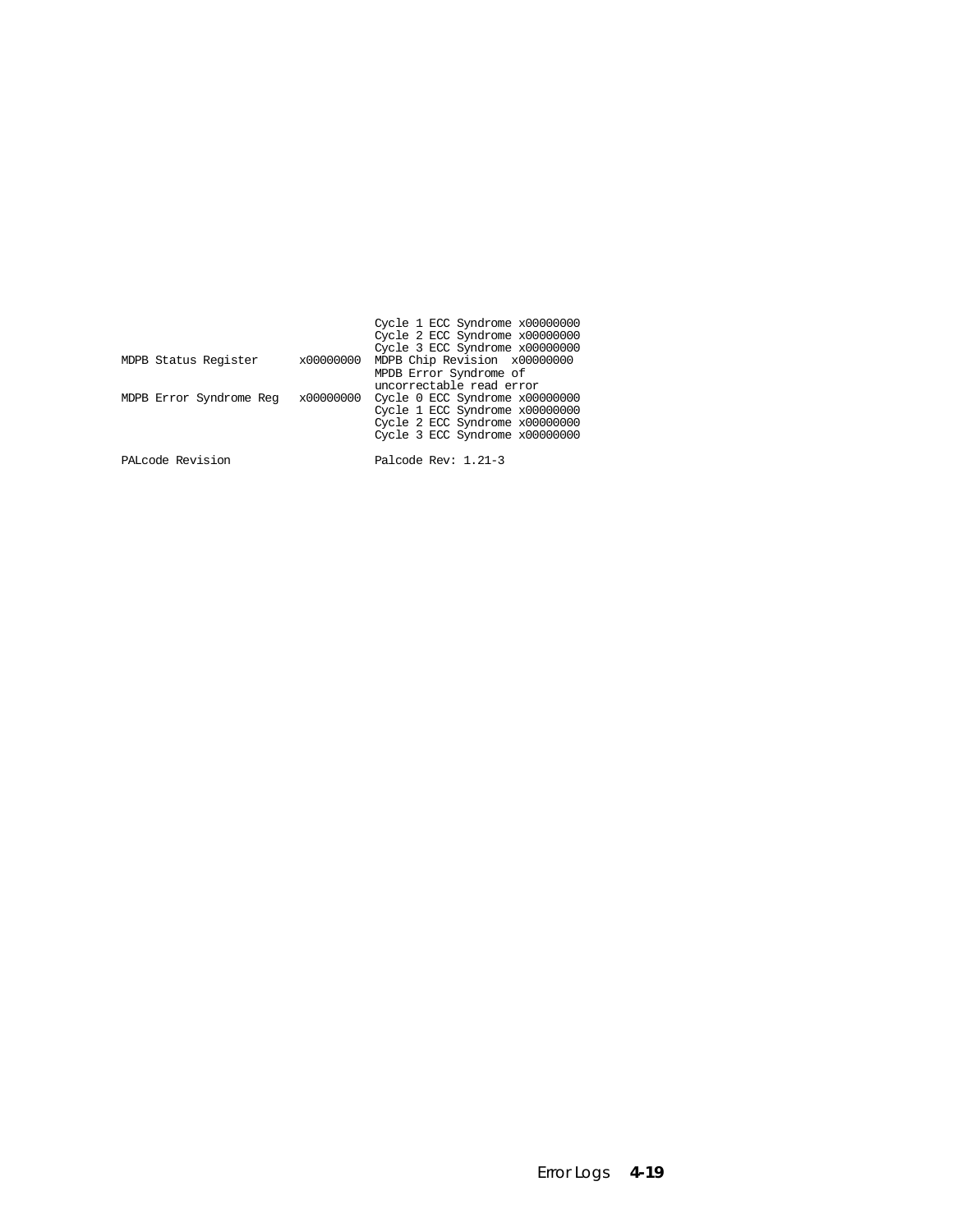```
                                  Cycle 1 ECC Syndrome x00000000
                                  Cycle 2 ECC Syndrome x00000000
                                  Cycle 3 ECC Syndrome x00000000
MDPB Status Register      x00000000  MDPB Chip Revision  x00000000
                                  MPDB Error Syndrome of
                                  uncorrectable read error
MDPB Error Syndrome Reg   x00000000  Cycle 0 ECC Syndrome x00000000
                                  Cycle 1 ECC Syndrome x00000000
                                  Cycle 2 ECC Syndrome x00000000
                                  Cycle 3 ECC Syndrome x00000000

PALcode Revision                  Palcode Rev: 1.21-3
```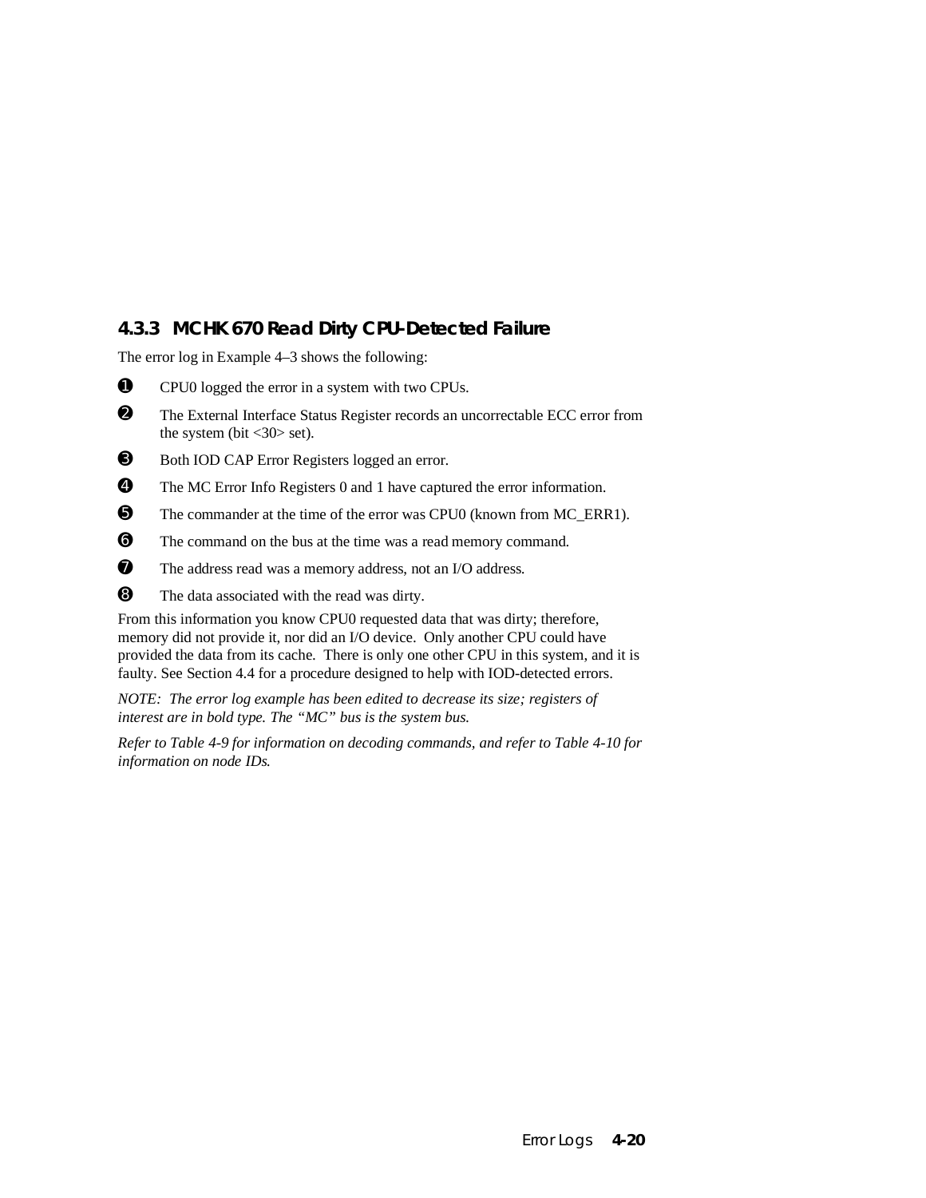### 4.3.3 MCHK 670 Read Dirty CPU-Detected Failure

The error log in Example 4–3 shows the following:

❶ CPU0 logged the error in a system with two CPUs.

❷ The External Interface Status Register records an uncorrectable ECC error from the system (bit <30> set).

❸ Both IOD CAP Error Registers logged an error.

❹ The MC Error Info Registers 0 and 1 have captured the error information.

❺ The commander at the time of the error was CPU0 (known from MC_ERR1).

❻ The command on the bus at the time was a read memory command.

❼ The address read was a memory address, not an I/O address.

❽ The data associated with the read was dirty.

From this information you know CPU0 requested data that was dirty; therefore, memory did not provide it, nor did an I/O device. Only another CPU could have provided the data from its cache. There is only one other CPU in this system, and it is faulty. See Section 4.4 for a procedure designed to help with IOD-detected errors.

*NOTE: The error log example has been edited to decrease its size; registers of interest are in bold type. The "MC" bus is the system bus.*

*Refer to Table 4-9 for information on decoding commands, and refer to Table 4-10 for information on node IDs.*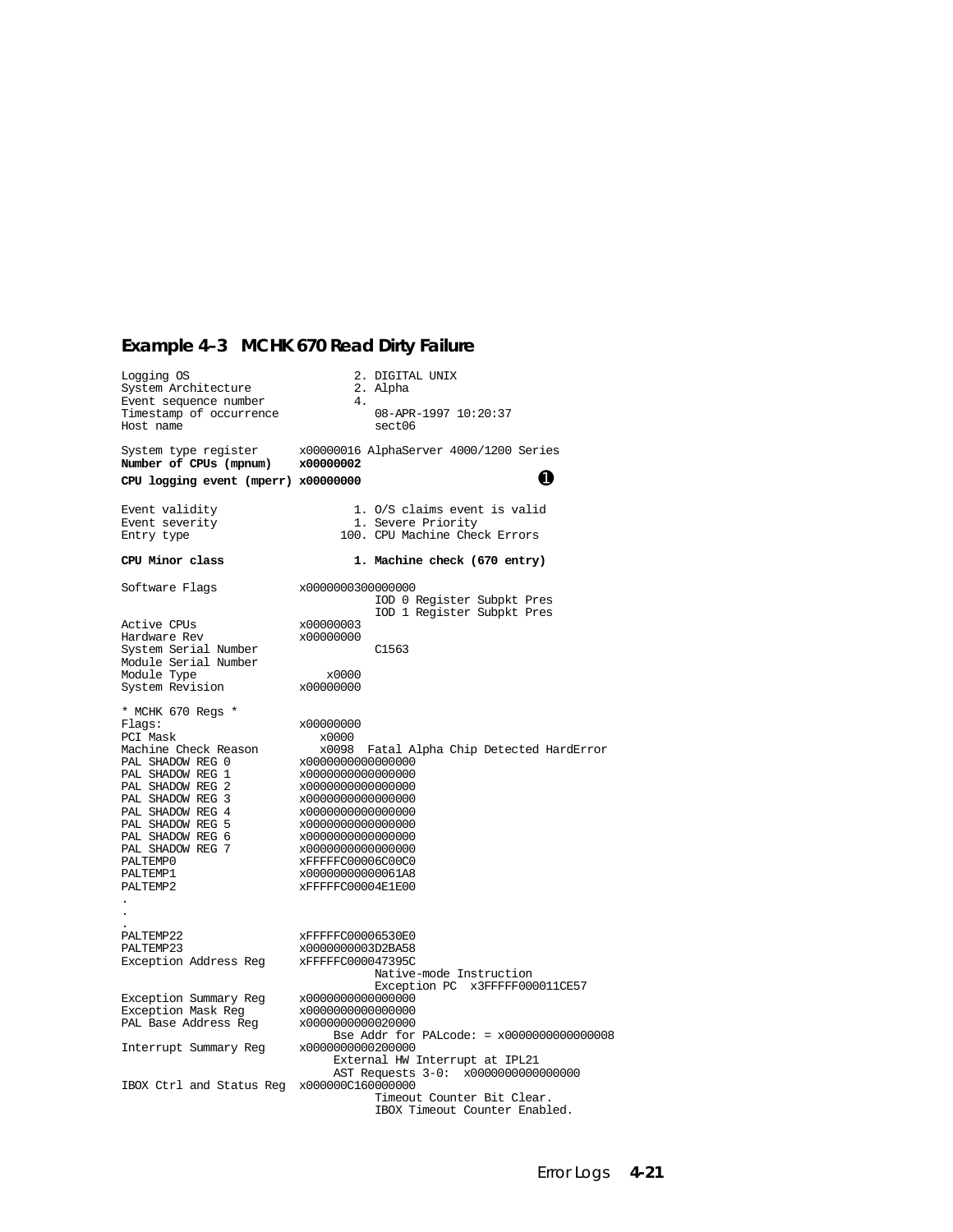**Example 4–3 MCHK 670 Read Dirty Failure**

```
Logging OS                        2. DIGITAL UNIX
System Architecture               2. Alpha
Event sequence number             4.
Timestamp of occurrence              08-APR-1997 10:20:37
Host name                            sect06

System type register      x00000016 AlphaServer 4000/1200 Series
Number of CPUs (mpnum)    x00000002
CPU logging event (mperr) x00000000                         ➊

Event validity                    1. O/S claims event is valid
Event severity                    1. Severe Priority
Entry type                      100. CPU Machine Check Errors

CPU Minor class                   1. Machine check (670 entry)

Software Flags            x0000000300000000
                                     IOD 0 Register Subpkt Pres
                                     IOD 1 Register Subpkt Pres
Active CPUs               x00000003
Hardware Rev              x00000000
System Serial Number                 C1563
Module Serial Number
Module Type                   x0000
System Revision           x00000000

* MCHK 670 Regs *
Flags:                    x00000000
PCI Mask                     x0000
Machine Check Reason         x0098  Fatal Alpha Chip Detected HardError
PAL SHADOW REG 0          x0000000000000000
PAL SHADOW REG 1          x0000000000000000
PAL SHADOW REG 2          x0000000000000000
PAL SHADOW REG 3          x0000000000000000
PAL SHADOW REG 4          x0000000000000000
PAL SHADOW REG 5          x0000000000000000
PAL SHADOW REG 6          x0000000000000000
PAL SHADOW REG 7          x0000000000000000
PALTEMP0                  xFFFFFC00006C00C0
PALTEMP1                  x00000000000061A8
PALTEMP2                  xFFFFFC00004E1E00
.
.
.
PALTEMP22                 xFFFFFC00006530E0
PALTEMP23                 x0000000003D2BA58
Exception Address Reg     xFFFFFC000047395C
                                     Native-mode Instruction
                                     Exception PC  x3FFFFF000011CE57
Exception Summary Reg     x0000000000000000
Exception Mask Reg        x0000000000000000
PAL Base Address Reg      x0000000000020000
                                Bse Addr for PALcode: = x0000000000000008
Interrupt Summary Reg     x0000000000200000
                                External HW Interrupt at IPL21
                                AST Requests 3-0:  x0000000000000000
IBOX Ctrl and Status Reg  x000000C160000000
                                     Timeout Counter Bit Clear.
                                     IBOX Timeout Counter Enabled.
```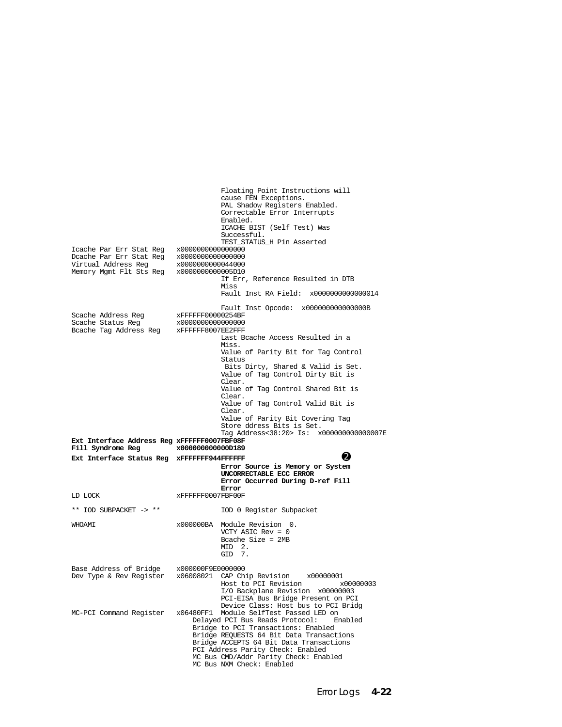```
                                 Floating Point Instructions will
                                 cause FEN Exceptions.
                                 PAL Shadow Registers Enabled.
                                 Correctable Error Interrupts
                                 Enabled.
                                 ICACHE BIST (Self Test) Was
                                 Successful.
                                 TEST_STATUS_H Pin Asserted
Icache Par Err Stat Reg   x0000000000000000
Dcache Par Err Stat Reg   x0000000000000000
Virtual Address Reg       x0000000000044000
Memory Mgmt Flt Sts Reg   x0000000000005D10
                                 If Err, Reference Resulted in DTB
                                 Miss
                                 Fault Inst RA Field:  x0000000000000014

                                 Fault Inst Opcode:  x000000000000000B
Scache Address Reg        xFFFFFF00000254BF
Scache Status Reg         x0000000000000000
Bcache Tag Address Reg    xFFFFFF8007EE2FFF
                                 Last Bcache Access Resulted in a
                                 Miss.
                                 Value of Parity Bit for Tag Control
                                 Status
                                  Bits Dirty, Shared & Valid is Set.
                                 Value of Tag Control Dirty Bit is
                                 Clear.
                                 Value of Tag Control Shared Bit is
                                 Clear.
                                 Value of Tag Control Valid Bit is
                                 Clear.
                                 Value of Parity Bit Covering Tag
                                 Store ddress Bits is Set.
                                 Tag Address<38:20> Is:  x000000000000007E
Ext Interface Address Reg xFFFFFF0007FBF08F
Fill Syndrome Reg         x000000000000D189
Ext Interface Status Reg  xFFFFFFF944FFFFFF                  ➋
                                 Error Source is Memory or System
                                 UNCORRECTABLE ECC ERROR
                                 Error Occurred During D-ref Fill
                                 Error
LD LOCK                   xFFFFFF0007FBF00F

** IOD SUBPACKET -> **           IOD 0 Register Subpacket

WHOAMI                    x000000BA  Module Revision  0.
                                 VCTY ASIC Rev = 0
                                 Bcache Size = 2MB
                                 MID  2.
                                 GID  7.

Base Address of Bridge    x000000F9E0000000
Dev Type & Rev Register   x06008021  CAP Chip Revision    x00000001
                                 Host to PCI Revision         x00000003
                                 I/O Backplane Revision  x00000003
                                 PCI-EISA Bus Bridge Present on PCI
                                 Device Class: Host bus to PCI Bridg
MC-PCI Command Register   x06480FF1  Module SelfTest Passed LED on
                          Delayed PCI Bus Reads Protocol:    Enabled
                          Bridge to PCI Transactions: Enabled
                          Bridge REQUESTS 64 Bit Data Transactions
                          Bridge ACCEPTS 64 Bit Data Transactions
                          PCI Address Parity Check: Enabled
                          MC Bus CMD/Addr Parity Check: Enabled
                          MC Bus NXM Check: Enabled
```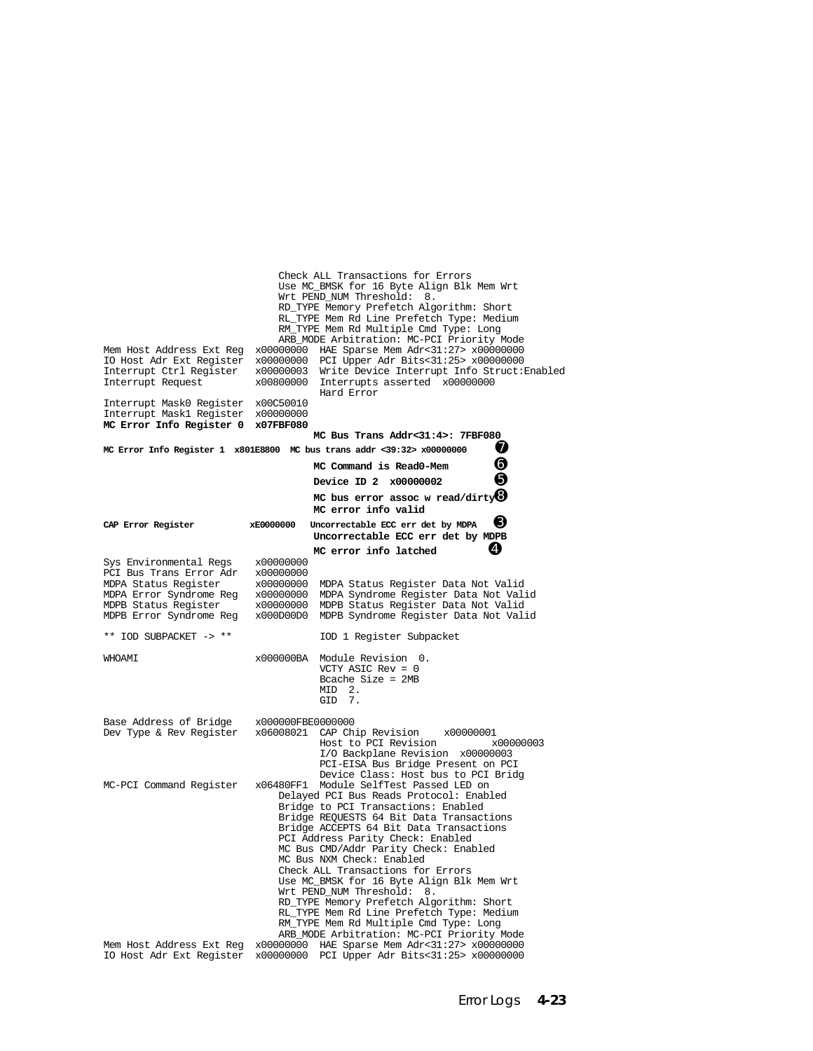```
                          Check ALL Transactions for Errors
                          Use MC_BMSK for 16 Byte Align Blk Mem Wrt
                          Wrt PEND_NUM Threshold:  8.
                          RD_TYPE Memory Prefetch Algorithm: Short
                          RL_TYPE Mem Rd Line Prefetch Type: Medium
                          RM_TYPE Mem Rd Multiple Cmd Type: Long
                          ARB_MODE Arbitration: MC-PCI Priority Mode
Mem Host Address Ext Reg  x00000000  HAE Sparse Mem Adr<31:27> x00000000
IO Host Adr Ext Register  x00000000  PCI Upper Adr Bits<31:25> x00000000
Interrupt Ctrl Register   x00000003  Write Device Interrupt Info Struct:Enabled
Interrupt Request         x00800000  Interrupts asserted  x00000000
                                     Hard Error
Interrupt Mask0 Register  x00C50010
Interrupt Mask1 Register  x00000000
MC Error Info Register 0  x07FBF080
                                     MC Bus Trans Addr<31:4>: 7FBF080
MC Error Info Register 1  x801E8800  MC bus trans addr <39:32> x00000000   ❼
                                     MC Command is Read0-Mem               ❻
                                     Device ID 2  x00000002                ❺
                                     MC bus error assoc w read/dirty       ❽
                                     MC error info valid
CAP Error Register        xE0000000  Uncorrectable ECC err det by MDPA     ❸
                                     Uncorrectable ECC err det by MDPB
                                     MC error info latched                 ❹
Sys Environmental Regs    x00000000
PCI Bus Trans Error Adr   x00000000
MDPA Status Register      x00000000  MDPA Status Register Data Not Valid
MDPA Error Syndrome Reg   x00000000  MDPA Syndrome Register Data Not Valid
MDPB Status Register      x00000000  MDPB Status Register Data Not Valid
MDPB Error Syndrome Reg   x000D00D0  MDPB Syndrome Register Data Not Valid

** IOD SUBPACKET -> **               IOD 1 Register Subpacket

WHOAMI                    x000000BA  Module Revision  0.
                                     VCTY ASIC Rev = 0
                                     Bcache Size = 2MB
                                     MID  2.
                                     GID  7.

Base Address of Bridge    x000000FBE0000000
Dev Type & Rev Register   x06008021  CAP Chip Revision    x00000001
                                     Host to PCI Revision          x00000003
                                     I/O Backplane Revision  x00000003
                                     PCI-EISA Bus Bridge Present on PCI
                                     Device Class: Host bus to PCI Bridg
MC-PCI Command Register   x06480FF1  Module SelfTest Passed LED on
                          Delayed PCI Bus Reads Protocol: Enabled
                          Bridge to PCI Transactions: Enabled
                          Bridge REQUESTS 64 Bit Data Transactions
                          Bridge ACCEPTS 64 Bit Data Transactions
                          PCI Address Parity Check: Enabled
                          MC Bus CMD/Addr Parity Check: Enabled
                          MC Bus NXM Check: Enabled
                          Check ALL Transactions for Errors
                          Use MC_BMSK for 16 Byte Align Blk Mem Wrt
                          Wrt PEND_NUM Threshold:  8.
                          RD_TYPE Memory Prefetch Algorithm: Short
                          RL_TYPE Mem Rd Line Prefetch Type: Medium
                          RM_TYPE Mem Rd Multiple Cmd Type: Long
                          ARB_MODE Arbitration: MC-PCI Priority Mode
Mem Host Address Ext Reg  x00000000  HAE Sparse Mem Adr<31:27> x00000000
IO Host Adr Ext Register  x00000000  PCI Upper Adr Bits<31:25> x00000000
```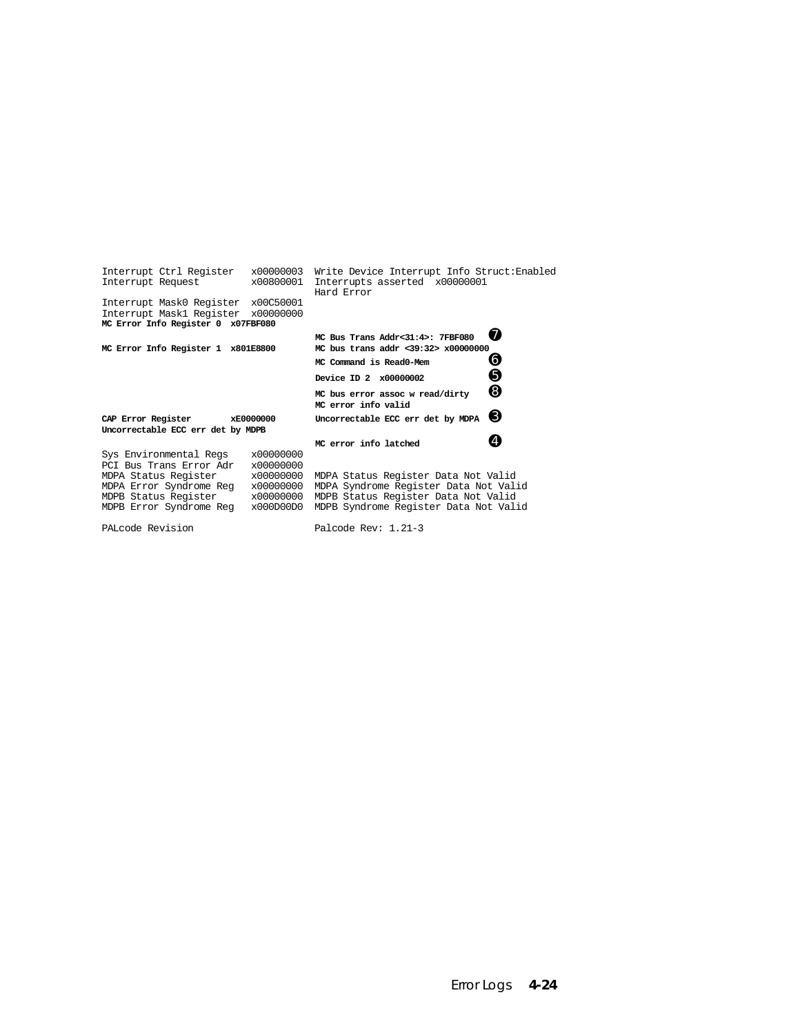```
Interrupt Ctrl Register   x00000003  Write Device Interrupt Info Struct:Enabled
Interrupt Request         x00800001  Interrupts asserted  x00000001
                                     Hard Error
Interrupt Mask0 Register  x00C50001
Interrupt Mask1 Register  x00000000
MC Error Info Register 0  x07FBF080
                                     MC Bus Trans Addr<31:4>: 7FBF080      ❼
MC Error Info Register 1  x801E8800  MC bus trans addr <39:32> x00000000
                                     MC Command is Read0-Mem               ❻
                                     Device ID 2  x00000002                ❺
                                     MC bus error assoc w read/dirty       ❽
                                     MC error info valid
CAP Error Register        xE0000000  Uncorrectable ECC err det by MDPA     ❸
Uncorrectable ECC err det by MDPB
                                     MC error info latched                 ❹
Sys Environmental Regs    x00000000
PCI Bus Trans Error Adr   x00000000
MDPA Status Register      x00000000  MDPA Status Register Data Not Valid
MDPA Error Syndrome Reg   x00000000  MDPA Syndrome Register Data Not Valid
MDPB Status Register      x00000000  MDPB Status Register Data Not Valid
MDPB Error Syndrome Reg   x000D00D0  MDPB Syndrome Register Data Not Valid

PALcode Revision                     Palcode Rev: 1.21-3
```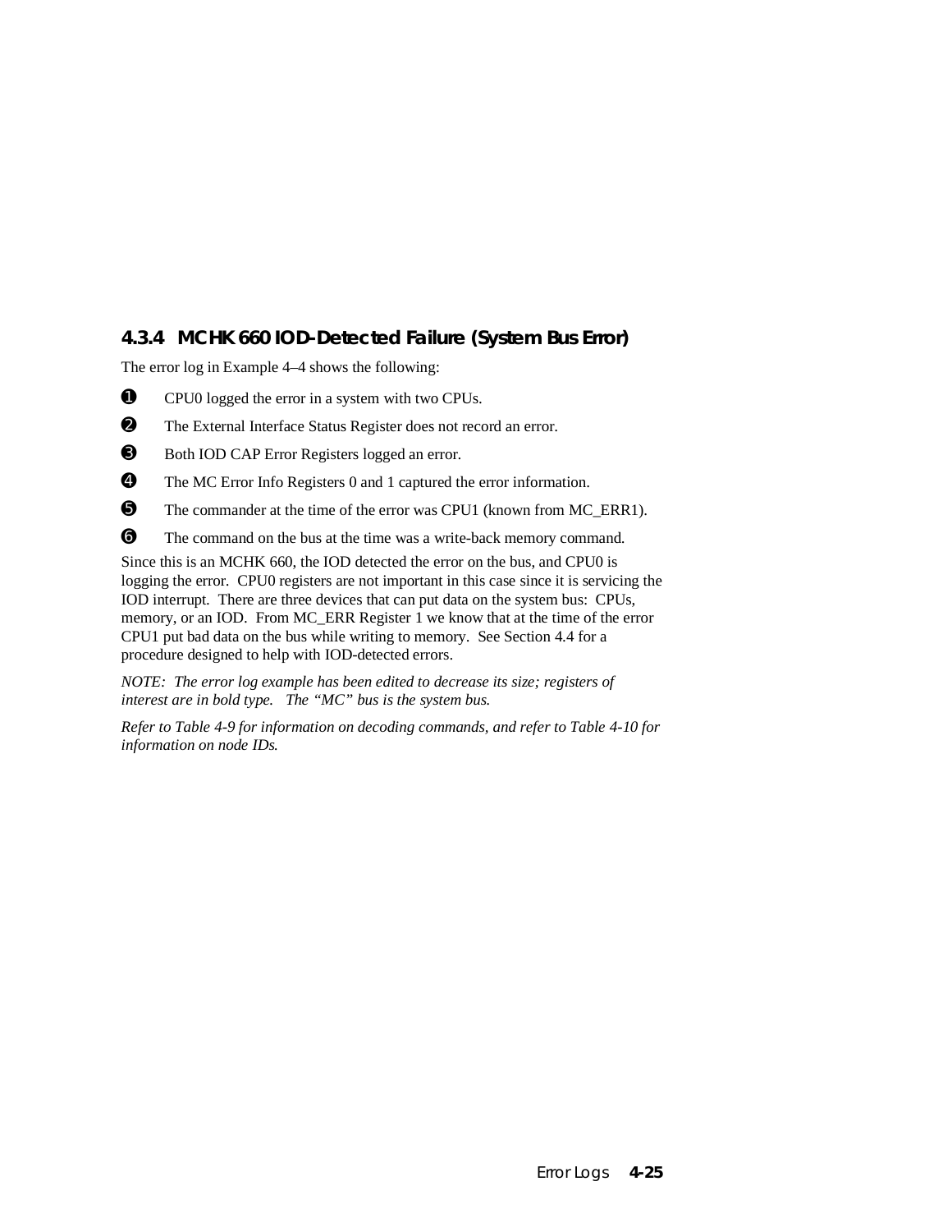### 4.3.4 MCHK 660 IOD-Detected Failure (System Bus Error)

The error log in Example 4–4 shows the following:

❶ CPU0 logged the error in a system with two CPUs.

❷ The External Interface Status Register does not record an error.

❸ Both IOD CAP Error Registers logged an error.

❹ The MC Error Info Registers 0 and 1 captured the error information.

❺ The commander at the time of the error was CPU1 (known from MC_ERR1).

❻ The command on the bus at the time was a write-back memory command.

Since this is an MCHK 660, the IOD detected the error on the bus, and CPU0 is logging the error. CPU0 registers are not important in this case since it is servicing the IOD interrupt. There are three devices that can put data on the system bus: CPUs, memory, or an IOD. From MC_ERR Register 1 we know that at the time of the error CPU1 put bad data on the bus while writing to memory. See Section 4.4 for a procedure designed to help with IOD-detected errors.

*NOTE: The error log example has been edited to decrease its size; registers of interest are in bold type. The "MC" bus is the system bus.*

*Refer to Table 4-9 for information on decoding commands, and refer to Table 4-10 for information on node IDs.*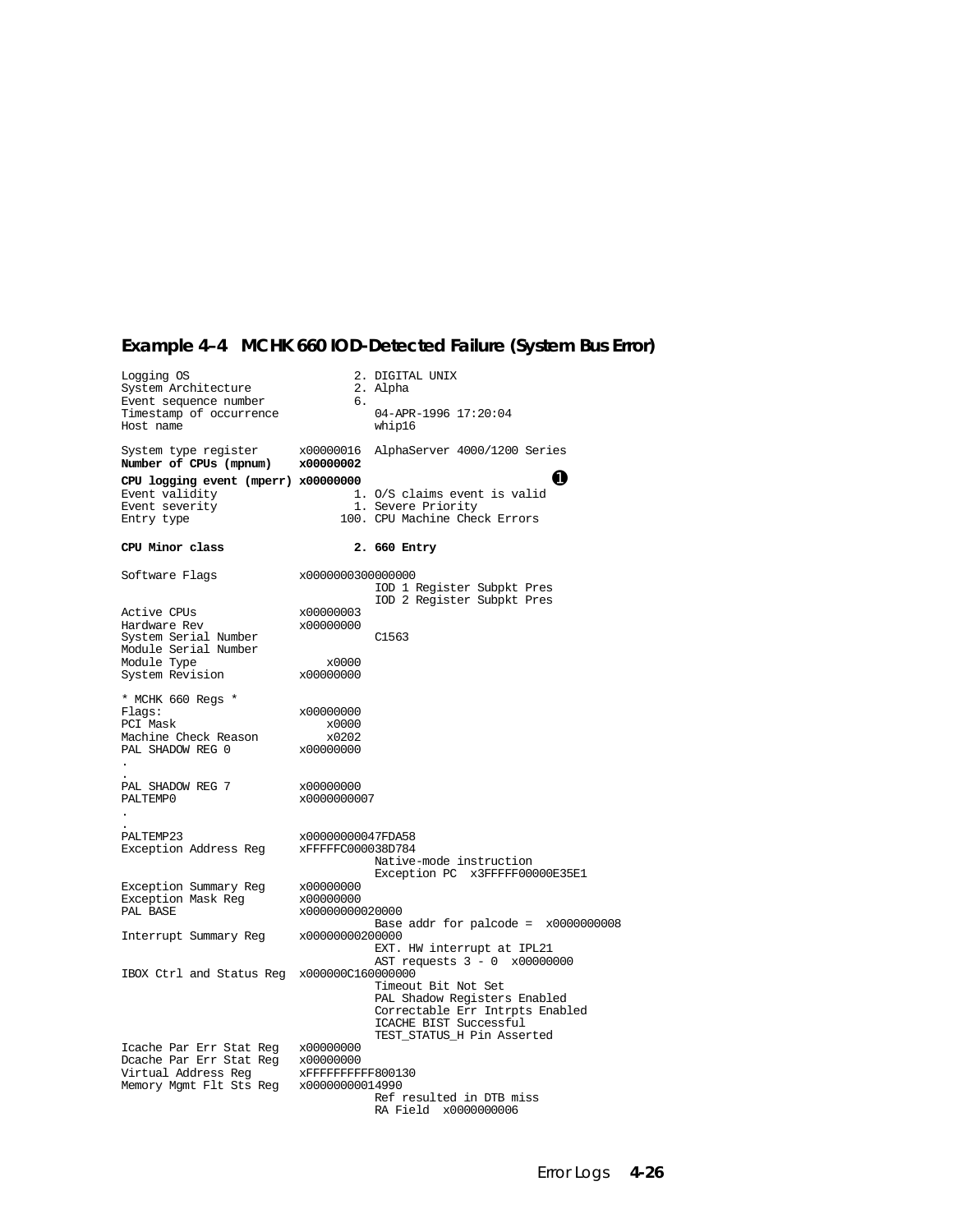### Example 4–4 MCHK 660 IOD-Detected Failure (System Bus Error)

```
Logging OS                      2. DIGITAL UNIX
System Architecture             2. Alpha
Event sequence number           6.
Timestamp of occurrence            04-APR-1996 17:20:04
Host name                          whip16

System type register      x00000016  AlphaServer 4000/1200 Series
Number of CPUs (mpnum)    x00000002
CPU logging event (mperr) x00000000                          ➊
Event validity                  1. O/S claims event is valid
Event severity                  1. Severe Priority
Entry type                    100. CPU Machine Check Errors

CPU Minor class                 2. 660 Entry

Software Flags            x0000000300000000
                                     IOD 1 Register Subpkt Pres
                                     IOD 2 Register Subpkt Pres
Active CPUs               x00000003
Hardware Rev              x00000000
System Serial Number                 C1563
Module Serial Number
Module Type                   x0000
System Revision           x00000000

* MCHK 660 Regs *
Flags:                    x00000000
PCI Mask                      x0000
Machine Check Reason          x0202
PAL SHADOW REG 0          x00000000
.
.
PAL SHADOW REG 7          x00000000
PALTEMP0                  x0000000007
.
.
PALTEMP23                 x00000000047FDA58
Exception Address Reg     xFFFFFC000038D784
                                     Native-mode instruction
                                     Exception PC  x3FFFFF00000E35E1
Exception Summary Reg     x00000000
Exception Mask Reg        x00000000
PAL BASE                  x0000000000020000
                                     Base addr for palcode =  x0000000008
Interrupt Summary Reg     x0000000000200000
                                     EXT. HW interrupt at IPL21
                                     AST requests 3 - 0  x00000000
IBOX Ctrl and Status Reg  x000000C160000000
                                     Timeout Bit Not Set
                                     PAL Shadow Registers Enabled
                                     Correctable Err Intrpts Enabled
                                     ICACHE BIST Successful
                                     TEST_STATUS_H Pin Asserted
Icache Par Err Stat Reg   x00000000
Dcache Par Err Stat Reg   x00000000
Virtual Address Reg       xFFFFFFFFFF800130
Memory Mgmt Flt Sts Reg   x0000000000014990
                                     Ref resulted in DTB miss
                                     RA Field  x0000000006
```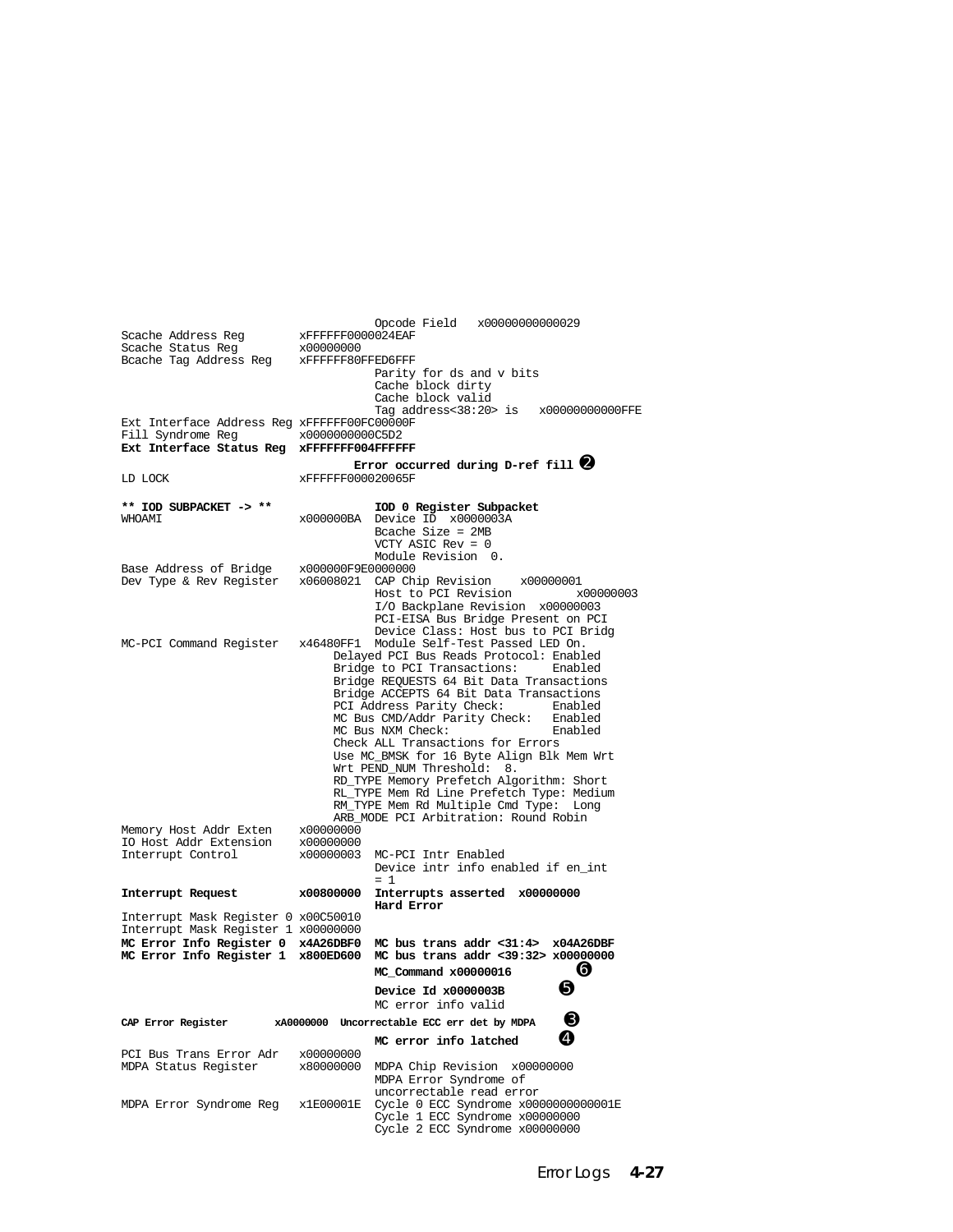```
                              Opcode Field   x00000000000029
Scache Address Reg        xFFFFFF0000024EAF
Scache Status Reg         x00000000
Bcache Tag Address Reg    xFFFFFF80FFED6FFF
                              Parity for ds and v bits
                              Cache block dirty
                              Cache block valid
                              Tag address<38:20> is   x00000000000FFE
Ext Interface Address Reg xFFFFFF00FC00000F
Fill Syndrome Reg         x0000000000C5D2
Ext Interface Status Reg  xFFFFFFF004FFFFFF
                           Error occurred during D-ref fill ❷
LD LOCK                   xFFFFFF000020065F

** IOD SUBPACKET -> **        IOD 0 Register Subpacket
WHOAMI                    x000000BA  Device ID  x0000003A
                              Bcache Size = 2MB
                              VCTY ASIC Rev = 0
                              Module Revision  0.
Base Address of Bridge    x000000F9E0000000
Dev Type & Rev Register   x06008021  CAP Chip Revision    x00000001
                              Host to PCI Revision         x00000003
                              I/O Backplane Revision  x00000003
                              PCI-EISA Bus Bridge Present on PCI
                              Device Class: Host bus to PCI Bridg
MC-PCI Command Register   x46480FF1  Module Self-Test Passed LED On.
                        Delayed PCI Bus Reads Protocol: Enabled
                        Bridge to PCI Transactions:     Enabled
                        Bridge REQUESTS 64 Bit Data Transactions
                        Bridge ACCEPTS 64 Bit Data Transactions
                        PCI Address Parity Check:       Enabled
                        MC Bus CMD/Addr Parity Check:   Enabled
                        MC Bus NXM Check:               Enabled
                        Check ALL Transactions for Errors
                        Use MC_BMSK for 16 Byte Align Blk Mem Wrt
                        Wrt PEND_NUM Threshold:  8.
                        RD_TYPE Memory Prefetch Algorithm: Short
                        RL_TYPE Mem Rd Line Prefetch Type: Medium
                        RM_TYPE Mem Rd Multiple Cmd Type:  Long
                        ARB_MODE PCI Arbitration: Round Robin
Memory Host Addr Exten    x00000000
IO Host Addr Extension    x00000000
Interrupt Control         x00000003  MC-PCI Intr Enabled
                              Device intr info enabled if en_int
                              = 1
Interrupt Request         x00800000  Interrupts asserted  x00000000
                              Hard Error
Interrupt Mask Register 0 x00C50010
Interrupt Mask Register 1 x00000000
MC Error Info Register 0  x4A26DBF0  MC bus trans addr <31:4>  x04A26DBF
MC Error Info Register 1  x800ED600  MC bus trans addr <39:32> x00000000
                              MC_Command x00000016        ❻
                              Device Id x0000003B         ❺
                              MC error info valid
CAP Error Register        xA0000000  Uncorrectable ECC err det by MDPA  ❸
                              MC error info latched       ❹
PCI Bus Trans Error Adr   x00000000
MDPA Status Register      x80000000  MDPA Chip Revision  x00000000
                              MDPA Error Syndrome of
                              uncorrectable read error
MDPA Error Syndrome Reg   x1E00001E  Cycle 0 ECC Syndrome x0000000000001E
                              Cycle 1 ECC Syndrome x00000000
                              Cycle 2 ECC Syndrome x00000000
```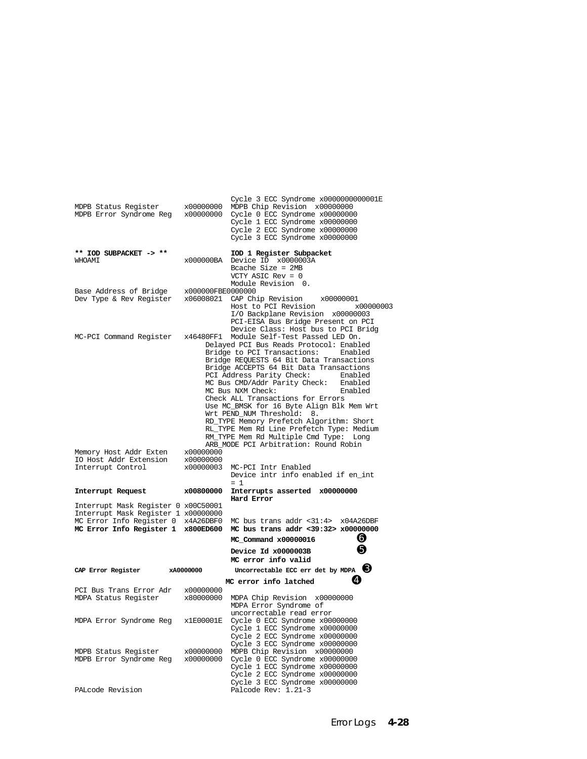```
                                Cycle 3 ECC Syndrome x000000000000001E
MDPB Status Register      x00000000  MDPB Chip Revision  x00000000
MDPB Error Syndrome Reg   x00000000  Cycle 0 ECC Syndrome x00000000
                                Cycle 1 ECC Syndrome x00000000
                                Cycle 2 ECC Syndrome x00000000
                                Cycle 3 ECC Syndrome x00000000

** IOD SUBPACKET -> **               IOD 1 Register Subpacket
WHOAMI                    x000000BA  Device ID  x0000003A
                                Bcache Size = 2MB
                                VCTY ASIC Rev = 0
                                Module Revision  0.
Base Address of Bridge    x000000FBE0000000
Dev Type & Rev Register   x06008021  CAP Chip Revision     x00000001
                                Host to PCI Revision          x00000003
                                I/O Backplane Revision  x00000003
                                PCI-EISA Bus Bridge Present on PCI
                                Device Class: Host bus to PCI Bridg
MC-PCI Command Register   x46480FF1  Module Self-Test Passed LED On.
                          Delayed PCI Bus Reads Protocol: Enabled
                          Bridge to PCI Transactions:     Enabled
                          Bridge REQUESTS 64 Bit Data Transactions
                          Bridge ACCEPTS 64 Bit Data Transactions
                          PCI Address Parity Check:       Enabled
                          MC Bus CMD/Addr Parity Check:   Enabled
                          MC Bus NXM Check:               Enabled
                          Check ALL Transactions for Errors
                          Use MC_BMSK for 16 Byte Align Blk Mem Wrt
                          Wrt PEND_NUM Threshold:  8.
                          RD_TYPE Memory Prefetch Algorithm: Short
                          RL_TYPE Mem Rd Line Prefetch Type: Medium
                          RM_TYPE Mem Rd Multiple Cmd Type:  Long
                          ARB_MODE PCI Arbitration: Round Robin
Memory Host Addr Exten    x00000000
IO Host Addr Extension    x00000000
Interrupt Control         x00000003  MC-PCI Intr Enabled
                                Device intr info enabled if en_int
                                = 1
Interrupt Request         x00800000  Interrupts asserted  x00000000
                                Hard Error
Interrupt Mask Register 0 x00C50001
Interrupt Mask Register 1 x00000000
MC Error Info Register 0  x4A26DBF0  MC bus trans addr <31:4>  x04A26DBF
MC Error Info Register 1  x800ED600  MC bus trans addr <39:32> x00000000
                                MC_Command x00000016          ❻
                                Device Id x0000003B           ❺
                                MC error info valid
CAP Error Register        xA0000000  Uncorrectable ECC err det by MDPA  ❸
                               MC error info latched          ❹
PCI Bus Trans Error Adr   x00000000
MDPA Status Register      x80000000  MDPA Chip Revision  x00000000
                                MDPA Error Syndrome of
                                uncorrectable read error
MDPA Error Syndrome Reg   x1E00001E  Cycle 0 ECC Syndrome x00000000
                                Cycle 1 ECC Syndrome x00000000
                                Cycle 2 ECC Syndrome x00000000
                                Cycle 3 ECC Syndrome x00000000
MDPB Status Register      x00000000  MDPB Chip Revision  x00000000
MDPB Error Syndrome Reg   x00000000  Cycle 0 ECC Syndrome x00000000
                                Cycle 1 ECC Syndrome x00000000
                                Cycle 2 ECC Syndrome x00000000
                                Cycle 3 ECC Syndrome x00000000
PALcode Revision                     Palcode Rev: 1.21-3
```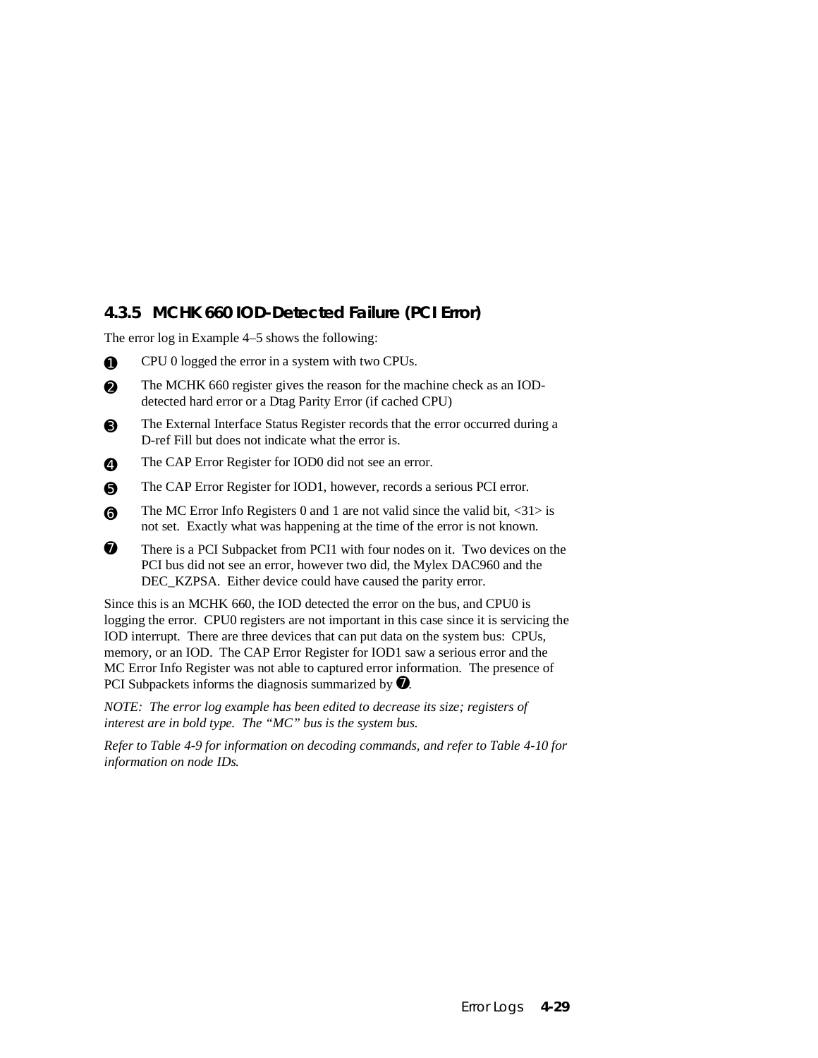### 4.3.5 MCHK 660 IOD-Detected Failure (PCI Error)

The error log in Example 4–5 shows the following:

❶ CPU 0 logged the error in a system with two CPUs.

❷ The MCHK 660 register gives the reason for the machine check as an IOD-detected hard error or a Dtag Parity Error (if cached CPU)

❸ The External Interface Status Register records that the error occurred during a D-ref Fill but does not indicate what the error is.

❹ The CAP Error Register for IOD0 did not see an error.

❺ The CAP Error Register for IOD1, however, records a serious PCI error.

❻ The MC Error Info Registers 0 and 1 are not valid since the valid bit, <31> is not set. Exactly what was happening at the time of the error is not known.

❼ There is a PCI Subpacket from PCI1 with four nodes on it. Two devices on the PCI bus did not see an error, however two did, the Mylex DAC960 and the DEC_KZPSA. Either device could have caused the parity error.

Since this is an MCHK 660, the IOD detected the error on the bus, and CPU0 is logging the error. CPU0 registers are not important in this case since it is servicing the IOD interrupt. There are three devices that can put data on the system bus: CPUs, memory, or an IOD. The CAP Error Register for IOD1 saw a serious error and the MC Error Info Register was not able to captured error information. The presence of PCI Subpackets informs the diagnosis summarized by ❼.

*NOTE: The error log example has been edited to decrease its size; registers of interest are in bold type. The "MC" bus is the system bus.*

*Refer to Table 4-9 for information on decoding commands, and refer to Table 4-10 for information on node IDs.*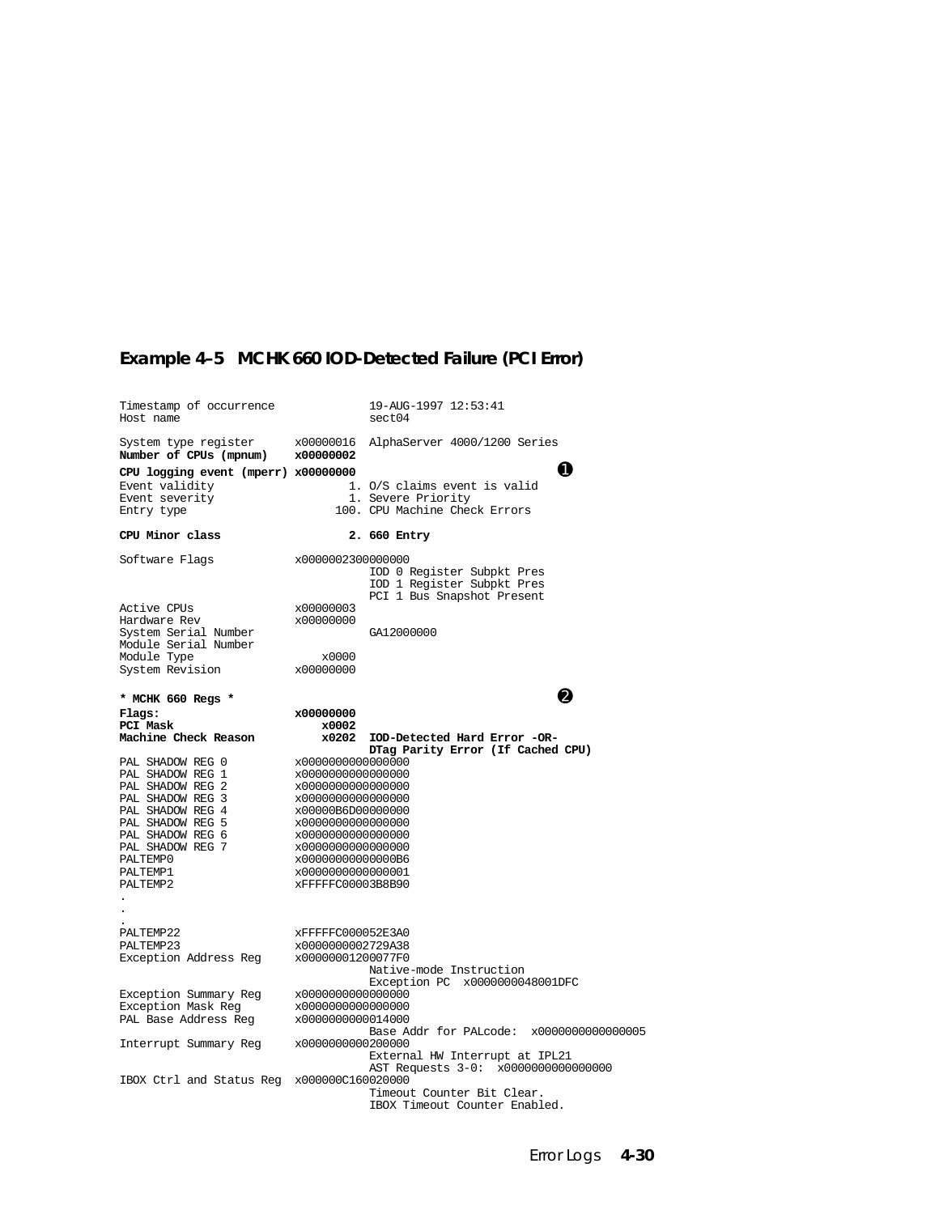**Example 4–5 MCHK 660 IOD-Detected Failure (PCI Error)**

```
Timestamp of occurrence              19-AUG-1997 12:53:41
Host name                            sect04

System type register      x00000016  AlphaServer 4000/1200 Series
Number of CPUs (mpnum)    x00000002
CPU logging event (mperr) x00000000                               ➊
Event validity                    1. O/S claims event is valid
Event severity                    1. Severe Priority
Entry type                      100. CPU Machine Check Errors

CPU Minor class                   2. 660 Entry

Software Flags            x0000002300000000
                                     IOD 0 Register Subpkt Pres
                                     IOD 1 Register Subpkt Pres
                                     PCI 1 Bus Snapshot Present
Active CPUs               x00000003
Hardware Rev              x00000000
System Serial Number                 GA12000000
Module Serial Number
Module Type                   x0000
System Revision           x00000000

* MCHK 660 Regs *                                                 ➋
Flags:                    x00000000
PCI Mask                      x0002
Machine Check Reason          x0202  IOD-Detected Hard Error -OR-
                                     DTag Parity Error (If Cached CPU)
PAL SHADOW REG 0          x0000000000000000
PAL SHADOW REG 1          x0000000000000000
PAL SHADOW REG 2          x0000000000000000
PAL SHADOW REG 3          x0000000000000000
PAL SHADOW REG 4          x00000B6D00000000
PAL SHADOW REG 5          x0000000000000000
PAL SHADOW REG 6          x0000000000000000
PAL SHADOW REG 7          x0000000000000000
PALTEMP0                  x00000000000000B6
PALTEMP1                  x0000000000000001
PALTEMP2                  xFFFFFC00003B8B90
.
.
.
PALTEMP22                 xFFFFFC000052E3A0
PALTEMP23                 x0000000002729A38
Exception Address Reg     x00000001200077F0
                                     Native-mode Instruction
                                     Exception PC  x0000000048001DFC
Exception Summary Reg     x0000000000000000
Exception Mask Reg        x0000000000000000
PAL Base Address Reg      x0000000000014000
                                     Base Addr for PALcode:  x0000000000000005
Interrupt Summary Reg     x0000000000200000
                                     External HW Interrupt at IPL21
                                     AST Requests 3-0:  x0000000000000000
IBOX Ctrl and Status Reg  x000000C160020000
                                     Timeout Counter Bit Clear.
                                     IBOX Timeout Counter Enabled.
```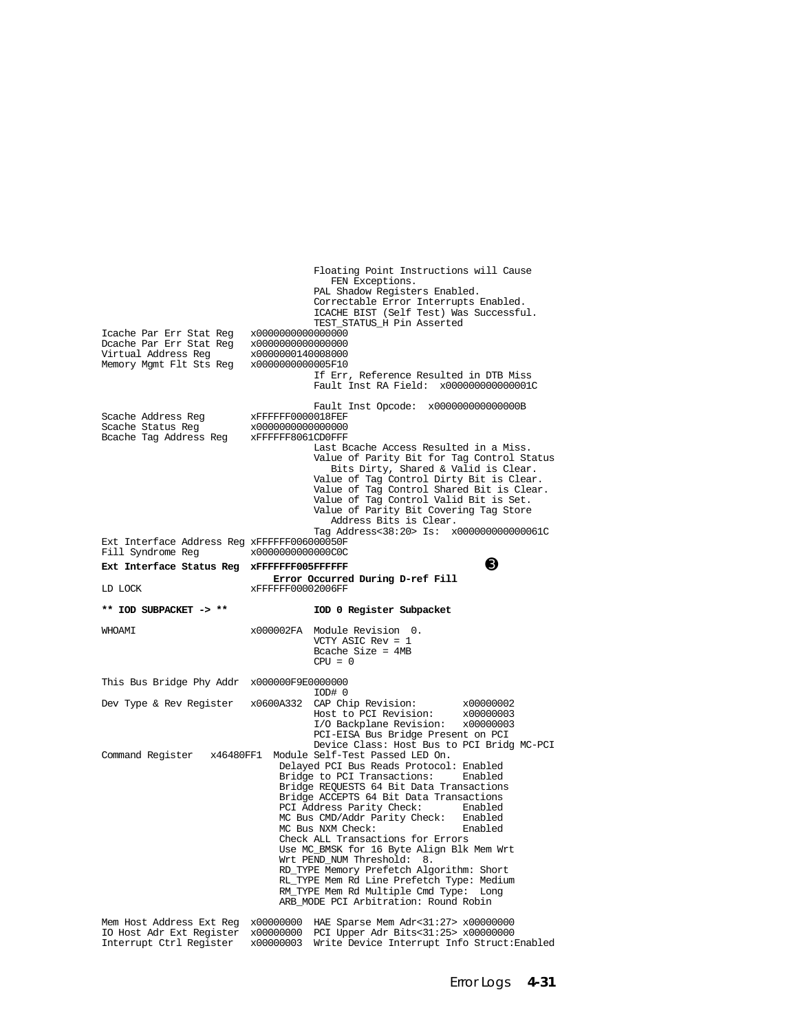```
                                  Floating Point Instructions will Cause
                                     FEN Exceptions.
                                  PAL Shadow Registers Enabled.
                                  Correctable Error Interrupts Enabled.
                                  ICACHE BIST (Self Test) Was Successful.
                                  TEST_STATUS_H Pin Asserted
Icache Par Err Stat Reg   x0000000000000000
Dcache Par Err Stat Reg   x0000000000000000
Virtual Address Reg       x0000000140008000
Memory Mgmt Flt Sts Reg   x0000000000005F10
                                  If Err, Reference Resulted in DTB Miss
                                  Fault Inst RA Field:  x000000000000001C

                                  Fault Inst Opcode:  x000000000000000B
Scache Address Reg        xFFFFFF0000018FEF
Scache Status Reg         x0000000000000000
Bcache Tag Address Reg    xFFFFFF8061CD0FFF
                                  Last Bcache Access Resulted in a Miss.
                                  Value of Parity Bit for Tag Control Status
                                     Bits Dirty, Shared & Valid is Clear.
                                  Value of Tag Control Dirty Bit is Clear.
                                  Value of Tag Control Shared Bit is Clear.
                                  Value of Tag Control Valid Bit is Set.
                                  Value of Parity Bit Covering Tag Store
                                     Address Bits is Clear.
                                  Tag Address<38:20> Is:  x000000000000061C
Ext Interface Address Reg xFFFFFF006000050F
Fill Syndrome Reg         x0000000000000C0C
Ext Interface Status Reg  xFFFFFFF005FFFFFF                    ❸
                            Error Occurred During D-ref Fill
LD LOCK                   xFFFFFF00002006FF

** IOD SUBPACKET -> **            IOD 0 Register Subpacket

WHOAMI                    x000002FA  Module Revision  0.
                                  VCTY ASIC Rev = 1
                                  Bcache Size = 4MB
                                  CPU = 0

This Bus Bridge Phy Addr  x000000F9E0000000
                                  IOD# 0
Dev Type & Rev Register   x0600A332  CAP Chip Revision:        x00000002
                                  Host to PCI Revision:     x00000003
                                  I/O Backplane Revision:   x00000003
                                  PCI-EISA Bus Bridge Present on PCI
                                  Device Class: Host Bus to PCI Bridg MC-PCI
Command Register   x46480FF1  Module Self-Test Passed LED On.
                            Delayed PCI Bus Reads Protocol: Enabled
                            Bridge to PCI Transactions:     Enabled
                            Bridge REQUESTS 64 Bit Data Transactions
                            Bridge ACCEPTS 64 Bit Data Transactions
                            PCI Address Parity Check:       Enabled
                            MC Bus CMD/Addr Parity Check:   Enabled
                            MC Bus NXM Check:               Enabled
                            Check ALL Transactions for Errors
                            Use MC_BMSK for 16 Byte Align Blk Mem Wrt
                            Wrt PEND_NUM Threshold:  8.
                            RD_TYPE Memory Prefetch Algorithm: Short
                            RL_TYPE Mem Rd Line Prefetch Type: Medium
                            RM_TYPE Mem Rd Multiple Cmd Type:  Long
                            ARB_MODE PCI Arbitration: Round Robin

Mem Host Address Ext Reg  x00000000  HAE Sparse Mem Adr<31:27> x00000000
IO Host Adr Ext Register  x00000000  PCI Upper Adr Bits<31:25> x00000000
Interrupt Ctrl Register   x00000003  Write Device Interrupt Info Struct:Enabled
```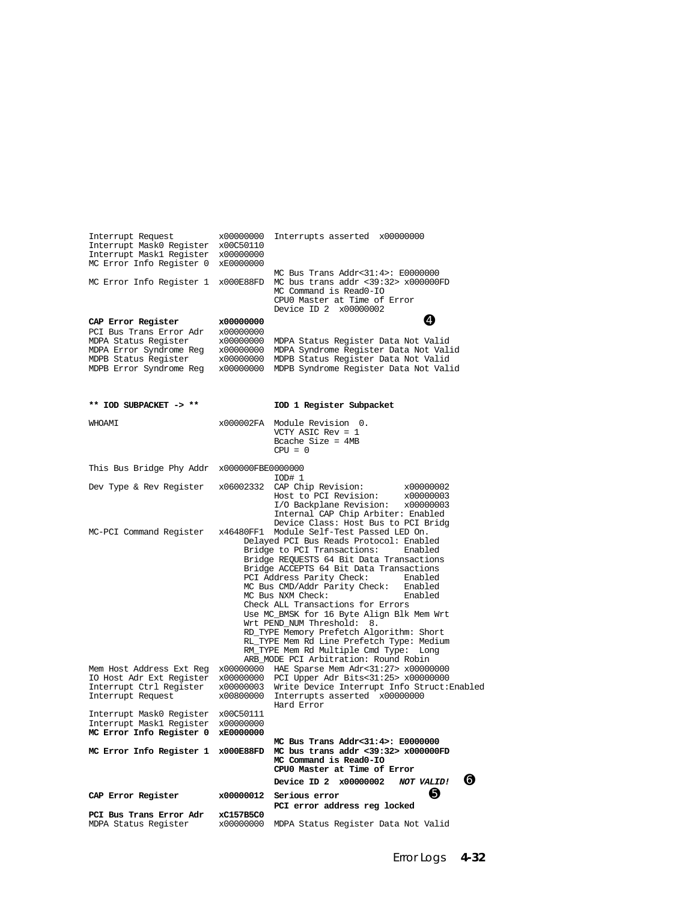```
Interrupt Request         x00000000  Interrupts asserted  x00000000
Interrupt Mask0 Register  x00C50110
Interrupt Mask1 Register  x00000000
MC Error Info Register 0  xE0000000
                                     MC Bus Trans Addr<31:4>: E0000000
MC Error Info Register 1  x000E88FD  MC bus trans addr <39:32> x000000FD
                                     MC Command is Read0-IO
                                     CPU0 Master at Time of Error
                                     Device ID 2  x00000002
CAP Error Register        x00000000                                ❹
PCI Bus Trans Error Adr   x00000000
MDPA Status Register      x00000000  MDPA Status Register Data Not Valid
MDPA Error Syndrome Reg   x00000000  MDPA Syndrome Register Data Not Valid
MDPB Status Register      x00000000  MDPB Status Register Data Not Valid
MDPB Error Syndrome Reg   x00000000  MDPB Syndrome Register Data Not Valid


** IOD SUBPACKET -> **               IOD 1 Register Subpacket

WHOAMI                    x000002FA  Module Revision  0.
                                     VCTY ASIC Rev = 1
                                     Bcache Size = 4MB
                                     CPU = 0

This Bus Bridge Phy Addr  x000000FBE0000000
                                     IOD# 1
Dev Type & Rev Register   x06002332  CAP Chip Revision:        x00000002
                                     Host to PCI Revision:     x00000003
                                     I/O Backplane Revision:   x00000003
                                     Internal CAP Chip Arbiter: Enabled
                                     Device Class: Host Bus to PCI Bridg
MC-PCI Command Register   x46480FF1  Module Self-Test Passed LED On.
                                Delayed PCI Bus Reads Protocol: Enabled
                                Bridge to PCI Transactions:     Enabled
                                Bridge REQUESTS 64 Bit Data Transactions
                                Bridge ACCEPTS 64 Bit Data Transactions
                                PCI Address Parity Check:       Enabled
                                MC Bus CMD/Addr Parity Check:   Enabled
                                MC Bus NXM Check:               Enabled
                                Check ALL Transactions for Errors
                                Use MC_BMSK for 16 Byte Align Blk Mem Wrt
                                Wrt PEND_NUM Threshold:  8.
                                RD_TYPE Memory Prefetch Algorithm: Short
                                RL_TYPE Mem Rd Line Prefetch Type: Medium
                                RM_TYPE Mem Rd Multiple Cmd Type:  Long
                                ARB_MODE PCI Arbitration: Round Robin
Mem Host Address Ext Reg  x00000000  HAE Sparse Mem Adr<31:27> x00000000
IO Host Adr Ext Register  x00000000  PCI Upper Adr Bits<31:25> x00000000
Interrupt Ctrl Register   x00000003  Write Device Interrupt Info Struct:Enabled
Interrupt Request         x00800000  Interrupts asserted  x00000000
                                     Hard Error
Interrupt Mask0 Register  x00C50111
Interrupt Mask1 Register  x00000000
MC Error Info Register 0  xE0000000
                                     MC Bus Trans Addr<31:4>: E0000000
MC Error Info Register 1  x000E88FD  MC bus trans addr <39:32> x000000FD
                                     MC Command is Read0-IO
                                     CPU0 Master at Time of Error
                                     Device ID 2  x00000002  NOT VALID!  ❻
CAP Error Register        x00000012  Serious error                 ❺
                                     PCI error address reg locked
PCI Bus Trans Error Adr   xC157B5C0
MDPA Status Register      x00000000  MDPA Status Register Data Not Valid
```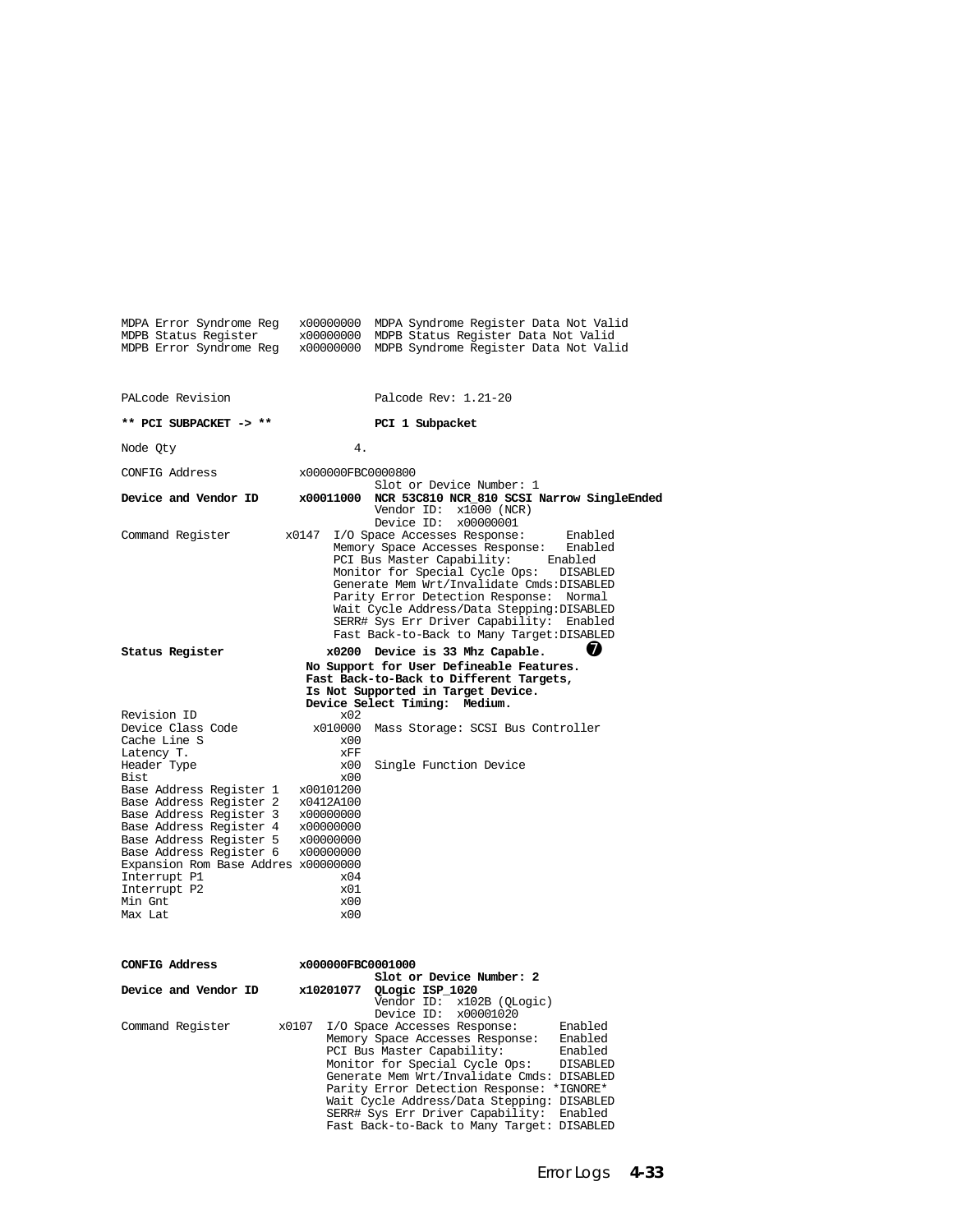```
MDPA Error Syndrome Reg   x00000000  MDPA Syndrome Register Data Not Valid
MDPB Status Register      x00000000  MDPB Status Register Data Not Valid
MDPB Error Syndrome Reg   x00000000  MDPB Syndrome Register Data Not Valid


PALcode Revision                     Palcode Rev: 1.21-20

** PCI SUBPACKET -> **               PCI 1 Subpacket

Node Qty                        4.

CONFIG Address            x000000FBC0000800
                                     Slot or Device Number: 1
Device and Vendor ID      x00011000  NCR 53C810 NCR_810 SCSI Narrow SingleEnded
                                     Vendor ID:  x1000 (NCR)
                                     Device ID:  x00000001
Command Register        x0147  I/O Space Accesses Response:      Enabled
                               Memory Space Accesses Response:   Enabled
                               PCI Bus Master Capability:      Enabled
                               Monitor for Special Cycle Ops:   DISABLED
                               Generate Mem Wrt/Invalidate Cmds:DISABLED
                               Parity Error Detection Response:  Normal
                               Wait Cycle Address/Data Stepping:DISABLED
                               SERR# Sys Err Driver Capability:  Enabled
                               Fast Back-to-Back to Many Target:DISABLED
Status Register             x0200  Device is 33 Mhz Capable.       7
                           No Support for User Defineable Features.
                           Fast Back-to-Back to Different Targets,
                           Is Not Supported in Target Device.
                           Device Select Timing:  Medium.
Revision ID                     x02
Device Class Code           x010000  Mass Storage: SCSI Bus Controller
Cache Line S                    x00
Latency T.                      xFF
Header Type                     x00  Single Function Device
Bist                            x00
Base Address Register 1   x00101200
Base Address Register 2   x0412A100
Base Address Register 3   x00000000
Base Address Register 4   x00000000
Base Address Register 5   x00000000
Base Address Register 6   x00000000
Expansion Rom Base Addres x00000000
Interrupt P1                    x04
Interrupt P2                    x01
Min Gnt                         x00
Max Lat                         x00


CONFIG Address            x000000FBC0001000
                                     Slot or Device Number: 2
Device and Vendor ID      x10201077  QLogic ISP_1020
                                     Vendor ID:  x102B (QLogic)
                                     Device ID:  x00001020
Command Register       x0107  I/O Space Accesses Response:      Enabled
                              Memory Space Accesses Response:   Enabled
                              PCI Bus Master Capability:        Enabled
                              Monitor for Special Cycle Ops:    DISABLED
                              Generate Mem Wrt/Invalidate Cmds: DISABLED
                              Parity Error Detection Response: *IGNORE*
                              Wait Cycle Address/Data Stepping: DISABLED
                              SERR# Sys Err Driver Capability:  Enabled
                              Fast Back-to-Back to Many Target: DISABLED
```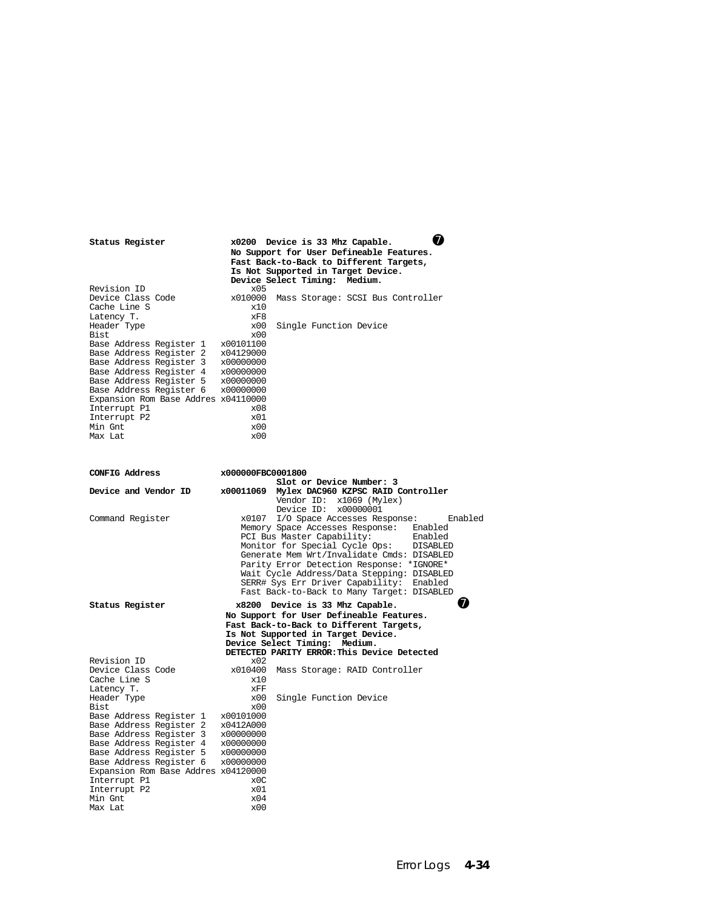```
Status Register            x0200  Device is 33 Mhz Capable.          ❼
                           No Support for User Defineable Features.
                           Fast Back-to-Back to Different Targets,
                           Is Not Supported in Target Device.
                           Device Select Timing:  Medium.
Revision ID                   x05
Device Class Code          x010000  Mass Storage: SCSI Bus Controller
Cache Line S                  x10
Latency T.                    xF8
Header Type                   x00  Single Function Device
Bist                          x00
Base Address Register 1   x00101100
Base Address Register 2   x04129000
Base Address Register 3   x00000000
Base Address Register 4   x00000000
Base Address Register 5   x00000000
Base Address Register 6   x00000000
Expansion Rom Base Addres x04110000
Interrupt P1                  x08
Interrupt P2                  x01
Min Gnt                       x00
Max Lat                       x00


CONFIG Address            x000000FBC0001800
                                   Slot or Device Number: 3
Device and Vendor ID      x00011069  Mylex DAC960 KZPSC RAID Controller
                                   Vendor ID:  x1069 (Mylex)
                                   Device ID:  x00000001
Command Register              x0107  I/O Space Accesses Response:      Enabled
                              Memory Space Accesses Response:   Enabled
                              PCI Bus Master Capability:        Enabled
                              Monitor for Special Cycle Ops:    DISABLED
                              Generate Mem Wrt/Invalidate Cmds: DISABLED
                              Parity Error Detection Response: *IGNORE*
                              Wait Cycle Address/Data Stepping: DISABLED
                              SERR# Sys Err Driver Capability:  Enabled
                              Fast Back-to-Back to Many Target: DISABLED
Status Register             x8200  Device is 33 Mhz Capable.          ❼
                          No Support for User Defineable Features.
                          Fast Back-to-Back to Different Targets,
                          Is Not Supported in Target Device.
                          Device Select Timing:  Medium.
                          DETECTED PARITY ERROR:This Device Detected
Revision ID                   x02
Device Class Code          x010400  Mass Storage: RAID Controller
Cache Line S                  x10
Latency T.                    xFF
Header Type                   x00  Single Function Device
Bist                          x00
Base Address Register 1   x00101000
Base Address Register 2   x0412A000
Base Address Register 3   x00000000
Base Address Register 4   x00000000
Base Address Register 5   x00000000
Base Address Register 6   x00000000
Expansion Rom Base Addres x04120000
Interrupt P1                  x0C
Interrupt P2                  x01
Min Gnt                       x04
Max Lat                       x00
```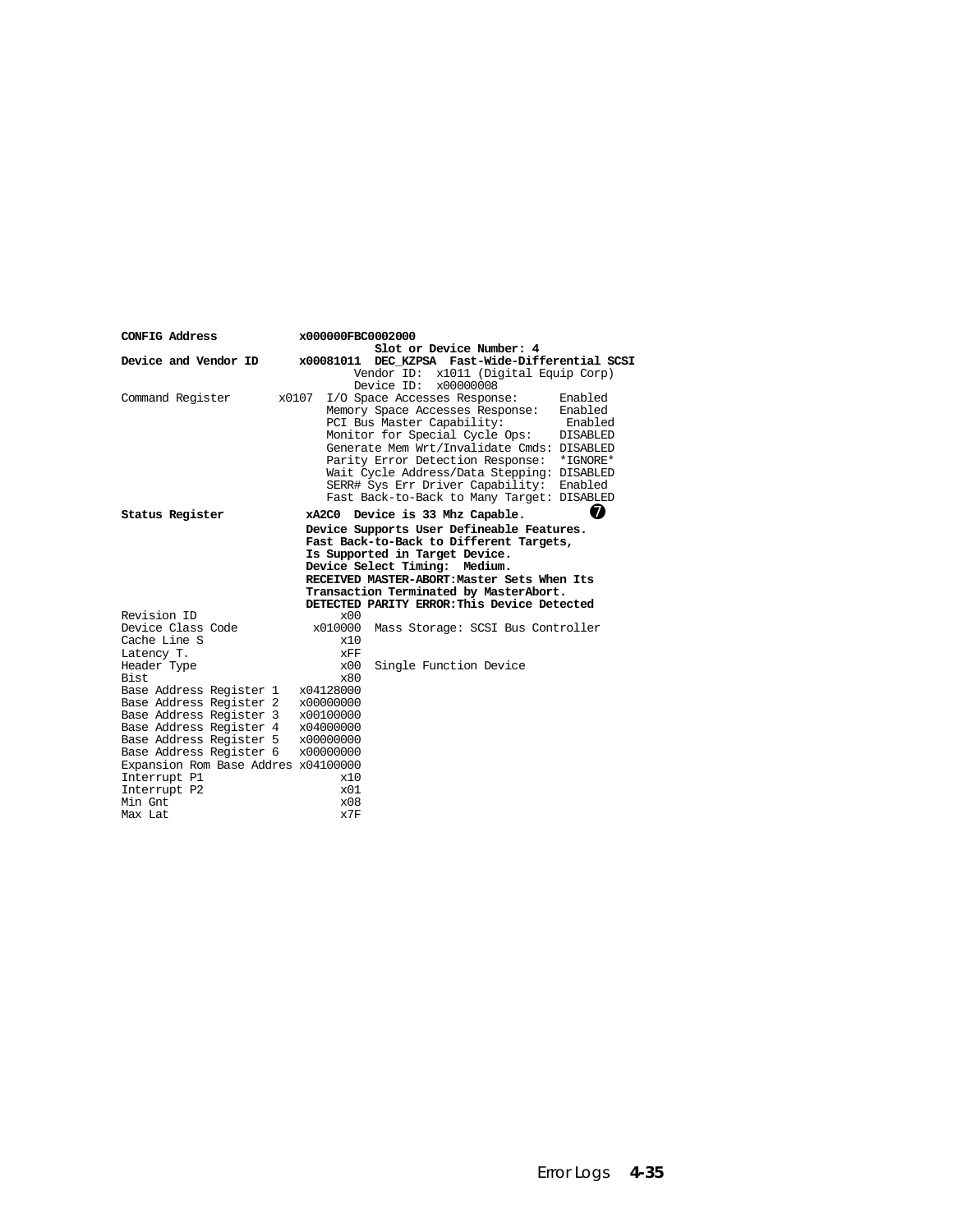```
CONFIG Address           x000000FBC0002000
                                   Slot or Device Number: 4
Device and Vendor ID     x00081011  DEC_KZPSA  Fast-Wide-Differential SCSI
                                 Vendor ID:  x1011 (Digital Equip Corp)
                                 Device ID:  x00000008
Command Register       x0107  I/O Space Accesses Response:      Enabled
                              Memory Space Accesses Response:   Enabled
                              PCI Bus Master Capability:         Enabled
                              Monitor for Special Cycle Ops:    DISABLED
                              Generate Mem Wrt/Invalidate Cmds: DISABLED
                              Parity Error Detection Response:  *IGNORE*
                              Wait Cycle Address/Data Stepping: DISABLED
                              SERR# Sys Err Driver Capability:  Enabled
                              Fast Back-to-Back to Many Target: DISABLED
Status Register           xA2C0  Device is 33 Mhz Capable.          ❼
                          Device Supports User Defineable Features.
                          Fast Back-to-Back to Different Targets,
                          Is Supported in Target Device.
                          Device Select Timing:  Medium.
                          RECEIVED MASTER-ABORT:Master Sets When Its
                          Transaction Terminated by MasterAbort.
                          DETECTED PARITY ERROR:This Device Detected
Revision ID                     x00
Device Class Code           x010000  Mass Storage: SCSI Bus Controller
Cache Line S                    x10
Latency T.                      xFF
Header Type                     x00  Single Function Device
Bist                            x80
Base Address Register 1   x04128000
Base Address Register 2   x00000000
Base Address Register 3   x00100000
Base Address Register 4   x04000000
Base Address Register 5   x00000000
Base Address Register 6   x00000000
Expansion Rom Base Addres x04100000
Interrupt P1                    x10
Interrupt P2                    x01
Min Gnt                         x08
Max Lat                         x7F
```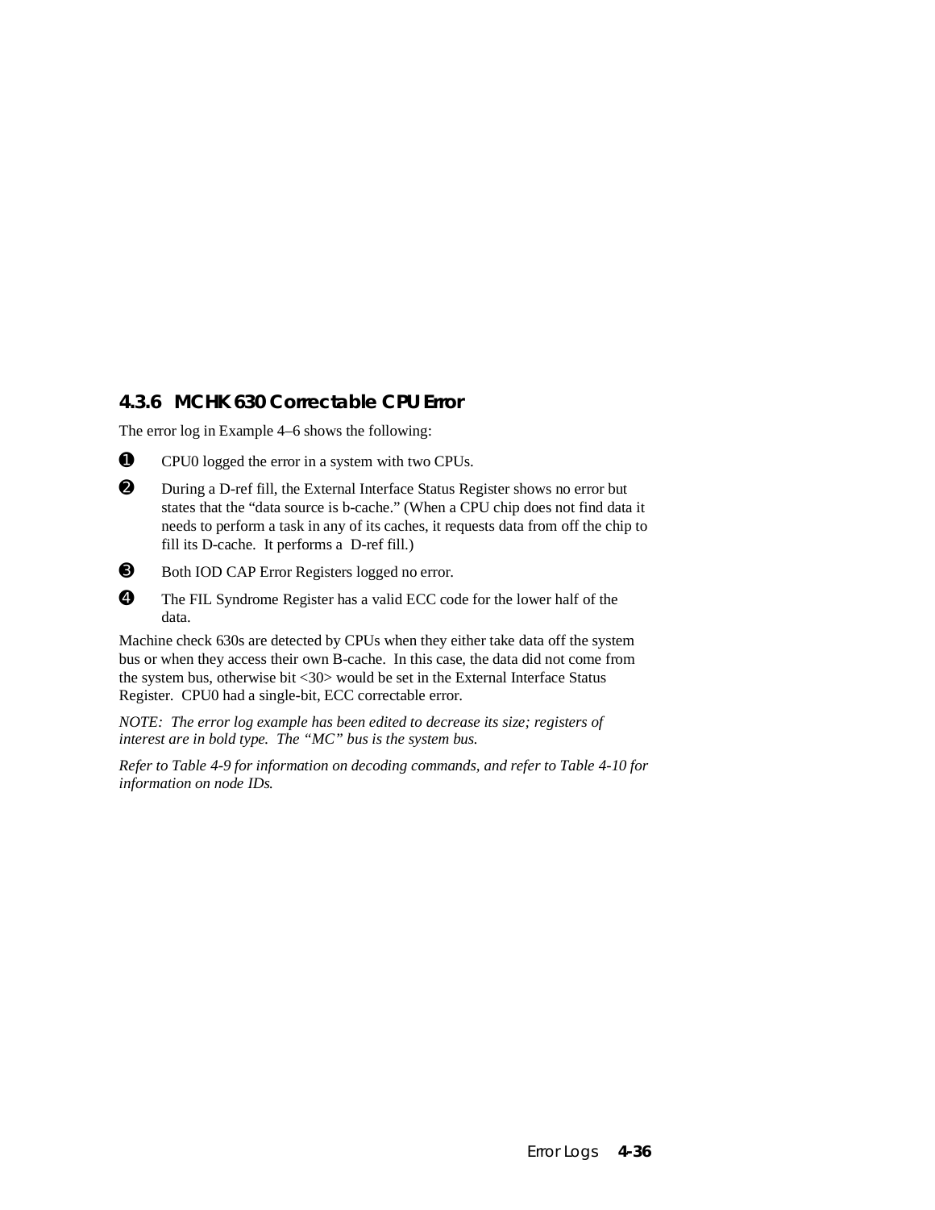### 4.3.6 MCHK 630 Correctable CPU Error

The error log in Example 4–6 shows the following:

❶ CPU0 logged the error in a system with two CPUs.

❷ During a D-ref fill, the External Interface Status Register shows no error but states that the "data source is b-cache." (When a CPU chip does not find data it needs to perform a task in any of its caches, it requests data from off the chip to fill its D-cache. It performs a D-ref fill.)

❸ Both IOD CAP Error Registers logged no error.

❹ The FIL Syndrome Register has a valid ECC code for the lower half of the data.

Machine check 630s are detected by CPUs when they either take data off the system bus or when they access their own B-cache. In this case, the data did not come from the system bus, otherwise bit <30> would be set in the External Interface Status Register. CPU0 had a single-bit, ECC correctable error.

*NOTE: The error log example has been edited to decrease its size; registers of interest are in bold type. The "MC" bus is the system bus.*

*Refer to Table 4-9 for information on decoding commands, and refer to Table 4-10 for information on node IDs.*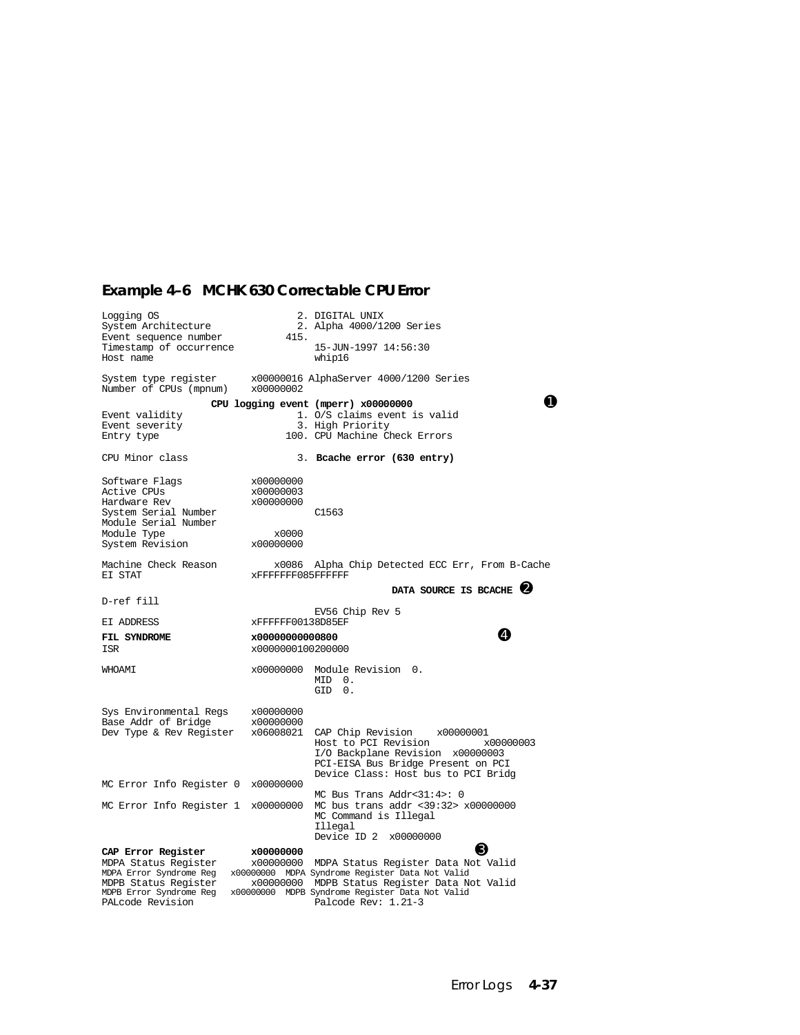### Example 4–6 MCHK 630 Correctable CPU Error

```
Logging OS                       2. DIGITAL UNIX
System Architecture              2. Alpha 4000/1200 Series
Event sequence number          415.
Timestamp of occurrence             15-JUN-1997 14:56:30
Host name                           whip16

System type register      x00000016 AlphaServer 4000/1200 Series
Number of CPUs (mpnum)    x00000002
                 CPU logging event (mperr) x00000000                       ❶
Event validity                   1. O/S claims event is valid
Event severity                   3. High Priority
Entry type                     100. CPU Machine Check Errors

CPU Minor class                  3. Bcache error (630 entry)

Software Flags            x00000000
Active CPUs               x00000003
Hardware Rev              x00000000
System Serial Number                C1563
Module Serial Number
Module Type                   x0000
System Revision           x00000000

Machine Check Reason          x0086  Alpha Chip Detected ECC Err, From B-Cache
EI STAT                   xFFFFFFF085FFFFFF
                                             DATA SOURCE IS BCACHE ❷
D-ref fill
                                    EV56 Chip Rev 5
EI ADDRESS                xFFFFFF00138D85EF
FIL SYNDROME              x0000000000000800                     ❹
ISR                       x0000000100200000

WHOAMI                    x00000000  Module Revision  0.
                                     MID  0.
                                     GID  0.

Sys Environmental Regs    x00000000
Base Addr of Bridge       x00000000
Dev Type & Rev Register   x06008021  CAP Chip Revision    x00000001
                                     Host to PCI Revision         x00000003
                                     I/O Backplane Revision  x00000003
                                     PCI-EISA Bus Bridge Present on PCI
                                     Device Class: Host bus to PCI Bridg
MC Error Info Register 0  x00000000
                                     MC Bus Trans Addr<31:4>: 0
MC Error Info Register 1  x00000000  MC bus trans addr <39:32> x00000000
                                     MC Command is Illegal
                                     Illegal
                                     Device ID 2  x00000000
CAP Error Register        x00000000                         ❸
MDPA Status Register      x00000000  MDPA Status Register Data Not Valid
MDPA Error Syndrome Reg   x00000000  MDPA Syndrome Register Data Not Valid
MDPB Status Register      x00000000  MDPB Status Register Data Not Valid
MDPB Error Syndrome Reg   x00000000  MDPB Syndrome Register Data Not Valid
PALcode Revision                     Palcode Rev: 1.21-3
```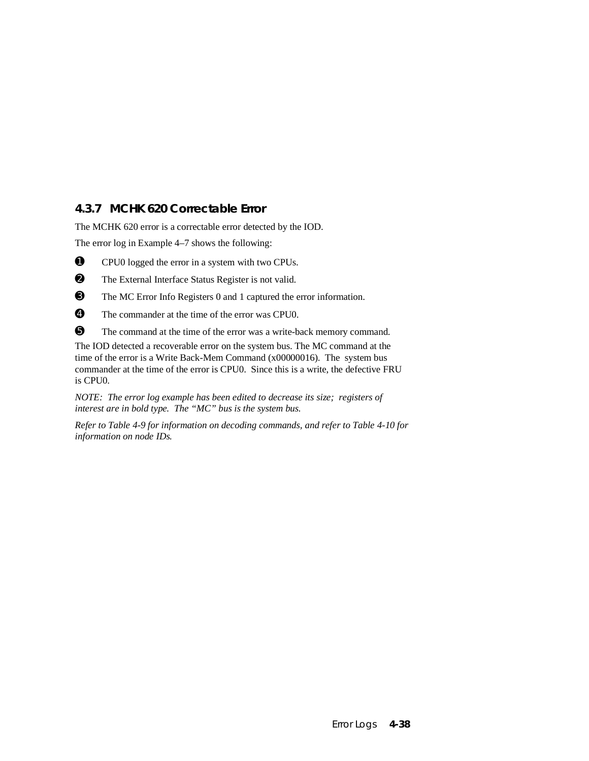### 4.3.7 MCHK 620 Correctable Error

The MCHK 620 error is a correctable error detected by the IOD.

The error log in Example 4–7 shows the following:

❶ CPU0 logged the error in a system with two CPUs.

❷ The External Interface Status Register is not valid.

❸ The MC Error Info Registers 0 and 1 captured the error information.

❹ The commander at the time of the error was CPU0.

❺ The command at the time of the error was a write-back memory command.

The IOD detected a recoverable error on the system bus. The MC command at the time of the error is a Write Back-Mem Command (x00000016). The system bus commander at the time of the error is CPU0. Since this is a write, the defective FRU is CPU0.

*NOTE: The error log example has been edited to decrease its size; registers of interest are in bold type. The "MC" bus is the system bus.*

*Refer to Table 4-9 for information on decoding commands, and refer to Table 4-10 for information on node IDs.*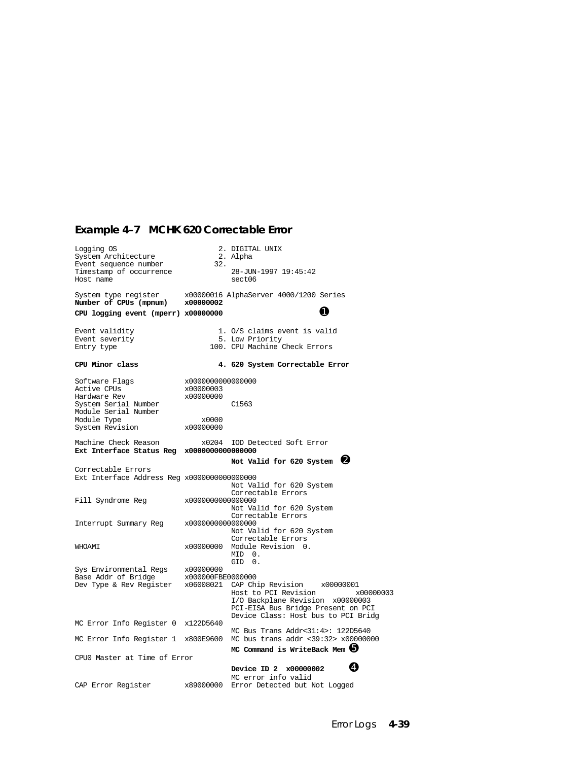**Example 4–7 MCHK 620 Correctable Error**

```
Logging OS                        2. DIGITAL UNIX
System Architecture               2. Alpha
Event sequence number            32.
Timestamp of occurrence              28-JUN-1997 19:45:42
Host name                            sect06

System type register      x00000016 AlphaServer 4000/1200 Series
Number of CPUs (mpnum)    x00000002
CPU logging event (mperr) x00000000                    ➊

Event validity                    1. O/S claims event is valid
Event severity                    5. Low Priority
Entry type                      100. CPU Machine Check Errors

CPU Minor class                   4. 620 System Correctable Error

Software Flags            x0000000000000000
Active CPUs               x00000003
Hardware Rev              x00000000
System Serial Number                 C1563
Module Serial Number
Module Type                   x0000
System Revision           x00000000

Machine Check Reason          x0204  IOD Detected Soft Error
Ext Interface Status Reg  x0000000000000000
                                     Not Valid for 620 System  ➋
Correctable Errors
Ext Interface Address Reg x0000000000000000
                                     Not Valid for 620 System
                                     Correctable Errors
Fill Syndrome Reg         x0000000000000000
                                     Not Valid for 620 System
                                     Correctable Errors
Interrupt Summary Reg     x0000000000000000
                                     Not Valid for 620 System
                                     Correctable Errors
WHOAMI                    x00000000  Module Revision  0.
                                     MID  0.
                                     GID  0.
Sys Environmental Regs    x00000000
Base Addr of Bridge       x000000FBE0000000
Dev Type & Rev Register   x06008021  CAP Chip Revision     x00000001
                                     Host to PCI Revision          x00000003
                                     I/O Backplane Revision  x00000003
                                     PCI-EISA Bus Bridge Present on PCI
                                     Device Class: Host bus to PCI Bridg
MC Error Info Register 0  x122D5640
                                     MC Bus Trans Addr<31:4>: 122D5640
MC Error Info Register 1  x800E9600  MC bus trans addr <39:32> x00000000
                                     MC Command is WriteBack Mem ➎
CPU0 Master at Time of Error
                                     Device ID 2  x00000002       ➍
                                     MC error info valid
CAP Error Register        x89000000  Error Detected but Not Logged
```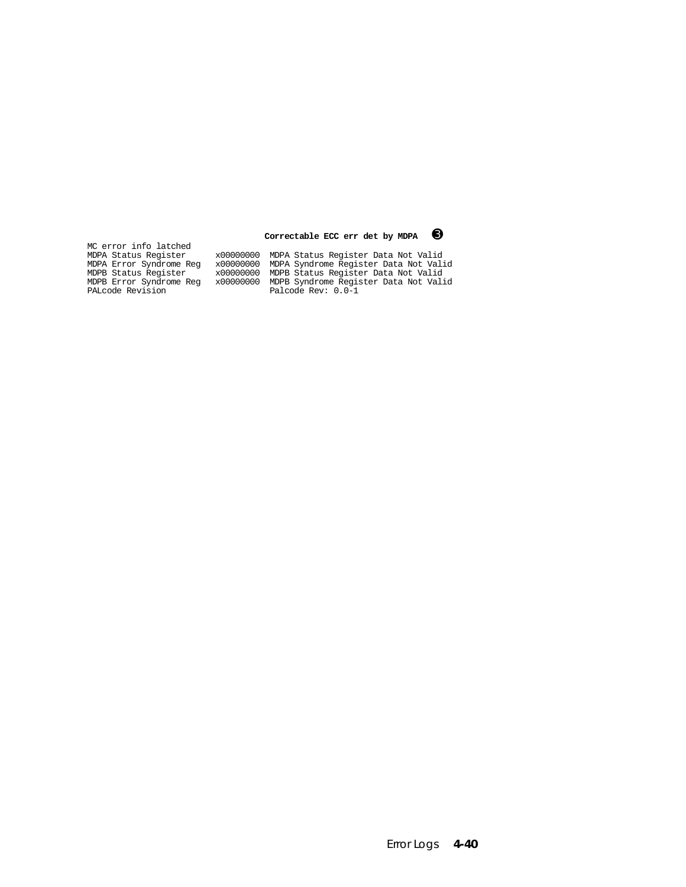```
                                     Correctable ECC err det by MDPA   ❸
MC error info latched
MDPA Status Register       x00000000  MDPA Status Register Data Not Valid
MDPA Error Syndrome Reg    x00000000  MDPA Syndrome Register Data Not Valid
MDPB Status Register       x00000000  MDPB Status Register Data Not Valid
MDPB Error Syndrome Reg    x00000000  MDPB Syndrome Register Data Not Valid
PALcode Revision                      Palcode Rev: 0.0-1
```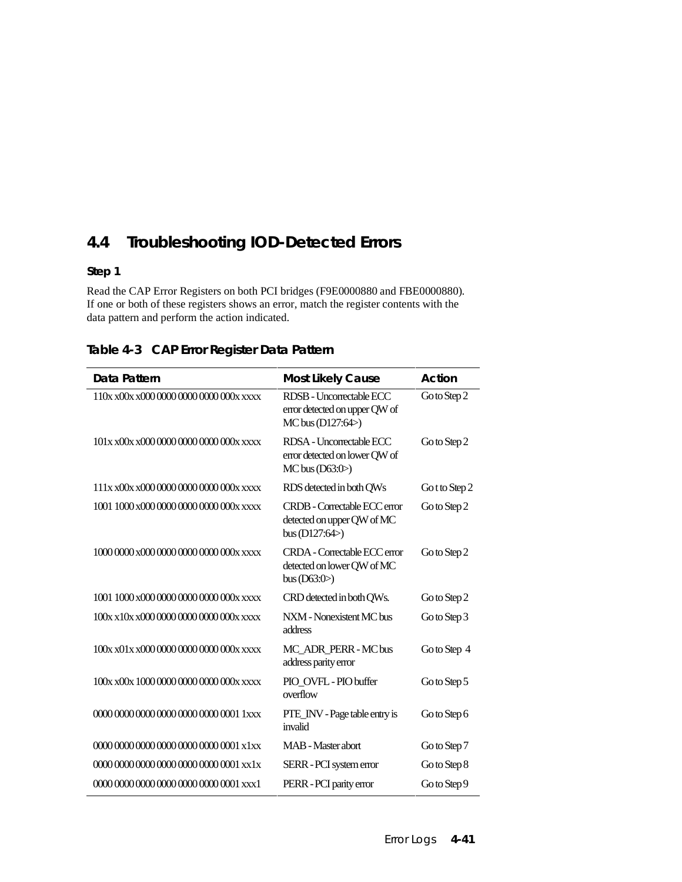## 4.4 Troubleshooting IOD-Detected Errors

**Step 1**

Read the CAP Error Registers on both PCI bridges (F9E0000880 and FBE0000880). If one or both of these registers shows an error, match the register contents with the data pattern and perform the action indicated.

**Table 4-3 CAP Error Register Data Pattern**

| Data Pattern | Most Likely Cause | Action |
|---|---|---|
| 110x x00x x000 0000 0000 0000 000x xxxx | RDSB - Uncorrectable ECC error detected on upper QW of MC bus (D127:64>) | Go to Step 2 |
| 101x x00x x000 0000 0000 0000 000x xxxx | RDSA - Uncorrectable ECC error detected on lower QW of MC bus (D63:0>) | Go to Step 2 |
| 111x x00x x000 0000 0000 0000 000x xxxx | RDS detected in both QWs | Go t to Step 2 |
| 1001 1000 x000 0000 0000 0000 000x xxxx | CRDB - Correctable ECC error detected on upper QW of MC bus (D127:64>) | Go to Step 2 |
| 1000 0000 x000 0000 0000 0000 000x xxxx | CRDA - Correctable ECC error detected on lower QW of MC bus (D63:0>) | Go to Step 2 |
| 1001 1000 x000 0000 0000 0000 000x xxxx | CRD detected in both QWs. | Go to Step 2 |
| 100x x10x x000 0000 0000 0000 000x xxxx | NXM - Nonexistent MC bus address | Go to Step 3 |
| 100x x01x x000 0000 0000 0000 000x xxxx | MC_ADR_PERR - MC bus address parity error | Go to Step 4 |
| 100x x00x 1000 0000 0000 0000 000x xxxx | PIO_OVFL - PIO buffer overflow | Go to Step 5 |
| 0000 0000 0000 0000 0000 0000 0001 1xxx | PTE_INV - Page table entry is invalid | Go to Step 6 |
| 0000 0000 0000 0000 0000 0000 0001 x1xx | MAB - Master abort | Go to Step 7 |
| 0000 0000 0000 0000 0000 0000 0001 xx1x | SERR - PCI system error | Go to Step 8 |
| 0000 0000 0000 0000 0000 0000 0001 xxx1 | PERR - PCI parity error | Go to Step 9 |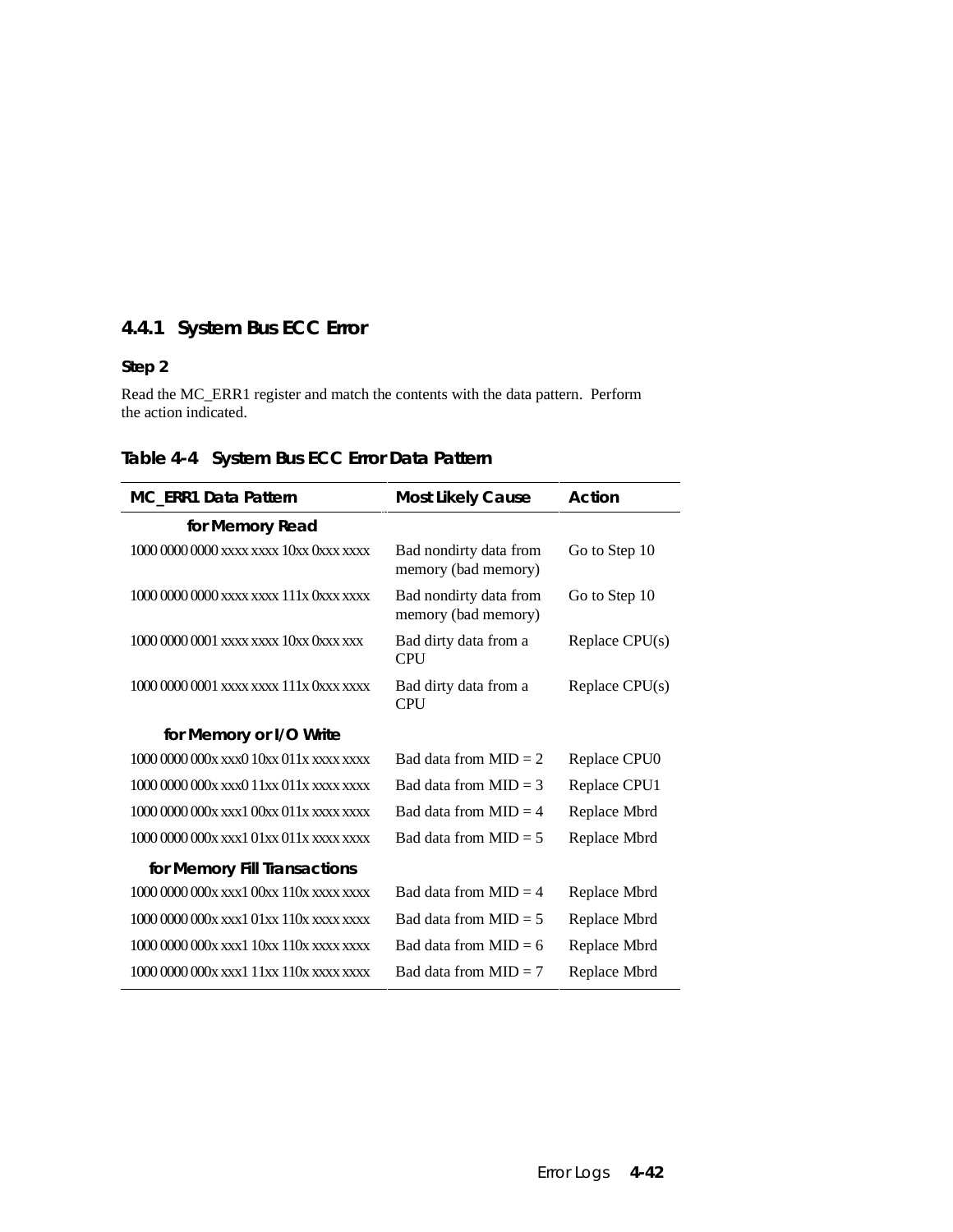### 4.4.1 System Bus ECC Error

#### Step 2

Read the MC_ERR1 register and match the contents with the data pattern. Perform the action indicated.

**Table 4-4 System Bus ECC Error Data Pattern**

| MC_ERR1 Data Pattern | Most Likely Cause | Action |
|---|---|---|
| **for Memory Read** | | |
| 1000 0000 0000 xxxx xxxx 10xx 0xxx xxxx | Bad nondirty data from memory (bad memory) | Go to Step 10 |
| 1000 0000 0000 xxxx xxxx 111x 0xxx xxxx | Bad nondirty data from memory (bad memory) | Go to Step 10 |
| 1000 0000 0001 xxxx xxxx 10xx 0xxx xxx | Bad dirty data from a CPU | Replace CPU(s) |
| 1000 0000 0001 xxxx xxxx 111x 0xxx xxxx | Bad dirty data from a CPU | Replace CPU(s) |
| **for Memory or I/O Write** | | |
| 1000 0000 000x xxx0 10xx 011x xxxx xxxx | Bad data from MID = 2 | Replace CPU0 |
| 1000 0000 000x xxx0 11xx 011x xxxx xxxx | Bad data from MID = 3 | Replace CPU1 |
| 1000 0000 000x xxx1 00xx 011x xxxx xxxx | Bad data from MID = 4 | Replace Mbrd |
| 1000 0000 000x xxx1 01xx 011x xxxx xxxx | Bad data from MID = 5 | Replace Mbrd |
| **for Memory Fill Transactions** | | |
| 1000 0000 000x xxx1 00xx 110x xxxx xxxx | Bad data from MID = 4 | Replace Mbrd |
| 1000 0000 000x xxx1 01xx 110x xxxx xxxx | Bad data from MID = 5 | Replace Mbrd |
| 1000 0000 000x xxx1 10xx 110x xxxx xxxx | Bad data from MID = 6 | Replace Mbrd |
| 1000 0000 000x xxx1 11xx 110x xxxx xxxx | Bad data from MID = 7 | Replace Mbrd |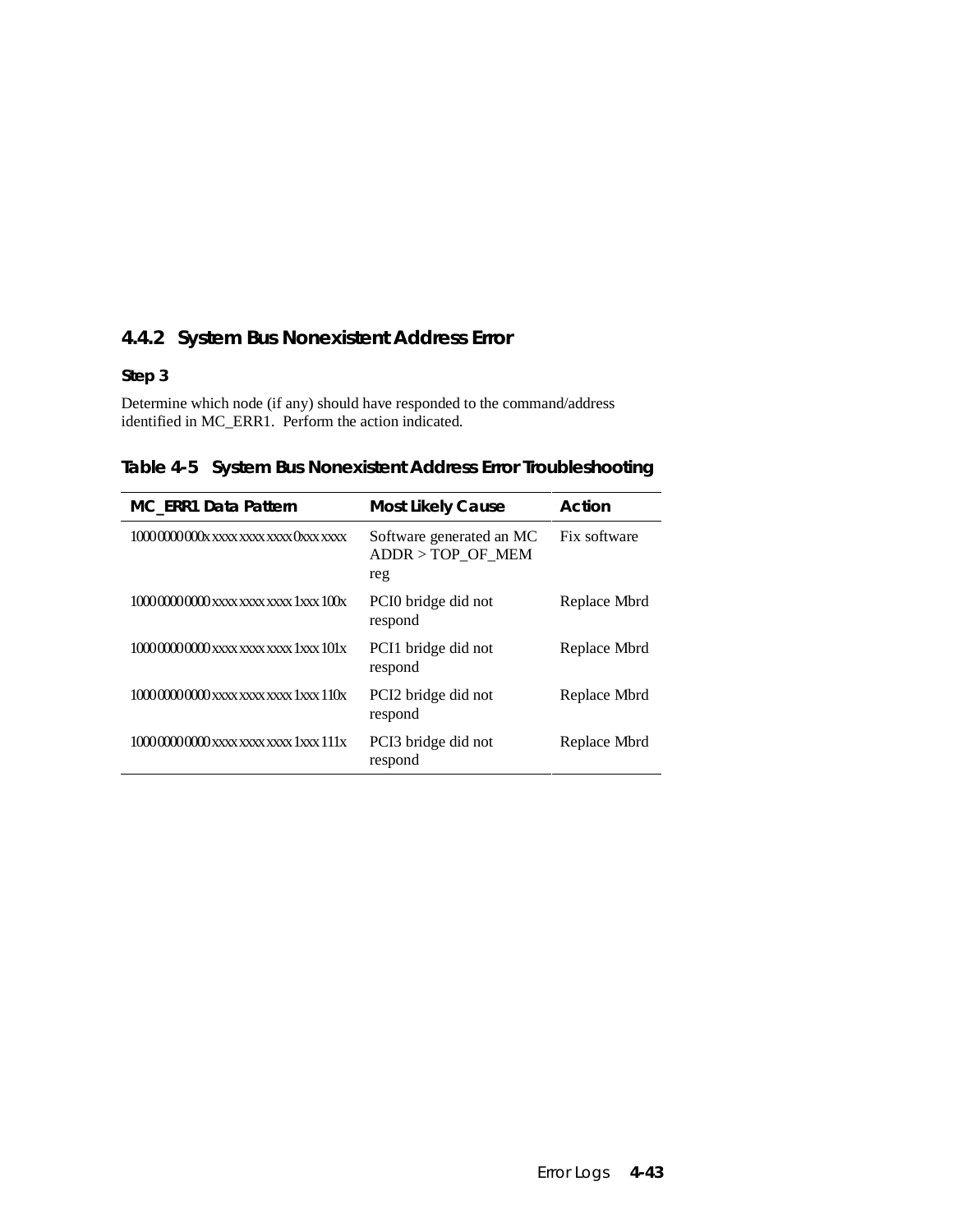### 4.4.2 System Bus Nonexistent Address Error

**Step 3**

Determine which node (if any) should have responded to the command/address identified in MC_ERR1. Perform the action indicated.

**Table 4-5 System Bus Nonexistent Address Error Troubleshooting**

| MC_ERR1 Data Pattern | Most Likely Cause | Action |
|---|---|---|
| 1000 0000 000x xxxx xxxx xxxx 0xxx xxxx | Software generated an MC ADDR > TOP_OF_MEM reg | Fix software |
| 1000 0000 0000 xxxx xxxx xxxx 1xxx 100x | PCI0 bridge did not respond | Replace Mbrd |
| 1000 0000 0000 xxxx xxxx xxxx 1xxx 101x | PCI1 bridge did not respond | Replace Mbrd |
| 1000 0000 0000 xxxx xxxx xxxx 1xxx 110x | PCI2 bridge did not respond | Replace Mbrd |
| 1000 0000 0000 xxxx xxxx xxxx 1xxx 111x | PCI3 bridge did not respond | Replace Mbrd |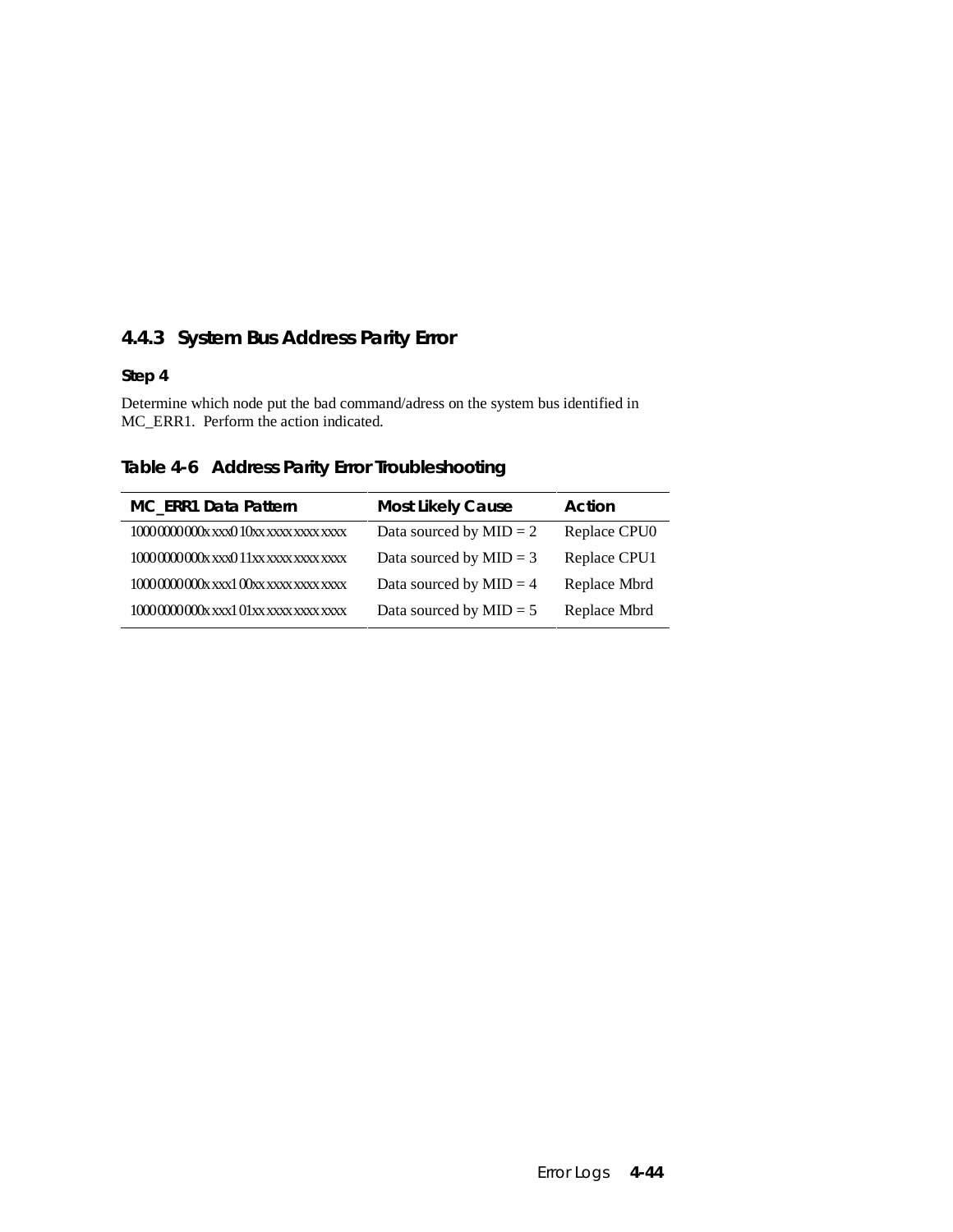### 4.4.3 System Bus Address Parity Error

**Step 4**

Determine which node put the bad command/adress on the system bus identified in MC_ERR1. Perform the action indicated.

**Table 4-6 Address Parity Error Troubleshooting**

| MC_ERR1 Data Pattern | Most Likely Cause | Action |
|---|---|---|
| 1000 0000 000x xxx0 10xx xxxx xxxx xxxx | Data sourced by MID = 2 | Replace CPU0 |
| 1000 0000 000x xxx0 11xx xxxx xxxx xxxx | Data sourced by MID = 3 | Replace CPU1 |
| 1000 0000 000x xxx1 00xx xxxx xxxx xxxx | Data sourced by MID = 4 | Replace Mbrd |
| 1000 0000 000x xxx1 01xx xxxx xxxx xxxx | Data sourced by MID = 5 | Replace Mbrd |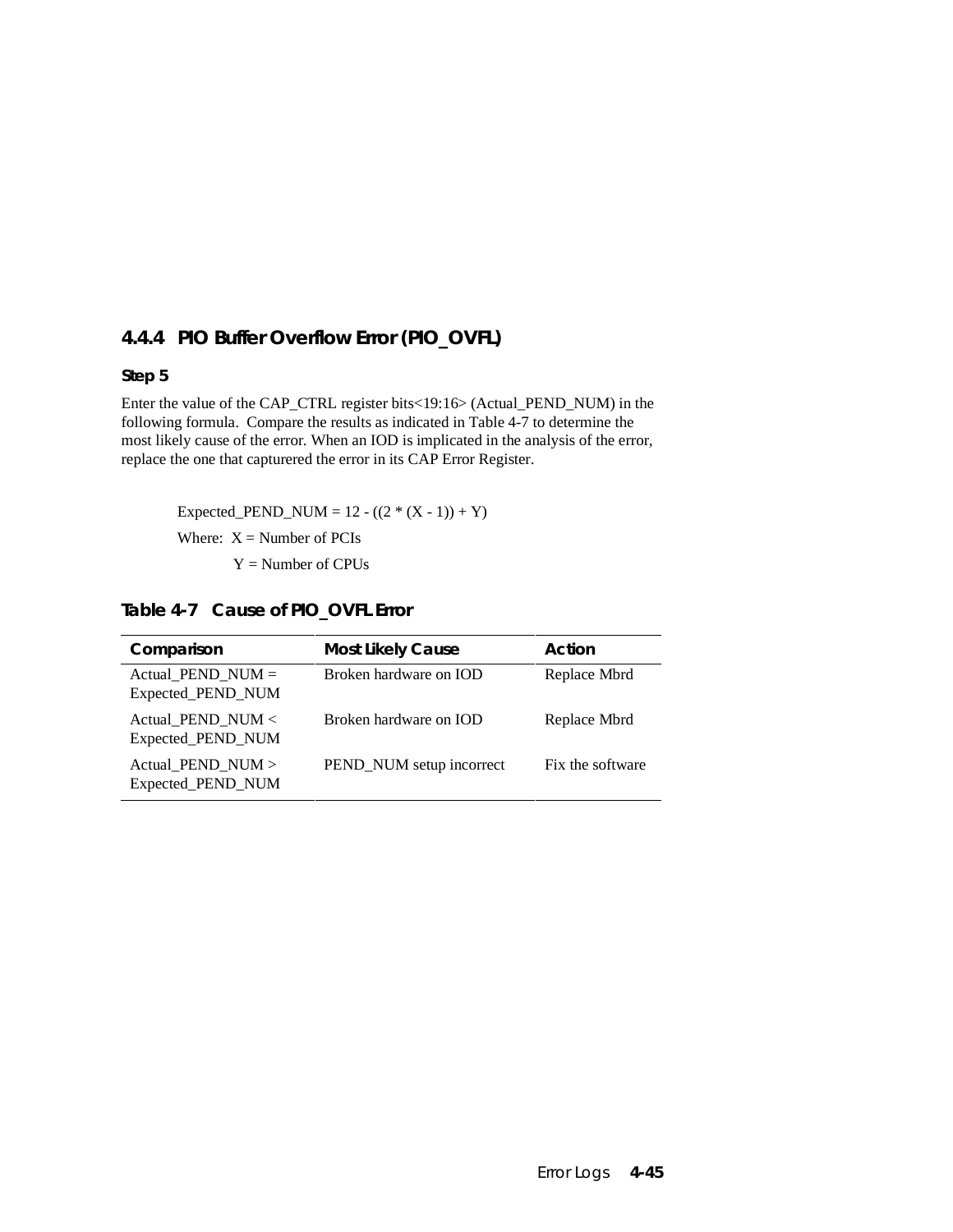### 4.4.4 PIO Buffer Overflow Error (PIO_OVFL)

**Step 5**

Enter the value of the CAP_CTRL register bits<19:16> (Actual_PEND_NUM) in the following formula. Compare the results as indicated in Table 4-7 to determine the most likely cause of the error. When an IOD is implicated in the analysis of the error, replace the one that capturered the error in its CAP Error Register.

Expected_PEND_NUM = 12 - ((2 * (X - 1)) + Y)

Where: X = Number of PCIs

Y = Number of CPUs

**Table 4-7 Cause of PIO_OVFL Error**

| Comparison | Most Likely Cause | Action |
|---|---|---|
| Actual_PEND_NUM = Expected_PEND_NUM | Broken hardware on IOD | Replace Mbrd |
| Actual_PEND_NUM < Expected_PEND_NUM | Broken hardware on IOD | Replace Mbrd |
| Actual_PEND_NUM > Expected_PEND_NUM | PEND_NUM setup incorrect | Fix the software |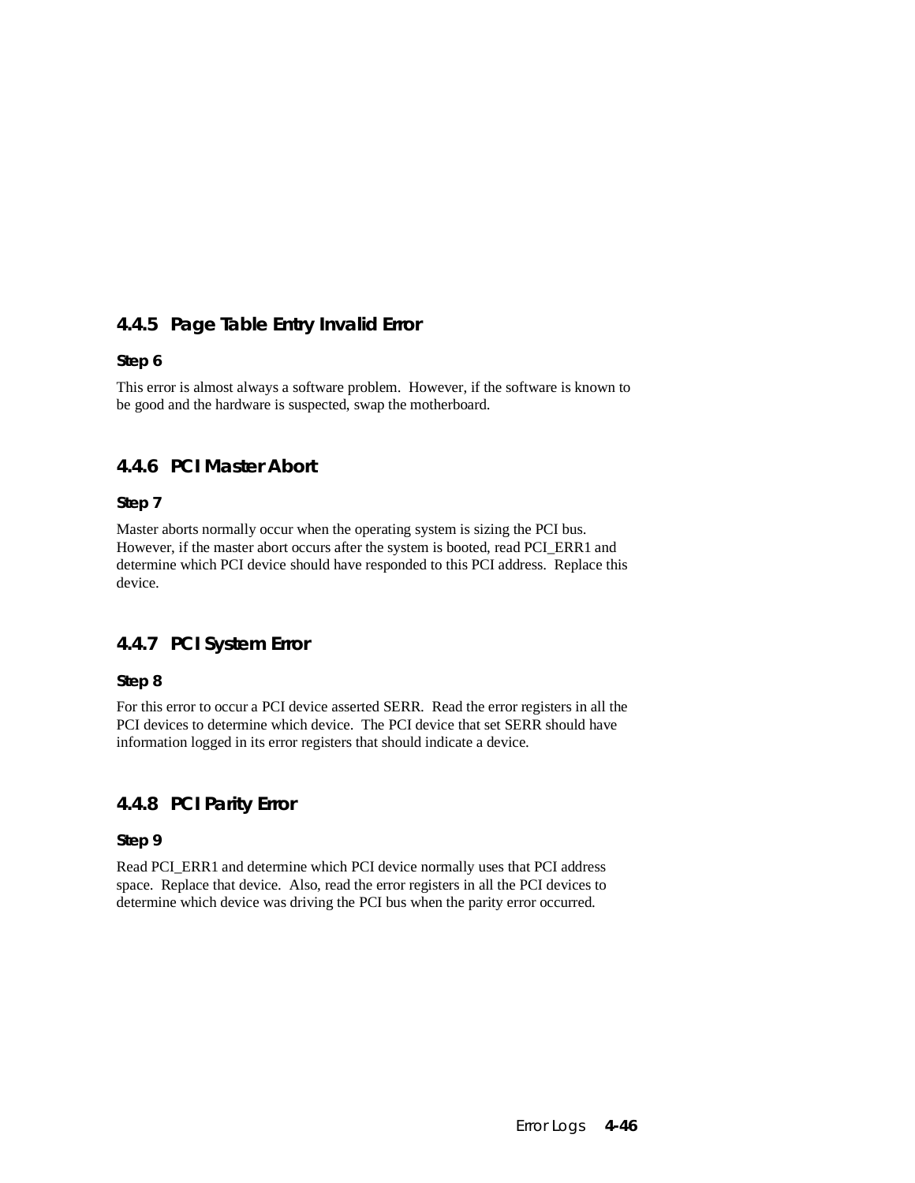### 4.4.5 Page Table Entry Invalid Error

**Step 6**

This error is almost always a software problem. However, if the software is known to be good and the hardware is suspected, swap the motherboard.

### 4.4.6 PCI Master Abort

**Step 7**

Master aborts normally occur when the operating system is sizing the PCI bus. However, if the master abort occurs after the system is booted, read PCI_ERR1 and determine which PCI device should have responded to this PCI address. Replace this device.

### 4.4.7 PCI System Error

**Step 8**

For this error to occur a PCI device asserted SERR. Read the error registers in all the PCI devices to determine which device. The PCI device that set SERR should have information logged in its error registers that should indicate a device.

### 4.4.8 PCI Parity Error

**Step 9**

Read PCI_ERR1 and determine which PCI device normally uses that PCI address space. Replace that device. Also, read the error registers in all the PCI devices to determine which device was driving the PCI bus when the parity error occurred.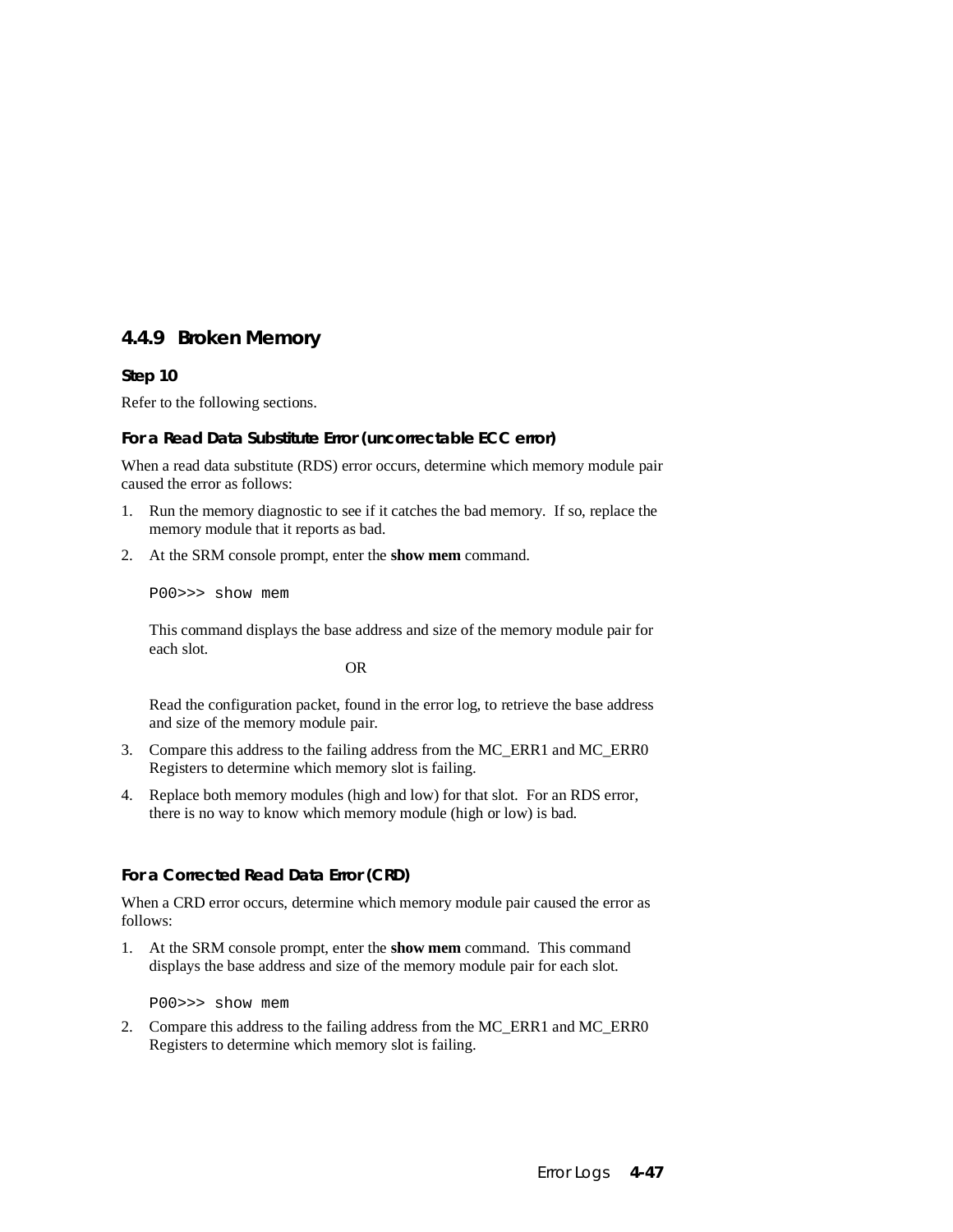### 4.4.9 Broken Memory

**Step 10**

Refer to the following sections.

#### For a Read Data Substitute Error (uncorrectable ECC error)

When a read data substitute (RDS) error occurs, determine which memory module pair caused the error as follows:

1. Run the memory diagnostic to see if it catches the bad memory. If so, replace the memory module that it reports as bad.
2. At the SRM console prompt, enter the **show mem** command.

   ```
   P00>>> show mem
   ```

   This command displays the base address and size of the memory module pair for each slot.

   OR

   Read the configuration packet, found in the error log, to retrieve the base address and size of the memory module pair.
3. Compare this address to the failing address from the MC_ERR1 and MC_ERR0 Registers to determine which memory slot is failing.
4. Replace both memory modules (high and low) for that slot. For an RDS error, there is no way to know which memory module (high or low) is bad.

#### For a Corrected Read Data Error (CRD)

When a CRD error occurs, determine which memory module pair caused the error as follows:

1. At the SRM console prompt, enter the **show mem** command. This command displays the base address and size of the memory module pair for each slot.

   ```
   P00>>> show mem
   ```

2. Compare this address to the failing address from the MC_ERR1 and MC_ERR0 Registers to determine which memory slot is failing.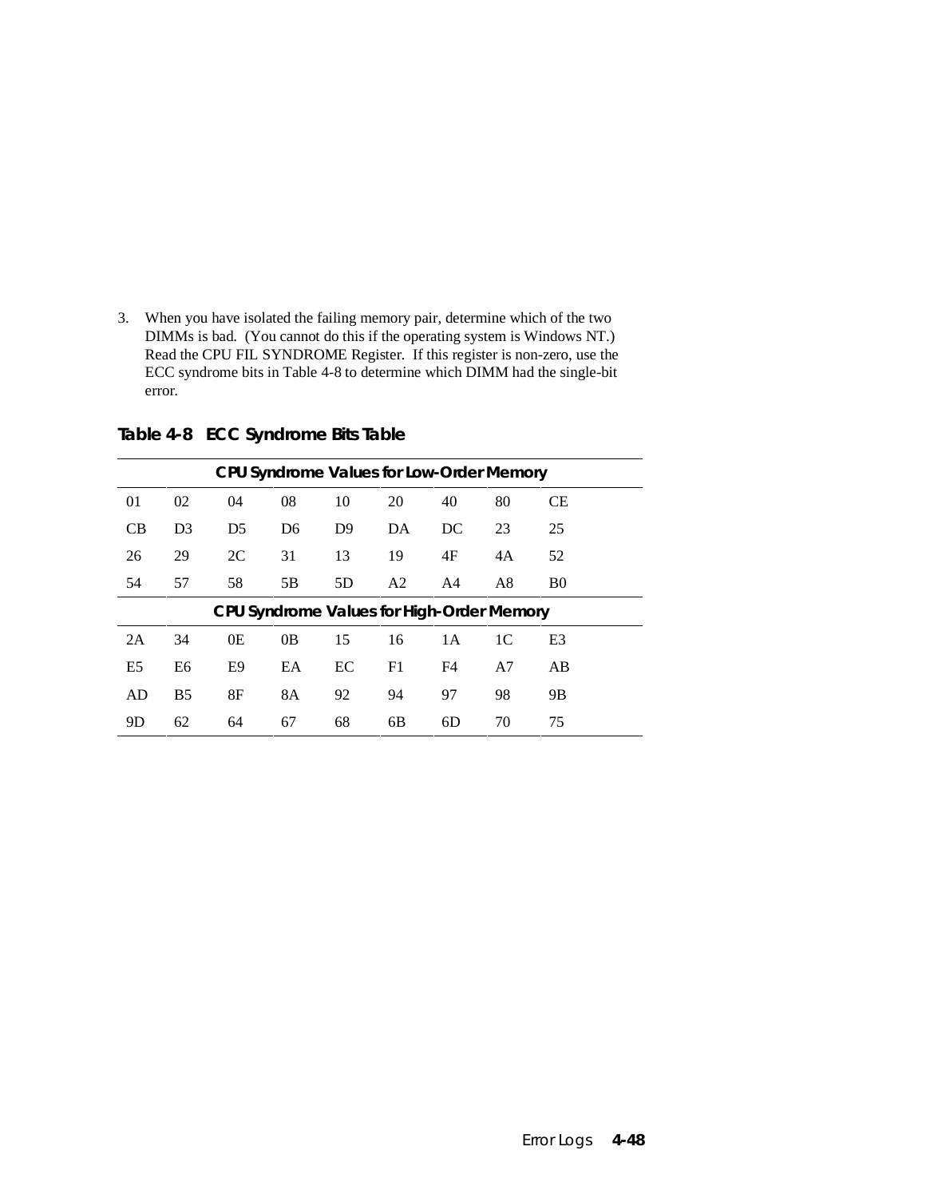3. When you have isolated the failing memory pair, determine which of the two DIMMs is bad. (You cannot do this if the operating system is Windows NT.) Read the CPU FIL SYNDROME Register. If this register is non-zero, use the ECC syndrome bits in Table 4-8 to determine which DIMM had the single-bit error.

**Table 4-8 ECC Syndrome Bits Table**

| CPU Syndrome Values for Low-Order Memory | | | | | | | | |
|---|---|---|---|---|---|---|---|---|
| 01 | 02 | 04 | 08 | 10 | 20 | 40 | 80 | CE |
| CB | D3 | D5 | D6 | D9 | DA | DC | 23 | 25 |
| 26 | 29 | 2C | 31 | 13 | 19 | 4F | 4A | 52 |
| 54 | 57 | 58 | 5B | 5D | A2 | A4 | A8 | B0 |
| **CPU Syndrome Values for High-Order Memory** | | | | | | | | |
| 2A | 34 | 0E | 0B | 15 | 16 | 1A | 1C | E3 |
| E5 | E6 | E9 | EA | EC | F1 | F4 | A7 | AB |
| AD | B5 | 8F | 8A | 92 | 94 | 97 | 98 | 9B |
| 9D | 62 | 64 | 67 | 68 | 6B | 6D | 70 | 75 |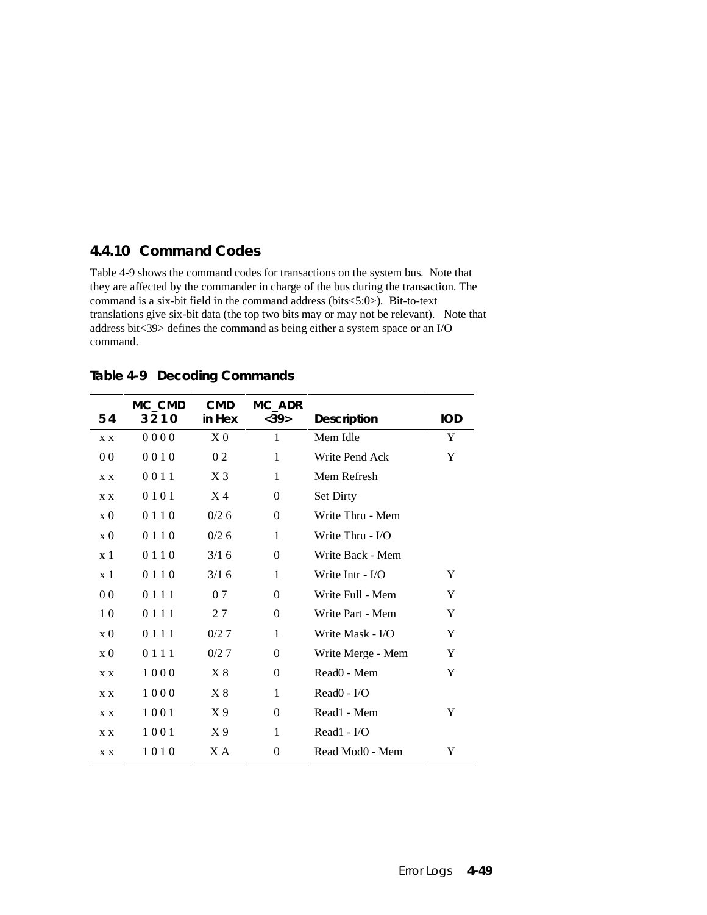### 4.4.10 Command Codes

Table 4-9 shows the command codes for transactions on the system bus. Note that they are affected by the commander in charge of the bus during the transaction. The command is a six-bit field in the command address (bits<5:0>). Bit-to-text translations give six-bit data (the top two bits may or may not be relevant). Note that address bit<39> defines the command as being either a system space or an I/O command.

**Table 4-9 Decoding Commands**

| 5 4 | MC_CMD 3 2 1 0 | CMD in Hex | MC_ADR <39> | Description | IOD |
|---|---|---|---|---|---|
| x x | 0 0 0 0 | X 0 | 1 | Mem Idle | Y |
| 0 0 | 0 0 1 0 | 0 2 | 1 | Write Pend Ack | Y |
| x x | 0 0 1 1 | X 3 | 1 | Mem Refresh | |
| x x | 0 1 0 1 | X 4 | 0 | Set Dirty | |
| x 0 | 0 1 1 0 | 0/2 6 | 0 | Write Thru - Mem | |
| x 0 | 0 1 1 0 | 0/2 6 | 1 | Write Thru - I/O | |
| x 1 | 0 1 1 0 | 3/1 6 | 0 | Write Back - Mem | |
| x 1 | 0 1 1 0 | 3/1 6 | 1 | Write Intr - I/O | Y |
| 0 0 | 0 1 1 1 | 0 7 | 0 | Write Full - Mem | Y |
| 1 0 | 0 1 1 1 | 2 7 | 0 | Write Part - Mem | Y |
| x 0 | 0 1 1 1 | 0/2 7 | 1 | Write Mask - I/O | Y |
| x 0 | 0 1 1 1 | 0/2 7 | 0 | Write Merge - Mem | Y |
| x x | 1 0 0 0 | X 8 | 0 | Read0 - Mem | Y |
| x x | 1 0 0 0 | X 8 | 1 | Read0 - I/O | |
| x x | 1 0 0 1 | X 9 | 0 | Read1 - Mem | Y |
| x x | 1 0 0 1 | X 9 | 1 | Read1 - I/O | |
| x x | 1 0 1 0 | X A | 0 | Read Mod0 - Mem | Y |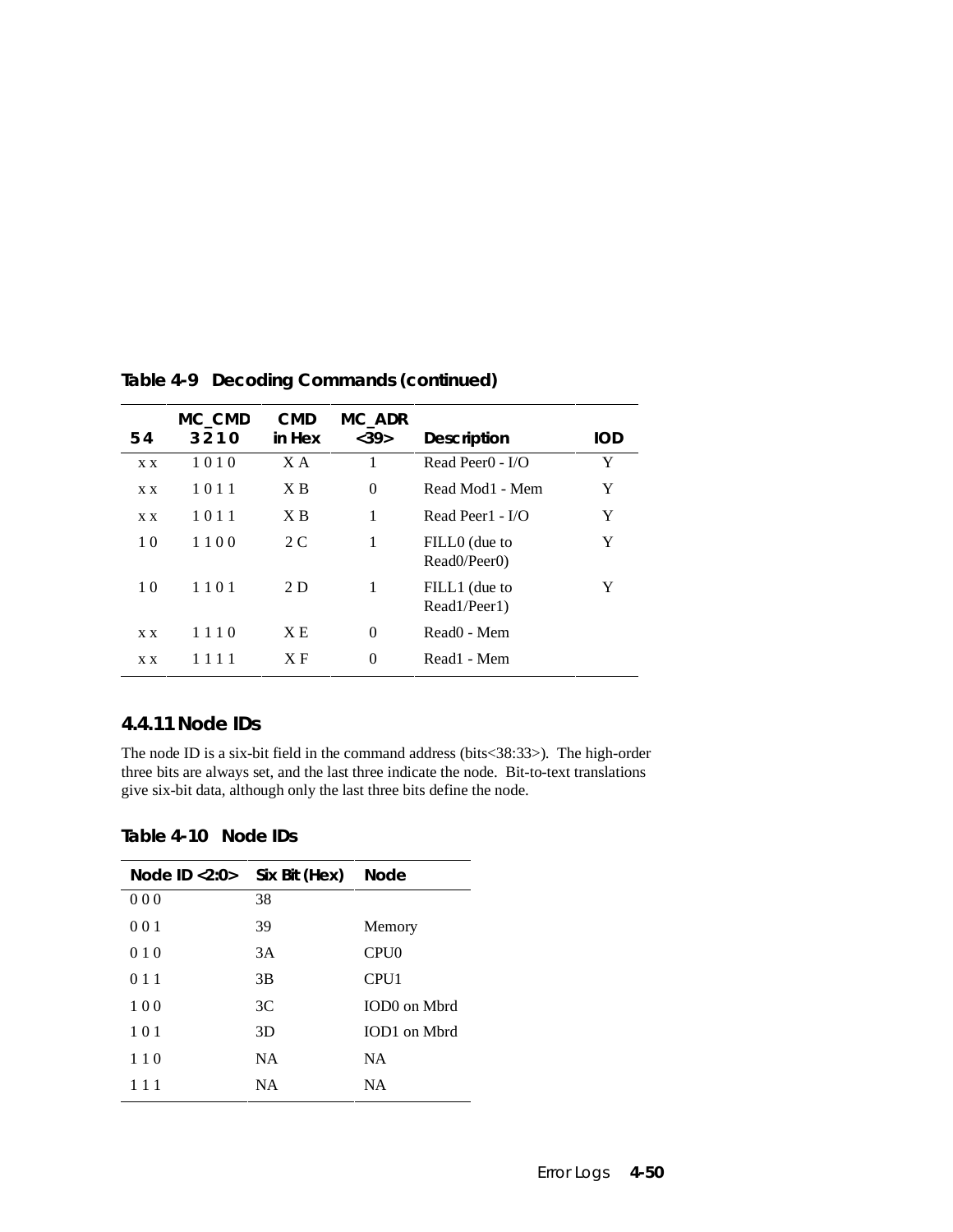**Table 4-9 Decoding Commands (continued)**

| 5 4 | MC_CMD 3 2 1 0 | CMD in Hex | MC_ADR <39> | Description | IOD |
|---|---|---|---|---|---|
| x x | 1 0 1 0 | X A | 1 | Read Peer0 - I/O | Y |
| x x | 1 0 1 1 | X B | 0 | Read Mod1 - Mem | Y |
| x x | 1 0 1 1 | X B | 1 | Read Peer1 - I/O | Y |
| 1 0 | 1 1 0 0 | 2 C | 1 | FILL0 (due to Read0/Peer0) | Y |
| 1 0 | 1 1 0 1 | 2 D | 1 | FILL1 (due to Read1/Peer1) | Y |
| x x | 1 1 1 0 | X E | 0 | Read0 - Mem | |
| x x | 1 1 1 1 | X F | 0 | Read1 - Mem | |

### 4.4.11 Node IDs

The node ID is a six-bit field in the command address (bits<38:33>). The high-order three bits are always set, and the last three indicate the node. Bit-to-text translations give six-bit data, although only the last three bits define the node.

**Table 4-10 Node IDs**

| Node ID <2:0> | Six Bit (Hex) | Node |
|---|---|---|
| 0 0 0 | 38 | |
| 0 0 1 | 39 | Memory |
| 0 1 0 | 3A | CPU0 |
| 0 1 1 | 3B | CPU1 |
| 1 0 0 | 3C | IOD0 on Mbrd |
| 1 0 1 | 3D | IOD1 on Mbrd |
| 1 1 0 | NA | NA |
| 1 1 1 | NA | NA |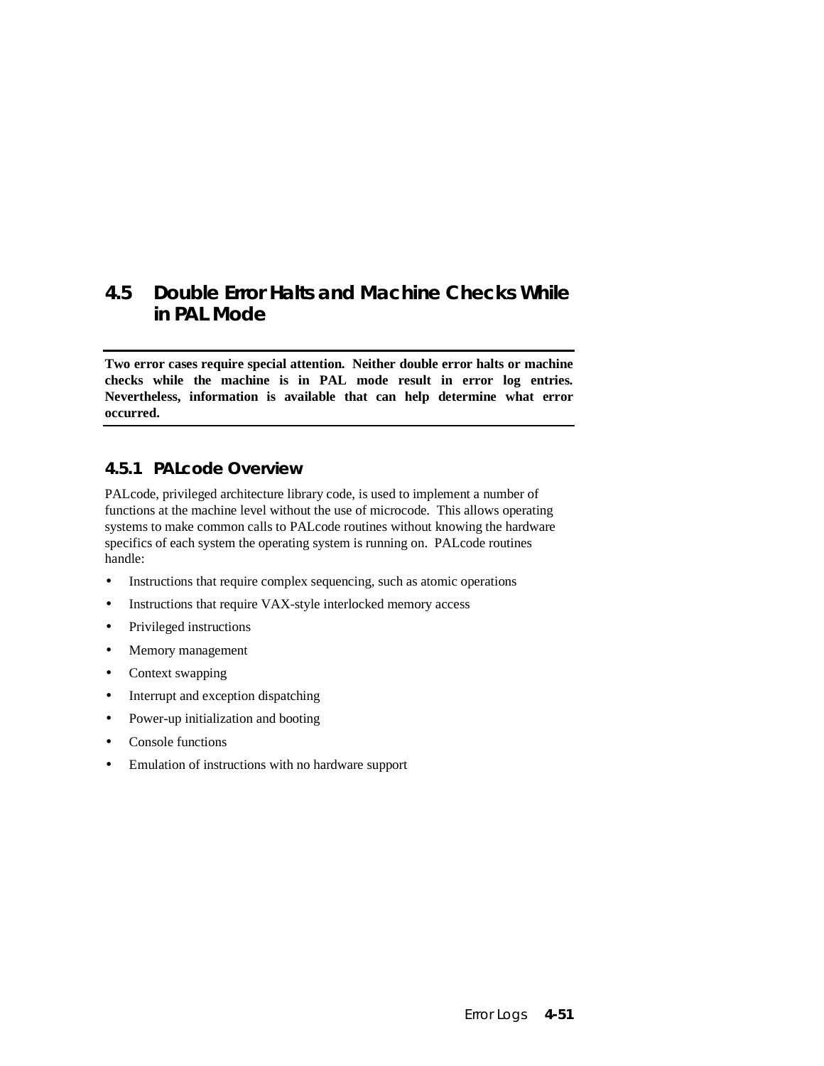## 4.5 Double Error Halts and Machine Checks While in PAL Mode

**Two error cases require special attention. Neither double error halts or machine checks while the machine is in PAL mode result in error log entries. Nevertheless, information is available that can help determine what error occurred.**

### 4.5.1 PALcode Overview

PALcode, privileged architecture library code, is used to implement a number of functions at the machine level without the use of microcode. This allows operating systems to make common calls to PALcode routines without knowing the hardware specifics of each system the operating system is running on. PALcode routines handle:

- Instructions that require complex sequencing, such as atomic operations
- Instructions that require VAX-style interlocked memory access
- Privileged instructions
- Memory management
- Context swapping
- Interrupt and exception dispatching
- Power-up initialization and booting
- Console functions
- Emulation of instructions with no hardware support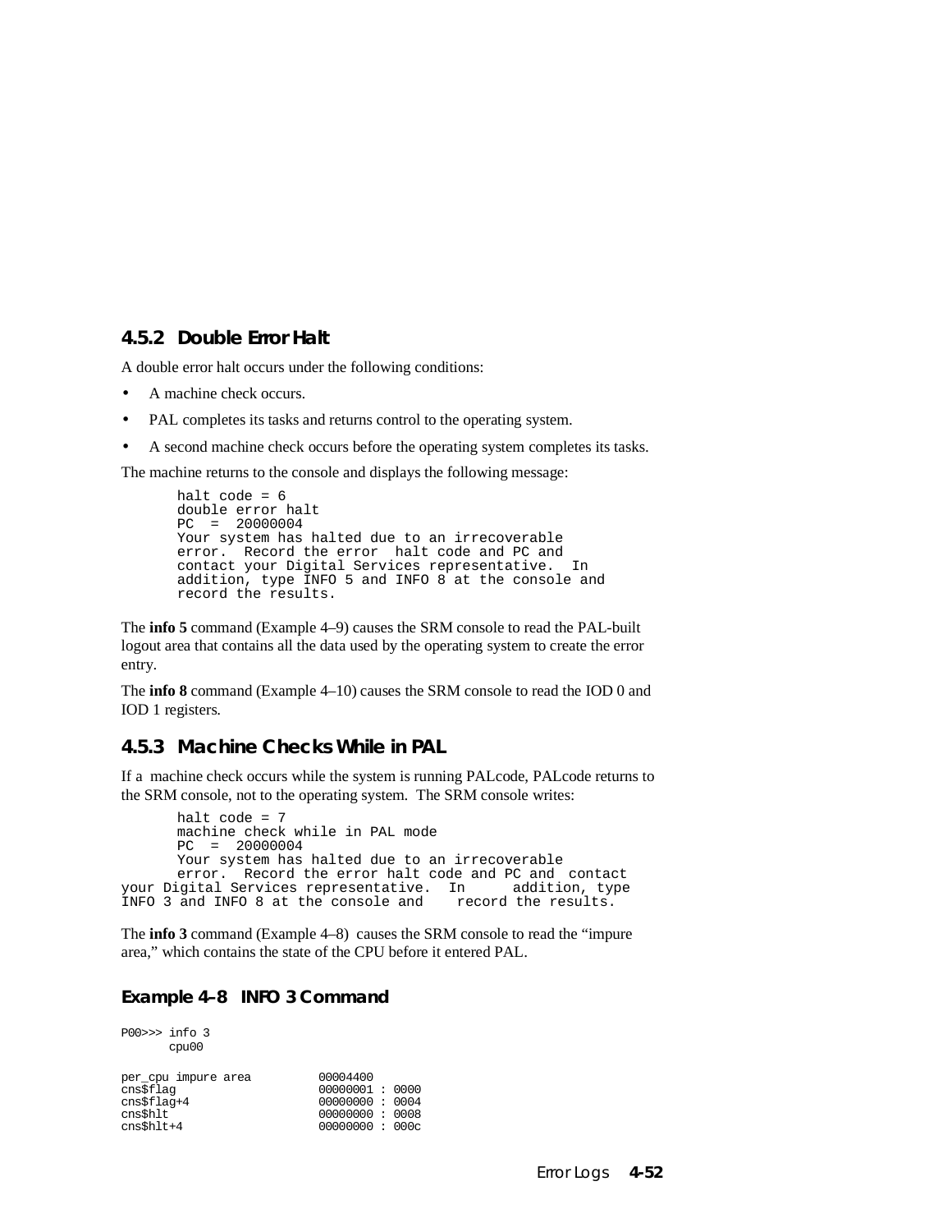### 4.5.2 Double Error Halt

A double error halt occurs under the following conditions:

- A machine check occurs.
- PAL completes its tasks and returns control to the operating system.
- A second machine check occurs before the operating system completes its tasks.

The machine returns to the console and displays the following message:

```
halt code = 6
double error halt
PC  =  20000004
Your system has halted due to an irrecoverable
error.  Record the error  halt code and PC and
contact your Digital Services representative.  In
addition, type INFO 5 and INFO 8 at the console and
record the results.
```

The **info 5** command (Example 4–9) causes the SRM console to read the PAL-built logout area that contains all the data used by the operating system to create the error entry.

The **info 8** command (Example 4–10) causes the SRM console to read the IOD 0 and IOD 1 registers.

### 4.5.3 Machine Checks While in PAL

If a machine check occurs while the system is running PALcode, PALcode returns to the SRM console, not to the operating system. The SRM console writes:

```
       halt code = 7
       machine check while in PAL mode
       PC  =  20000004
       Your system has halted due to an irrecoverable
       error.  Record the error halt code and PC and  contact
your Digital Services representative.  In      addition, type
INFO 3 and INFO 8 at the console and    record the results.
```

The **info 3** command (Example 4–8) causes the SRM console to read the “impure area,” which contains the state of the CPU before it entered PAL.

#### Example 4–8 INFO 3 Command

```
P00>>> info 3
      cpu00

per_cpu impure area          00004400
cns$flag                     00000001 : 0000
cns$flag+4                   00000000 : 0004
cns$hlt                      00000000 : 0008
cns$hlt+4                    00000000 : 000c
```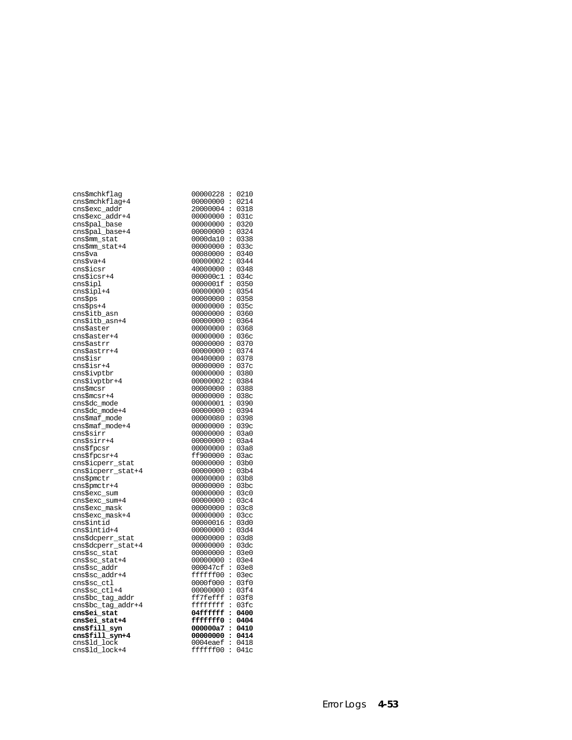```
cns$mchkflag                  00000228 : 0210
cns$mchkflag+4                00000000 : 0214
cns$exc_addr                  20000004 : 0318
cns$exc_addr+4                00000000 : 031c
cns$pal_base                  00000000 : 0320
cns$pal_base+4                00000000 : 0324
cns$mm_stat                   0000da10 : 0338
cns$mm_stat+4                 00000000 : 033c
cns$va                        00080000 : 0340
cns$va+4                      00000002 : 0344
cns$icsr                      40000000 : 0348
cns$icsr+4                    000000c1 : 034c
cns$ipl                       0000001f : 0350
cns$ipl+4                     00000000 : 0354
cns$ps                        00000000 : 0358
cns$ps+4                      00000000 : 035c
cns$itb_asn                   00000000 : 0360
cns$itb_asn+4                 00000000 : 0364
cns$aster                     00000000 : 0368
cns$aster+4                   00000000 : 036c
cns$astrr                     00000000 : 0370
cns$astrr+4                   00000000 : 0374
cns$isr                       00400000 : 0378
cns$isr+4                     00000000 : 037c
cns$ivptbr                    00000000 : 0380
cns$ivptbr+4                  00000002 : 0384
cns$mcsr                      00000000 : 0388
cns$mcsr+4                    00000000 : 038c
cns$dc_mode                   00000001 : 0390
cns$dc_mode+4                 00000000 : 0394
cns$maf_mode                  00000080 : 0398
cns$maf_mode+4                00000000 : 039c
cns$sirr                      00000000 : 03a0
cns$sirr+4                    00000000 : 03a4
cns$fpcsr                     00000000 : 03a8
cns$fpcsr+4                   ff900000 : 03ac
cns$icperr_stat               00000000 : 03b0
cns$icperr_stat+4             00000000 : 03b4
cns$pmctr                     00000000 : 03b8
cns$pmctr+4                   00000000 : 03bc
cns$exc_sum                   00000000 : 03c0
cns$exc_sum+4                 00000000 : 03c4
cns$exc_mask                  00000000 : 03c8
cns$exc_mask+4                00000000 : 03cc
cns$intid                     00000016 : 03d0
cns$intid+4                   00000000 : 03d4
cns$dcperr_stat               00000000 : 03d8
cns$dcperr_stat+4             00000000 : 03dc
cns$sc_stat                   00000000 : 03e0
cns$sc_stat+4                 00000000 : 03e4
cns$sc_addr                   000047cf : 03e8
cns$sc_addr+4                 ffffff00 : 03ec
cns$sc_ctl                    0000f000 : 03f0
cns$sc_ctl+4                  00000000 : 03f4
cns$bc_tag_addr               ff7fefff : 03f8
cns$bc_tag_addr+4             ffffffff : 03fc
cns$ei_stat                   04ffffff : 0400
cns$ei_stat+4                 fffffff0 : 0404
cns$fill_syn                  000000a7 : 0410
cns$fill_syn+4                00000000 : 0414
cns$ld_lock                   0004eaef : 0418
cns$ld_lock+4                 ffffff00 : 041c
```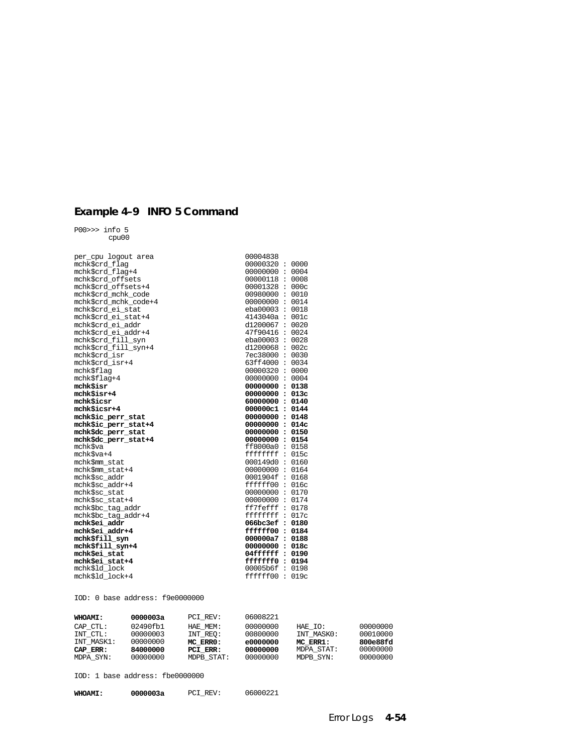### Example 4–9 INFO 5 Command

```
P00>>> info 5
        cpu00


per_cpu logout area                     00004838
mchk$crd_flag                           00000320 : 0000
mchk$crd_flag+4                         00000000 : 0004
mchk$crd_offsets                        00000118 : 0008
mchk$crd_offsets+4                      00001328 : 000c
mchk$crd_mchk_code                      00980000 : 0010
mchk$crd_mchk_code+4                    00000000 : 0014
mchk$crd_ei_stat                        eba00003 : 0018
mchk$crd_ei_stat+4                      4143040a : 001c
mchk$crd_ei_addr                        d1200067 : 0020
mchk$crd_ei_addr+4                      47f90416 : 0024
mchk$crd_fill_syn                       eba00003 : 0028
mchk$crd_fill_syn+4                     d1200068 : 002c
mchk$crd_isr                            7ec38000 : 0030
mchk$crd_isr+4                          63ff4000 : 0034
mchk$flag                               00000320 : 0000
mchk$flag+4                             00000000 : 0004
mchk$isr                                00000000 : 0138
mchk$isr+4                              00000000 : 013c
mchk$icsr                               60000000 : 0140
mchk$icsr+4                             000000c1 : 0144
mchk$ic_perr_stat                       00000000 : 0148
mchk$ic_perr_stat+4                     00000000 : 014c
mchk$dc_perr_stat                       00000000 : 0150
mchk$dc_perr_stat+4                     00000000 : 0154
mchk$va                                 ff8000a0 : 0158
mchk$va+4                               ffffffff : 015c
mchk$mm_stat                            000149d0 : 0160
mchk$mm_stat+4                          00000000 : 0164
mchk$sc_addr                            0001904f : 0168
mchk$sc_addr+4                          ffffff00 : 016c
mchk$sc_stat                            00000000 : 0170
mchk$sc_stat+4                          00000000 : 0174
mchk$bc_tag_addr                        ff7fefff : 0178
mchk$bc_tag_addr+4                      ffffffff : 017c
mchk$ei_addr                            066bc3ef : 0180
mchk$ei_addr+4                          ffffff00 : 0184
mchk$fill_syn                           000000a7 : 0188
mchk$fill_syn+4                         00000000 : 018c
mchk$ei_stat                            04ffffff : 0190
mchk$ei_stat+4                          fffffff0 : 0194
mchk$ld_lock                            00005b6f : 0198
mchk$ld_lock+4                          ffffff00 : 019c

IOD: 0 base address: f9e0000000

WHOAMI:      0000003a     PCI_REV:     06008221
CAP_CTL:     02490fb1     HAE_MEM:     00000000     HAE_IO:       00000000
INT_CTL:     00000003     INT_REQ:     00800000     INT_MASK0:    00010000
INT_MASK1:   00000000     MC_ERR0:     e0000000     MC_ERR1:      800e88fd
CAP_ERR:     84000000     PCI_ERR:     00000000     MDPA_STAT:    00000000
MDPA_SYN:    00000000     MDPB_STAT:   00000000     MDPB_SYN:     00000000

IOD: 1 base address: fbe0000000

WHOAMI:      0000003a     PCI_REV:     06000221
```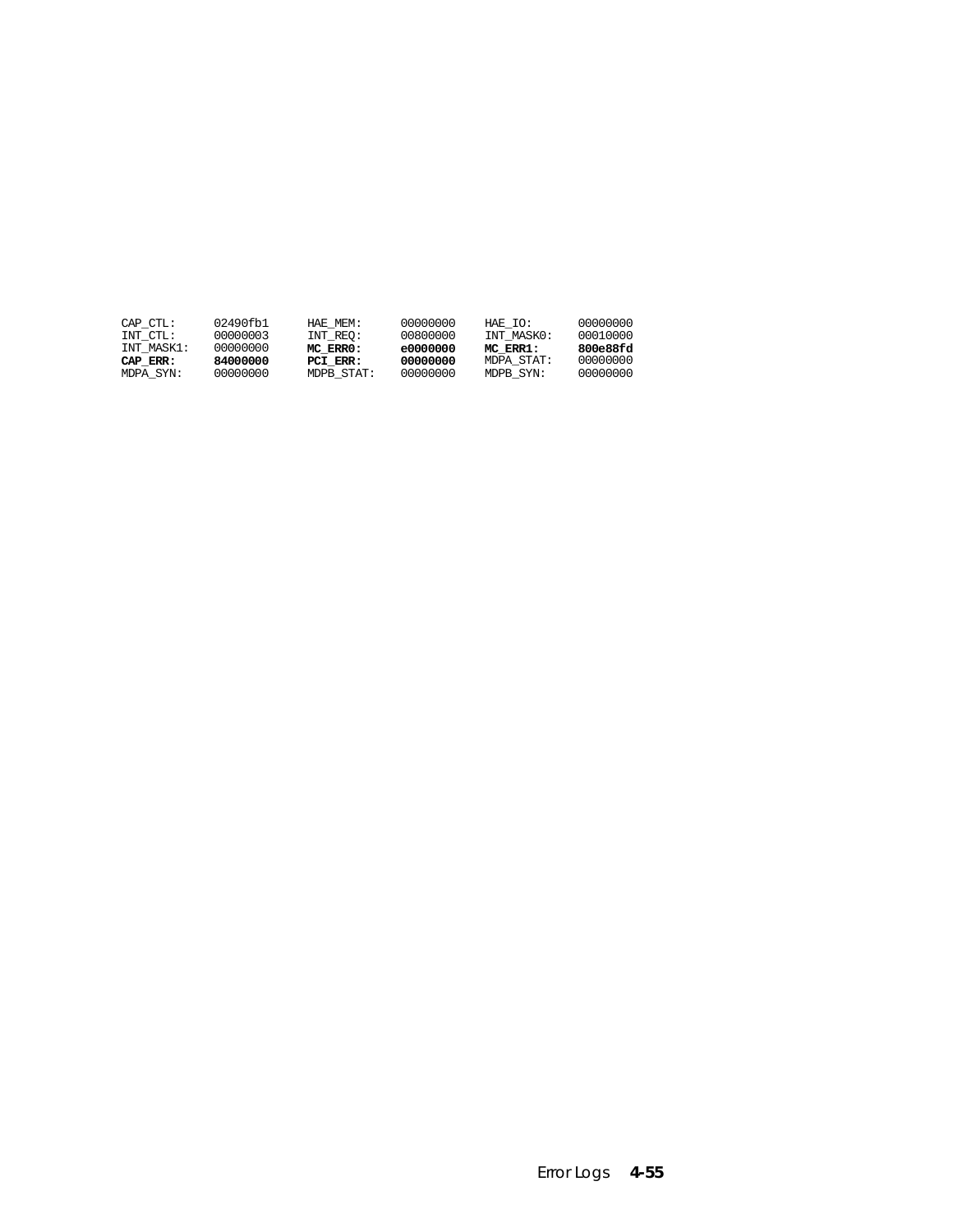```
CAP_CTL:      02490fb1     HAE_MEM:     00000000     HAE_IO:       00000000
INT_CTL:      00000003     INT_REQ:     00800000     INT_MASK0:    00010000
INT_MASK1:    00000000     MC_ERR0:     e0000000     MC_ERR1:      800e88fd
CAP_ERR:      84000000     PCI_ERR:     00000000     MDPA_STAT:    00000000
MDPA_SYN:     00000000     MDPB_STAT:   00000000     MDPB_SYN:     00000000
```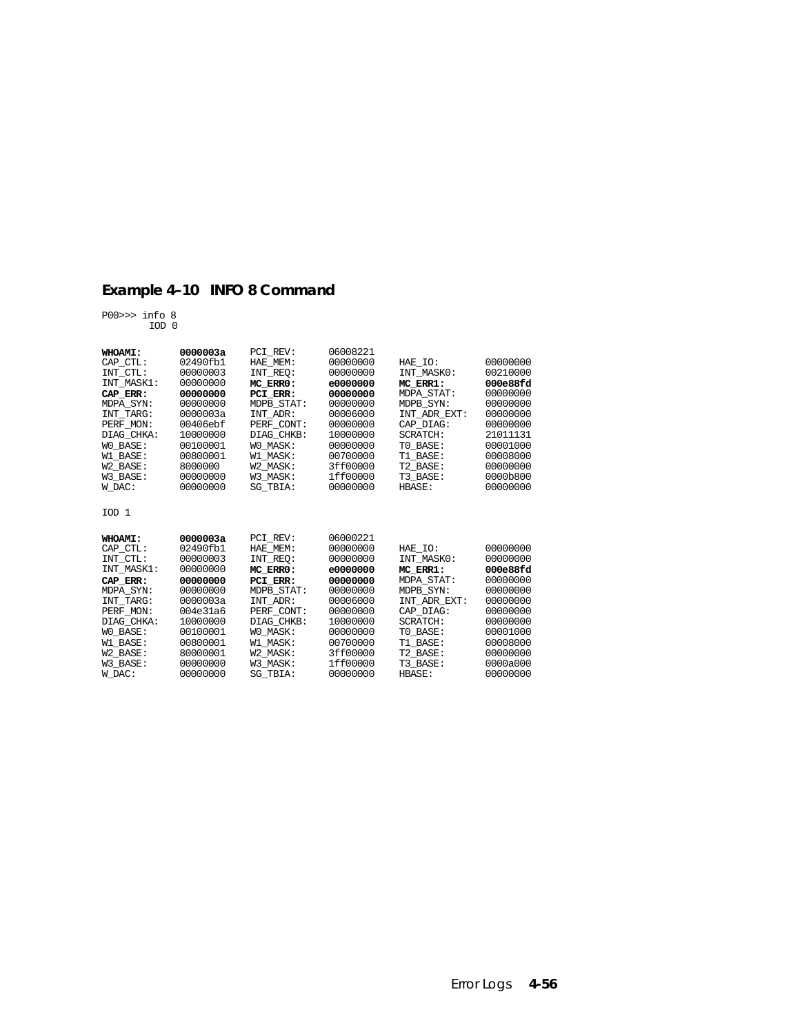**Example 4–10 INFO 8 Command**

```
P00>>> info 8
        IOD 0

WHOAMI:      0000003a    PCI_REV:     06008221
CAP_CTL:     02490fb1    HAE_MEM:     00000000    HAE_IO:       00000000
INT_CTL:     00000003    INT_REQ:     00000000    INT_MASK0:    00210000
INT_MASK1:   00000000    MC_ERR0:     e0000000    MC_ERR1:      000e88fd
CAP_ERR:     00000000    PCI_ERR:     00000000    MDPA_STAT:    00000000
MDPA_SYN:    00000000    MDPB_STAT:   00000000    MDPB_SYN:     00000000
INT_TARG:    0000003a    INT_ADR:     00006000    INT_ADR_EXT:  00000000
PERF_MON:    00406ebf    PERF_CONT:   00000000    CAP_DIAG:     00000000
DIAG_CHKA:   10000000    DIAG_CHKB:   10000000    SCRATCH:      21011131
W0_BASE:     00100001    W0_MASK:     00000000    T0_BASE:      00001000
W1_BASE:     00800001    W1_MASK:     00700000    T1_BASE:      00008000
W2_BASE:     8000000     W2_MASK:     3ff00000    T2_BASE:      00000000
W3_BASE:     00000000    W3_MASK:     1ff00000    T3_BASE:      0000b800
W_DAC:       00000000    SG_TBIA:     00000000    HBASE:        00000000

IOD 1

WHOAMI:      0000003a    PCI_REV:     06000221
CAP_CTL:     02490fb1    HAE_MEM:     00000000    HAE_IO:       00000000
INT_CTL:     00000003    INT_REQ:     00000000    INT_MASK0:    00000000
INT_MASK1:   00000000    MC_ERR0:     e0000000    MC_ERR1:      000e88fd
CAP_ERR:     00000000    PCI_ERR:     00000000    MDPA_STAT:    00000000
MDPA_SYN:    00000000    MDPB_STAT:   00000000    MDPB_SYN:     00000000
INT_TARG:    0000003a    INT_ADR:     00006000    INT_ADR_EXT:  00000000
PERF_MON:    004e31a6    PERF_CONT:   00000000    CAP_DIAG:     00000000
DIAG_CHKA:   10000000    DIAG_CHKB:   10000000    SCRATCH:      00000000
W0_BASE:     00100001    W0_MASK:     00000000    T0_BASE:      00001000
W1_BASE:     00800001    W1_MASK:     00700000    T1_BASE:      00008000
W2_BASE:     80000001    W2_MASK:     3ff00000    T2_BASE:      00000000
W3_BASE:     00000000    W3_MASK:     1ff00000    T3_BASE:      0000a000
W_DAC:       00000000    SG_TBIA:     00000000    HBASE:        00000000
```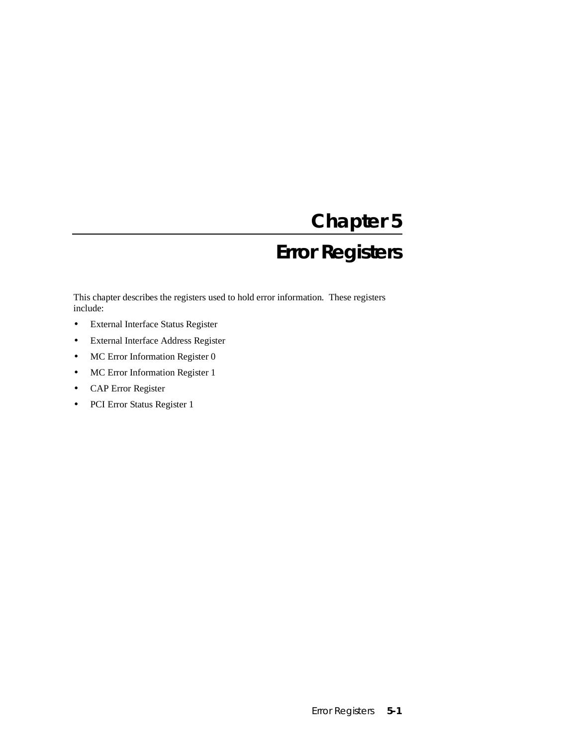# Chapter 5

# Error Registers

This chapter describes the registers used to hold error information. These registers include:

- External Interface Status Register
- External Interface Address Register
- MC Error Information Register 0
- MC Error Information Register 1
- CAP Error Register
- PCI Error Status Register 1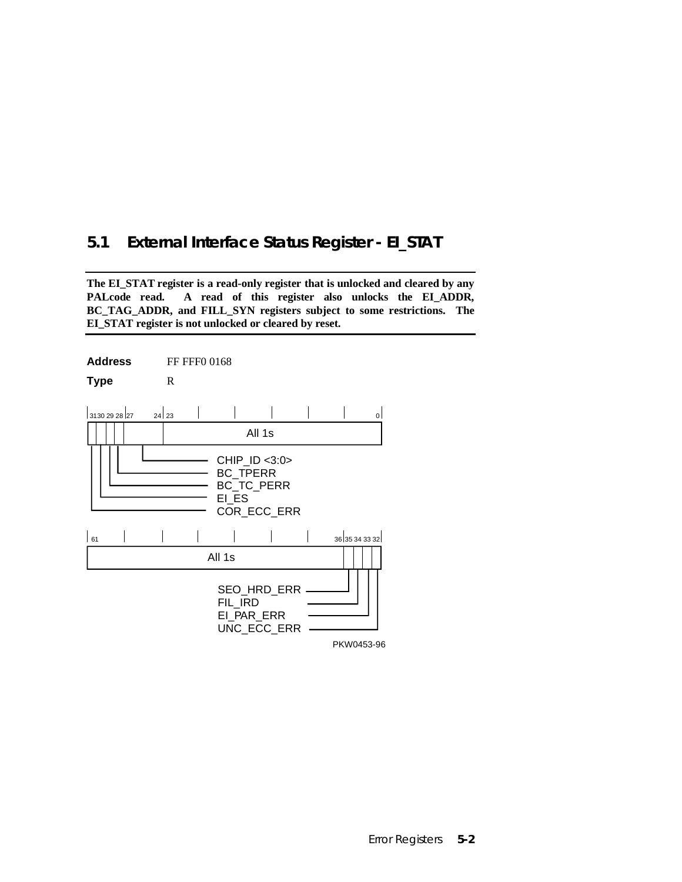## 5.1 External Interface Status Register - EI_STAT

**The EI_STAT register is a read-only register that is unlocked and cleared by any PALcode read. A read of this register also unlocks the EI_ADDR, BC_TAG_ADDR, and FILL_SYN registers subject to some restrictions. The EI_STAT register is not unlocked or cleared by reset.**

**Address** FF FFF0 0168

**Type** R

| 31 | 30 | 29 | 28 | 27–24 | 23–0 |
|---|---|---|---|---|---|
| COR_ECC_ERR | EI_ES | BC_TC_PERR | BC_TPERR | CHIP_ID <3:0> | All 1s |

| 61–36 | 35 | 34 | 33 | 32 |
|---|---|---|---|---|
| All 1s | SEO_HRD_ERR | FIL_IRD | EI_PAR_ERR | UNC_ECC_ERR |

PKW0453-96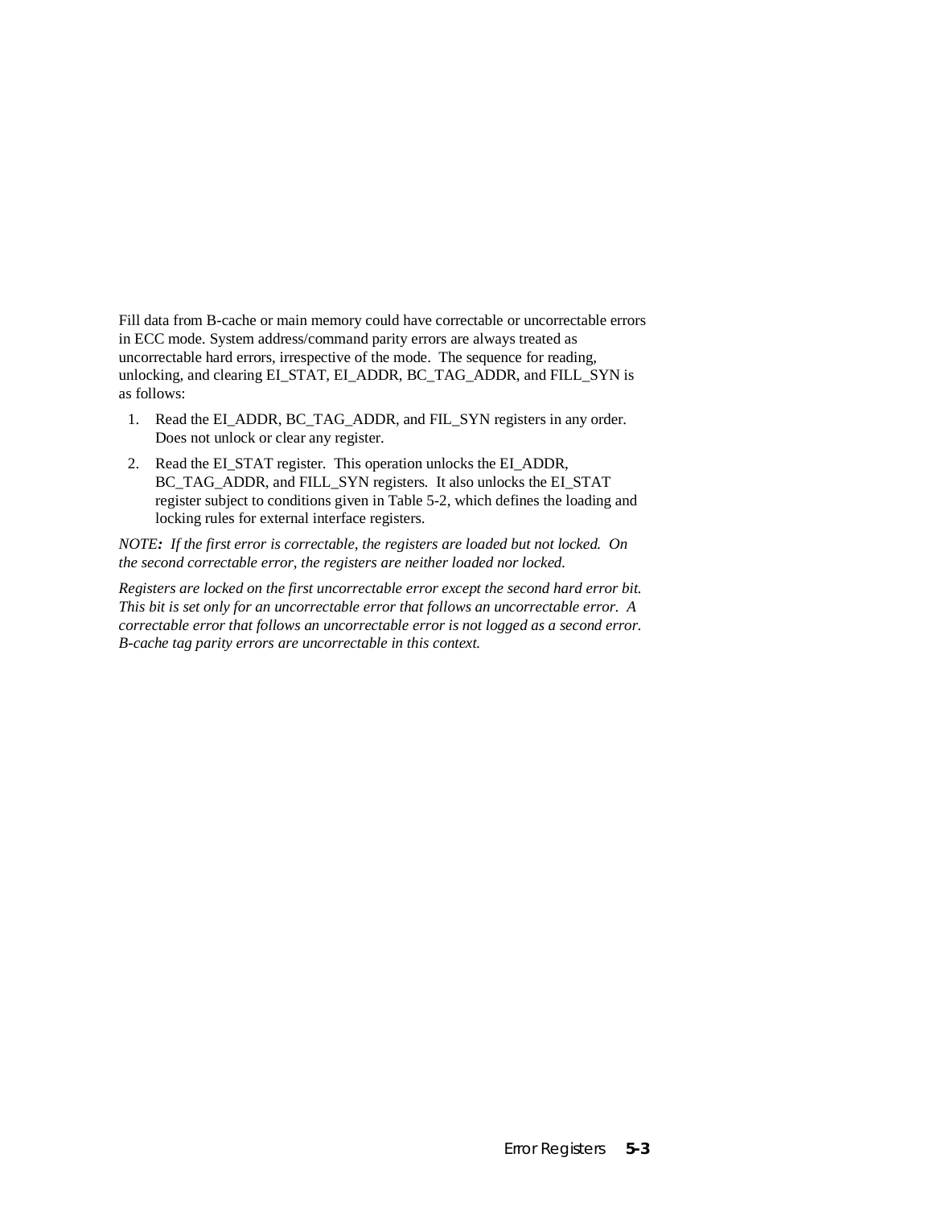Fill data from B-cache or main memory could have correctable or uncorrectable errors in ECC mode. System address/command parity errors are always treated as uncorrectable hard errors, irrespective of the mode. The sequence for reading, unlocking, and clearing EI_STAT, EI_ADDR, BC_TAG_ADDR, and FILL_SYN is as follows:

1. Read the EI_ADDR, BC_TAG_ADDR, and FIL_SYN registers in any order. Does not unlock or clear any register.
2. Read the EI_STAT register. This operation unlocks the EI_ADDR, BC_TAG_ADDR, and FILL_SYN registers. It also unlocks the EI_STAT register subject to conditions given in Table 5-2, which defines the loading and locking rules for external interface registers.

*NOTE**:** If the first error is correctable, the registers are loaded but not locked. On the second correctable error, the registers are neither loaded nor locked.*

*Registers are locked on the first uncorrectable error except the second hard error bit. This bit is set only for an uncorrectable error that follows an uncorrectable error. A correctable error that follows an uncorrectable error is not logged as a second error. B-cache tag parity errors are uncorrectable in this context.*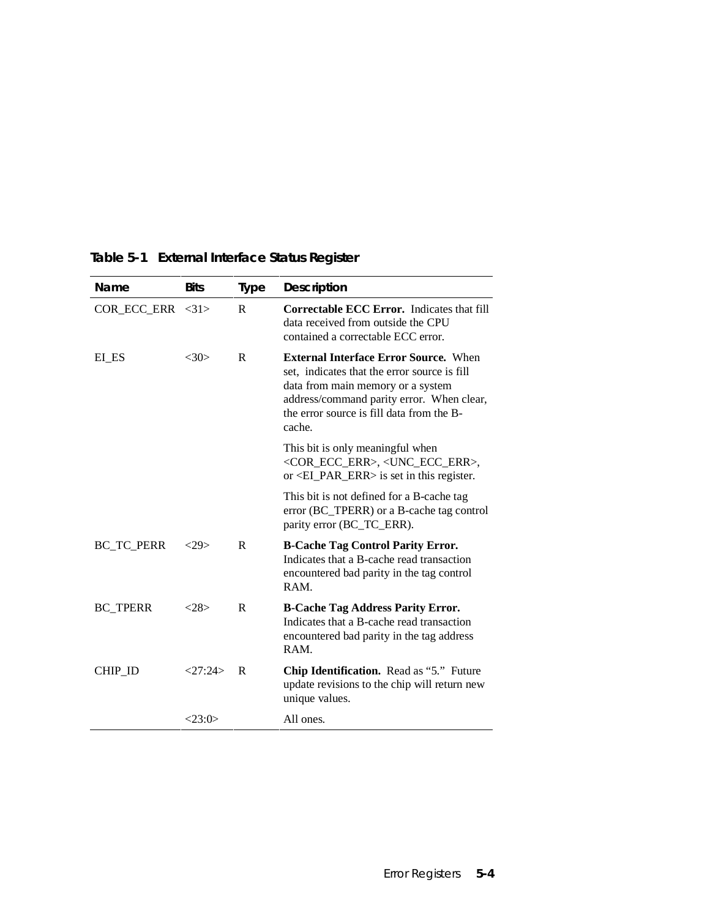**Table 5-1 External Interface Status Register**

| Name | Bits | Type | Description |
|---|---|---|---|
| COR_ECC_ERR | <31> | R | **Correctable ECC Error.** Indicates that fill data received from outside the CPU contained a correctable ECC error. |
| EI_ES | <30> | R | **External Interface Error Source.** When set, indicates that the error source is fill data from main memory or a system address/command parity error. When clear, the error source is fill data from the B-cache.<br><br>This bit is only meaningful when <COR_ECC_ERR>, <UNC_ECC_ERR>, or <EI_PAR_ERR> is set in this register.<br><br>This bit is not defined for a B-cache tag error (BC_TPERR) or a B-cache tag control parity error (BC_TC_ERR). |
| BC_TC_PERR | <29> | R | **B-Cache Tag Control Parity Error.** Indicates that a B-cache read transaction encountered bad parity in the tag control RAM. |
| BC_TPERR | <28> | R | **B-Cache Tag Address Parity Error.** Indicates that a B-cache read transaction encountered bad parity in the tag address RAM. |
| CHIP_ID | <27:24> | R | **Chip Identification.** Read as “5.” Future update revisions to the chip will return new unique values. |
| | <23:0> | | All ones. |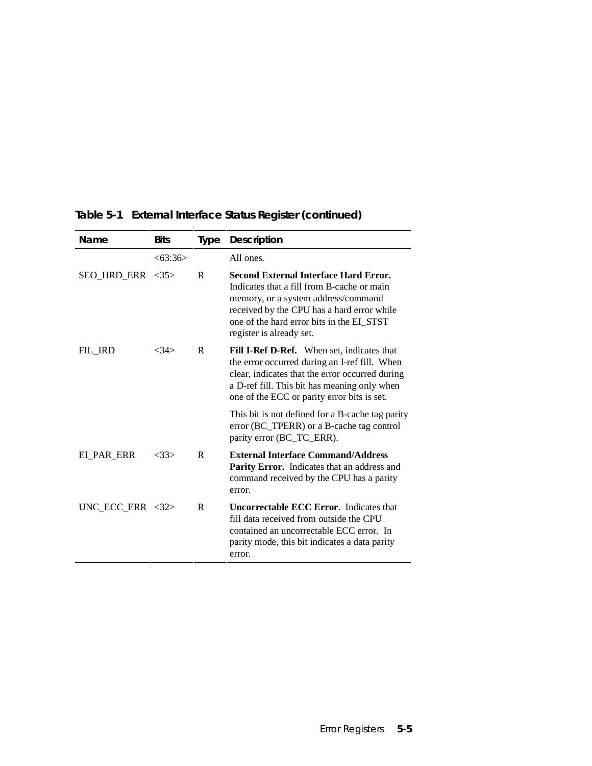**Table 5-1 External Interface Status Register (continued)**

| Name | Bits | Type | Description |
|---|---|---|---|
| | <63:36> | | All ones. |
| SEO_HRD_ERR | <35> | R | **Second External Interface Hard Error.** Indicates that a fill from B-cache or main memory, or a system address/command received by the CPU has a hard error while one of the hard error bits in the EI_STST register is already set. |
| FIL_IRD | <34> | R | **Fill I-Ref D-Ref.** When set, indicates that the error occurred during an I-ref fill. When clear, indicates that the error occurred during a D-ref fill. This bit has meaning only when one of the ECC or parity error bits is set.<br><br>This bit is not defined for a B-cache tag parity error (BC_TPERR) or a B-cache tag control parity error (BC_TC_ERR). |
| EI_PAR_ERR | <33> | R | **External Interface Command/Address Parity Error.** Indicates that an address and command received by the CPU has a parity error. |
| UNC_ECC_ERR | <32> | R | **Uncorrectable ECC Error**. Indicates that fill data received from outside the CPU contained an uncorrectable ECC error. In parity mode, this bit indicates a data parity error. |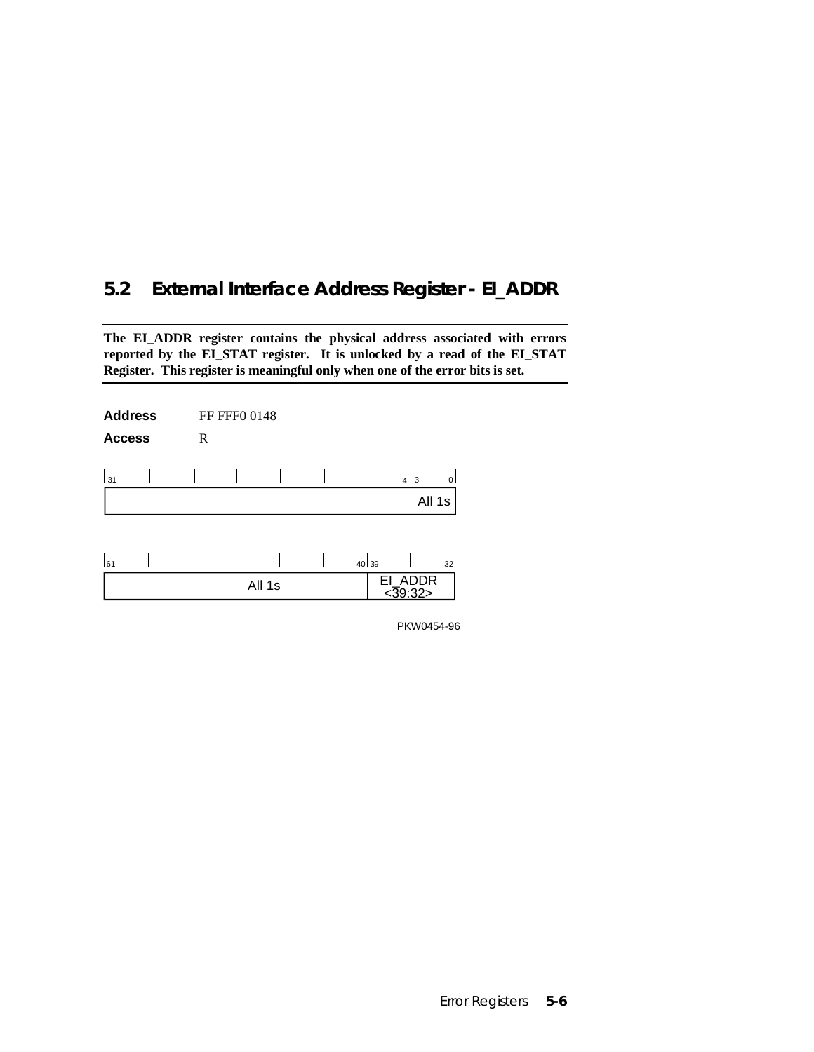## 5.2 External Interface Address Register - EI_ADDR

**The EI_ADDR register contains the physical address associated with errors reported by the EI_STAT register. It is unlocked by a read of the EI_STAT Register. This register is meaningful only when one of the error bits is set.**

**Address** FF FFF0 0148

**Access** R

| 31 … 4 | 3 … 0 |
|---|---|
| | All 1s |

| 61 … 40 | 39 … 32 |
|---|---|
| All 1s | EI_ADDR <39:32> |

PKW0454-96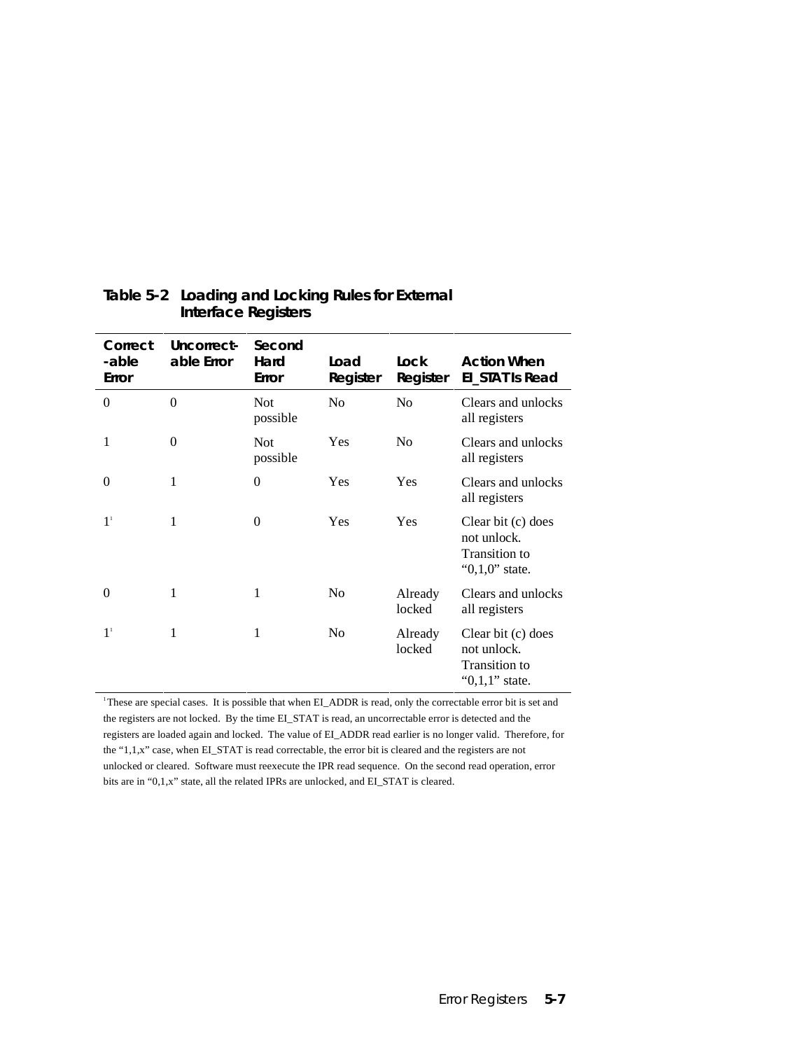**Table 5-2 Loading and Locking Rules for External Interface Registers**

| Correct-able Error | Uncorrect-able Error | Second Hard Error | Load Register | Lock Register | Action When EI_STAT Is Read |
|---|---|---|---|---|---|
| 0 | 0 | Not possible | No | No | Clears and unlocks all registers |
| 1 | 0 | Not possible | Yes | No | Clears and unlocks all registers |
| 0 | 1 | 0 | Yes | Yes | Clears and unlocks all registers |
| 1[1] | 1 | 0 | Yes | Yes | Clear bit (c) does not unlock. Transition to “0,1,0” state. |
| 0 | 1 | 1 | No | Already locked | Clears and unlocks all registers |
| 1[1] | 1 | 1 | No | Already locked | Clear bit (c) does not unlock. Transition to “0,1,1” state. |

[1] These are special cases. It is possible that when EI_ADDR is read, only the correctable error bit is set and the registers are not locked. By the time EI_STAT is read, an uncorrectable error is detected and the registers are loaded again and locked. The value of EI_ADDR read earlier is no longer valid. Therefore, for the “1,1,x” case, when EI_STAT is read correctable, the error bit is cleared and the registers are not unlocked or cleared. Software must reexecute the IPR read sequence. On the second read operation, error bits are in “0,1,x” state, all the related IPRs are unlocked, and EI_STAT is cleared.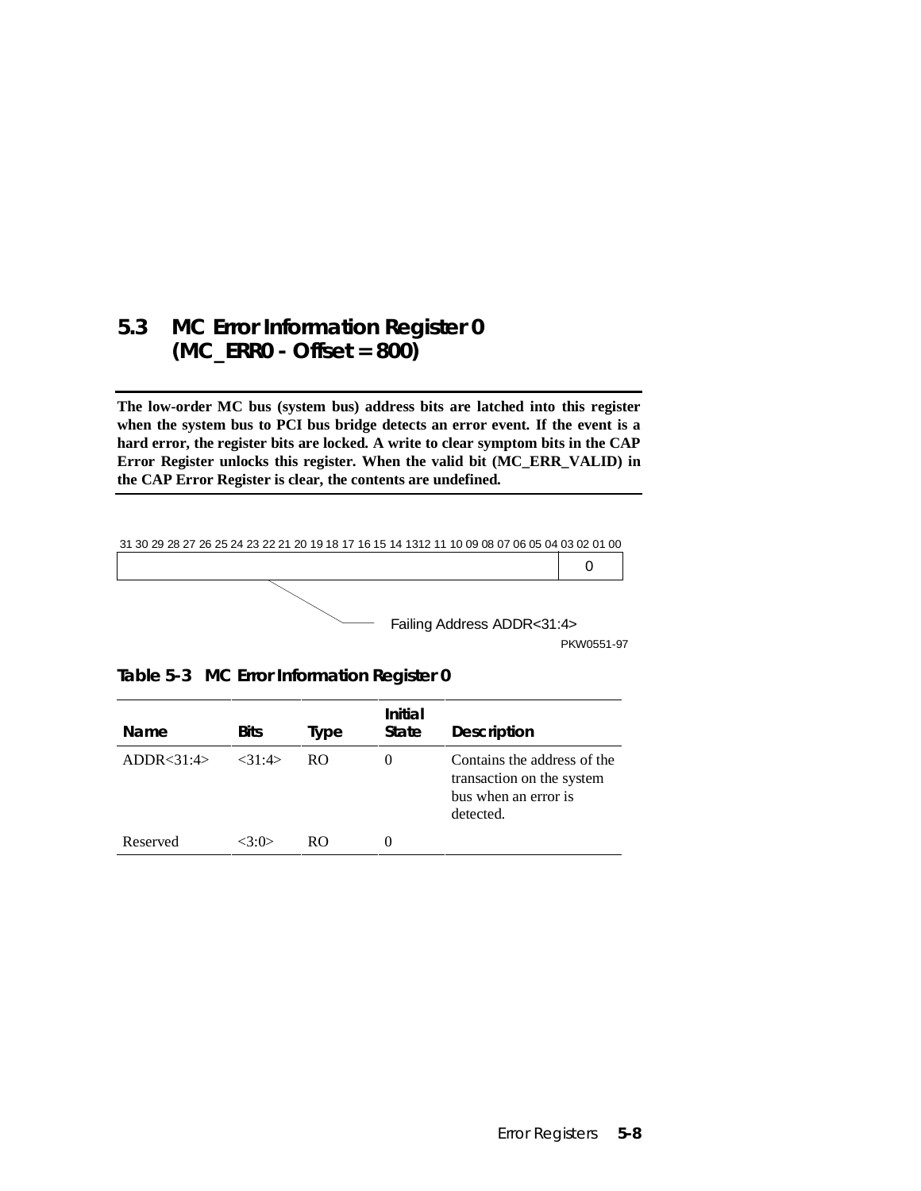## 5.3 MC Error Information Register 0 (MC_ERR0 - Offset = 800)

**The low-order MC bus (system bus) address bits are latched into this register when the system bus to PCI bus bridge detects an error event. If the event is a hard error, the register bits are locked. A write to clear symptom bits in the CAP Error Register unlocks this register. When the valid bit (MC_ERR_VALID) in the CAP Error Register is clear, the contents are undefined.**

31 30 29 28 27 26 25 24 23 22 21 20 19 18 17 16 15 14 1312 11 10 09 08 07 06 05 04 03 02 01 00

| Failing Address ADDR<31:4> | 0 |
|---|---|

PKW0551-97

**Table 5-3 MC Error Information Register 0**

| Name | Bits | Type | Initial State | Description |
|---|---|---|---|---|
| ADDR<31:4> | <31:4> | RO | 0 | Contains the address of the transaction on the system bus when an error is detected. |
| Reserved | <3:0> | RO | 0 | |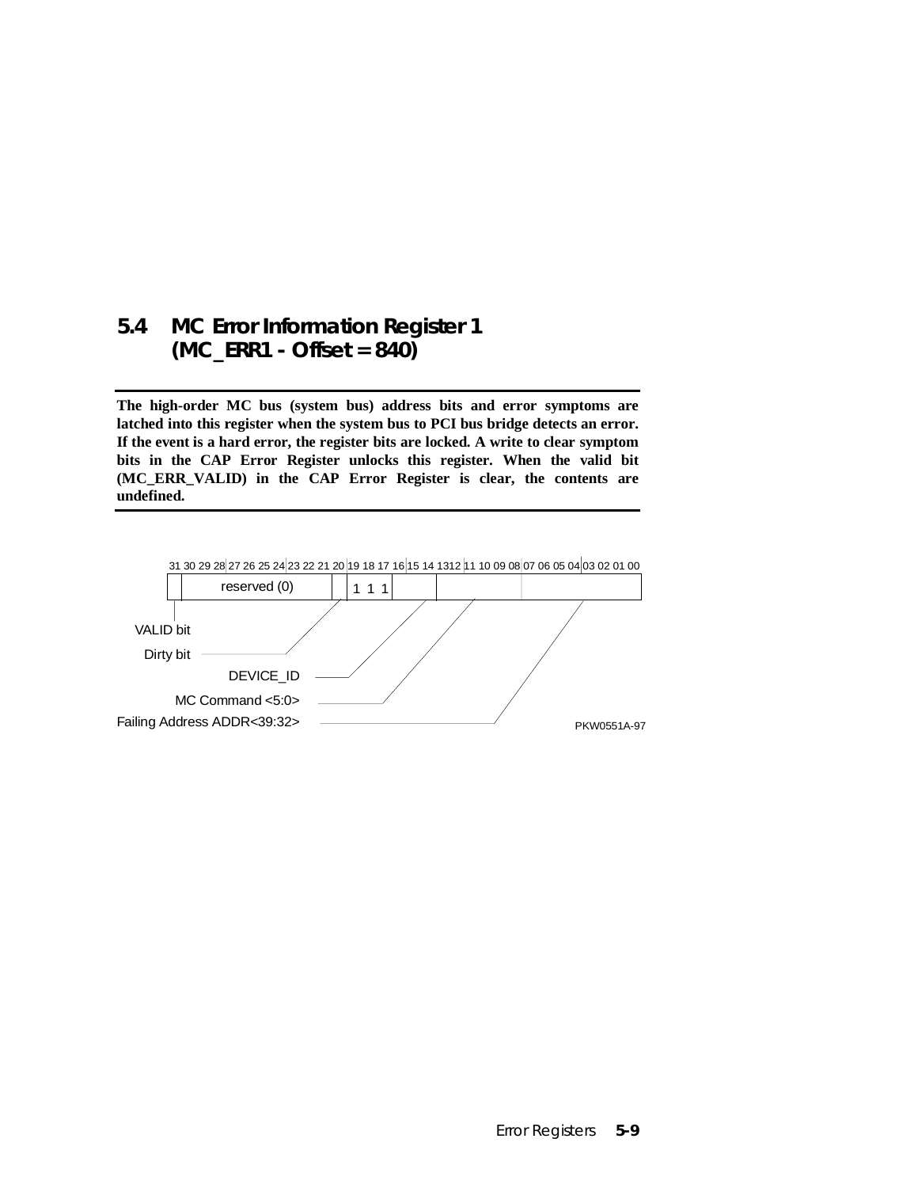## 5.4 MC Error Information Register 1 (MC_ERR1 - Offset = 840)

**The high-order MC bus (system bus) address bits and error symptoms are latched into this register when the system bus to PCI bus bridge detects an error. If the event is a hard error, the register bits are locked. A write to clear symptom bits in the CAP Error Register unlocks this register. When the valid bit (MC_ERR_VALID) in the CAP Error Register is clear, the contents are undefined.**

| 31 | 30–21 | 20 | 19–17 | 16–14 | 13–08 | 07–00 |
|---|---|---|---|---|---|---|
| VALID bit | reserved (0) | Dirty bit | DEVICE_ID (1 1 1) | | MC Command <5:0> | Failing Address ADDR<39:32> |

PKW0551A-97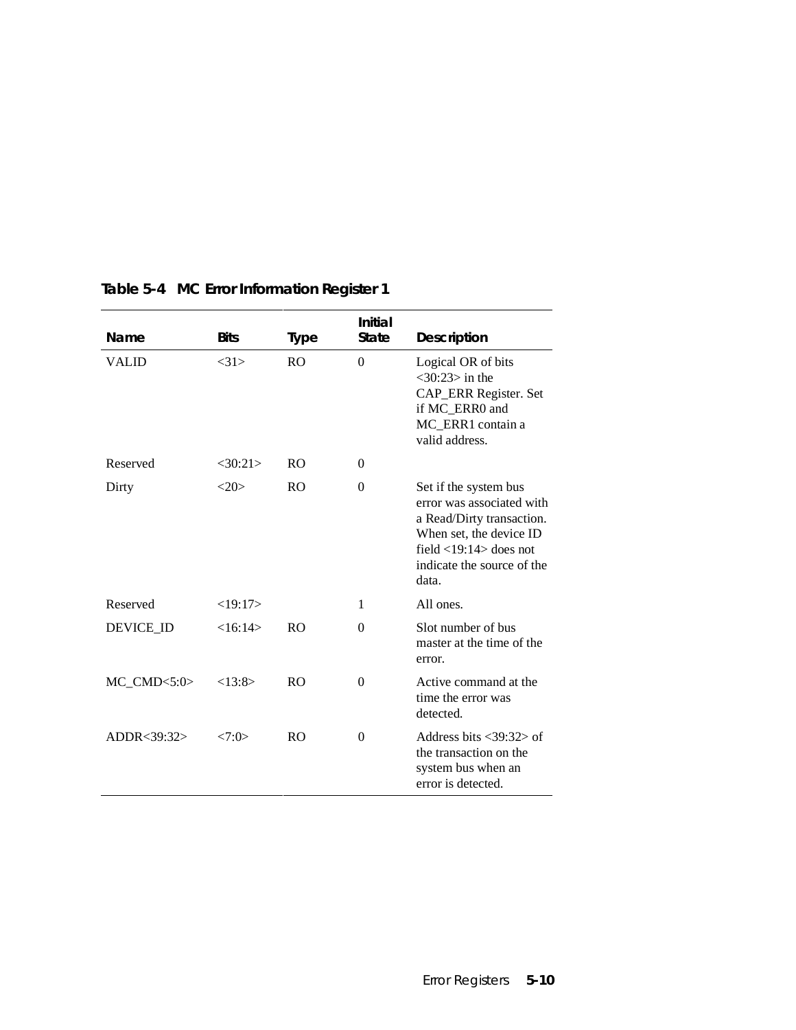**Table 5-4 MC Error Information Register 1**

| Name | Bits | Type | Initial State | Description |
|---|---|---|---|---|
| VALID | <31> | RO | 0 | Logical OR of bits <30:23> in the CAP_ERR Register. Set if MC_ERR0 and MC_ERR1 contain a valid address. |
| Reserved | <30:21> | RO | 0 | |
| Dirty | <20> | RO | 0 | Set if the system bus error was associated with a Read/Dirty transaction. When set, the device ID field <19:14> does not indicate the source of the data. |
| Reserved | <19:17> | | 1 | All ones. |
| DEVICE_ID | <16:14> | RO | 0 | Slot number of bus master at the time of the error. |
| MC_CMD<5:0> | <13:8> | RO | 0 | Active command at the time the error was detected. |
| ADDR<39:32> | <7:0> | RO | 0 | Address bits <39:32> of the transaction on the system bus when an error is detected. |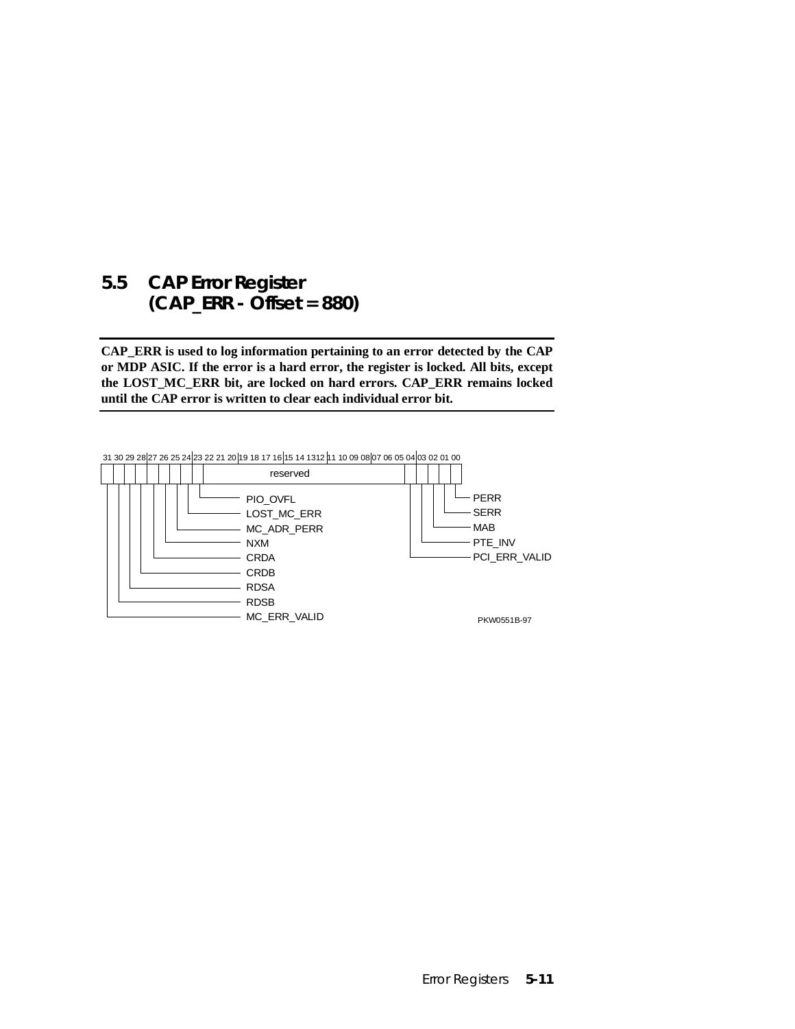## 5.5 CAP Error Register (CAP_ERR - Offset = 880)

**CAP_ERR is used to log information pertaining to an error detected by the CAP or MDP ASIC. If the error is a hard error, the register is locked. All bits, except the LOST_MC_ERR bit, are locked on hard errors. CAP_ERR remains locked until the CAP error is written to clear each individual error bit.**

| Bit(s) | Field |
|---|---|
| 31 | MC_ERR_VALID |
| 30 | RDSB |
| 29 | RDSA |
| 28 | CRDB |
| 27 | CRDA |
| 26 | NXM |
| 25 | MC_ADR_PERR |
| 24 | LOST_MC_ERR |
| 23 | PIO_OVFL |
| 22:05 | reserved |
| 04 | PCI_ERR_VALID |
| 03 | PTE_INV |
| 02 | MAB |
| 01 | SERR |
| 00 | PERR |

PKW0551B-97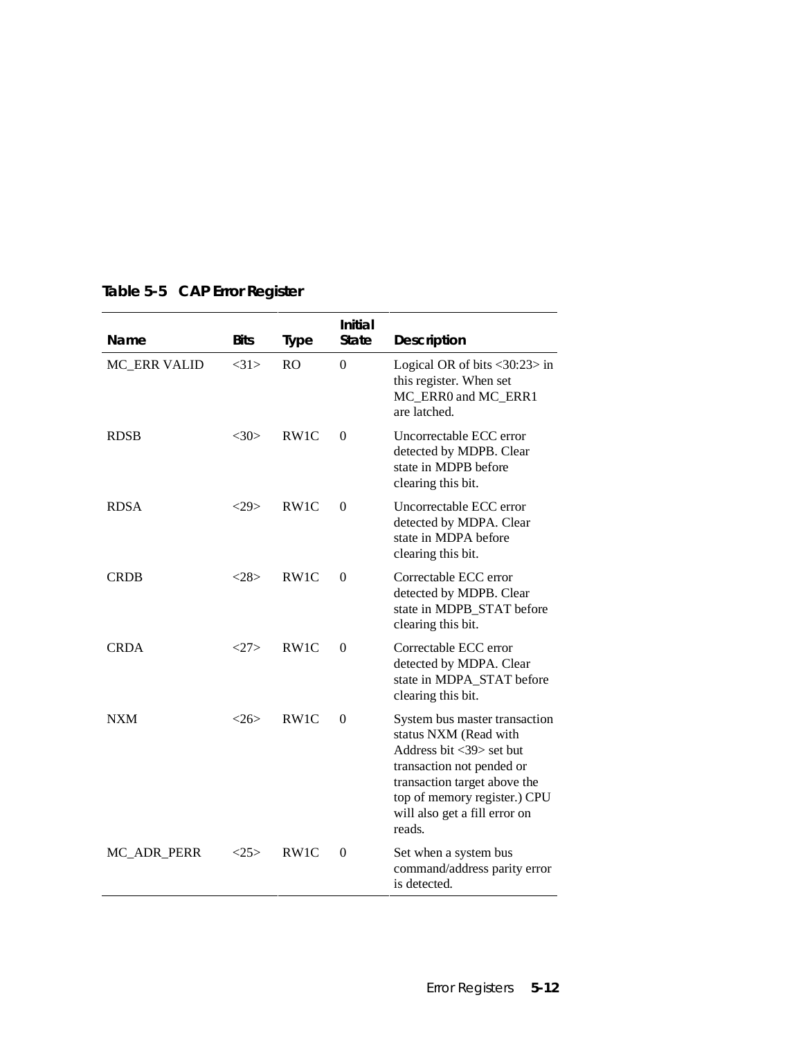**Table 5-5 CAP Error Register**

| Name | Bits | Type | Initial State | Description |
|---|---|---|---|---|
| MC_ERR VALID | <31> | RO | 0 | Logical OR of bits <30:23> in this register. When set MC_ERR0 and MC_ERR1 are latched. |
| RDSB | <30> | RW1C | 0 | Uncorrectable ECC error detected by MDPB. Clear state in MDPB before clearing this bit. |
| RDSA | <29> | RW1C | 0 | Uncorrectable ECC error detected by MDPA. Clear state in MDPA before clearing this bit. |
| CRDB | <28> | RW1C | 0 | Correctable ECC error detected by MDPB. Clear state in MDPB_STAT before clearing this bit. |
| CRDA | <27> | RW1C | 0 | Correctable ECC error detected by MDPA. Clear state in MDPA_STAT before clearing this bit. |
| NXM | <26> | RW1C | 0 | System bus master transaction status NXM (Read with Address bit <39> set but transaction not pended or transaction target above the top of memory register.) CPU will also get a fill error on reads. |
| MC_ADR_PERR | <25> | RW1C | 0 | Set when a system bus command/address parity error is detected. |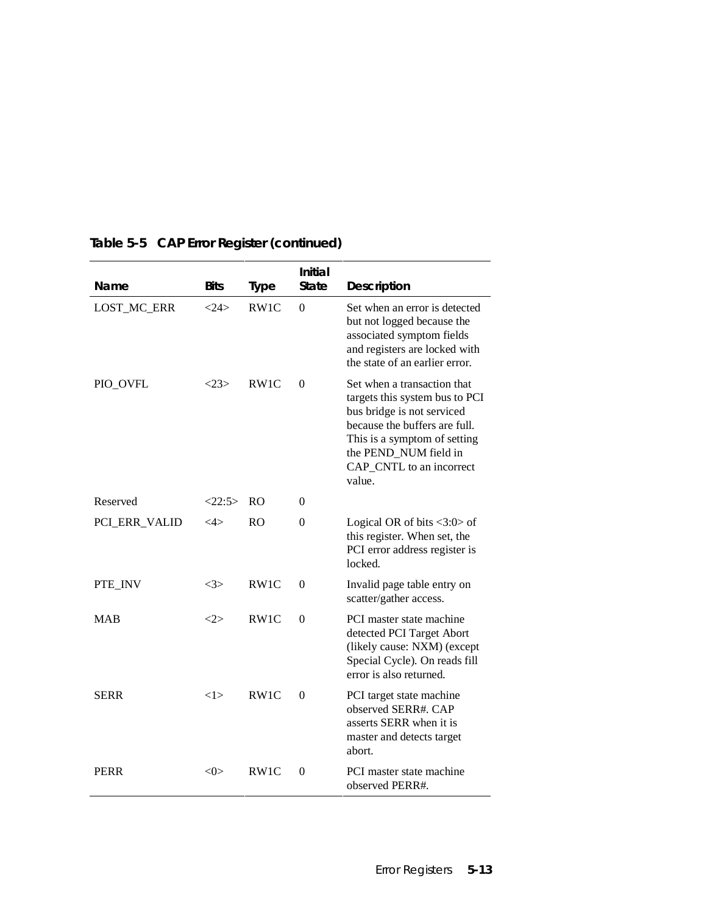**Table 5-5 CAP Error Register (continued)**

| Name | Bits | Type | Initial State | Description |
|---|---|---|---|---|
| LOST_MC_ERR | <24> | RW1C | 0 | Set when an error is detected but not logged because the associated symptom fields and registers are locked with the state of an earlier error. |
| PIO_OVFL | <23> | RW1C | 0 | Set when a transaction that targets this system bus to PCI bus bridge is not serviced because the buffers are full. This is a symptom of setting the PEND_NUM field in CAP_CNTL to an incorrect value. |
| Reserved | <22:5> | RO | 0 | |
| PCI_ERR_VALID | <4> | RO | 0 | Logical OR of bits <3:0> of this register. When set, the PCI error address register is locked. |
| PTE_INV | <3> | RW1C | 0 | Invalid page table entry on scatter/gather access. |
| MAB | <2> | RW1C | 0 | PCI master state machine detected PCI Target Abort (likely cause: NXM) (except Special Cycle). On reads fill error is also returned. |
| SERR | <1> | RW1C | 0 | PCI target state machine observed SERR#. CAP asserts SERR when it is master and detects target abort. |
| PERR | <0> | RW1C | 0 | PCI master state machine observed PERR#. |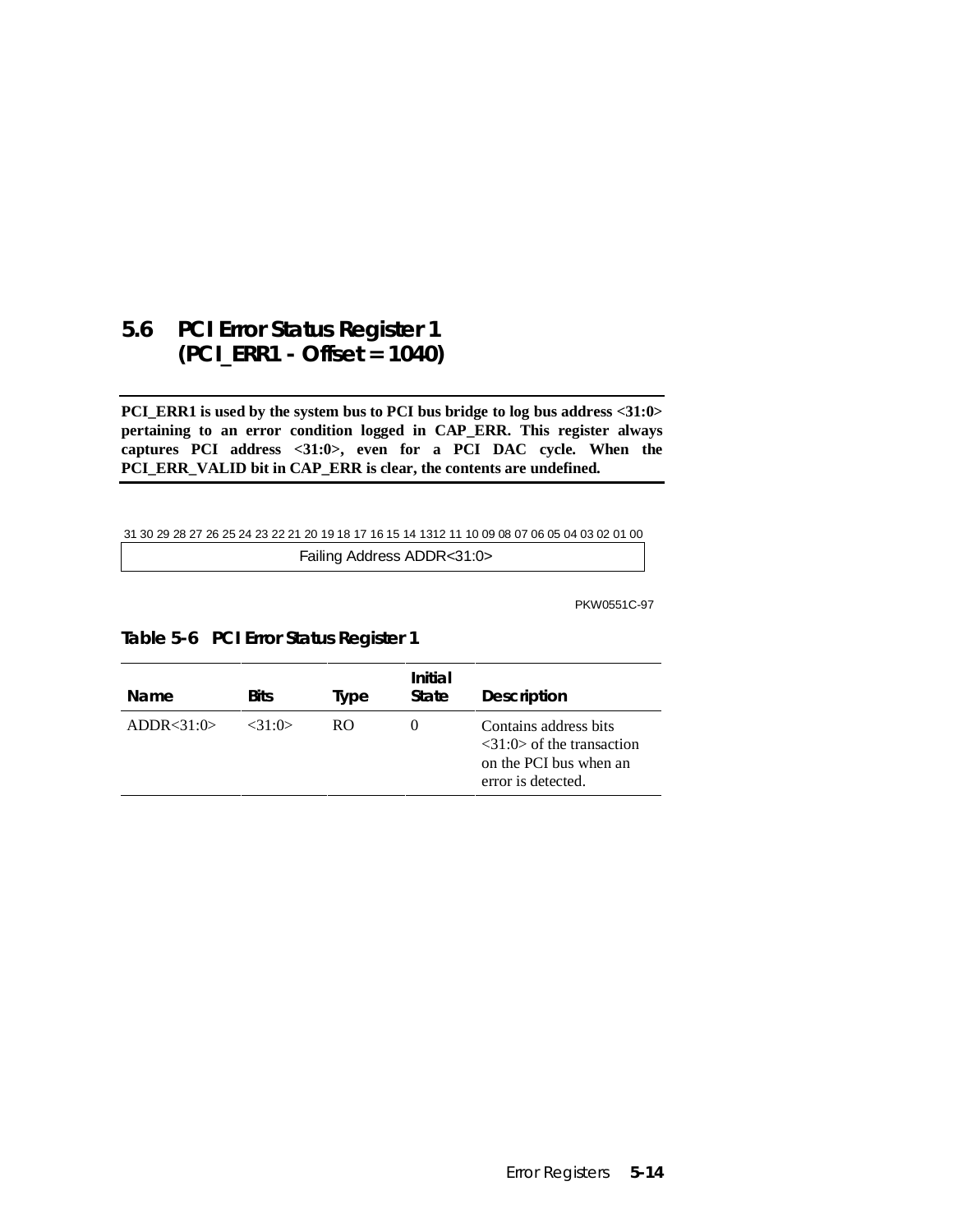## 5.6 PCI Error Status Register 1 (PCI_ERR1 - Offset = 1040)

**PCI_ERR1 is used by the system bus to PCI bus bridge to log bus address <31:0> pertaining to an error condition logged in CAP_ERR. This register always captures PCI address <31:0>, even for a PCI DAC cycle. When the PCI_ERR_VALID bit in CAP_ERR is clear, the contents are undefined.**

| 31 30 29 28 27 26 25 24 23 22 21 20 19 18 17 16 15 14 13 12 11 10 09 08 07 06 05 04 03 02 01 00 |
|---|
| Failing Address ADDR<31:0> |

PKW0551C-97

**Table 5-6 PCI Error Status Register 1**

| Name | Bits | Type | Initial State | Description |
|---|---|---|---|---|
| ADDR<31:0> | <31:0> | RO | 0 | Contains address bits <31:0> of the transaction on the PCI bus when an error is detected. |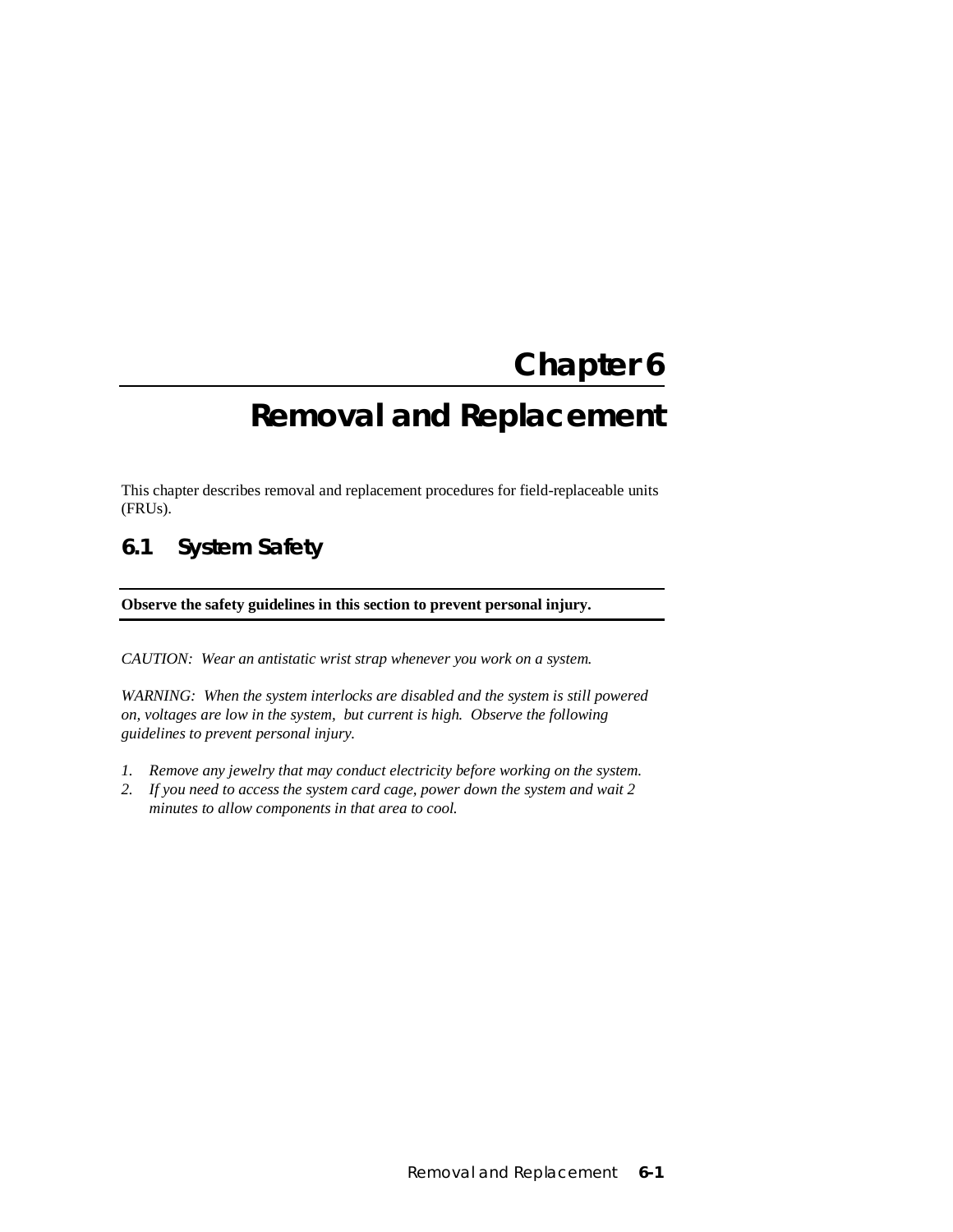# Chapter 6

# Removal and Replacement

This chapter describes removal and replacement procedures for field-replaceable units (FRUs).

## 6.1 System Safety

---

**Observe the safety guidelines in this section to prevent personal injury.**

---

*CAUTION: Wear an antistatic wrist strap whenever you work on a system.*

*WARNING: When the system interlocks are disabled and the system is still powered on, voltages are low in the system, but current is high. Observe the following guidelines to prevent personal injury.*

1. *Remove any jewelry that may conduct electricity before working on the system.*
2. *If you need to access the system card cage, power down the system and wait 2 minutes to allow components in that area to cool.*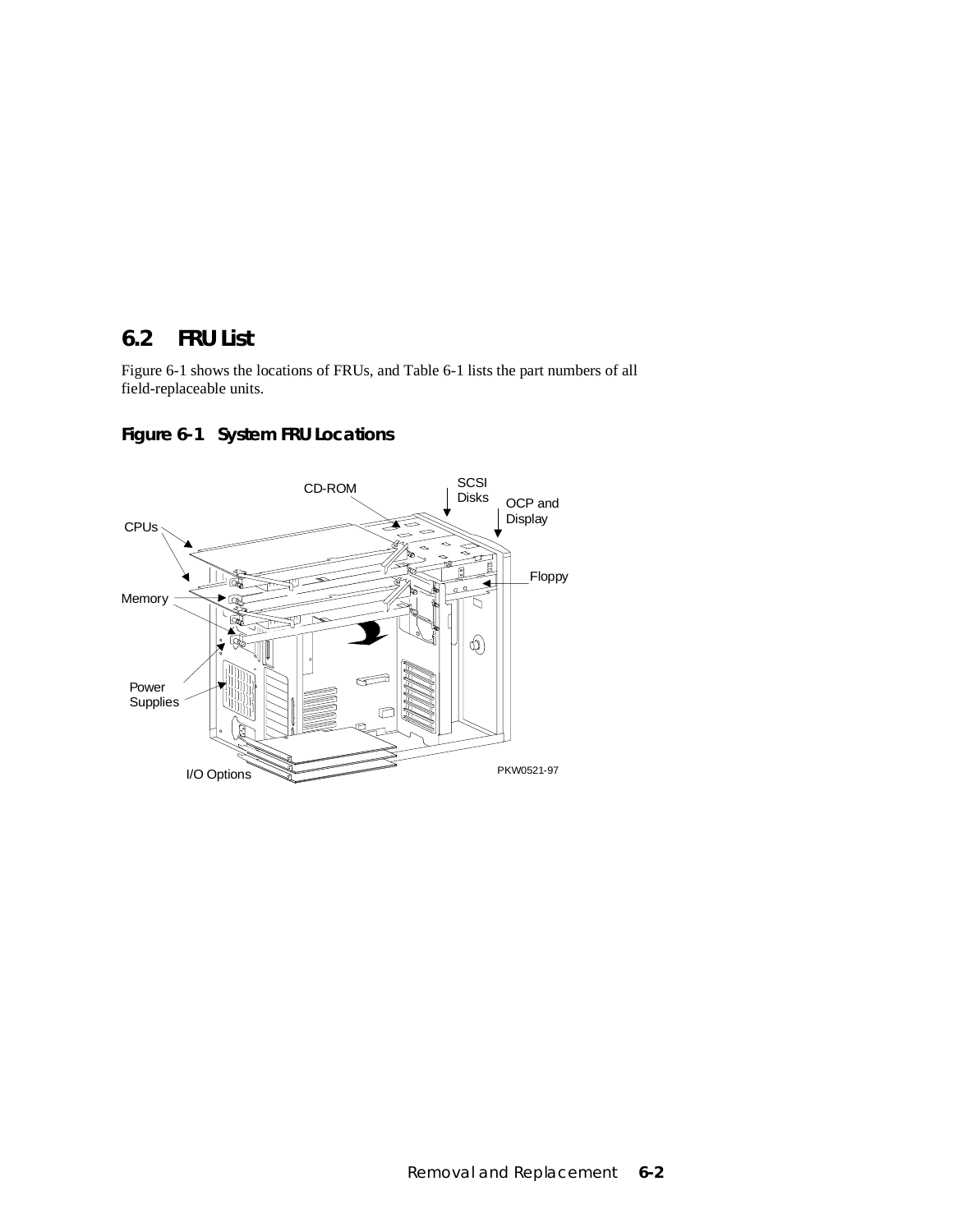## 6.2 FRU List

Figure 6-1 shows the locations of FRUs, and Table 6-1 lists the part numbers of all field-replaceable units.

**Figure 6-1 System FRU Locations**

CD-ROM

SCSI Disks

OCP and Display

CPUs

Floppy

Memory

Power Supplies

I/O Options

PKW0521-97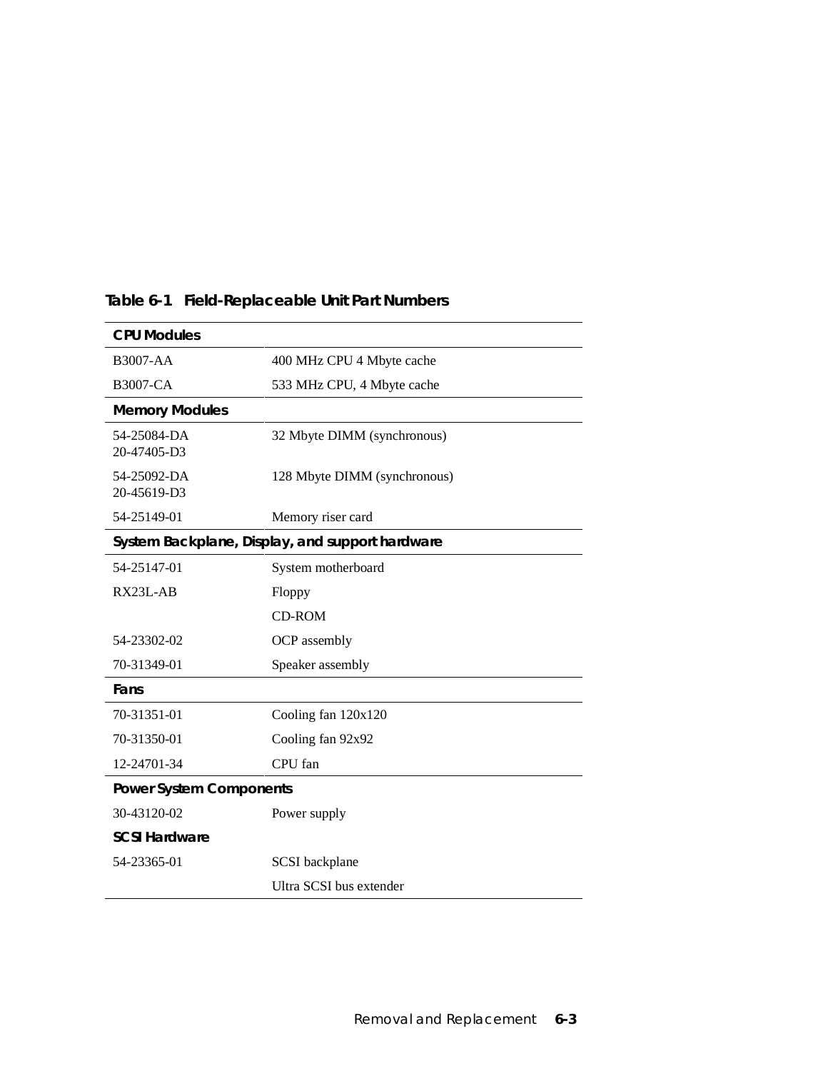**Table 6-1 Field-Replaceable Unit Part Numbers**

| **CPU Modules** | |
|---|---|
| B3007-AA | 400 MHz CPU 4 Mbyte cache |
| B3007-CA | 533 MHz CPU, 4 Mbyte cache |
| **Memory Modules** | |
| 54-25084-DA 20-47405-D3 | 32 Mbyte DIMM (synchronous) |
| 54-25092-DA 20-45619-D3 | 128 Mbyte DIMM (synchronous) |
| 54-25149-01 | Memory riser card |
| **System Backplane, Display, and support hardware** | |
| 54-25147-01 | System motherboard |
| RX23L-AB | Floppy |
| | CD-ROM |
| 54-23302-02 | OCP assembly |
| 70-31349-01 | Speaker assembly |
| **Fans** | |
| 70-31351-01 | Cooling fan 120x120 |
| 70-31350-01 | Cooling fan 92x92 |
| 12-24701-34 | CPU fan |
| **Power System Components** | |
| 30-43120-02 | Power supply |
| **SCSI Hardware** | |
| 54-23365-01 | SCSI backplane |
| | Ultra SCSI bus extender |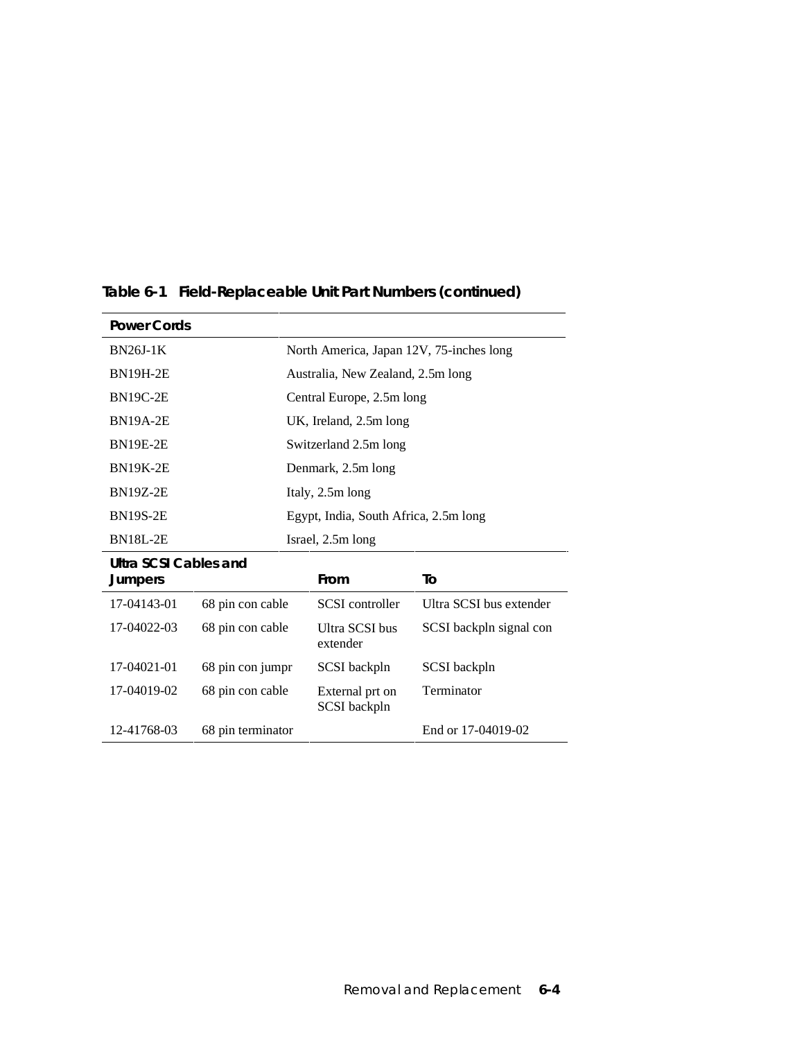**Table 6-1 Field-Replaceable Unit Part Numbers (continued)**

| Power Cords | |
|---|---|
| BN26J-1K | North America, Japan 12V, 75-inches long |
| BN19H-2E | Australia, New Zealand, 2.5m long |
| BN19C-2E | Central Europe, 2.5m long |
| BN19A-2E | UK, Ireland, 2.5m long |
| BN19E-2E | Switzerland 2.5m long |
| BN19K-2E | Denmark, 2.5m long |
| BN19Z-2E | Italy, 2.5m long |
| BN19S-2E | Egypt, India, South Africa, 2.5m long |
| BN18L-2E | Israel, 2.5m long |

| Ultra SCSI Cables and Jumpers | | From | To |
|---|---|---|---|
| 17-04143-01 | 68 pin con cable | SCSI controller | Ultra SCSI bus extender |
| 17-04022-03 | 68 pin con cable | Ultra SCSI bus extender | SCSI backpln signal con |
| 17-04021-01 | 68 pin con jumpr | SCSI backpln | SCSI backpln |
| 17-04019-02 | 68 pin con cable | External prt on SCSI backpln | Terminator |
| 12-41768-03 | 68 pin terminator | | End or 17-04019-02 |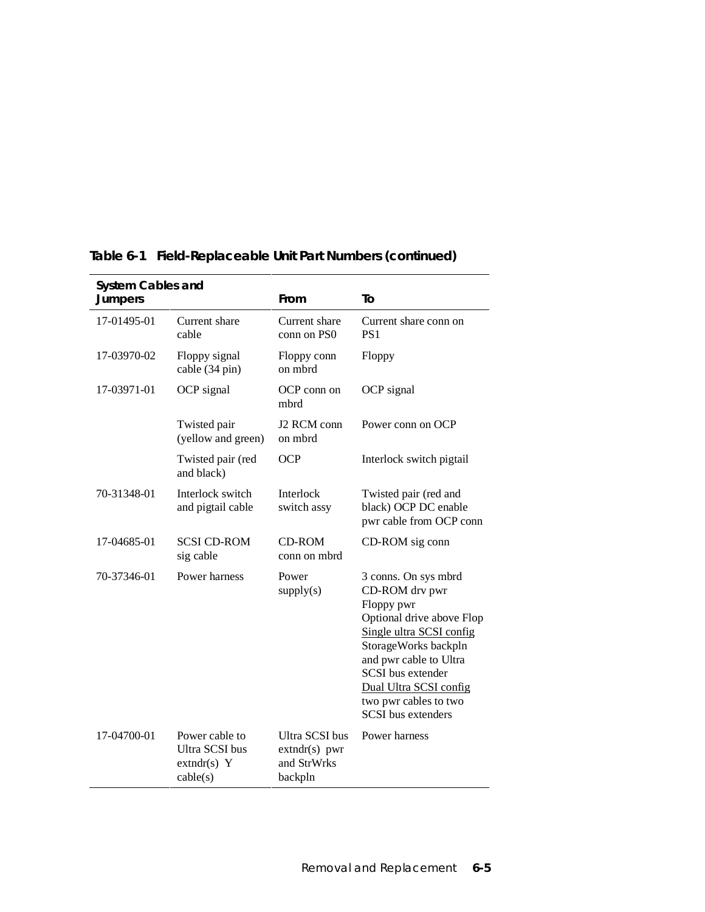**Table 6-1 Field-Replaceable Unit Part Numbers (continued)**

| System Cables and Jumpers | | From | To |
|---|---|---|---|
| 17-01495-01 | Current share cable | Current share conn on PS0 | Current share conn on PS1 |
| 17-03970-02 | Floppy signal cable (34 pin) | Floppy conn on mbrd | Floppy |
| 17-03971-01 | OCP signal | OCP conn on mbrd | OCP signal |
| | Twisted pair (yellow and green) | J2 RCM conn on mbrd | Power conn on OCP |
| | Twisted pair (red and black) | OCP | Interlock switch pigtail |
| 70-31348-01 | Interlock switch and pigtail cable | Interlock switch assy | Twisted pair (red and black) OCP DC enable pwr cable from OCP conn |
| 17-04685-01 | SCSI CD-ROM sig cable | CD-ROM conn on mbrd | CD-ROM sig conn |
| 70-37346-01 | Power harness | Power supply(s) | 3 conns. On sys mbrd<br>CD-ROM drv pwr<br>Floppy pwr<br>Optional drive above Flop<br><u>Single ultra SCSI config</u><br>StorageWorks backpln and pwr cable to Ultra SCSI bus extender<br><u>Dual Ultra SCSI config</u><br>two pwr cables to two SCSI bus extenders |
| 17-04700-01 | Power cable to Ultra SCSI bus extndr(s) Y cable(s) | Ultra SCSI bus extndr(s) pwr and StrWrks backpln | Power harness |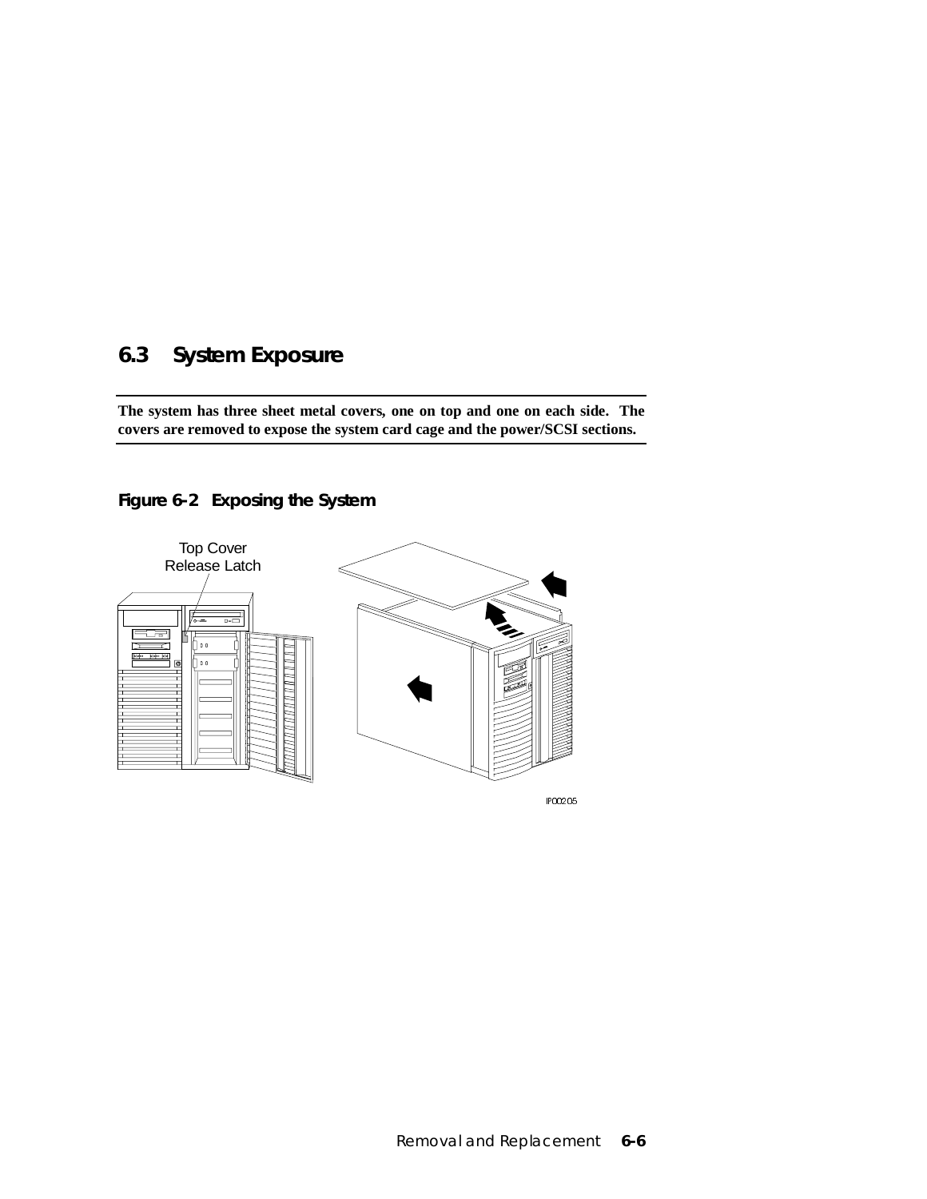## 6.3 System Exposure

**The system has three sheet metal covers, one on top and one on each side. The covers are removed to expose the system card cage and the power/SCSI sections.**

**Figure 6-2 Exposing the System**

Top Cover Release Latch

IP00205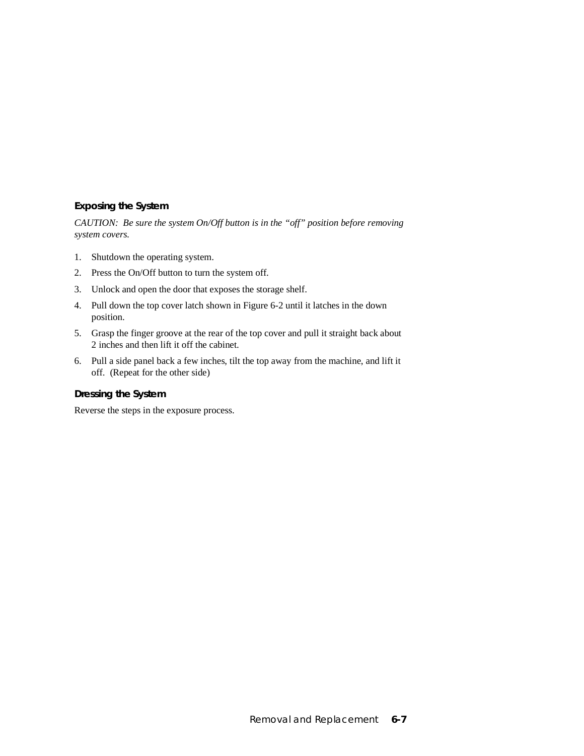### Exposing the System

*CAUTION: Be sure the system On/Off button is in the "off" position before removing system covers.*

1. Shutdown the operating system.
2. Press the On/Off button to turn the system off.
3. Unlock and open the door that exposes the storage shelf.
4. Pull down the top cover latch shown in Figure 6-2 until it latches in the down position.
5. Grasp the finger groove at the rear of the top cover and pull it straight back about 2 inches and then lift it off the cabinet.
6. Pull a side panel back a few inches, tilt the top away from the machine, and lift it off. (Repeat for the other side)

### Dressing the System

Reverse the steps in the exposure process.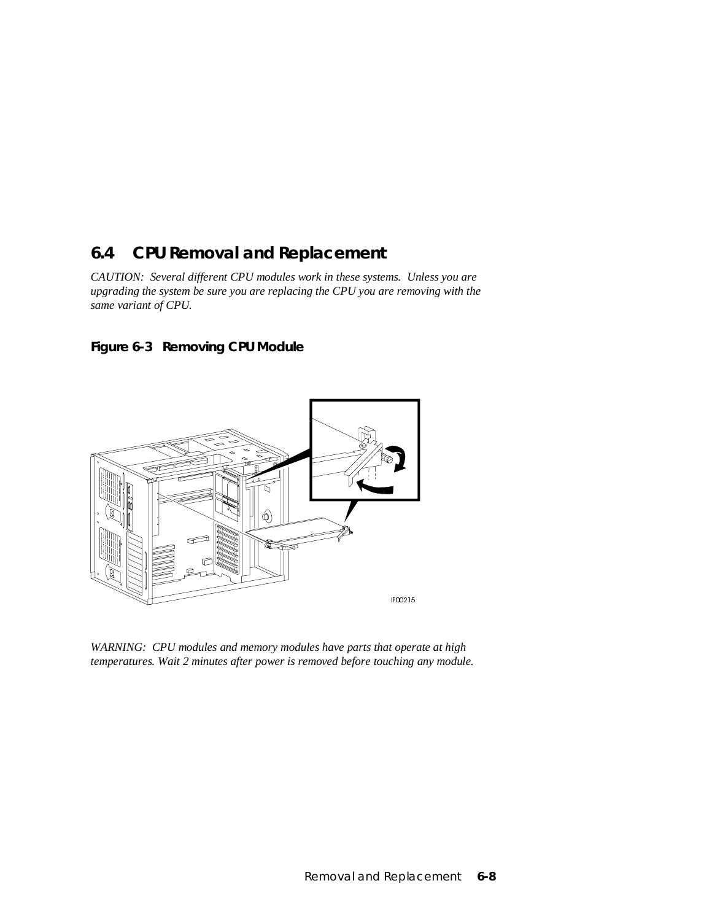## 6.4 CPU Removal and Replacement

*CAUTION: Several different CPU modules work in these systems. Unless you are upgrading the system be sure you are replacing the CPU you are removing with the same variant of CPU.*

**Figure 6-3 Removing CPU Module**

*WARNING: CPU modules and memory modules have parts that operate at high temperatures. Wait 2 minutes after power is removed before touching any module.*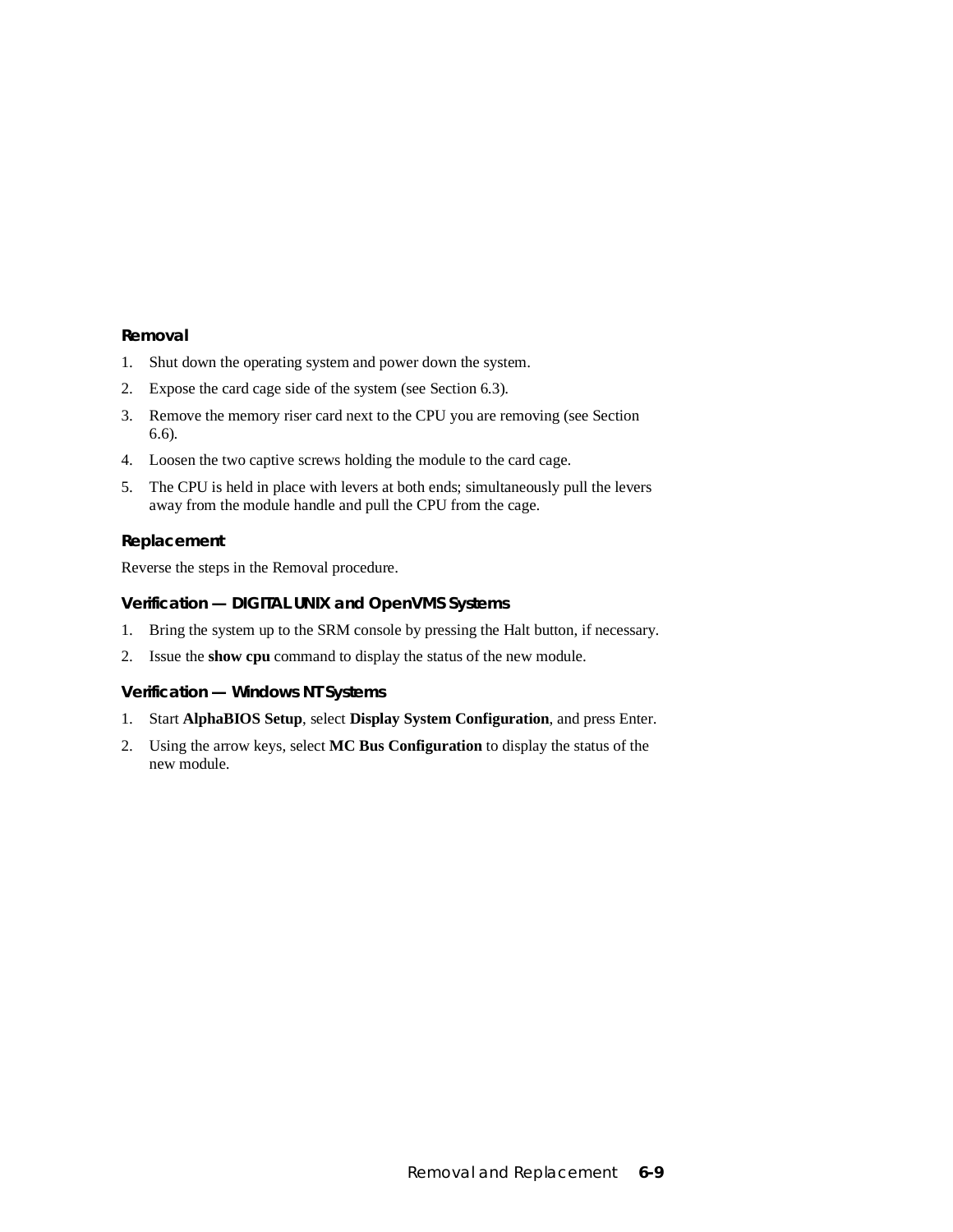### Removal

1. Shut down the operating system and power down the system.
2. Expose the card cage side of the system (see Section 6.3).
3. Remove the memory riser card next to the CPU you are removing (see Section 6.6).
4. Loosen the two captive screws holding the module to the card cage.
5. The CPU is held in place with levers at both ends; simultaneously pull the levers away from the module handle and pull the CPU from the cage.

### Replacement

Reverse the steps in the Removal procedure.

### Verification — DIGITAL UNIX and OpenVMS Systems

1. Bring the system up to the SRM console by pressing the Halt button, if necessary.
2. Issue the **show cpu** command to display the status of the new module.

### Verification — Windows NT Systems

1. Start **AlphaBIOS Setup**, select **Display System Configuration**, and press Enter.
2. Using the arrow keys, select **MC Bus Configuration** to display the status of the new module.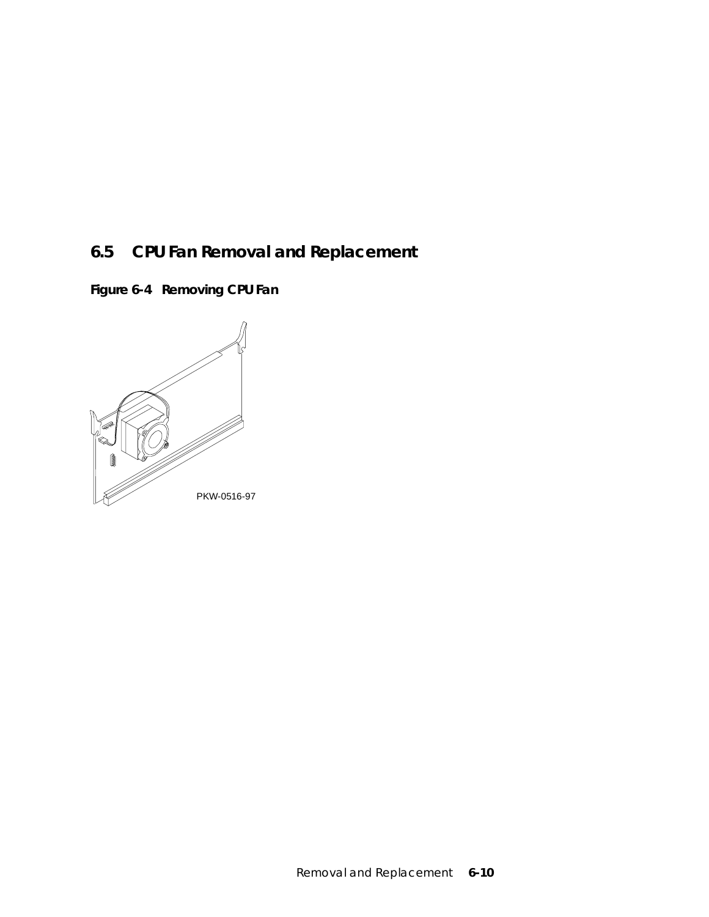## 6.5 CPU Fan Removal and Replacement

**Figure 6-4 Removing CPU Fan**

PKW-0516-97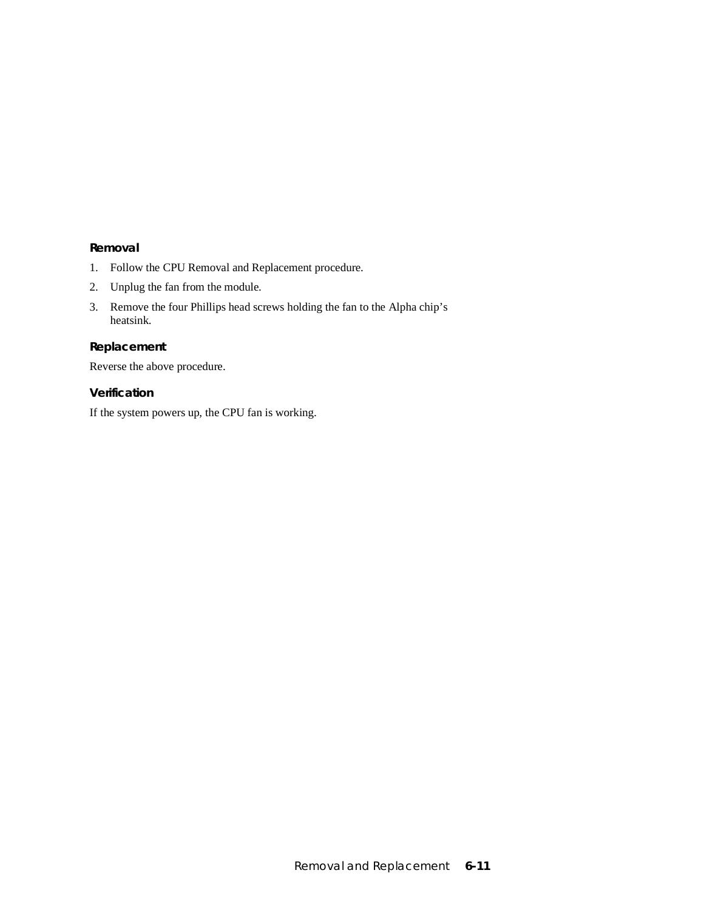### Removal

1. Follow the CPU Removal and Replacement procedure.
2. Unplug the fan from the module.
3. Remove the four Phillips head screws holding the fan to the Alpha chip's heatsink.

### Replacement

Reverse the above procedure.

### Verification

If the system powers up, the CPU fan is working.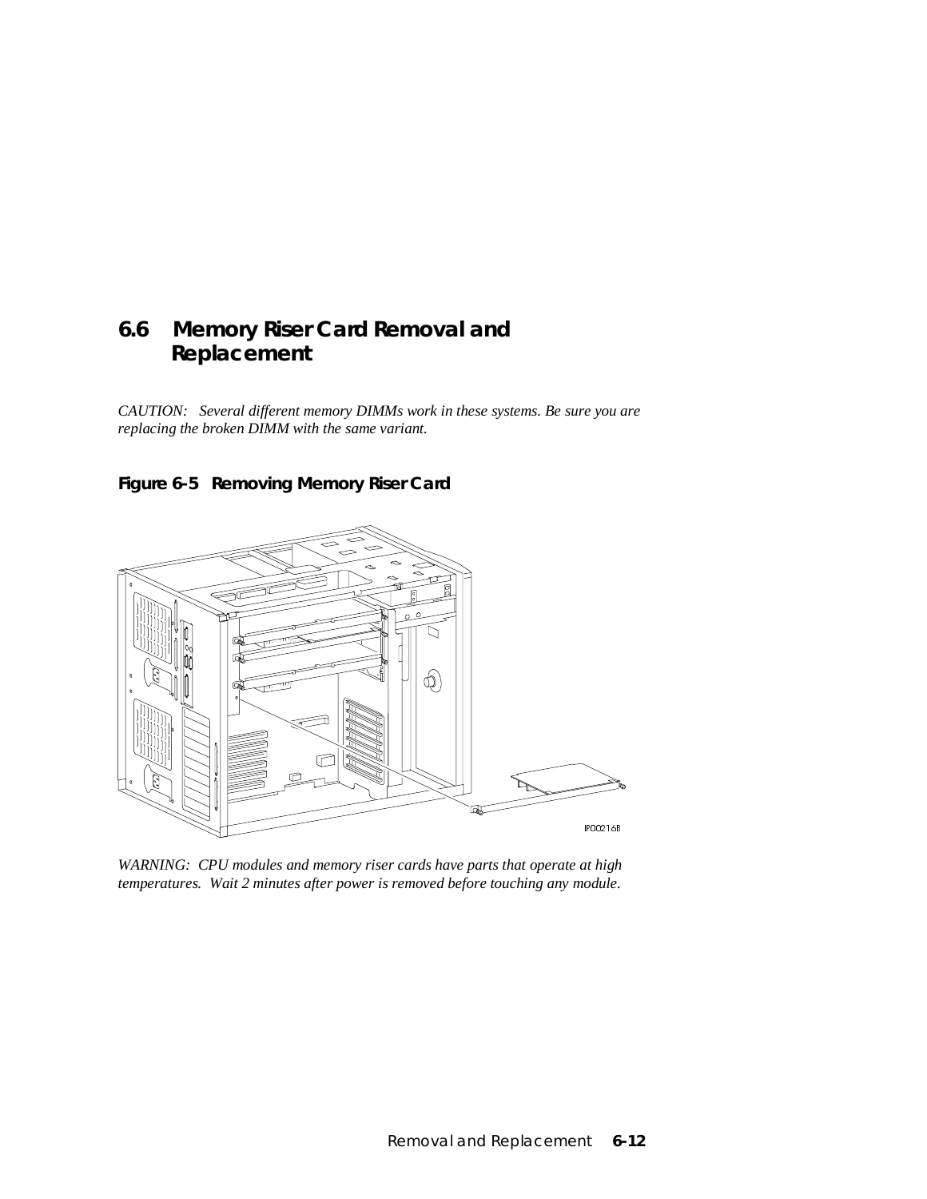## 6.6 Memory Riser Card Removal and Replacement

*CAUTION: Several different memory DIMMs work in these systems. Be sure you are replacing the broken DIMM with the same variant.*

**Figure 6-5 Removing Memory Riser Card**

PO0216B

*WARNING: CPU modules and memory riser cards have parts that operate at high temperatures. Wait 2 minutes after power is removed before touching any module.*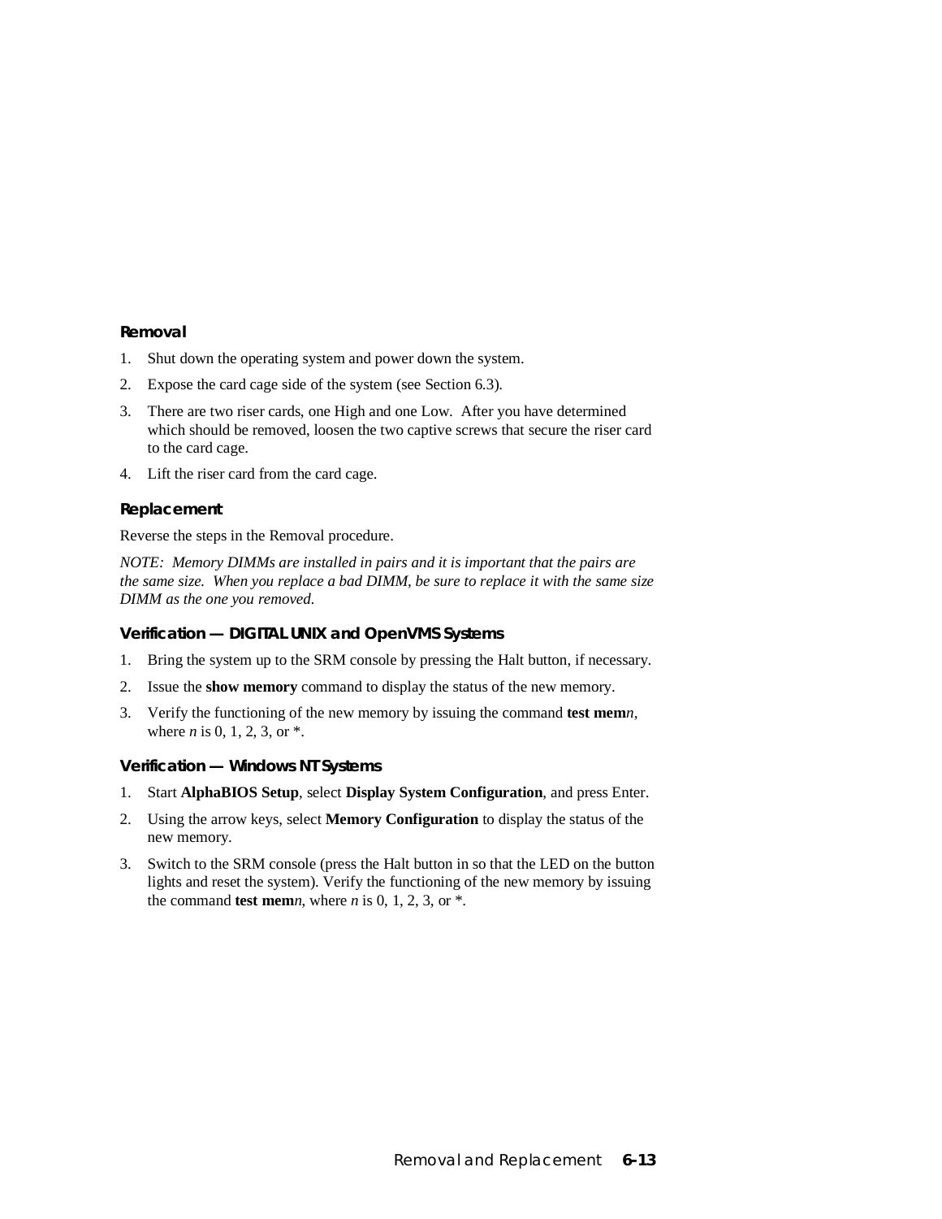### Removal

1. Shut down the operating system and power down the system.
2. Expose the card cage side of the system (see Section 6.3).
3. There are two riser cards, one High and one Low. After you have determined which should be removed, loosen the two captive screws that secure the riser card to the card cage.
4. Lift the riser card from the card cage.

### Replacement

Reverse the steps in the Removal procedure.

*NOTE: Memory DIMMs are installed in pairs and it is important that the pairs are the same size. When you replace a bad DIMM, be sure to replace it with the same size DIMM as the one you removed.*

### Verification — DIGITAL UNIX and OpenVMS Systems

1. Bring the system up to the SRM console by pressing the Halt button, if necessary.
2. Issue the **show memory** command to display the status of the new memory.
3. Verify the functioning of the new memory by issuing the command **test mem***n*, where *n* is 0, 1, 2, 3, or *.

### Verification — Windows NT Systems

1. Start **AlphaBIOS Setup**, select **Display System Configuration**, and press Enter.
2. Using the arrow keys, select **Memory Configuration** to display the status of the new memory.
3. Switch to the SRM console (press the Halt button in so that the LED on the button lights and reset the system). Verify the functioning of the new memory by issuing the command **test mem***n*, where *n* is 0, 1, 2, 3, or *.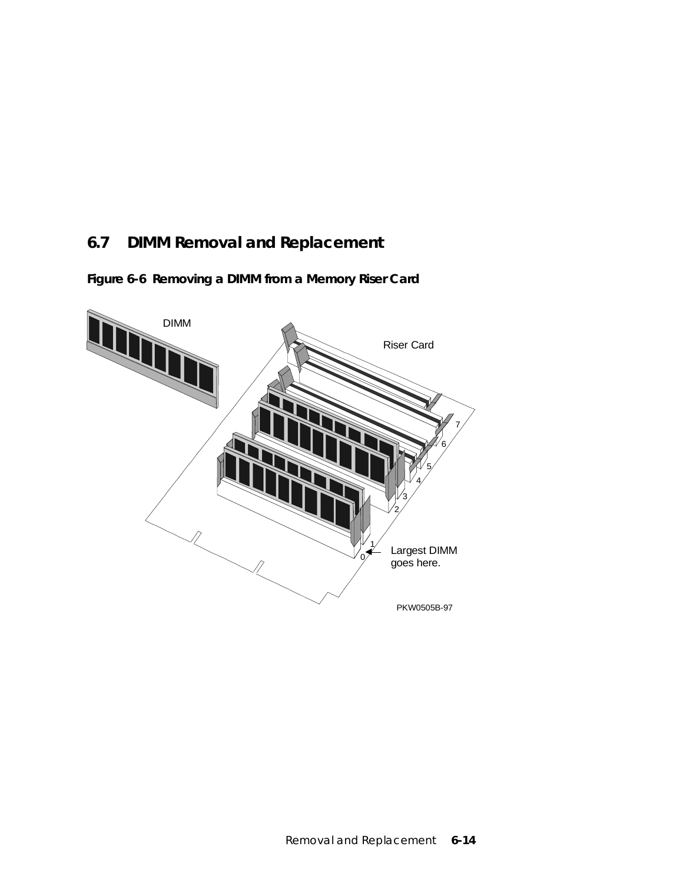## 6.7 DIMM Removal and Replacement

**Figure 6-6 Removing a DIMM from a Memory Riser Card**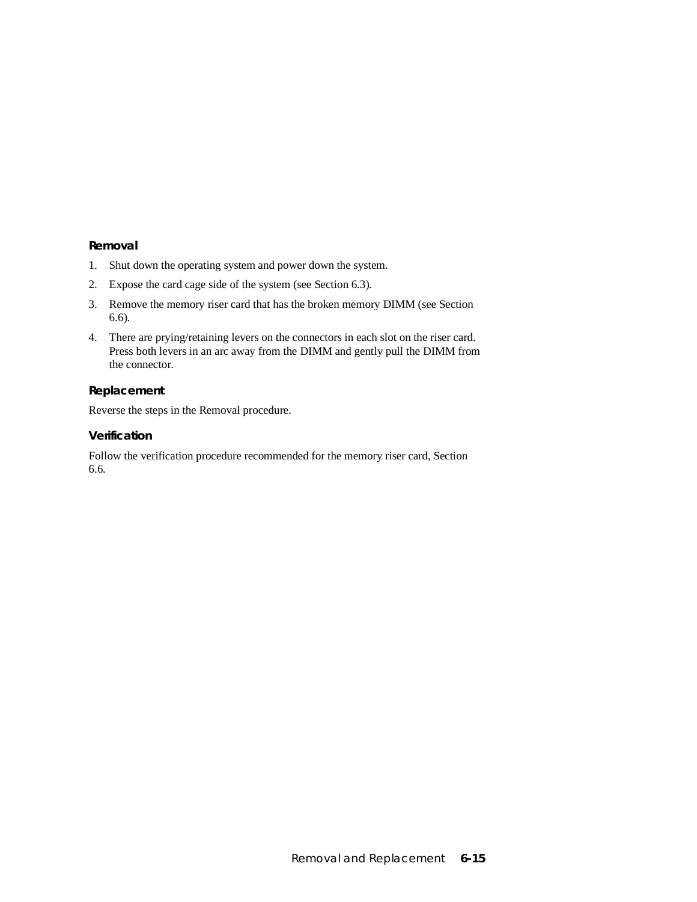### Removal

1. Shut down the operating system and power down the system.
2. Expose the card cage side of the system (see Section 6.3).
3. Remove the memory riser card that has the broken memory DIMM (see Section 6.6).
4. There are prying/retaining levers on the connectors in each slot on the riser card. Press both levers in an arc away from the DIMM and gently pull the DIMM from the connector.

### Replacement

Reverse the steps in the Removal procedure.

### Verification

Follow the verification procedure recommended for the memory riser card, Section 6.6.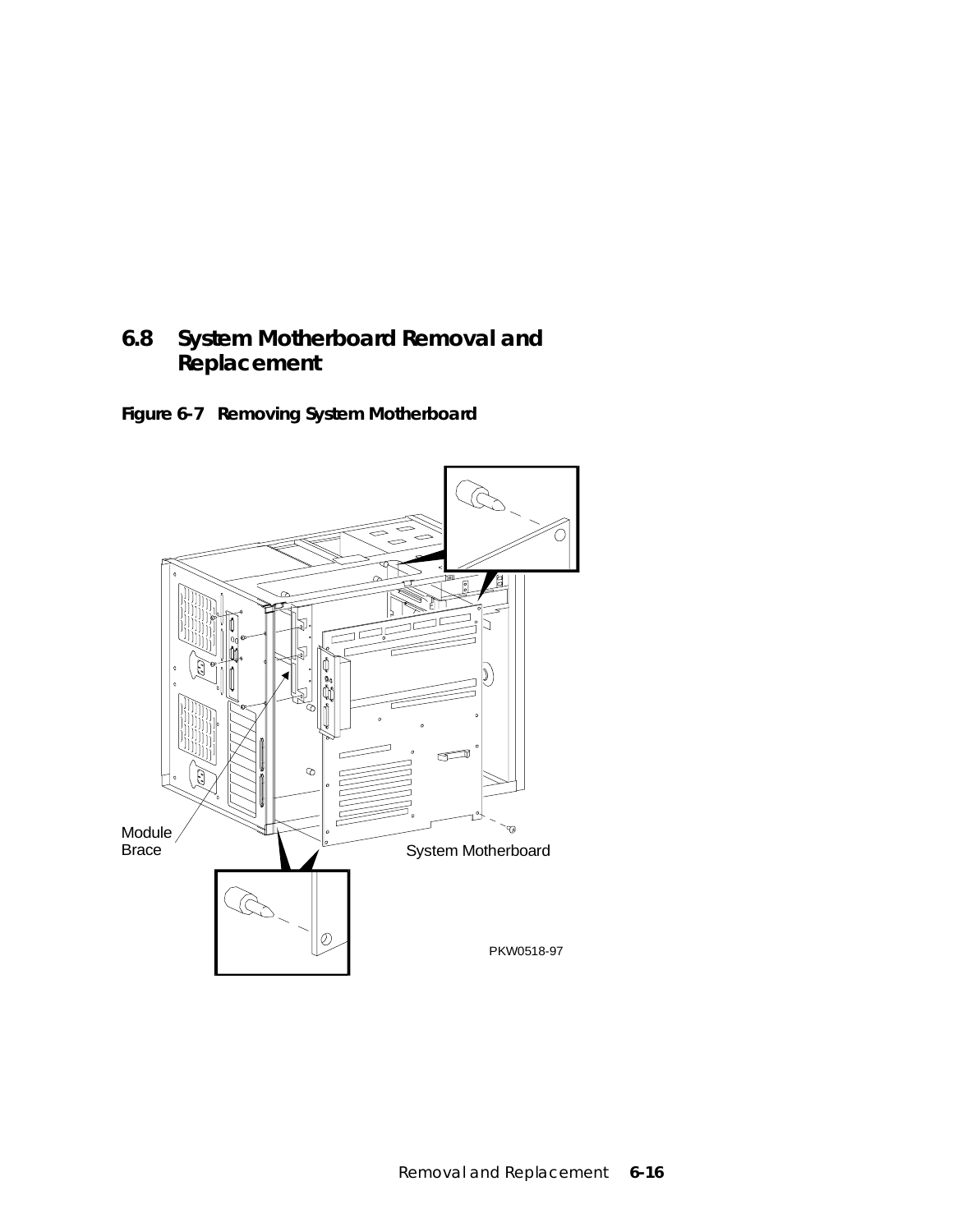## 6.8 System Motherboard Removal and Replacement

**Figure 6-7 Removing System Motherboard**

Module Brace

System Motherboard

PKW0518-97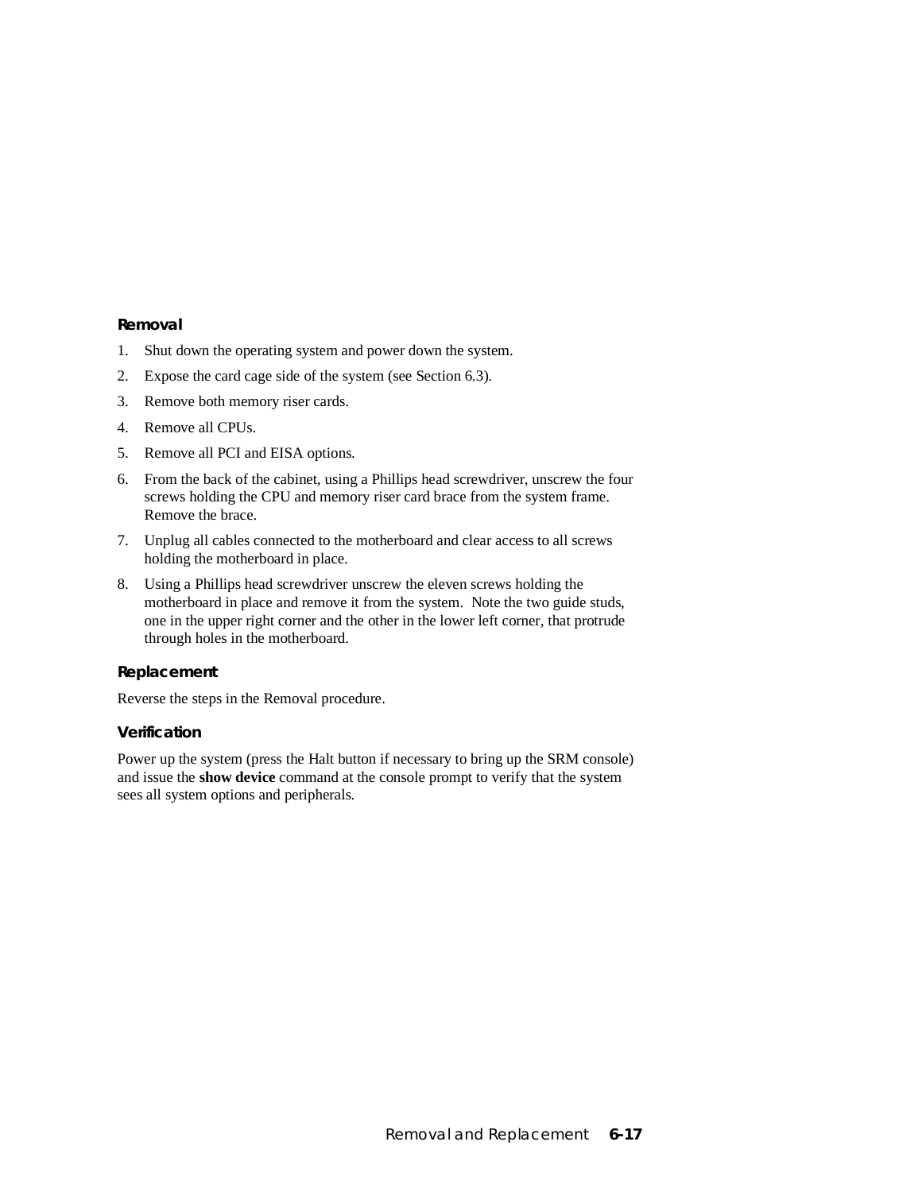### Removal

1. Shut down the operating system and power down the system.
2. Expose the card cage side of the system (see Section 6.3).
3. Remove both memory riser cards.
4. Remove all CPUs.
5. Remove all PCI and EISA options.
6. From the back of the cabinet, using a Phillips head screwdriver, unscrew the four screws holding the CPU and memory riser card brace from the system frame. Remove the brace.
7. Unplug all cables connected to the motherboard and clear access to all screws holding the motherboard in place.
8. Using a Phillips head screwdriver unscrew the eleven screws holding the motherboard in place and remove it from the system. Note the two guide studs, one in the upper right corner and the other in the lower left corner, that protrude through holes in the motherboard.

### Replacement

Reverse the steps in the Removal procedure.

### Verification

Power up the system (press the Halt button if necessary to bring up the SRM console) and issue the **show device** command at the console prompt to verify that the system sees all system options and peripherals.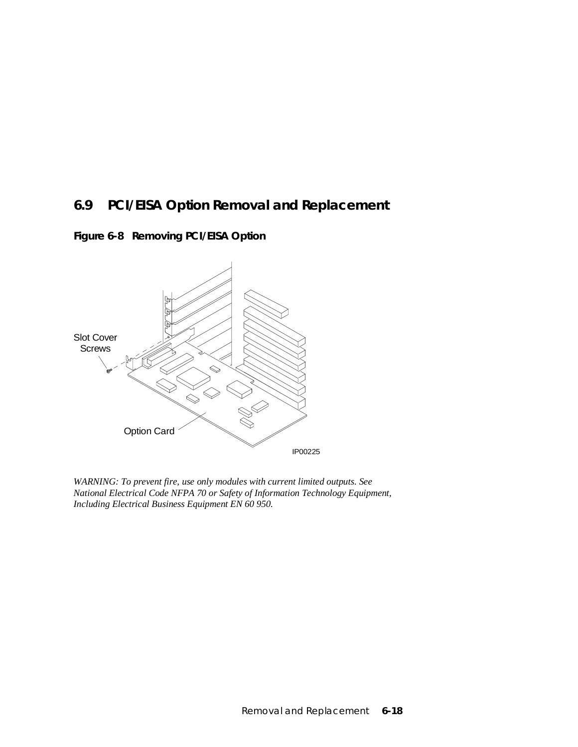## 6.9 PCI/EISA Option Removal and Replacement

**Figure 6-8 Removing PCI/EISA Option**

Slot Cover Screws

Option Card

IP00225

*WARNING: To prevent fire, use only modules with current limited outputs. See National Electrical Code NFPA 70 or Safety of Information Technology Equipment, Including Electrical Business Equipment EN 60 950.*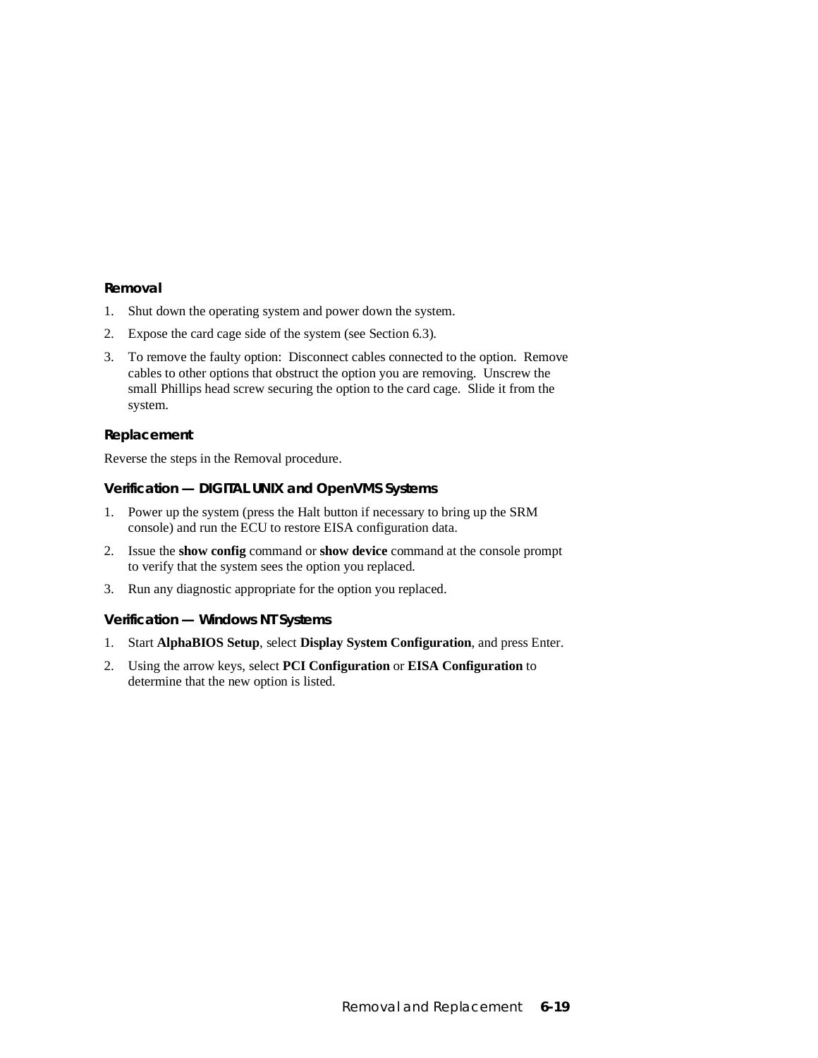#### Removal

1. Shut down the operating system and power down the system.
2. Expose the card cage side of the system (see Section 6.3).
3. To remove the faulty option: Disconnect cables connected to the option. Remove cables to other options that obstruct the option you are removing. Unscrew the small Phillips head screw securing the option to the card cage. Slide it from the system.

#### Replacement

Reverse the steps in the Removal procedure.

#### Verification — DIGITAL UNIX and OpenVMS Systems

1. Power up the system (press the Halt button if necessary to bring up the SRM console) and run the ECU to restore EISA configuration data.
2. Issue the **show config** command or **show device** command at the console prompt to verify that the system sees the option you replaced.
3. Run any diagnostic appropriate for the option you replaced.

#### Verification — Windows NT Systems

1. Start **AlphaBIOS Setup**, select **Display System Configuration**, and press Enter.
2. Using the arrow keys, select **PCI Configuration** or **EISA Configuration** to determine that the new option is listed.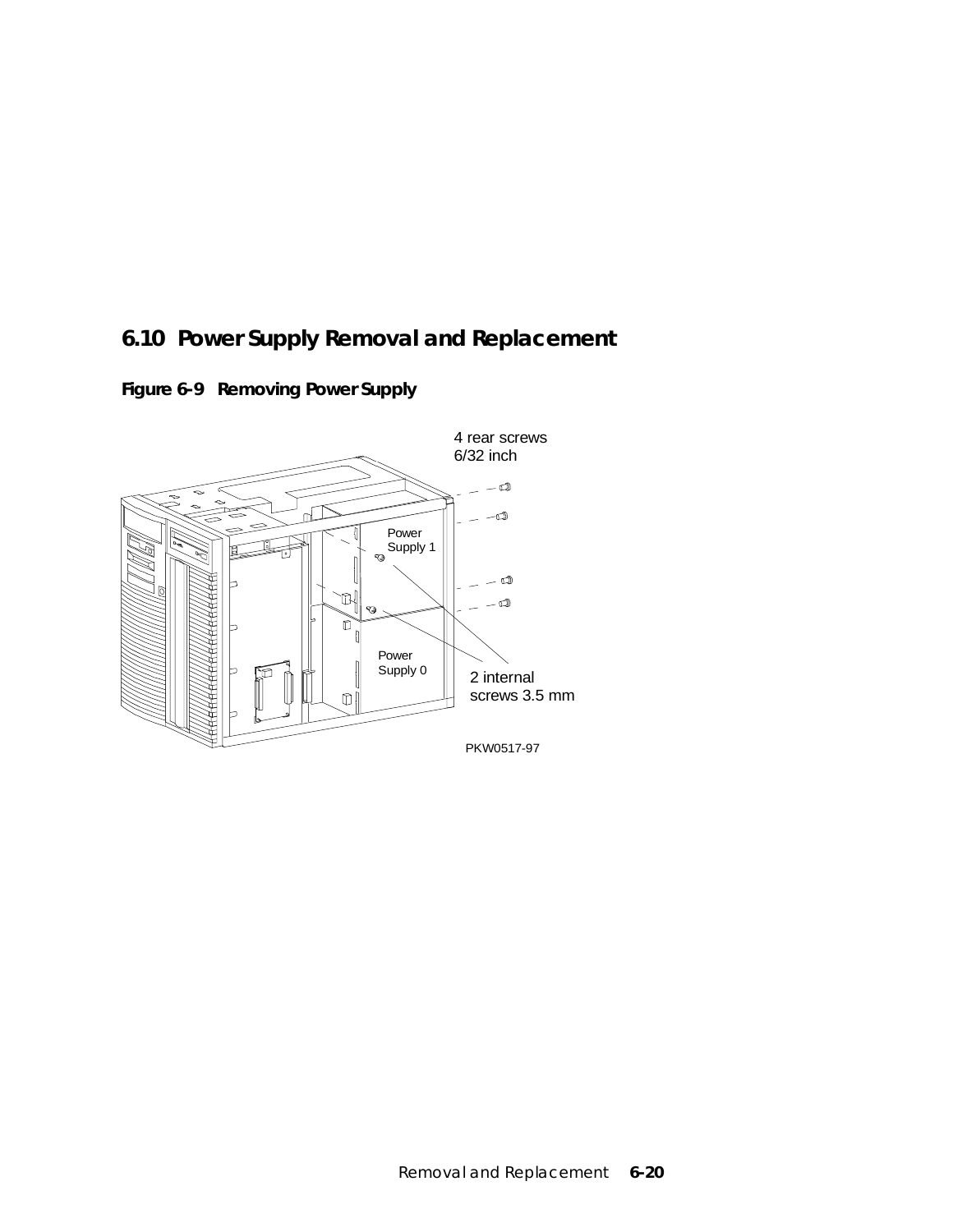## 6.10 Power Supply Removal and Replacement

**Figure 6-9 Removing Power Supply**

4 rear screws
6/32 inch

Power
Supply 1

Power
Supply 0

2 internal
screws 3.5 mm

PKW0517-97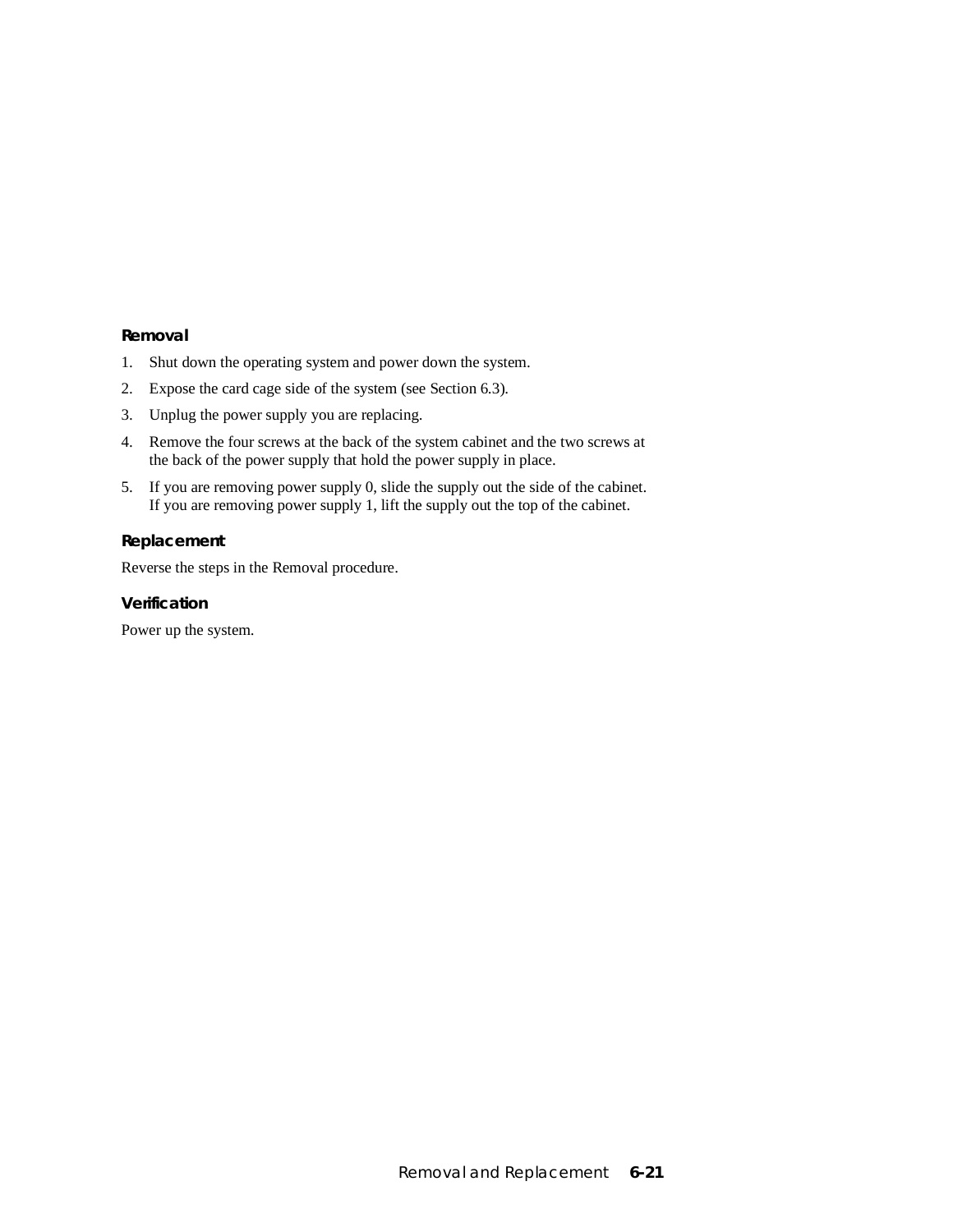### Removal

1. Shut down the operating system and power down the system.
2. Expose the card cage side of the system (see Section 6.3).
3. Unplug the power supply you are replacing.
4. Remove the four screws at the back of the system cabinet and the two screws at the back of the power supply that hold the power supply in place.
5. If you are removing power supply 0, slide the supply out the side of the cabinet. If you are removing power supply 1, lift the supply out the top of the cabinet.

### Replacement

Reverse the steps in the Removal procedure.

### Verification

Power up the system.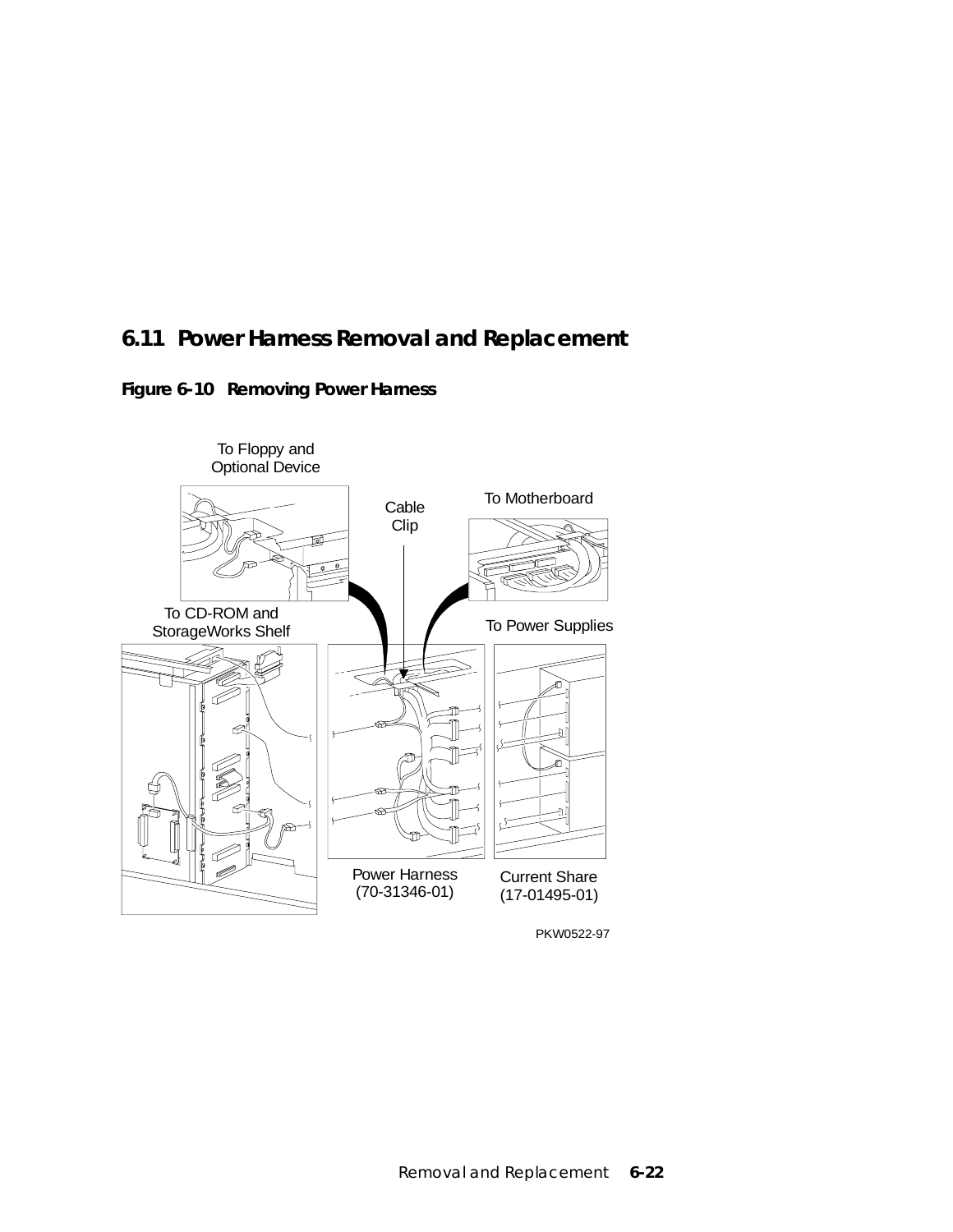## 6.11 Power Harness Removal and Replacement

**Figure 6-10 Removing Power Harness**

To Floppy and Optional Device

Cable Clip

To Motherboard

To CD-ROM and StorageWorks Shelf

To Power Supplies

Power Harness (70-31346-01)

Current Share (17-01495-01)

PKW0522-97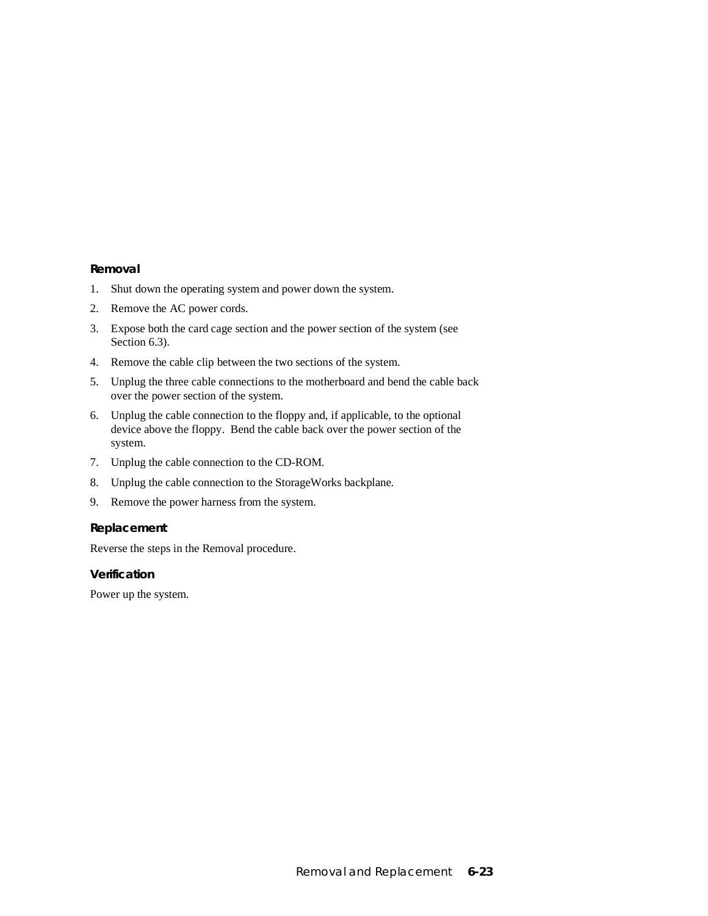### Removal

1. Shut down the operating system and power down the system.
2. Remove the AC power cords.
3. Expose both the card cage section and the power section of the system (see Section 6.3).
4. Remove the cable clip between the two sections of the system.
5. Unplug the three cable connections to the motherboard and bend the cable back over the power section of the system.
6. Unplug the cable connection to the floppy and, if applicable, to the optional device above the floppy. Bend the cable back over the power section of the system.
7. Unplug the cable connection to the CD-ROM.
8. Unplug the cable connection to the StorageWorks backplane.
9. Remove the power harness from the system.

### Replacement

Reverse the steps in the Removal procedure.

### Verification

Power up the system.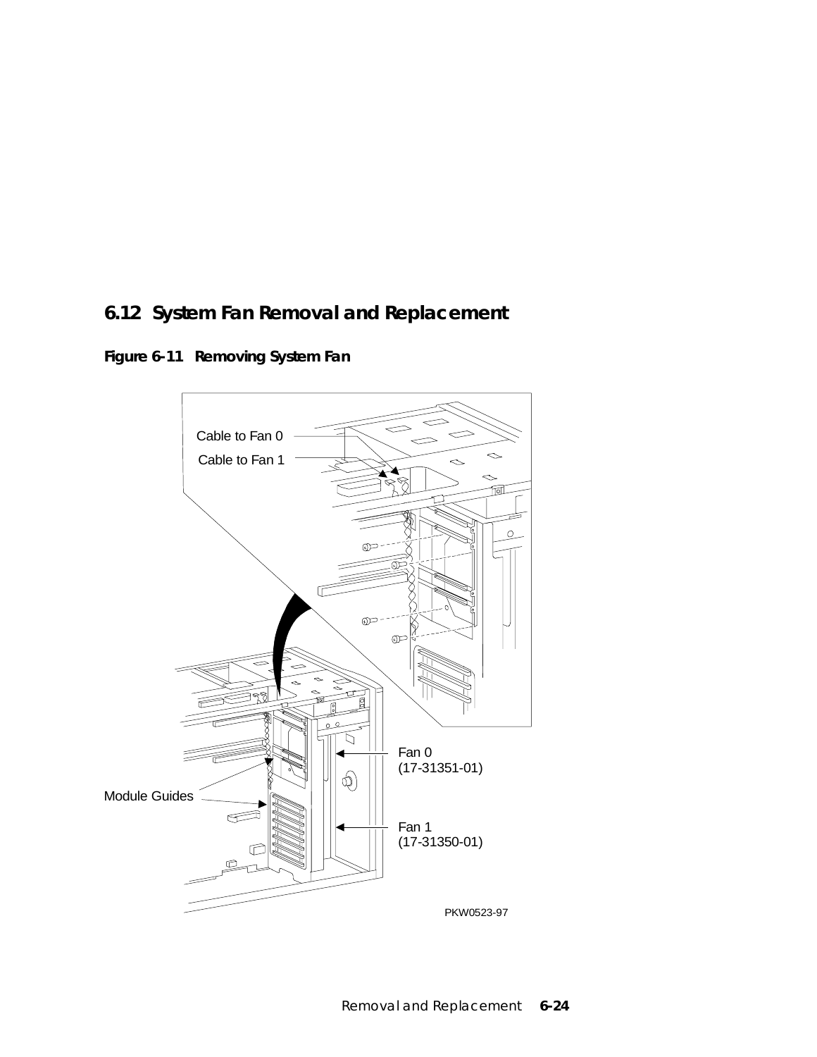## 6.12 System Fan Removal and Replacement

**Figure 6-11 Removing System Fan**

Cable to Fan 0

Cable to Fan 1

Module Guides

Fan 0 (17-31351-01)

Fan 1 (17-31350-01)

PKW0523-97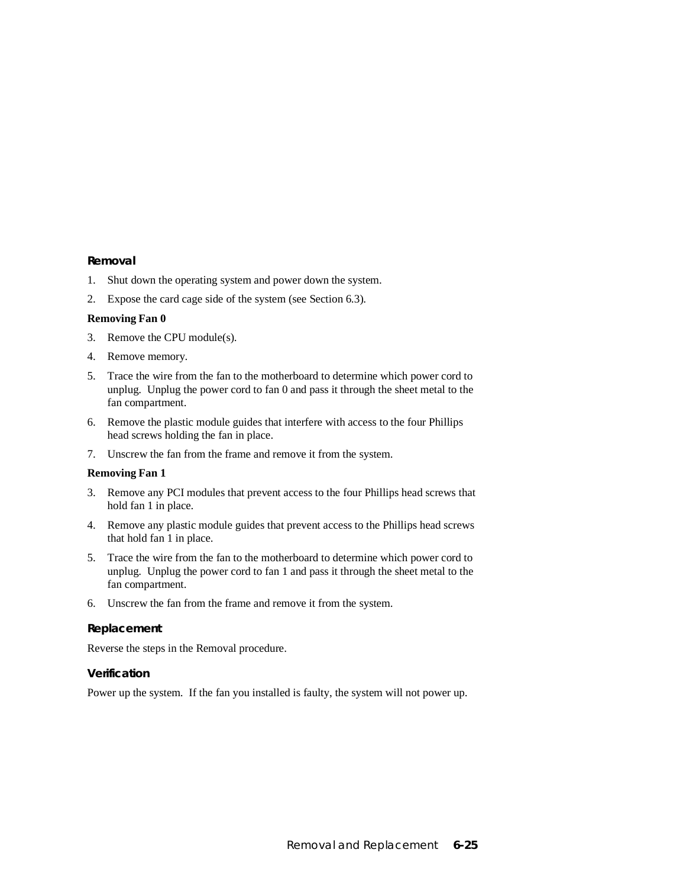### Removal

1. Shut down the operating system and power down the system.
2. Expose the card cage side of the system (see Section 6.3).

**Removing Fan 0**

3. Remove the CPU module(s).
4. Remove memory.
5. Trace the wire from the fan to the motherboard to determine which power cord to unplug. Unplug the power cord to fan 0 and pass it through the sheet metal to the fan compartment.
6. Remove the plastic module guides that interfere with access to the four Phillips head screws holding the fan in place.
7. Unscrew the fan from the frame and remove it from the system.

**Removing Fan 1**

3. Remove any PCI modules that prevent access to the four Phillips head screws that hold fan 1 in place.
4. Remove any plastic module guides that prevent access to the Phillips head screws that hold fan 1 in place.
5. Trace the wire from the fan to the motherboard to determine which power cord to unplug. Unplug the power cord to fan 1 and pass it through the sheet metal to the fan compartment.
6. Unscrew the fan from the frame and remove it from the system.

### Replacement

Reverse the steps in the Removal procedure.

### Verification

Power up the system. If the fan you installed is faulty, the system will not power up.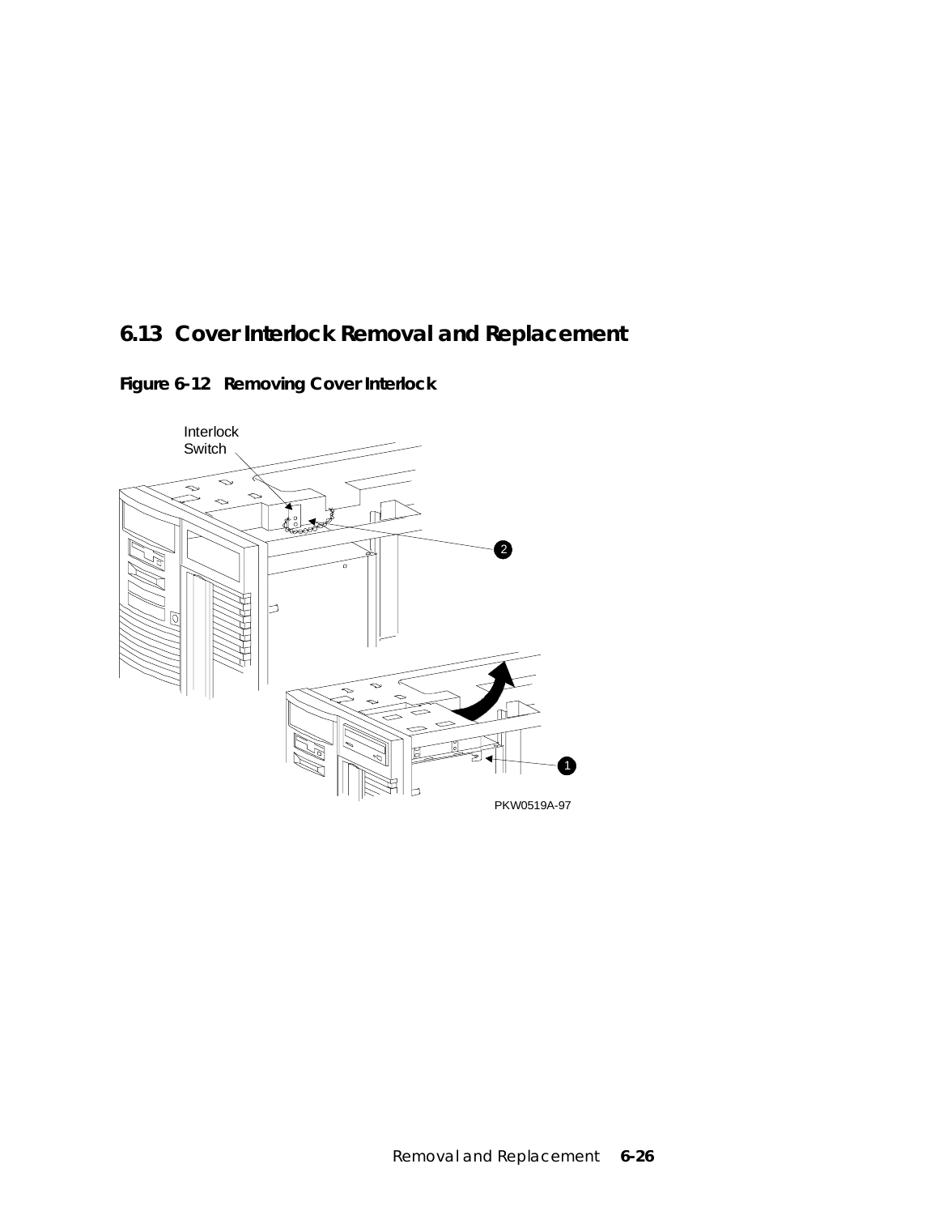## 6.13 Cover Interlock Removal and Replacement

**Figure 6-12 Removing Cover Interlock**

Interlock Switch

2

1

PKW0519A-97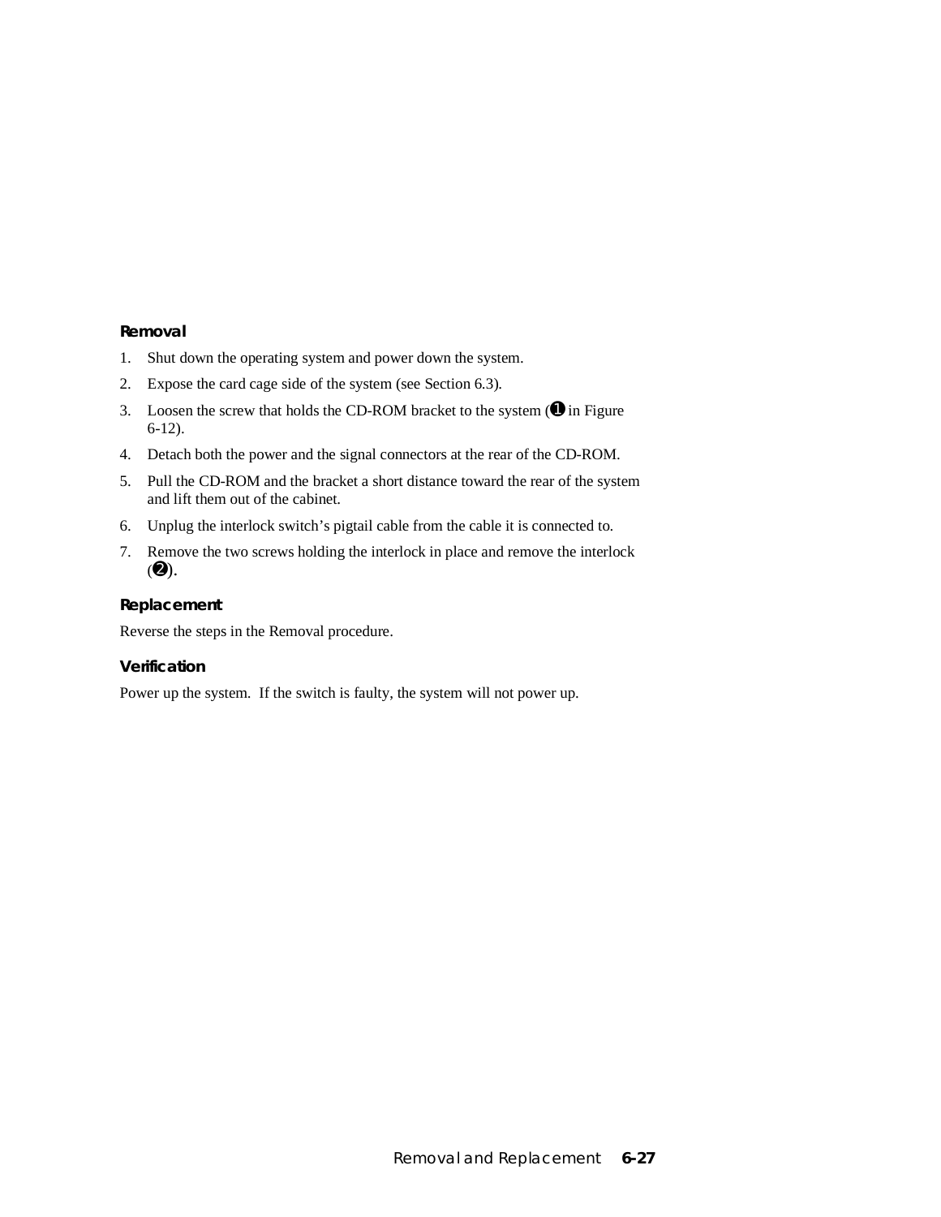### Removal

1. Shut down the operating system and power down the system.
2. Expose the card cage side of the system (see Section 6.3).
3. Loosen the screw that holds the CD-ROM bracket to the system (❶ in Figure 6-12).
4. Detach both the power and the signal connectors at the rear of the CD-ROM.
5. Pull the CD-ROM and the bracket a short distance toward the rear of the system and lift them out of the cabinet.
6. Unplug the interlock switch’s pigtail cable from the cable it is connected to.
7. Remove the two screws holding the interlock in place and remove the interlock (❷).

### Replacement

Reverse the steps in the Removal procedure.

### Verification

Power up the system. If the switch is faulty, the system will not power up.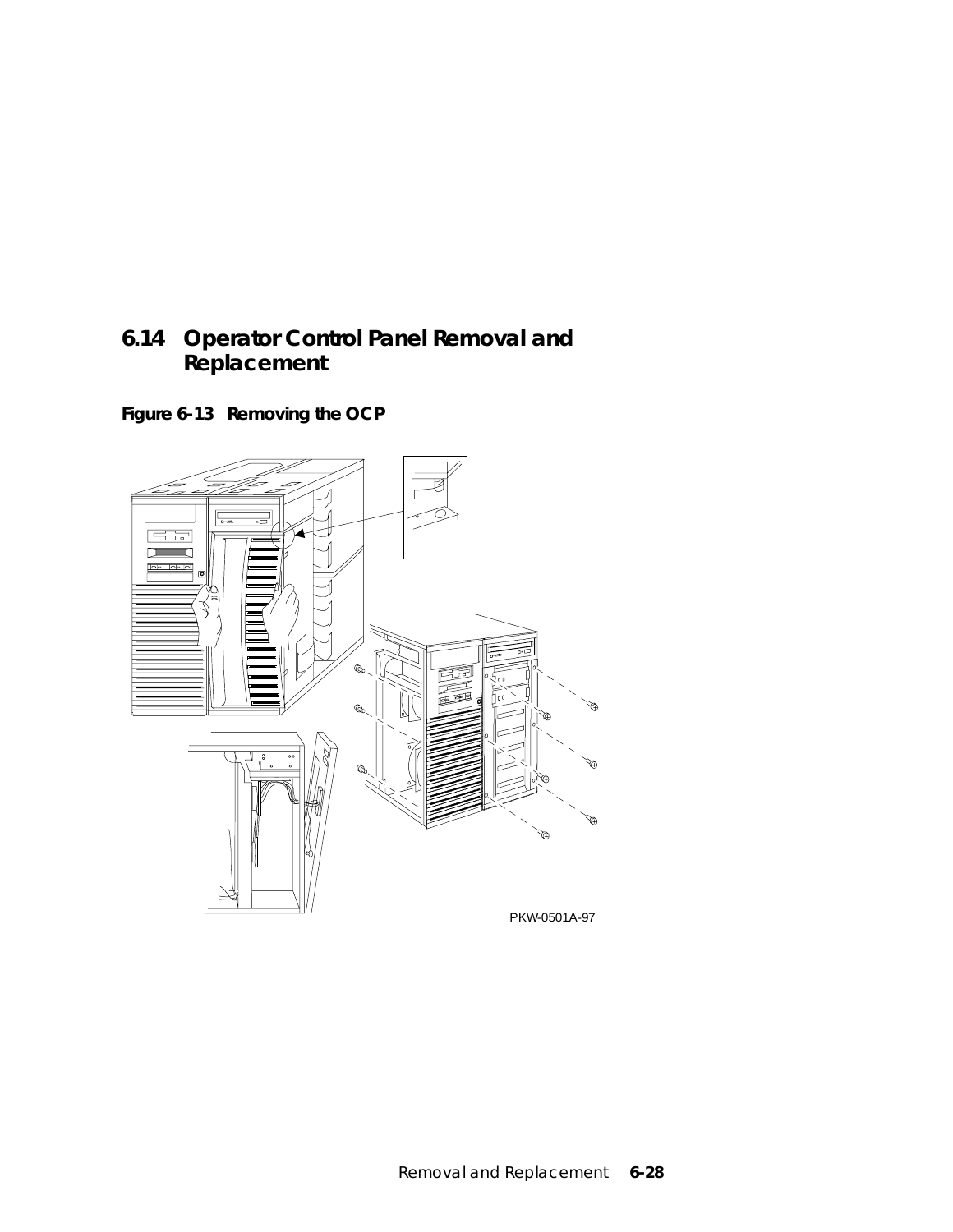## 6.14 Operator Control Panel Removal and Replacement

**Figure 6-13 Removing the OCP**

PKW-0501A-97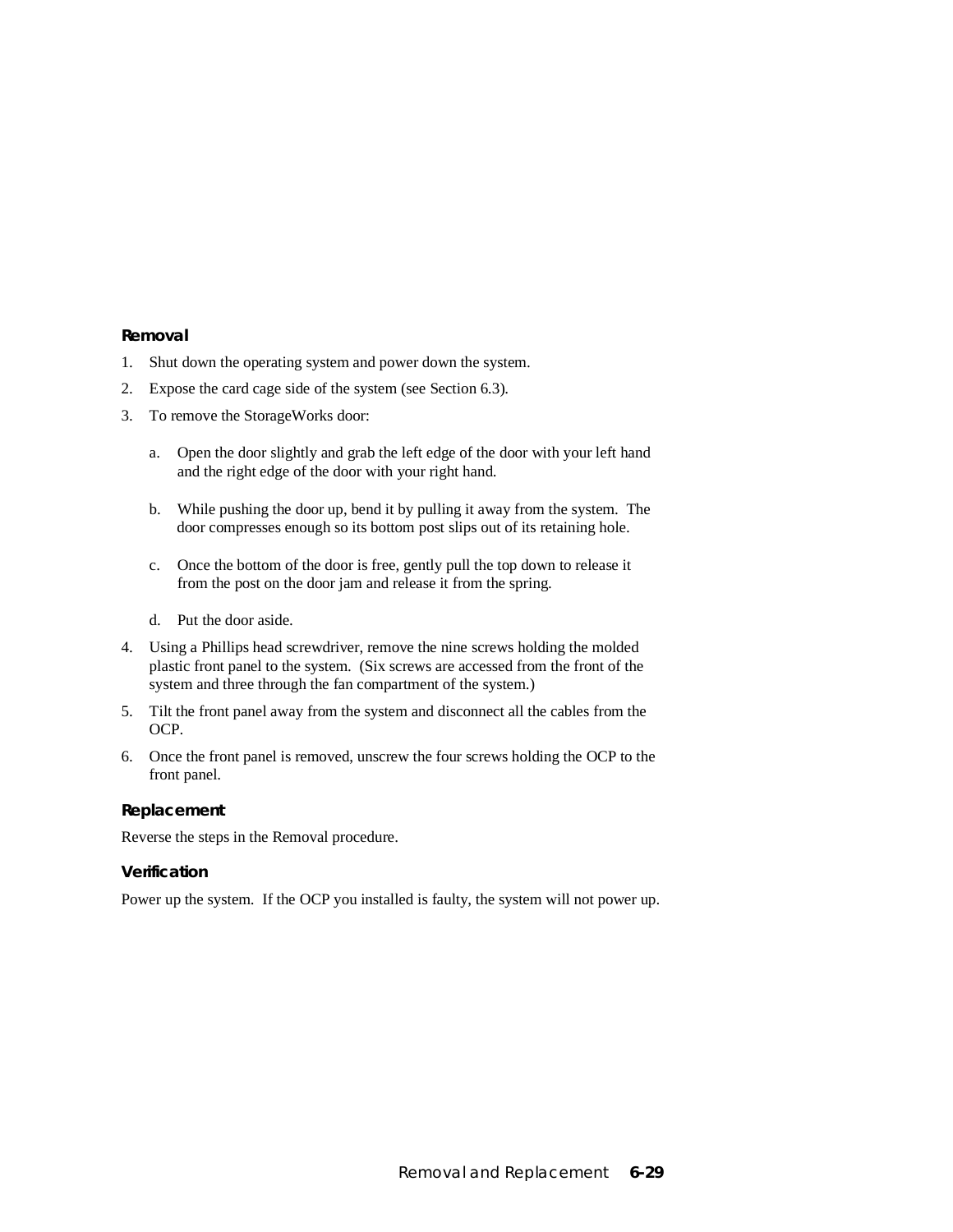### Removal

1. Shut down the operating system and power down the system.
2. Expose the card cage side of the system (see Section 6.3).
3. To remove the StorageWorks door:

   a. Open the door slightly and grab the left edge of the door with your left hand and the right edge of the door with your right hand.

   b. While pushing the door up, bend it by pulling it away from the system. The door compresses enough so its bottom post slips out of its retaining hole.

   c. Once the bottom of the door is free, gently pull the top down to release it from the post on the door jam and release it from the spring.

   d. Put the door aside.
4. Using a Phillips head screwdriver, remove the nine screws holding the molded plastic front panel to the system. (Six screws are accessed from the front of the system and three through the fan compartment of the system.)
5. Tilt the front panel away from the system and disconnect all the cables from the OCP.
6. Once the front panel is removed, unscrew the four screws holding the OCP to the front panel.

### Replacement

Reverse the steps in the Removal procedure.

### Verification

Power up the system. If the OCP you installed is faulty, the system will not power up.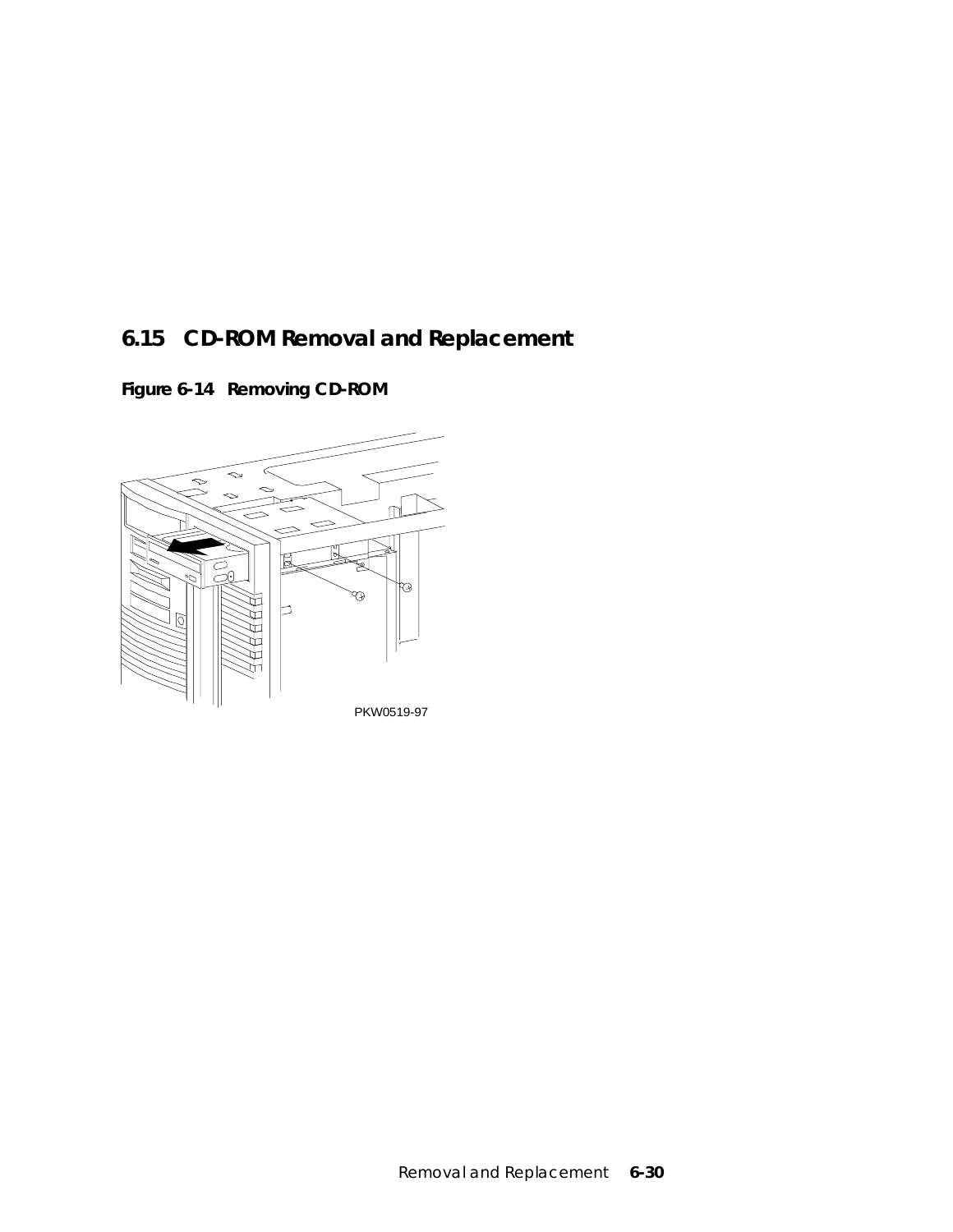## 6.15 CD-ROM Removal and Replacement

**Figure 6-14 Removing CD-ROM**

PKW0519-97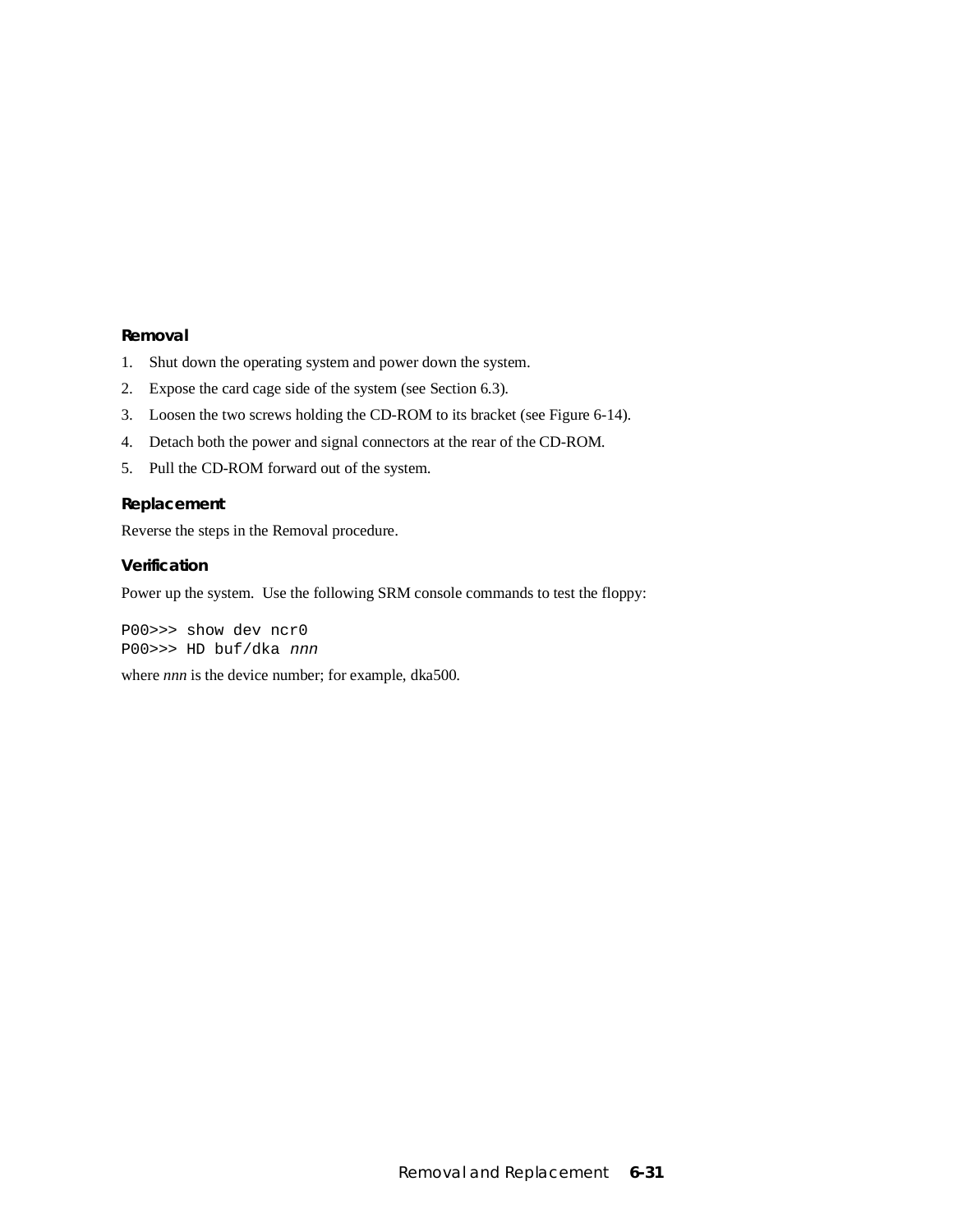### Removal

1. Shut down the operating system and power down the system.
2. Expose the card cage side of the system (see Section 6.3).
3. Loosen the two screws holding the CD-ROM to its bracket (see Figure 6-14).
4. Detach both the power and signal connectors at the rear of the CD-ROM.
5. Pull the CD-ROM forward out of the system.

### Replacement

Reverse the steps in the Removal procedure.

### Verification

Power up the system. Use the following SRM console commands to test the floppy:

```
P00>>> show dev ncr0
P00>>> HD buf/dka nnn
```

where *nnn* is the device number; for example, dka500.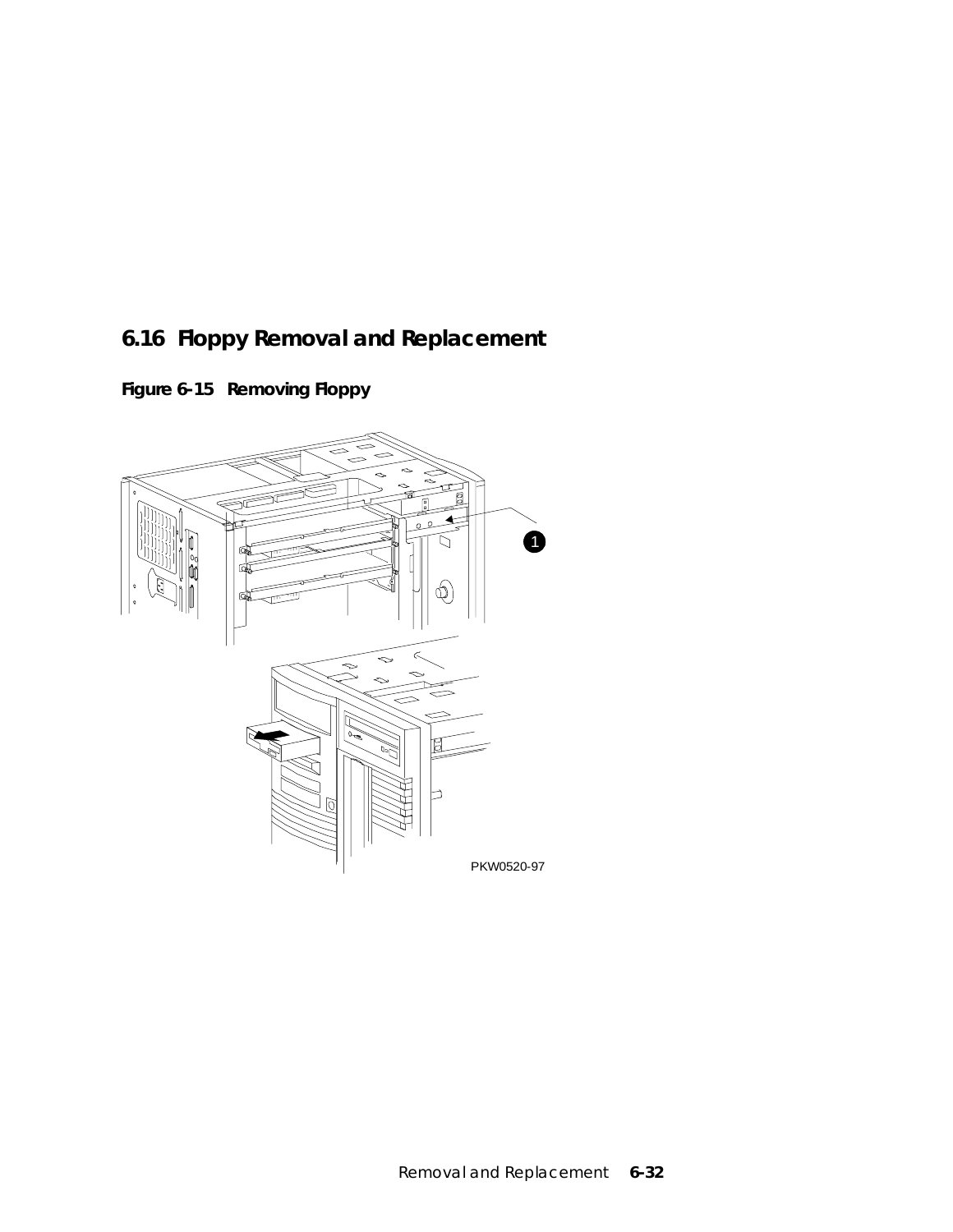## 6.16 Floppy Removal and Replacement

**Figure 6-15 Removing Floppy**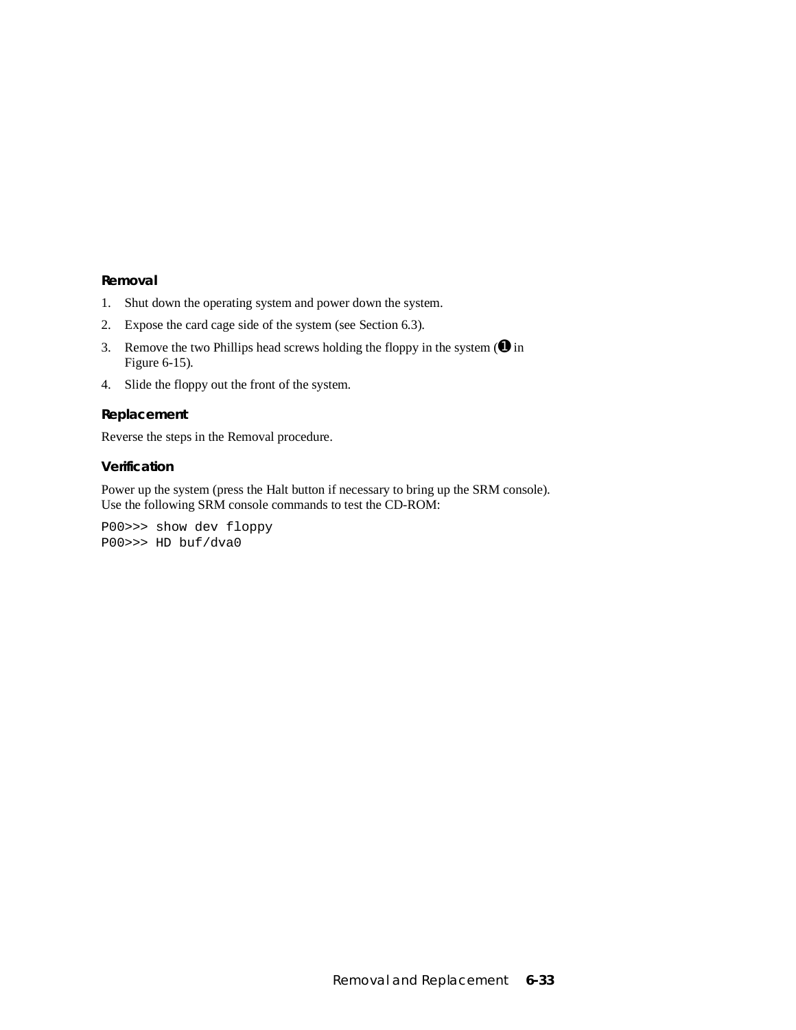### Removal

1. Shut down the operating system and power down the system.
2. Expose the card cage side of the system (see Section 6.3).
3. Remove the two Phillips head screws holding the floppy in the system (➊ in Figure 6-15).
4. Slide the floppy out the front of the system.

### Replacement

Reverse the steps in the Removal procedure.

### Verification

Power up the system (press the Halt button if necessary to bring up the SRM console). Use the following SRM console commands to test the CD-ROM:

```
P00>>> show dev floppy
P00>>> HD buf/dva0
```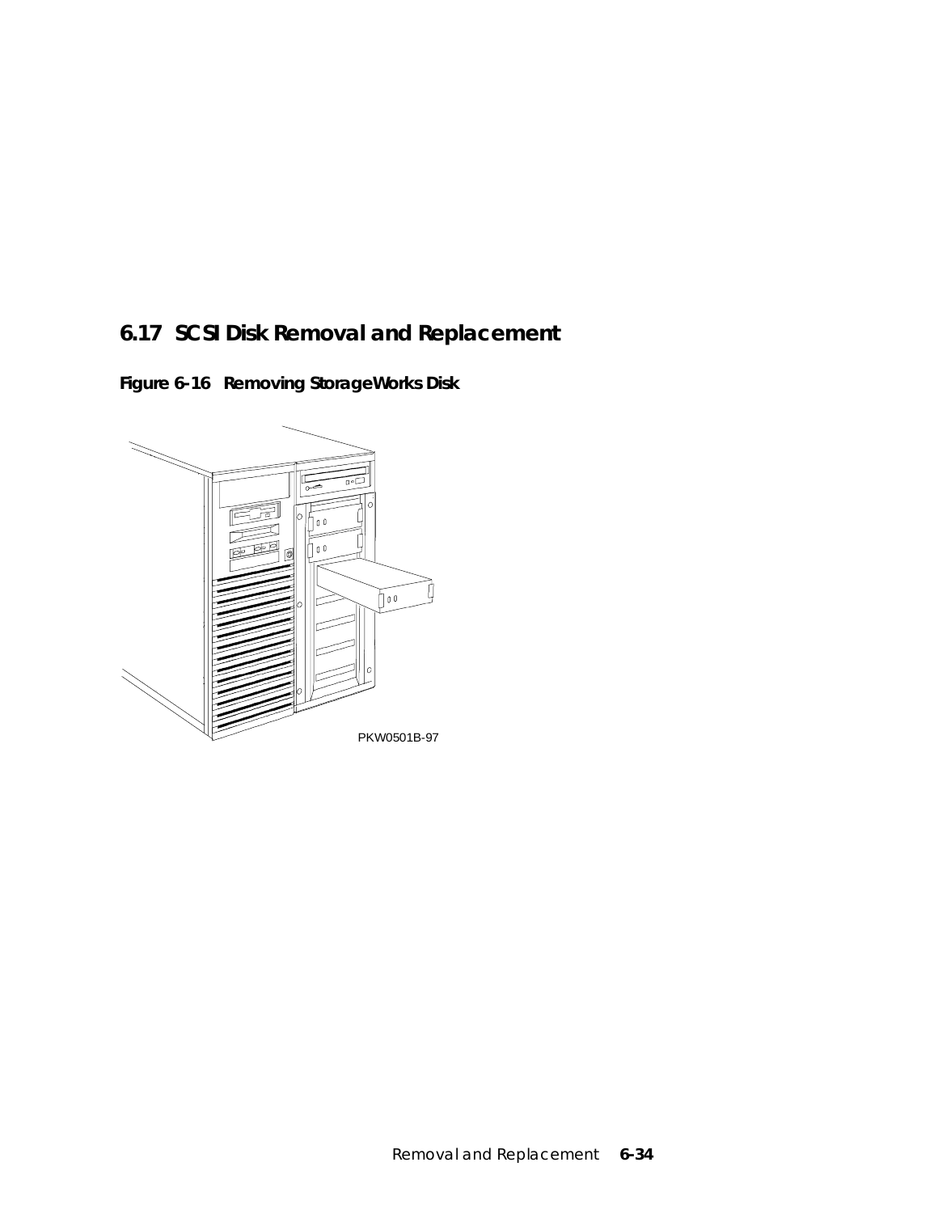## 6.17 SCSI Disk Removal and Replacement

**Figure 6-16 Removing StorageWorks Disk**

PKW0501B-97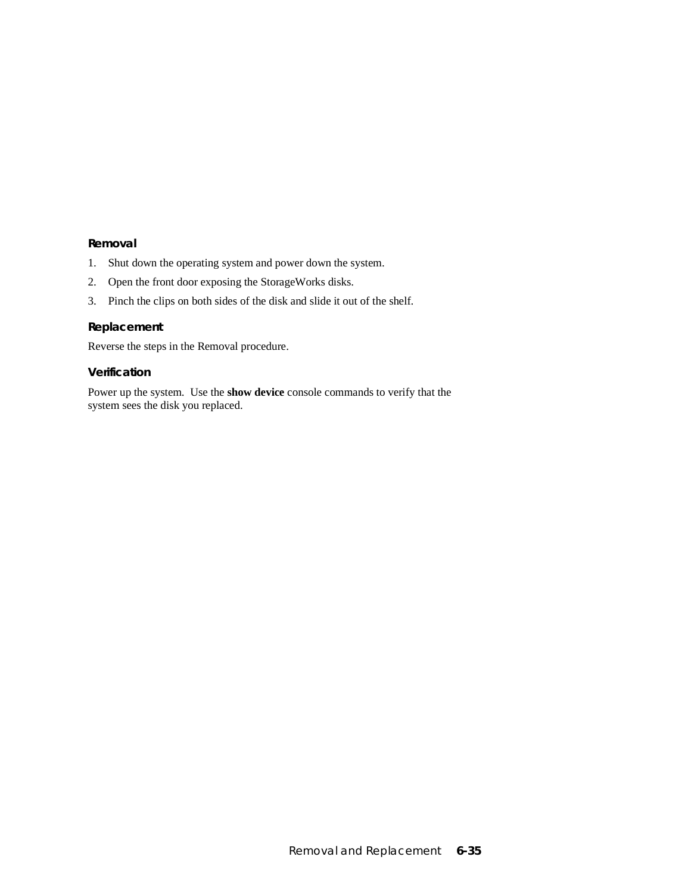### Removal

1. Shut down the operating system and power down the system.
2. Open the front door exposing the StorageWorks disks.
3. Pinch the clips on both sides of the disk and slide it out of the shelf.

### Replacement

Reverse the steps in the Removal procedure.

### Verification

Power up the system. Use the **show device** console commands to verify that the system sees the disk you replaced.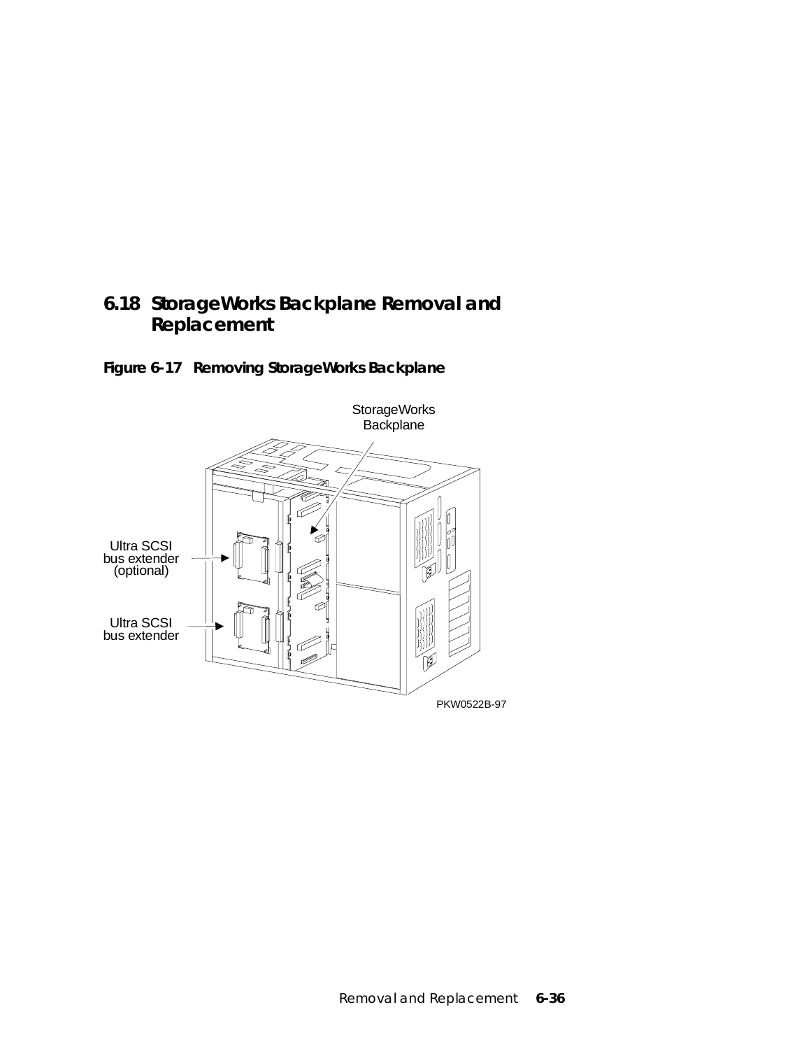## 6.18 StorageWorks Backplane Removal and Replacement

**Figure 6-17 Removing StorageWorks Backplane**

StorageWorks Backplane

Ultra SCSI bus extender (optional)

Ultra SCSI bus extender

PKW0522B-97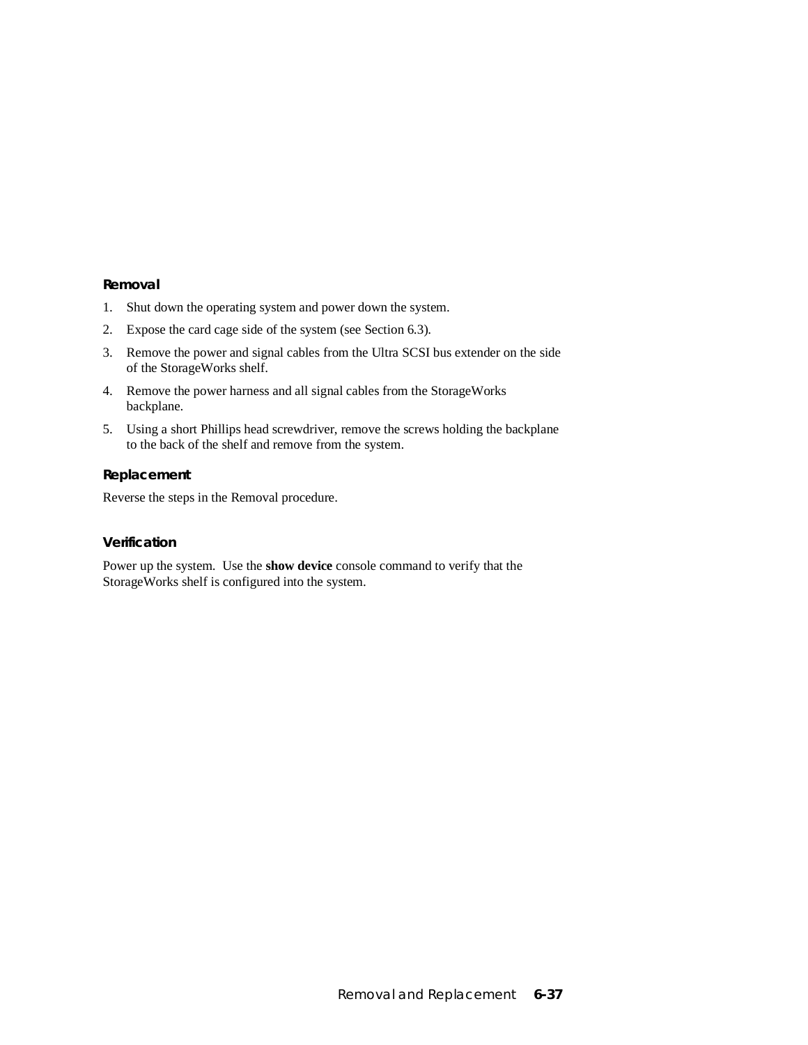### Removal

1. Shut down the operating system and power down the system.
2. Expose the card cage side of the system (see Section 6.3).
3. Remove the power and signal cables from the Ultra SCSI bus extender on the side of the StorageWorks shelf.
4. Remove the power harness and all signal cables from the StorageWorks backplane.
5. Using a short Phillips head screwdriver, remove the screws holding the backplane to the back of the shelf and remove from the system.

### Replacement

Reverse the steps in the Removal procedure.

### Verification

Power up the system. Use the **show device** console command to verify that the StorageWorks shelf is configured into the system.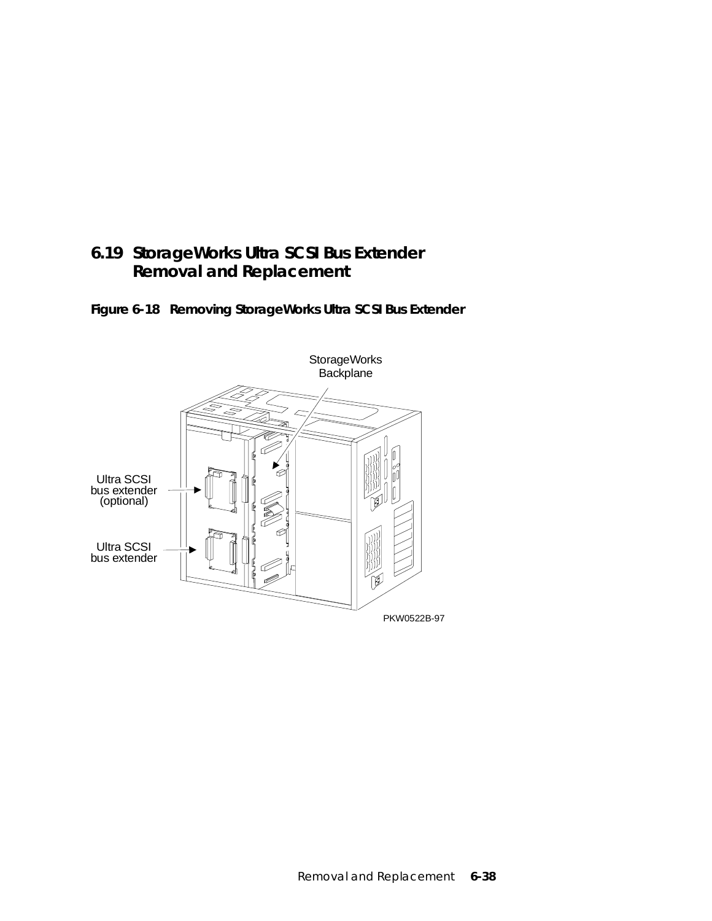## 6.19 StorageWorks Ultra SCSI Bus Extender Removal and Replacement

**Figure 6-18 Removing StorageWorks Ultra SCSI Bus Extender**

StorageWorks Backplane

Ultra SCSI bus extender (optional)

Ultra SCSI bus extender

PKW0522B-97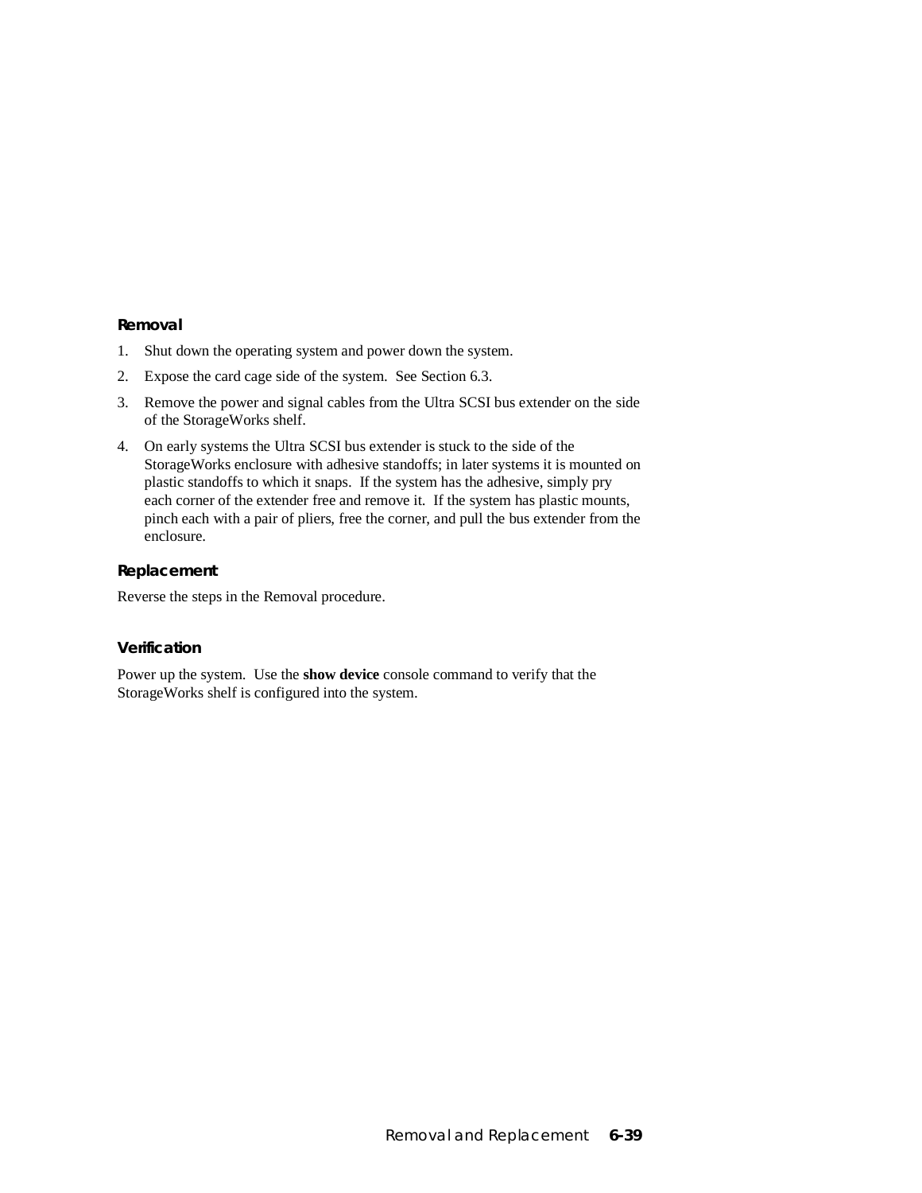### Removal

1. Shut down the operating system and power down the system.
2. Expose the card cage side of the system. See Section 6.3.
3. Remove the power and signal cables from the Ultra SCSI bus extender on the side of the StorageWorks shelf.
4. On early systems the Ultra SCSI bus extender is stuck to the side of the StorageWorks enclosure with adhesive standoffs; in later systems it is mounted on plastic standoffs to which it snaps. If the system has the adhesive, simply pry each corner of the extender free and remove it. If the system has plastic mounts, pinch each with a pair of pliers, free the corner, and pull the bus extender from the enclosure.

### Replacement

Reverse the steps in the Removal procedure.

### Verification

Power up the system. Use the **show device** console command to verify that the StorageWorks shelf is configured into the system.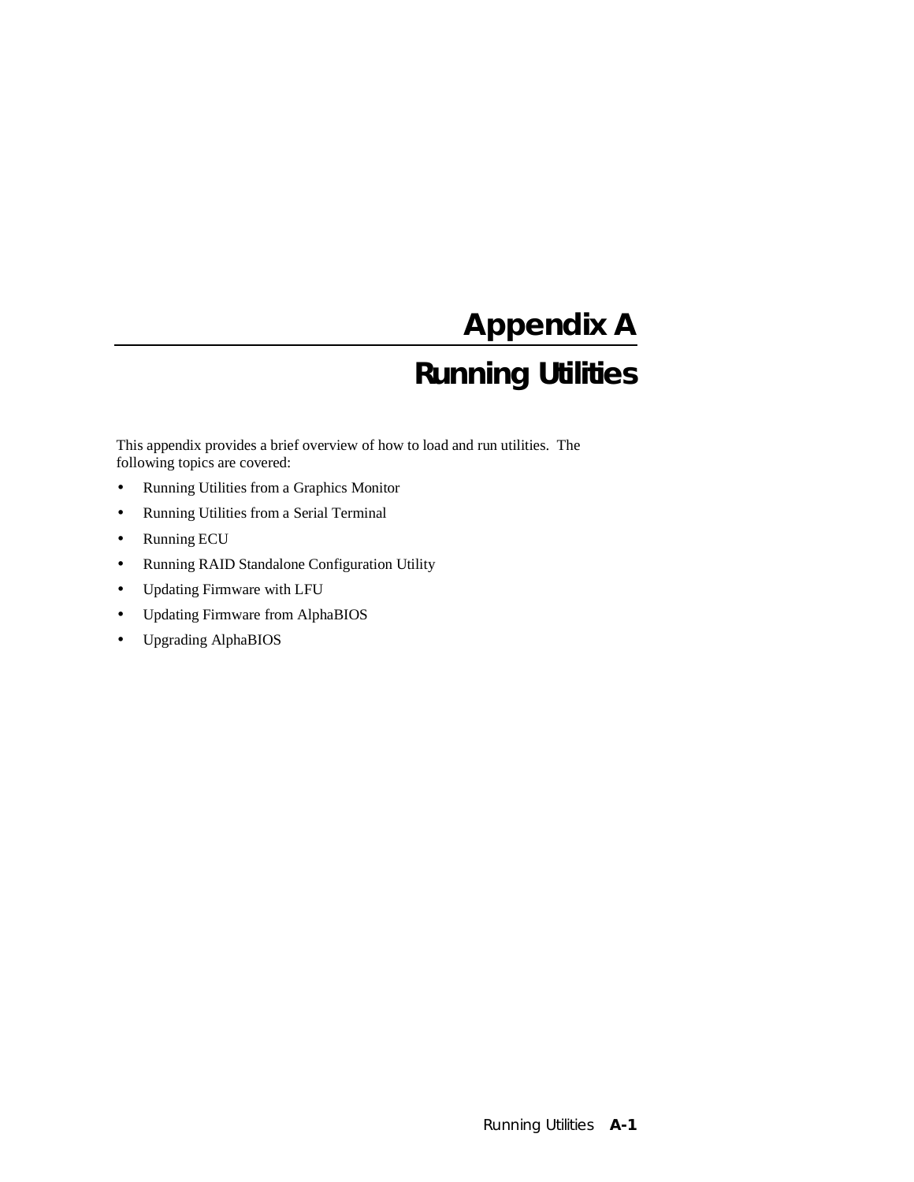# Appendix A

# Running Utilities

This appendix provides a brief overview of how to load and run utilities. The following topics are covered:

- Running Utilities from a Graphics Monitor
- Running Utilities from a Serial Terminal
- Running ECU
- Running RAID Standalone Configuration Utility
- Updating Firmware with LFU
- Updating Firmware from AlphaBIOS
- Upgrading AlphaBIOS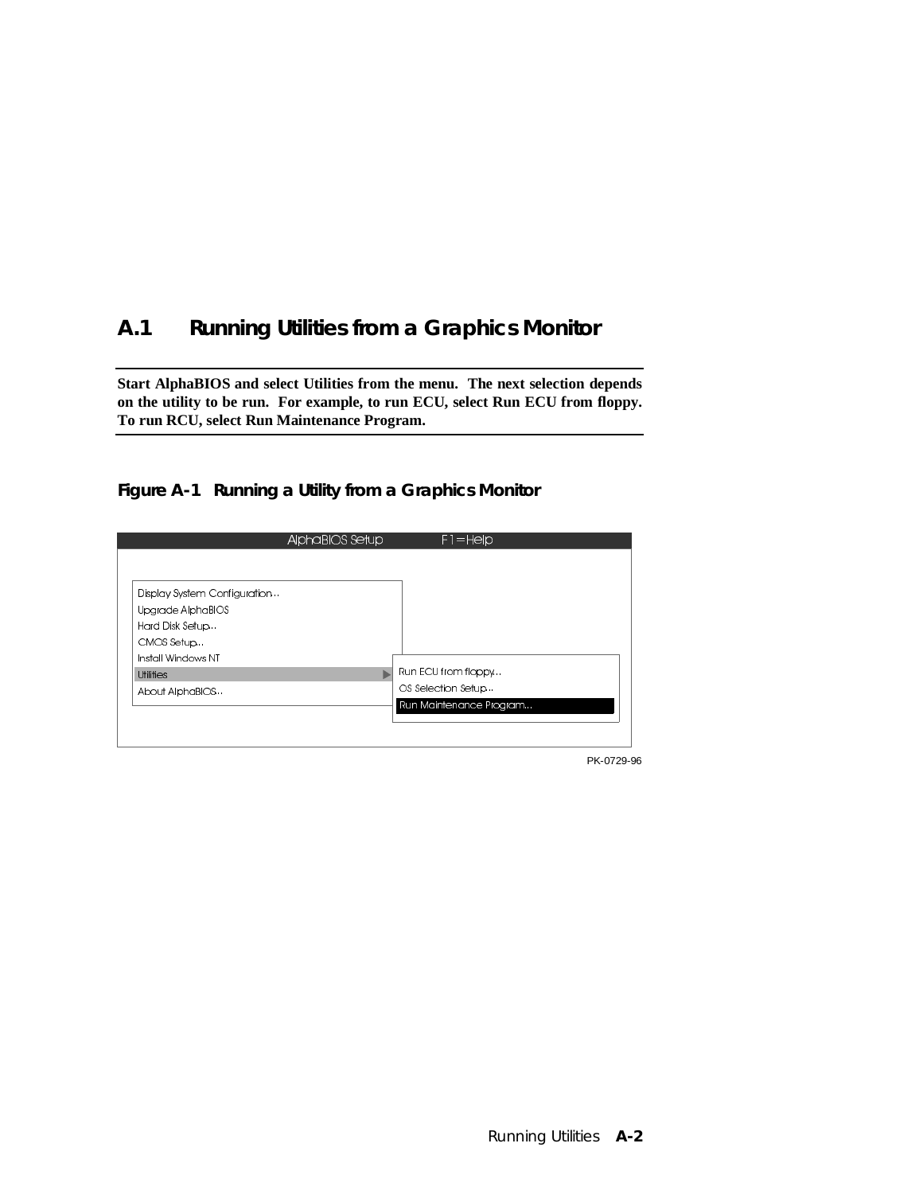## A.1 Running Utilities from a Graphics Monitor

**Start AlphaBIOS and select Utilities from the menu. The next selection depends on the utility to be run. For example, to run ECU, select Run ECU from floppy. To run RCU, select Run Maintenance Program.**

**Figure A-1 Running a Utility from a Graphics Monitor**

```
AlphaBIOS Setup                F1=Help

Display System Configuration...
Upgrade AlphaBIOS
Hard Disk Setup...
CMOS Setup...
Install Windows NT
Utilities                  ▶  Run ECU from floppy...
About AlphaBIOS...            OS Selection Setup...
                              Run Maintenance Program...
```

PK-0729-96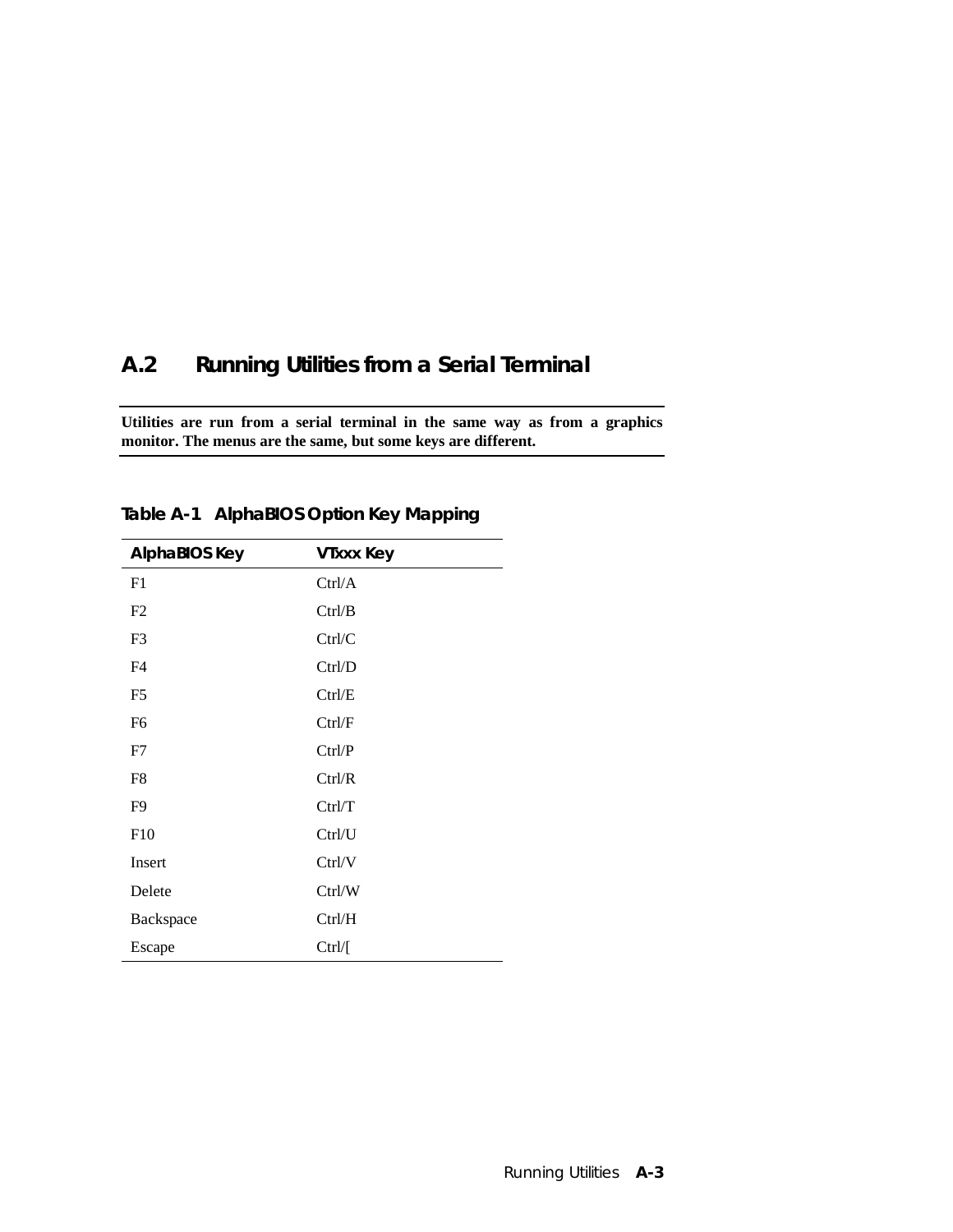## A.2 Running Utilities from a Serial Terminal

**Utilities are run from a serial terminal in the same way as from a graphics monitor. The menus are the same, but some keys are different.**

**Table A-1 AlphaBIOS Option Key Mapping**

| AlphaBIOS Key | VTxxx Key |
|---|---|
| F1 | Ctrl/A |
| F2 | Ctrl/B |
| F3 | Ctrl/C |
| F4 | Ctrl/D |
| F5 | Ctrl/E |
| F6 | Ctrl/F |
| F7 | Ctrl/P |
| F8 | Ctrl/R |
| F9 | Ctrl/T |
| F10 | Ctrl/U |
| Insert | Ctrl/V |
| Delete | Ctrl/W |
| Backspace | Ctrl/H |
| Escape | Ctrl/[ |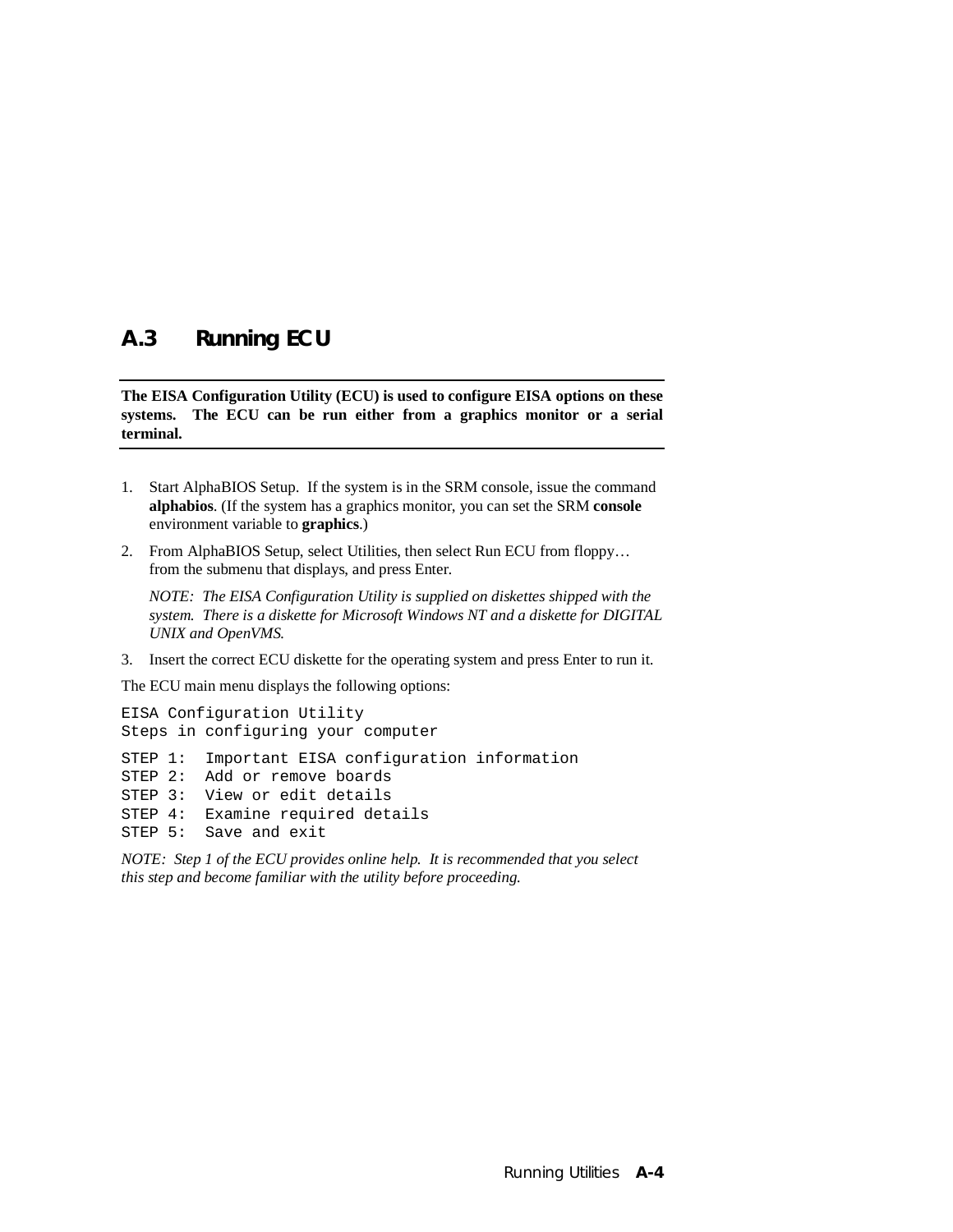## A.3 Running ECU

**The EISA Configuration Utility (ECU) is used to configure EISA options on these systems. The ECU can be run either from a graphics monitor or a serial terminal.**

1. Start AlphaBIOS Setup. If the system is in the SRM console, issue the command **alphabios**. (If the system has a graphics monitor, you can set the SRM **console** environment variable to **graphics**.)
2. From AlphaBIOS Setup, select Utilities, then select Run ECU from floppy… from the submenu that displays, and press Enter.

   *NOTE: The EISA Configuration Utility is supplied on diskettes shipped with the system. There is a diskette for Microsoft Windows NT and a diskette for DIGITAL UNIX and OpenVMS.*

3. Insert the correct ECU diskette for the operating system and press Enter to run it.

The ECU main menu displays the following options:

```
EISA Configuration Utility
Steps in configuring your computer

STEP 1:  Important EISA configuration information
STEP 2:  Add or remove boards
STEP 3:  View or edit details
STEP 4:  Examine required details
STEP 5:  Save and exit
```

*NOTE: Step 1 of the ECU provides online help. It is recommended that you select this step and become familiar with the utility before proceeding.*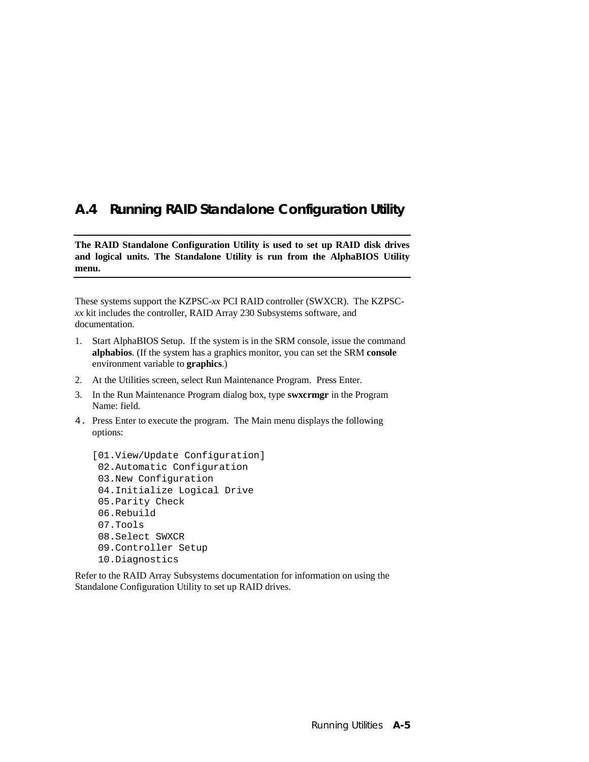## A.4 Running RAID Standalone Configuration Utility

**The RAID Standalone Configuration Utility is used to set up RAID disk drives and logical units. The Standalone Utility is run from the AlphaBIOS Utility menu.**

These systems support the KZPSC-*xx* PCI RAID controller (SWXCR). The KZPSC-*xx* kit includes the controller, RAID Array 230 Subsystems software, and documentation.

1. Start AlphaBIOS Setup. If the system is in the SRM console, issue the command **alphabios**. (If the system has a graphics monitor, you can set the SRM **console** environment variable to **graphics**.)
2. At the Utilities screen, select Run Maintenance Program. Press Enter.
3. In the Run Maintenance Program dialog box, type **swxcrmgr** in the Program Name: field.
4. Press Enter to execute the program. The Main menu displays the following options:

```
[01.View/Update Configuration]
 02.Automatic Configuration
 03.New Configuration
 04.Initialize Logical Drive
 05.Parity Check
 06.Rebuild
 07.Tools
 08.Select SWXCR
 09.Controller Setup
 10.Diagnostics
```

Refer to the RAID Array Subsystems documentation for information on using the Standalone Configuration Utility to set up RAID drives.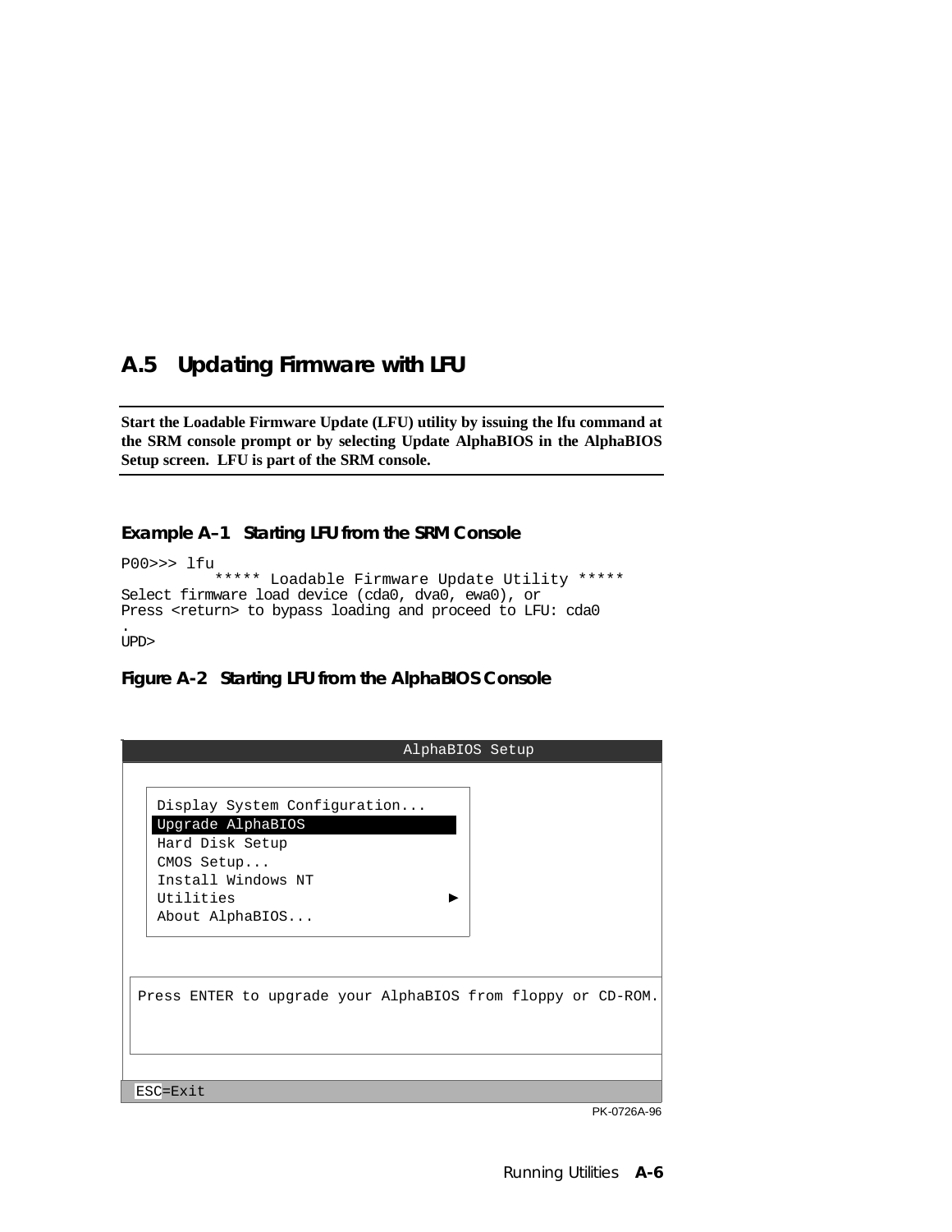## A.5 Updating Firmware with LFU

**Start the Loadable Firmware Update (LFU) utility by issuing the lfu command at the SRM console prompt or by selecting Update AlphaBIOS in the AlphaBIOS Setup screen. LFU is part of the SRM console.**

**Example A–1 Starting LFU from the SRM Console**

```
P00>>> lfu
          ***** Loadable Firmware Update Utility *****
Select firmware load device (cda0, dva0, ewa0), or
Press <return> to bypass loading and proceed to LFU: cda0
.
UPD>
```

**Figure A-2 Starting LFU from the AlphaBIOS Console**

```
                              AlphaBIOS Setup

    Display System Configuration...
    Upgrade AlphaBIOS
    Hard Disk Setup
    CMOS Setup...
    Install Windows NT
    Utilities                            ►
    About AlphaBIOS...

  Press ENTER to upgrade your AlphaBIOS from floppy or CD-ROM.

  ESC=Exit
```

PK-0726A-96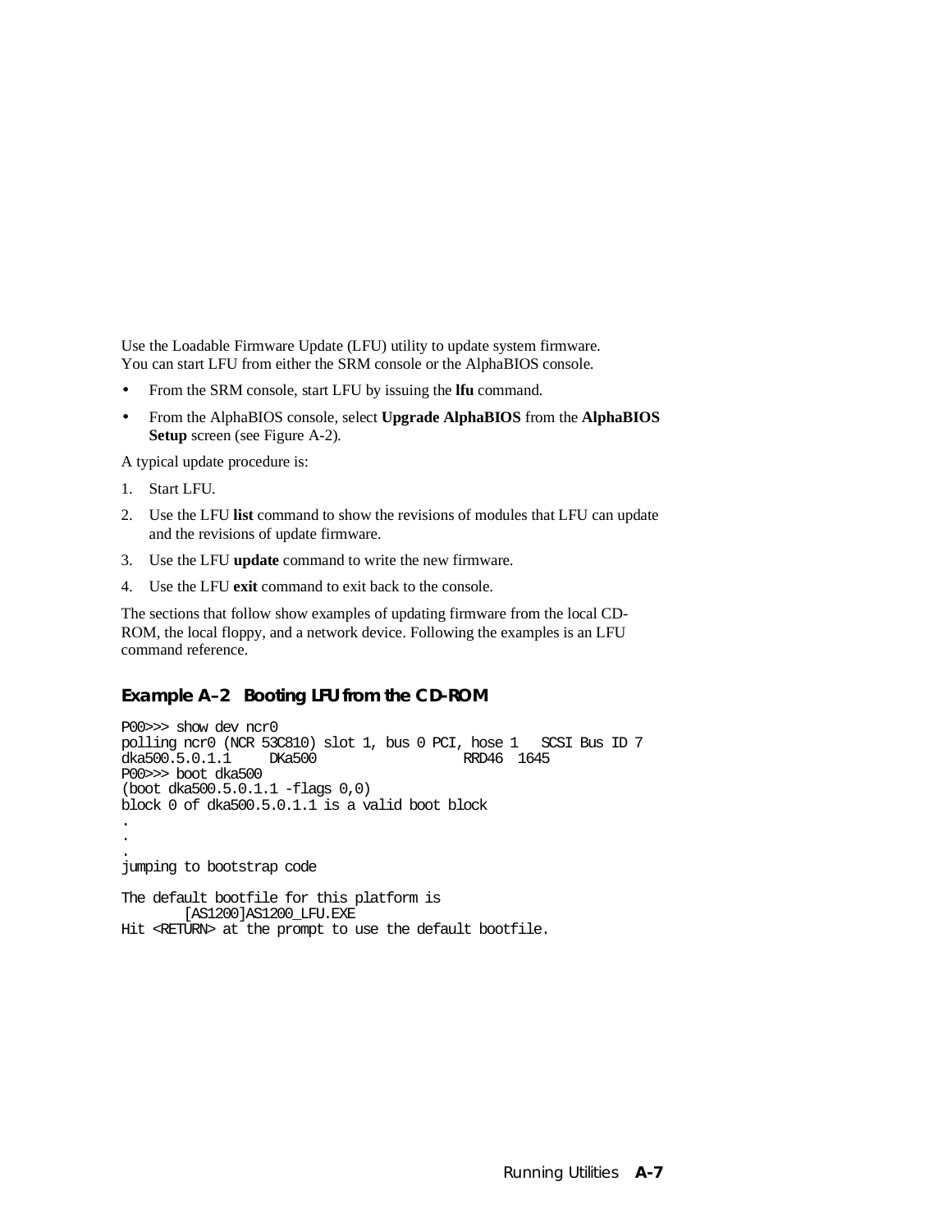Use the Loadable Firmware Update (LFU) utility to update system firmware. You can start LFU from either the SRM console or the AlphaBIOS console.

- From the SRM console, start LFU by issuing the **lfu** command.
- From the AlphaBIOS console, select **Upgrade AlphaBIOS** from the **AlphaBIOS Setup** screen (see Figure A-2).

A typical update procedure is:

1. Start LFU.
2. Use the LFU **list** command to show the revisions of modules that LFU can update and the revisions of update firmware.
3. Use the LFU **update** command to write the new firmware.
4. Use the LFU **exit** command to exit back to the console.

The sections that follow show examples of updating firmware from the local CD-ROM, the local floppy, and a network device. Following the examples is an LFU command reference.

#### Example A–2 Booting LFU from the CD-ROM

```
P00>>> show dev ncr0
polling ncr0 (NCR 53C810) slot 1, bus 0 PCI, hose 1   SCSI Bus ID 7
dka500.5.0.1.1     DKa500                  RRD46  1645
P00>>> boot dka500
(boot dka500.5.0.1.1 -flags 0,0)
block 0 of dka500.5.0.1.1 is a valid boot block
.
.
.
jumping to bootstrap code

The default bootfile for this platform is
        [AS1200]AS1200_LFU.EXE
Hit <RETURN> at the prompt to use the default bootfile.
```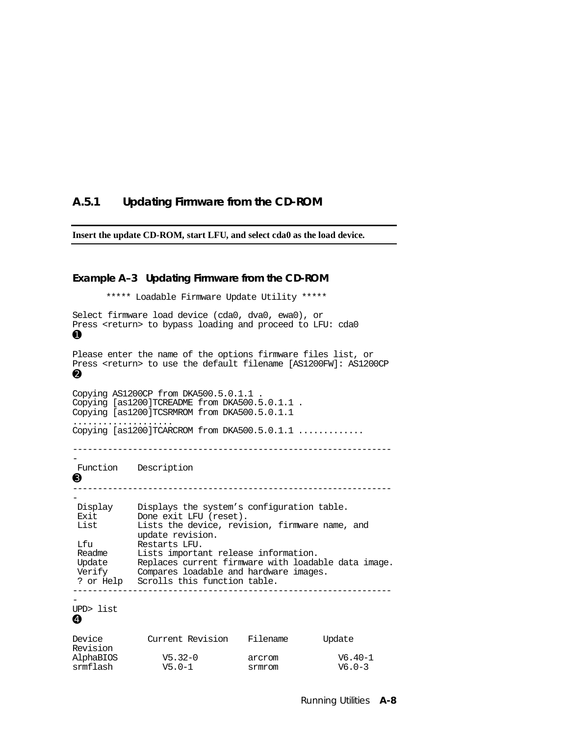### A.5.1 Updating Firmware from the CD-ROM

**Insert the update CD-ROM, start LFU, and select cda0 as the load device.**

**Example A–3 Updating Firmware from the CD-ROM**

```
      ***** Loadable Firmware Update Utility *****

Select firmware load device (cda0, dva0, ewa0), or
Press <return> to bypass loading and proceed to LFU: cda0
❶

Please enter the name of the options firmware files list, or
Press <return> to use the default filename [AS1200FW]: AS1200CP
❷

Copying AS1200CP from DKA500.5.0.1.1 .
Copying [as1200]TCREADME from DKA500.5.0.1.1 .
Copying [as1200]TCSRMROM from DKA500.5.0.1.1
....................
Copying [as1200]TCARCROM from DKA500.5.0.1.1 .............

---------------------------------------------------------------
-
 Function    Description
❸
---------------------------------------------------------------
-
 Display     Displays the system's configuration table.
 Exit        Done exit LFU (reset).
 List        Lists the device, revision, firmware name, and
             update revision.
 Lfu         Restarts LFU.
 Readme      Lists important release information.
 Update      Replaces current firmware with loadable data image.
 Verify      Compares loadable and hardware images.
 ? or Help   Scrolls this function table.
---------------------------------------------------------------
-
UPD> list
❹

Device         Current Revision    Filename       Update
Revision
AlphaBIOS         V5.32-0          arcrom            V6.40-1
srmflash          V5.0-1           srmrom            V6.0-3
```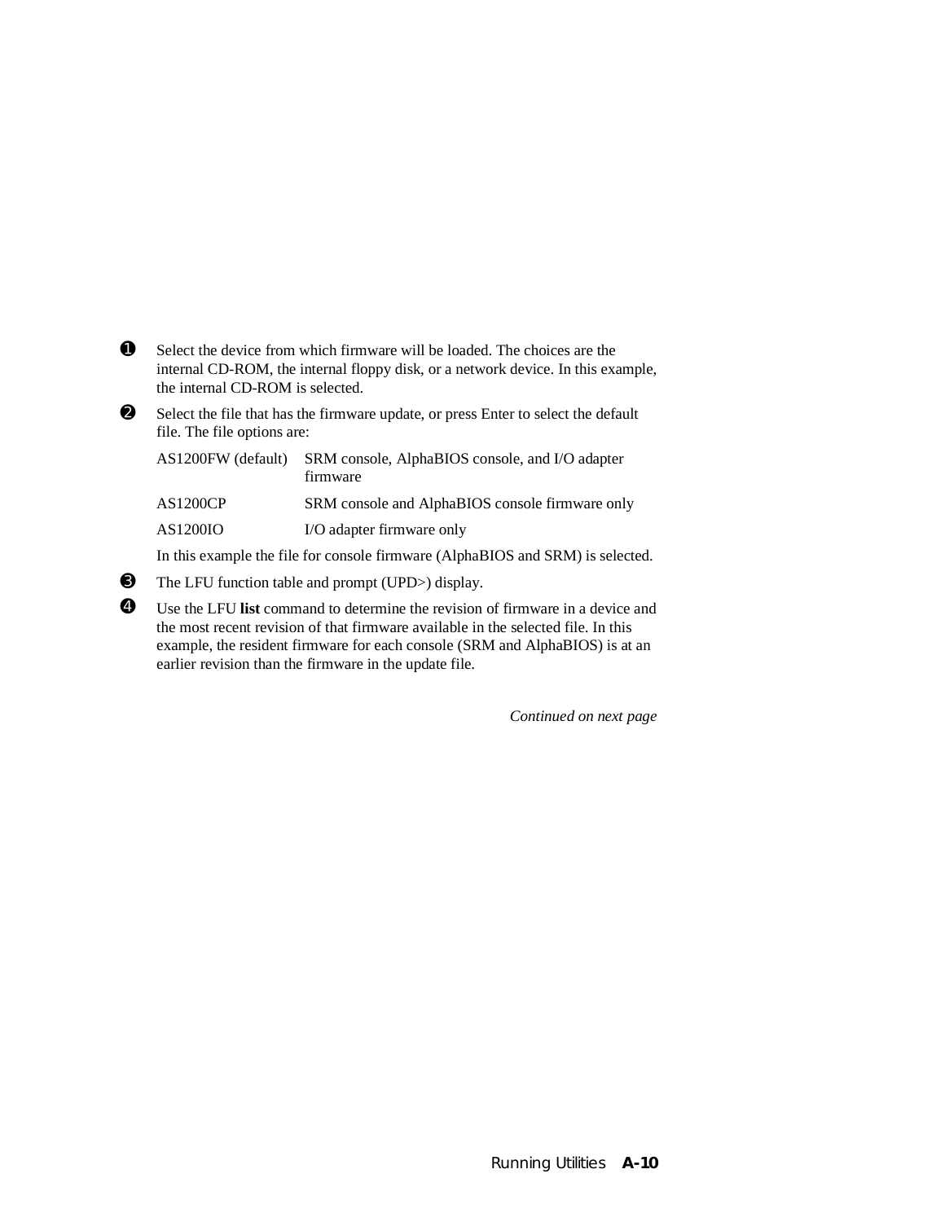❶ Select the device from which firmware will be loaded. The choices are the internal CD-ROM, the internal floppy disk, or a network device. In this example, the internal CD-ROM is selected.

❷ Select the file that has the firmware update, or press Enter to select the default file. The file options are:

| | |
|---|---|
| AS1200FW (default) | SRM console, AlphaBIOS console, and I/O adapter firmware |
| AS1200CP | SRM console and AlphaBIOS console firmware only |
| AS1200IO | I/O adapter firmware only |

In this example the file for console firmware (AlphaBIOS and SRM) is selected.

❸ The LFU function table and prompt (UPD>) display.

❹ Use the LFU **list** command to determine the revision of firmware in a device and the most recent revision of that firmware available in the selected file. In this example, the resident firmware for each console (SRM and AlphaBIOS) is at an earlier revision than the firmware in the update file.

*Continued on next page*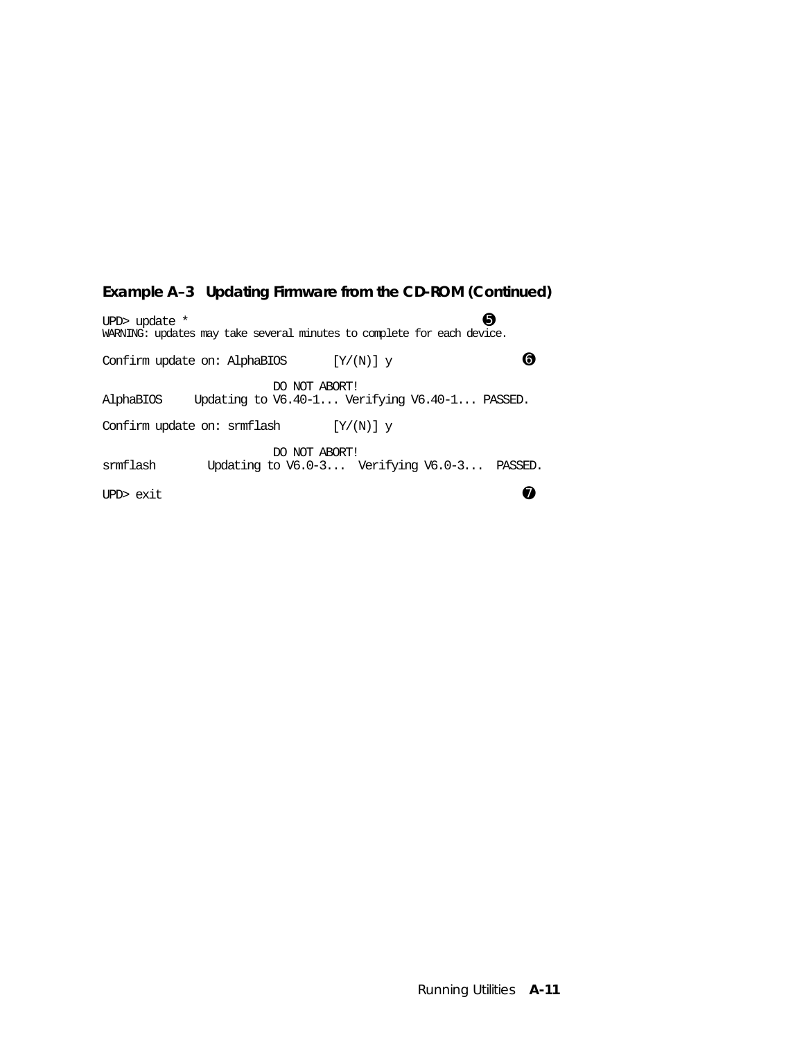**Example A–3 Updating Firmware from the CD-ROM (Continued)**

```
UPD> update *                                                    ❺
WARNING: updates may take several minutes to complete for each device.

Confirm update on: AlphaBIOS       [Y/(N)] y                    ❻

                         DO NOT ABORT!
AlphaBIOS     Updating to V6.40-1... Verifying V6.40-1... PASSED.

Confirm update on: srmflash        [Y/(N)] y

                         DO NOT ABORT!
srmflash        Updating to V6.0-3...  Verifying V6.0-3...  PASSED.

UPD> exit                                                       ❼
```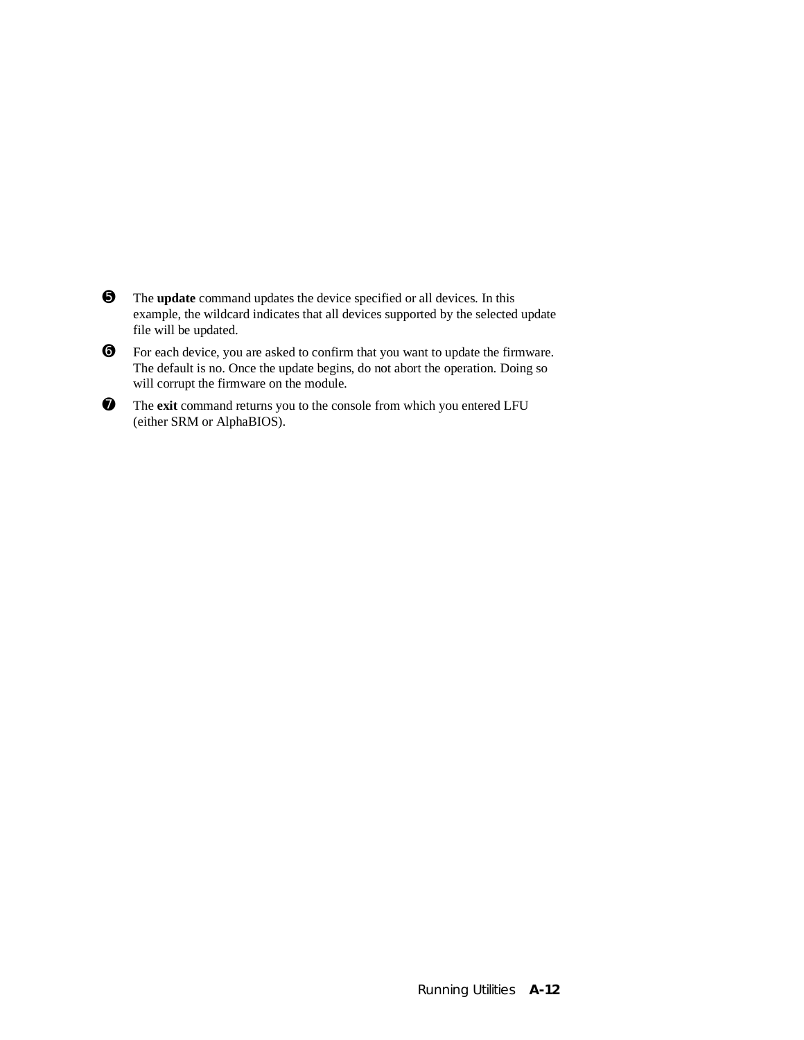❺ The **update** command updates the device specified or all devices. In this example, the wildcard indicates that all devices supported by the selected update file will be updated.

❻ For each device, you are asked to confirm that you want to update the firmware. The default is no. Once the update begins, do not abort the operation. Doing so will corrupt the firmware on the module.

❼ The **exit** command returns you to the console from which you entered LFU (either SRM or AlphaBIOS).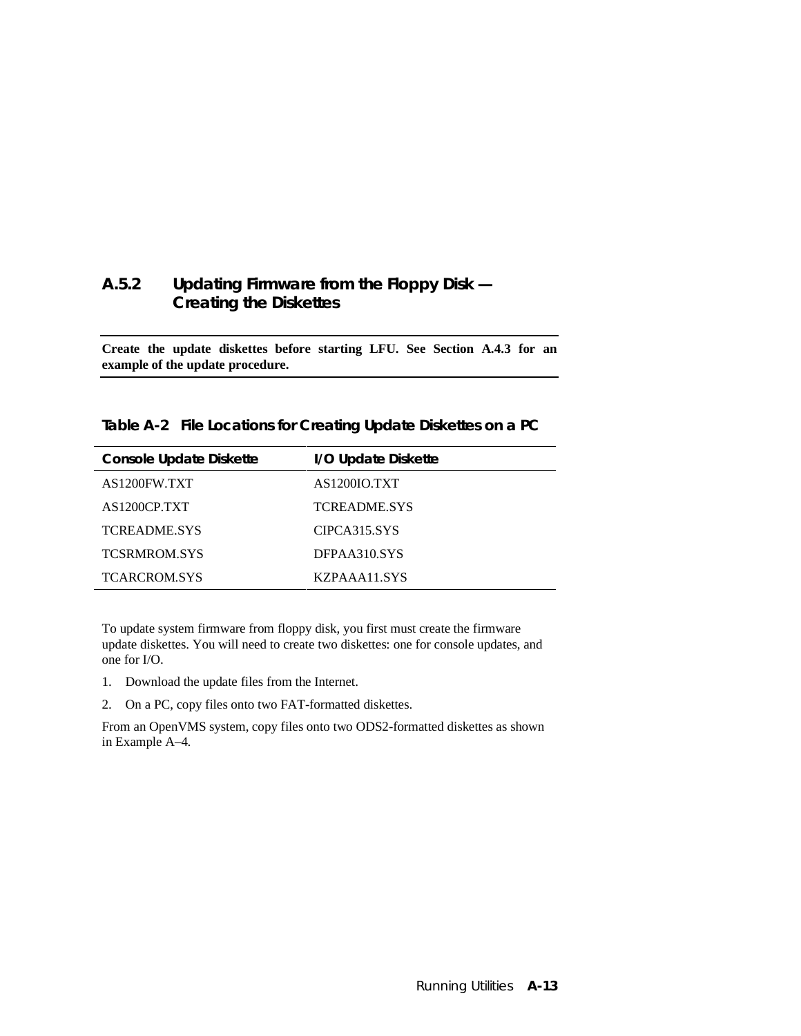### A.5.2 Updating Firmware from the Floppy Disk — Creating the Diskettes

**Create the update diskettes before starting LFU. See Section A.4.3 for an example of the update procedure.**

**Table A-2 File Locations for Creating Update Diskettes on a PC**

| Console Update Diskette | I/O Update Diskette |
|---|---|
| AS1200FW.TXT | AS1200IO.TXT |
| AS1200CP.TXT | TCREADME.SYS |
| TCREADME.SYS | CIPCA315.SYS |
| TCSRMROM.SYS | DFPAA310.SYS |
| TCARCROM.SYS | KZPAAA11.SYS |

To update system firmware from floppy disk, you first must create the firmware update diskettes. You will need to create two diskettes: one for console updates, and one for I/O.

1. Download the update files from the Internet.
2. On a PC, copy files onto two FAT-formatted diskettes.

From an OpenVMS system, copy files onto two ODS2-formatted diskettes as shown in Example A–4.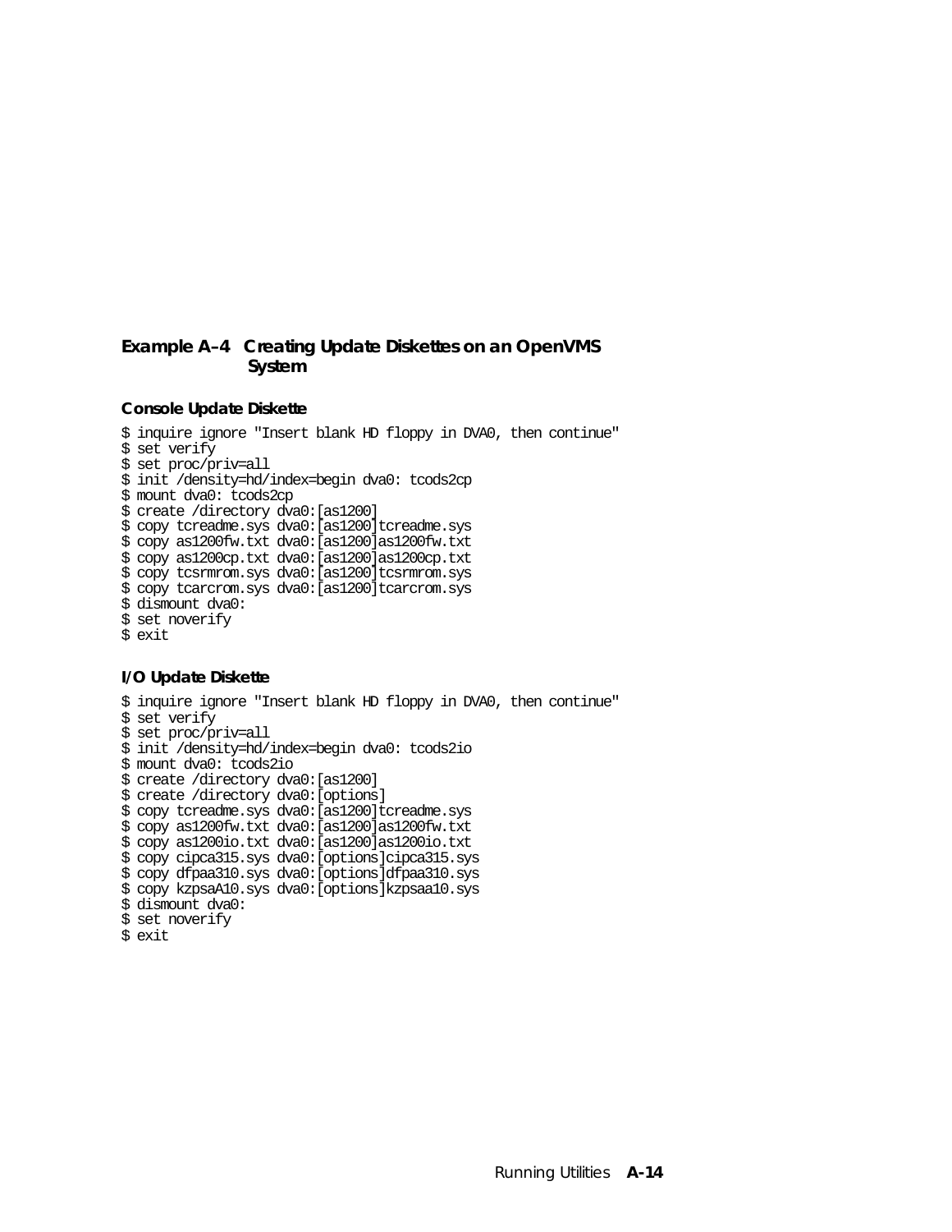**Example A–4 Creating Update Diskettes on an OpenVMS System**

**Console Update Diskette**

```
$ inquire ignore "Insert blank HD floppy in DVA0, then continue"
$ set verify
$ set proc/priv=all
$ init /density=hd/index=begin dva0: tcods2cp
$ mount dva0: tcods2cp
$ create /directory dva0:[as1200]
$ copy tcreadme.sys dva0:[as1200]tcreadme.sys
$ copy as1200fw.txt dva0:[as1200]as1200fw.txt
$ copy as1200cp.txt dva0:[as1200]as1200cp.txt
$ copy tcsrmrom.sys dva0:[as1200]tcsrmrom.sys
$ copy tcarcrom.sys dva0:[as1200]tcarcrom.sys
$ dismount dva0:
$ set noverify
$ exit
```

**I/O Update Diskette**

```
$ inquire ignore "Insert blank HD floppy in DVA0, then continue"
$ set verify
$ set proc/priv=all
$ init /density=hd/index=begin dva0: tcods2io
$ mount dva0: tcods2io
$ create /directory dva0:[as1200]
$ create /directory dva0:[options]
$ copy tcreadme.sys dva0:[as1200]tcreadme.sys
$ copy as1200fw.txt dva0:[as1200]as1200fw.txt
$ copy as1200io.txt dva0:[as1200]as1200io.txt
$ copy cipca315.sys dva0:[options]cipca315.sys
$ copy dfpaa310.sys dva0:[options]dfpaa310.sys
$ copy kzpsaA10.sys dva0:[options]kzpsaa10.sys
$ dismount dva0:
$ set noverify
$ exit
```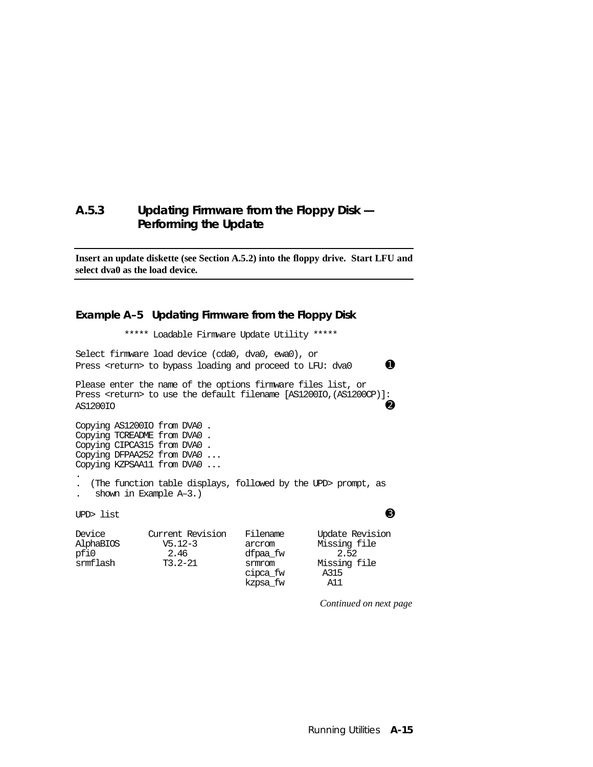### A.5.3 Updating Firmware from the Floppy Disk — Performing the Update

**Insert an update diskette (see Section A.5.2) into the floppy drive. Start LFU and select dva0 as the load device.**

**Example A–5 Updating Firmware from the Floppy Disk**

```
         ***** Loadable Firmware Update Utility *****

Select firmware load device (cda0, dva0, ewa0), or
Press <return> to bypass loading and proceed to LFU: dva0        ❶

Please enter the name of the options firmware files list, or
Press <return> to use the default filename [AS1200IO,(AS1200CP)]:
AS1200IO                                                          ❷

Copying AS1200IO from DVA0 .
Copying TCREADME from DVA0 .
Copying CIPCA315 from DVA0 .
Copying DFPAA252 from DVA0 ...
Copying KZPSAA11 from DVA0 ...
.
.  (The function table displays, followed by the UPD> prompt, as
.   shown in Example A–3.)

UPD> list                                                         ❸

Device        Current Revision    Filename      Update Revision
AlphaBIOS        V5.12-3          arcrom        Missing file
pfi0              2.46            dfpaa_fw          2.52
srmflash         T3.2-21          srmrom        Missing file
                                  cipca_fw       A315
                                  kzpsa_fw        A11
```

*Continued on next page*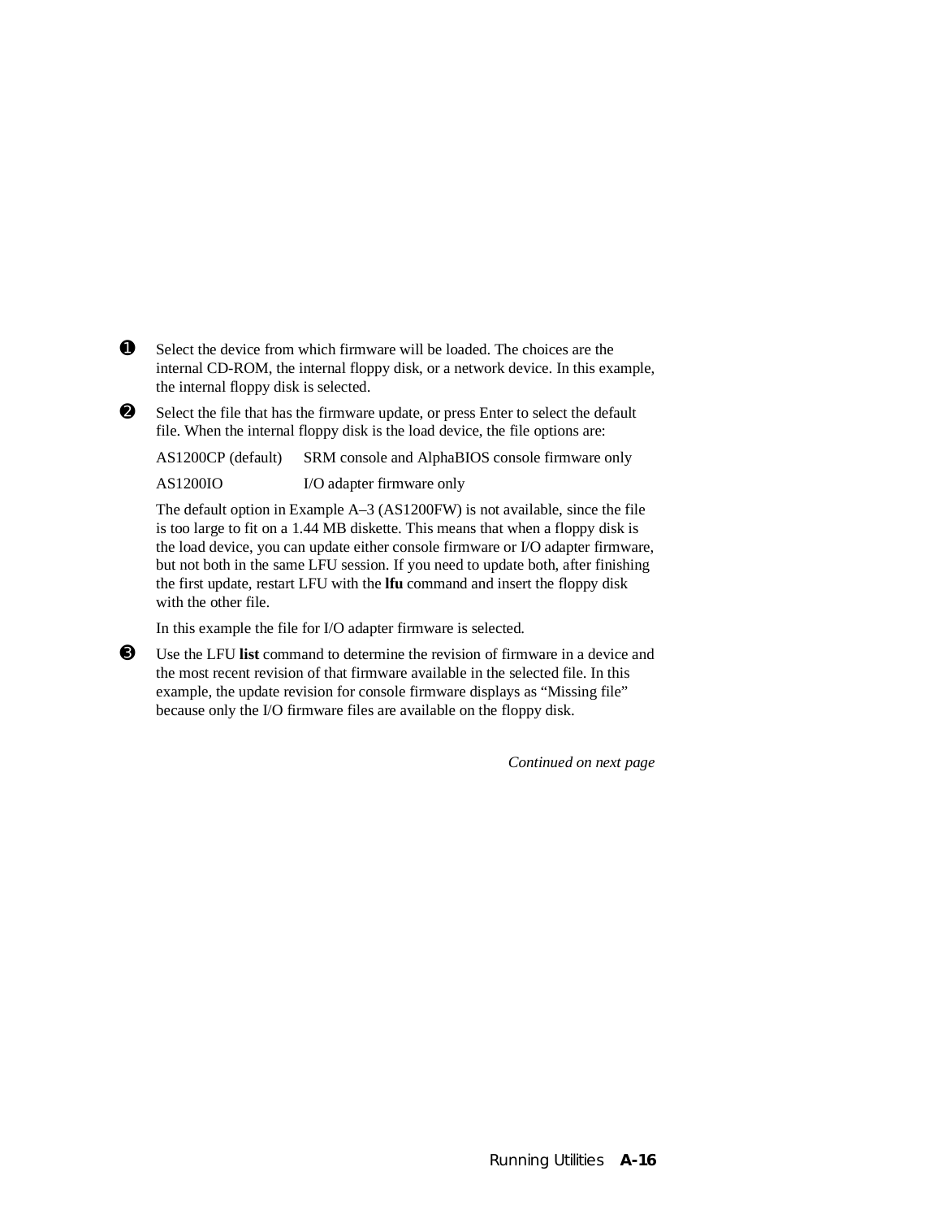❶ Select the device from which firmware will be loaded. The choices are the internal CD-ROM, the internal floppy disk, or a network device. In this example, the internal floppy disk is selected.

❷ Select the file that has the firmware update, or press Enter to select the default file. When the internal floppy disk is the load device, the file options are:

| | |
|---|---|
| AS1200CP (default) | SRM console and AlphaBIOS console firmware only |
| AS1200IO | I/O adapter firmware only |

The default option in Example A–3 (AS1200FW) is not available, since the file is too large to fit on a 1.44 MB diskette. This means that when a floppy disk is the load device, you can update either console firmware or I/O adapter firmware, but not both in the same LFU session. If you need to update both, after finishing the first update, restart LFU with the **lfu** command and insert the floppy disk with the other file.

In this example the file for I/O adapter firmware is selected.

❸ Use the LFU **list** command to determine the revision of firmware in a device and the most recent revision of that firmware available in the selected file. In this example, the update revision for console firmware displays as “Missing file” because only the I/O firmware files are available on the floppy disk.

*Continued on next page*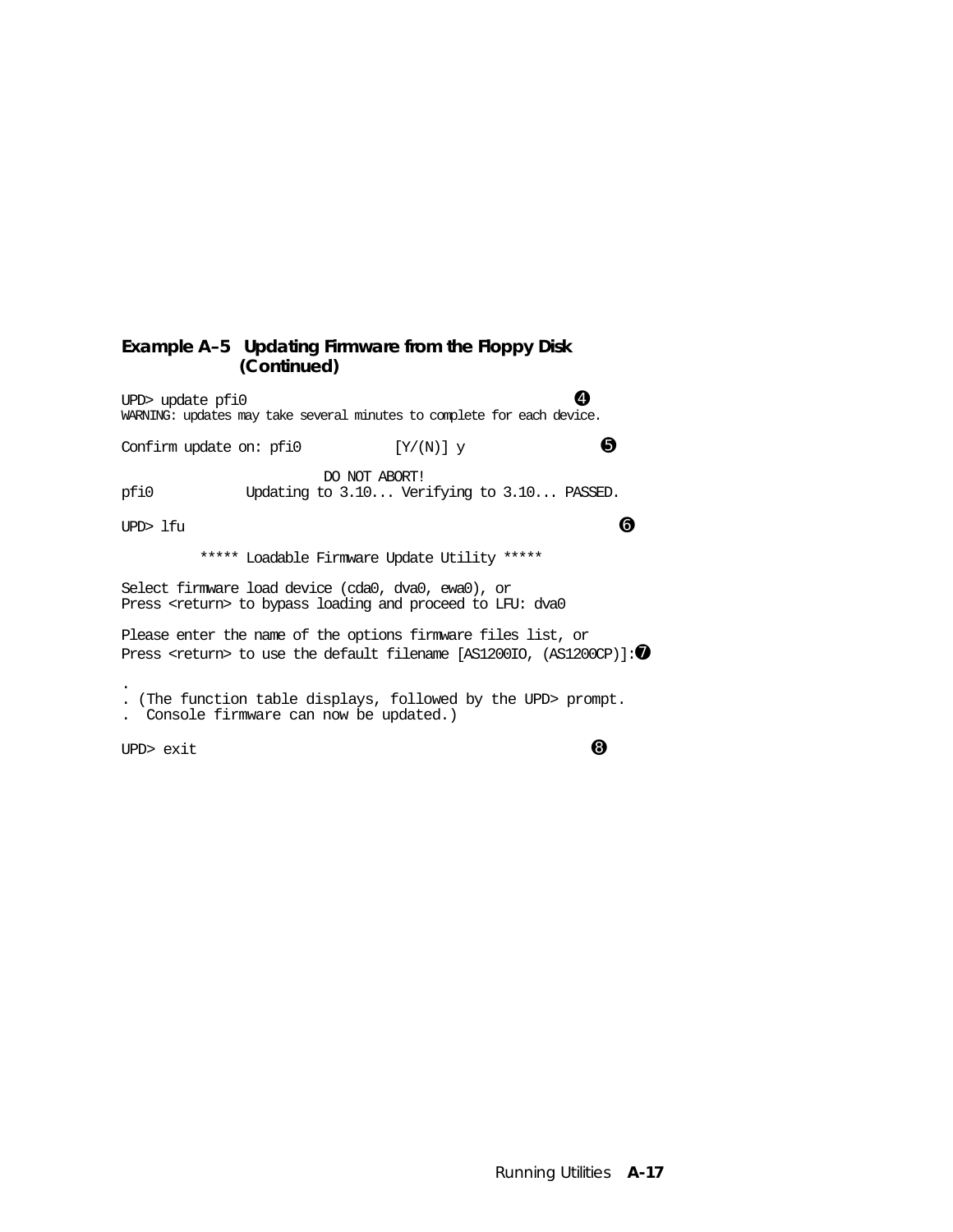**Example A–5 Updating Firmware from the Floppy Disk (Continued)**

```
UPD> update pfi0                                            ❹
WARNING: updates may take several minutes to complete for each device.

Confirm update on: pfi0           [Y/(N)] y                 ❺

                          DO NOT ABORT!
pfi0           Updating to 3.10... Verifying to 3.10... PASSED.

UPD> lfu                                                     ❻

          ***** Loadable Firmware Update Utility *****

Select firmware load device (cda0, dva0, ewa0), or
Press <return> to bypass loading and proceed to LFU: dva0

Please enter the name of the options firmware files list, or
Press <return> to use the default filename [AS1200IO, (AS1200CP)]:❼

.
. (The function table displays, followed by the UPD> prompt.
.  Console firmware can now be updated.)

UPD> exit                                                   ❽
```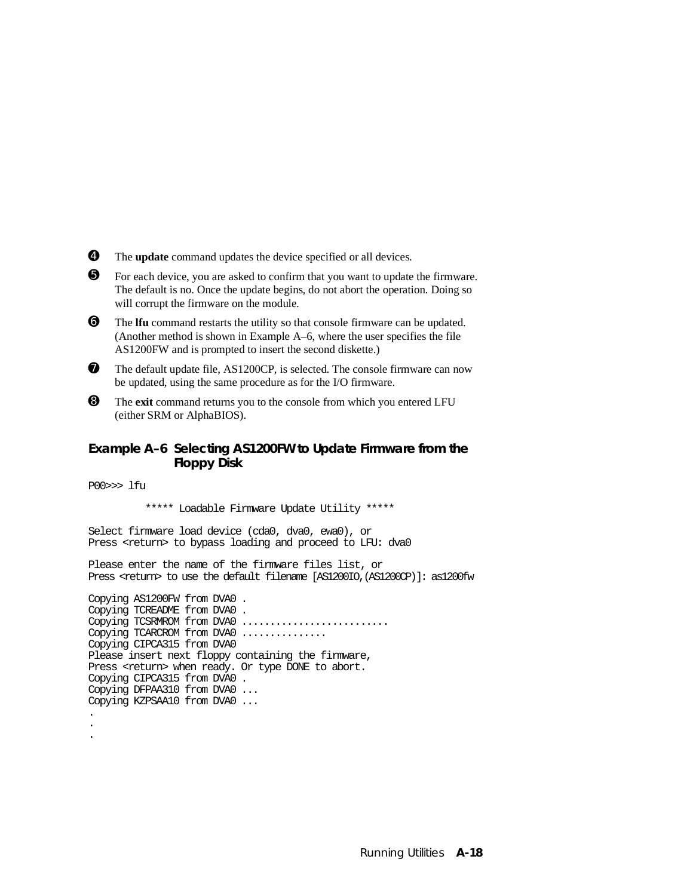❹ The **update** command updates the device specified or all devices.

❺ For each device, you are asked to confirm that you want to update the firmware. The default is no. Once the update begins, do not abort the operation. Doing so will corrupt the firmware on the module.

❻ The **lfu** command restarts the utility so that console firmware can be updated. (Another method is shown in Example A–6, where the user specifies the file AS1200FW and is prompted to insert the second diskette.)

❼ The default update file, AS1200CP, is selected. The console firmware can now be updated, using the same procedure as for the I/O firmware.

❽ The **exit** command returns you to the console from which you entered LFU (either SRM or AlphaBIOS).

### Example A–6 Selecting AS1200FW to Update Firmware from the Floppy Disk

```
P00>>> lfu

          ***** Loadable Firmware Update Utility *****

Select firmware load device (cda0, dva0, ewa0), or
Press <return> to bypass loading and proceed to LFU: dva0

Please enter the name of the firmware files list, or
Press <return> to use the default filename [AS1200IO,(AS1200CP)]: as1200fw

Copying AS1200FW from DVA0 .
Copying TCREADME from DVA0 .
Copying TCSRMROM from DVA0 .........................
Copying TCARCROM from DVA0 ..............
Copying CIPCA315 from DVA0
Please insert next floppy containing the firmware,
Press <return> when ready. Or type DONE to abort.
Copying CIPCA315 from DVA0 .
Copying DFPAA310 from DVA0 ...
Copying KZPSAA10 from DVA0 ...
.
.
.
```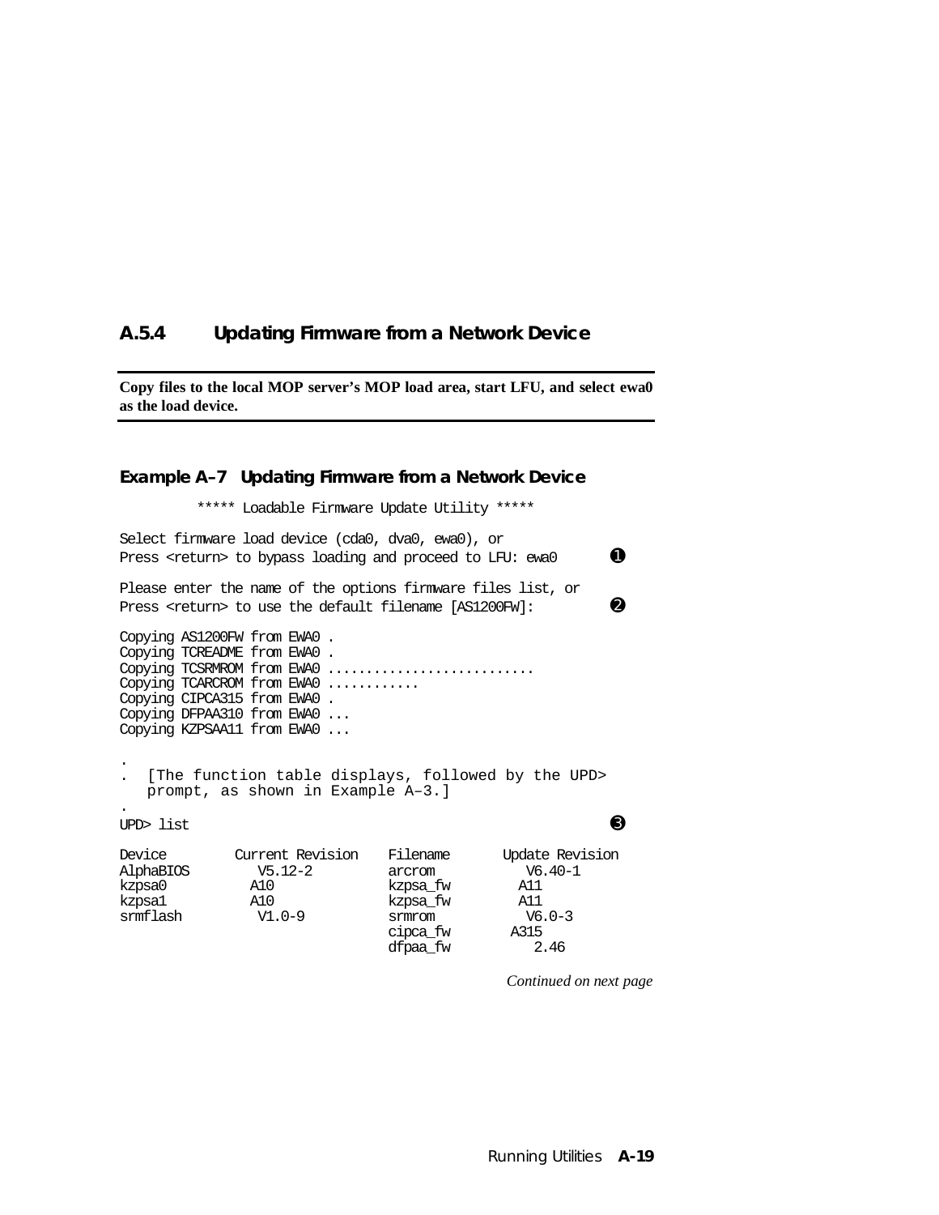### A.5.4 Updating Firmware from a Network Device

**Copy files to the local MOP server's MOP load area, start LFU, and select ewa0 as the load device.**

**Example A–7 Updating Firmware from a Network Device**

```
         ***** Loadable Firmware Update Utility *****

Select firmware load device (cda0, dva0, ewa0), or
Press <return> to bypass loading and proceed to LFU: ewa0        ➊

Please enter the name of the options firmware files list, or
Press <return> to use the default filename [AS1200FW]:           ➋

Copying AS1200FW from EWA0 .
Copying TCREADME from EWA0 .
Copying TCSRMROM from EWA0 ..........................
Copying TCARCROM from EWA0 ...........
Copying CIPCA315 from EWA0 .
Copying DFPAA310 from EWA0 ...
Copying KZPSAA11 from EWA0 ...

.
.  [The function table displays, followed by the UPD>
   prompt, as shown in Example A–3.]
.
UPD> list                                                        ➌

Device        Current Revision    Filename       Update Revision
AlphaBIOS       V5.12-2           arcrom           V6.40-1
kzpsa0         A10                kzpsa_fw        A11
kzpsa1         A10                kzpsa_fw        A11
srmflash        V1.0-9            srmrom           V6.0-3
                                  cipca_fw       A315
                                  dfpaa_fw           2.46
```

*Continued on next page*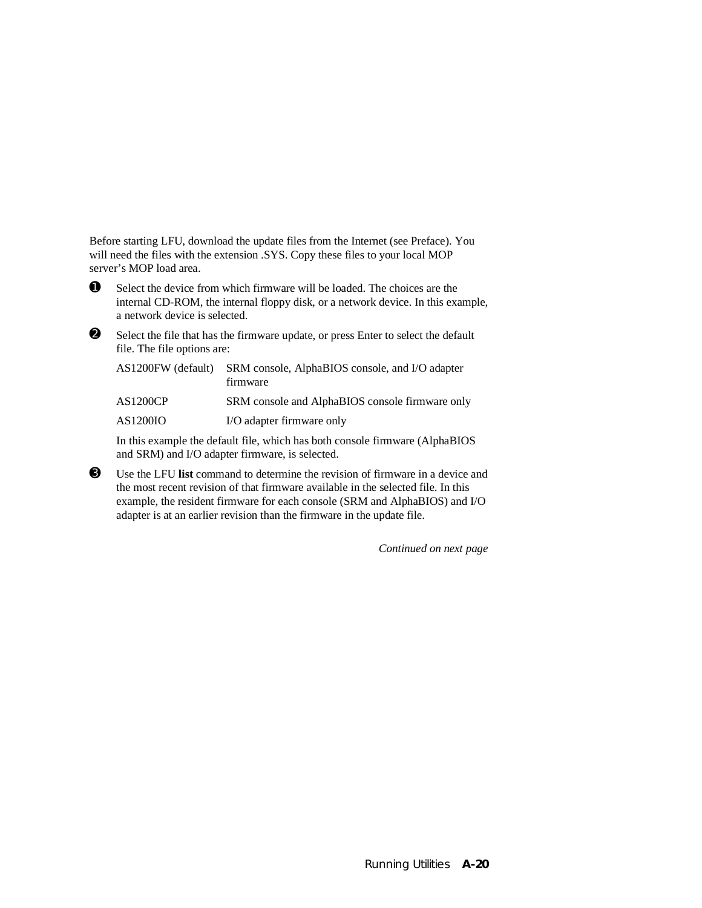Before starting LFU, download the update files from the Internet (see Preface). You will need the files with the extension .SYS. Copy these files to your local MOP server's MOP load area.

❶ Select the device from which firmware will be loaded. The choices are the internal CD-ROM, the internal floppy disk, or a network device. In this example, a network device is selected.

❷ Select the file that has the firmware update, or press Enter to select the default file. The file options are:

| | |
|---|---|
| AS1200FW (default) | SRM console, AlphaBIOS console, and I/O adapter firmware |
| AS1200CP | SRM console and AlphaBIOS console firmware only |
| AS1200IO | I/O adapter firmware only |

In this example the default file, which has both console firmware (AlphaBIOS and SRM) and I/O adapter firmware, is selected.

❸ Use the LFU **list** command to determine the revision of firmware in a device and the most recent revision of that firmware available in the selected file. In this example, the resident firmware for each console (SRM and AlphaBIOS) and I/O adapter is at an earlier revision than the firmware in the update file.

*Continued on next page*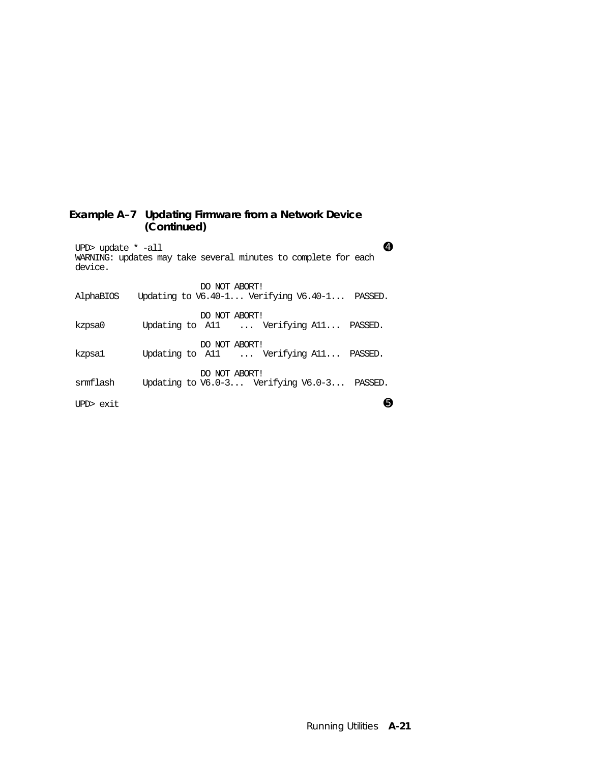**Example A–7 Updating Firmware from a Network Device (Continued)**

```
UPD> update * -all                                                ❹
WARNING: updates may take several minutes to complete for each
device.

                          DO NOT ABORT!
AlphaBIOS    Updating to V6.40-1... Verifying V6.40-1...  PASSED.

                          DO NOT ABORT!
kzpsa0        Updating to  A11    ...  Verifying A11...  PASSED.

                          DO NOT ABORT!
kzpsa1        Updating to  A11    ...  Verifying A11...  PASSED.

                          DO NOT ABORT!
srmflash      Updating to V6.0-3...  Verifying V6.0-3...  PASSED.

UPD> exit                                                         ❺
```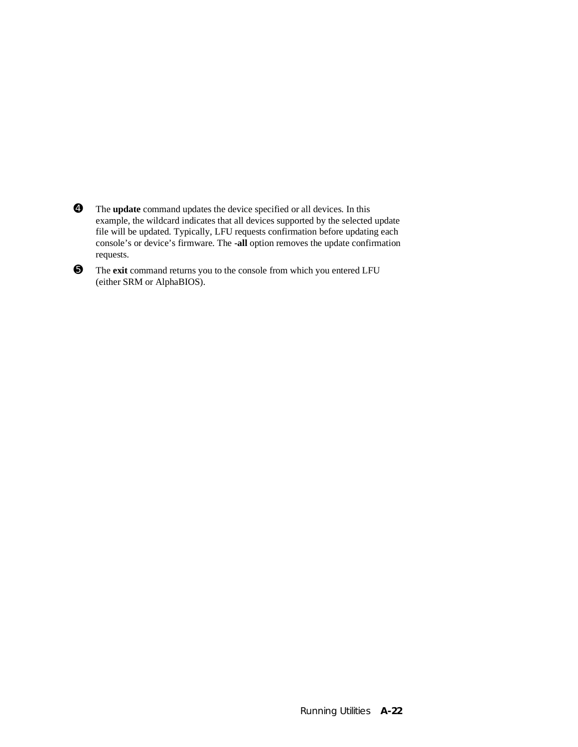❹ The **update** command updates the device specified or all devices. In this example, the wildcard indicates that all devices supported by the selected update file will be updated. Typically, LFU requests confirmation before updating each console's or device's firmware. The **-all** option removes the update confirmation requests.

❺ The **exit** command returns you to the console from which you entered LFU (either SRM or AlphaBIOS).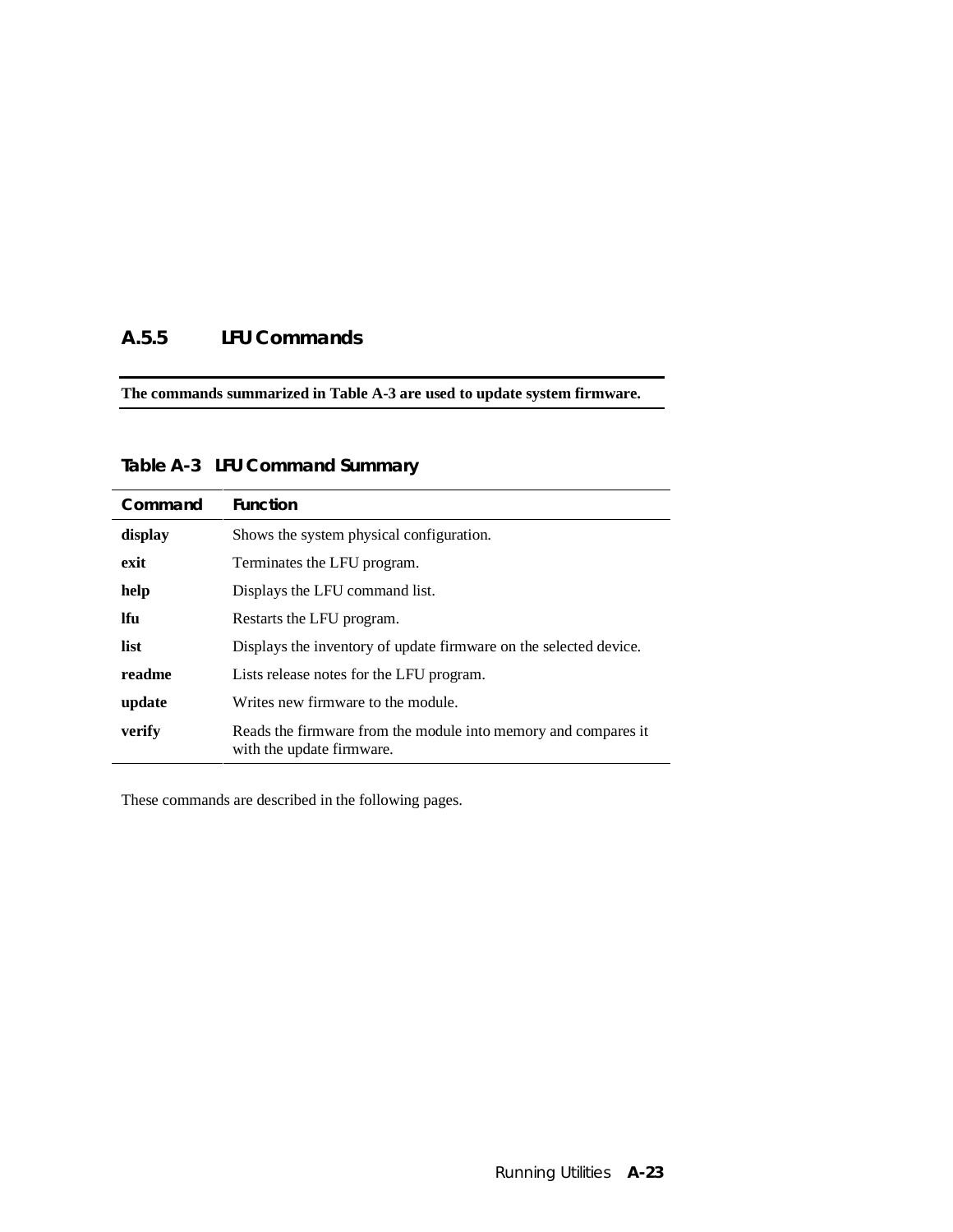### A.5.5 LFU Commands

**The commands summarized in Table A-3 are used to update system firmware.**

**Table A-3 LFU Command Summary**

| Command | Function |
|---|---|
| **display** | Shows the system physical configuration. |
| **exit** | Terminates the LFU program. |
| **help** | Displays the LFU command list. |
| **lfu** | Restarts the LFU program. |
| **list** | Displays the inventory of update firmware on the selected device. |
| **readme** | Lists release notes for the LFU program. |
| **update** | Writes new firmware to the module. |
| **verify** | Reads the firmware from the module into memory and compares it with the update firmware. |

These commands are described in the following pages.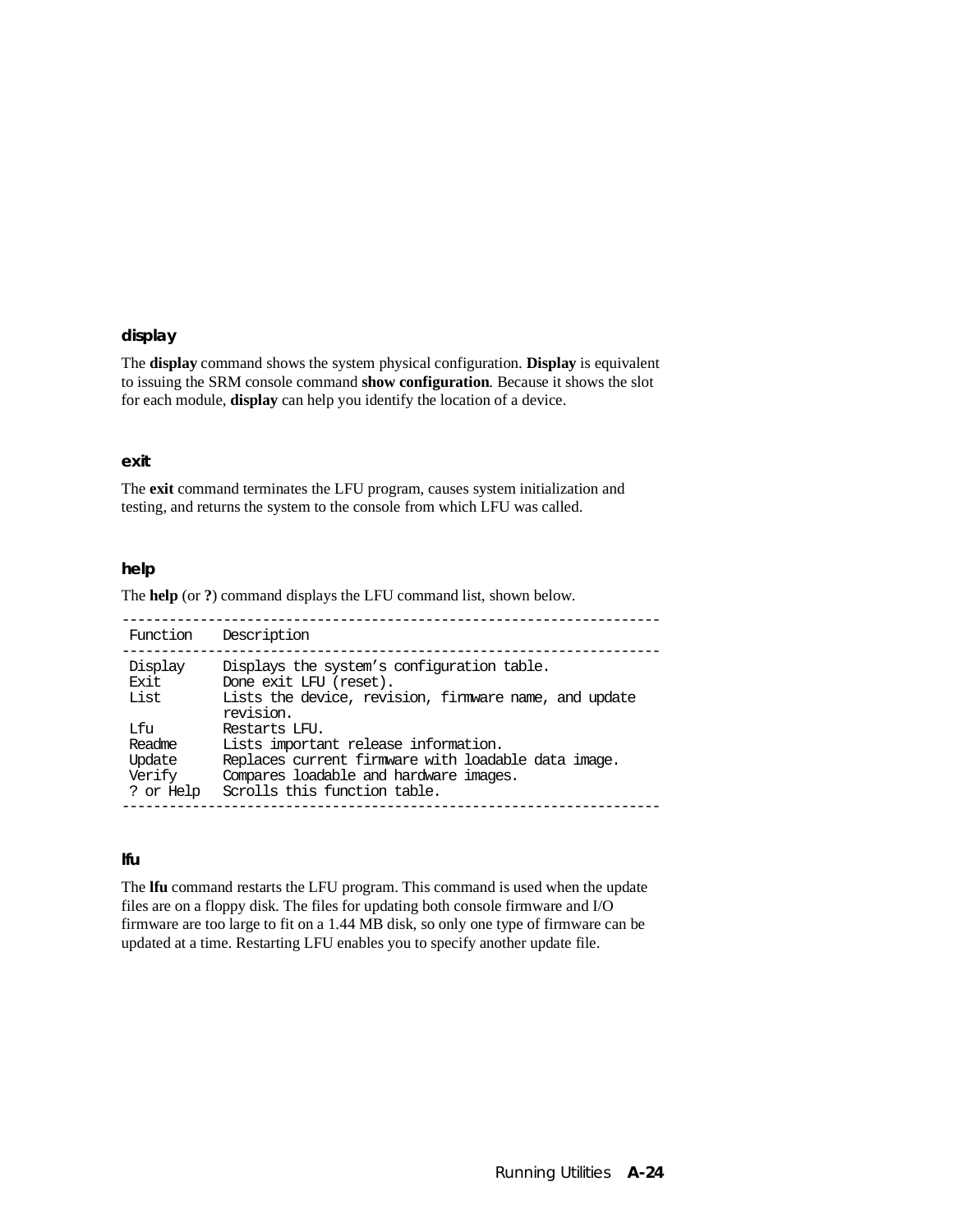### display

The **display** command shows the system physical configuration. **Display** is equivalent to issuing the SRM console command **show configuration**. Because it shows the slot for each module, **display** can help you identify the location of a device.

### exit

The **exit** command terminates the LFU program, causes system initialization and testing, and returns the system to the console from which LFU was called.

### help

The **help** (or **?**) command displays the LFU command list, shown below.

```
-------------------------------------------------------------------
 Function    Description
-------------------------------------------------------------------
 Display     Displays the system’s configuration table.
 Exit        Done exit LFU (reset).
 List        Lists the device, revision, firmware name, and update
             revision.
 Lfu         Restarts LFU.
 Readme      Lists important release information.
 Update      Replaces current firmware with loadable data image.
 Verify      Compares loadable and hardware images.
 ? or Help   Scrolls this function table.
-------------------------------------------------------------------
```

### lfu

The **lfu** command restarts the LFU program. This command is used when the update files are on a floppy disk. The files for updating both console firmware and I/O firmware are too large to fit on a 1.44 MB disk, so only one type of firmware can be updated at a time. Restarting LFU enables you to specify another update file.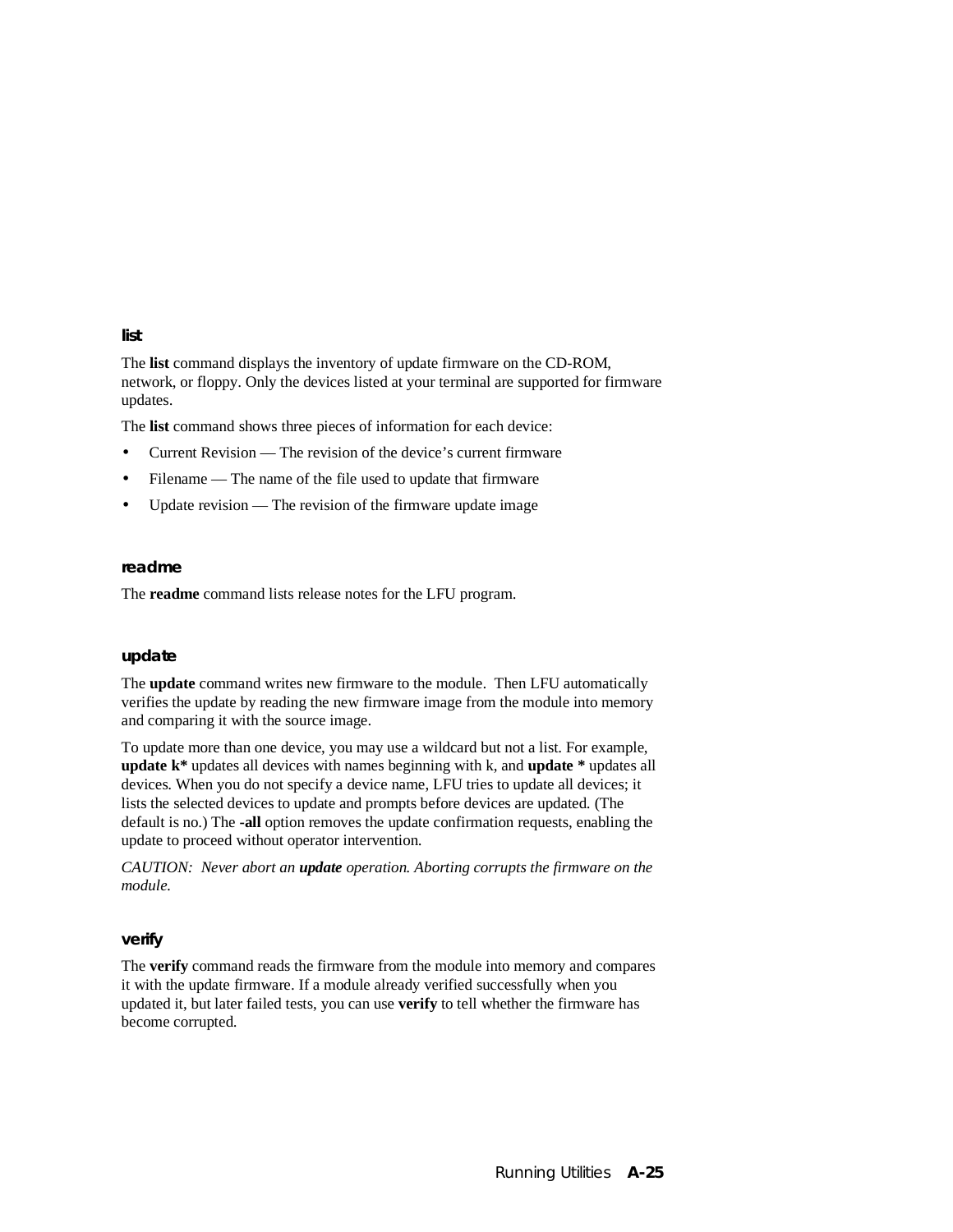#### list

The **list** command displays the inventory of update firmware on the CD-ROM, network, or floppy. Only the devices listed at your terminal are supported for firmware updates.

The **list** command shows three pieces of information for each device:

- Current Revision — The revision of the device's current firmware
- Filename — The name of the file used to update that firmware
- Update revision — The revision of the firmware update image

#### readme

The **readme** command lists release notes for the LFU program.

#### update

The **update** command writes new firmware to the module. Then LFU automatically verifies the update by reading the new firmware image from the module into memory and comparing it with the source image.

To update more than one device, you may use a wildcard but not a list. For example, **update k*** updates all devices with names beginning with k, and **update *** updates all devices. When you do not specify a device name, LFU tries to update all devices; it lists the selected devices to update and prompts before devices are updated. (The default is no.) The **-all** option removes the update confirmation requests, enabling the update to proceed without operator intervention.

*CAUTION: Never abort an **update** operation. Aborting corrupts the firmware on the module.*

#### verify

The **verify** command reads the firmware from the module into memory and compares it with the update firmware. If a module already verified successfully when you updated it, but later failed tests, you can use **verify** to tell whether the firmware has become corrupted.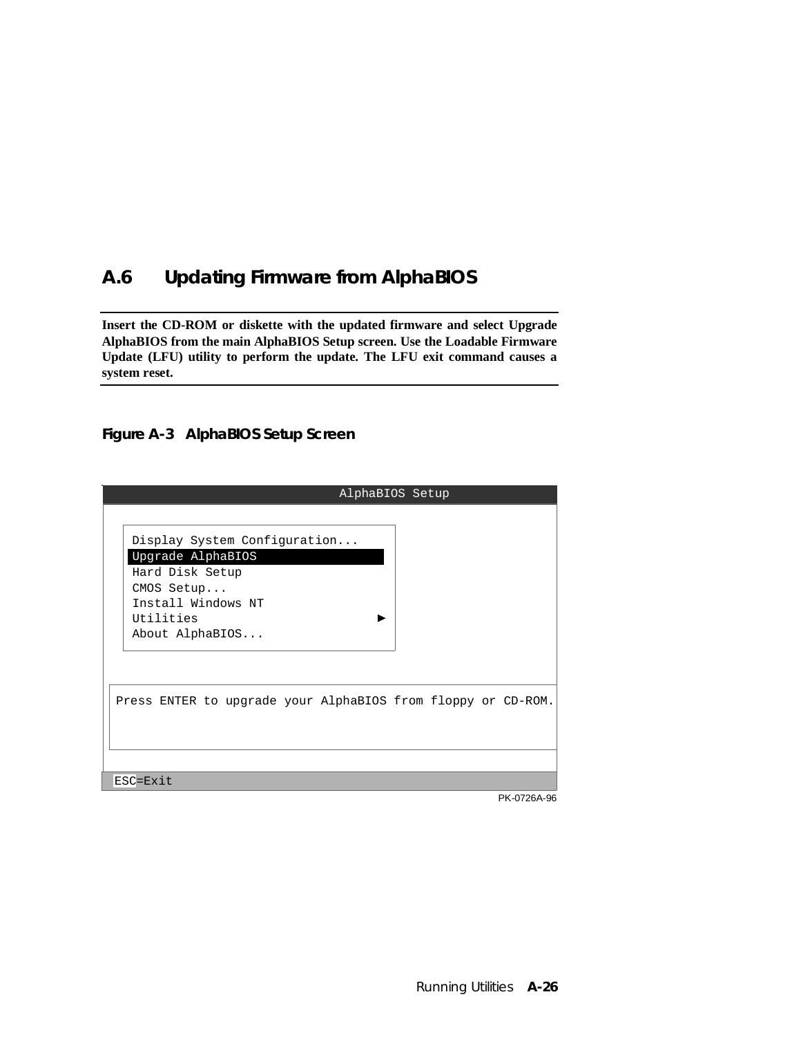## A.6 Updating Firmware from AlphaBIOS

**Insert the CD-ROM or diskette with the updated firmware and select Upgrade AlphaBIOS from the main AlphaBIOS Setup screen. Use the Loadable Firmware Update (LFU) utility to perform the update. The LFU exit command causes a system reset.**

**Figure A-3 AlphaBIOS Setup Screen**

```
                                AlphaBIOS Setup

    Display System Configuration...
    Upgrade AlphaBIOS
    Hard Disk Setup
    CMOS Setup...
    Install Windows NT
    Utilities                          ►
    About AlphaBIOS...

 Press ENTER to upgrade your AlphaBIOS from floppy or CD-ROM.

 ESC=Exit
```

PK-0726A-96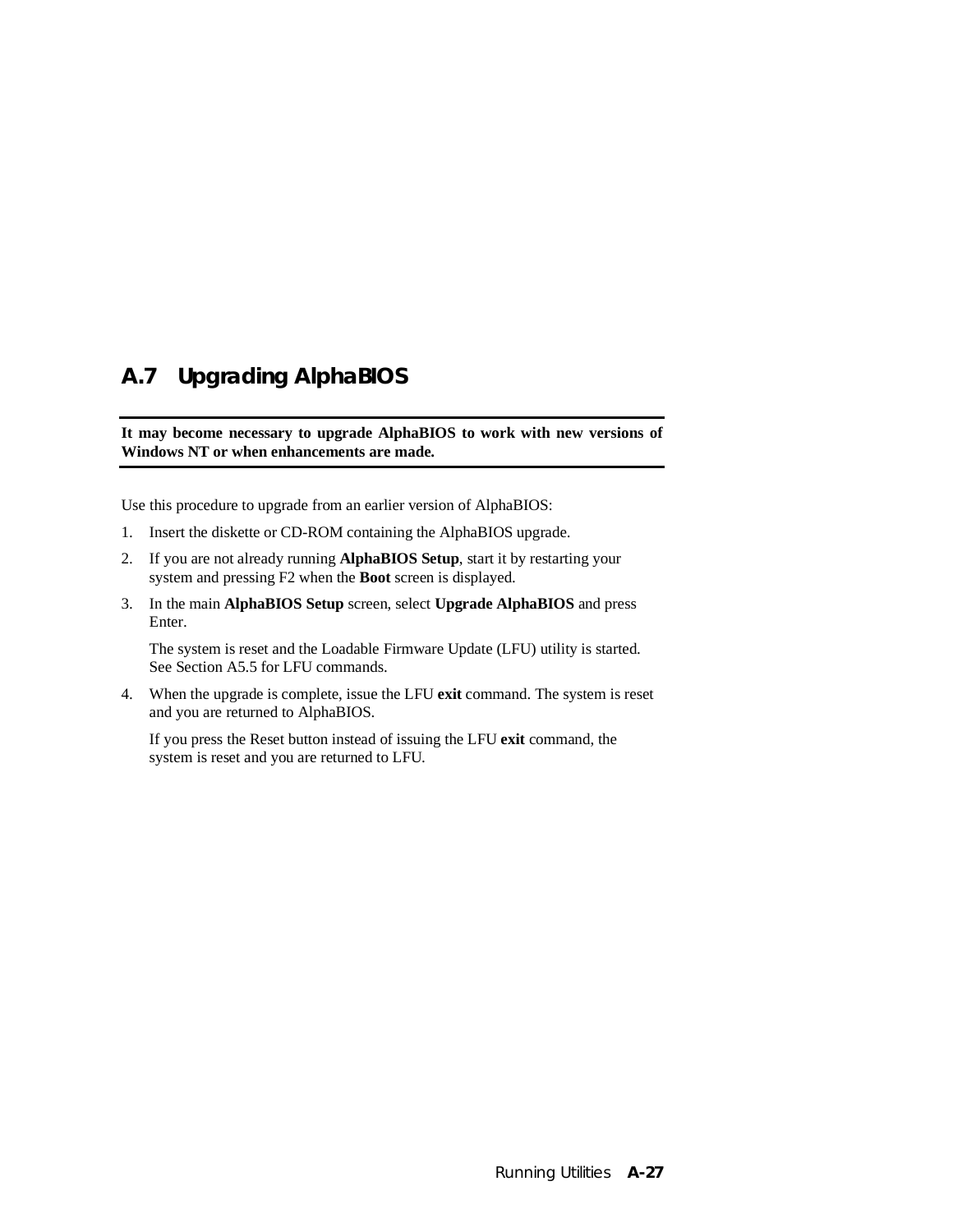## A.7 Upgrading AlphaBIOS

**It may become necessary to upgrade AlphaBIOS to work with new versions of Windows NT or when enhancements are made.**

Use this procedure to upgrade from an earlier version of AlphaBIOS:

1. Insert the diskette or CD-ROM containing the AlphaBIOS upgrade.
2. If you are not already running **AlphaBIOS Setup**, start it by restarting your system and pressing F2 when the **Boot** screen is displayed.
3. In the main **AlphaBIOS Setup** screen, select **Upgrade AlphaBIOS** and press Enter.

   The system is reset and the Loadable Firmware Update (LFU) utility is started. See Section A5.5 for LFU commands.
4. When the upgrade is complete, issue the LFU **exit** command. The system is reset and you are returned to AlphaBIOS.

   If you press the Reset button instead of issuing the LFU **exit** command, the system is reset and you are returned to LFU.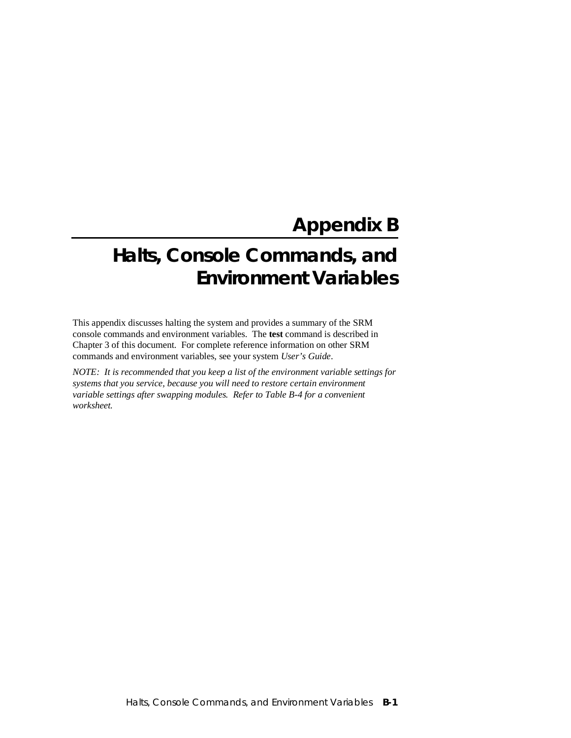# Appendix B

# Halts, Console Commands, and Environment Variables

This appendix discusses halting the system and provides a summary of the SRM console commands and environment variables. The **test** command is described in Chapter 3 of this document. For complete reference information on other SRM commands and environment variables, see your system *User's Guide*.

*NOTE: It is recommended that you keep a list of the environment variable settings for systems that you service, because you will need to restore certain environment variable settings after swapping modules. Refer to Table B-4 for a convenient worksheet.*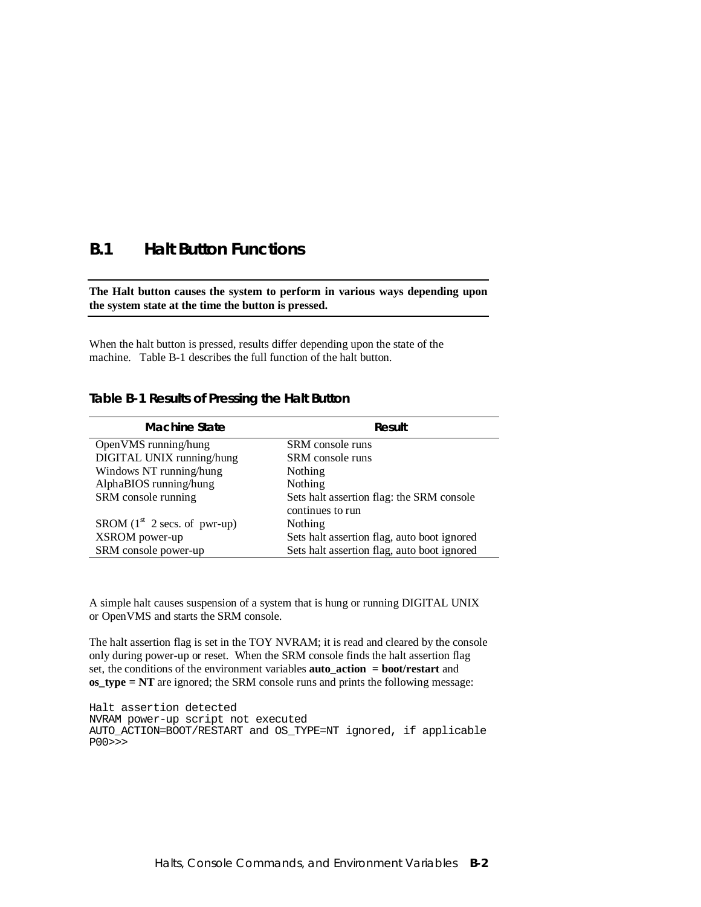## B.1 Halt Button Functions

**The Halt button causes the system to perform in various ways depending upon the system state at the time the button is pressed.**

When the halt button is pressed, results differ depending upon the state of the machine. Table B-1 describes the full function of the halt button.

### Table B-1 Results of Pressing the Halt Button

| Machine State | Result |
|---|---|
| OpenVMS running/hung | SRM console runs |
| DIGITAL UNIX running/hung | SRM console runs |
| Windows NT running/hung | Nothing |
| AlphaBIOS running/hung | Nothing |
| SRM console running | Sets halt assertion flag: the SRM console continues to run |
| SROM (1st 2 secs. of pwr-up) | Nothing |
| XSROM power-up | Sets halt assertion flag, auto boot ignored |
| SRM console power-up | Sets halt assertion flag, auto boot ignored |

A simple halt causes suspension of a system that is hung or running DIGITAL UNIX or OpenVMS and starts the SRM console.

The halt assertion flag is set in the TOY NVRAM; it is read and cleared by the console only during power-up or reset. When the SRM console finds the halt assertion flag set, the conditions of the environment variables **auto_action = boot/restart** and **os_type = NT** are ignored; the SRM console runs and prints the following message:

```
Halt assertion detected
NVRAM power-up script not executed
AUTO_ACTION=BOOT/RESTART and OS_TYPE=NT ignored, if applicable
P00>>>
```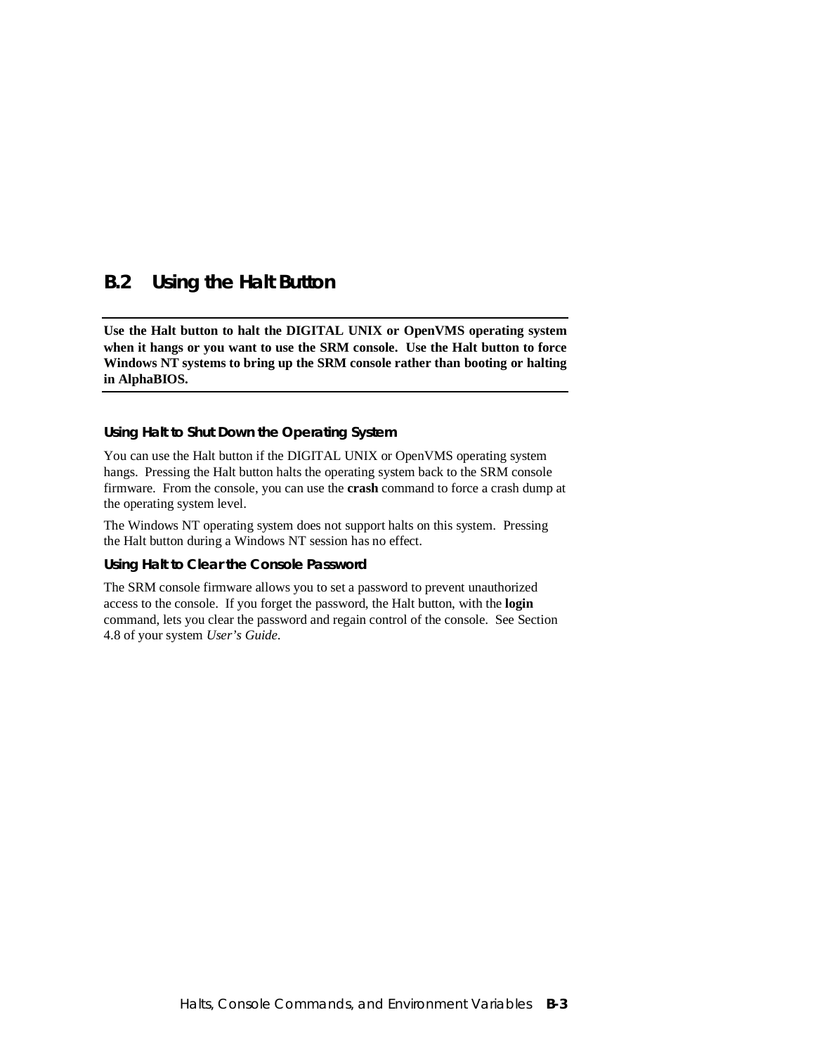## B.2 Using the Halt Button

**Use the Halt button to halt the DIGITAL UNIX or OpenVMS operating system when it hangs or you want to use the SRM console. Use the Halt button to force Windows NT systems to bring up the SRM console rather than booting or halting in AlphaBIOS.**

### Using Halt to Shut Down the Operating System

You can use the Halt button if the DIGITAL UNIX or OpenVMS operating system hangs. Pressing the Halt button halts the operating system back to the SRM console firmware. From the console, you can use the **crash** command to force a crash dump at the operating system level.

The Windows NT operating system does not support halts on this system. Pressing the Halt button during a Windows NT session has no effect.

### Using Halt to Clear the Console Password

The SRM console firmware allows you to set a password to prevent unauthorized access to the console. If you forget the password, the Halt button, with the **login** command, lets you clear the password and regain control of the console. See Section 4.8 of your system *User's Guide*.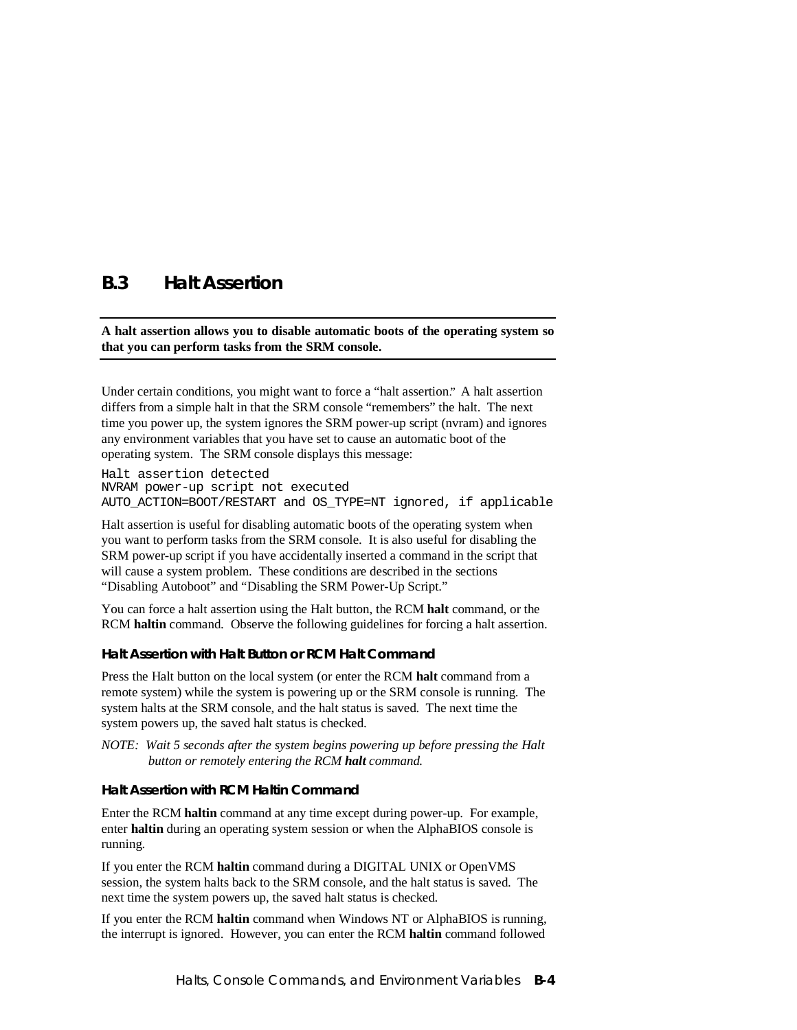## B.3 Halt Assertion

**A halt assertion allows you to disable automatic boots of the operating system so that you can perform tasks from the SRM console.**

Under certain conditions, you might want to force a "halt assertion." A halt assertion differs from a simple halt in that the SRM console "remembers" the halt. The next time you power up, the system ignores the SRM power-up script (nvram) and ignores any environment variables that you have set to cause an automatic boot of the operating system. The SRM console displays this message:

```
Halt assertion detected
NVRAM power-up script not executed
AUTO_ACTION=BOOT/RESTART and OS_TYPE=NT ignored, if applicable
```

Halt assertion is useful for disabling automatic boots of the operating system when you want to perform tasks from the SRM console. It is also useful for disabling the SRM power-up script if you have accidentally inserted a command in the script that will cause a system problem. These conditions are described in the sections "Disabling Autoboot" and "Disabling the SRM Power-Up Script."

You can force a halt assertion using the Halt button, the RCM **halt** command, or the RCM **haltin** command. Observe the following guidelines for forcing a halt assertion.

### Halt Assertion with Halt Button or RCM Halt Command

Press the Halt button on the local system (or enter the RCM **halt** command from a remote system) while the system is powering up or the SRM console is running. The system halts at the SRM console, and the halt status is saved. The next time the system powers up, the saved halt status is checked.

*NOTE: Wait 5 seconds after the system begins powering up before pressing the Halt button or remotely entering the RCM **halt** command.*

### Halt Assertion with RCM Haltin Command

Enter the RCM **haltin** command at any time except during power-up. For example, enter **haltin** during an operating system session or when the AlphaBIOS console is running.

If you enter the RCM **haltin** command during a DIGITAL UNIX or OpenVMS session, the system halts back to the SRM console, and the halt status is saved. The next time the system powers up, the saved halt status is checked.

If you enter the RCM **haltin** command when Windows NT or AlphaBIOS is running, the interrupt is ignored. However, you can enter the RCM **haltin** command followed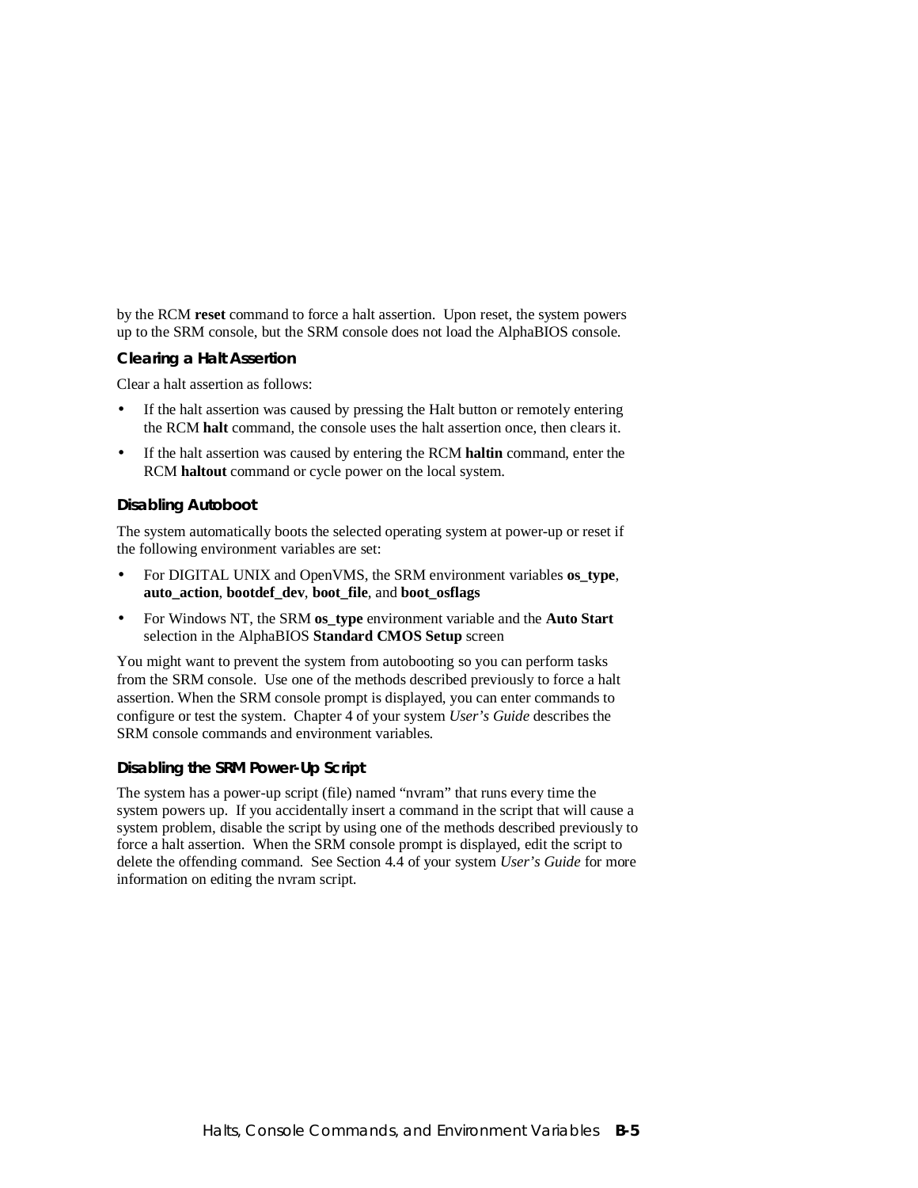by the RCM **reset** command to force a halt assertion. Upon reset, the system powers up to the SRM console, but the SRM console does not load the AlphaBIOS console.

### Clearing a Halt Assertion

Clear a halt assertion as follows:

- If the halt assertion was caused by pressing the Halt button or remotely entering the RCM **halt** command, the console uses the halt assertion once, then clears it.
- If the halt assertion was caused by entering the RCM **haltin** command, enter the RCM **haltout** command or cycle power on the local system.

### Disabling Autoboot

The system automatically boots the selected operating system at power-up or reset if the following environment variables are set:

- For DIGITAL UNIX and OpenVMS, the SRM environment variables **os_type**, **auto_action**, **bootdef_dev**, **boot_file**, and **boot_osflags**
- For Windows NT, the SRM **os_type** environment variable and the **Auto Start** selection in the AlphaBIOS **Standard CMOS Setup** screen

You might want to prevent the system from autobooting so you can perform tasks from the SRM console. Use one of the methods described previously to force a halt assertion. When the SRM console prompt is displayed, you can enter commands to configure or test the system. Chapter 4 of your system *User's Guide* describes the SRM console commands and environment variables.

### Disabling the SRM Power-Up Script

The system has a power-up script (file) named "nvram" that runs every time the system powers up. If you accidentally insert a command in the script that will cause a system problem, disable the script by using one of the methods described previously to force a halt assertion. When the SRM console prompt is displayed, edit the script to delete the offending command. See Section 4.4 of your system *User's Guide* for more information on editing the nvram script.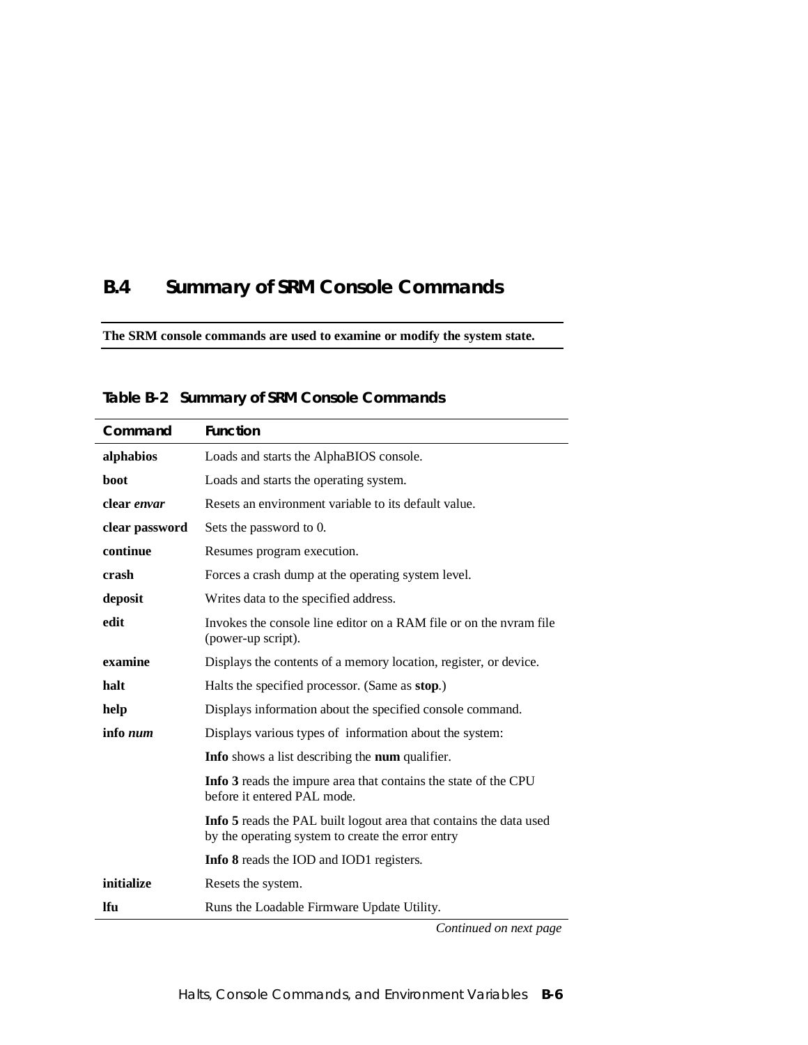## B.4 Summary of SRM Console Commands

**The SRM console commands are used to examine or modify the system state.**

**Table B-2 Summary of SRM Console Commands**

| Command | Function |
|---|---|
| **alphabios** | Loads and starts the AlphaBIOS console. |
| **boot** | Loads and starts the operating system. |
| **clear** *envar* | Resets an environment variable to its default value. |
| **clear password** | Sets the password to 0. |
| **continue** | Resumes program execution. |
| **crash** | Forces a crash dump at the operating system level. |
| **deposit** | Writes data to the specified address. |
| **edit** | Invokes the console line editor on a RAM file or on the nvram file (power-up script). |
| **examine** | Displays the contents of a memory location, register, or device. |
| **halt** | Halts the specified processor. (Same as **stop**.) |
| **help** | Displays information about the specified console command. |
| **info** *num* | Displays various types of information about the system: |
| | **Info** shows a list describing the **num** qualifier. |
| | **Info 3** reads the impure area that contains the state of the CPU before it entered PAL mode. |
| | **Info 5** reads the PAL built logout area that contains the data used by the operating system to create the error entry |
| | **Info 8** reads the IOD and IOD1 registers. |
| **initialize** | Resets the system. |
| **lfu** | Runs the Loadable Firmware Update Utility. |

*Continued on next page*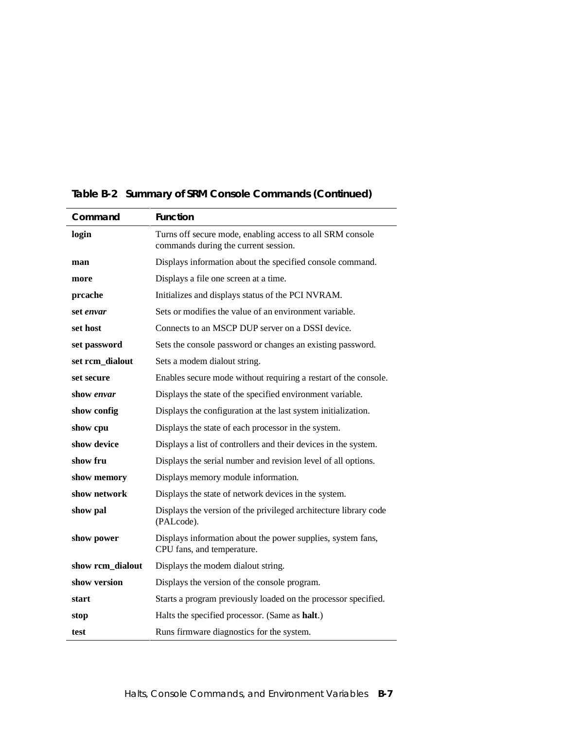**Table B-2 Summary of SRM Console Commands (Continued)**

| Command | Function |
|---|---|
| **login** | Turns off secure mode, enabling access to all SRM console commands during the current session. |
| **man** | Displays information about the specified console command. |
| **more** | Displays a file one screen at a time. |
| **prcache** | Initializes and displays status of the PCI NVRAM. |
| **set** *envar* | Sets or modifies the value of an environment variable. |
| **set host** | Connects to an MSCP DUP server on a DSSI device. |
| **set password** | Sets the console password or changes an existing password. |
| **set rcm_dialout** | Sets a modem dialout string. |
| **set secure** | Enables secure mode without requiring a restart of the console. |
| **show** *envar* | Displays the state of the specified environment variable. |
| **show config** | Displays the configuration at the last system initialization. |
| **show cpu** | Displays the state of each processor in the system. |
| **show device** | Displays a list of controllers and their devices in the system. |
| **show fru** | Displays the serial number and revision level of all options. |
| **show memory** | Displays memory module information. |
| **show network** | Displays the state of network devices in the system. |
| **show pal** | Displays the version of the privileged architecture library code (PALcode). |
| **show power** | Displays information about the power supplies, system fans, CPU fans, and temperature. |
| **show rcm_dialout** | Displays the modem dialout string. |
| **show version** | Displays the version of the console program. |
| **start** | Starts a program previously loaded on the processor specified. |
| **stop** | Halts the specified processor. (Same as **halt**.) |
| **test** | Runs firmware diagnostics for the system. |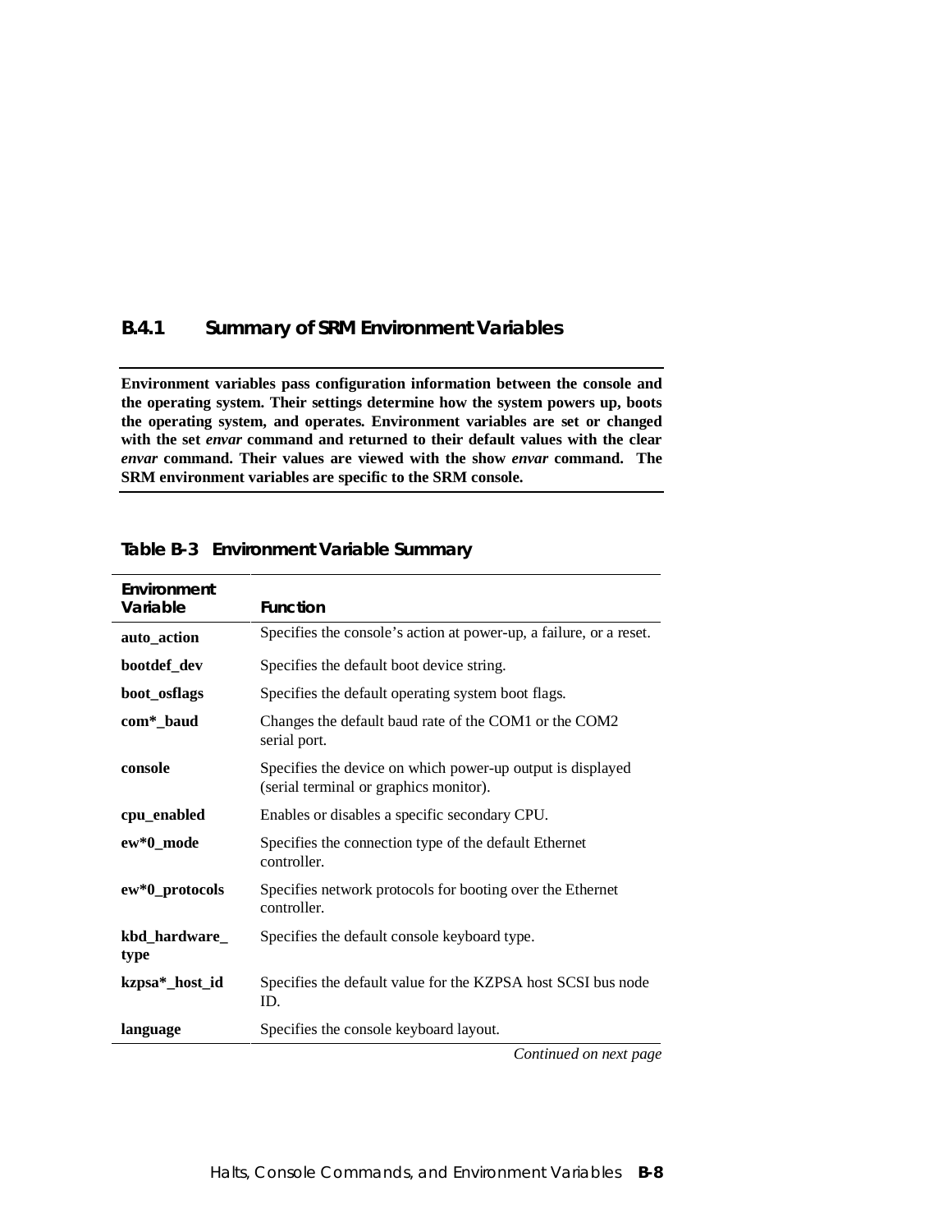### B.4.1 Summary of SRM Environment Variables

**Environment variables pass configuration information between the console and the operating system. Their settings determine how the system powers up, boots the operating system, and operates. Environment variables are set or changed with the set *envar* command and returned to their default values with the clear *envar* command. Their values are viewed with the show *envar* command. The SRM environment variables are specific to the SRM console.**

**Table B-3 Environment Variable Summary**

| Environment Variable | Function |
|---|---|
| **auto_action** | Specifies the console's action at power-up, a failure, or a reset. |
| **bootdef_dev** | Specifies the default boot device string. |
| **boot_osflags** | Specifies the default operating system boot flags. |
| **com*_baud** | Changes the default baud rate of the COM1 or the COM2 serial port. |
| **console** | Specifies the device on which power-up output is displayed (serial terminal or graphics monitor). |
| **cpu_enabled** | Enables or disables a specific secondary CPU. |
| **ew*0_mode** | Specifies the connection type of the default Ethernet controller. |
| **ew*0_protocols** | Specifies network protocols for booting over the Ethernet controller. |
| **kbd_hardware_type** | Specifies the default console keyboard type. |
| **kzpsa*_host_id** | Specifies the default value for the KZPSA host SCSI bus node ID. |
| **language** | Specifies the console keyboard layout. |

*Continued on next page*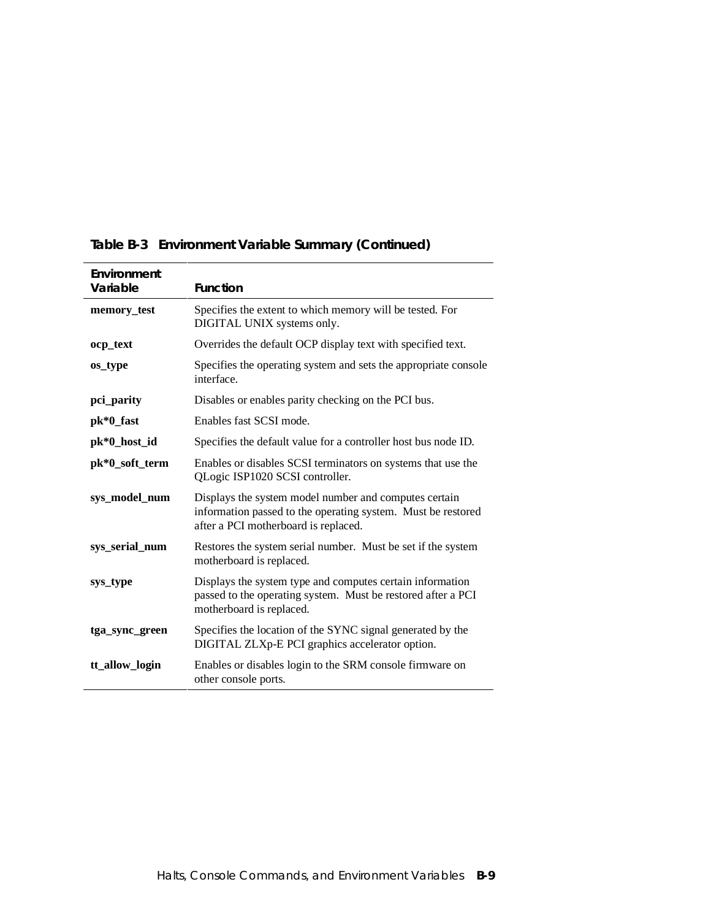**Table B-3 Environment Variable Summary (Continued)**

| Environment Variable | Function |
|---|---|
| **memory_test** | Specifies the extent to which memory will be tested. For DIGITAL UNIX systems only. |
| **ocp_text** | Overrides the default OCP display text with specified text. |
| **os_type** | Specifies the operating system and sets the appropriate console interface. |
| **pci_parity** | Disables or enables parity checking on the PCI bus. |
| **pk*0_fast** | Enables fast SCSI mode. |
| **pk*0_host_id** | Specifies the default value for a controller host bus node ID. |
| **pk*0_soft_term** | Enables or disables SCSI terminators on systems that use the QLogic ISP1020 SCSI controller. |
| **sys_model_num** | Displays the system model number and computes certain information passed to the operating system. Must be restored after a PCI motherboard is replaced. |
| **sys_serial_num** | Restores the system serial number. Must be set if the system motherboard is replaced. |
| **sys_type** | Displays the system type and computes certain information passed to the operating system. Must be restored after a PCI motherboard is replaced. |
| **tga_sync_green** | Specifies the location of the SYNC signal generated by the DIGITAL ZLXp-E PCI graphics accelerator option. |
| **tt_allow_login** | Enables or disables login to the SRM console firmware on other console ports. |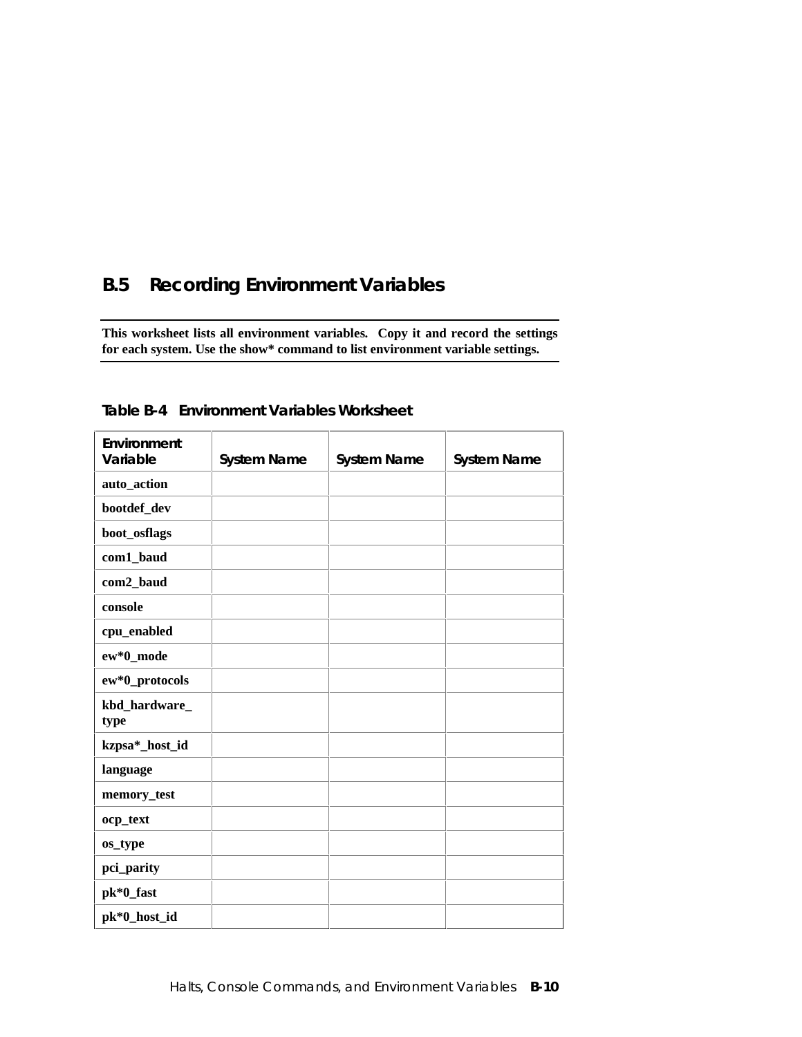## B.5 Recording Environment Variables

**This worksheet lists all environment variables. Copy it and record the settings for each system. Use the show* command to list environment variable settings.**

**Table B-4 Environment Variables Worksheet**

| Environment Variable | System Name | System Name | System Name |
|---|---|---|---|
| **auto_action** | | | |
| **bootdef_dev** | | | |
| **boot_osflags** | | | |
| **com1_baud** | | | |
| **com2_baud** | | | |
| **console** | | | |
| **cpu_enabled** | | | |
| **ew*0_mode** | | | |
| **ew*0_protocols** | | | |
| **kbd_hardware_type** | | | |
| **kzpsa*_host_id** | | | |
| **language** | | | |
| **memory_test** | | | |
| **ocp_text** | | | |
| **os_type** | | | |
| **pci_parity** | | | |
| **pk*0_fast** | | | |
| **pk*0_host_id** | | | |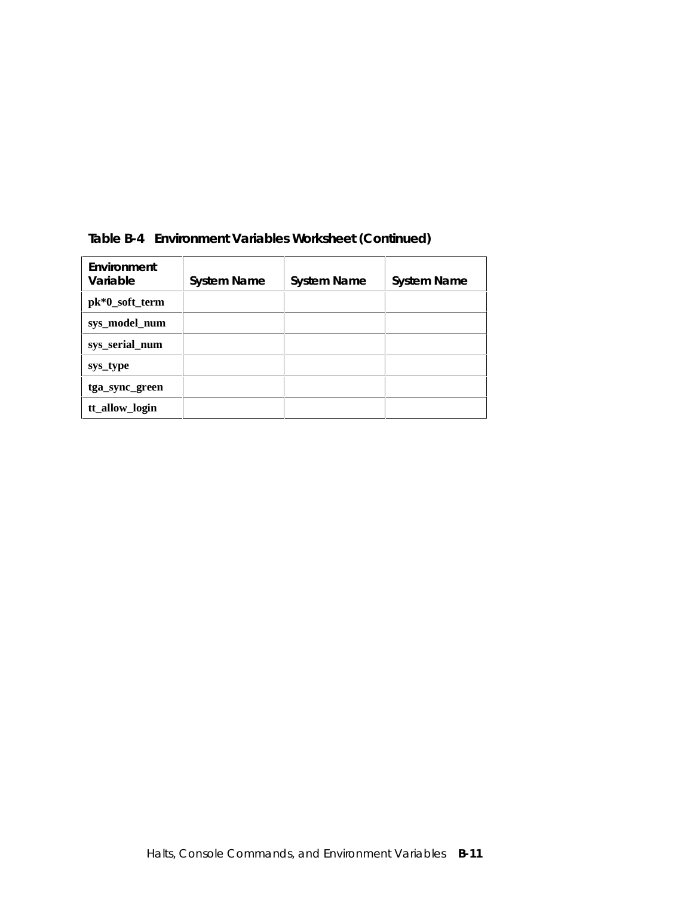**Table B-4 Environment Variables Worksheet (Continued)**

| Environment Variable | System Name | System Name | System Name |
|---|---|---|---|
| **pk*0_soft_term** | | | |
| **sys_model_num** | | | |
| **sys_serial_num** | | | |
| **sys_type** | | | |
| **tga_sync_green** | | | |
| **tt_allow_login** | | | |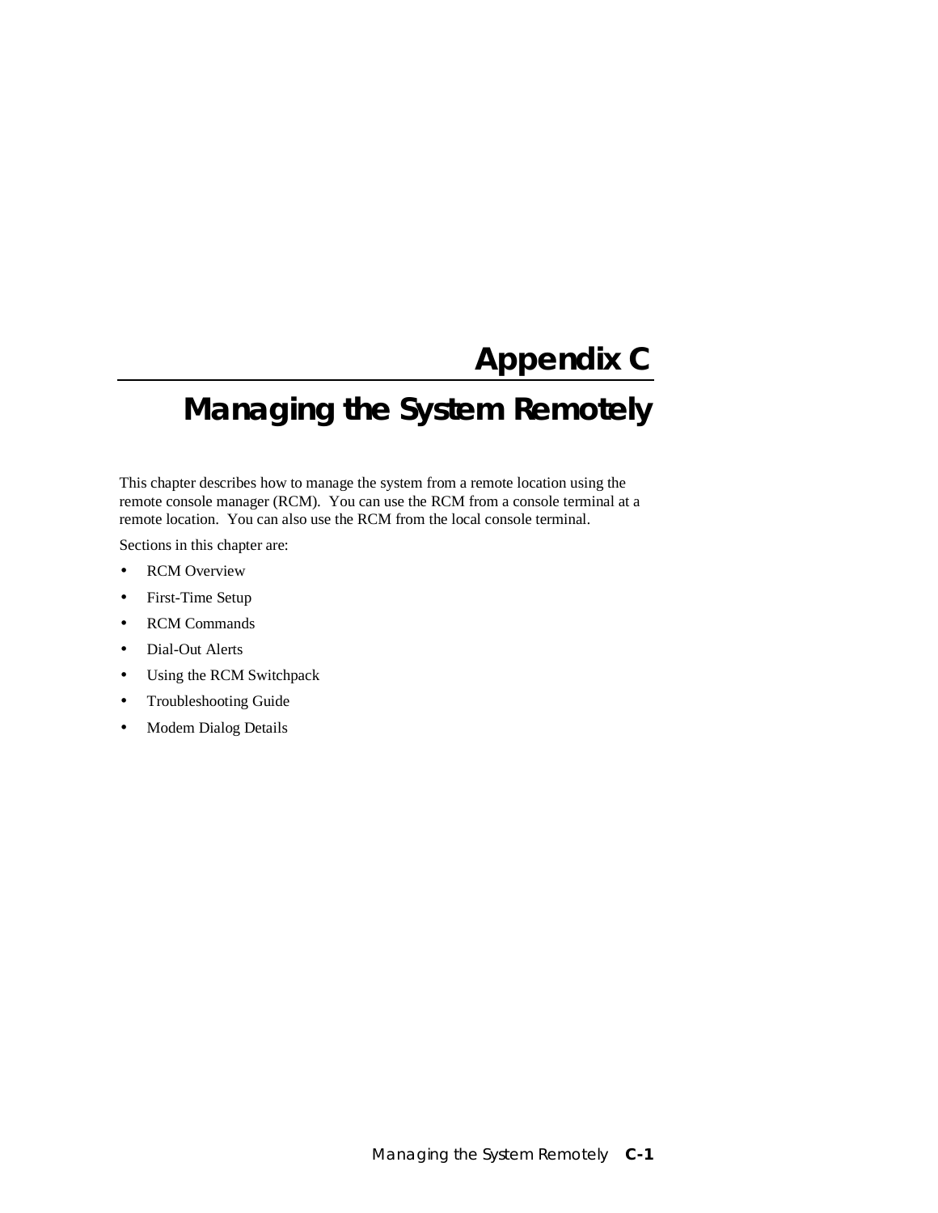# Appendix C

# Managing the System Remotely

This chapter describes how to manage the system from a remote location using the remote console manager (RCM). You can use the RCM from a console terminal at a remote location. You can also use the RCM from the local console terminal.

Sections in this chapter are:

- RCM Overview
- First-Time Setup
- RCM Commands
- Dial-Out Alerts
- Using the RCM Switchpack
- Troubleshooting Guide
- Modem Dialog Details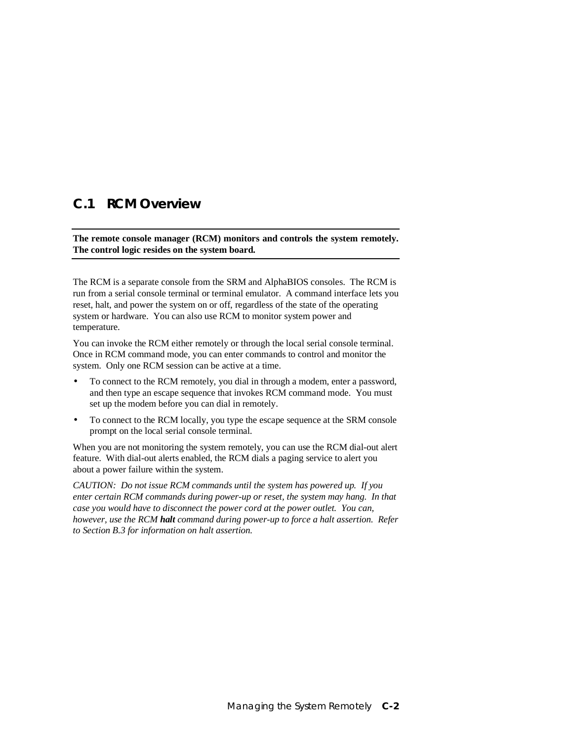## C.1 RCM Overview

**The remote console manager (RCM) monitors and controls the system remotely. The control logic resides on the system board.**

The RCM is a separate console from the SRM and AlphaBIOS consoles. The RCM is run from a serial console terminal or terminal emulator. A command interface lets you reset, halt, and power the system on or off, regardless of the state of the operating system or hardware. You can also use RCM to monitor system power and temperature.

You can invoke the RCM either remotely or through the local serial console terminal. Once in RCM command mode, you can enter commands to control and monitor the system. Only one RCM session can be active at a time.

- To connect to the RCM remotely, you dial in through a modem, enter a password, and then type an escape sequence that invokes RCM command mode. You must set up the modem before you can dial in remotely.
- To connect to the RCM locally, you type the escape sequence at the SRM console prompt on the local serial console terminal.

When you are not monitoring the system remotely, you can use the RCM dial-out alert feature. With dial-out alerts enabled, the RCM dials a paging service to alert you about a power failure within the system.

*CAUTION: Do not issue RCM commands until the system has powered up. If you enter certain RCM commands during power-up or reset, the system may hang. In that case you would have to disconnect the power cord at the power outlet. You can, however, use the RCM **halt** command during power-up to force a halt assertion. Refer to Section B.3 for information on halt assertion.*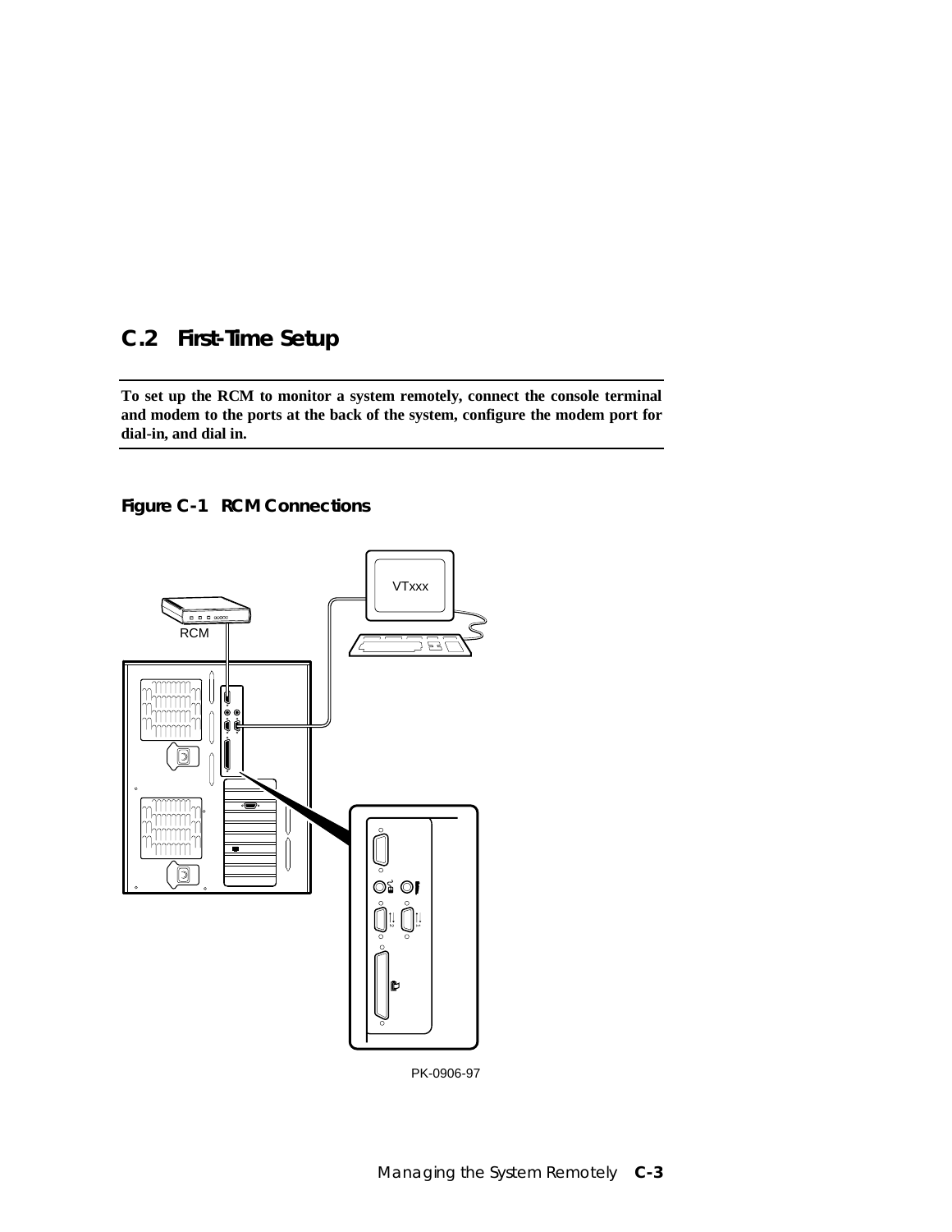## C.2 First-Time Setup

**To set up the RCM to monitor a system remotely, connect the console terminal and modem to the ports at the back of the system, configure the modem port for dial-in, and dial in.**

**Figure C-1 RCM Connections**

PK-0906-97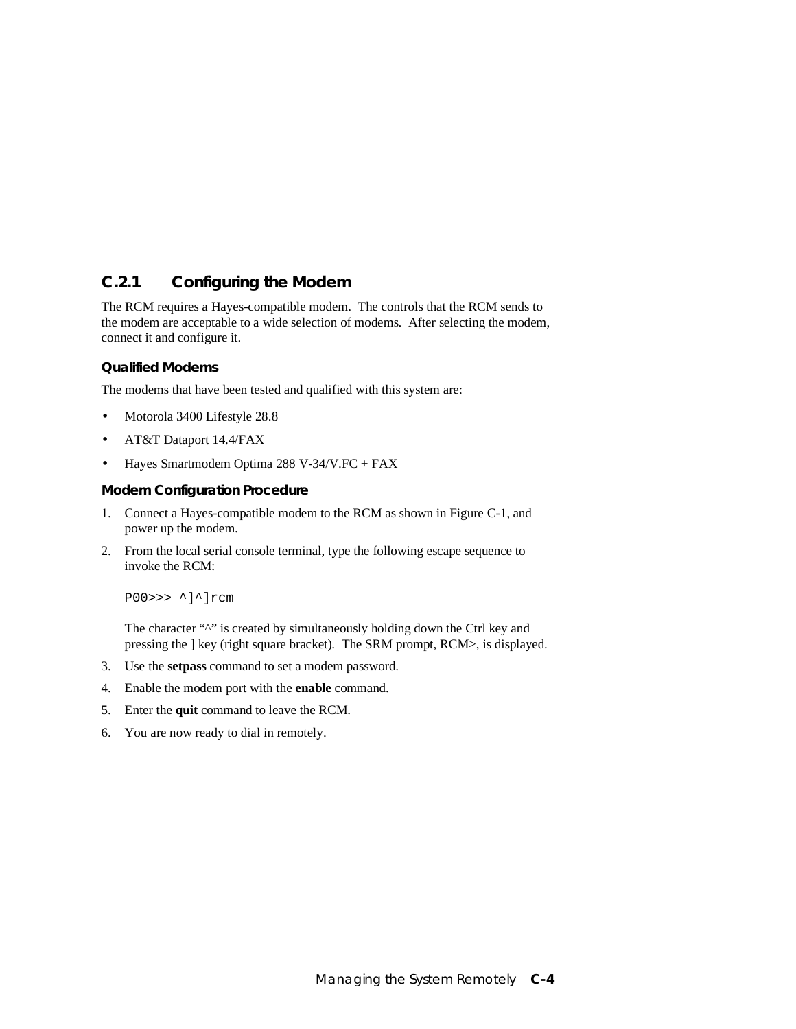### C.2.1 Configuring the Modem

The RCM requires a Hayes-compatible modem. The controls that the RCM sends to the modem are acceptable to a wide selection of modems. After selecting the modem, connect it and configure it.

#### Qualified Modems

The modems that have been tested and qualified with this system are:

- Motorola 3400 Lifestyle 28.8
- AT&T Dataport 14.4/FAX
- Hayes Smartmodem Optima 288 V-34/V.FC + FAX

#### Modem Configuration Procedure

1. Connect a Hayes-compatible modem to the RCM as shown in Figure C-1, and power up the modem.
2. From the local serial console terminal, type the following escape sequence to invoke the RCM:

   ```
   P00>>> ^]^]rcm
   ```

   The character "^" is created by simultaneously holding down the Ctrl key and pressing the ] key (right square bracket). The SRM prompt, RCM>, is displayed.
3. Use the **setpass** command to set a modem password.
4. Enable the modem port with the **enable** command.
5. Enter the **quit** command to leave the RCM.
6. You are now ready to dial in remotely.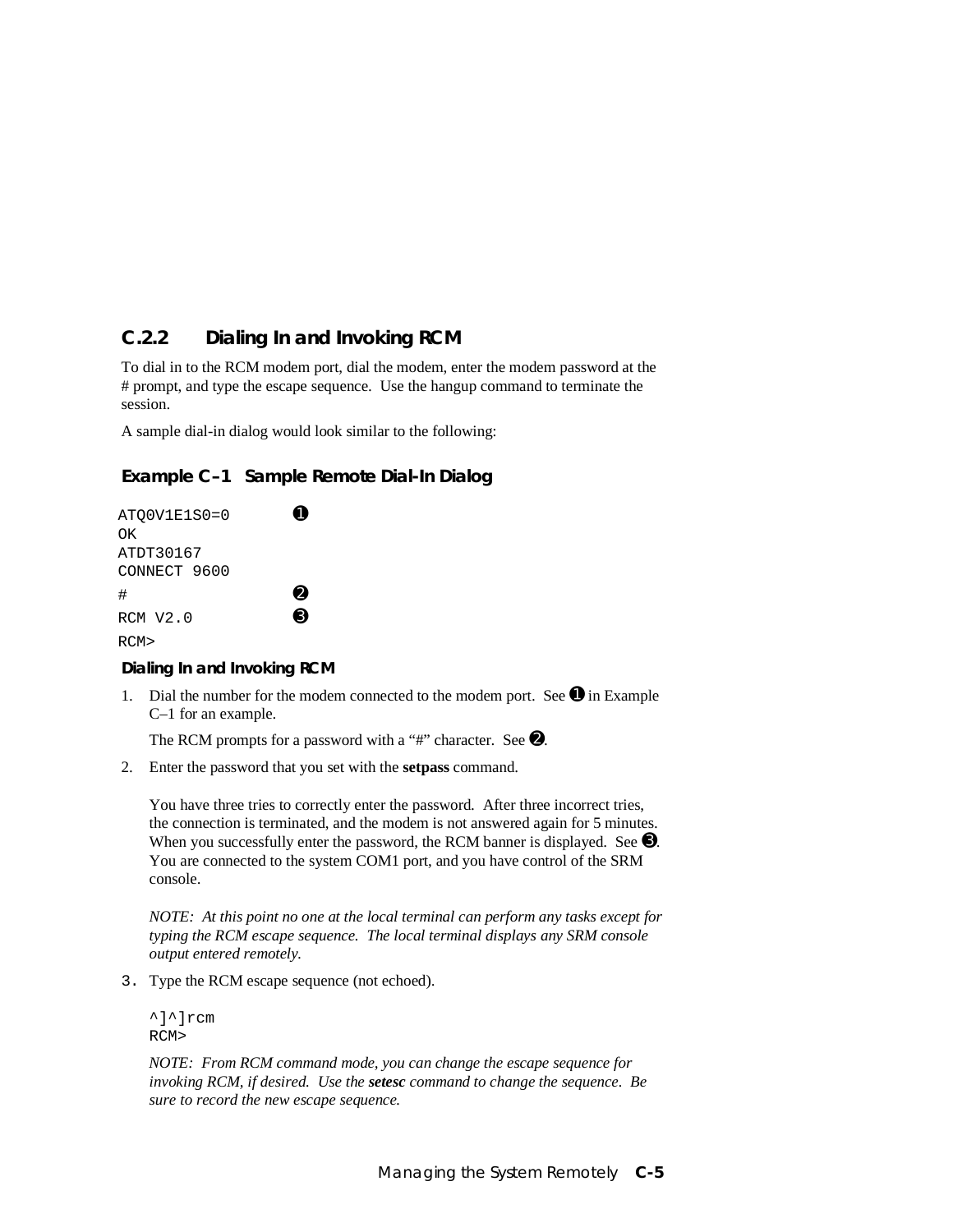### C.2.2 Dialing In and Invoking RCM

To dial in to the RCM modem port, dial the modem, enter the modem password at the # prompt, and type the escape sequence. Use the hangup command to terminate the session.

A sample dial-in dialog would look similar to the following:

**Example C–1 Sample Remote Dial-In Dialog**

```
ATQ0V1E1S0=0        ➊
OK
ATDT30167
CONNECT 9600
#                   ➋
RCM V2.0            ➌
RCM>
```

**Dialing In and Invoking RCM**

1. Dial the number for the modem connected to the modem port. See ➊ in Example C–1 for an example.

   The RCM prompts for a password with a "#" character. See ➋.

2. Enter the password that you set with the **setpass** command.

   You have three tries to correctly enter the password. After three incorrect tries, the connection is terminated, and the modem is not answered again for 5 minutes. When you successfully enter the password, the RCM banner is displayed. See ➌. You are connected to the system COM1 port, and you have control of the SRM console.

   *NOTE: At this point no one at the local terminal can perform any tasks except for typing the RCM escape sequence. The local terminal displays any SRM console output entered remotely.*

3. Type the RCM escape sequence (not echoed).

   ```
   ^]^]rcm
   RCM>
   ```

   *NOTE: From RCM command mode, you can change the escape sequence for invoking RCM, if desired. Use the **setesc** command to change the sequence. Be sure to record the new escape sequence.*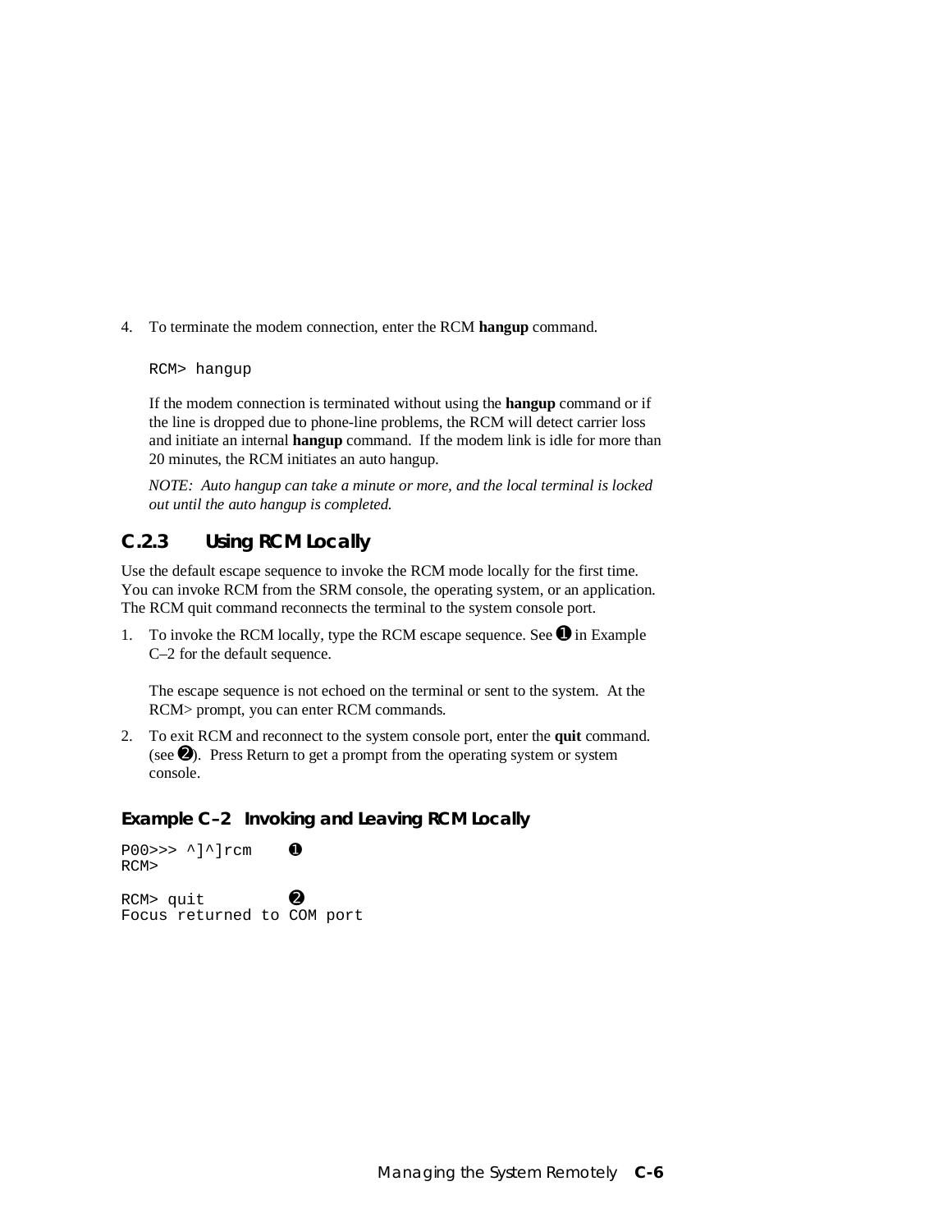4. To terminate the modem connection, enter the RCM **hangup** command.

```
RCM> hangup
```

If the modem connection is terminated without using the **hangup** command or if the line is dropped due to phone-line problems, the RCM will detect carrier loss and initiate an internal **hangup** command. If the modem link is idle for more than 20 minutes, the RCM initiates an auto hangup.

*NOTE: Auto hangup can take a minute or more, and the local terminal is locked out until the auto hangup is completed.*

### C.2.3 Using RCM Locally

Use the default escape sequence to invoke the RCM mode locally for the first time. You can invoke RCM from the SRM console, the operating system, or an application. The RCM quit command reconnects the terminal to the system console port.

1. To invoke the RCM locally, type the RCM escape sequence. See ➊ in Example C–2 for the default sequence.

   The escape sequence is not echoed on the terminal or sent to the system. At the RCM> prompt, you can enter RCM commands.

2. To exit RCM and reconnect to the system console port, enter the **quit** command. (see ➋). Press Return to get a prompt from the operating system or system console.

#### Example C–2 Invoking and Leaving RCM Locally

```
P00>>> ^]^]rcm    ➊
RCM>

RCM> quit         ➋
Focus returned to COM port
```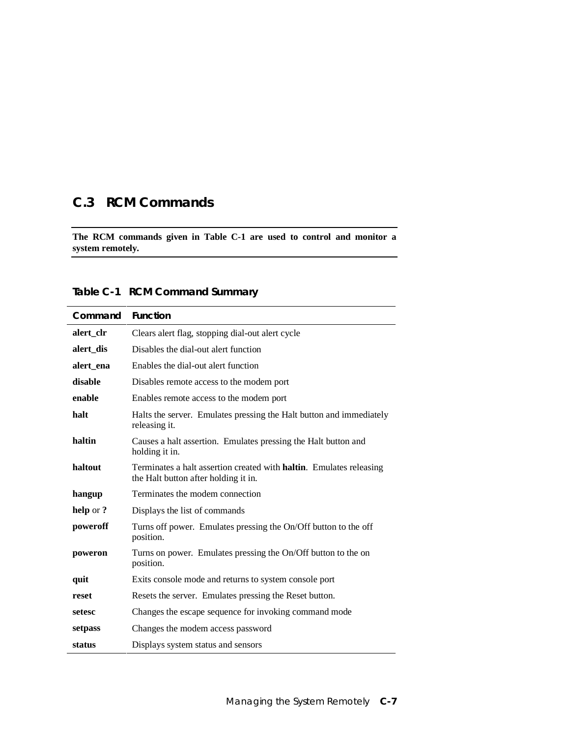## C.3 RCM Commands

**The RCM commands given in Table C-1 are used to control and monitor a system remotely.**

**Table C-1 RCM Command Summary**

| Command | Function |
|---|---|
| **alert_clr** | Clears alert flag, stopping dial-out alert cycle |
| **alert_dis** | Disables the dial-out alert function |
| **alert_ena** | Enables the dial-out alert function |
| **disable** | Disables remote access to the modem port |
| **enable** | Enables remote access to the modem port |
| **halt** | Halts the server. Emulates pressing the Halt button and immediately releasing it. |
| **haltin** | Causes a halt assertion. Emulates pressing the Halt button and holding it in. |
| **haltout** | Terminates a halt assertion created with **haltin**. Emulates releasing the Halt button after holding it in. |
| **hangup** | Terminates the modem connection |
| **help** or **?** | Displays the list of commands |
| **poweroff** | Turns off power. Emulates pressing the On/Off button to the off position. |
| **poweron** | Turns on power. Emulates pressing the On/Off button to the on position. |
| **quit** | Exits console mode and returns to system console port |
| **reset** | Resets the server. Emulates pressing the Reset button. |
| **setesc** | Changes the escape sequence for invoking command mode |
| **setpass** | Changes the modem access password |
| **status** | Displays system status and sensors |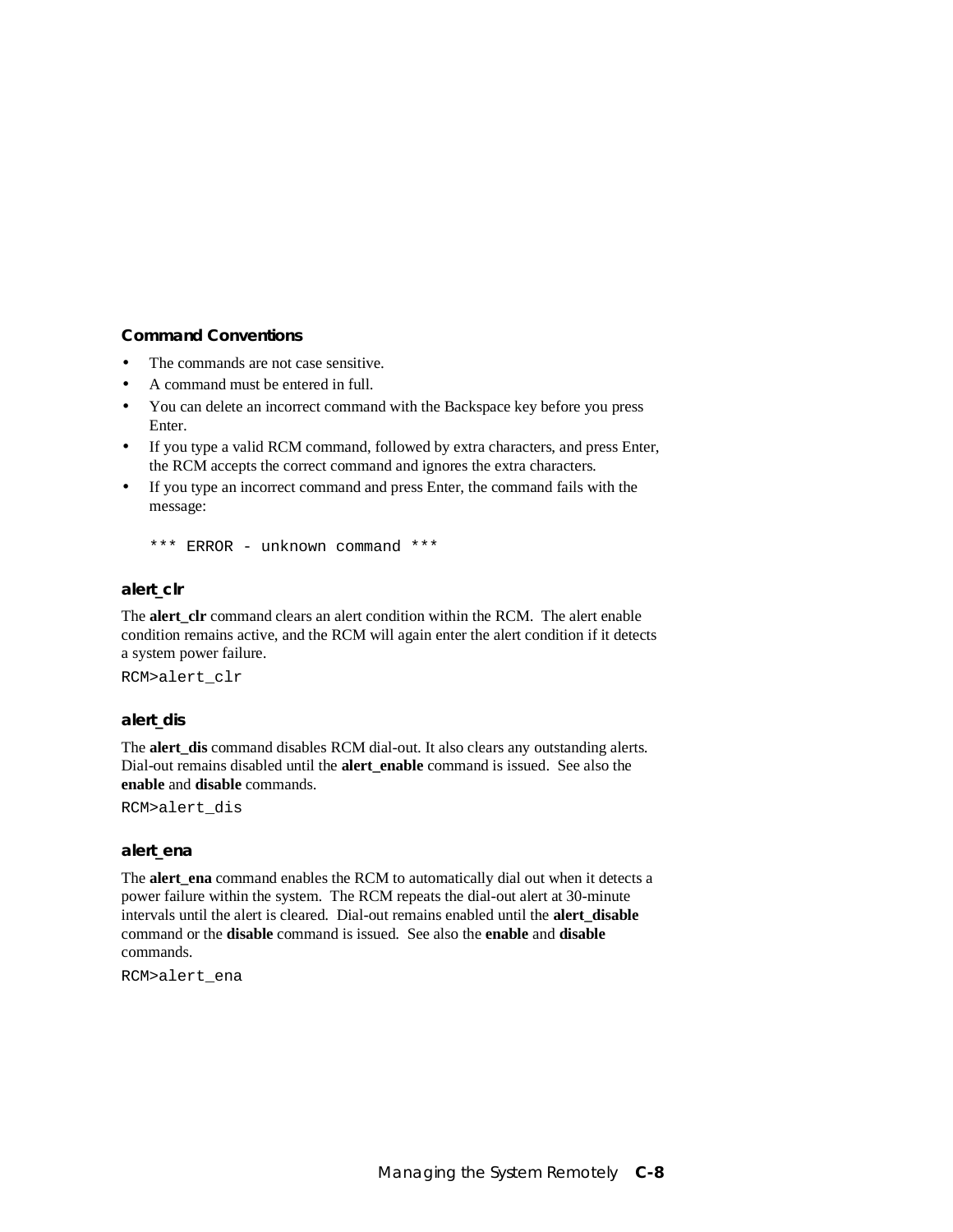### Command Conventions

- The commands are not case sensitive.
- A command must be entered in full.
- You can delete an incorrect command with the Backspace key before you press Enter.
- If you type a valid RCM command, followed by extra characters, and press Enter, the RCM accepts the correct command and ignores the extra characters.
- If you type an incorrect command and press Enter, the command fails with the message:

```
*** ERROR - unknown command ***
```

### alert_clr

The **alert_clr** command clears an alert condition within the RCM. The alert enable condition remains active, and the RCM will again enter the alert condition if it detects a system power failure.

```
RCM>alert_clr
```

### alert_dis

The **alert_dis** command disables RCM dial-out. It also clears any outstanding alerts. Dial-out remains disabled until the **alert_enable** command is issued. See also the **enable** and **disable** commands.

```
RCM>alert_dis
```

### alert_ena

The **alert_ena** command enables the RCM to automatically dial out when it detects a power failure within the system. The RCM repeats the dial-out alert at 30-minute intervals until the alert is cleared. Dial-out remains enabled until the **alert_disable** command or the **disable** command is issued. See also the **enable** and **disable** commands.

```
RCM>alert_ena
```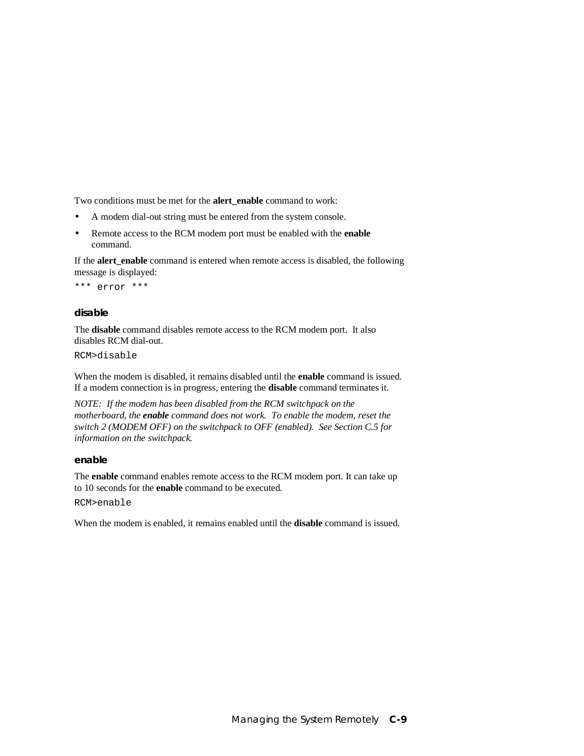Two conditions must be met for the **alert_enable** command to work:

- A modem dial-out string must be entered from the system console.
- Remote access to the RCM modem port must be enabled with the **enable** command.

If the **alert_enable** command is entered when remote access is disabled, the following message is displayed:

```
*** error ***
```

### disable

The **disable** command disables remote access to the RCM modem port. It also disables RCM dial-out.

```
RCM>disable
```

When the modem is disabled, it remains disabled until the **enable** command is issued. If a modem connection is in progress, entering the **disable** command terminates it.

*NOTE: If the modem has been disabled from the RCM switchpack on the motherboard, the* ***enable*** *command does not work. To enable the modem, reset the switch 2 (MODEM OFF) on the switchpack to OFF (enabled). See Section C.5 for information on the switchpack.*

### enable

The **enable** command enables remote access to the RCM modem port. It can take up to 10 seconds for the **enable** command to be executed.

```
RCM>enable
```

When the modem is enabled, it remains enabled until the **disable** command is issued.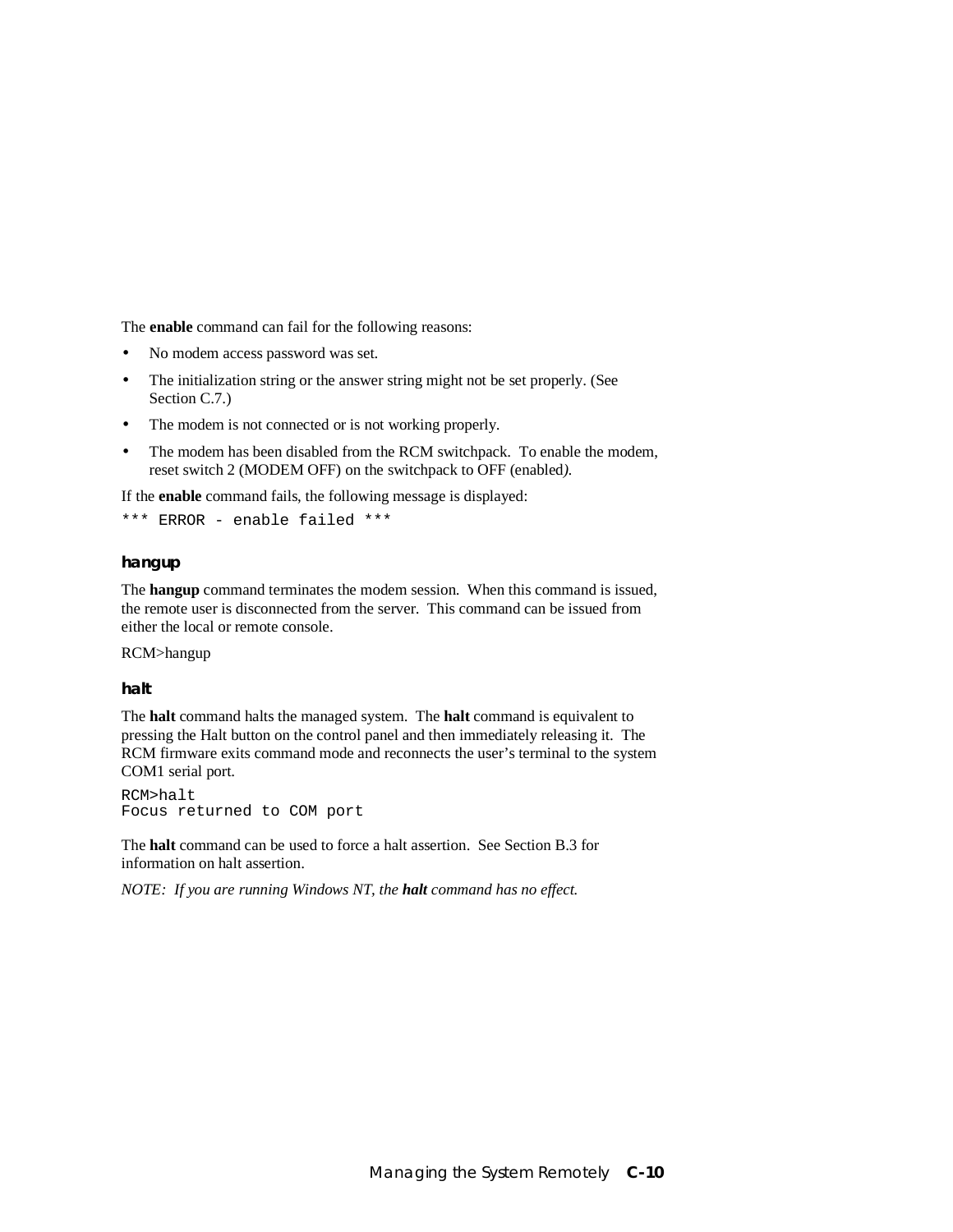The **enable** command can fail for the following reasons:

- No modem access password was set.
- The initialization string or the answer string might not be set properly. (See Section C.7.)
- The modem is not connected or is not working properly.
- The modem has been disabled from the RCM switchpack. To enable the modem, reset switch 2 (MODEM OFF) on the switchpack to OFF (enabled).

If the **enable** command fails, the following message is displayed:

```
*** ERROR - enable failed ***
```

### hangup

The **hangup** command terminates the modem session. When this command is issued, the remote user is disconnected from the server. This command can be issued from either the local or remote console.

RCM>hangup

### halt

The **halt** command halts the managed system. The **halt** command is equivalent to pressing the Halt button on the control panel and then immediately releasing it. The RCM firmware exits command mode and reconnects the user's terminal to the system COM1 serial port.

```
RCM>halt
Focus returned to COM port
```

The **halt** command can be used to force a halt assertion. See Section B.3 for information on halt assertion.

*NOTE: If you are running Windows NT, the **halt** command has no effect.*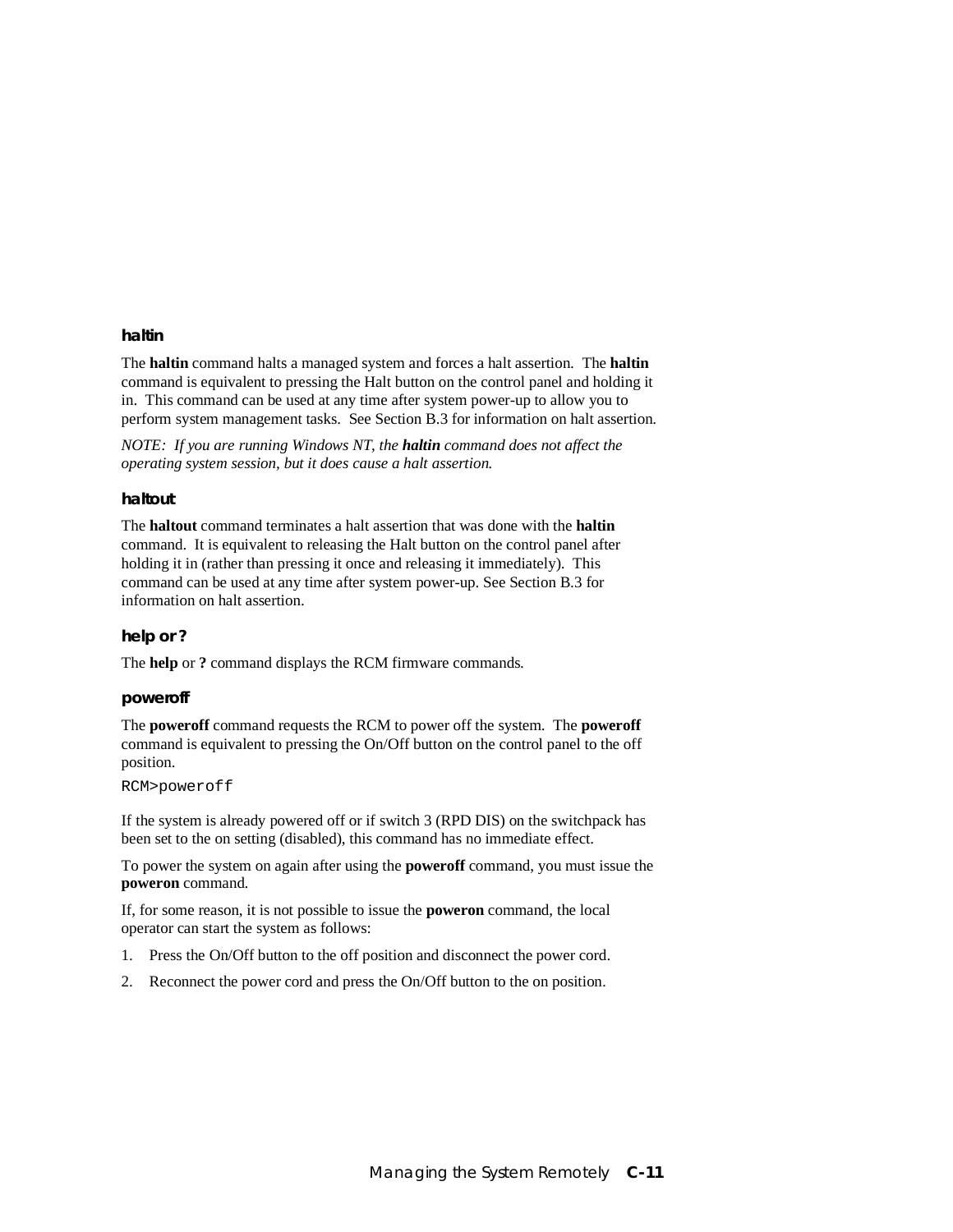### haltin

The **haltin** command halts a managed system and forces a halt assertion. The **haltin** command is equivalent to pressing the Halt button on the control panel and holding it in. This command can be used at any time after system power-up to allow you to perform system management tasks. See Section B.3 for information on halt assertion.

*NOTE: If you are running Windows NT, the **haltin** command does not affect the operating system session, but it does cause a halt assertion.*

### haltout

The **haltout** command terminates a halt assertion that was done with the **haltin** command. It is equivalent to releasing the Halt button on the control panel after holding it in (rather than pressing it once and releasing it immediately). This command can be used at any time after system power-up. See Section B.3 for information on halt assertion.

### help or ?

The **help** or **?** command displays the RCM firmware commands.

### poweroff

The **poweroff** command requests the RCM to power off the system. The **poweroff** command is equivalent to pressing the On/Off button on the control panel to the off position.

```
RCM>poweroff
```

If the system is already powered off or if switch 3 (RPD DIS) on the switchpack has been set to the on setting (disabled), this command has no immediate effect.

To power the system on again after using the **poweroff** command, you must issue the **poweron** command.

If, for some reason, it is not possible to issue the **poweron** command, the local operator can start the system as follows:

1. Press the On/Off button to the off position and disconnect the power cord.
2. Reconnect the power cord and press the On/Off button to the on position.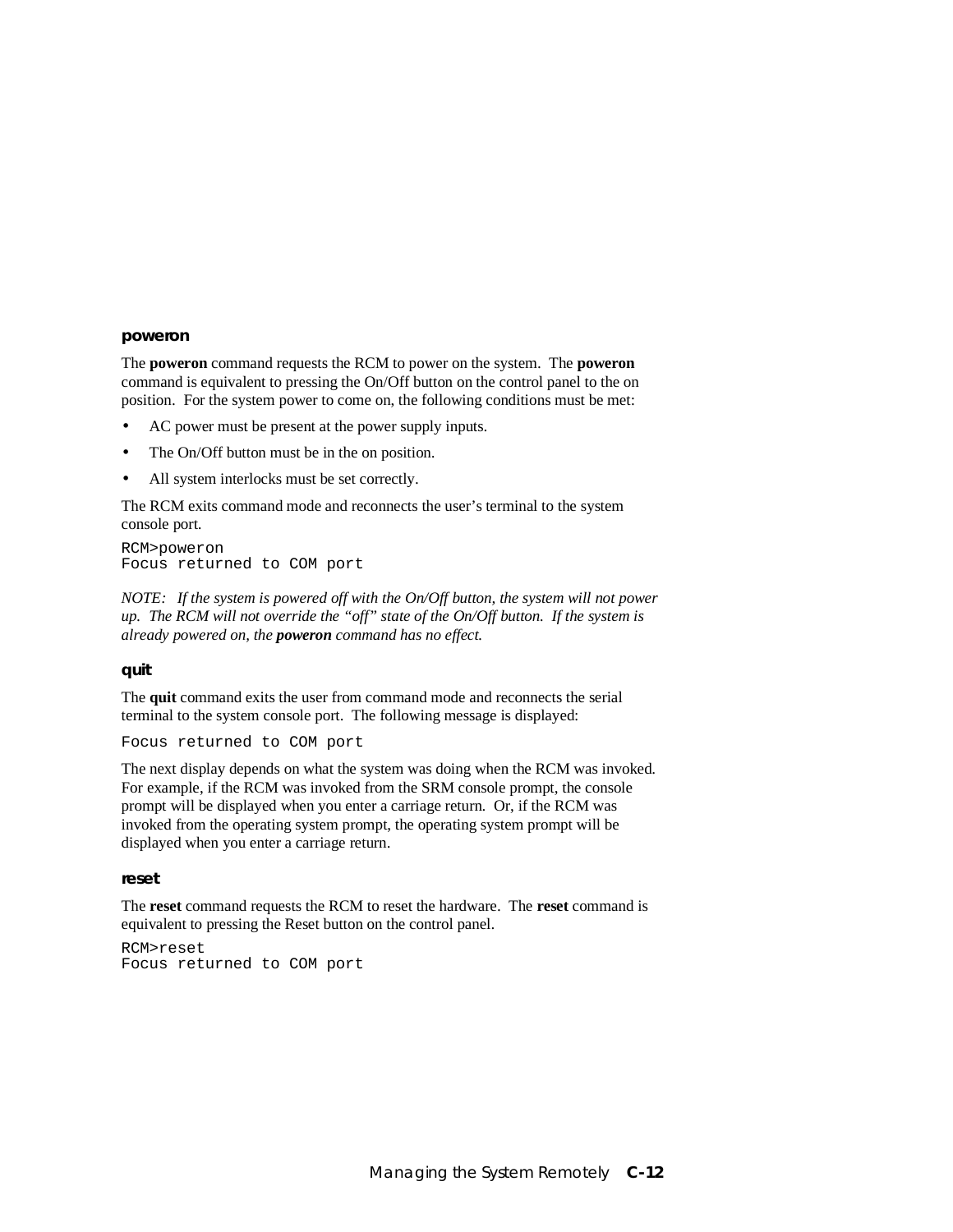### poweron

The **poweron** command requests the RCM to power on the system. The **poweron** command is equivalent to pressing the On/Off button on the control panel to the on position. For the system power to come on, the following conditions must be met:

- AC power must be present at the power supply inputs.
- The On/Off button must be in the on position.
- All system interlocks must be set correctly.

The RCM exits command mode and reconnects the user's terminal to the system console port.

```
RCM>poweron
Focus returned to COM port
```

*NOTE: If the system is powered off with the On/Off button, the system will not power up. The RCM will not override the "off" state of the On/Off button. If the system is already powered on, the **poweron** command has no effect.*

### quit

The **quit** command exits the user from command mode and reconnects the serial terminal to the system console port. The following message is displayed:

```
Focus returned to COM port
```

The next display depends on what the system was doing when the RCM was invoked. For example, if the RCM was invoked from the SRM console prompt, the console prompt will be displayed when you enter a carriage return. Or, if the RCM was invoked from the operating system prompt, the operating system prompt will be displayed when you enter a carriage return.

### reset

The **reset** command requests the RCM to reset the hardware. The **reset** command is equivalent to pressing the Reset button on the control panel.

```
RCM>reset
Focus returned to COM port
```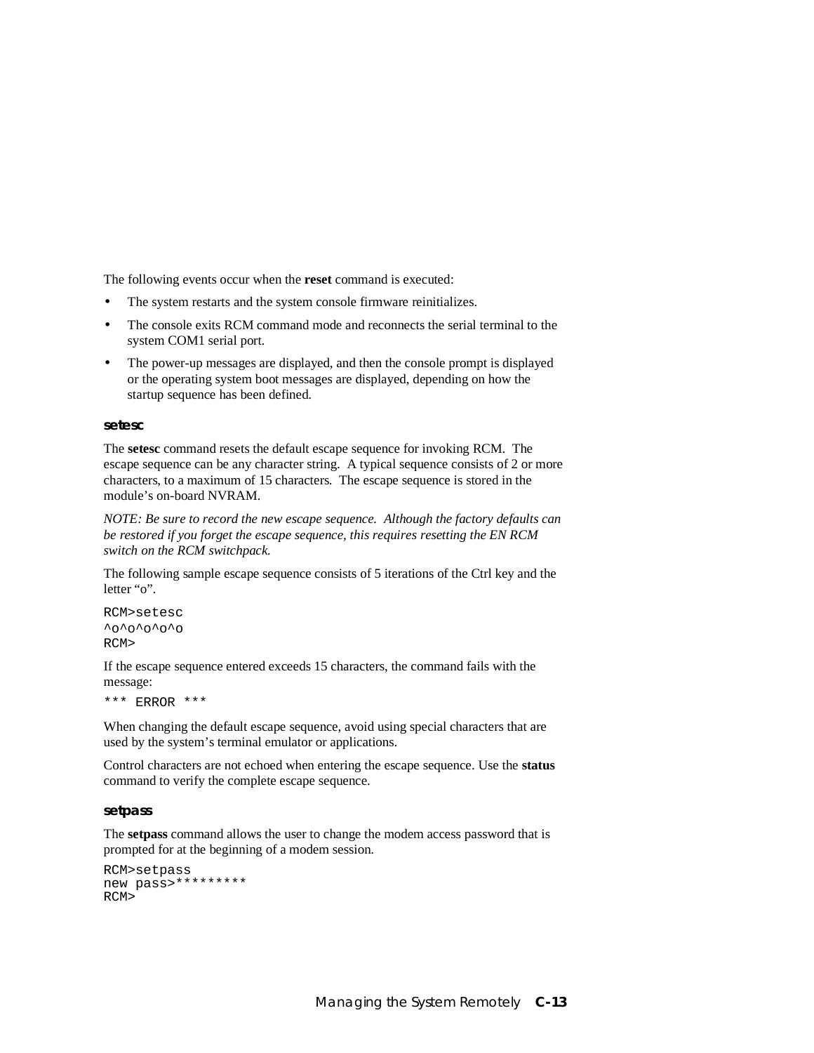The following events occur when the **reset** command is executed:

- The system restarts and the system console firmware reinitializes.
- The console exits RCM command mode and reconnects the serial terminal to the system COM1 serial port.
- The power-up messages are displayed, and then the console prompt is displayed or the operating system boot messages are displayed, depending on how the startup sequence has been defined.

### setesc

The **setesc** command resets the default escape sequence for invoking RCM. The escape sequence can be any character string. A typical sequence consists of 2 or more characters, to a maximum of 15 characters. The escape sequence is stored in the module's on-board NVRAM.

*NOTE: Be sure to record the new escape sequence. Although the factory defaults can be restored if you forget the escape sequence, this requires resetting the EN RCM switch on the RCM switchpack.*

The following sample escape sequence consists of 5 iterations of the Ctrl key and the letter "o".

```
RCM>setesc
^o^o^o^o^o
RCM>
```

If the escape sequence entered exceeds 15 characters, the command fails with the message:

```
*** ERROR ***
```

When changing the default escape sequence, avoid using special characters that are used by the system's terminal emulator or applications.

Control characters are not echoed when entering the escape sequence. Use the **status** command to verify the complete escape sequence.

### setpass

The **setpass** command allows the user to change the modem access password that is prompted for at the beginning of a modem session.

```
RCM>setpass
new pass>*********
RCM>
```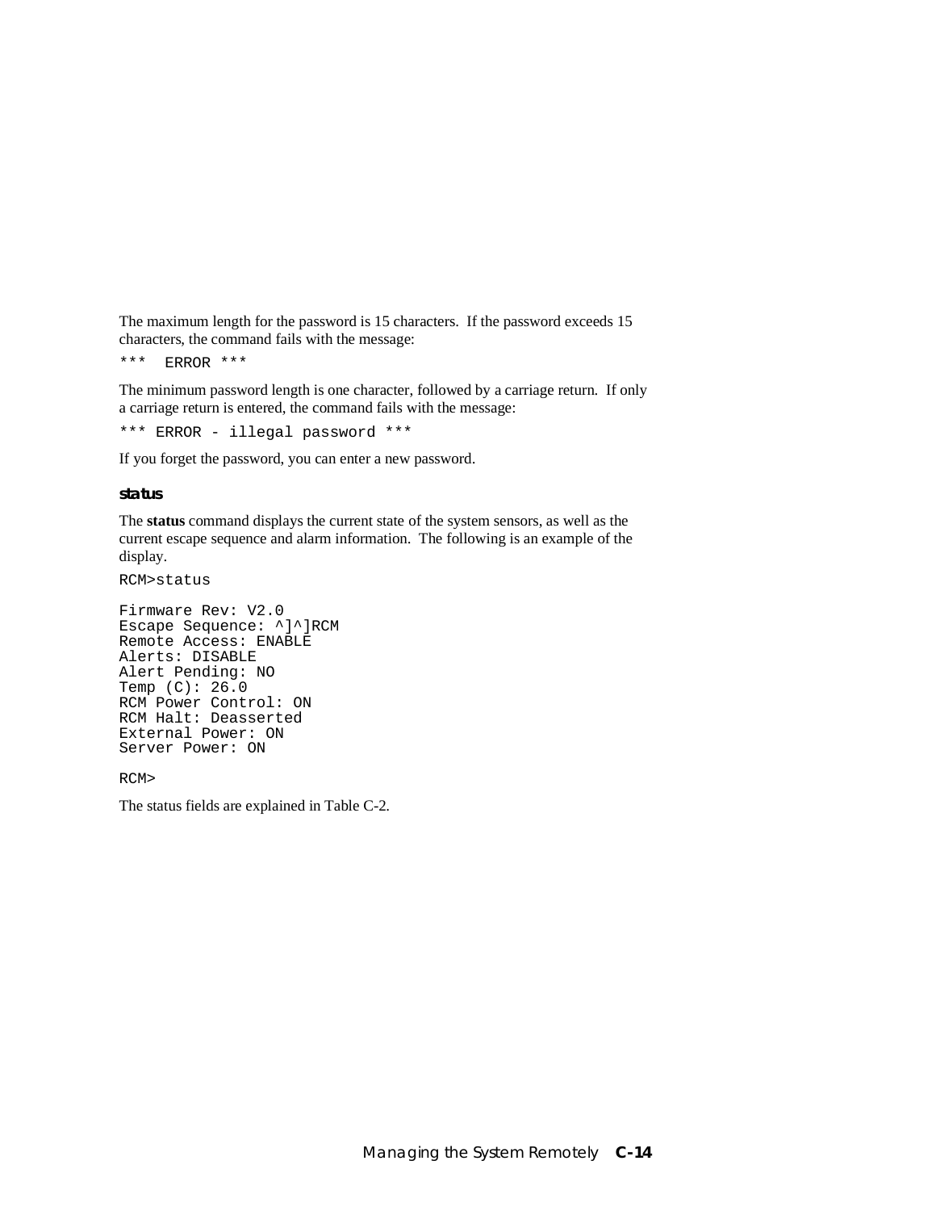The maximum length for the password is 15 characters. If the password exceeds 15 characters, the command fails with the message:

```
***  ERROR ***
```

The minimum password length is one character, followed by a carriage return. If only a carriage return is entered, the command fails with the message:

```
*** ERROR - illegal password ***
```

If you forget the password, you can enter a new password.

### status

The **status** command displays the current state of the system sensors, as well as the current escape sequence and alarm information. The following is an example of the display.

```
RCM>status

Firmware Rev: V2.0
Escape Sequence: ^]^]RCM
Remote Access: ENABLE
Alerts: DISABLE
Alert Pending: NO
Temp (C): 26.0
RCM Power Control: ON
RCM Halt: Deasserted
External Power: ON
Server Power: ON

RCM>
```

The status fields are explained in Table C-2.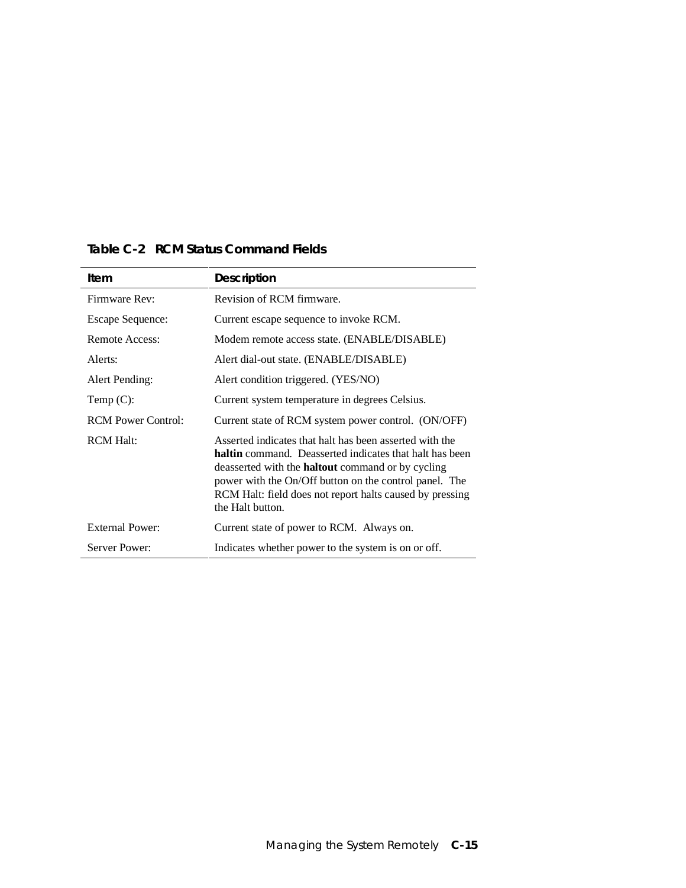**Table C-2 RCM Status Command Fields**

| Item | Description |
|---|---|
| Firmware Rev: | Revision of RCM firmware. |
| Escape Sequence: | Current escape sequence to invoke RCM. |
| Remote Access: | Modem remote access state. (ENABLE/DISABLE) |
| Alerts: | Alert dial-out state. (ENABLE/DISABLE) |
| Alert Pending: | Alert condition triggered. (YES/NO) |
| Temp (C): | Current system temperature in degrees Celsius. |
| RCM Power Control: | Current state of RCM system power control. (ON/OFF) |
| RCM Halt: | Asserted indicates that halt has been asserted with the **haltin** command. Deasserted indicates that halt has been deasserted with the **haltout** command or by cycling power with the On/Off button on the control panel. The RCM Halt: field does not report halts caused by pressing the Halt button. |
| External Power: | Current state of power to RCM. Always on. |
| Server Power: | Indicates whether power to the system is on or off. |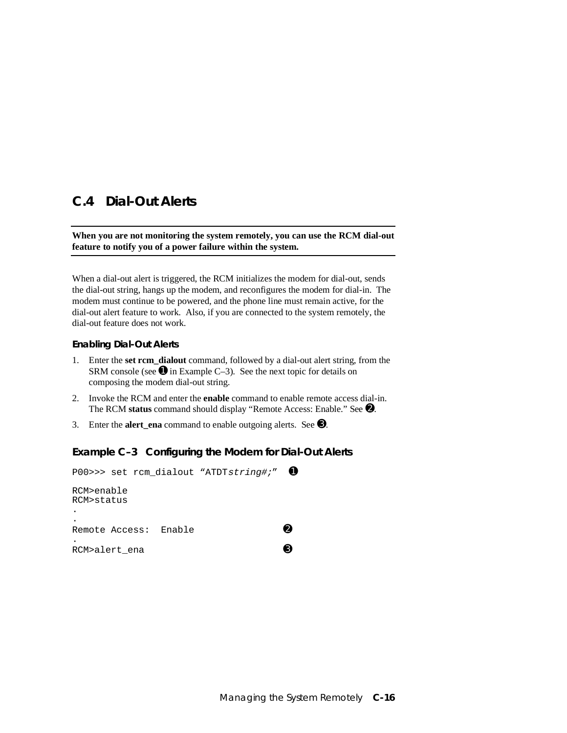## C.4 Dial-Out Alerts

**When you are not monitoring the system remotely, you can use the RCM dial-out feature to notify you of a power failure within the system.**

When a dial-out alert is triggered, the RCM initializes the modem for dial-out, sends the dial-out string, hangs up the modem, and reconfigures the modem for dial-in. The modem must continue to be powered, and the phone line must remain active, for the dial-out alert feature to work. Also, if you are connected to the system remotely, the dial-out feature does not work.

### Enabling Dial-Out Alerts

1. Enter the **set rcm_dialout** command, followed by a dial-out alert string, from the SRM console (see ➊ in Example C–3). See the next topic for details on composing the modem dial-out string.
2. Invoke the RCM and enter the **enable** command to enable remote access dial-in. The RCM **status** command should display "Remote Access: Enable." See ➋.
3. Enter the **alert_ena** command to enable outgoing alerts. See ➌.

### Example C–3 Configuring the Modem for Dial-Out Alerts

```
P00>>> set rcm_dialout "ATDTstring#;"  ➊

RCM>enable
RCM>status
.
.
Remote Access:  Enable              ➋
.
RCM>alert_ena                       ➌
```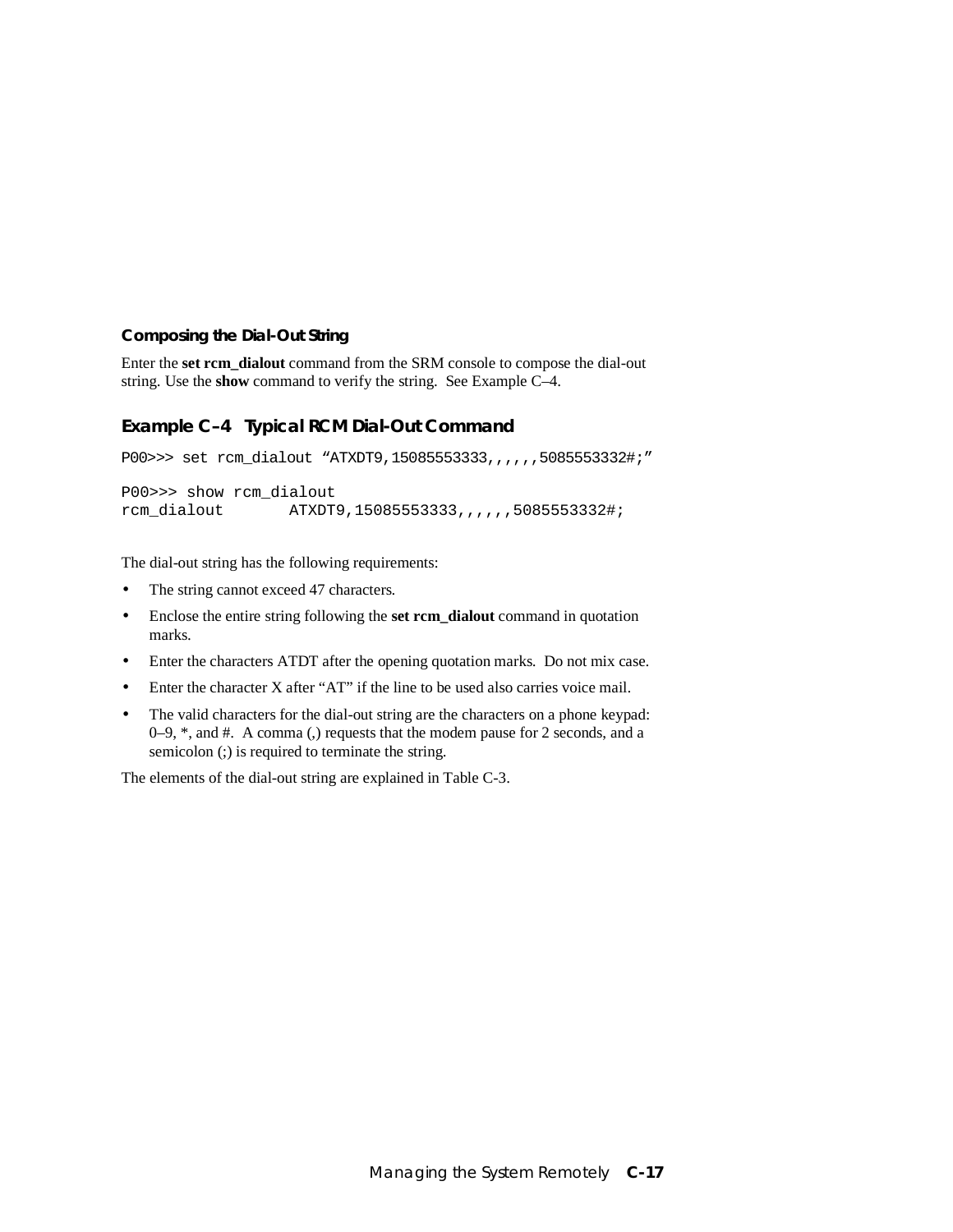### Composing the Dial-Out String

Enter the **set rcm_dialout** command from the SRM console to compose the dial-out string. Use the **show** command to verify the string. See Example C–4.

### Example C–4 Typical RCM Dial-Out Command

```
P00>>> set rcm_dialout “ATXDT9,15085553333,,,,,,5085553332#;”

P00>>> show rcm_dialout
rcm_dialout        ATXDT9,15085553333,,,,,,5085553332#;
```

The dial-out string has the following requirements:

- The string cannot exceed 47 characters.
- Enclose the entire string following the **set rcm_dialout** command in quotation marks.
- Enter the characters ATDT after the opening quotation marks. Do not mix case.
- Enter the character X after “AT” if the line to be used also carries voice mail.
- The valid characters for the dial-out string are the characters on a phone keypad: 0–9, *, and #. A comma (,) requests that the modem pause for 2 seconds, and a semicolon (;) is required to terminate the string.

The elements of the dial-out string are explained in Table C-3.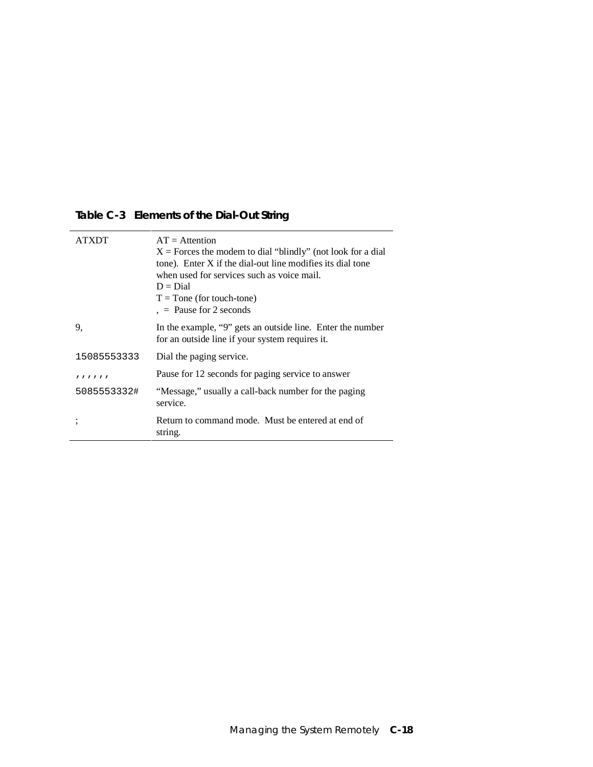**Table C-3 Elements of the Dial-Out String**

| | |
|---|---|
| ATXDT | AT = Attention<br>X = Forces the modem to dial "blindly" (not look for a dial tone). Enter X if the dial-out line modifies its dial tone when used for services such as voice mail.<br>D = Dial<br>T = Tone (for touch-tone)<br>, = Pause for 2 seconds |
| 9, | In the example, "9" gets an outside line. Enter the number for an outside line if your system requires it. |
| 15085553333 | Dial the paging service. |
| ,,,,,, | Pause for 12 seconds for paging service to answer |
| 5085553332# | "Message," usually a call-back number for the paging service. |
| ; | Return to command mode. Must be entered at end of string. |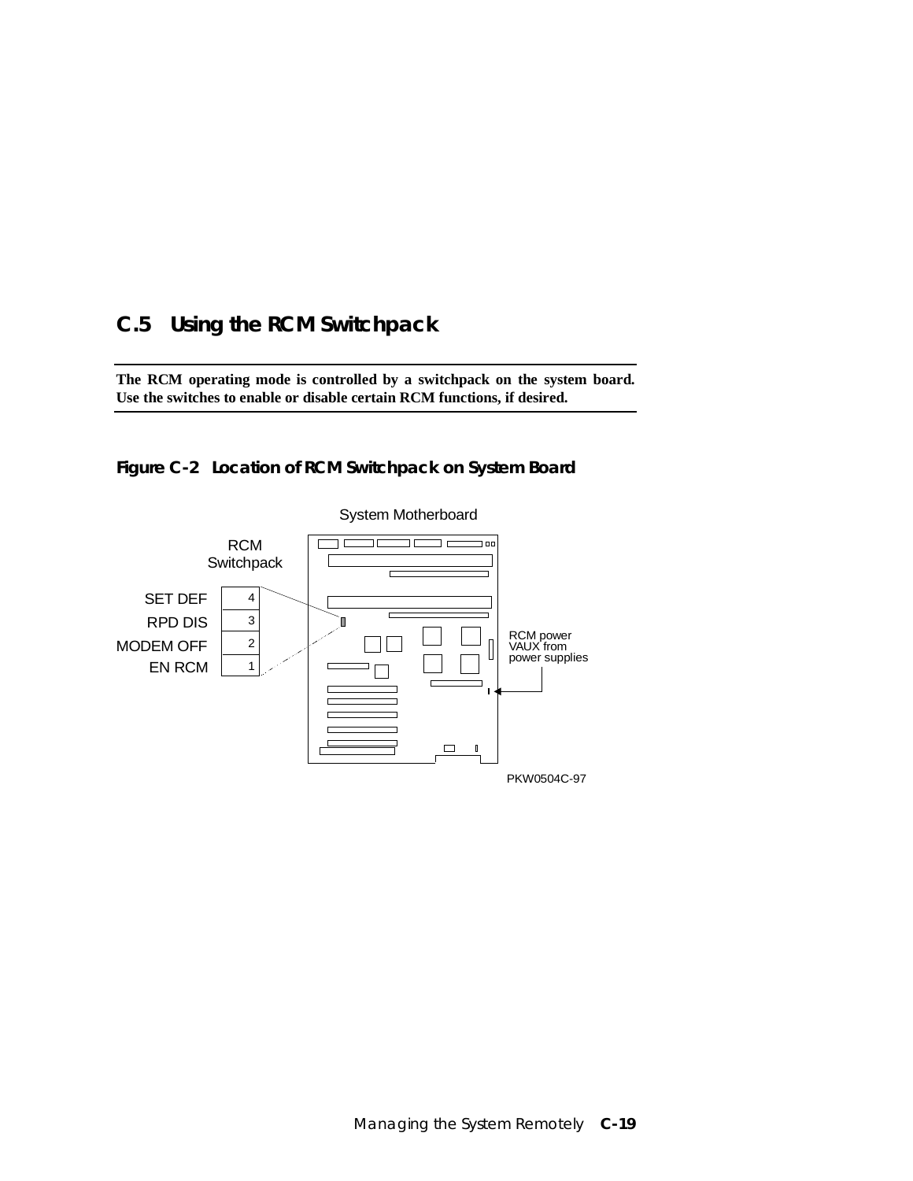## C.5 Using the RCM Switchpack

**The RCM operating mode is controlled by a switchpack on the system board. Use the switches to enable or disable certain RCM functions, if desired.**

**Figure C-2 Location of RCM Switchpack on System Board**

System Motherboard

RCM Switchpack

| Switch | Function |
|---|---|
| 4 | SET DEF |
| 3 | RPD DIS |
| 2 | MODEM OFF |
| 1 | EN RCM |

RCM power VAUX from power supplies

PKW0504C-97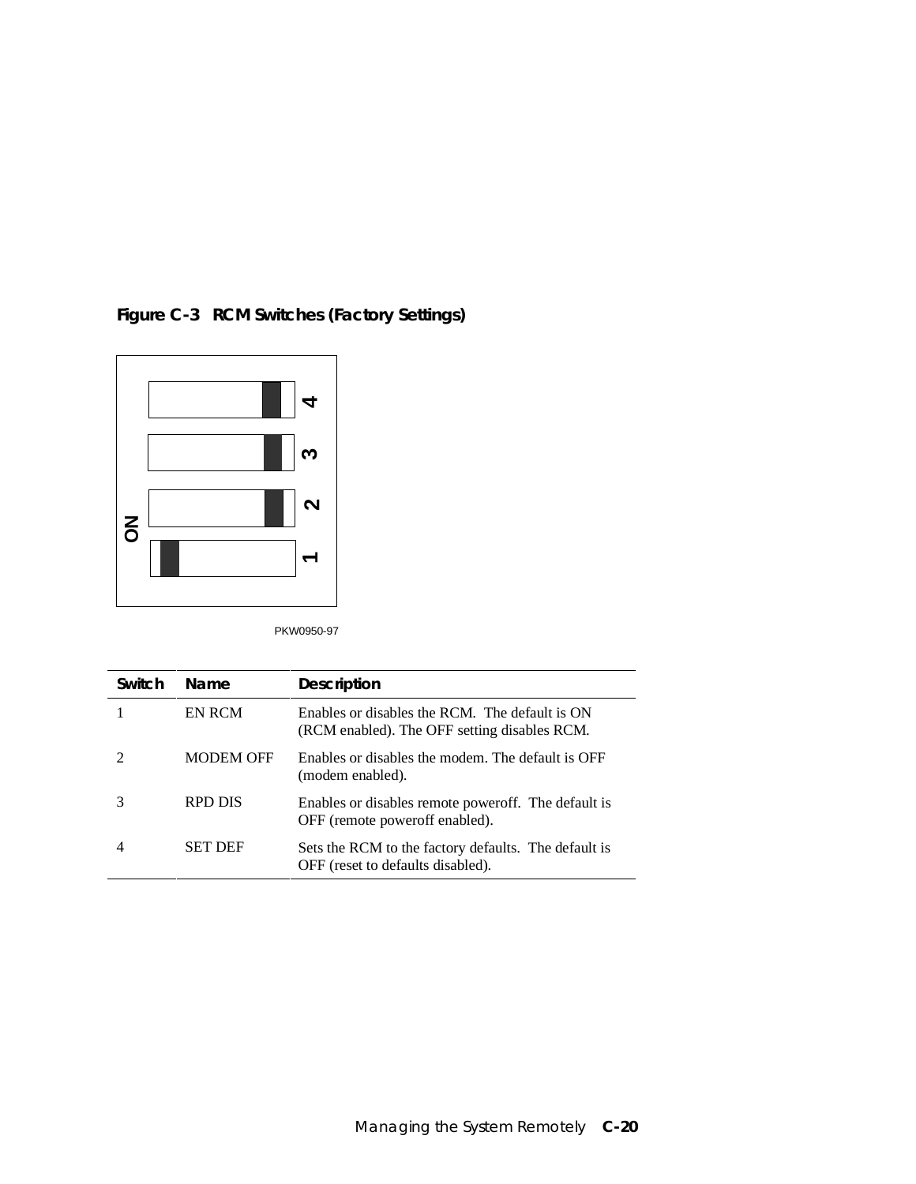**Figure C-3 RCM Switches (Factory Settings)**

PKW0950-97

| Switch | Name | Description |
| --- | --- | --- |
| 1 | EN RCM | Enables or disables the RCM. The default is ON (RCM enabled). The OFF setting disables RCM. |
| 2 | MODEM OFF | Enables or disables the modem. The default is OFF (modem enabled). |
| 3 | RPD DIS | Enables or disables remote poweroff. The default is OFF (remote poweroff enabled). |
| 4 | SET DEF | Sets the RCM to the factory defaults. The default is OFF (reset to defaults disabled). |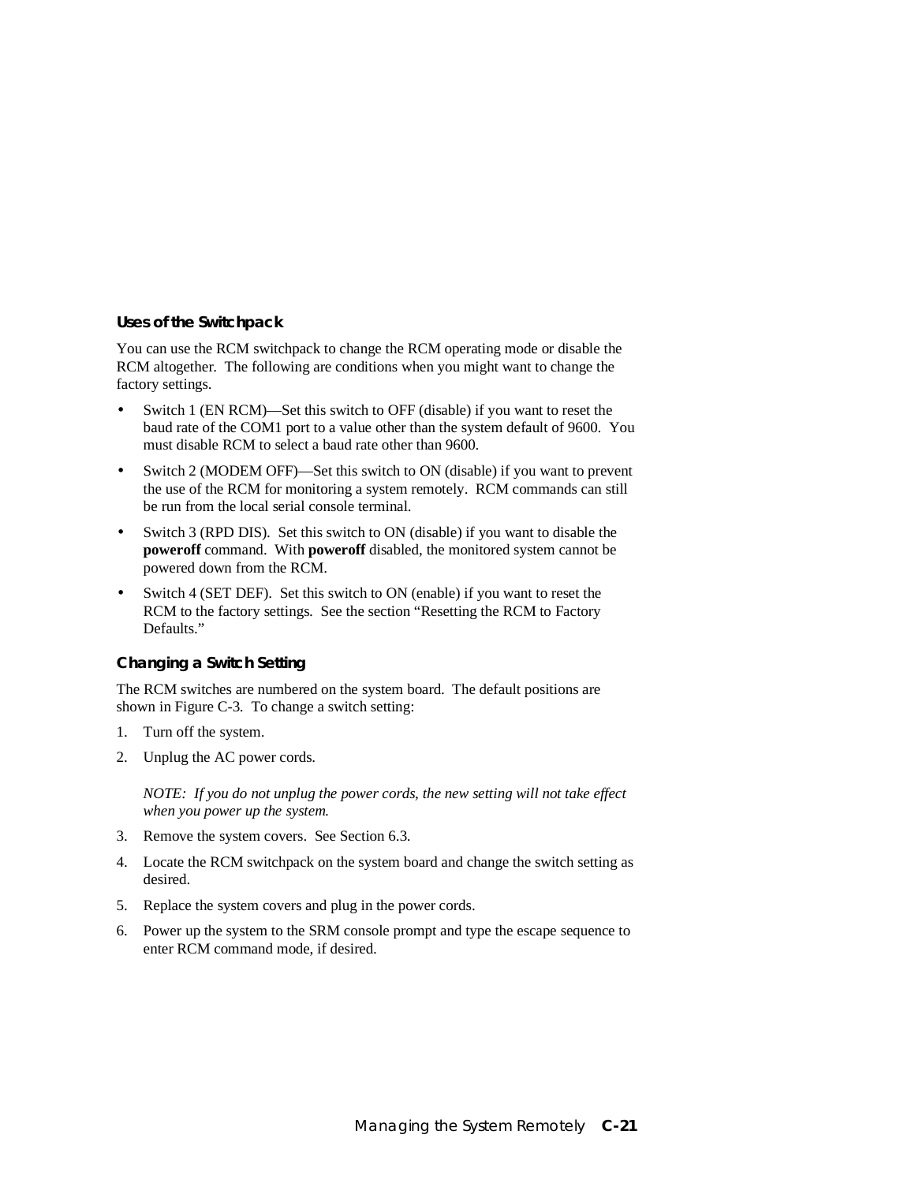### Uses of the Switchpack

You can use the RCM switchpack to change the RCM operating mode or disable the RCM altogether. The following are conditions when you might want to change the factory settings.

- Switch 1 (EN RCM)—Set this switch to OFF (disable) if you want to reset the baud rate of the COM1 port to a value other than the system default of 9600. You must disable RCM to select a baud rate other than 9600.
- Switch 2 (MODEM OFF)—Set this switch to ON (disable) if you want to prevent the use of the RCM for monitoring a system remotely. RCM commands can still be run from the local serial console terminal.
- Switch 3 (RPD DIS). Set this switch to ON (disable) if you want to disable the **poweroff** command. With **poweroff** disabled, the monitored system cannot be powered down from the RCM.
- Switch 4 (SET DEF). Set this switch to ON (enable) if you want to reset the RCM to the factory settings. See the section “Resetting the RCM to Factory Defaults.”

### Changing a Switch Setting

The RCM switches are numbered on the system board. The default positions are shown in Figure C-3. To change a switch setting:

1. Turn off the system.
2. Unplug the AC power cords.

   *NOTE: If you do not unplug the power cords, the new setting will not take effect when you power up the system.*
3. Remove the system covers. See Section 6.3.
4. Locate the RCM switchpack on the system board and change the switch setting as desired.
5. Replace the system covers and plug in the power cords.
6. Power up the system to the SRM console prompt and type the escape sequence to enter RCM command mode, if desired.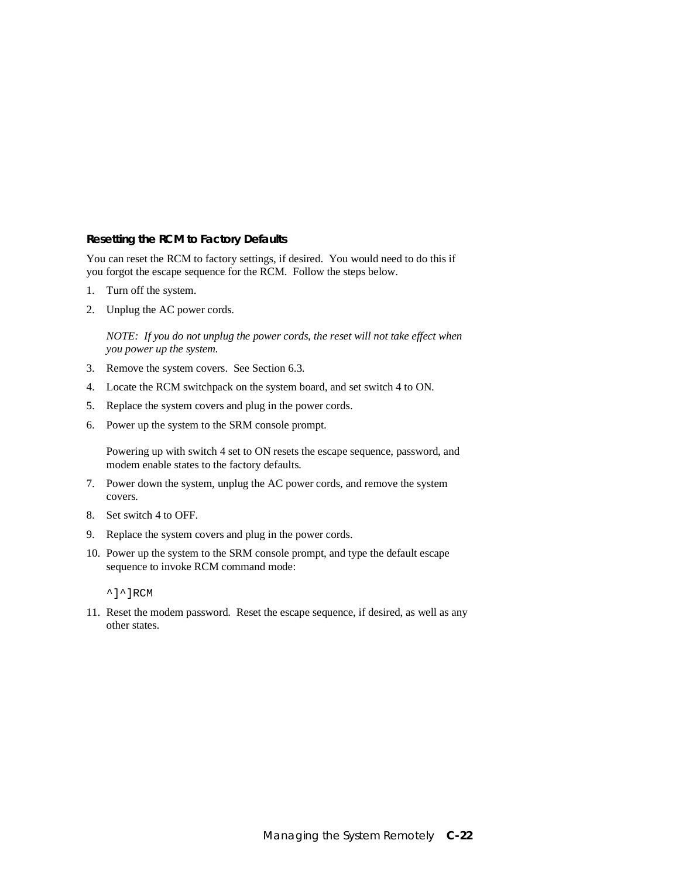### Resetting the RCM to Factory Defaults

You can reset the RCM to factory settings, if desired. You would need to do this if you forgot the escape sequence for the RCM. Follow the steps below.

1. Turn off the system.
2. Unplug the AC power cords.

   *NOTE: If you do not unplug the power cords, the reset will not take effect when you power up the system.*

3. Remove the system covers. See Section 6.3.
4. Locate the RCM switchpack on the system board, and set switch 4 to ON.
5. Replace the system covers and plug in the power cords.
6. Power up the system to the SRM console prompt.

   Powering up with switch 4 set to ON resets the escape sequence, password, and modem enable states to the factory defaults.

7. Power down the system, unplug the AC power cords, and remove the system covers.
8. Set switch 4 to OFF.
9. Replace the system covers and plug in the power cords.
10. Power up the system to the SRM console prompt, and type the default escape sequence to invoke RCM command mode:

    ```
    ^]^]RCM
    ```

11. Reset the modem password. Reset the escape sequence, if desired, as well as any other states.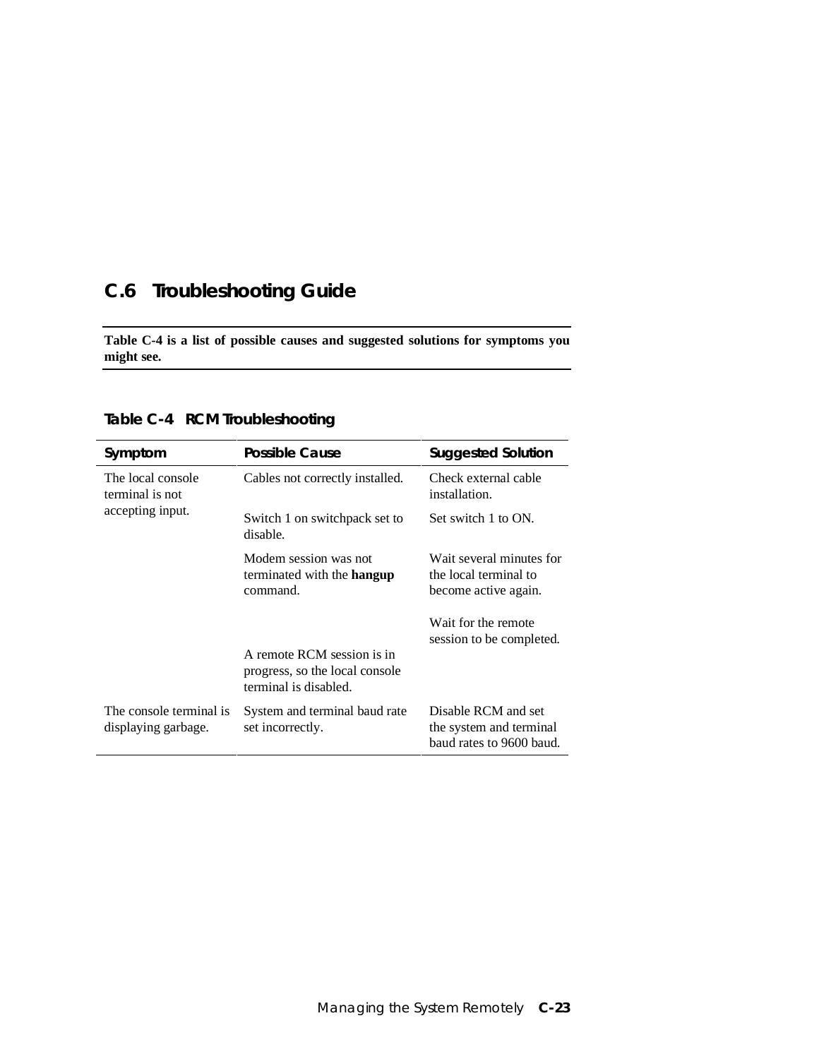## C.6 Troubleshooting Guide

**Table C-4 is a list of possible causes and suggested solutions for symptoms you might see.**

**Table C-4 RCM Troubleshooting**

| Symptom | Possible Cause | Suggested Solution |
|---|---|---|
| The local console terminal is not accepting input. | Cables not correctly installed. | Check external cable installation. |
| | Switch 1 on switchpack set to disable. | Set switch 1 to ON. |
| | Modem session was not terminated with the **hangup** command. | Wait several minutes for the local terminal to become active again. |
| | A remote RCM session is in progress, so the local console terminal is disabled. | Wait for the remote session to be completed. |
| The console terminal is displaying garbage. | System and terminal baud rate set incorrectly. | Disable RCM and set the system and terminal baud rates to 9600 baud. |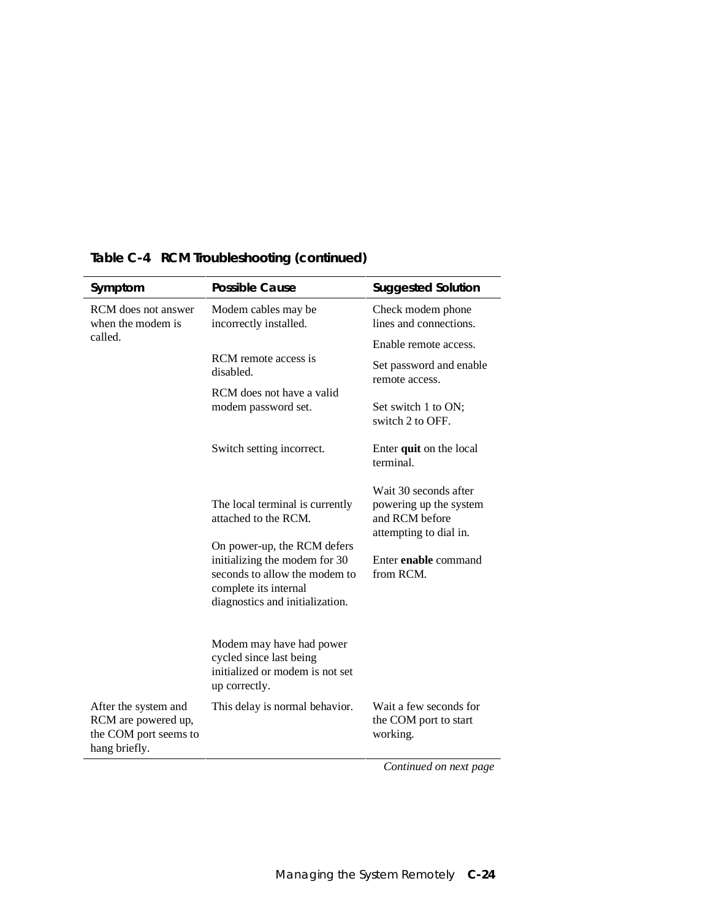**Table C-4 RCM Troubleshooting (continued)**

| Symptom | Possible Cause | Suggested Solution |
|---|---|---|
| RCM does not answer when the modem is called. | Modem cables may be incorrectly installed. | Check modem phone lines and connections. |
| | RCM remote access is disabled. | Enable remote access. |
| | RCM does not have a valid modem password set. | Set password and enable remote access. |
| | Switch setting incorrect. | Set switch 1 to ON; switch 2 to OFF. |
| | The local terminal is currently attached to the RCM. | Enter **quit** on the local terminal. |
| | On power-up, the RCM defers initializing the modem for 30 seconds to allow the modem to complete its internal diagnostics and initialization. | Wait 30 seconds after powering up the system and RCM before attempting to dial in. |
| | Modem may have had power cycled since last being initialized or modem is not set up correctly. | Enter **enable** command from RCM. |
| After the system and RCM are powered up, the COM port seems to hang briefly. | This delay is normal behavior. | Wait a few seconds for the COM port to start working. |

*Continued on next page*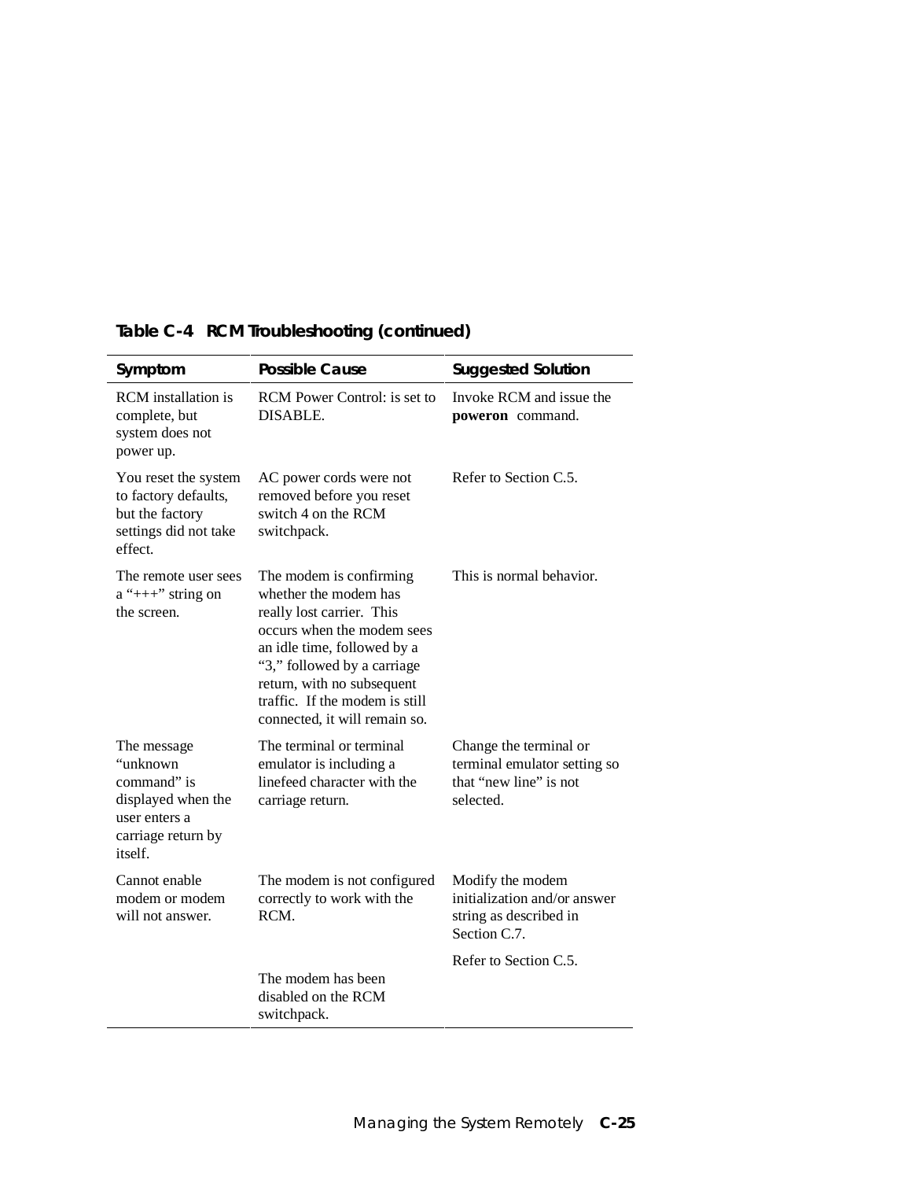**Table C-4 RCM Troubleshooting (continued)**

| Symptom | Possible Cause | Suggested Solution |
|---|---|---|
| RCM installation is complete, but system does not power up. | RCM Power Control: is set to DISABLE. | Invoke RCM and issue the **poweron** command. |
| You reset the system to factory defaults, but the factory settings did not take effect. | AC power cords were not removed before you reset switch 4 on the RCM switchpack. | Refer to Section C.5. |
| The remote user sees a "+++" string on the screen. | The modem is confirming whether the modem has really lost carrier. This occurs when the modem sees an idle time, followed by a "3," followed by a carriage return, with no subsequent traffic. If the modem is still connected, it will remain so. | This is normal behavior. |
| The message "unknown command" is displayed when the user enters a carriage return by itself. | The terminal or terminal emulator is including a linefeed character with the carriage return. | Change the terminal or terminal emulator setting so that "new line" is not selected. |
| Cannot enable modem or modem will not answer. | The modem is not configured correctly to work with the RCM. | Modify the modem initialization and/or answer string as described in Section C.7. |
| | The modem has been disabled on the RCM switchpack. | Refer to Section C.5. |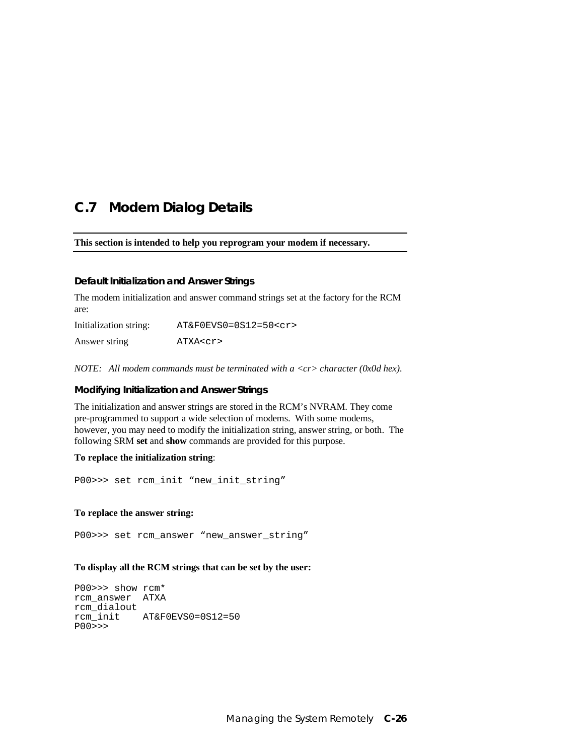## C.7 Modem Dialog Details

**This section is intended to help you reprogram your modem if necessary.**

### Default Initialization and Answer Strings

The modem initialization and answer command strings set at the factory for the RCM are:

Initialization string: `AT&F0EVS0=0S12=50<cr>`

Answer string `ATXA<cr>`

*NOTE: All modem commands must be terminated with a <cr> character (0x0d hex).*

### Modifying Initialization and Answer Strings

The initialization and answer strings are stored in the RCM's NVRAM. They come pre-programmed to support a wide selection of modems. With some modems, however, you may need to modify the initialization string, answer string, or both. The following SRM **set** and **show** commands are provided for this purpose.

**To replace the initialization string**:

```
P00>>> set rcm_init “new_init_string”
```

**To replace the answer string:**

```
P00>>> set rcm_answer “new_answer_string”
```

**To display all the RCM strings that can be set by the user:**

```
P00>>> show rcm*
rcm_answer  ATXA
rcm_dialout
rcm_init    AT&F0EVS0=0S12=50
P00>>>
```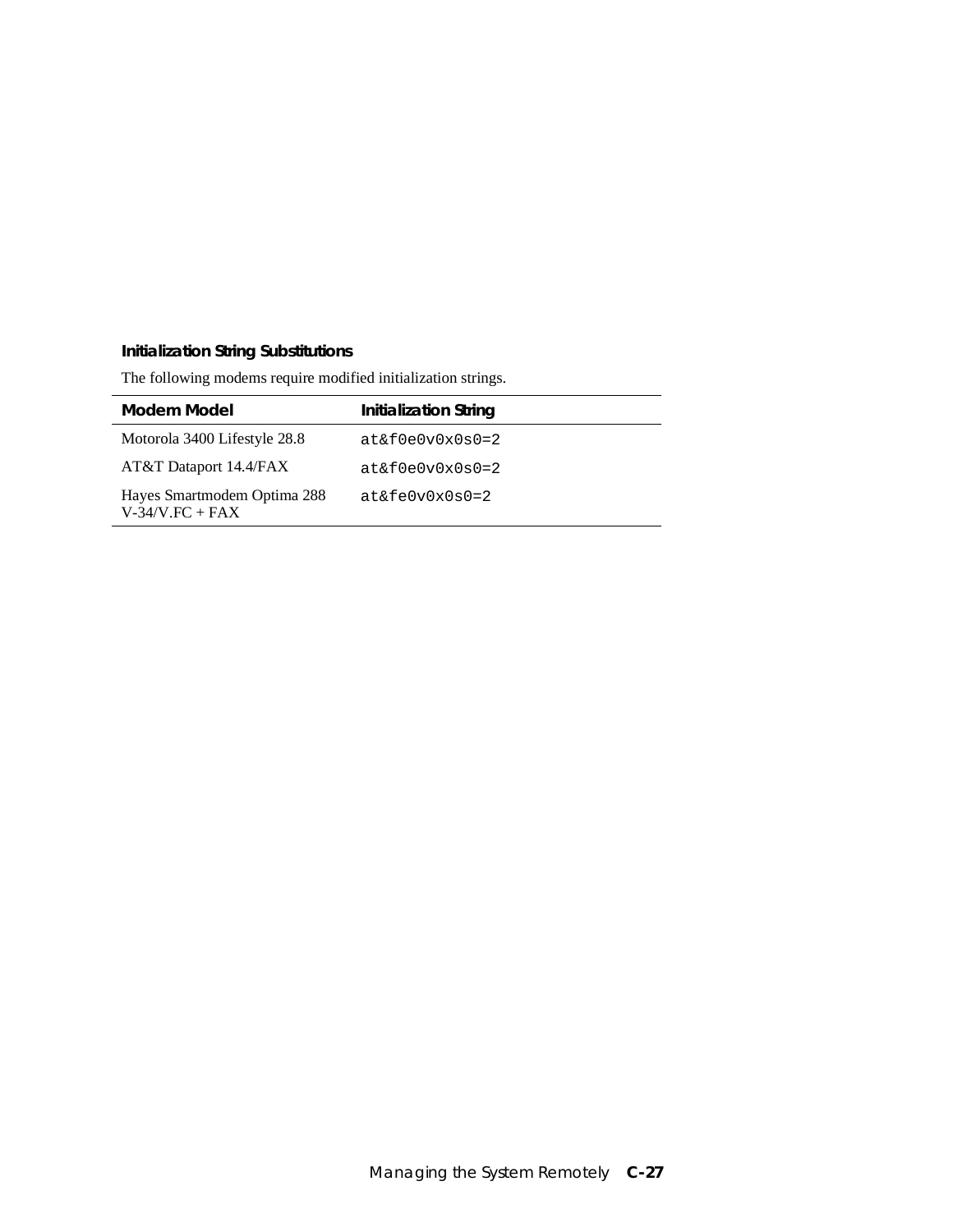### Initialization String Substitutions

The following modems require modified initialization strings.

| Modem Model | Initialization String |
|---|---|
| Motorola 3400 Lifestyle 28.8 | `at&f0e0v0x0s0=2` |
| AT&T Dataport 14.4/FAX | `at&f0e0v0x0s0=2` |
| Hayes Smartmodem Optima 288 V-34/V.FC + FAX | `at&fe0v0x0s0=2` |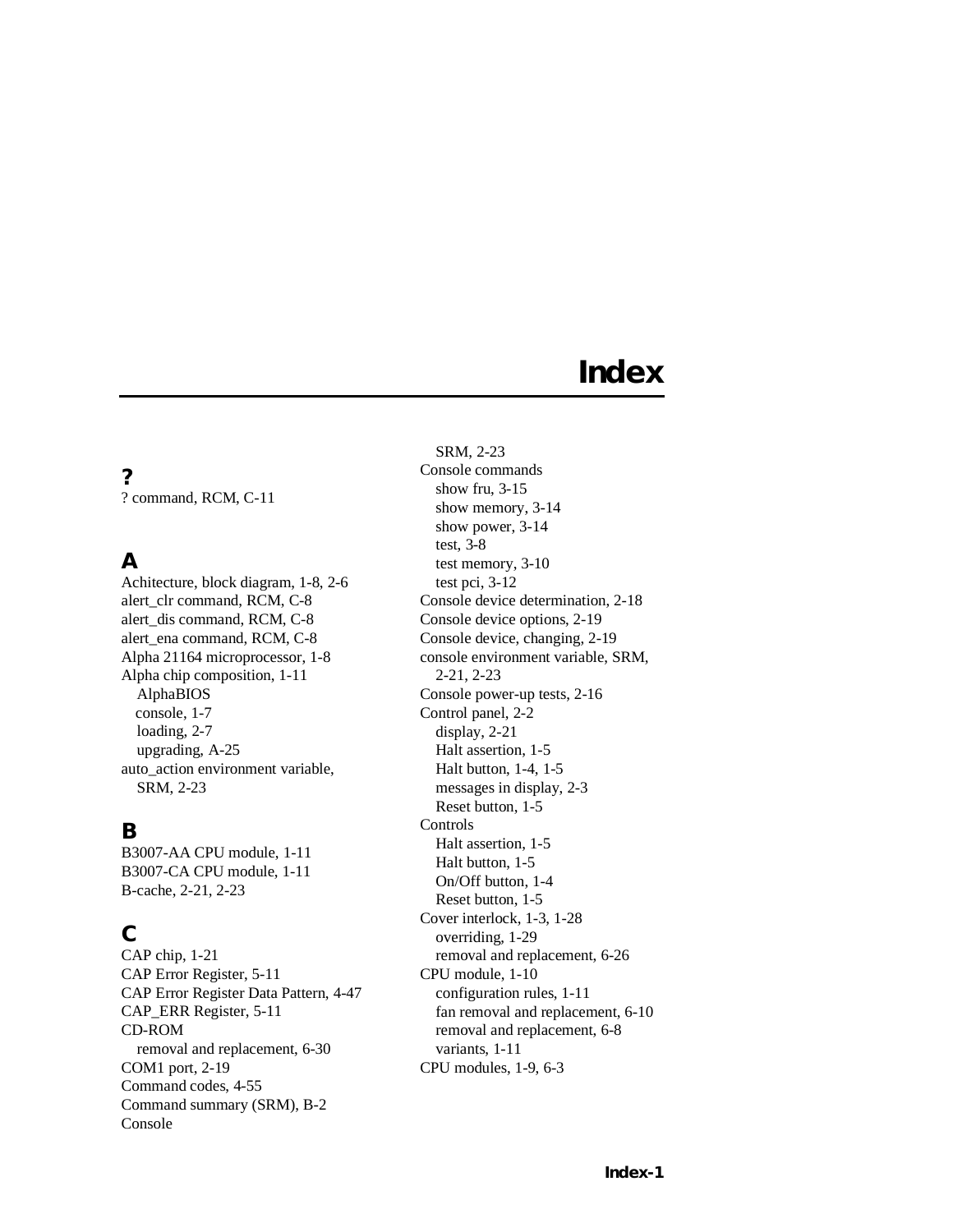# Index

## ?

? command, RCM, C-11

## A

Achitecture, block diagram, 1-8, 2-6
alert_clr command, RCM, C-8
alert_dis command, RCM, C-8
alert_ena command, RCM, C-8
Alpha 21164 microprocessor, 1-8
Alpha chip composition, 1-11
  AlphaBIOS
  console, 1-7
  loading, 2-7
  upgrading, A-25
auto_action environment variable, SRM, 2-23

## B

B3007-AA CPU module, 1-11
B3007-CA CPU module, 1-11
B-cache, 2-21, 2-23

## C

CAP chip, 1-21
CAP Error Register, 5-11
CAP Error Register Data Pattern, 4-47
CAP_ERR Register, 5-11
CD-ROM
  removal and replacement, 6-30
COM1 port, 2-19
Command codes, 4-55
Command summary (SRM), B-2
Console
  SRM, 2-23
Console commands
  show fru, 3-15
  show memory, 3-14
  show power, 3-14
  test, 3-8
  test memory, 3-10
  test pci, 3-12
Console device determination, 2-18
Console device options, 2-19
Console device, changing, 2-19
console environment variable, SRM, 2-21, 2-23
Console power-up tests, 2-16
Control panel, 2-2
  display, 2-21
  Halt assertion, 1-5
  Halt button, 1-4, 1-5
  messages in display, 2-3
  Reset button, 1-5
Controls
  Halt assertion, 1-5
  Halt button, 1-5
  On/Off button, 1-4
  Reset button, 1-5
Cover interlock, 1-3, 1-28
  overriding, 1-29
  removal and replacement, 6-26
CPU module, 1-10
  configuration rules, 1-11
  fan removal and replacement, 6-10
  removal and replacement, 6-8
  variants, 1-11
CPU modules, 1-9, 6-3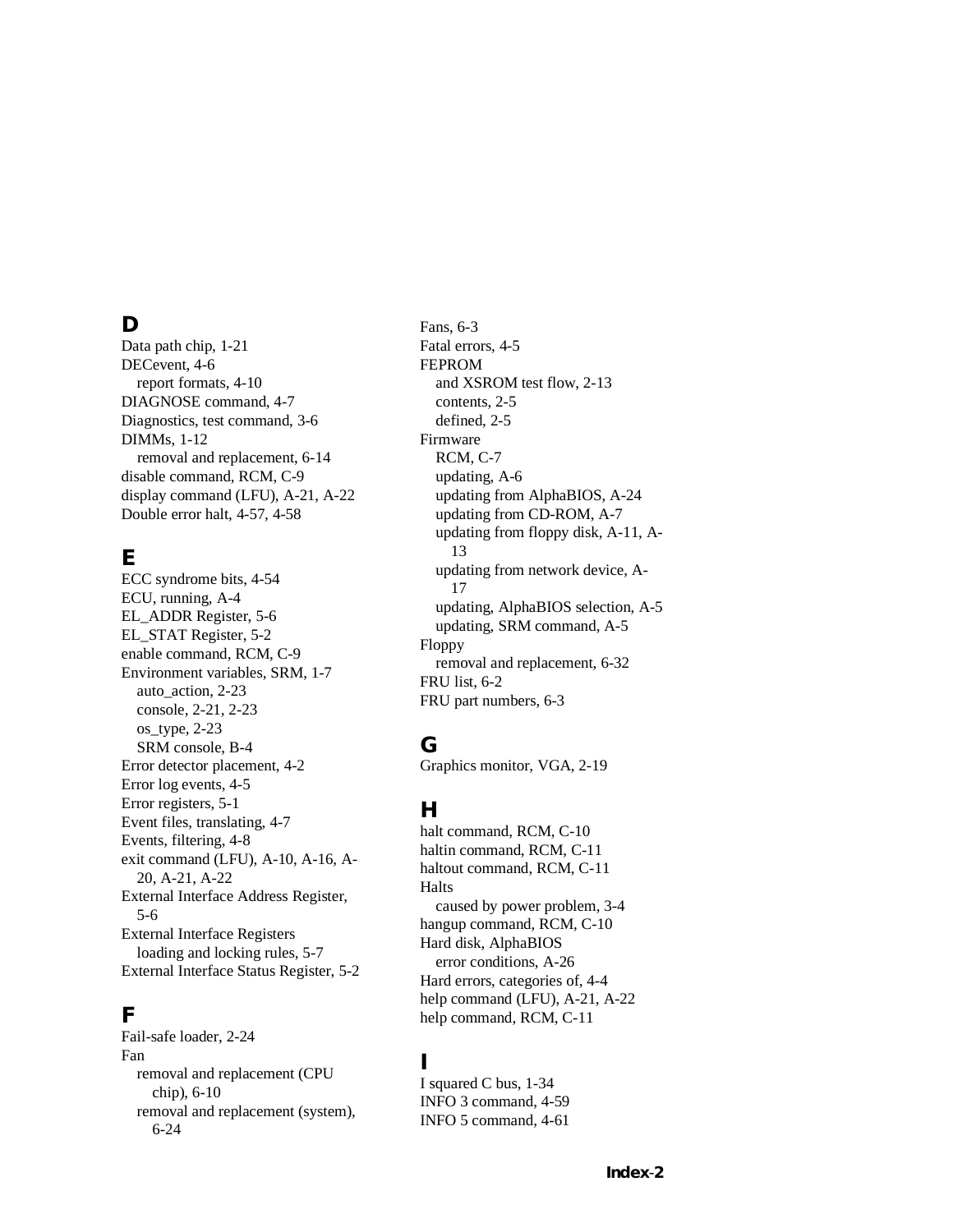## D

Data path chip, 1-21
DECevent, 4-6
 report formats, 4-10
DIAGNOSE command, 4-7
Diagnostics, test command, 3-6
DIMMs, 1-12
 removal and replacement, 6-14
disable command, RCM, C-9
display command (LFU), A-21, A-22
Double error halt, 4-57, 4-58

## E

ECC syndrome bits, 4-54
ECU, running, A-4
EL_ADDR Register, 5-6
EL_STAT Register, 5-2
enable command, RCM, C-9
Environment variables, SRM, 1-7
 auto_action, 2-23
 console, 2-21, 2-23
 os_type, 2-23
 SRM console, B-4
Error detector placement, 4-2
Error log events, 4-5
Error registers, 5-1
Event files, translating, 4-7
Events, filtering, 4-8
exit command (LFU), A-10, A-16, A-20, A-21, A-22
External Interface Address Register, 5-6
External Interface Registers
 loading and locking rules, 5-7
External Interface Status Register, 5-2

## F

Fail-safe loader, 2-24
Fan
 removal and replacement (CPU chip), 6-10
 removal and replacement (system), 6-24
Fans, 6-3
Fatal errors, 4-5
FEPROM
 and XSROM test flow, 2-13
 contents, 2-5
 defined, 2-5
Firmware
 RCM, C-7
 updating, A-6
 updating from AlphaBIOS, A-24
 updating from CD-ROM, A-7
 updating from floppy disk, A-11, A-13
 updating from network device, A-17
 updating, AlphaBIOS selection, A-5
 updating, SRM command, A-5
Floppy
 removal and replacement, 6-32
FRU list, 6-2
FRU part numbers, 6-3

## G

Graphics monitor, VGA, 2-19

## H

halt command, RCM, C-10
haltin command, RCM, C-11
haltout command, RCM, C-11
Halts
 caused by power problem, 3-4
hangup command, RCM, C-10
Hard disk, AlphaBIOS
 error conditions, A-26
Hard errors, categories of, 4-4
help command (LFU), A-21, A-22
help command, RCM, C-11

## I

I squared C bus, 1-34
INFO 3 command, 4-59
INFO 5 command, 4-61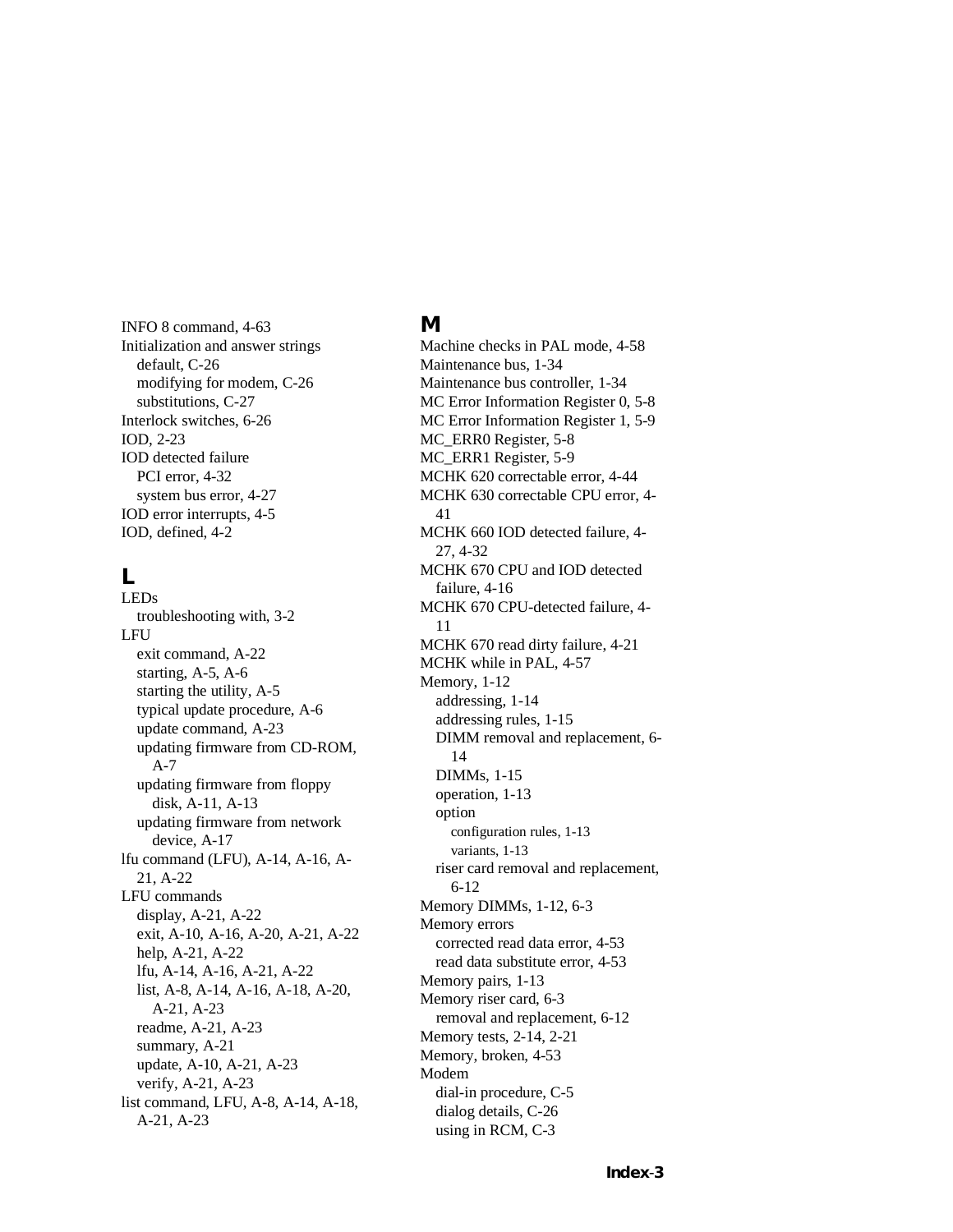INFO 8 command, 4-63
Initialization and answer strings
  default, C-26
  modifying for modem, C-26
  substitutions, C-27
Interlock switches, 6-26
IOD, 2-23
IOD detected failure
  PCI error, 4-32
  system bus error, 4-27
IOD error interrupts, 4-5
IOD, defined, 4-2

## L

LEDs
  troubleshooting with, 3-2
LFU
  exit command, A-22
  starting, A-5, A-6
  starting the utility, A-5
  typical update procedure, A-6
  update command, A-23
  updating firmware from CD-ROM, A-7
  updating firmware from floppy disk, A-11, A-13
  updating firmware from network device, A-17
lfu command (LFU), A-14, A-16, A-21, A-22
LFU commands
  display, A-21, A-22
  exit, A-10, A-16, A-20, A-21, A-22
  help, A-21, A-22
  lfu, A-14, A-16, A-21, A-22
  list, A-8, A-14, A-16, A-18, A-20, A-21, A-23
  readme, A-21, A-23
  summary, A-21
  update, A-10, A-21, A-23
  verify, A-21, A-23
list command, LFU, A-8, A-14, A-18, A-21, A-23

## M

Machine checks in PAL mode, 4-58
Maintenance bus, 1-34
Maintenance bus controller, 1-34
MC Error Information Register 0, 5-8
MC Error Information Register 1, 5-9
MC_ERR0 Register, 5-8
MC_ERR1 Register, 5-9
MCHK 620 correctable error, 4-44
MCHK 630 correctable CPU error, 4-41
MCHK 660 IOD detected failure, 4-27, 4-32
MCHK 670 CPU and IOD detected failure, 4-16
MCHK 670 CPU-detected failure, 4-11
MCHK 670 read dirty failure, 4-21
MCHK while in PAL, 4-57
Memory, 1-12
  addressing, 1-14
  addressing rules, 1-15
  DIMM removal and replacement, 6-14
  DIMMs, 1-15
  operation, 1-13
  option
    configuration rules, 1-13
    variants, 1-13
  riser card removal and replacement, 6-12
Memory DIMMs, 1-12, 6-3
Memory errors
  corrected read data error, 4-53
  read data substitute error, 4-53
Memory pairs, 1-13
Memory riser card, 6-3
  removal and replacement, 6-12
Memory tests, 2-14, 2-21
Memory, broken, 4-53
Modem
  dial-in procedure, C-5
  dialog details, C-26
  using in RCM, C-3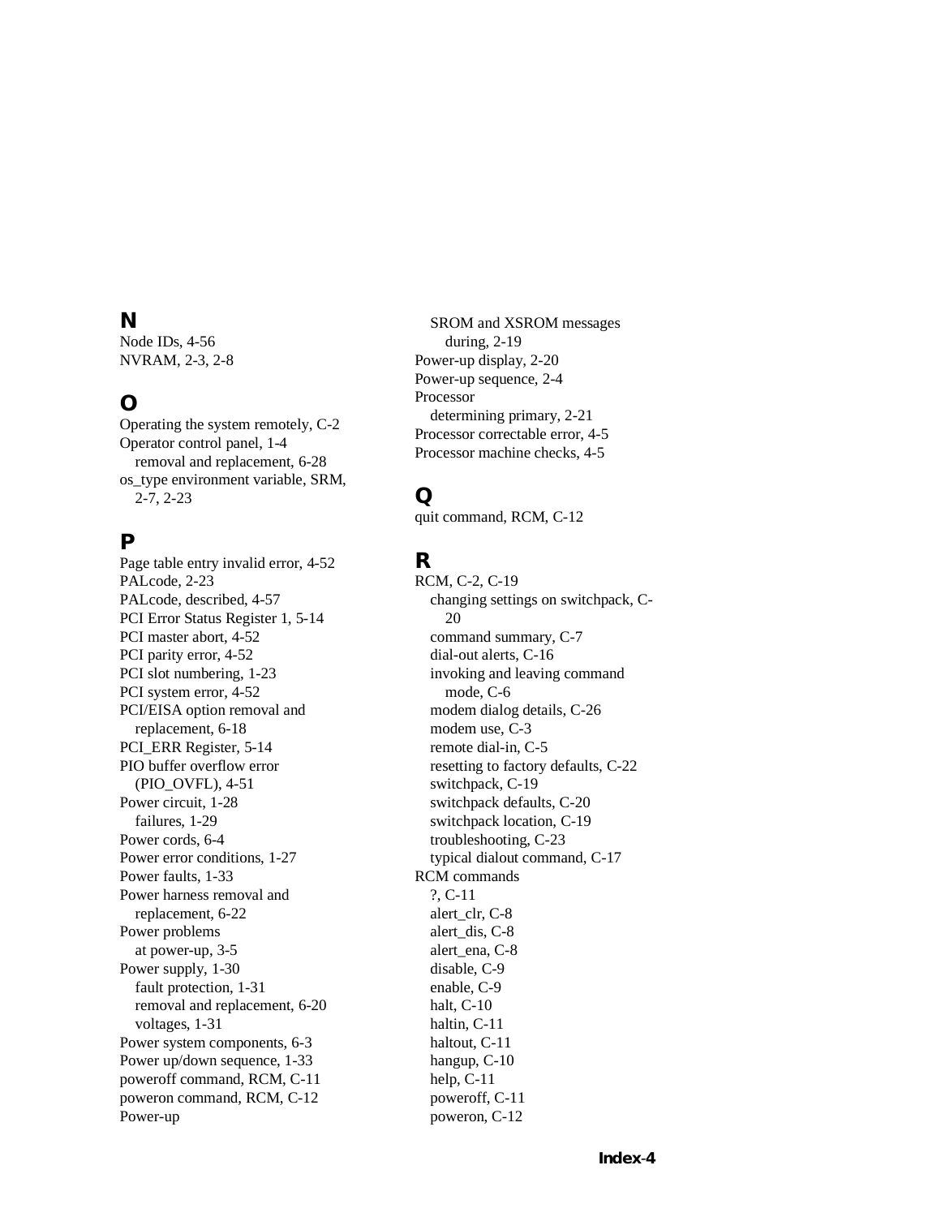## N

Node IDs, 4-56
NVRAM, 2-3, 2-8

## O

Operating the system remotely, C-2
Operator control panel, 1-4
  removal and replacement, 6-28
os_type environment variable, SRM, 2-7, 2-23

## P

Page table entry invalid error, 4-52
PALcode, 2-23
PALcode, described, 4-57
PCI Error Status Register 1, 5-14
PCI master abort, 4-52
PCI parity error, 4-52
PCI slot numbering, 1-23
PCI system error, 4-52
PCI/EISA option removal and replacement, 6-18
PCI_ERR Register, 5-14
PIO buffer overflow error (PIO_OVFL), 4-51
Power circuit, 1-28
  failures, 1-29
Power cords, 6-4
Power error conditions, 1-27
Power faults, 1-33
Power harness removal and replacement, 6-22
Power problems
  at power-up, 3-5
Power supply, 1-30
  fault protection, 1-31
  removal and replacement, 6-20
  voltages, 1-31
Power system components, 6-3
Power up/down sequence, 1-33
poweroff command, RCM, C-11
poweron command, RCM, C-12
Power-up
  SROM and XSROM messages during, 2-19
Power-up display, 2-20
Power-up sequence, 2-4
Processor
  determining primary, 2-21
Processor correctable error, 4-5
Processor machine checks, 4-5

## Q

quit command, RCM, C-12

## R

RCM, C-2, C-19
  changing settings on switchpack, C-20
  command summary, C-7
  dial-out alerts, C-16
  invoking and leaving command mode, C-6
  modem dialog details, C-26
  modem use, C-3
  remote dial-in, C-5
  resetting to factory defaults, C-22
  switchpack, C-19
  switchpack defaults, C-20
  switchpack location, C-19
  troubleshooting, C-23
  typical dialout command, C-17
RCM commands
  ?, C-11
  alert_clr, C-8
  alert_dis, C-8
  alert_ena, C-8
  disable, C-9
  enable, C-9
  halt, C-10
  haltin, C-11
  haltout, C-11
  hangup, C-10
  help, C-11
  poweroff, C-11
  poweron, C-12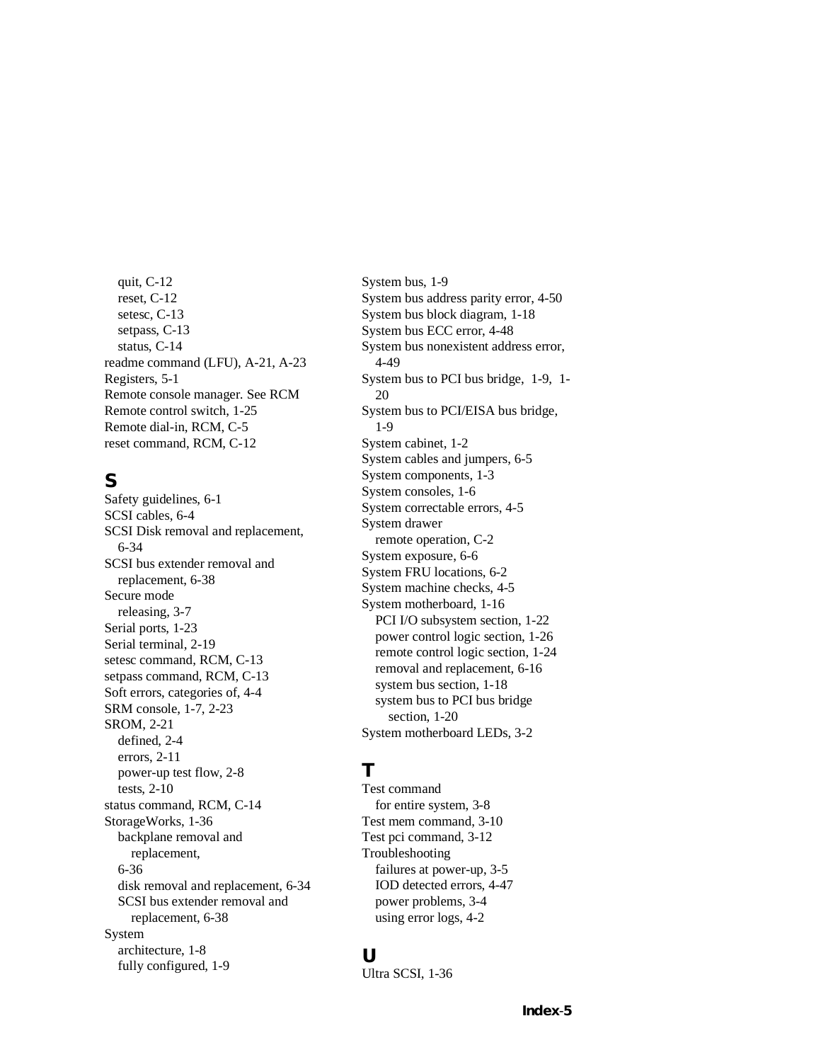- quit, C-12
- reset, C-12
- setesc, C-13
- setpass, C-13
- status, C-14

readme command (LFU), A-21, A-23
Registers, 5-1
Remote console manager. See RCM
Remote control switch, 1-25
Remote dial-in, RCM, C-5
reset command, RCM, C-12

## S

Safety guidelines, 6-1
SCSI cables, 6-4
SCSI Disk removal and replacement, 6-34
SCSI bus extender removal and replacement, 6-38
Secure mode
- releasing, 3-7

Serial ports, 1-23
Serial terminal, 2-19
setesc command, RCM, C-13
setpass command, RCM, C-13
Soft errors, categories of, 4-4
SRM console, 1-7, 2-23
SROM, 2-21
- defined, 2-4
- errors, 2-11
- power-up test flow, 2-8
- tests, 2-10

status command, RCM, C-14
StorageWorks, 1-36
- backplane removal and replacement, 6-36
- disk removal and replacement, 6-34
- SCSI bus extender removal and replacement, 6-38

System
- architecture, 1-8
- fully configured, 1-9

System bus, 1-9
System bus address parity error, 4-50
System bus block diagram, 1-18
System bus ECC error, 4-48
System bus nonexistent address error, 4-49
System bus to PCI bus bridge, 1-9, 1-20
System bus to PCI/EISA bus bridge, 1-9
System cabinet, 1-2
System cables and jumpers, 6-5
System components, 1-3
System consoles, 1-6
System correctable errors, 4-5
System drawer
- remote operation, C-2

System exposure, 6-6
System FRU locations, 6-2
System machine checks, 4-5
System motherboard, 1-16
- PCI I/O subsystem section, 1-22
- power control logic section, 1-26
- remote control logic section, 1-24
- removal and replacement, 6-16
- system bus section, 1-18
- system bus to PCI bus bridge section, 1-20

System motherboard LEDs, 3-2

## T

Test command
- for entire system, 3-8

Test mem command, 3-10
Test pci command, 3-12
Troubleshooting
- failures at power-up, 3-5
- IOD detected errors, 4-47
- power problems, 3-4
- using error logs, 4-2

## U

Ultra SCSI, 1-36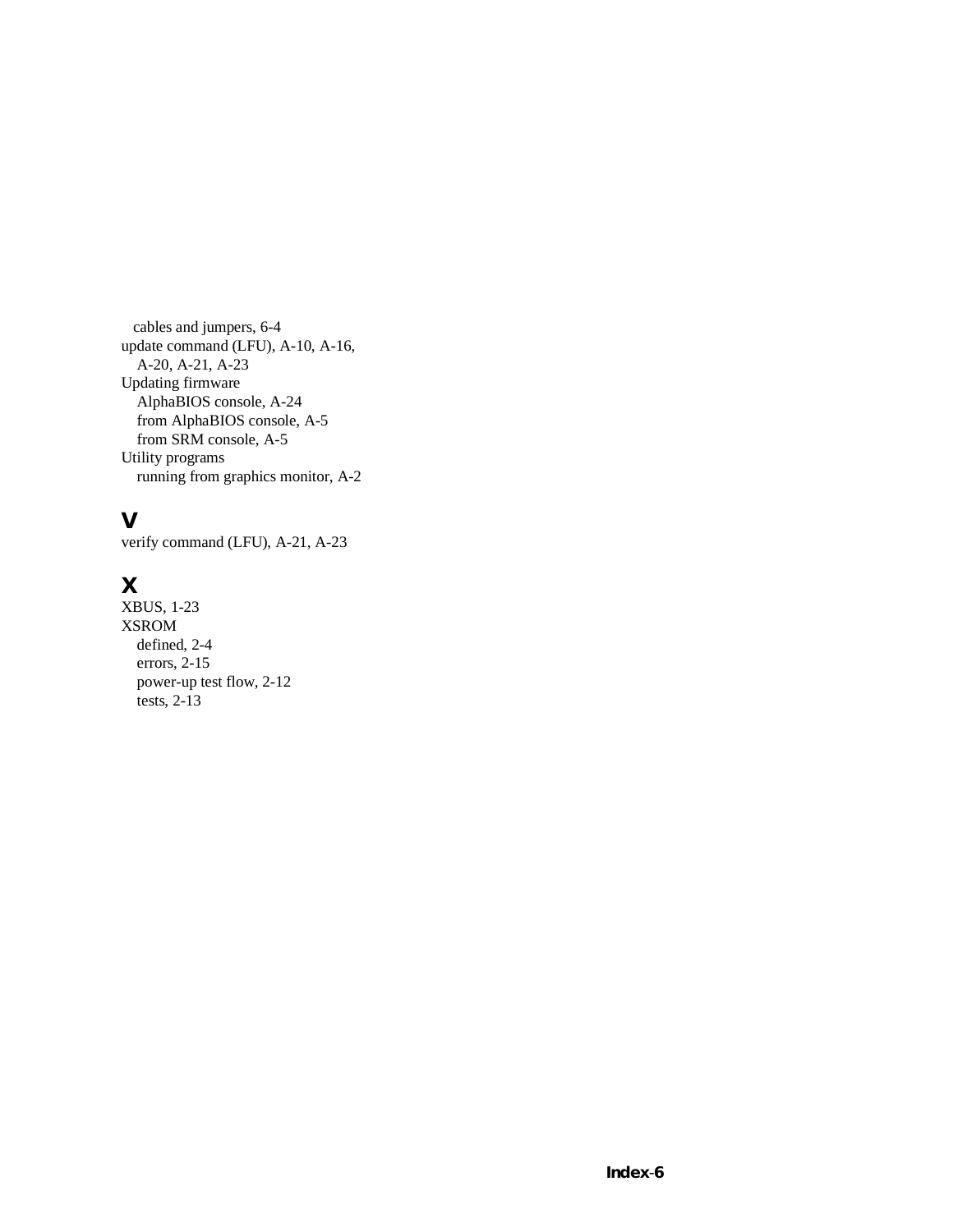cables and jumpers, 6-4
update command (LFU), A-10, A-16, A-20, A-21, A-23
Updating firmware
  AlphaBIOS console, A-24
  from AlphaBIOS console, A-5
  from SRM console, A-5
Utility programs
  running from graphics monitor, A-2

## V

verify command (LFU), A-21, A-23

## X

XBUS, 1-23
XSROM
  defined, 2-4
  errors, 2-15
  power-up test flow, 2-12
  tests, 2-13